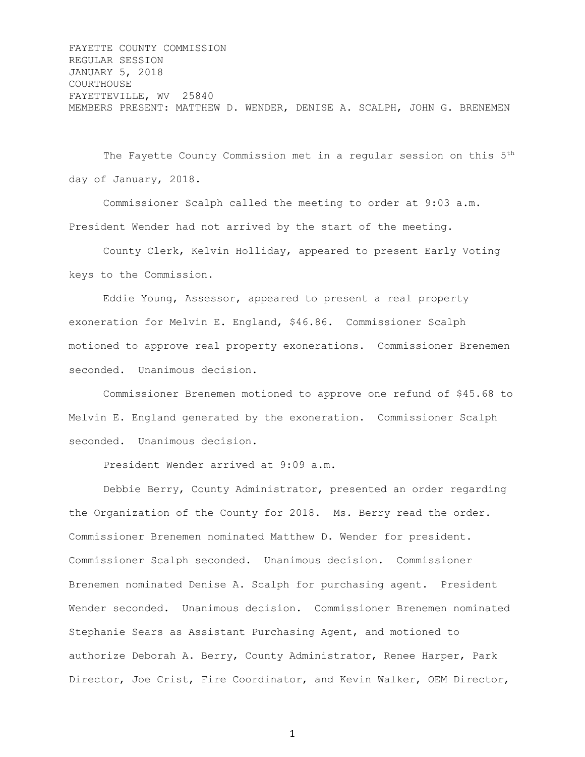FAYETTE COUNTY COMMISSION
REGULAR SESSION
JANUARY 5, 2018
COURTHOUSE
FAYETTEVILLE, WV 25840
MEMBERS PRESENT: MATTHEW D. WENDER, DENISE A. SCALPH, JOHN G. BRENEMEN

The Fayette County Commission met in a regular session on this 5th day of January, 2018.

Commissioner Scalph called the meeting to order at 9:03 a.m. President Wender had not arrived by the start of the meeting.

County Clerk, Kelvin Holliday, appeared to present Early Voting keys to the Commission.

Eddie Young, Assessor, appeared to present a real property exoneration for Melvin E. England, $46.86. Commissioner Scalph motioned to approve real property exonerations. Commissioner Brenemen seconded. Unanimous decision.

Commissioner Brenemen motioned to approve one refund of $45.68 to Melvin E. England generated by the exoneration. Commissioner Scalph seconded. Unanimous decision.

President Wender arrived at 9:09 a.m.

Debbie Berry, County Administrator, presented an order regarding the Organization of the County for 2018. Ms. Berry read the order. Commissioner Brenemen nominated Matthew D. Wender for president. Commissioner Scalph seconded. Unanimous decision. Commissioner Brenemen nominated Denise A. Scalph for purchasing agent. President Wender seconded. Unanimous decision. Commissioner Brenemen nominated Stephanie Sears as Assistant Purchasing Agent, and motioned to authorize Deborah A. Berry, County Administrator, Renee Harper, Park Director, Joe Crist, Fire Coordinator, and Kevin Walker, OEM Director,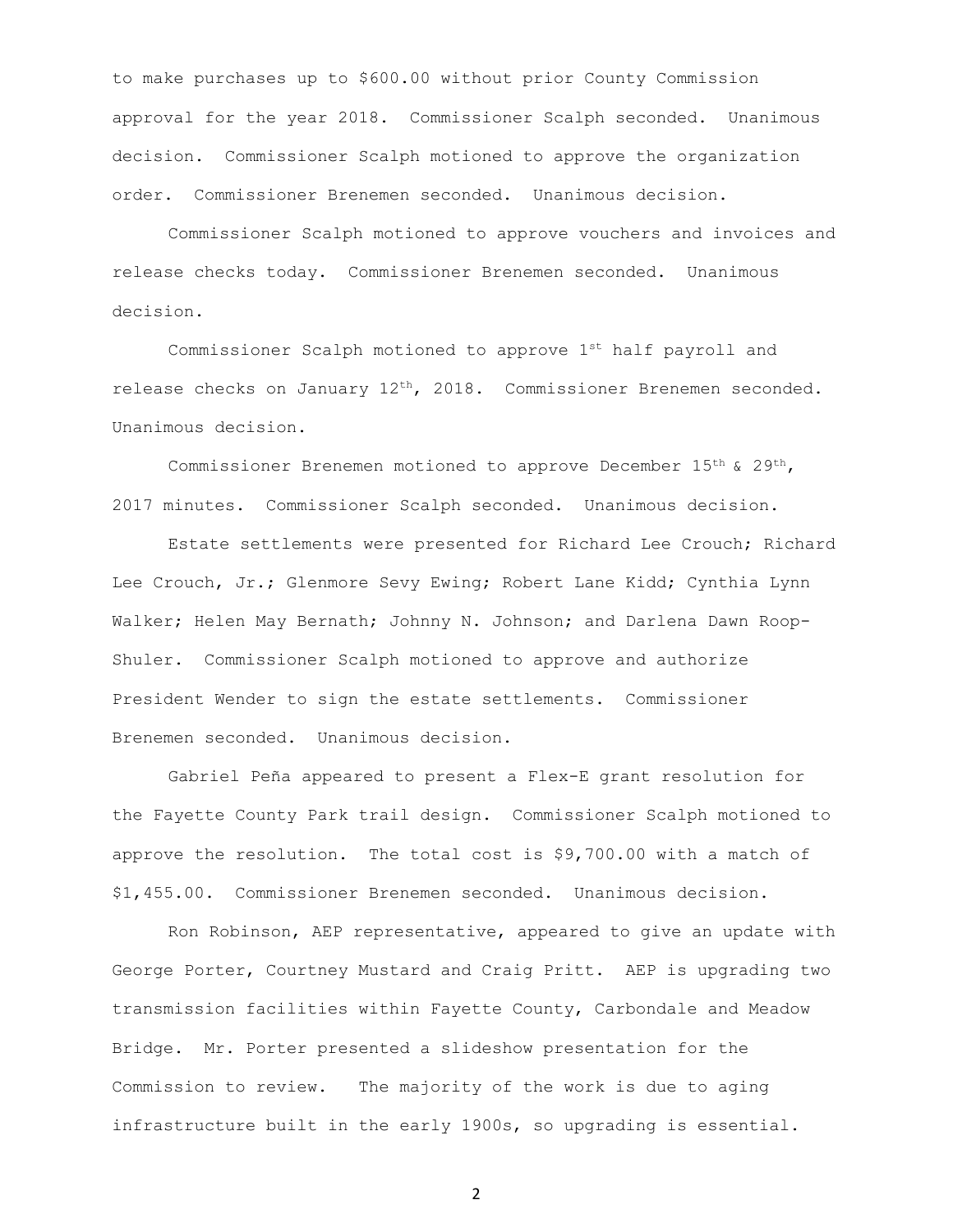to make purchases up to $600.00 without prior County Commission approval for the year 2018. Commissioner Scalph seconded. Unanimous decision. Commissioner Scalph motioned to approve the organization order. Commissioner Brenemen seconded. Unanimous decision.

Commissioner Scalph motioned to approve vouchers and invoices and release checks today. Commissioner Brenemen seconded. Unanimous decision.

Commissioner Scalph motioned to approve 1st half payroll and release checks on January 12th, 2018. Commissioner Brenemen seconded. Unanimous decision.

Commissioner Brenemen motioned to approve December 15th & 29th, 2017 minutes. Commissioner Scalph seconded. Unanimous decision.

Estate settlements were presented for Richard Lee Crouch; Richard Lee Crouch, Jr.; Glenmore Sevy Ewing; Robert Lane Kidd; Cynthia Lynn Walker; Helen May Bernath; Johnny N. Johnson; and Darlena Dawn Roop-Shuler. Commissioner Scalph motioned to approve and authorize President Wender to sign the estate settlements. Commissioner Brenemen seconded. Unanimous decision.

Gabriel Peña appeared to present a Flex-E grant resolution for the Fayette County Park trail design. Commissioner Scalph motioned to approve the resolution. The total cost is $9,700.00 with a match of $1,455.00. Commissioner Brenemen seconded. Unanimous decision.

Ron Robinson, AEP representative, appeared to give an update with George Porter, Courtney Mustard and Craig Pritt. AEP is upgrading two transmission facilities within Fayette County, Carbondale and Meadow Bridge. Mr. Porter presented a slideshow presentation for the Commission to review. The majority of the work is due to aging infrastructure built in the early 1900s, so upgrading is essential.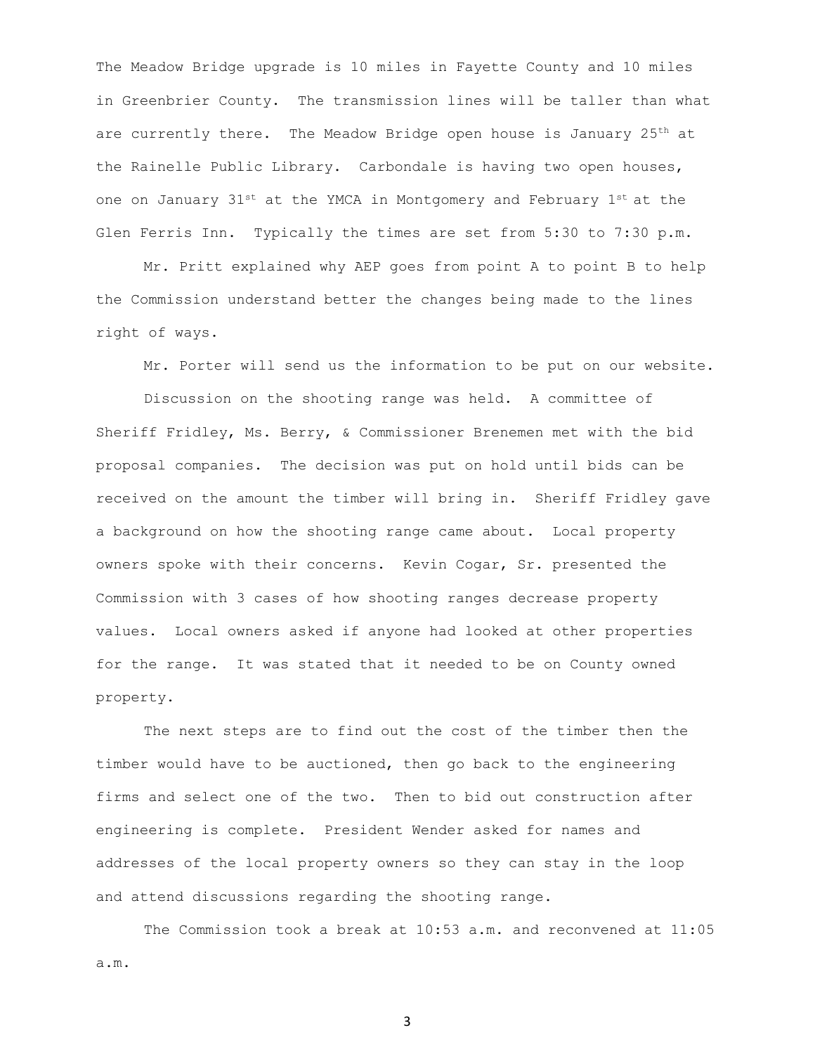The Meadow Bridge upgrade is 10 miles in Fayette County and 10 miles in Greenbrier County. The transmission lines will be taller than what are currently there. The Meadow Bridge open house is January 25th at the Rainelle Public Library. Carbondale is having two open houses, one on January 31st at the YMCA in Montgomery and February 1st at the Glen Ferris Inn. Typically the times are set from 5:30 to 7:30 p.m.

Mr. Pritt explained why AEP goes from point A to point B to help the Commission understand better the changes being made to the lines right of ways.

Mr. Porter will send us the information to be put on our website.

Discussion on the shooting range was held. A committee of Sheriff Fridley, Ms. Berry, & Commissioner Brenemen met with the bid proposal companies. The decision was put on hold until bids can be received on the amount the timber will bring in. Sheriff Fridley gave a background on how the shooting range came about. Local property owners spoke with their concerns. Kevin Cogar, Sr. presented the Commission with 3 cases of how shooting ranges decrease property values. Local owners asked if anyone had looked at other properties for the range. It was stated that it needed to be on County owned property.

The next steps are to find out the cost of the timber then the timber would have to be auctioned, then go back to the engineering firms and select one of the two. Then to bid out construction after engineering is complete. President Wender asked for names and addresses of the local property owners so they can stay in the loop and attend discussions regarding the shooting range.

The Commission took a break at 10:53 a.m. and reconvened at 11:05 a.m.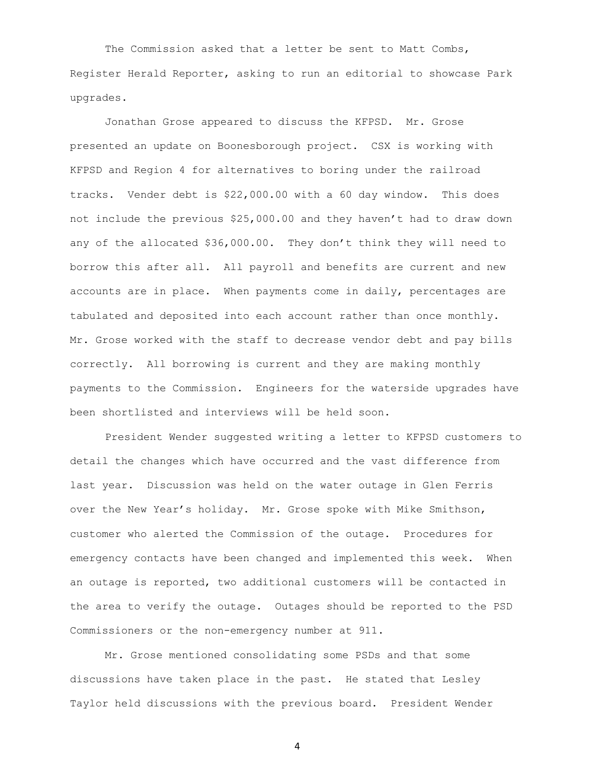The Commission asked that a letter be sent to Matt Combs, Register Herald Reporter, asking to run an editorial to showcase Park upgrades.

Jonathan Grose appeared to discuss the KFPSD. Mr. Grose presented an update on Boonesborough project. CSX is working with KFPSD and Region 4 for alternatives to boring under the railroad tracks. Vender debt is $22,000.00 with a 60 day window. This does not include the previous $25,000.00 and they haven't had to draw down any of the allocated $36,000.00. They don't think they will need to borrow this after all. All payroll and benefits are current and new accounts are in place. When payments come in daily, percentages are tabulated and deposited into each account rather than once monthly. Mr. Grose worked with the staff to decrease vendor debt and pay bills correctly. All borrowing is current and they are making monthly payments to the Commission. Engineers for the waterside upgrades have been shortlisted and interviews will be held soon.

President Wender suggested writing a letter to KFPSD customers to detail the changes which have occurred and the vast difference from last year. Discussion was held on the water outage in Glen Ferris over the New Year's holiday. Mr. Grose spoke with Mike Smithson, customer who alerted the Commission of the outage. Procedures for emergency contacts have been changed and implemented this week. When an outage is reported, two additional customers will be contacted in the area to verify the outage. Outages should be reported to the PSD Commissioners or the non-emergency number at 911.

Mr. Grose mentioned consolidating some PSDs and that some discussions have taken place in the past. He stated that Lesley Taylor held discussions with the previous board. President Wender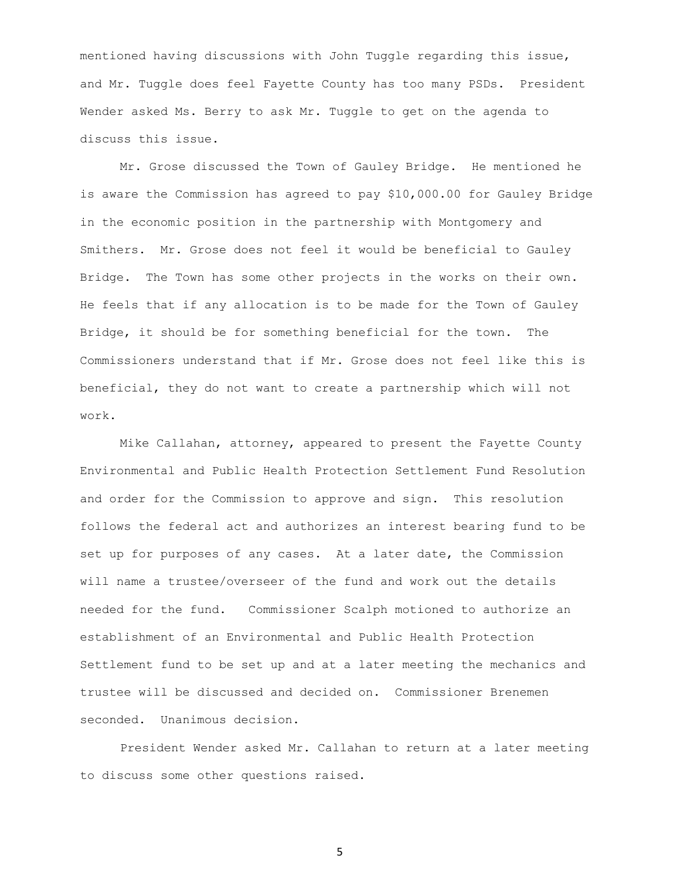mentioned having discussions with John Tuggle regarding this issue, and Mr. Tuggle does feel Fayette County has too many PSDs. President Wender asked Ms. Berry to ask Mr. Tuggle to get on the agenda to discuss this issue.

Mr. Grose discussed the Town of Gauley Bridge. He mentioned he is aware the Commission has agreed to pay $10,000.00 for Gauley Bridge in the economic position in the partnership with Montgomery and Smithers. Mr. Grose does not feel it would be beneficial to Gauley Bridge. The Town has some other projects in the works on their own. He feels that if any allocation is to be made for the Town of Gauley Bridge, it should be for something beneficial for the town. The Commissioners understand that if Mr. Grose does not feel like this is beneficial, they do not want to create a partnership which will not work.

Mike Callahan, attorney, appeared to present the Fayette County Environmental and Public Health Protection Settlement Fund Resolution and order for the Commission to approve and sign. This resolution follows the federal act and authorizes an interest bearing fund to be set up for purposes of any cases. At a later date, the Commission will name a trustee/overseer of the fund and work out the details needed for the fund. Commissioner Scalph motioned to authorize an establishment of an Environmental and Public Health Protection Settlement fund to be set up and at a later meeting the mechanics and trustee will be discussed and decided on. Commissioner Brenemen seconded. Unanimous decision.

President Wender asked Mr. Callahan to return at a later meeting to discuss some other questions raised.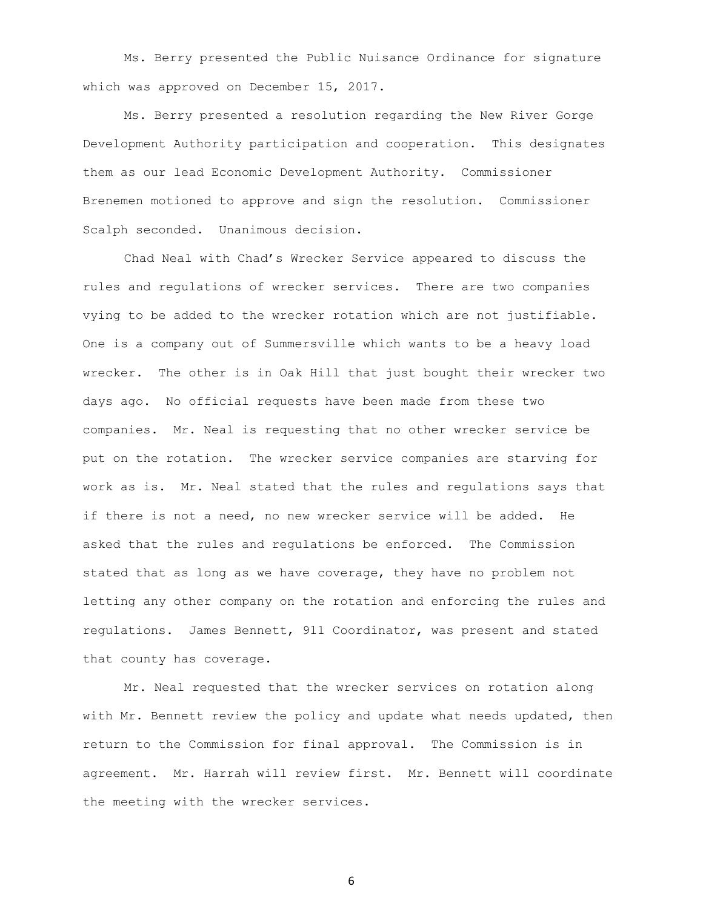Ms. Berry presented the Public Nuisance Ordinance for signature which was approved on December 15, 2017.

Ms. Berry presented a resolution regarding the New River Gorge Development Authority participation and cooperation. This designates them as our lead Economic Development Authority. Commissioner Brenemen motioned to approve and sign the resolution. Commissioner Scalph seconded. Unanimous decision.

Chad Neal with Chad's Wrecker Service appeared to discuss the rules and regulations of wrecker services. There are two companies vying to be added to the wrecker rotation which are not justifiable. One is a company out of Summersville which wants to be a heavy load wrecker. The other is in Oak Hill that just bought their wrecker two days ago. No official requests have been made from these two companies. Mr. Neal is requesting that no other wrecker service be put on the rotation. The wrecker service companies are starving for work as is. Mr. Neal stated that the rules and regulations says that if there is not a need, no new wrecker service will be added. He asked that the rules and regulations be enforced. The Commission stated that as long as we have coverage, they have no problem not letting any other company on the rotation and enforcing the rules and regulations. James Bennett, 911 Coordinator, was present and stated that county has coverage.

Mr. Neal requested that the wrecker services on rotation along with Mr. Bennett review the policy and update what needs updated, then return to the Commission for final approval. The Commission is in agreement. Mr. Harrah will review first. Mr. Bennett will coordinate the meeting with the wrecker services.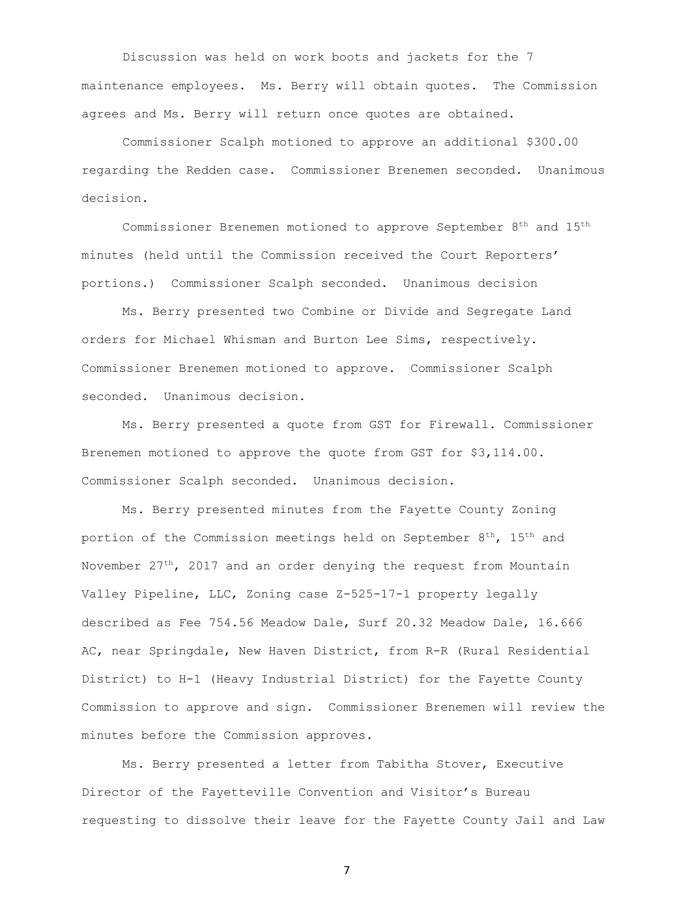Discussion was held on work boots and jackets for the 7 maintenance employees. Ms. Berry will obtain quotes. The Commission agrees and Ms. Berry will return once quotes are obtained.

Commissioner Scalph motioned to approve an additional $300.00 regarding the Redden case. Commissioner Brenemen seconded. Unanimous decision.

Commissioner Brenemen motioned to approve September 8th and 15th minutes (held until the Commission received the Court Reporters' portions.) Commissioner Scalph seconded. Unanimous decision

Ms. Berry presented two Combine or Divide and Segregate Land orders for Michael Whisman and Burton Lee Sims, respectively. Commissioner Brenemen motioned to approve. Commissioner Scalph seconded. Unanimous decision.

Ms. Berry presented a quote from GST for Firewall. Commissioner Brenemen motioned to approve the quote from GST for $3,114.00. Commissioner Scalph seconded. Unanimous decision.

Ms. Berry presented minutes from the Fayette County Zoning portion of the Commission meetings held on September 8th, 15th and November 27th, 2017 and an order denying the request from Mountain Valley Pipeline, LLC, Zoning case Z-525-17-1 property legally described as Fee 754.56 Meadow Dale, Surf 20.32 Meadow Dale, 16.666 AC, near Springdale, New Haven District, from R-R (Rural Residential District) to H-1 (Heavy Industrial District) for the Fayette County Commission to approve and sign. Commissioner Brenemen will review the minutes before the Commission approves.

Ms. Berry presented a letter from Tabitha Stover, Executive Director of the Fayetteville Convention and Visitor's Bureau requesting to dissolve their leave for the Fayette County Jail and Law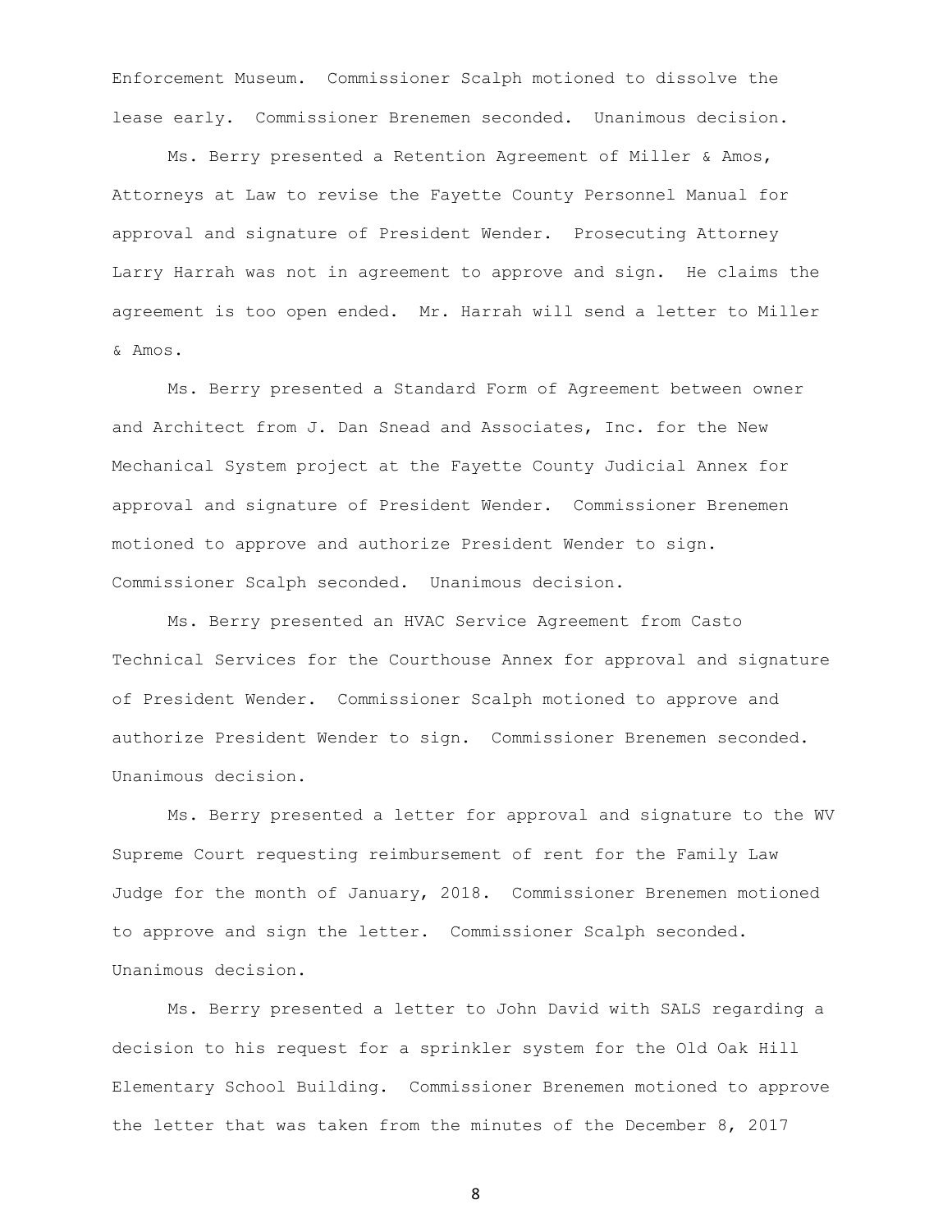Enforcement Museum. Commissioner Scalph motioned to dissolve the lease early. Commissioner Brenemen seconded. Unanimous decision.

Ms. Berry presented a Retention Agreement of Miller & Amos, Attorneys at Law to revise the Fayette County Personnel Manual for approval and signature of President Wender. Prosecuting Attorney Larry Harrah was not in agreement to approve and sign. He claims the agreement is too open ended. Mr. Harrah will send a letter to Miller & Amos.

Ms. Berry presented a Standard Form of Agreement between owner and Architect from J. Dan Snead and Associates, Inc. for the New Mechanical System project at the Fayette County Judicial Annex for approval and signature of President Wender. Commissioner Brenemen motioned to approve and authorize President Wender to sign. Commissioner Scalph seconded. Unanimous decision.

Ms. Berry presented an HVAC Service Agreement from Casto Technical Services for the Courthouse Annex for approval and signature of President Wender. Commissioner Scalph motioned to approve and authorize President Wender to sign. Commissioner Brenemen seconded. Unanimous decision.

Ms. Berry presented a letter for approval and signature to the WV Supreme Court requesting reimbursement of rent for the Family Law Judge for the month of January, 2018. Commissioner Brenemen motioned to approve and sign the letter. Commissioner Scalph seconded. Unanimous decision.

Ms. Berry presented a letter to John David with SALS regarding a decision to his request for a sprinkler system for the Old Oak Hill Elementary School Building. Commissioner Brenemen motioned to approve the letter that was taken from the minutes of the December 8, 2017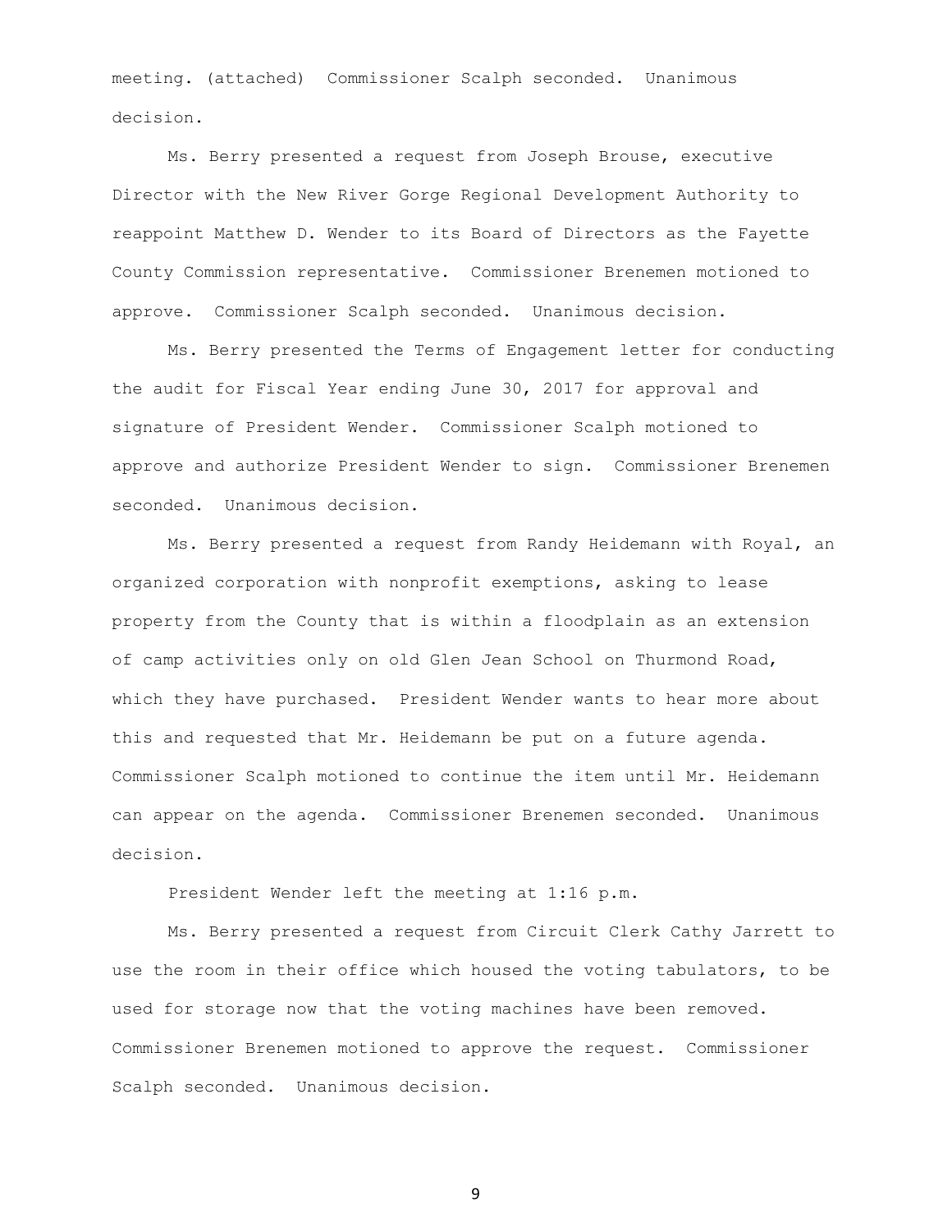meeting. (attached) Commissioner Scalph seconded. Unanimous decision.

Ms. Berry presented a request from Joseph Brouse, executive Director with the New River Gorge Regional Development Authority to reappoint Matthew D. Wender to its Board of Directors as the Fayette County Commission representative. Commissioner Brenemen motioned to approve. Commissioner Scalph seconded. Unanimous decision.

Ms. Berry presented the Terms of Engagement letter for conducting the audit for Fiscal Year ending June 30, 2017 for approval and signature of President Wender. Commissioner Scalph motioned to approve and authorize President Wender to sign. Commissioner Brenemen seconded. Unanimous decision.

Ms. Berry presented a request from Randy Heidemann with Royal, an organized corporation with nonprofit exemptions, asking to lease property from the County that is within a floodplain as an extension of camp activities only on old Glen Jean School on Thurmond Road, which they have purchased. President Wender wants to hear more about this and requested that Mr. Heidemann be put on a future agenda. Commissioner Scalph motioned to continue the item until Mr. Heidemann can appear on the agenda. Commissioner Brenemen seconded. Unanimous decision.

President Wender left the meeting at 1:16 p.m.

Ms. Berry presented a request from Circuit Clerk Cathy Jarrett to use the room in their office which housed the voting tabulators, to be used for storage now that the voting machines have been removed. Commissioner Brenemen motioned to approve the request. Commissioner Scalph seconded. Unanimous decision.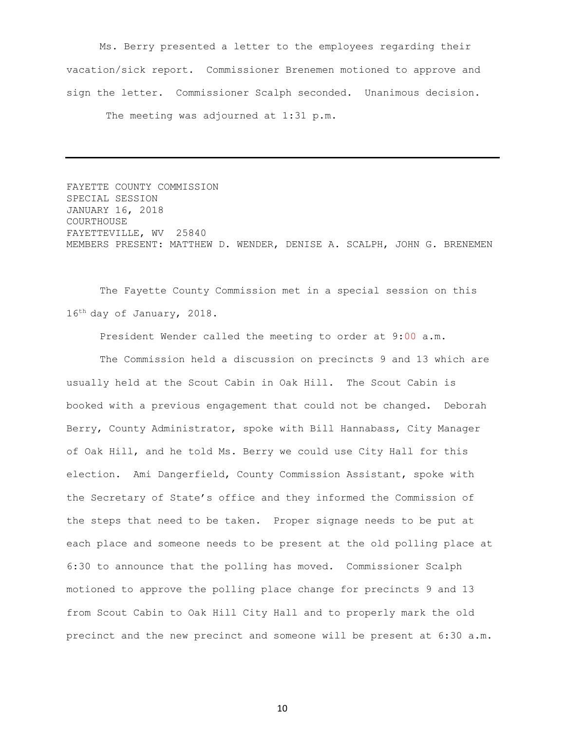Ms. Berry presented a letter to the employees regarding their vacation/sick report. Commissioner Brenemen motioned to approve and sign the letter. Commissioner Scalph seconded. Unanimous decision.

The meeting was adjourned at 1:31 p.m.

---

FAYETTE COUNTY COMMISSION
SPECIAL SESSION
JANUARY 16, 2018
COURTHOUSE
FAYETTEVILLE, WV 25840
MEMBERS PRESENT: MATTHEW D. WENDER, DENISE A. SCALPH, JOHN G. BRENEMEN

The Fayette County Commission met in a special session on this 16th day of January, 2018.

President Wender called the meeting to order at 9:00 a.m.

The Commission held a discussion on precincts 9 and 13 which are usually held at the Scout Cabin in Oak Hill. The Scout Cabin is booked with a previous engagement that could not be changed. Deborah Berry, County Administrator, spoke with Bill Hannabass, City Manager of Oak Hill, and he told Ms. Berry we could use City Hall for this election. Ami Dangerfield, County Commission Assistant, spoke with the Secretary of State's office and they informed the Commission of the steps that need to be taken. Proper signage needs to be put at each place and someone needs to be present at the old polling place at 6:30 to announce that the polling has moved. Commissioner Scalph motioned to approve the polling place change for precincts 9 and 13 from Scout Cabin to Oak Hill City Hall and to properly mark the old precinct and the new precinct and someone will be present at 6:30 a.m.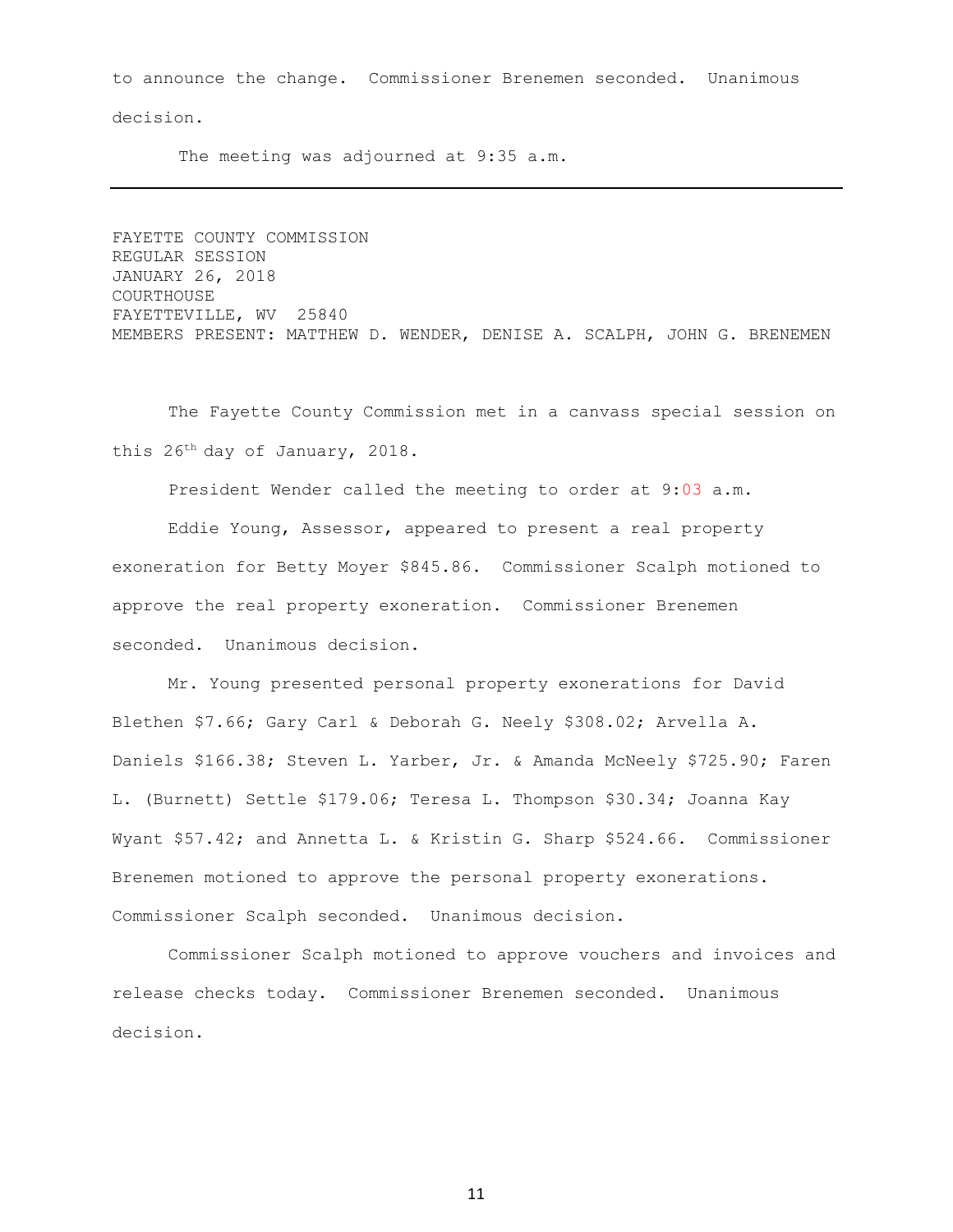to announce the change. Commissioner Brenemen seconded. Unanimous decision.

The meeting was adjourned at 9:35 a.m.

---

FAYETTE COUNTY COMMISSION
REGULAR SESSION
JANUARY 26, 2018
COURTHOUSE
FAYETTEVILLE, WV 25840
MEMBERS PRESENT: MATTHEW D. WENDER, DENISE A. SCALPH, JOHN G. BRENEMEN

The Fayette County Commission met in a canvass special session on this 26th day of January, 2018.

President Wender called the meeting to order at 9:03 a.m.

Eddie Young, Assessor, appeared to present a real property exoneration for Betty Moyer $845.86. Commissioner Scalph motioned to approve the real property exoneration. Commissioner Brenemen seconded. Unanimous decision.

Mr. Young presented personal property exonerations for David Blethen $7.66; Gary Carl & Deborah G. Neely $308.02; Arvella A. Daniels $166.38; Steven L. Yarber, Jr. & Amanda McNeely $725.90; Faren L. (Burnett) Settle $179.06; Teresa L. Thompson $30.34; Joanna Kay Wyant $57.42; and Annetta L. & Kristin G. Sharp $524.66. Commissioner Brenemen motioned to approve the personal property exonerations. Commissioner Scalph seconded. Unanimous decision.

Commissioner Scalph motioned to approve vouchers and invoices and release checks today. Commissioner Brenemen seconded. Unanimous decision.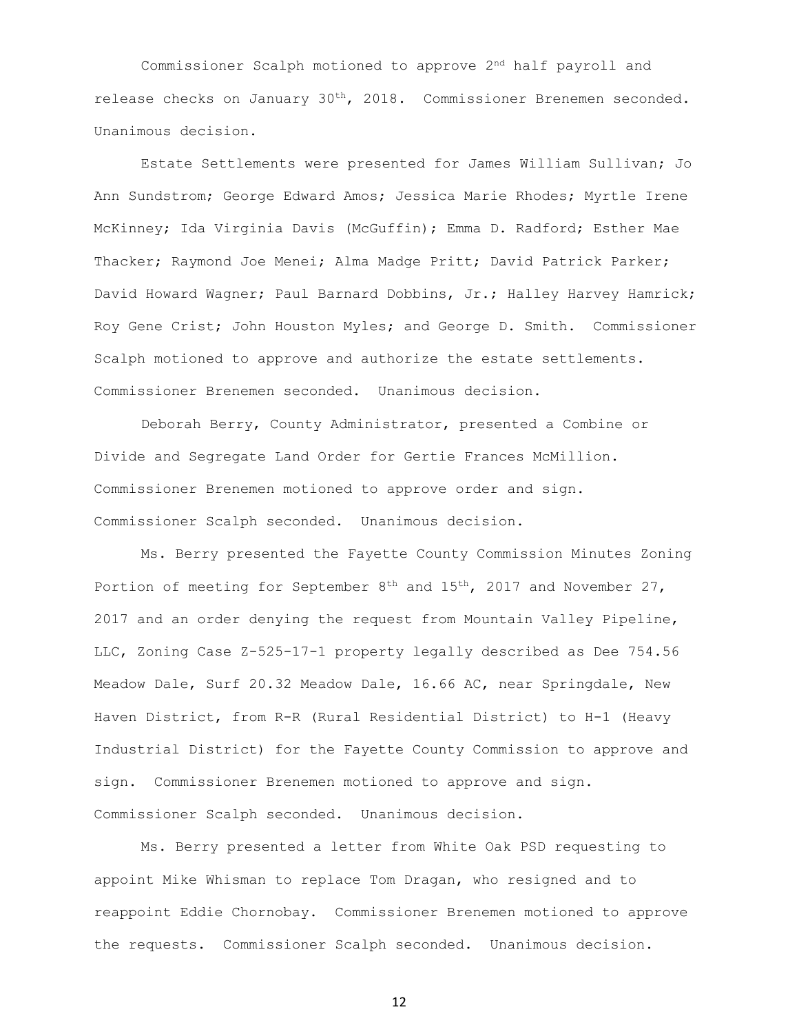Commissioner Scalph motioned to approve 2nd half payroll and release checks on January 30th, 2018. Commissioner Brenemen seconded. Unanimous decision.

Estate Settlements were presented for James William Sullivan; Jo Ann Sundstrom; George Edward Amos; Jessica Marie Rhodes; Myrtle Irene McKinney; Ida Virginia Davis (McGuffin); Emma D. Radford; Esther Mae Thacker; Raymond Joe Menei; Alma Madge Pritt; David Patrick Parker; David Howard Wagner; Paul Barnard Dobbins, Jr.; Halley Harvey Hamrick; Roy Gene Crist; John Houston Myles; and George D. Smith. Commissioner Scalph motioned to approve and authorize the estate settlements. Commissioner Brenemen seconded. Unanimous decision.

Deborah Berry, County Administrator, presented a Combine or Divide and Segregate Land Order for Gertie Frances McMillion. Commissioner Brenemen motioned to approve order and sign. Commissioner Scalph seconded. Unanimous decision.

Ms. Berry presented the Fayette County Commission Minutes Zoning Portion of meeting for September 8th and 15th, 2017 and November 27, 2017 and an order denying the request from Mountain Valley Pipeline, LLC, Zoning Case Z-525-17-1 property legally described as Dee 754.56 Meadow Dale, Surf 20.32 Meadow Dale, 16.66 AC, near Springdale, New Haven District, from R-R (Rural Residential District) to H-1 (Heavy Industrial District) for the Fayette County Commission to approve and sign. Commissioner Brenemen motioned to approve and sign. Commissioner Scalph seconded. Unanimous decision.

Ms. Berry presented a letter from White Oak PSD requesting to appoint Mike Whisman to replace Tom Dragan, who resigned and to reappoint Eddie Chornobay. Commissioner Brenemen motioned to approve the requests. Commissioner Scalph seconded. Unanimous decision.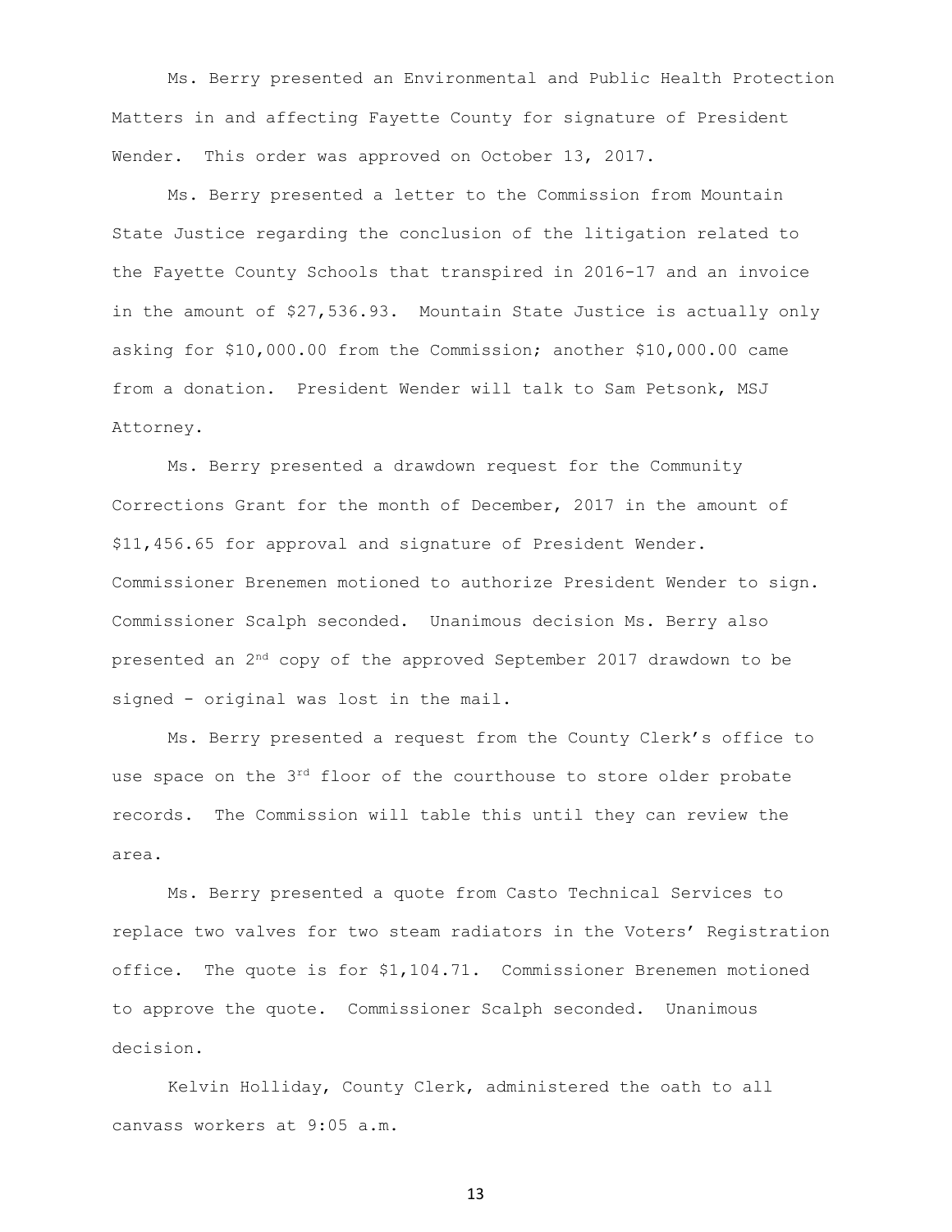Ms. Berry presented an Environmental and Public Health Protection Matters in and affecting Fayette County for signature of President Wender. This order was approved on October 13, 2017.

Ms. Berry presented a letter to the Commission from Mountain State Justice regarding the conclusion of the litigation related to the Fayette County Schools that transpired in 2016-17 and an invoice in the amount of $27,536.93. Mountain State Justice is actually only asking for $10,000.00 from the Commission; another $10,000.00 came from a donation. President Wender will talk to Sam Petsonk, MSJ Attorney.

Ms. Berry presented a drawdown request for the Community Corrections Grant for the month of December, 2017 in the amount of $11,456.65 for approval and signature of President Wender. Commissioner Brenemen motioned to authorize President Wender to sign. Commissioner Scalph seconded. Unanimous decision Ms. Berry also presented an 2nd copy of the approved September 2017 drawdown to be signed - original was lost in the mail.

Ms. Berry presented a request from the County Clerk's office to use space on the 3rd floor of the courthouse to store older probate records. The Commission will table this until they can review the area.

Ms. Berry presented a quote from Casto Technical Services to replace two valves for two steam radiators in the Voters' Registration office. The quote is for $1,104.71. Commissioner Brenemen motioned to approve the quote. Commissioner Scalph seconded. Unanimous decision.

Kelvin Holliday, County Clerk, administered the oath to all canvass workers at 9:05 a.m.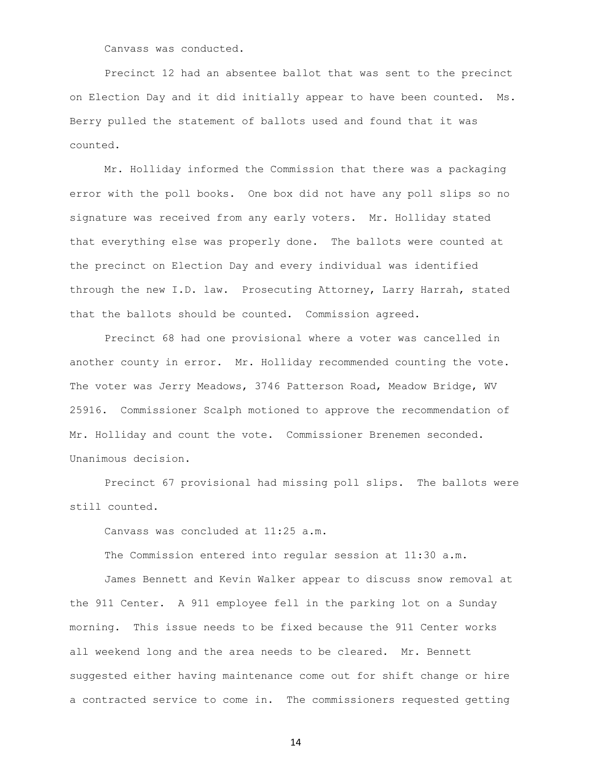Canvass was conducted.

Precinct 12 had an absentee ballot that was sent to the precinct on Election Day and it did initially appear to have been counted. Ms. Berry pulled the statement of ballots used and found that it was counted.

Mr. Holliday informed the Commission that there was a packaging error with the poll books. One box did not have any poll slips so no signature was received from any early voters. Mr. Holliday stated that everything else was properly done. The ballots were counted at the precinct on Election Day and every individual was identified through the new I.D. law. Prosecuting Attorney, Larry Harrah, stated that the ballots should be counted. Commission agreed.

Precinct 68 had one provisional where a voter was cancelled in another county in error. Mr. Holliday recommended counting the vote. The voter was Jerry Meadows, 3746 Patterson Road, Meadow Bridge, WV 25916. Commissioner Scalph motioned to approve the recommendation of Mr. Holliday and count the vote. Commissioner Brenemen seconded. Unanimous decision.

Precinct 67 provisional had missing poll slips. The ballots were still counted.

Canvass was concluded at 11:25 a.m.

The Commission entered into regular session at 11:30 a.m.

James Bennett and Kevin Walker appear to discuss snow removal at the 911 Center. A 911 employee fell in the parking lot on a Sunday morning. This issue needs to be fixed because the 911 Center works all weekend long and the area needs to be cleared. Mr. Bennett suggested either having maintenance come out for shift change or hire a contracted service to come in. The commissioners requested getting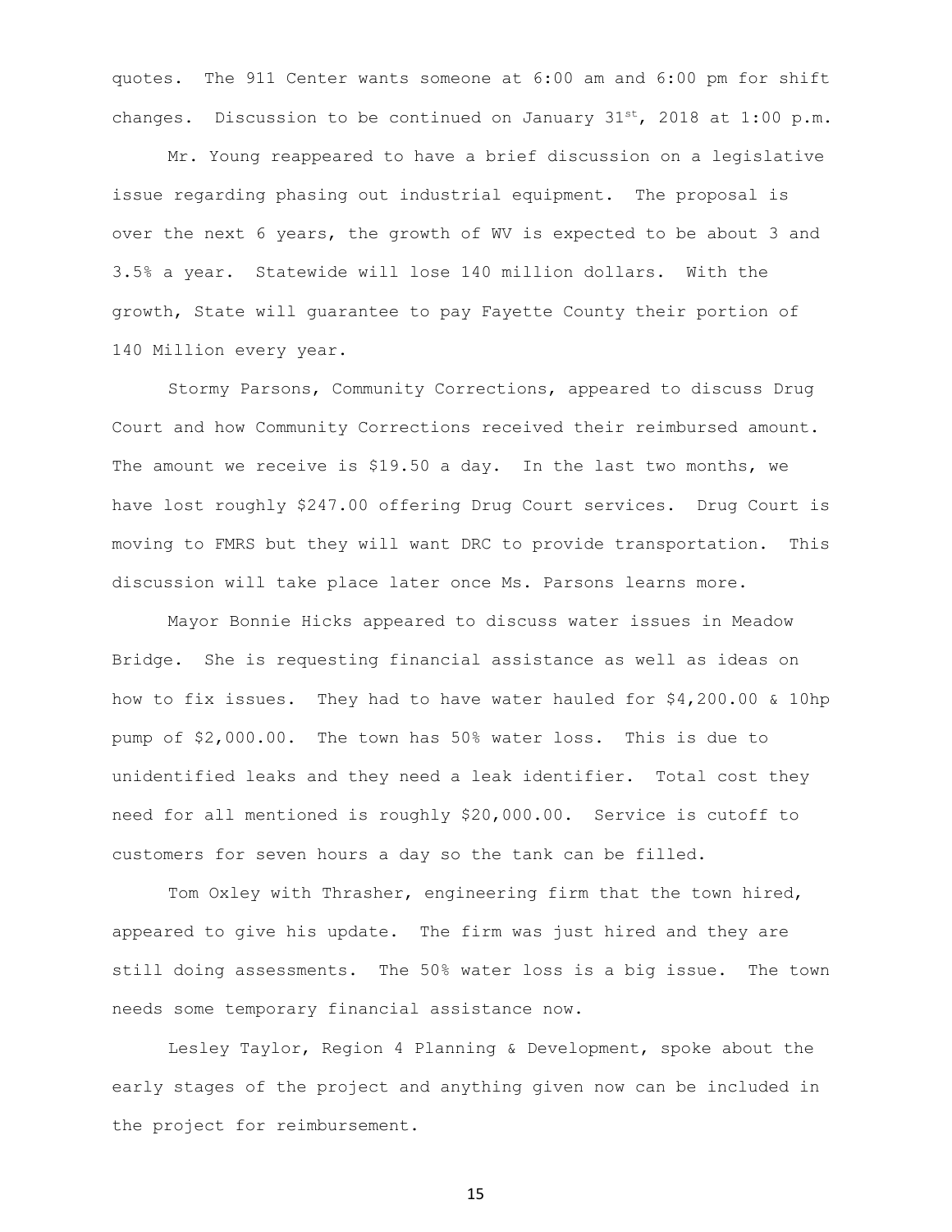quotes. The 911 Center wants someone at 6:00 am and 6:00 pm for shift changes. Discussion to be continued on January 31st, 2018 at 1:00 p.m.

Mr. Young reappeared to have a brief discussion on a legislative issue regarding phasing out industrial equipment. The proposal is over the next 6 years, the growth of WV is expected to be about 3 and 3.5% a year. Statewide will lose 140 million dollars. With the growth, State will guarantee to pay Fayette County their portion of 140 Million every year.

Stormy Parsons, Community Corrections, appeared to discuss Drug Court and how Community Corrections received their reimbursed amount. The amount we receive is $19.50 a day. In the last two months, we have lost roughly $247.00 offering Drug Court services. Drug Court is moving to FMRS but they will want DRC to provide transportation. This discussion will take place later once Ms. Parsons learns more.

Mayor Bonnie Hicks appeared to discuss water issues in Meadow Bridge. She is requesting financial assistance as well as ideas on how to fix issues. They had to have water hauled for $4,200.00 & 10hp pump of $2,000.00. The town has 50% water loss. This is due to unidentified leaks and they need a leak identifier. Total cost they need for all mentioned is roughly $20,000.00. Service is cutoff to customers for seven hours a day so the tank can be filled.

Tom Oxley with Thrasher, engineering firm that the town hired, appeared to give his update. The firm was just hired and they are still doing assessments. The 50% water loss is a big issue. The town needs some temporary financial assistance now.

Lesley Taylor, Region 4 Planning & Development, spoke about the early stages of the project and anything given now can be included in the project for reimbursement.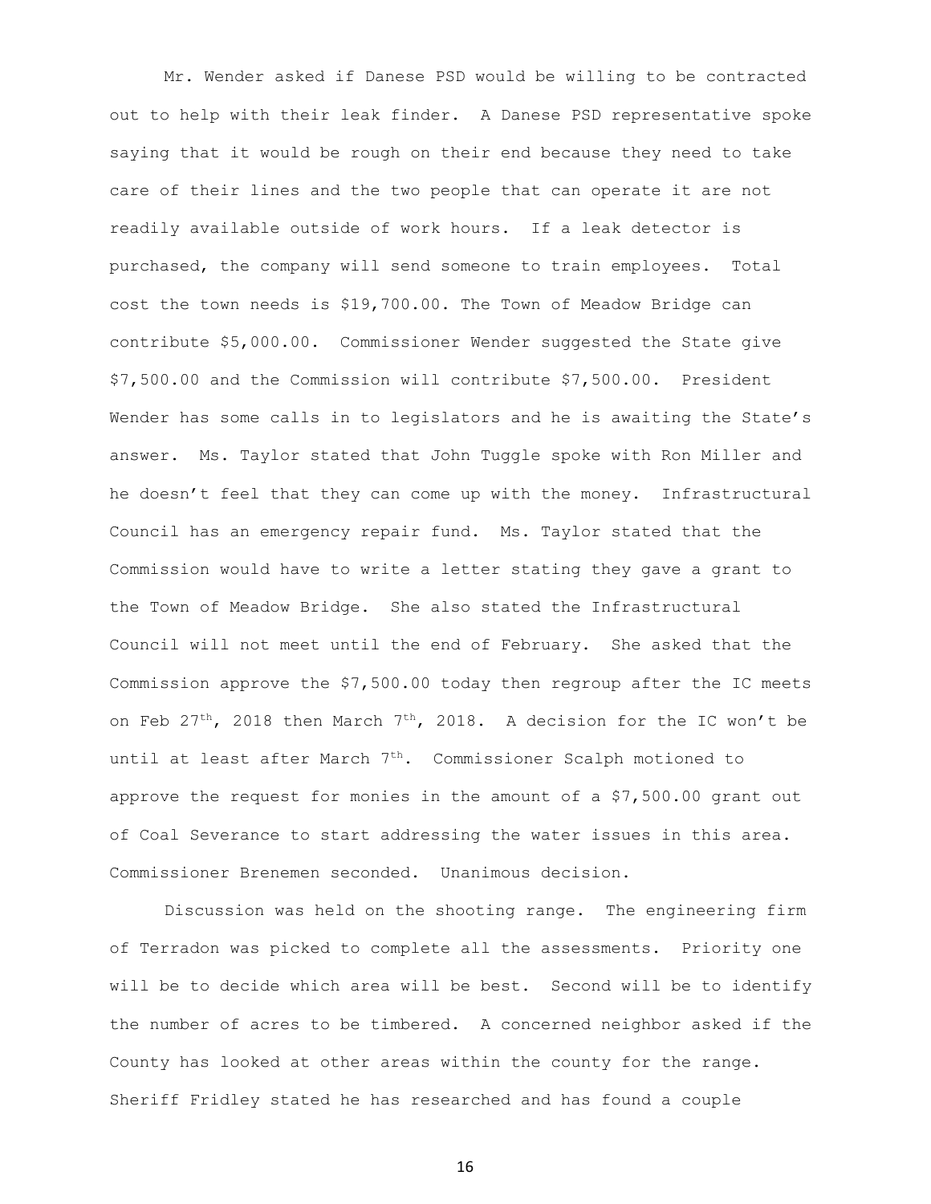Mr. Wender asked if Danese PSD would be willing to be contracted out to help with their leak finder. A Danese PSD representative spoke saying that it would be rough on their end because they need to take care of their lines and the two people that can operate it are not readily available outside of work hours. If a leak detector is purchased, the company will send someone to train employees. Total cost the town needs is $19,700.00. The Town of Meadow Bridge can contribute $5,000.00. Commissioner Wender suggested the State give $7,500.00 and the Commission will contribute $7,500.00. President Wender has some calls in to legislators and he is awaiting the State's answer. Ms. Taylor stated that John Tuggle spoke with Ron Miller and he doesn't feel that they can come up with the money. Infrastructural Council has an emergency repair fund. Ms. Taylor stated that the Commission would have to write a letter stating they gave a grant to the Town of Meadow Bridge. She also stated the Infrastructural Council will not meet until the end of February. She asked that the Commission approve the $7,500.00 today then regroup after the IC meets on Feb 27th, 2018 then March 7th, 2018. A decision for the IC won't be until at least after March 7th. Commissioner Scalph motioned to approve the request for monies in the amount of a $7,500.00 grant out of Coal Severance to start addressing the water issues in this area. Commissioner Brenemen seconded. Unanimous decision.

Discussion was held on the shooting range. The engineering firm of Terradon was picked to complete all the assessments. Priority one will be to decide which area will be best. Second will be to identify the number of acres to be timbered. A concerned neighbor asked if the County has looked at other areas within the county for the range. Sheriff Fridley stated he has researched and has found a couple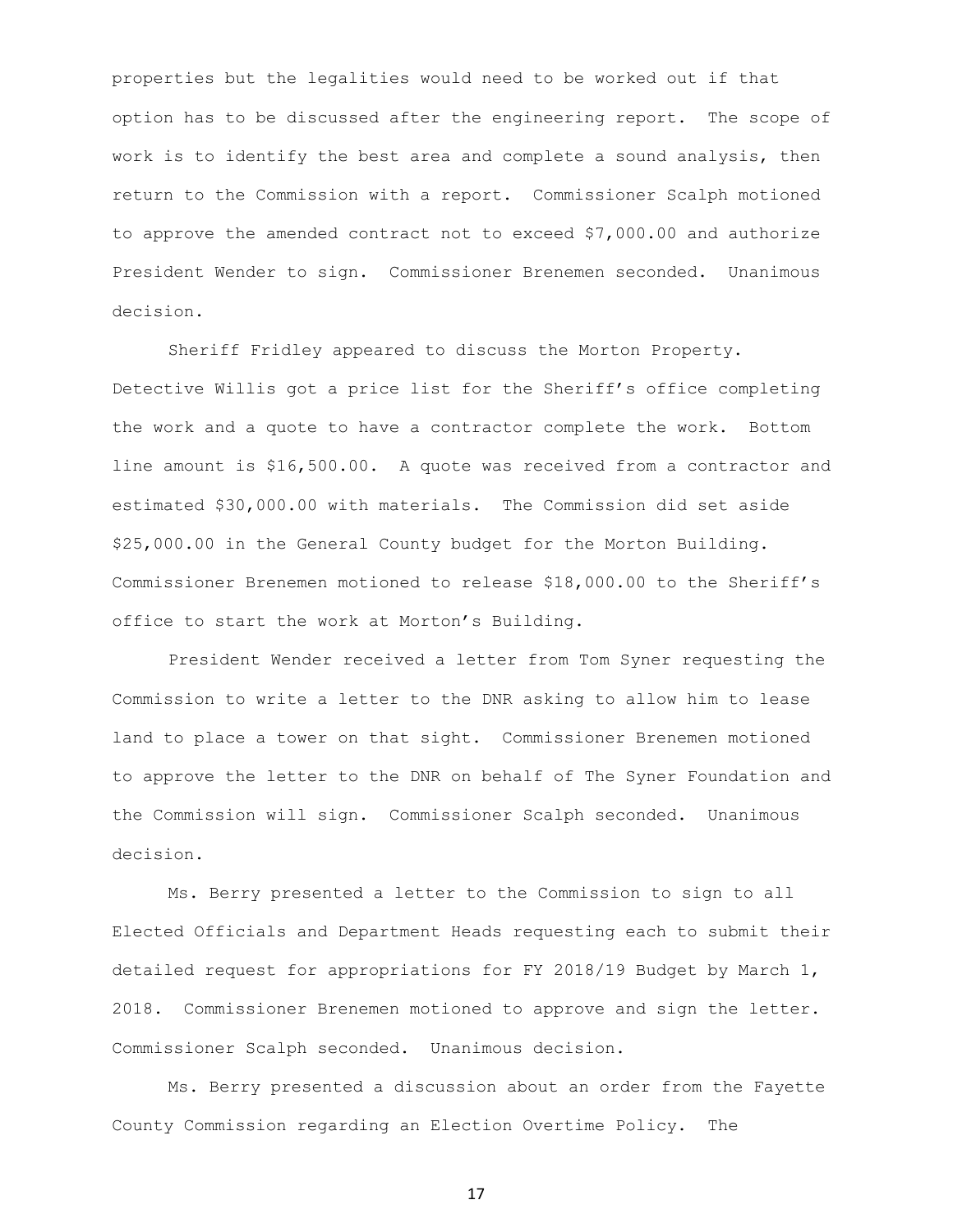properties but the legalities would need to be worked out if that option has to be discussed after the engineering report. The scope of work is to identify the best area and complete a sound analysis, then return to the Commission with a report. Commissioner Scalph motioned to approve the amended contract not to exceed $7,000.00 and authorize President Wender to sign. Commissioner Brenemen seconded. Unanimous decision.

Sheriff Fridley appeared to discuss the Morton Property. Detective Willis got a price list for the Sheriff's office completing the work and a quote to have a contractor complete the work. Bottom line amount is $16,500.00. A quote was received from a contractor and estimated $30,000.00 with materials. The Commission did set aside $25,000.00 in the General County budget for the Morton Building. Commissioner Brenemen motioned to release $18,000.00 to the Sheriff's office to start the work at Morton's Building.

President Wender received a letter from Tom Syner requesting the Commission to write a letter to the DNR asking to allow him to lease land to place a tower on that sight. Commissioner Brenemen motioned to approve the letter to the DNR on behalf of The Syner Foundation and the Commission will sign. Commissioner Scalph seconded. Unanimous decision.

Ms. Berry presented a letter to the Commission to sign to all Elected Officials and Department Heads requesting each to submit their detailed request for appropriations for FY 2018/19 Budget by March 1, 2018. Commissioner Brenemen motioned to approve and sign the letter. Commissioner Scalph seconded. Unanimous decision.

Ms. Berry presented a discussion about an order from the Fayette County Commission regarding an Election Overtime Policy. The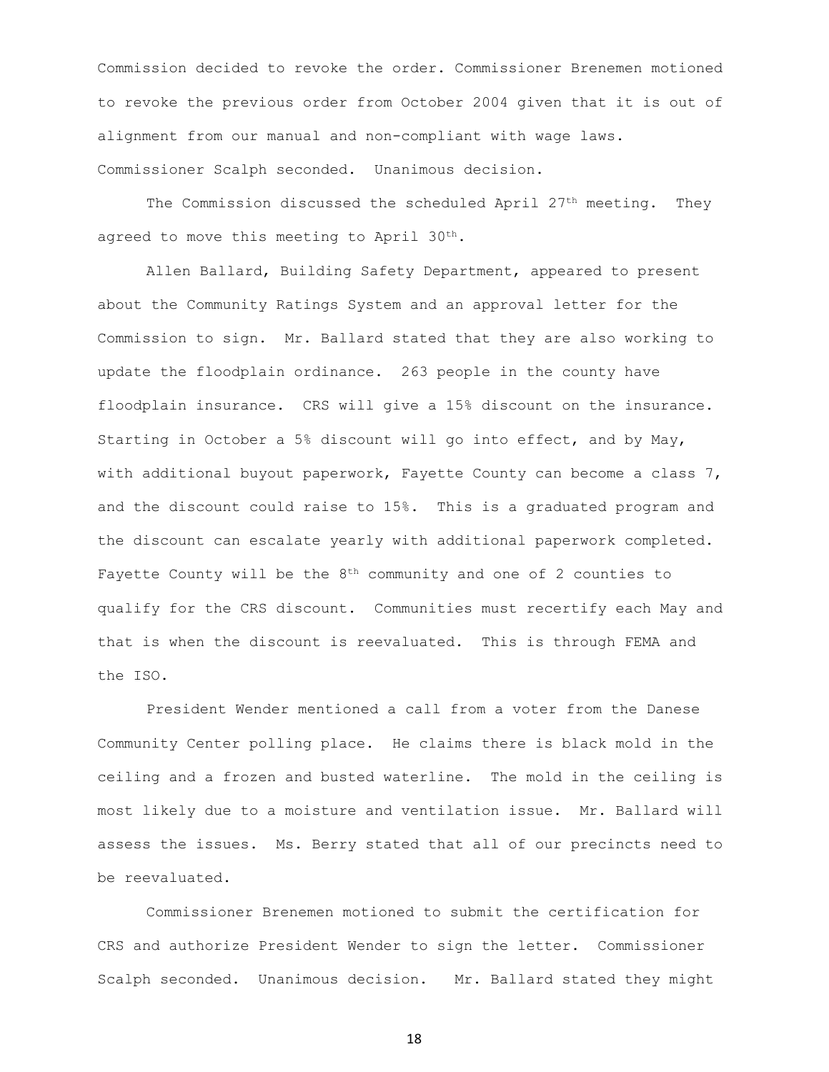Commission decided to revoke the order. Commissioner Brenemen motioned to revoke the previous order from October 2004 given that it is out of alignment from our manual and non-compliant with wage laws. Commissioner Scalph seconded. Unanimous decision.

The Commission discussed the scheduled April 27th meeting. They agreed to move this meeting to April 30th.

Allen Ballard, Building Safety Department, appeared to present about the Community Ratings System and an approval letter for the Commission to sign. Mr. Ballard stated that they are also working to update the floodplain ordinance. 263 people in the county have floodplain insurance. CRS will give a 15% discount on the insurance. Starting in October a 5% discount will go into effect, and by May, with additional buyout paperwork, Fayette County can become a class 7, and the discount could raise to 15%. This is a graduated program and the discount can escalate yearly with additional paperwork completed. Fayette County will be the 8th community and one of 2 counties to qualify for the CRS discount. Communities must recertify each May and that is when the discount is reevaluated. This is through FEMA and the ISO.

President Wender mentioned a call from a voter from the Danese Community Center polling place. He claims there is black mold in the ceiling and a frozen and busted waterline. The mold in the ceiling is most likely due to a moisture and ventilation issue. Mr. Ballard will assess the issues. Ms. Berry stated that all of our precincts need to be reevaluated.

Commissioner Brenemen motioned to submit the certification for CRS and authorize President Wender to sign the letter. Commissioner Scalph seconded. Unanimous decision. Mr. Ballard stated they might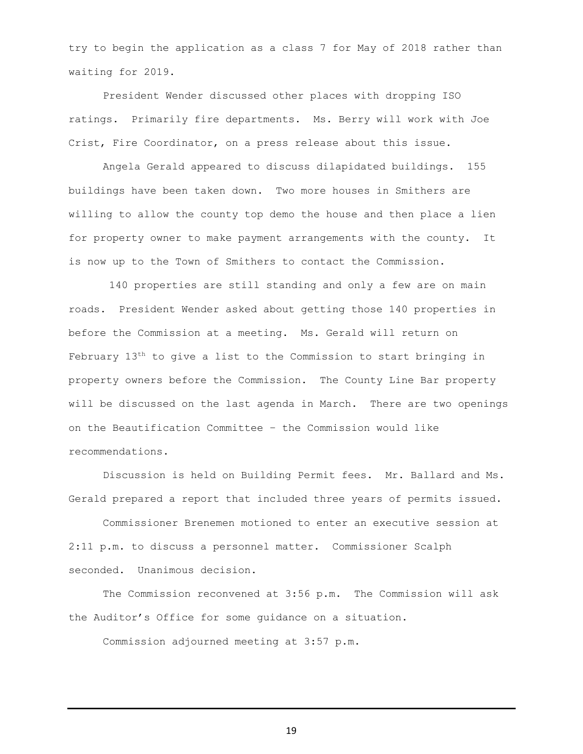try to begin the application as a class 7 for May of 2018 rather than waiting for 2019.

President Wender discussed other places with dropping ISO ratings. Primarily fire departments. Ms. Berry will work with Joe Crist, Fire Coordinator, on a press release about this issue.

Angela Gerald appeared to discuss dilapidated buildings. 155 buildings have been taken down. Two more houses in Smithers are willing to allow the county top demo the house and then place a lien for property owner to make payment arrangements with the county. It is now up to the Town of Smithers to contact the Commission.

140 properties are still standing and only a few are on main roads. President Wender asked about getting those 140 properties in before the Commission at a meeting. Ms. Gerald will return on February 13th to give a list to the Commission to start bringing in property owners before the Commission. The County Line Bar property will be discussed on the last agenda in March. There are two openings on the Beautification Committee – the Commission would like recommendations.

Discussion is held on Building Permit fees. Mr. Ballard and Ms. Gerald prepared a report that included three years of permits issued.

Commissioner Brenemen motioned to enter an executive session at 2:11 p.m. to discuss a personnel matter. Commissioner Scalph seconded. Unanimous decision.

The Commission reconvened at 3:56 p.m. The Commission will ask the Auditor's Office for some guidance on a situation.

Commission adjourned meeting at 3:57 p.m.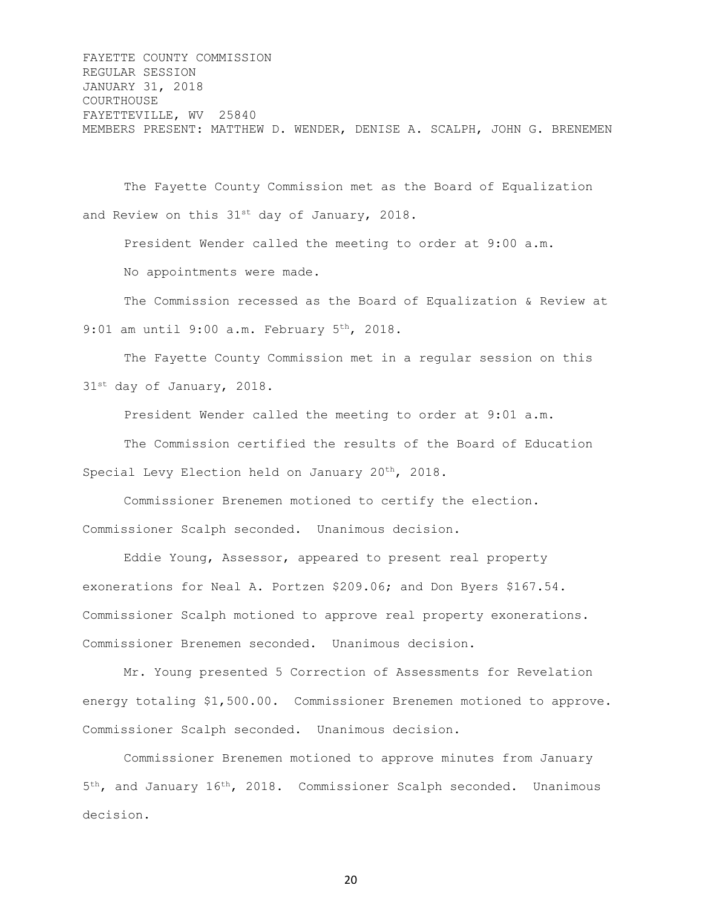FAYETTE COUNTY COMMISSION
REGULAR SESSION
JANUARY 31, 2018
COURTHOUSE
FAYETTEVILLE, WV 25840
MEMBERS PRESENT: MATTHEW D. WENDER, DENISE A. SCALPH, JOHN G. BRENEMEN

The Fayette County Commission met as the Board of Equalization and Review on this 31st day of January, 2018.

President Wender called the meeting to order at 9:00 a.m.

No appointments were made.

The Commission recessed as the Board of Equalization & Review at 9:01 am until 9:00 a.m. February 5th, 2018.

The Fayette County Commission met in a regular session on this 31st day of January, 2018.

President Wender called the meeting to order at 9:01 a.m.

The Commission certified the results of the Board of Education Special Levy Election held on January 20th, 2018.

Commissioner Brenemen motioned to certify the election. Commissioner Scalph seconded. Unanimous decision.

Eddie Young, Assessor, appeared to present real property exonerations for Neal A. Portzen $209.06; and Don Byers $167.54. Commissioner Scalph motioned to approve real property exonerations. Commissioner Brenemen seconded. Unanimous decision.

Mr. Young presented 5 Correction of Assessments for Revelation energy totaling $1,500.00. Commissioner Brenemen motioned to approve. Commissioner Scalph seconded. Unanimous decision.

Commissioner Brenemen motioned to approve minutes from January 5th, and January 16th, 2018. Commissioner Scalph seconded. Unanimous decision.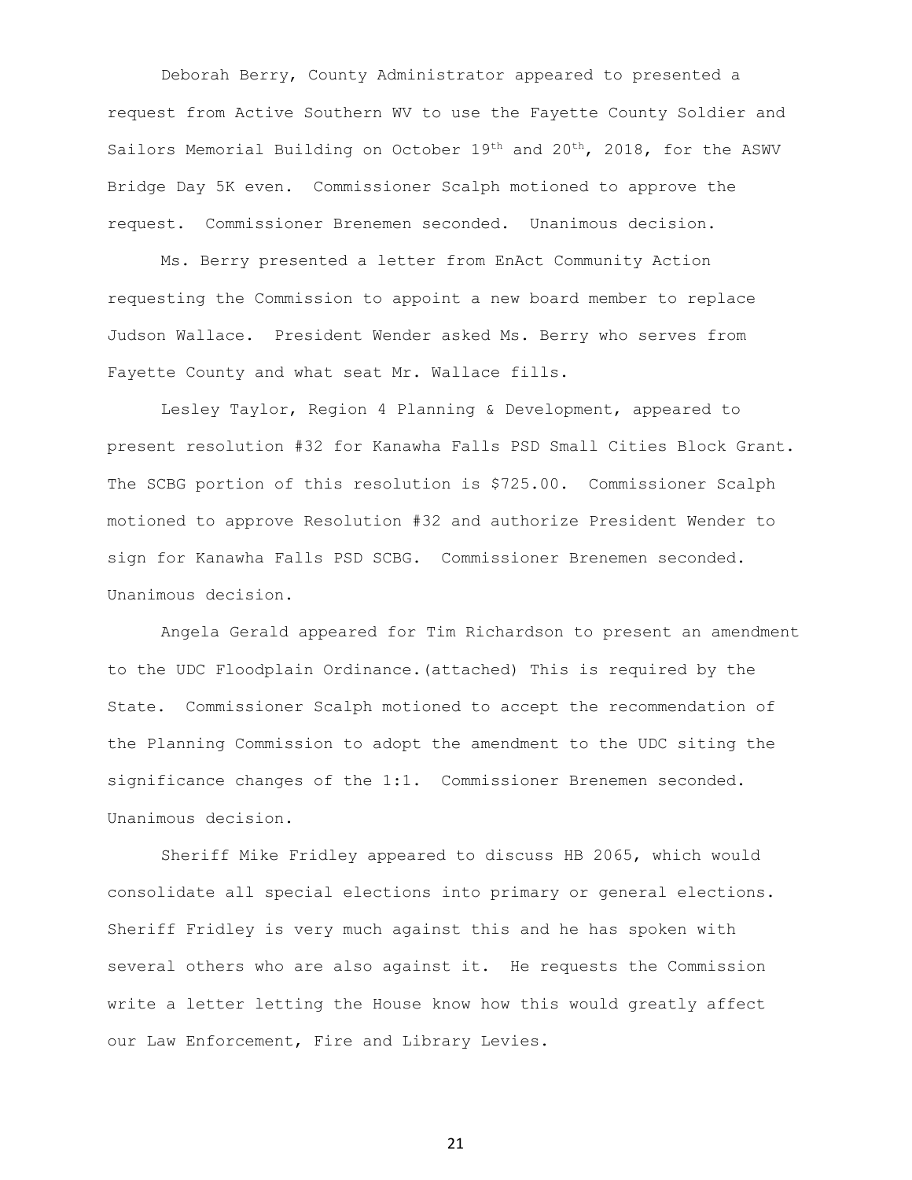Deborah Berry, County Administrator appeared to presented a request from Active Southern WV to use the Fayette County Soldier and Sailors Memorial Building on October 19th and 20th, 2018, for the ASWV Bridge Day 5K even. Commissioner Scalph motioned to approve the request. Commissioner Brenemen seconded. Unanimous decision.

Ms. Berry presented a letter from EnAct Community Action requesting the Commission to appoint a new board member to replace Judson Wallace. President Wender asked Ms. Berry who serves from Fayette County and what seat Mr. Wallace fills.

Lesley Taylor, Region 4 Planning & Development, appeared to present resolution #32 for Kanawha Falls PSD Small Cities Block Grant. The SCBG portion of this resolution is $725.00. Commissioner Scalph motioned to approve Resolution #32 and authorize President Wender to sign for Kanawha Falls PSD SCBG. Commissioner Brenemen seconded. Unanimous decision.

Angela Gerald appeared for Tim Richardson to present an amendment to the UDC Floodplain Ordinance.(attached) This is required by the State. Commissioner Scalph motioned to accept the recommendation of the Planning Commission to adopt the amendment to the UDC siting the significance changes of the 1:1. Commissioner Brenemen seconded. Unanimous decision.

Sheriff Mike Fridley appeared to discuss HB 2065, which would consolidate all special elections into primary or general elections. Sheriff Fridley is very much against this and he has spoken with several others who are also against it. He requests the Commission write a letter letting the House know how this would greatly affect our Law Enforcement, Fire and Library Levies.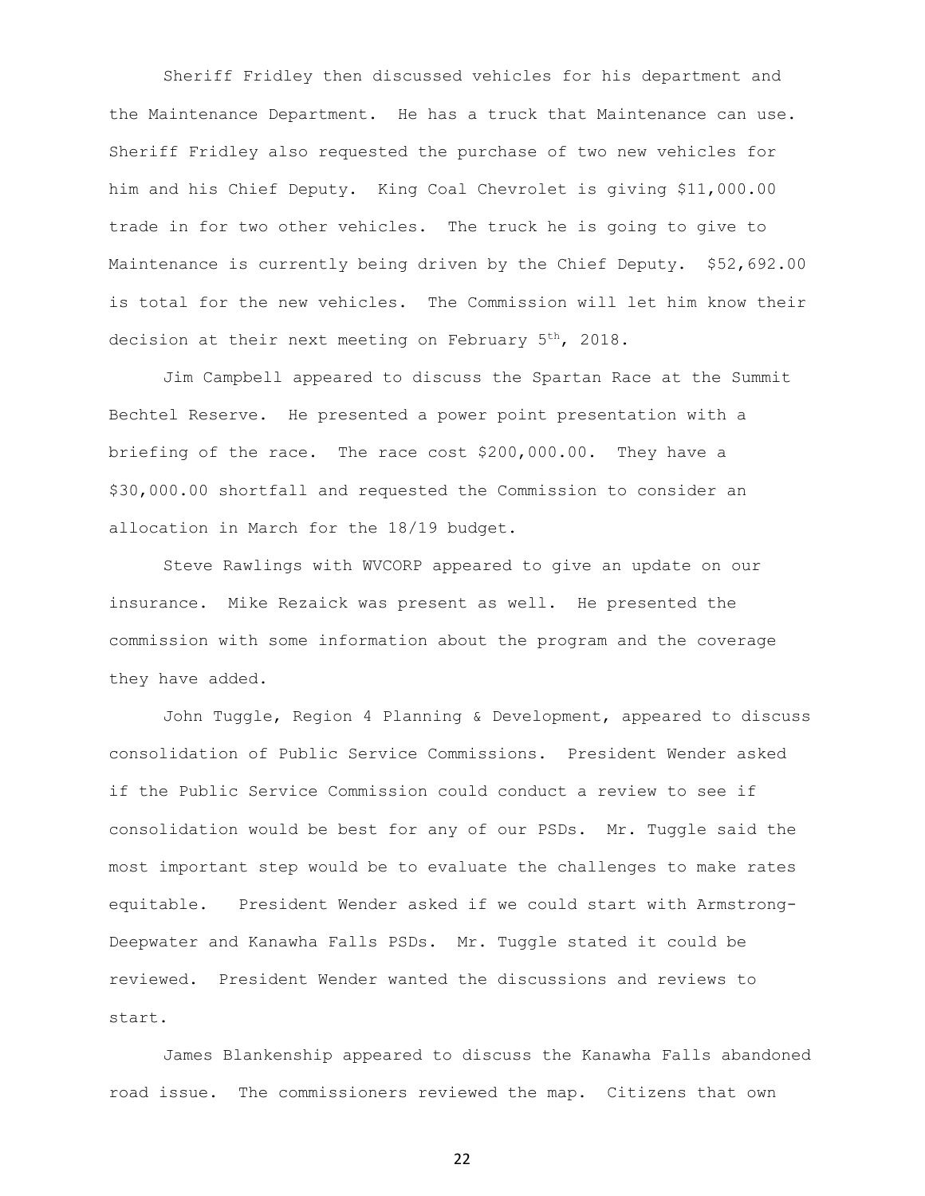Sheriff Fridley then discussed vehicles for his department and the Maintenance Department. He has a truck that Maintenance can use. Sheriff Fridley also requested the purchase of two new vehicles for him and his Chief Deputy. King Coal Chevrolet is giving $11,000.00 trade in for two other vehicles. The truck he is going to give to Maintenance is currently being driven by the Chief Deputy. $52,692.00 is total for the new vehicles. The Commission will let him know their decision at their next meeting on February 5th, 2018.

Jim Campbell appeared to discuss the Spartan Race at the Summit Bechtel Reserve. He presented a power point presentation with a briefing of the race. The race cost $200,000.00. They have a $30,000.00 shortfall and requested the Commission to consider an allocation in March for the 18/19 budget.

Steve Rawlings with WVCORP appeared to give an update on our insurance. Mike Rezaick was present as well. He presented the commission with some information about the program and the coverage they have added.

John Tuggle, Region 4 Planning & Development, appeared to discuss consolidation of Public Service Commissions. President Wender asked if the Public Service Commission could conduct a review to see if consolidation would be best for any of our PSDs. Mr. Tuggle said the most important step would be to evaluate the challenges to make rates equitable. President Wender asked if we could start with Armstrong-Deepwater and Kanawha Falls PSDs. Mr. Tuggle stated it could be reviewed. President Wender wanted the discussions and reviews to start.

James Blankenship appeared to discuss the Kanawha Falls abandoned road issue. The commissioners reviewed the map. Citizens that own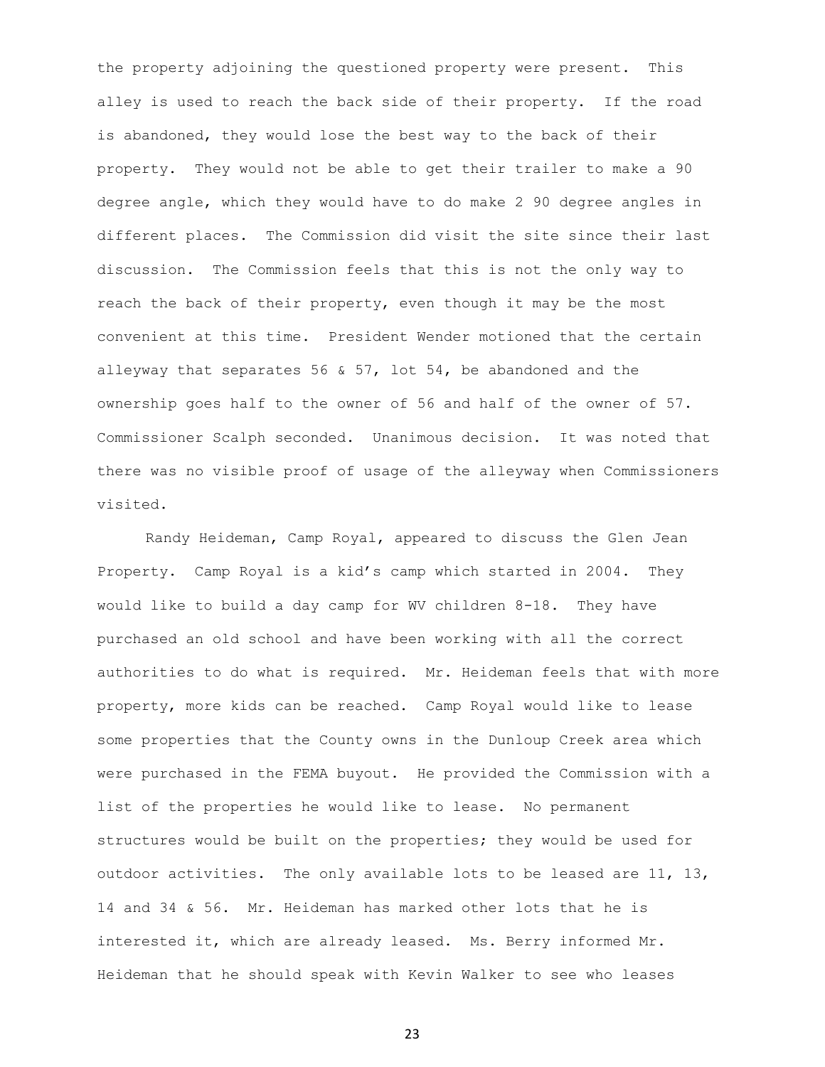the property adjoining the questioned property were present. This alley is used to reach the back side of their property. If the road is abandoned, they would lose the best way to the back of their property. They would not be able to get their trailer to make a 90 degree angle, which they would have to do make 2 90 degree angles in different places. The Commission did visit the site since their last discussion. The Commission feels that this is not the only way to reach the back of their property, even though it may be the most convenient at this time. President Wender motioned that the certain alleyway that separates 56 & 57, lot 54, be abandoned and the ownership goes half to the owner of 56 and half of the owner of 57. Commissioner Scalph seconded. Unanimous decision. It was noted that there was no visible proof of usage of the alleyway when Commissioners visited.

Randy Heideman, Camp Royal, appeared to discuss the Glen Jean Property. Camp Royal is a kid's camp which started in 2004. They would like to build a day camp for WV children 8-18. They have purchased an old school and have been working with all the correct authorities to do what is required. Mr. Heideman feels that with more property, more kids can be reached. Camp Royal would like to lease some properties that the County owns in the Dunloup Creek area which were purchased in the FEMA buyout. He provided the Commission with a list of the properties he would like to lease. No permanent structures would be built on the properties; they would be used for outdoor activities. The only available lots to be leased are 11, 13, 14 and 34 & 56. Mr. Heideman has marked other lots that he is interested it, which are already leased. Ms. Berry informed Mr. Heideman that he should speak with Kevin Walker to see who leases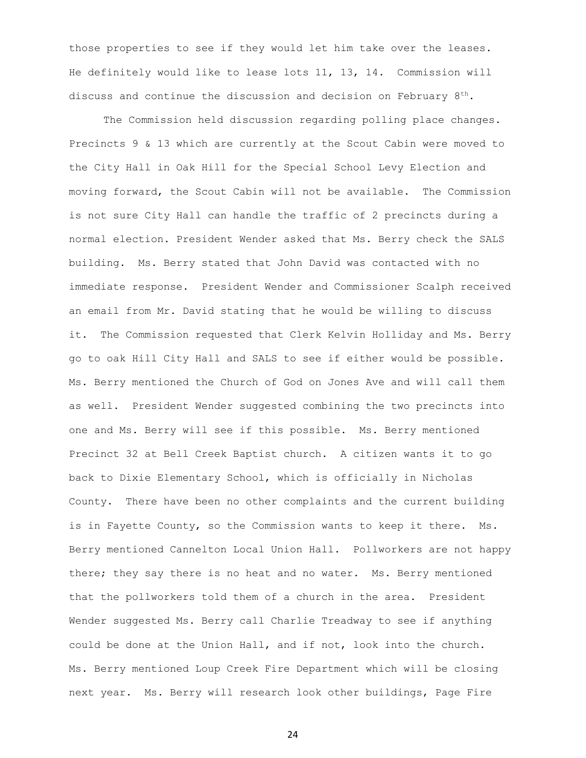those properties to see if they would let him take over the leases. He definitely would like to lease lots 11, 13, 14. Commission will discuss and continue the discussion and decision on February 8th.

The Commission held discussion regarding polling place changes. Precincts 9 & 13 which are currently at the Scout Cabin were moved to the City Hall in Oak Hill for the Special School Levy Election and moving forward, the Scout Cabin will not be available. The Commission is not sure City Hall can handle the traffic of 2 precincts during a normal election. President Wender asked that Ms. Berry check the SALS building. Ms. Berry stated that John David was contacted with no immediate response. President Wender and Commissioner Scalph received an email from Mr. David stating that he would be willing to discuss it. The Commission requested that Clerk Kelvin Holliday and Ms. Berry go to oak Hill City Hall and SALS to see if either would be possible. Ms. Berry mentioned the Church of God on Jones Ave and will call them as well. President Wender suggested combining the two precincts into one and Ms. Berry will see if this possible. Ms. Berry mentioned Precinct 32 at Bell Creek Baptist church. A citizen wants it to go back to Dixie Elementary School, which is officially in Nicholas County. There have been no other complaints and the current building is in Fayette County, so the Commission wants to keep it there. Ms. Berry mentioned Cannelton Local Union Hall. Pollworkers are not happy there; they say there is no heat and no water. Ms. Berry mentioned that the pollworkers told them of a church in the area. President Wender suggested Ms. Berry call Charlie Treadway to see if anything could be done at the Union Hall, and if not, look into the church. Ms. Berry mentioned Loup Creek Fire Department which will be closing next year. Ms. Berry will research look other buildings, Page Fire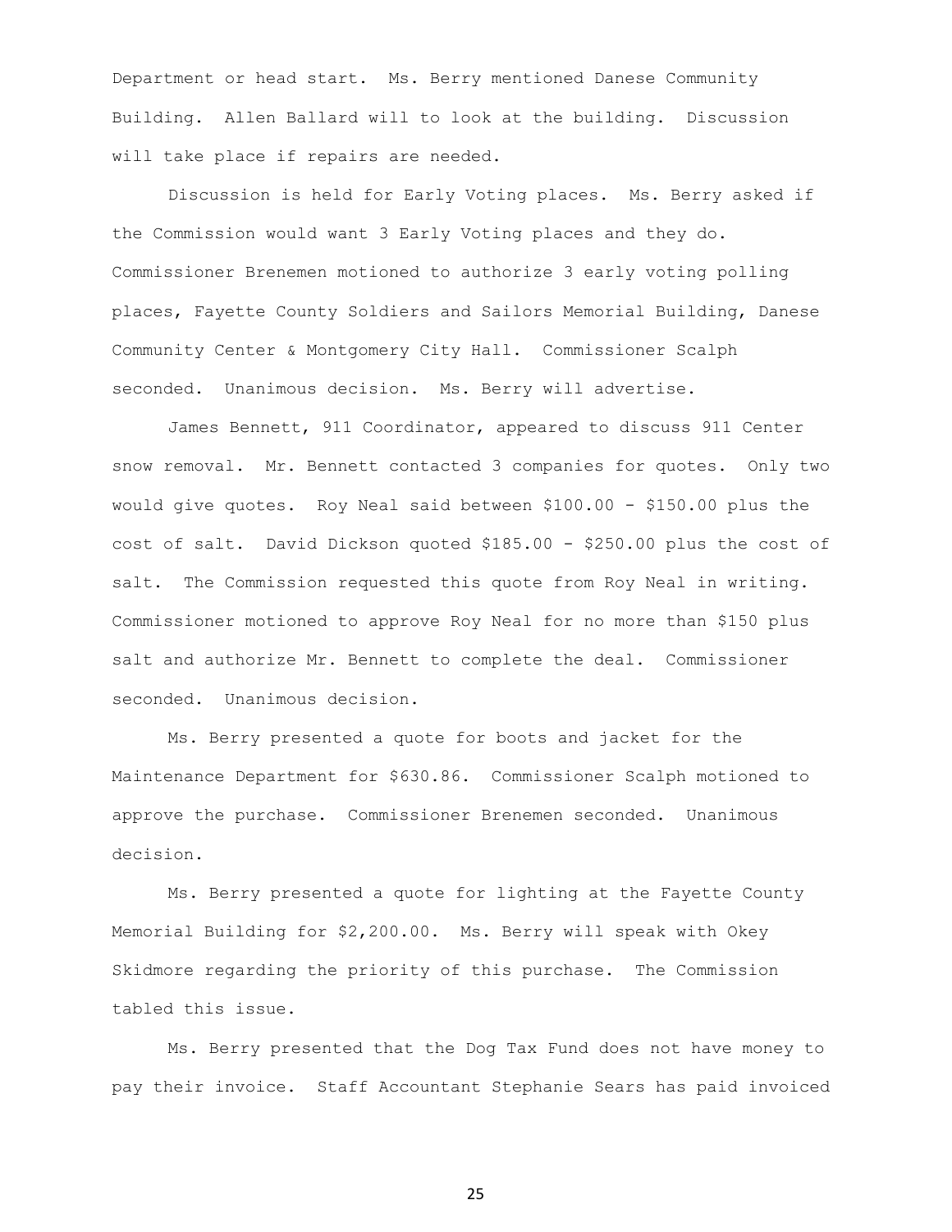Department or head start. Ms. Berry mentioned Danese Community Building. Allen Ballard will to look at the building. Discussion will take place if repairs are needed.

Discussion is held for Early Voting places. Ms. Berry asked if the Commission would want 3 Early Voting places and they do. Commissioner Brenemen motioned to authorize 3 early voting polling places, Fayette County Soldiers and Sailors Memorial Building, Danese Community Center & Montgomery City Hall. Commissioner Scalph seconded. Unanimous decision. Ms. Berry will advertise.

James Bennett, 911 Coordinator, appeared to discuss 911 Center snow removal. Mr. Bennett contacted 3 companies for quotes. Only two would give quotes. Roy Neal said between $100.00 - $150.00 plus the cost of salt. David Dickson quoted $185.00 - $250.00 plus the cost of salt. The Commission requested this quote from Roy Neal in writing. Commissioner motioned to approve Roy Neal for no more than $150 plus salt and authorize Mr. Bennett to complete the deal. Commissioner seconded. Unanimous decision.

Ms. Berry presented a quote for boots and jacket for the Maintenance Department for $630.86. Commissioner Scalph motioned to approve the purchase. Commissioner Brenemen seconded. Unanimous decision.

Ms. Berry presented a quote for lighting at the Fayette County Memorial Building for $2,200.00. Ms. Berry will speak with Okey Skidmore regarding the priority of this purchase. The Commission tabled this issue.

Ms. Berry presented that the Dog Tax Fund does not have money to pay their invoice. Staff Accountant Stephanie Sears has paid invoiced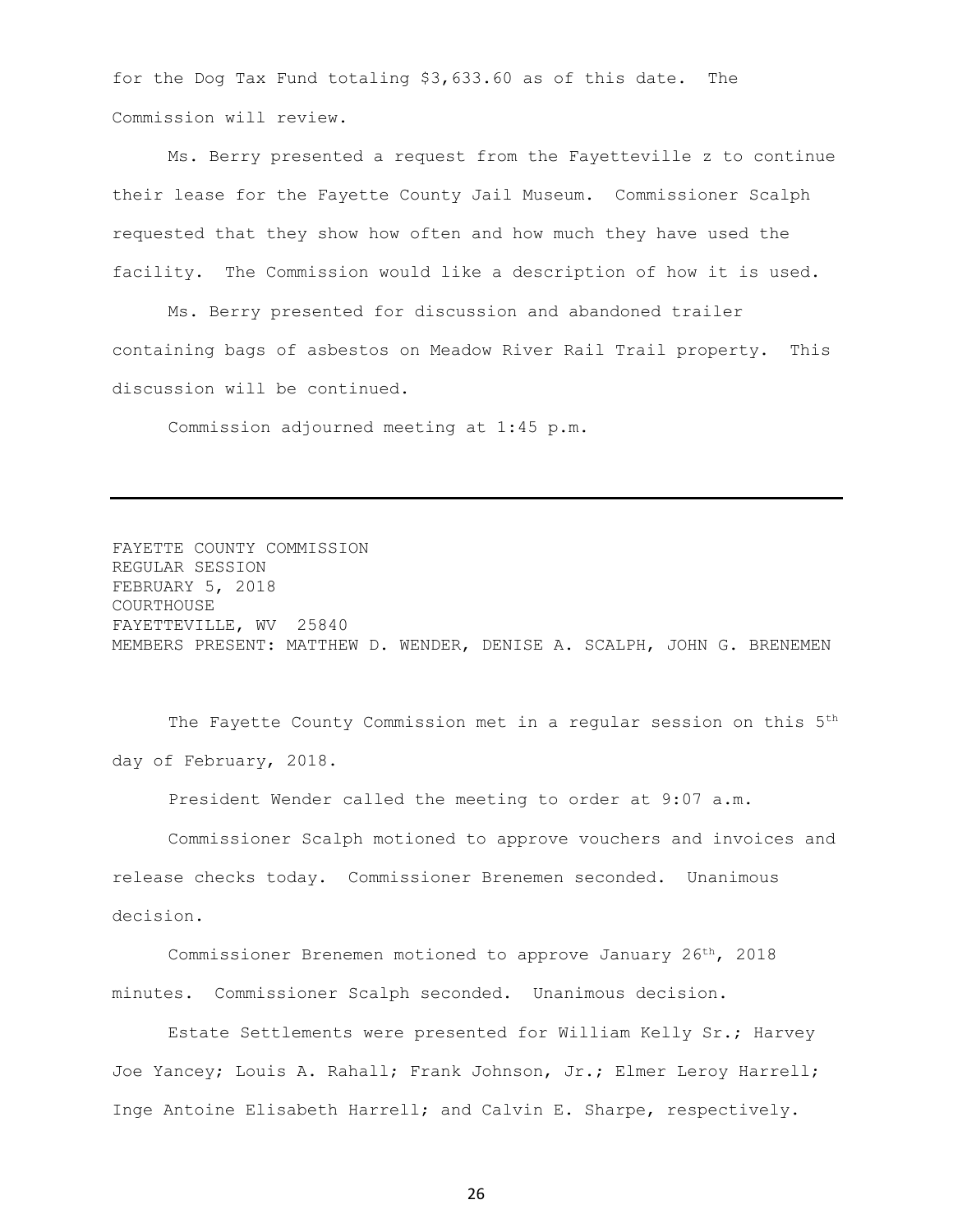for the Dog Tax Fund totaling $3,633.60 as of this date. The Commission will review.

Ms. Berry presented a request from the Fayetteville z to continue their lease for the Fayette County Jail Museum. Commissioner Scalph requested that they show how often and how much they have used the facility. The Commission would like a description of how it is used.

Ms. Berry presented for discussion and abandoned trailer containing bags of asbestos on Meadow River Rail Trail property. This discussion will be continued.

Commission adjourned meeting at 1:45 p.m.

---

FAYETTE COUNTY COMMISSION
REGULAR SESSION
FEBRUARY 5, 2018
COURTHOUSE
FAYETTEVILLE, WV 25840
MEMBERS PRESENT: MATTHEW D. WENDER, DENISE A. SCALPH, JOHN G. BRENEMEN

The Fayette County Commission met in a regular session on this 5th day of February, 2018.

President Wender called the meeting to order at 9:07 a.m.

Commissioner Scalph motioned to approve vouchers and invoices and release checks today. Commissioner Brenemen seconded. Unanimous decision.

Commissioner Brenemen motioned to approve January 26th, 2018 minutes. Commissioner Scalph seconded. Unanimous decision.

Estate Settlements were presented for William Kelly Sr.; Harvey Joe Yancey; Louis A. Rahall; Frank Johnson, Jr.; Elmer Leroy Harrell; Inge Antoine Elisabeth Harrell; and Calvin E. Sharpe, respectively.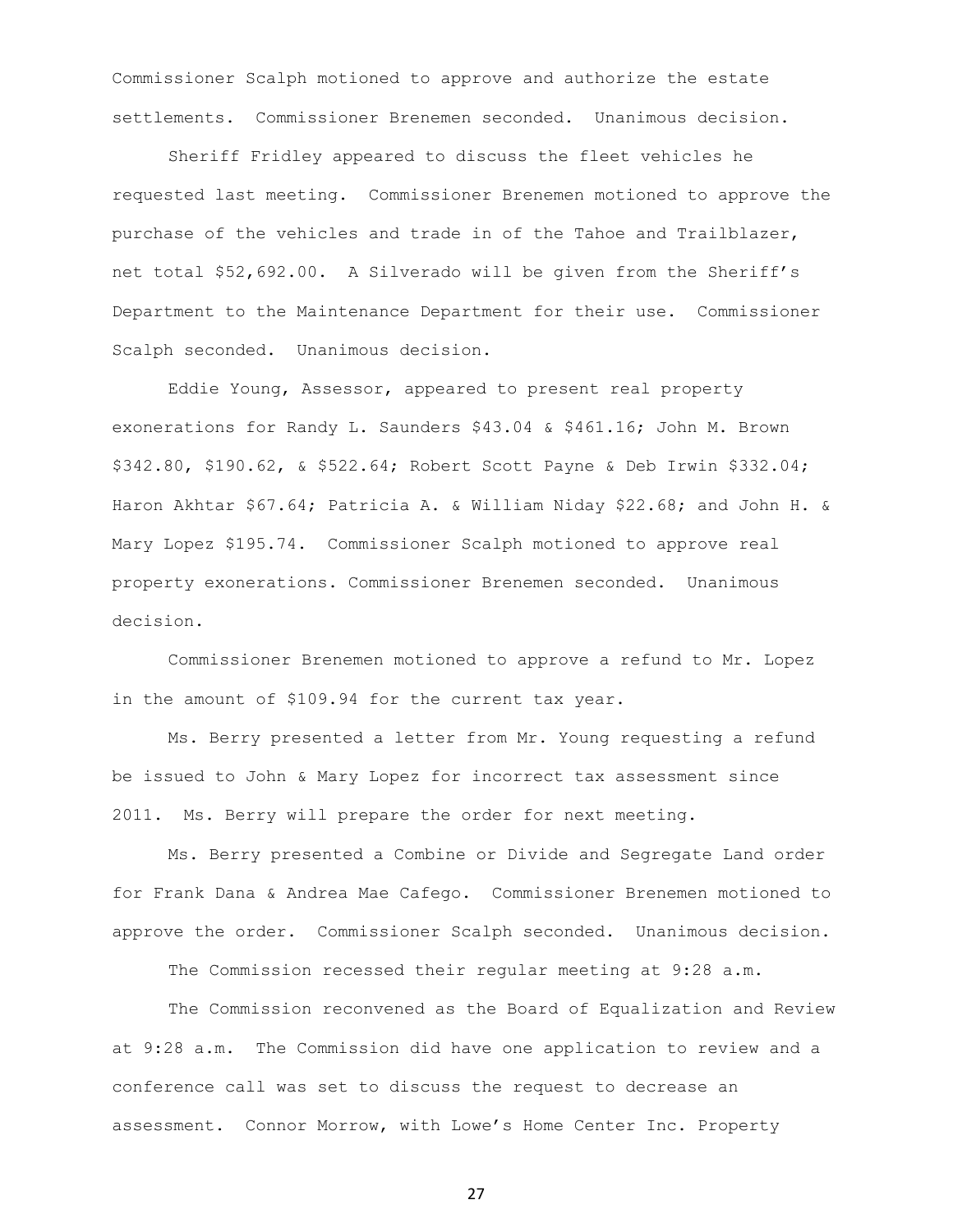Commissioner Scalph motioned to approve and authorize the estate settlements. Commissioner Brenemen seconded. Unanimous decision.

Sheriff Fridley appeared to discuss the fleet vehicles he requested last meeting. Commissioner Brenemen motioned to approve the purchase of the vehicles and trade in of the Tahoe and Trailblazer, net total $52,692.00. A Silverado will be given from the Sheriff's Department to the Maintenance Department for their use. Commissioner Scalph seconded. Unanimous decision.

Eddie Young, Assessor, appeared to present real property exonerations for Randy L. Saunders $43.04 & $461.16; John M. Brown $342.80, $190.62, & $522.64; Robert Scott Payne & Deb Irwin $332.04; Haron Akhtar $67.64; Patricia A. & William Niday $22.68; and John H. & Mary Lopez $195.74. Commissioner Scalph motioned to approve real property exonerations. Commissioner Brenemen seconded. Unanimous decision.

Commissioner Brenemen motioned to approve a refund to Mr. Lopez in the amount of $109.94 for the current tax year.

Ms. Berry presented a letter from Mr. Young requesting a refund be issued to John & Mary Lopez for incorrect tax assessment since 2011. Ms. Berry will prepare the order for next meeting.

Ms. Berry presented a Combine or Divide and Segregate Land order for Frank Dana & Andrea Mae Cafego. Commissioner Brenemen motioned to approve the order. Commissioner Scalph seconded. Unanimous decision.

The Commission recessed their regular meeting at 9:28 a.m.

The Commission reconvened as the Board of Equalization and Review at 9:28 a.m. The Commission did have one application to review and a conference call was set to discuss the request to decrease an assessment. Connor Morrow, with Lowe's Home Center Inc. Property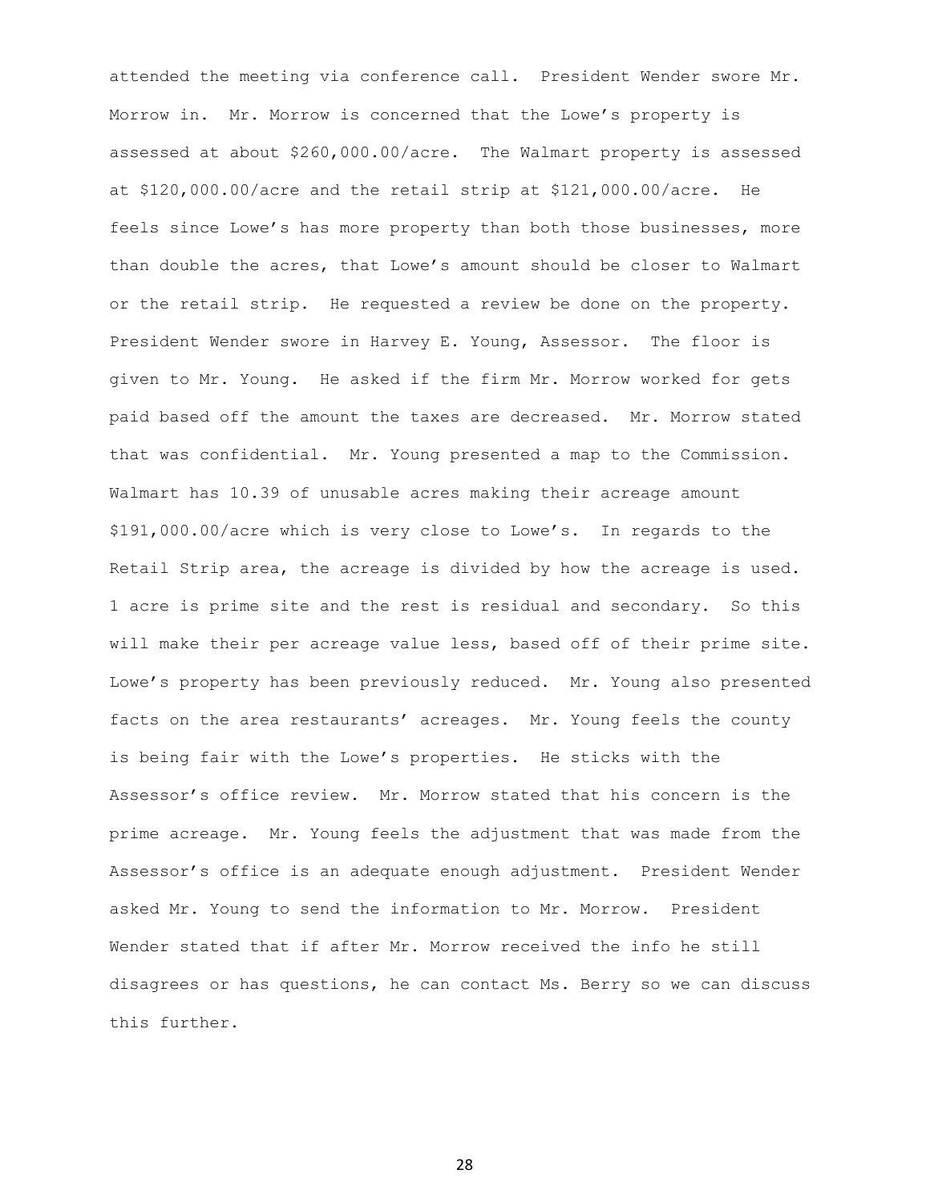attended the meeting via conference call. President Wender swore Mr. Morrow in. Mr. Morrow is concerned that the Lowe's property is assessed at about $260,000.00/acre. The Walmart property is assessed at $120,000.00/acre and the retail strip at $121,000.00/acre. He feels since Lowe's has more property than both those businesses, more than double the acres, that Lowe's amount should be closer to Walmart or the retail strip. He requested a review be done on the property. President Wender swore in Harvey E. Young, Assessor. The floor is given to Mr. Young. He asked if the firm Mr. Morrow worked for gets paid based off the amount the taxes are decreased. Mr. Morrow stated that was confidential. Mr. Young presented a map to the Commission. Walmart has 10.39 of unusable acres making their acreage amount $191,000.00/acre which is very close to Lowe's. In regards to the Retail Strip area, the acreage is divided by how the acreage is used. 1 acre is prime site and the rest is residual and secondary. So this will make their per acreage value less, based off of their prime site. Lowe's property has been previously reduced. Mr. Young also presented facts on the area restaurants' acreages. Mr. Young feels the county is being fair with the Lowe's properties. He sticks with the Assessor's office review. Mr. Morrow stated that his concern is the prime acreage. Mr. Young feels the adjustment that was made from the Assessor's office is an adequate enough adjustment. President Wender asked Mr. Young to send the information to Mr. Morrow. President Wender stated that if after Mr. Morrow received the info he still disagrees or has questions, he can contact Ms. Berry so we can discuss this further.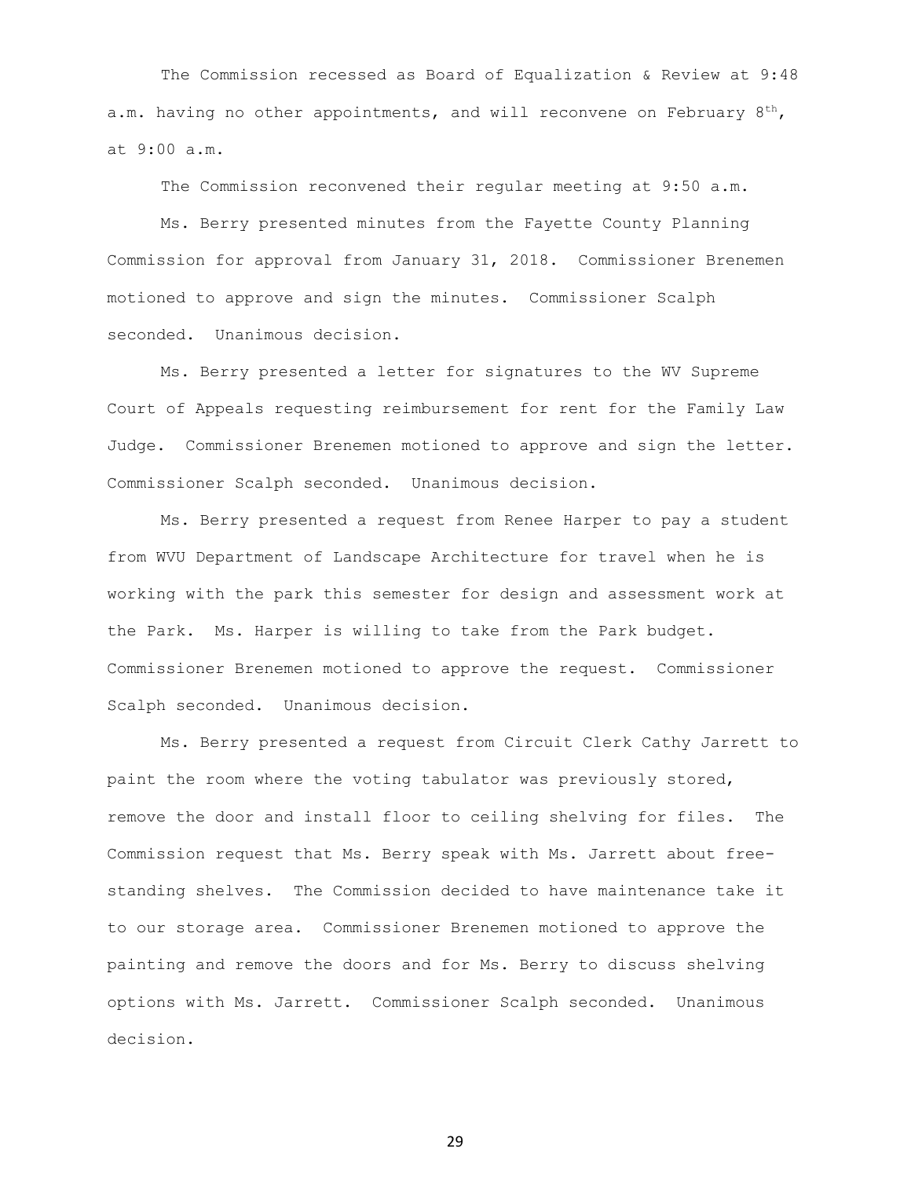The Commission recessed as Board of Equalization & Review at 9:48 a.m. having no other appointments, and will reconvene on February 8th, at 9:00 a.m.

The Commission reconvened their regular meeting at 9:50 a.m.

Ms. Berry presented minutes from the Fayette County Planning Commission for approval from January 31, 2018. Commissioner Brenemen motioned to approve and sign the minutes. Commissioner Scalph seconded. Unanimous decision.

Ms. Berry presented a letter for signatures to the WV Supreme Court of Appeals requesting reimbursement for rent for the Family Law Judge. Commissioner Brenemen motioned to approve and sign the letter. Commissioner Scalph seconded. Unanimous decision.

Ms. Berry presented a request from Renee Harper to pay a student from WVU Department of Landscape Architecture for travel when he is working with the park this semester for design and assessment work at the Park. Ms. Harper is willing to take from the Park budget. Commissioner Brenemen motioned to approve the request. Commissioner Scalph seconded. Unanimous decision.

Ms. Berry presented a request from Circuit Clerk Cathy Jarrett to paint the room where the voting tabulator was previously stored, remove the door and install floor to ceiling shelving for files. The Commission request that Ms. Berry speak with Ms. Jarrett about free-standing shelves. The Commission decided to have maintenance take it to our storage area. Commissioner Brenemen motioned to approve the painting and remove the doors and for Ms. Berry to discuss shelving options with Ms. Jarrett. Commissioner Scalph seconded. Unanimous decision.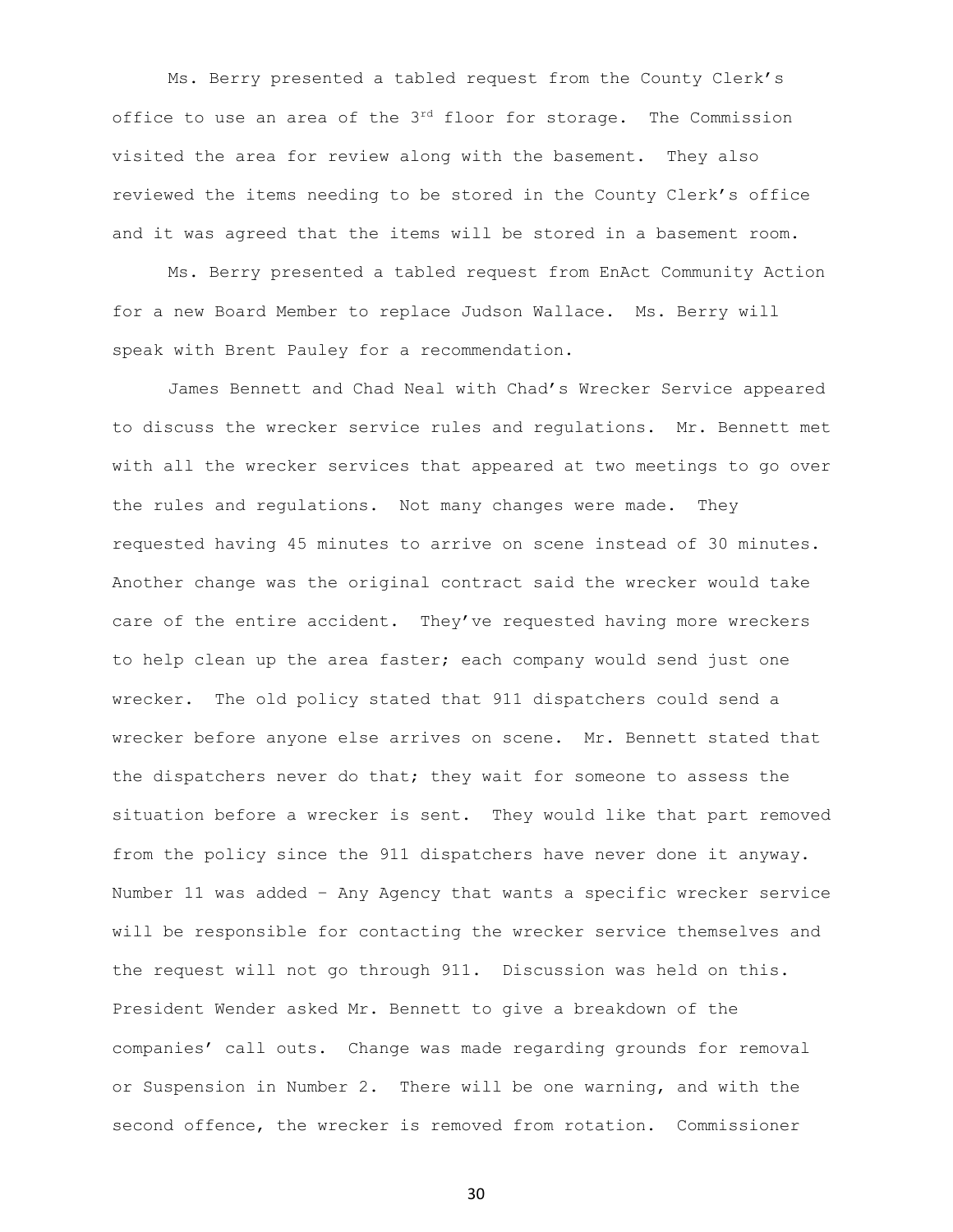Ms. Berry presented a tabled request from the County Clerk's office to use an area of the 3rd floor for storage. The Commission visited the area for review along with the basement. They also reviewed the items needing to be stored in the County Clerk's office and it was agreed that the items will be stored in a basement room.

Ms. Berry presented a tabled request from EnAct Community Action for a new Board Member to replace Judson Wallace. Ms. Berry will speak with Brent Pauley for a recommendation.

James Bennett and Chad Neal with Chad's Wrecker Service appeared to discuss the wrecker service rules and regulations. Mr. Bennett met with all the wrecker services that appeared at two meetings to go over the rules and regulations. Not many changes were made. They requested having 45 minutes to arrive on scene instead of 30 minutes. Another change was the original contract said the wrecker would take care of the entire accident. They've requested having more wreckers to help clean up the area faster; each company would send just one wrecker. The old policy stated that 911 dispatchers could send a wrecker before anyone else arrives on scene. Mr. Bennett stated that the dispatchers never do that; they wait for someone to assess the situation before a wrecker is sent. They would like that part removed from the policy since the 911 dispatchers have never done it anyway. Number 11 was added – Any Agency that wants a specific wrecker service will be responsible for contacting the wrecker service themselves and the request will not go through 911. Discussion was held on this. President Wender asked Mr. Bennett to give a breakdown of the companies' call outs. Change was made regarding grounds for removal or Suspension in Number 2. There will be one warning, and with the second offence, the wrecker is removed from rotation. Commissioner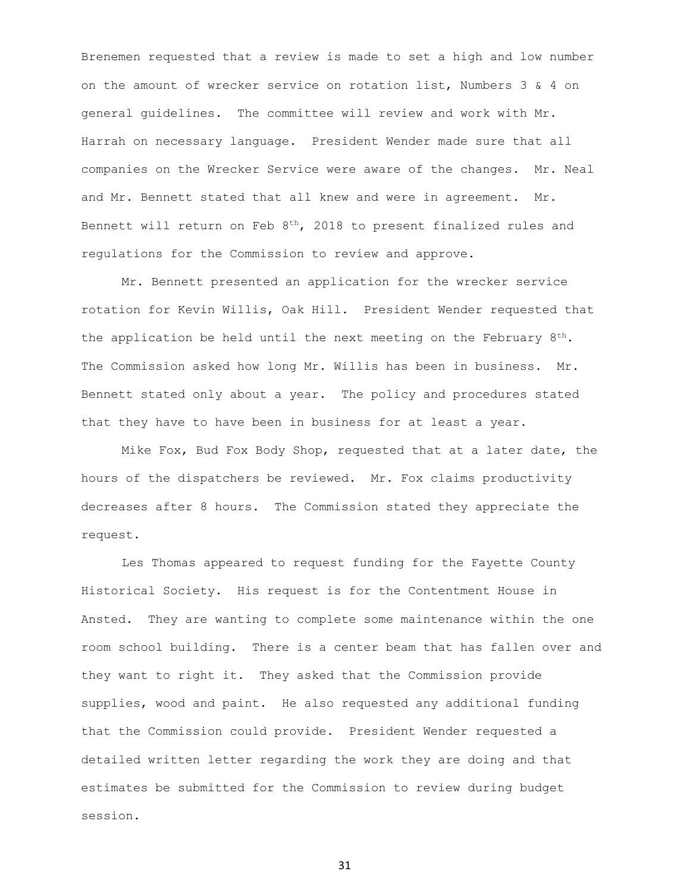Brenemen requested that a review is made to set a high and low number on the amount of wrecker service on rotation list, Numbers 3 & 4 on general guidelines. The committee will review and work with Mr. Harrah on necessary language. President Wender made sure that all companies on the Wrecker Service were aware of the changes. Mr. Neal and Mr. Bennett stated that all knew and were in agreement. Mr. Bennett will return on Feb 8th, 2018 to present finalized rules and regulations for the Commission to review and approve.

Mr. Bennett presented an application for the wrecker service rotation for Kevin Willis, Oak Hill. President Wender requested that the application be held until the next meeting on the February 8th. The Commission asked how long Mr. Willis has been in business. Mr. Bennett stated only about a year. The policy and procedures stated that they have to have been in business for at least a year.

Mike Fox, Bud Fox Body Shop, requested that at a later date, the hours of the dispatchers be reviewed. Mr. Fox claims productivity decreases after 8 hours. The Commission stated they appreciate the request.

Les Thomas appeared to request funding for the Fayette County Historical Society. His request is for the Contentment House in Ansted. They are wanting to complete some maintenance within the one room school building. There is a center beam that has fallen over and they want to right it. They asked that the Commission provide supplies, wood and paint. He also requested any additional funding that the Commission could provide. President Wender requested a detailed written letter regarding the work they are doing and that estimates be submitted for the Commission to review during budget session.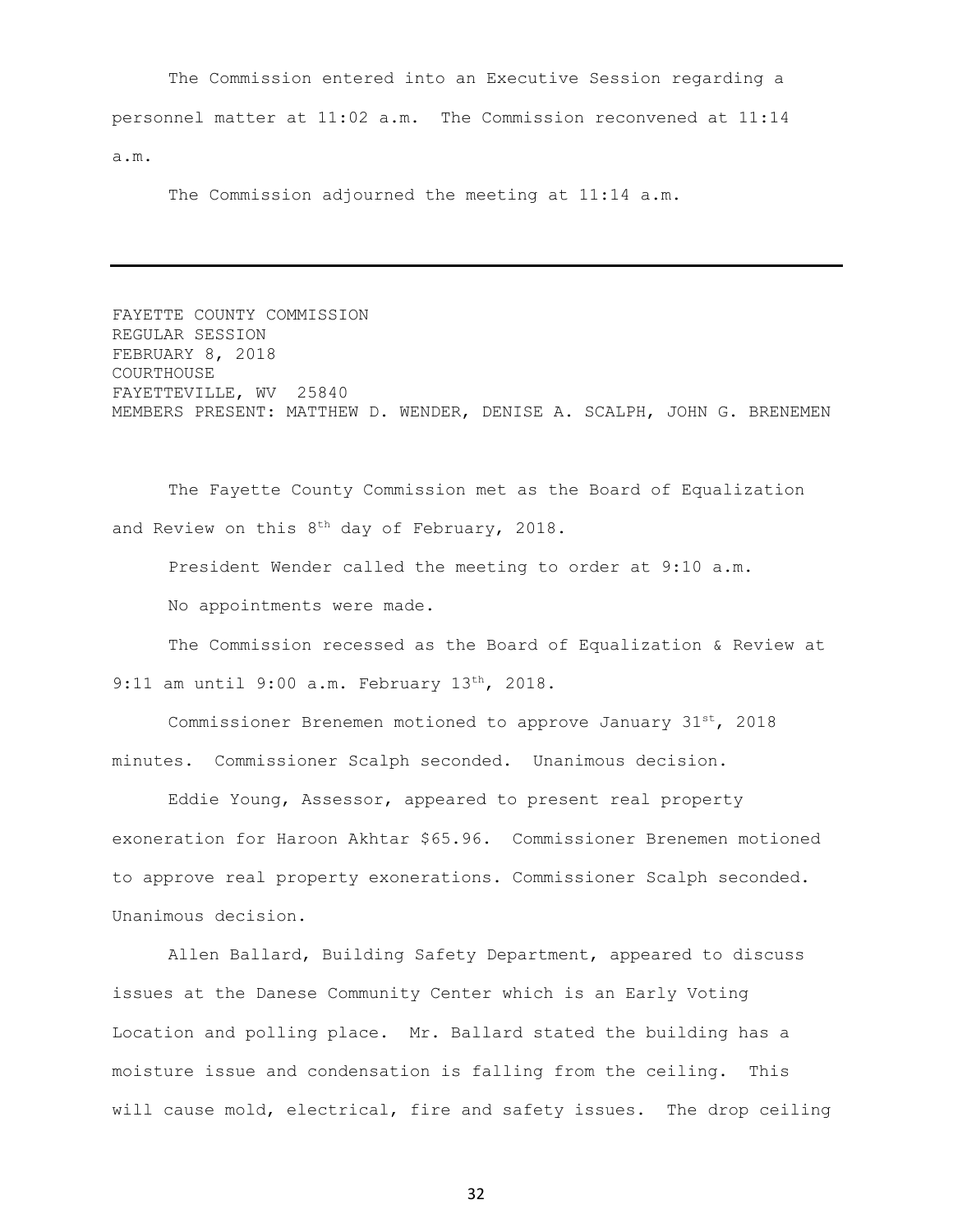The Commission entered into an Executive Session regarding a personnel matter at 11:02 a.m. The Commission reconvened at 11:14 a.m.

The Commission adjourned the meeting at 11:14 a.m.

---

FAYETTE COUNTY COMMISSION
REGULAR SESSION
FEBRUARY 8, 2018
COURTHOUSE
FAYETTEVILLE, WV 25840
MEMBERS PRESENT: MATTHEW D. WENDER, DENISE A. SCALPH, JOHN G. BRENEMEN

The Fayette County Commission met as the Board of Equalization and Review on this 8th day of February, 2018.

President Wender called the meeting to order at 9:10 a.m.

No appointments were made.

The Commission recessed as the Board of Equalization & Review at 9:11 am until 9:00 a.m. February 13th, 2018.

Commissioner Brenemen motioned to approve January 31st, 2018 minutes. Commissioner Scalph seconded. Unanimous decision.

Eddie Young, Assessor, appeared to present real property exoneration for Haroon Akhtar $65.96. Commissioner Brenemen motioned to approve real property exonerations. Commissioner Scalph seconded. Unanimous decision.

Allen Ballard, Building Safety Department, appeared to discuss issues at the Danese Community Center which is an Early Voting Location and polling place. Mr. Ballard stated the building has a moisture issue and condensation is falling from the ceiling. This will cause mold, electrical, fire and safety issues. The drop ceiling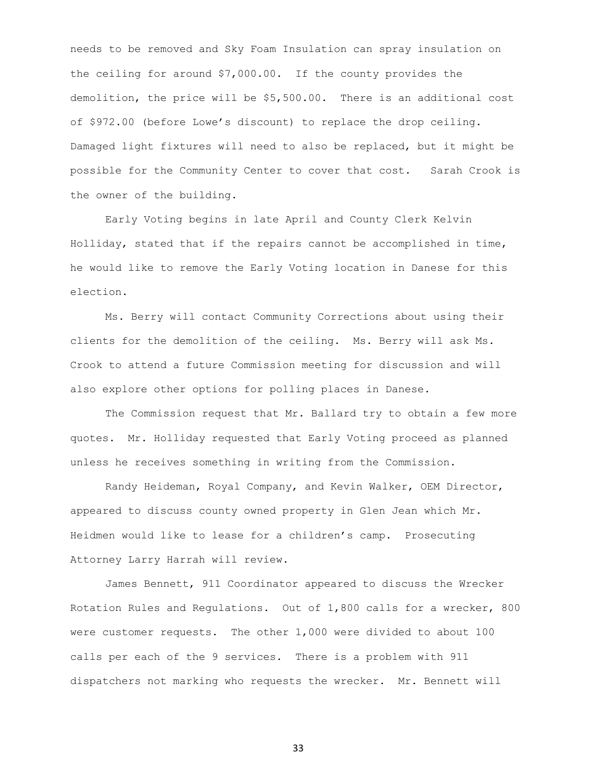needs to be removed and Sky Foam Insulation can spray insulation on the ceiling for around $7,000.00. If the county provides the demolition, the price will be $5,500.00. There is an additional cost of $972.00 (before Lowe's discount) to replace the drop ceiling. Damaged light fixtures will need to also be replaced, but it might be possible for the Community Center to cover that cost. Sarah Crook is the owner of the building.

Early Voting begins in late April and County Clerk Kelvin Holliday, stated that if the repairs cannot be accomplished in time, he would like to remove the Early Voting location in Danese for this election.

Ms. Berry will contact Community Corrections about using their clients for the demolition of the ceiling. Ms. Berry will ask Ms. Crook to attend a future Commission meeting for discussion and will also explore other options for polling places in Danese.

The Commission request that Mr. Ballard try to obtain a few more quotes. Mr. Holliday requested that Early Voting proceed as planned unless he receives something in writing from the Commission.

Randy Heideman, Royal Company, and Kevin Walker, OEM Director, appeared to discuss county owned property in Glen Jean which Mr. Heidmen would like to lease for a children's camp. Prosecuting Attorney Larry Harrah will review.

James Bennett, 911 Coordinator appeared to discuss the Wrecker Rotation Rules and Regulations. Out of 1,800 calls for a wrecker, 800 were customer requests. The other 1,000 were divided to about 100 calls per each of the 9 services. There is a problem with 911 dispatchers not marking who requests the wrecker. Mr. Bennett will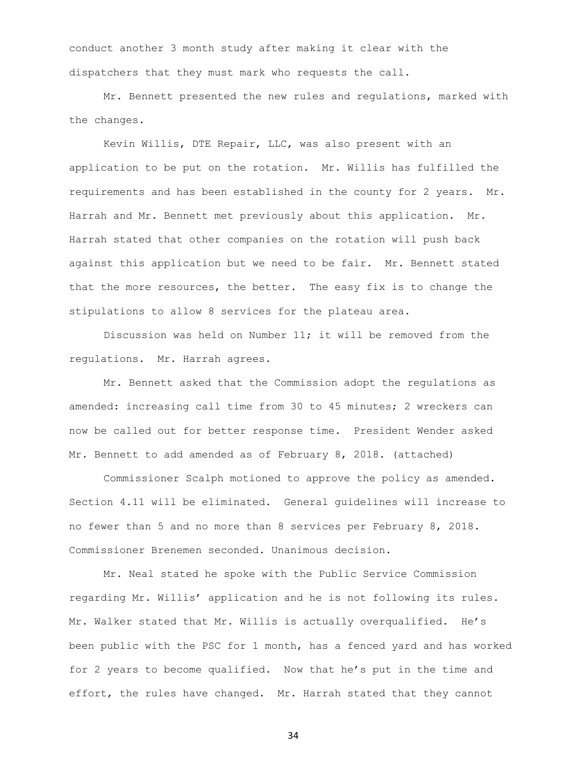conduct another 3 month study after making it clear with the dispatchers that they must mark who requests the call.

Mr. Bennett presented the new rules and regulations, marked with the changes.

Kevin Willis, DTE Repair, LLC, was also present with an application to be put on the rotation. Mr. Willis has fulfilled the requirements and has been established in the county for 2 years. Mr. Harrah and Mr. Bennett met previously about this application. Mr. Harrah stated that other companies on the rotation will push back against this application but we need to be fair. Mr. Bennett stated that the more resources, the better. The easy fix is to change the stipulations to allow 8 services for the plateau area.

Discussion was held on Number 11; it will be removed from the regulations. Mr. Harrah agrees.

Mr. Bennett asked that the Commission adopt the regulations as amended: increasing call time from 30 to 45 minutes; 2 wreckers can now be called out for better response time. President Wender asked Mr. Bennett to add amended as of February 8, 2018. (attached)

Commissioner Scalph motioned to approve the policy as amended. Section 4.11 will be eliminated. General guidelines will increase to no fewer than 5 and no more than 8 services per February 8, 2018. Commissioner Brenemen seconded. Unanimous decision.

Mr. Neal stated he spoke with the Public Service Commission regarding Mr. Willis' application and he is not following its rules. Mr. Walker stated that Mr. Willis is actually overqualified. He's been public with the PSC for 1 month, has a fenced yard and has worked for 2 years to become qualified. Now that he's put in the time and effort, the rules have changed. Mr. Harrah stated that they cannot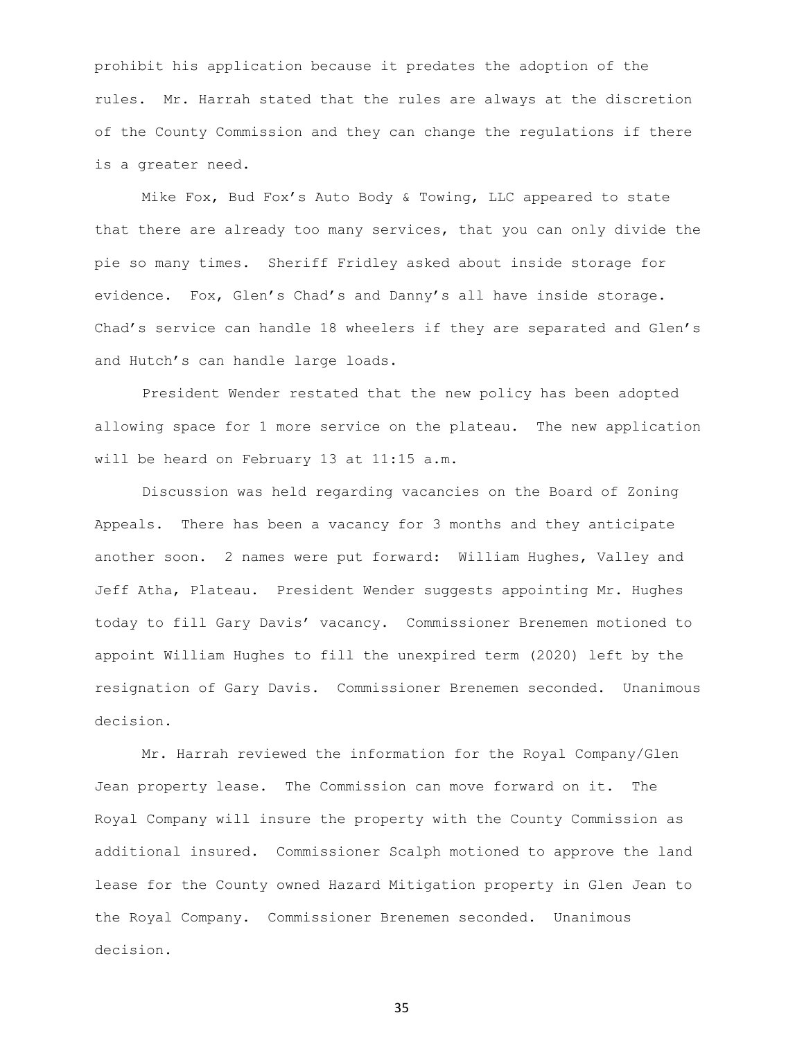prohibit his application because it predates the adoption of the rules. Mr. Harrah stated that the rules are always at the discretion of the County Commission and they can change the regulations if there is a greater need.

Mike Fox, Bud Fox's Auto Body & Towing, LLC appeared to state that there are already too many services, that you can only divide the pie so many times. Sheriff Fridley asked about inside storage for evidence. Fox, Glen's Chad's and Danny's all have inside storage. Chad's service can handle 18 wheelers if they are separated and Glen's and Hutch's can handle large loads.

President Wender restated that the new policy has been adopted allowing space for 1 more service on the plateau. The new application will be heard on February 13 at 11:15 a.m.

Discussion was held regarding vacancies on the Board of Zoning Appeals. There has been a vacancy for 3 months and they anticipate another soon. 2 names were put forward: William Hughes, Valley and Jeff Atha, Plateau. President Wender suggests appointing Mr. Hughes today to fill Gary Davis' vacancy. Commissioner Brenemen motioned to appoint William Hughes to fill the unexpired term (2020) left by the resignation of Gary Davis. Commissioner Brenemen seconded. Unanimous decision.

Mr. Harrah reviewed the information for the Royal Company/Glen Jean property lease. The Commission can move forward on it. The Royal Company will insure the property with the County Commission as additional insured. Commissioner Scalph motioned to approve the land lease for the County owned Hazard Mitigation property in Glen Jean to the Royal Company. Commissioner Brenemen seconded. Unanimous decision.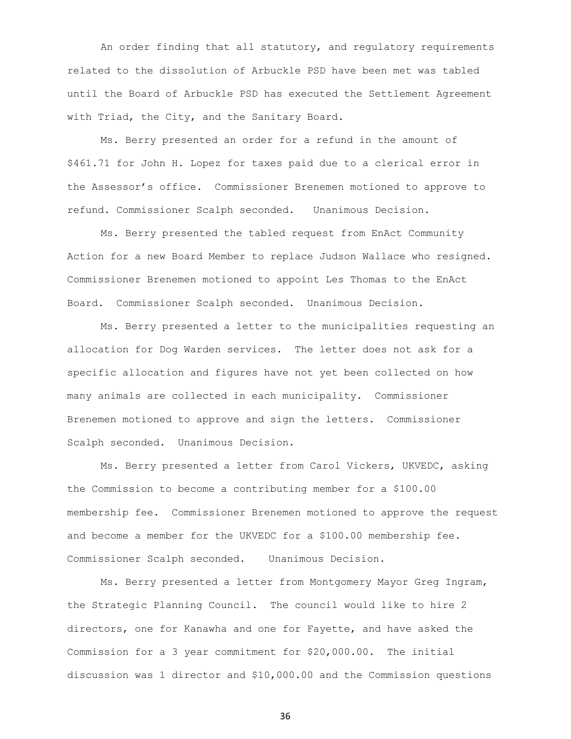An order finding that all statutory, and regulatory requirements related to the dissolution of Arbuckle PSD have been met was tabled until the Board of Arbuckle PSD has executed the Settlement Agreement with Triad, the City, and the Sanitary Board.

Ms. Berry presented an order for a refund in the amount of $461.71 for John H. Lopez for taxes paid due to a clerical error in the Assessor's office. Commissioner Brenemen motioned to approve to refund. Commissioner Scalph seconded. Unanimous Decision.

Ms. Berry presented the tabled request from EnAct Community Action for a new Board Member to replace Judson Wallace who resigned. Commissioner Brenemen motioned to appoint Les Thomas to the EnAct Board. Commissioner Scalph seconded. Unanimous Decision.

Ms. Berry presented a letter to the municipalities requesting an allocation for Dog Warden services. The letter does not ask for a specific allocation and figures have not yet been collected on how many animals are collected in each municipality. Commissioner Brenemen motioned to approve and sign the letters. Commissioner Scalph seconded. Unanimous Decision.

Ms. Berry presented a letter from Carol Vickers, UKVEDC, asking the Commission to become a contributing member for a $100.00 membership fee. Commissioner Brenemen motioned to approve the request and become a member for the UKVEDC for a $100.00 membership fee. Commissioner Scalph seconded. Unanimous Decision.

Ms. Berry presented a letter from Montgomery Mayor Greg Ingram, the Strategic Planning Council. The council would like to hire 2 directors, one for Kanawha and one for Fayette, and have asked the Commission for a 3 year commitment for $20,000.00. The initial discussion was 1 director and $10,000.00 and the Commission questions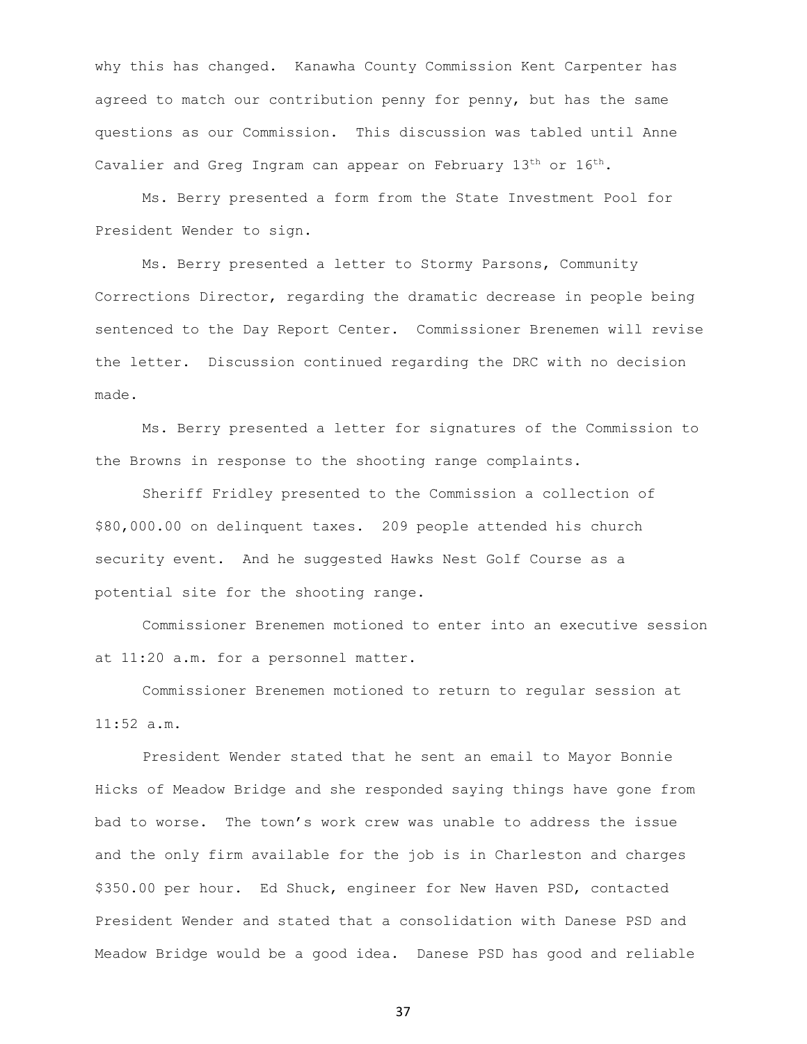why this has changed. Kanawha County Commission Kent Carpenter has agreed to match our contribution penny for penny, but has the same questions as our Commission. This discussion was tabled until Anne Cavalier and Greg Ingram can appear on February 13th or 16th.

Ms. Berry presented a form from the State Investment Pool for President Wender to sign.

Ms. Berry presented a letter to Stormy Parsons, Community Corrections Director, regarding the dramatic decrease in people being sentenced to the Day Report Center. Commissioner Brenemen will revise the letter. Discussion continued regarding the DRC with no decision made.

Ms. Berry presented a letter for signatures of the Commission to the Browns in response to the shooting range complaints.

Sheriff Fridley presented to the Commission a collection of $80,000.00 on delinquent taxes. 209 people attended his church security event. And he suggested Hawks Nest Golf Course as a potential site for the shooting range.

Commissioner Brenemen motioned to enter into an executive session at 11:20 a.m. for a personnel matter.

Commissioner Brenemen motioned to return to regular session at 11:52 a.m.

President Wender stated that he sent an email to Mayor Bonnie Hicks of Meadow Bridge and she responded saying things have gone from bad to worse. The town's work crew was unable to address the issue and the only firm available for the job is in Charleston and charges $350.00 per hour. Ed Shuck, engineer for New Haven PSD, contacted President Wender and stated that a consolidation with Danese PSD and Meadow Bridge would be a good idea. Danese PSD has good and reliable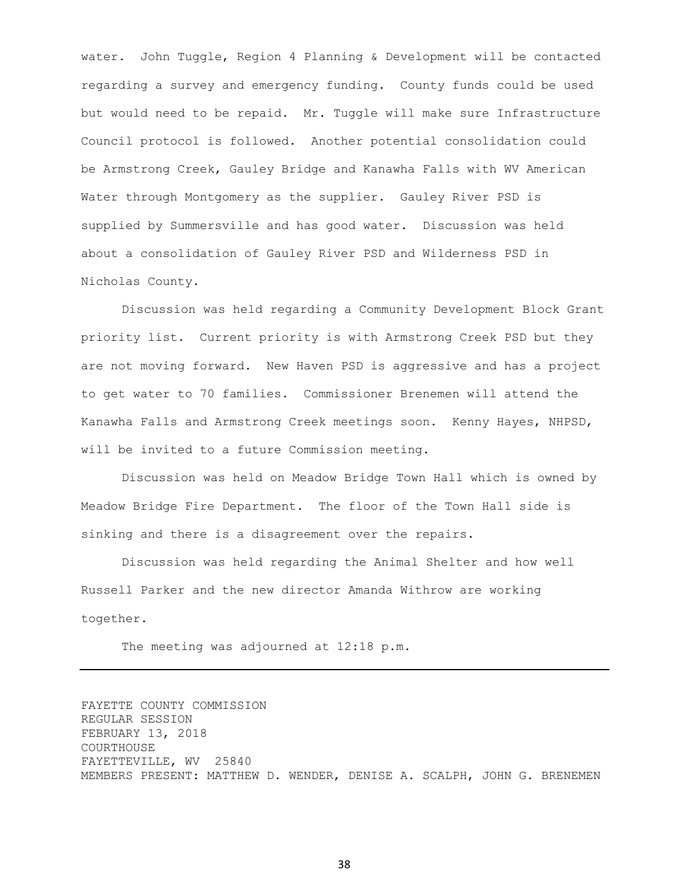water. John Tuggle, Region 4 Planning & Development will be contacted regarding a survey and emergency funding. County funds could be used but would need to be repaid. Mr. Tuggle will make sure Infrastructure Council protocol is followed. Another potential consolidation could be Armstrong Creek, Gauley Bridge and Kanawha Falls with WV American Water through Montgomery as the supplier. Gauley River PSD is supplied by Summersville and has good water. Discussion was held about a consolidation of Gauley River PSD and Wilderness PSD in Nicholas County.

Discussion was held regarding a Community Development Block Grant priority list. Current priority is with Armstrong Creek PSD but they are not moving forward. New Haven PSD is aggressive and has a project to get water to 70 families. Commissioner Brenemen will attend the Kanawha Falls and Armstrong Creek meetings soon. Kenny Hayes, NHPSD, will be invited to a future Commission meeting.

Discussion was held on Meadow Bridge Town Hall which is owned by Meadow Bridge Fire Department. The floor of the Town Hall side is sinking and there is a disagreement over the repairs.

Discussion was held regarding the Animal Shelter and how well Russell Parker and the new director Amanda Withrow are working together.

The meeting was adjourned at 12:18 p.m.

---

FAYETTE COUNTY COMMISSION
REGULAR SESSION
FEBRUARY 13, 2018
COURTHOUSE
FAYETTEVILLE, WV 25840
MEMBERS PRESENT: MATTHEW D. WENDER, DENISE A. SCALPH, JOHN G. BRENEMEN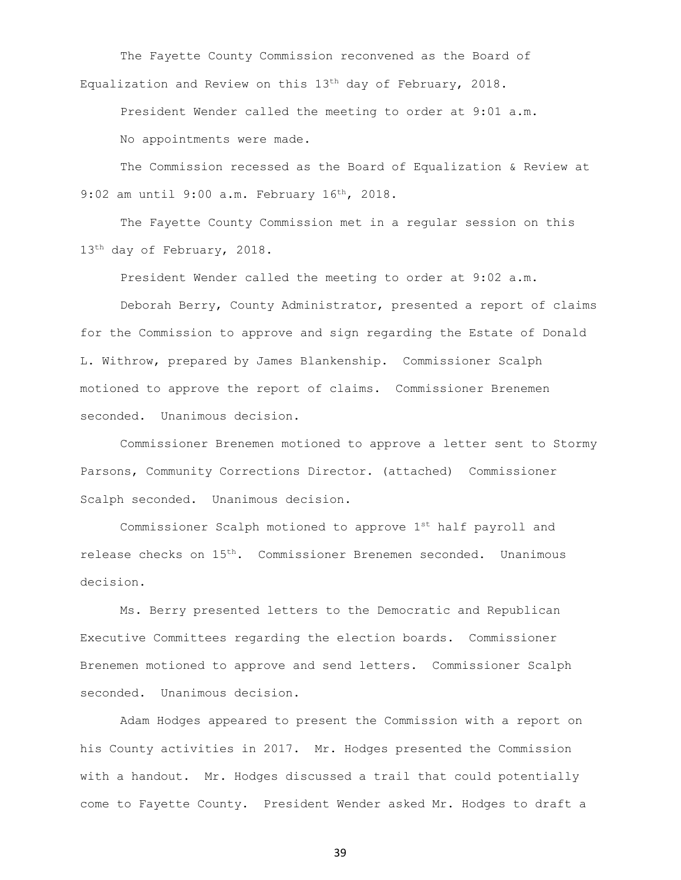The Fayette County Commission reconvened as the Board of Equalization and Review on this 13th day of February, 2018.

President Wender called the meeting to order at 9:01 a.m.

No appointments were made.

The Commission recessed as the Board of Equalization & Review at 9:02 am until 9:00 a.m. February 16th, 2018.

The Fayette County Commission met in a regular session on this 13th day of February, 2018.

President Wender called the meeting to order at 9:02 a.m.

Deborah Berry, County Administrator, presented a report of claims for the Commission to approve and sign regarding the Estate of Donald L. Withrow, prepared by James Blankenship. Commissioner Scalph motioned to approve the report of claims. Commissioner Brenemen seconded. Unanimous decision.

Commissioner Brenemen motioned to approve a letter sent to Stormy Parsons, Community Corrections Director. (attached) Commissioner Scalph seconded. Unanimous decision.

Commissioner Scalph motioned to approve 1st half payroll and release checks on 15th. Commissioner Brenemen seconded. Unanimous decision.

Ms. Berry presented letters to the Democratic and Republican Executive Committees regarding the election boards. Commissioner Brenemen motioned to approve and send letters. Commissioner Scalph seconded. Unanimous decision.

Adam Hodges appeared to present the Commission with a report on his County activities in 2017. Mr. Hodges presented the Commission with a handout. Mr. Hodges discussed a trail that could potentially come to Fayette County. President Wender asked Mr. Hodges to draft a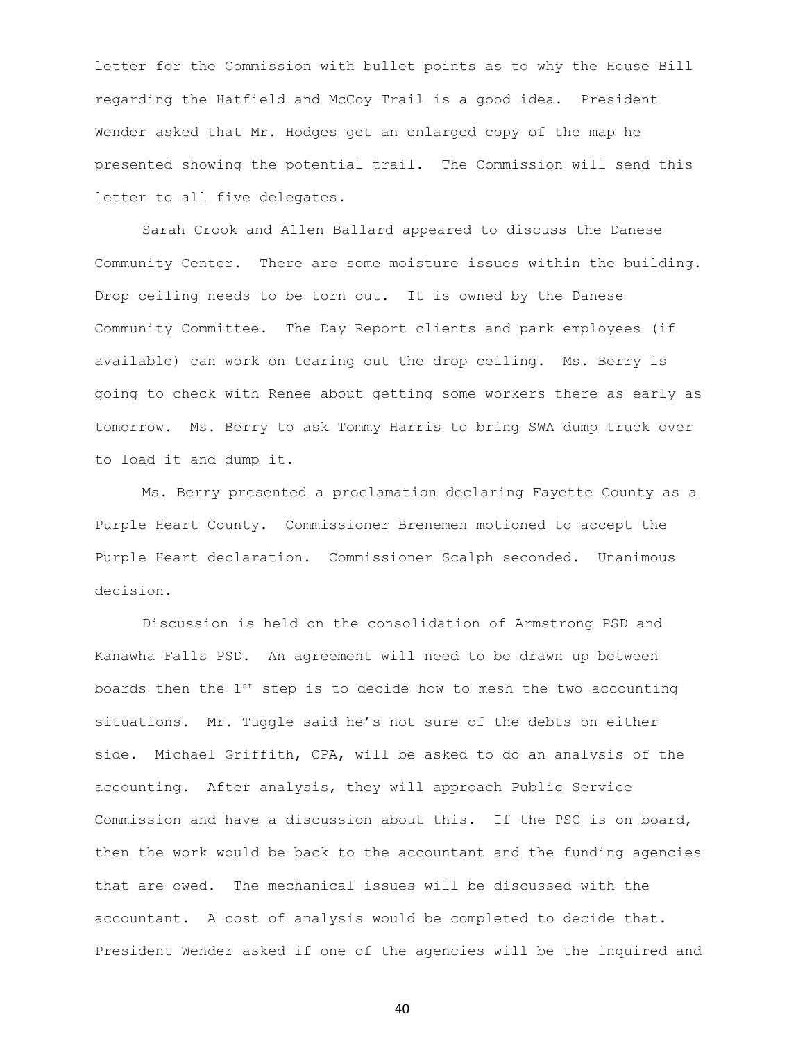letter for the Commission with bullet points as to why the House Bill regarding the Hatfield and McCoy Trail is a good idea. President Wender asked that Mr. Hodges get an enlarged copy of the map he presented showing the potential trail. The Commission will send this letter to all five delegates.

Sarah Crook and Allen Ballard appeared to discuss the Danese Community Center. There are some moisture issues within the building. Drop ceiling needs to be torn out. It is owned by the Danese Community Committee. The Day Report clients and park employees (if available) can work on tearing out the drop ceiling. Ms. Berry is going to check with Renee about getting some workers there as early as tomorrow. Ms. Berry to ask Tommy Harris to bring SWA dump truck over to load it and dump it.

Ms. Berry presented a proclamation declaring Fayette County as a Purple Heart County. Commissioner Brenemen motioned to accept the Purple Heart declaration. Commissioner Scalph seconded. Unanimous decision.

Discussion is held on the consolidation of Armstrong PSD and Kanawha Falls PSD. An agreement will need to be drawn up between boards then the 1st step is to decide how to mesh the two accounting situations. Mr. Tuggle said he's not sure of the debts on either side. Michael Griffith, CPA, will be asked to do an analysis of the accounting. After analysis, they will approach Public Service Commission and have a discussion about this. If the PSC is on board, then the work would be back to the accountant and the funding agencies that are owed. The mechanical issues will be discussed with the accountant. A cost of analysis would be completed to decide that. President Wender asked if one of the agencies will be the inquired and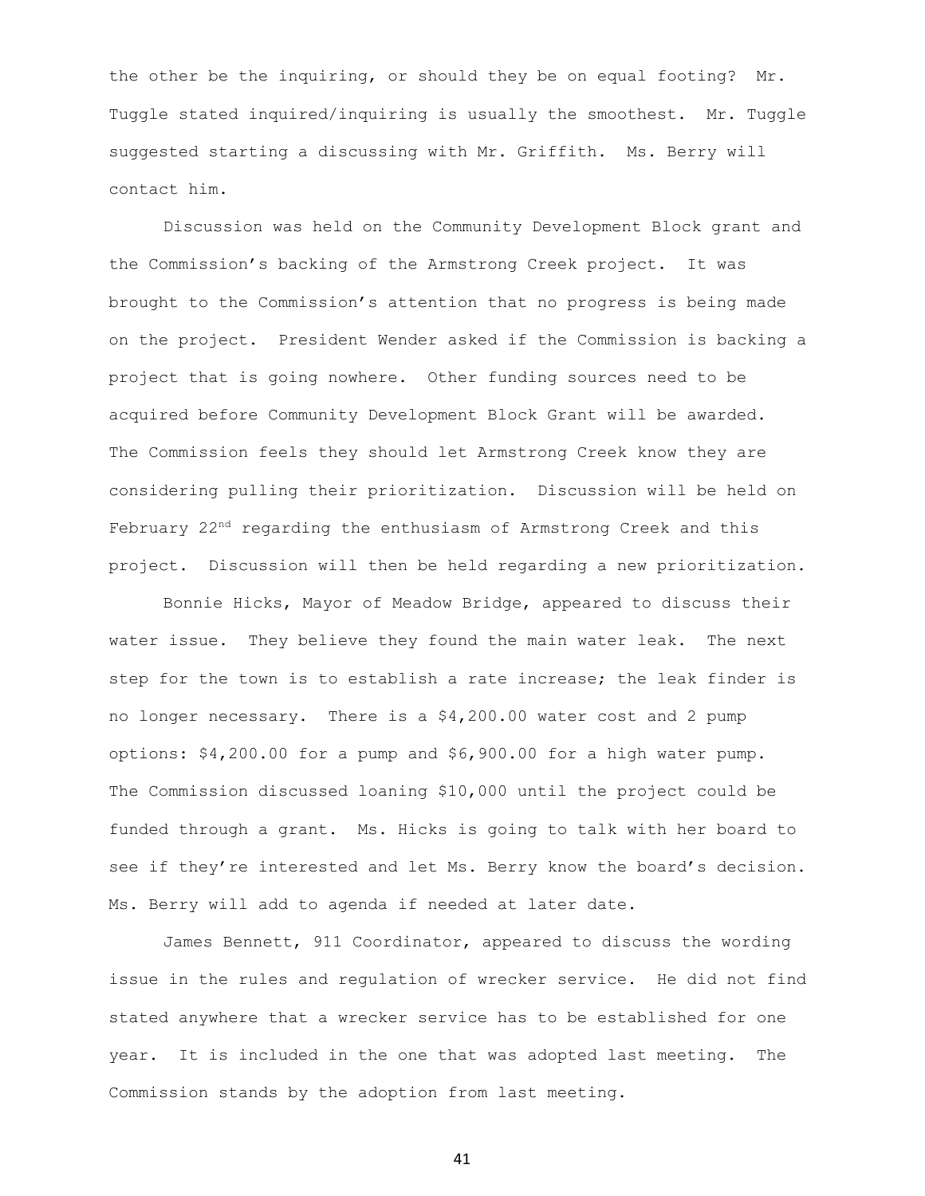the other be the inquiring, or should they be on equal footing? Mr. Tuggle stated inquired/inquiring is usually the smoothest. Mr. Tuggle suggested starting a discussing with Mr. Griffith. Ms. Berry will contact him.

Discussion was held on the Community Development Block grant and the Commission's backing of the Armstrong Creek project. It was brought to the Commission's attention that no progress is being made on the project. President Wender asked if the Commission is backing a project that is going nowhere. Other funding sources need to be acquired before Community Development Block Grant will be awarded. The Commission feels they should let Armstrong Creek know they are considering pulling their prioritization. Discussion will be held on February 22nd regarding the enthusiasm of Armstrong Creek and this project. Discussion will then be held regarding a new prioritization.

Bonnie Hicks, Mayor of Meadow Bridge, appeared to discuss their water issue. They believe they found the main water leak. The next step for the town is to establish a rate increase; the leak finder is no longer necessary. There is a $4,200.00 water cost and 2 pump options: $4,200.00 for a pump and $6,900.00 for a high water pump. The Commission discussed loaning $10,000 until the project could be funded through a grant. Ms. Hicks is going to talk with her board to see if they're interested and let Ms. Berry know the board's decision. Ms. Berry will add to agenda if needed at later date.

James Bennett, 911 Coordinator, appeared to discuss the wording issue in the rules and regulation of wrecker service. He did not find stated anywhere that a wrecker service has to be established for one year. It is included in the one that was adopted last meeting. The Commission stands by the adoption from last meeting.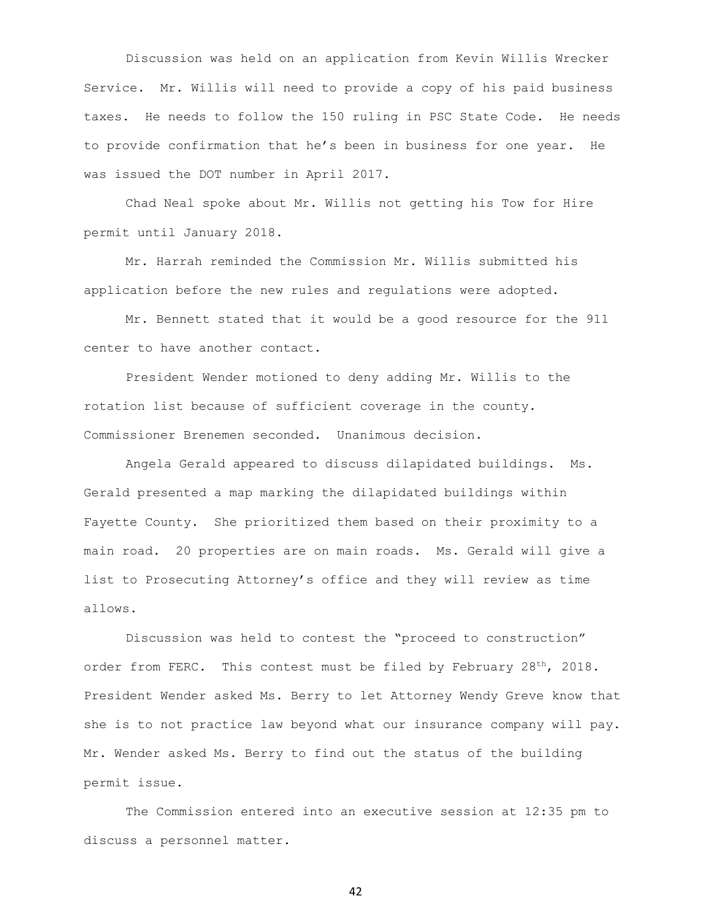Discussion was held on an application from Kevin Willis Wrecker Service. Mr. Willis will need to provide a copy of his paid business taxes. He needs to follow the 150 ruling in PSC State Code. He needs to provide confirmation that he's been in business for one year. He was issued the DOT number in April 2017.

Chad Neal spoke about Mr. Willis not getting his Tow for Hire permit until January 2018.

Mr. Harrah reminded the Commission Mr. Willis submitted his application before the new rules and regulations were adopted.

Mr. Bennett stated that it would be a good resource for the 911 center to have another contact.

President Wender motioned to deny adding Mr. Willis to the rotation list because of sufficient coverage in the county. Commissioner Brenemen seconded. Unanimous decision.

Angela Gerald appeared to discuss dilapidated buildings. Ms. Gerald presented a map marking the dilapidated buildings within Fayette County. She prioritized them based on their proximity to a main road. 20 properties are on main roads. Ms. Gerald will give a list to Prosecuting Attorney's office and they will review as time allows.

Discussion was held to contest the "proceed to construction" order from FERC. This contest must be filed by February 28th, 2018. President Wender asked Ms. Berry to let Attorney Wendy Greve know that she is to not practice law beyond what our insurance company will pay. Mr. Wender asked Ms. Berry to find out the status of the building permit issue.

The Commission entered into an executive session at 12:35 pm to discuss a personnel matter.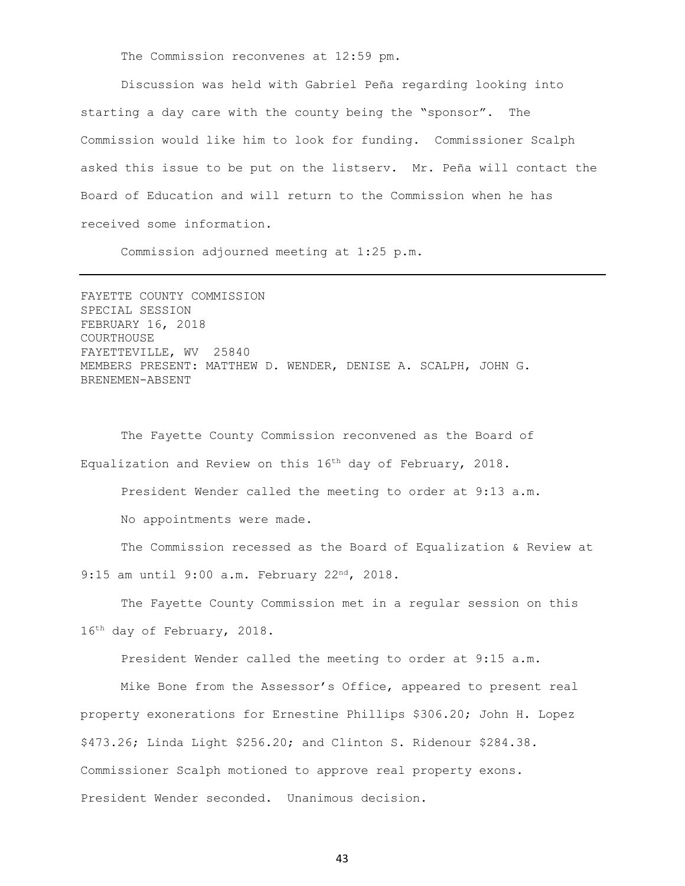The Commission reconvenes at 12:59 pm.

Discussion was held with Gabriel Peña regarding looking into starting a day care with the county being the "sponsor". The Commission would like him to look for funding. Commissioner Scalph asked this issue to be put on the listserv. Mr. Peña will contact the Board of Education and will return to the Commission when he has received some information.

Commission adjourned meeting at 1:25 p.m.

---

FAYETTE COUNTY COMMISSION
SPECIAL SESSION
FEBRUARY 16, 2018
COURTHOUSE
FAYETTEVILLE, WV 25840
MEMBERS PRESENT: MATTHEW D. WENDER, DENISE A. SCALPH, JOHN G. BRENEMEN-ABSENT

The Fayette County Commission reconvened as the Board of Equalization and Review on this 16th day of February, 2018.

President Wender called the meeting to order at 9:13 a.m.

No appointments were made.

The Commission recessed as the Board of Equalization & Review at 9:15 am until 9:00 a.m. February 22nd, 2018.

The Fayette County Commission met in a regular session on this 16th day of February, 2018.

President Wender called the meeting to order at 9:15 a.m.

Mike Bone from the Assessor's Office, appeared to present real property exonerations for Ernestine Phillips $306.20; John H. Lopez $473.26; Linda Light $256.20; and Clinton S. Ridenour $284.38. Commissioner Scalph motioned to approve real property exons. President Wender seconded. Unanimous decision.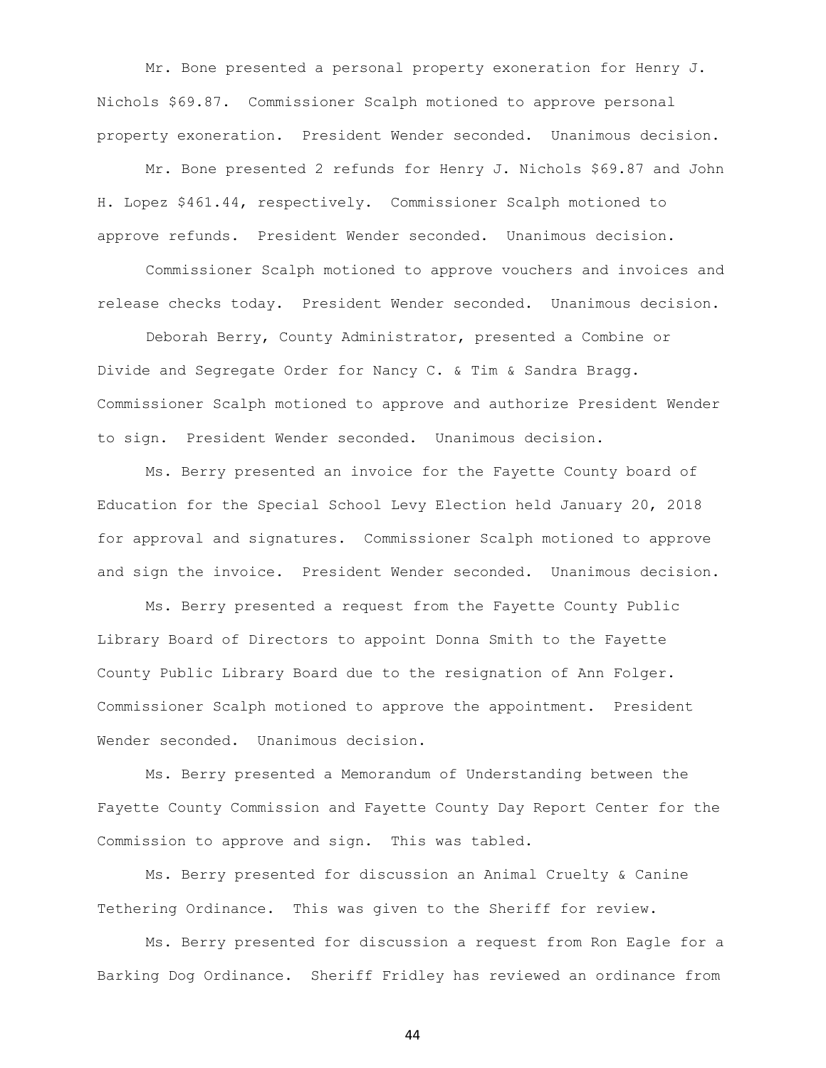Mr. Bone presented a personal property exoneration for Henry J. Nichols $69.87. Commissioner Scalph motioned to approve personal property exoneration. President Wender seconded. Unanimous decision.

Mr. Bone presented 2 refunds for Henry J. Nichols $69.87 and John H. Lopez $461.44, respectively. Commissioner Scalph motioned to approve refunds. President Wender seconded. Unanimous decision.

Commissioner Scalph motioned to approve vouchers and invoices and release checks today. President Wender seconded. Unanimous decision.

Deborah Berry, County Administrator, presented a Combine or Divide and Segregate Order for Nancy C. & Tim & Sandra Bragg. Commissioner Scalph motioned to approve and authorize President Wender to sign. President Wender seconded. Unanimous decision.

Ms. Berry presented an invoice for the Fayette County board of Education for the Special School Levy Election held January 20, 2018 for approval and signatures. Commissioner Scalph motioned to approve and sign the invoice. President Wender seconded. Unanimous decision.

Ms. Berry presented a request from the Fayette County Public Library Board of Directors to appoint Donna Smith to the Fayette County Public Library Board due to the resignation of Ann Folger. Commissioner Scalph motioned to approve the appointment. President Wender seconded. Unanimous decision.

Ms. Berry presented a Memorandum of Understanding between the Fayette County Commission and Fayette County Day Report Center for the Commission to approve and sign. This was tabled.

Ms. Berry presented for discussion an Animal Cruelty & Canine Tethering Ordinance. This was given to the Sheriff for review.

Ms. Berry presented for discussion a request from Ron Eagle for a Barking Dog Ordinance. Sheriff Fridley has reviewed an ordinance from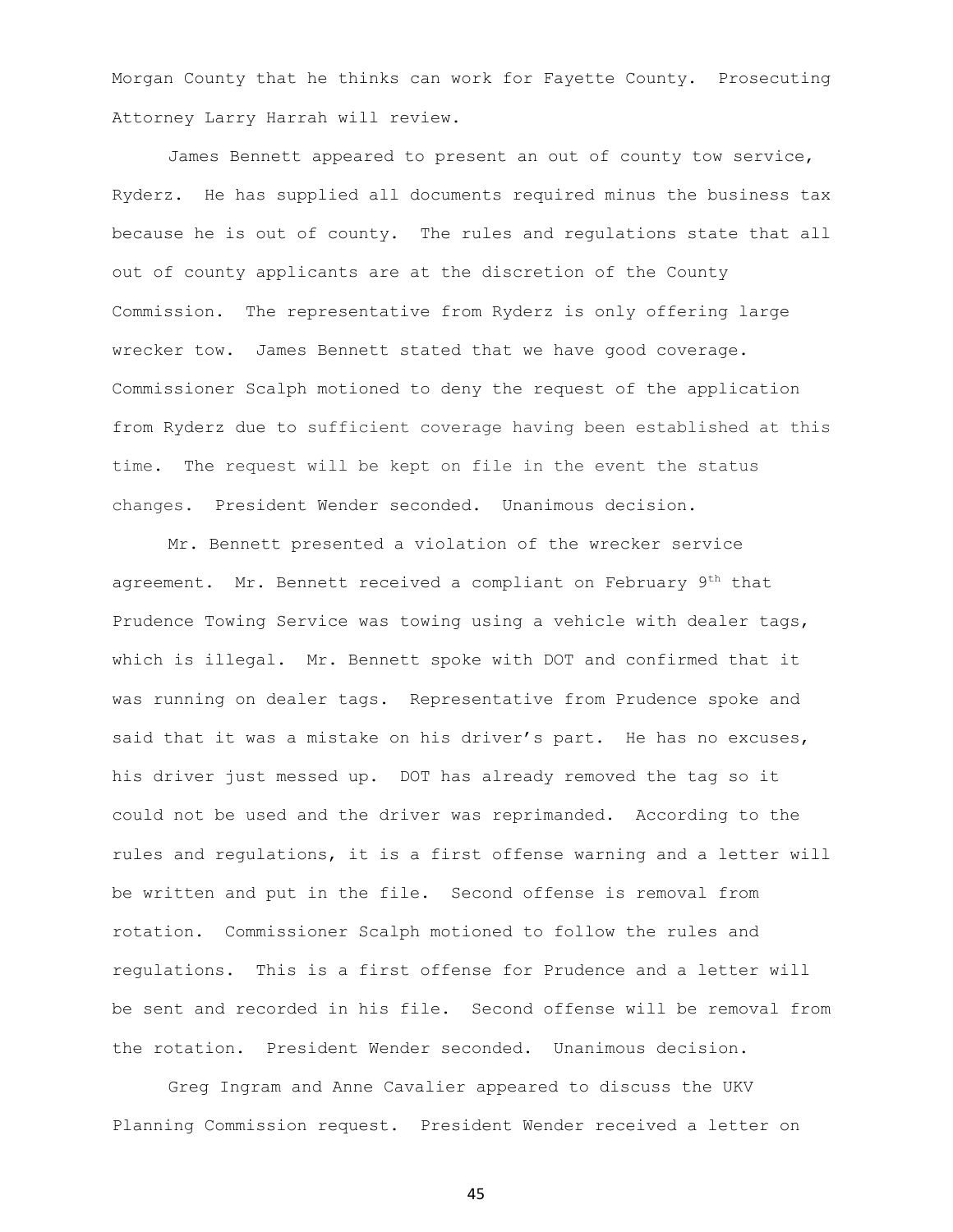Morgan County that he thinks can work for Fayette County. Prosecuting Attorney Larry Harrah will review.

James Bennett appeared to present an out of county tow service, Ryderz. He has supplied all documents required minus the business tax because he is out of county. The rules and regulations state that all out of county applicants are at the discretion of the County Commission. The representative from Ryderz is only offering large wrecker tow. James Bennett stated that we have good coverage. Commissioner Scalph motioned to deny the request of the application from Ryderz due to sufficient coverage having been established at this time. The request will be kept on file in the event the status changes. President Wender seconded. Unanimous decision.

Mr. Bennett presented a violation of the wrecker service agreement. Mr. Bennett received a compliant on February 9th that Prudence Towing Service was towing using a vehicle with dealer tags, which is illegal. Mr. Bennett spoke with DOT and confirmed that it was running on dealer tags. Representative from Prudence spoke and said that it was a mistake on his driver's part. He has no excuses, his driver just messed up. DOT has already removed the tag so it could not be used and the driver was reprimanded. According to the rules and regulations, it is a first offense warning and a letter will be written and put in the file. Second offense is removal from rotation. Commissioner Scalph motioned to follow the rules and regulations. This is a first offense for Prudence and a letter will be sent and recorded in his file. Second offense will be removal from the rotation. President Wender seconded. Unanimous decision.

Greg Ingram and Anne Cavalier appeared to discuss the UKV Planning Commission request. President Wender received a letter on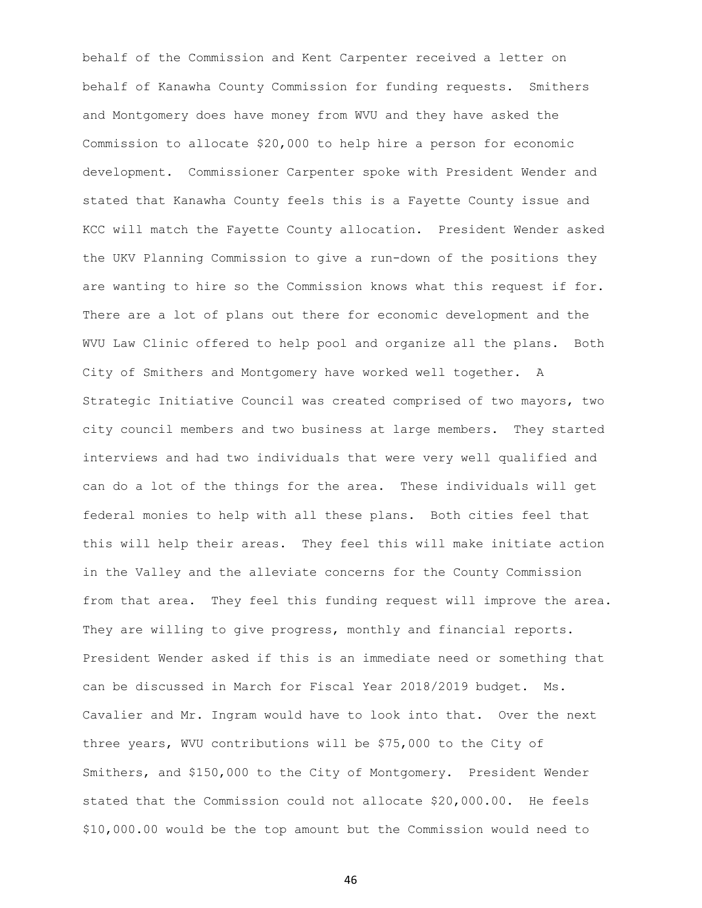behalf of the Commission and Kent Carpenter received a letter on behalf of Kanawha County Commission for funding requests. Smithers and Montgomery does have money from WVU and they have asked the Commission to allocate $20,000 to help hire a person for economic development. Commissioner Carpenter spoke with President Wender and stated that Kanawha County feels this is a Fayette County issue and KCC will match the Fayette County allocation. President Wender asked the UKV Planning Commission to give a run-down of the positions they are wanting to hire so the Commission knows what this request if for. There are a lot of plans out there for economic development and the WVU Law Clinic offered to help pool and organize all the plans. Both City of Smithers and Montgomery have worked well together. A Strategic Initiative Council was created comprised of two mayors, two city council members and two business at large members. They started interviews and had two individuals that were very well qualified and can do a lot of the things for the area. These individuals will get federal monies to help with all these plans. Both cities feel that this will help their areas. They feel this will make initiate action in the Valley and the alleviate concerns for the County Commission from that area. They feel this funding request will improve the area. They are willing to give progress, monthly and financial reports. President Wender asked if this is an immediate need or something that can be discussed in March for Fiscal Year 2018/2019 budget. Ms. Cavalier and Mr. Ingram would have to look into that. Over the next three years, WVU contributions will be $75,000 to the City of Smithers, and $150,000 to the City of Montgomery. President Wender stated that the Commission could not allocate $20,000.00. He feels $10,000.00 would be the top amount but the Commission would need to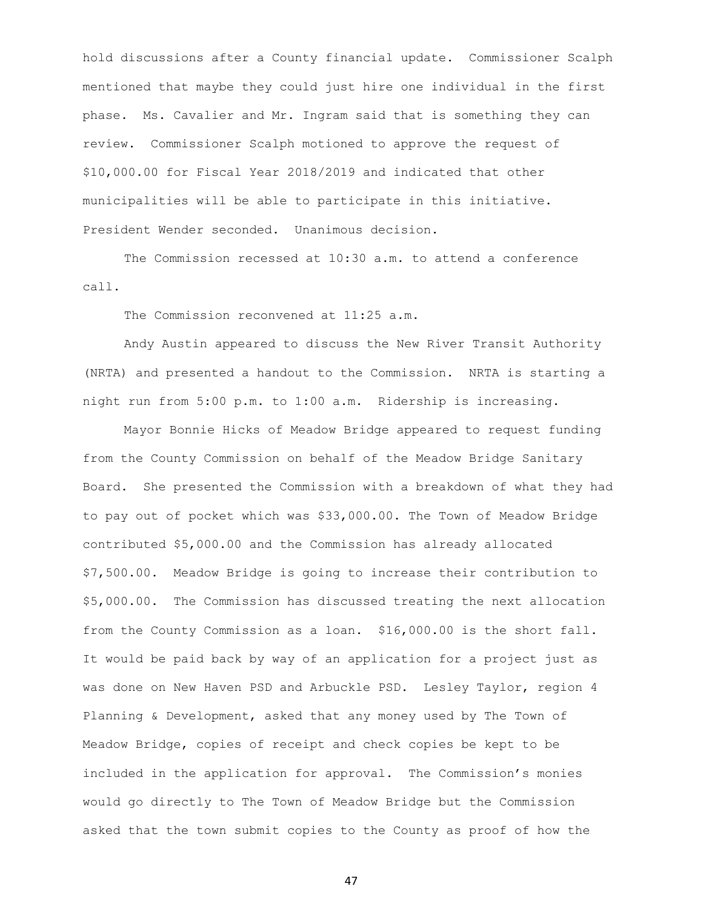hold discussions after a County financial update. Commissioner Scalph mentioned that maybe they could just hire one individual in the first phase. Ms. Cavalier and Mr. Ingram said that is something they can review. Commissioner Scalph motioned to approve the request of $10,000.00 for Fiscal Year 2018/2019 and indicated that other municipalities will be able to participate in this initiative. President Wender seconded. Unanimous decision.

The Commission recessed at 10:30 a.m. to attend a conference call.

The Commission reconvened at 11:25 a.m.

Andy Austin appeared to discuss the New River Transit Authority (NRTA) and presented a handout to the Commission. NRTA is starting a night run from 5:00 p.m. to 1:00 a.m. Ridership is increasing.

Mayor Bonnie Hicks of Meadow Bridge appeared to request funding from the County Commission on behalf of the Meadow Bridge Sanitary Board. She presented the Commission with a breakdown of what they had to pay out of pocket which was $33,000.00. The Town of Meadow Bridge contributed $5,000.00 and the Commission has already allocated $7,500.00. Meadow Bridge is going to increase their contribution to $5,000.00. The Commission has discussed treating the next allocation from the County Commission as a loan. $16,000.00 is the short fall. It would be paid back by way of an application for a project just as was done on New Haven PSD and Arbuckle PSD. Lesley Taylor, region 4 Planning & Development, asked that any money used by The Town of Meadow Bridge, copies of receipt and check copies be kept to be included in the application for approval. The Commission's monies would go directly to The Town of Meadow Bridge but the Commission asked that the town submit copies to the County as proof of how the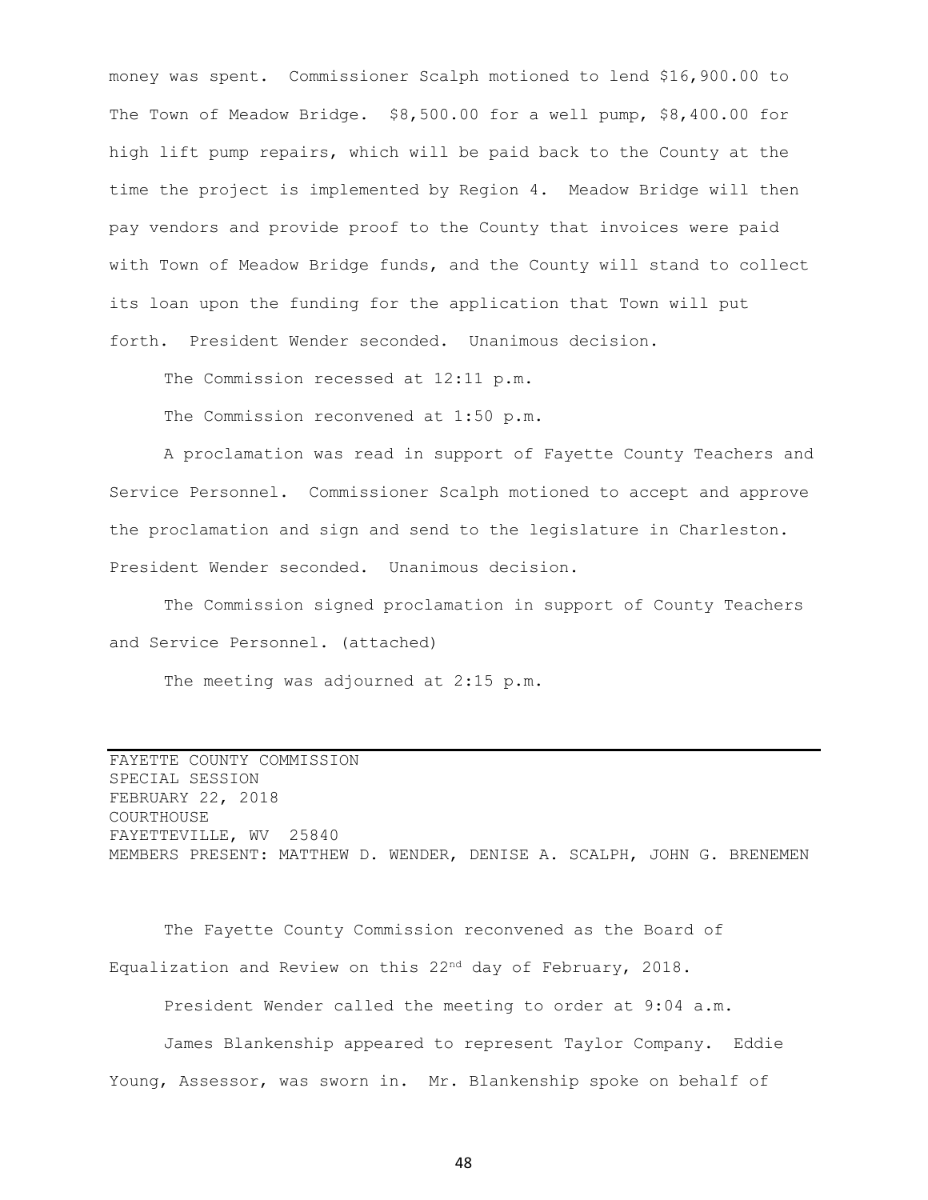money was spent. Commissioner Scalph motioned to lend $16,900.00 to The Town of Meadow Bridge. $8,500.00 for a well pump, $8,400.00 for high lift pump repairs, which will be paid back to the County at the time the project is implemented by Region 4. Meadow Bridge will then pay vendors and provide proof to the County that invoices were paid with Town of Meadow Bridge funds, and the County will stand to collect its loan upon the funding for the application that Town will put forth. President Wender seconded. Unanimous decision.

The Commission recessed at 12:11 p.m.

The Commission reconvened at 1:50 p.m.

A proclamation was read in support of Fayette County Teachers and Service Personnel. Commissioner Scalph motioned to accept and approve the proclamation and sign and send to the legislature in Charleston. President Wender seconded. Unanimous decision.

The Commission signed proclamation in support of County Teachers and Service Personnel. (attached)

The meeting was adjourned at 2:15 p.m.

---

FAYETTE COUNTY COMMISSION
SPECIAL SESSION
FEBRUARY 22, 2018
COURTHOUSE
FAYETTEVILLE, WV 25840
MEMBERS PRESENT: MATTHEW D. WENDER, DENISE A. SCALPH, JOHN G. BRENEMEN

The Fayette County Commission reconvened as the Board of Equalization and Review on this 22nd day of February, 2018.

President Wender called the meeting to order at 9:04 a.m.

James Blankenship appeared to represent Taylor Company. Eddie Young, Assessor, was sworn in. Mr. Blankenship spoke on behalf of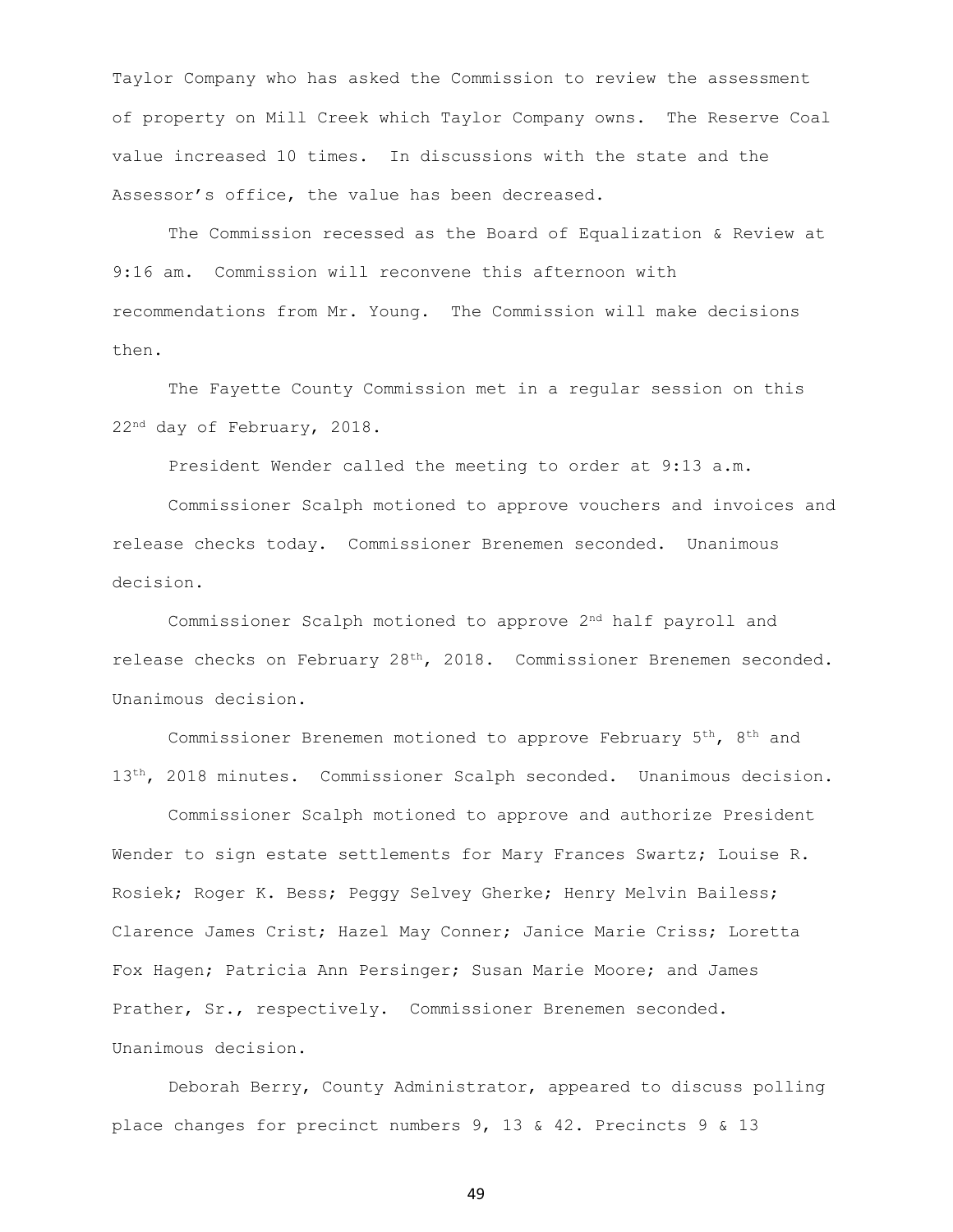Taylor Company who has asked the Commission to review the assessment of property on Mill Creek which Taylor Company owns. The Reserve Coal value increased 10 times. In discussions with the state and the Assessor's office, the value has been decreased.

The Commission recessed as the Board of Equalization & Review at 9:16 am. Commission will reconvene this afternoon with recommendations from Mr. Young. The Commission will make decisions then.

The Fayette County Commission met in a regular session on this 22nd day of February, 2018.

President Wender called the meeting to order at 9:13 a.m.

Commissioner Scalph motioned to approve vouchers and invoices and release checks today. Commissioner Brenemen seconded. Unanimous decision.

Commissioner Scalph motioned to approve 2nd half payroll and release checks on February 28th, 2018. Commissioner Brenemen seconded. Unanimous decision.

Commissioner Brenemen motioned to approve February 5th, 8th and 13th, 2018 minutes. Commissioner Scalph seconded. Unanimous decision.

Commissioner Scalph motioned to approve and authorize President Wender to sign estate settlements for Mary Frances Swartz; Louise R. Rosiek; Roger K. Bess; Peggy Selvey Gherke; Henry Melvin Bailess; Clarence James Crist; Hazel May Conner; Janice Marie Criss; Loretta Fox Hagen; Patricia Ann Persinger; Susan Marie Moore; and James Prather, Sr., respectively. Commissioner Brenemen seconded. Unanimous decision.

Deborah Berry, County Administrator, appeared to discuss polling place changes for precinct numbers 9, 13 & 42. Precincts 9 & 13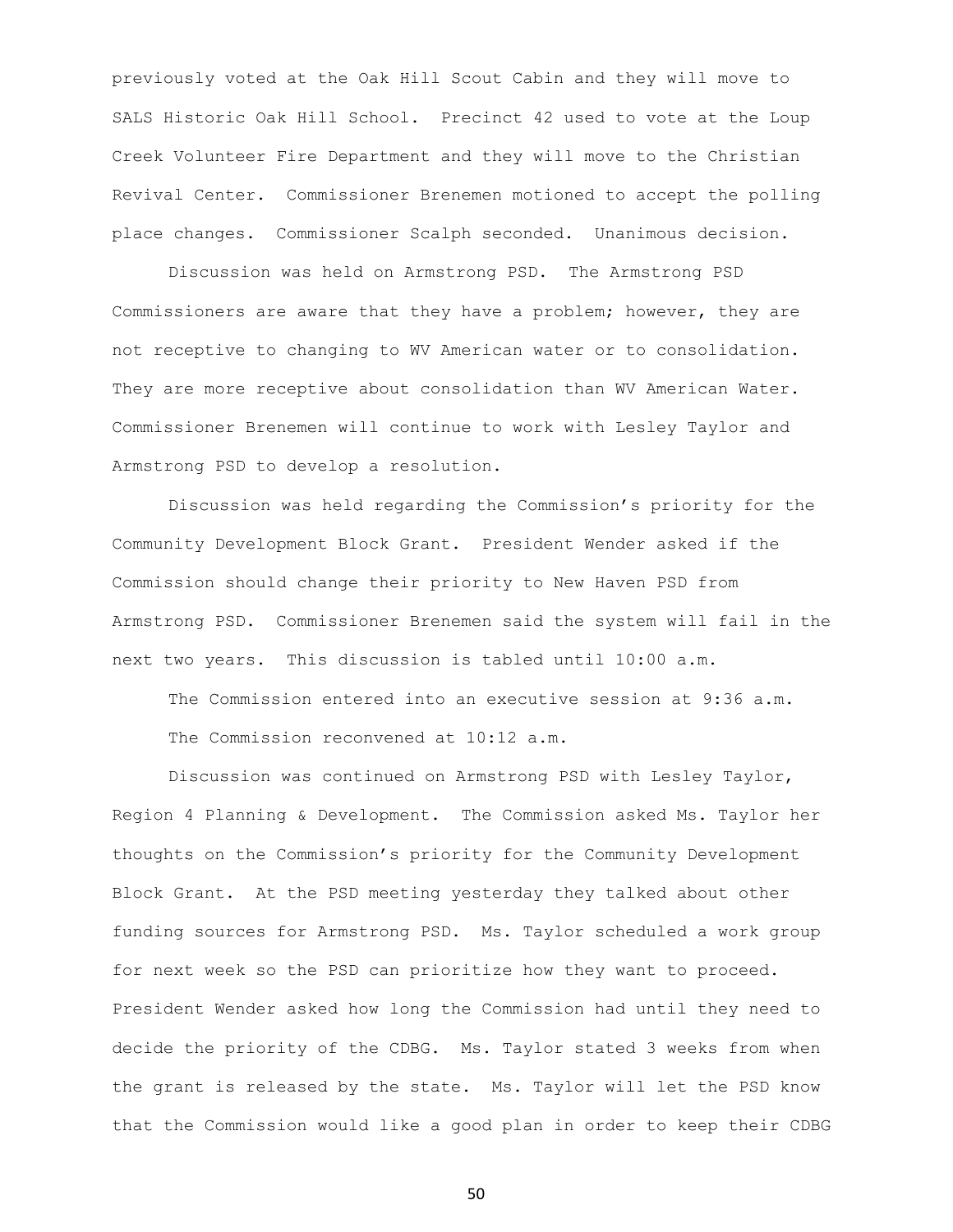previously voted at the Oak Hill Scout Cabin and they will move to SALS Historic Oak Hill School. Precinct 42 used to vote at the Loup Creek Volunteer Fire Department and they will move to the Christian Revival Center. Commissioner Brenemen motioned to accept the polling place changes. Commissioner Scalph seconded. Unanimous decision.

Discussion was held on Armstrong PSD. The Armstrong PSD Commissioners are aware that they have a problem; however, they are not receptive to changing to WV American water or to consolidation. They are more receptive about consolidation than WV American Water. Commissioner Brenemen will continue to work with Lesley Taylor and Armstrong PSD to develop a resolution.

Discussion was held regarding the Commission's priority for the Community Development Block Grant. President Wender asked if the Commission should change their priority to New Haven PSD from Armstrong PSD. Commissioner Brenemen said the system will fail in the next two years. This discussion is tabled until 10:00 a.m.

The Commission entered into an executive session at 9:36 a.m.

The Commission reconvened at 10:12 a.m.

Discussion was continued on Armstrong PSD with Lesley Taylor, Region 4 Planning & Development. The Commission asked Ms. Taylor her thoughts on the Commission's priority for the Community Development Block Grant. At the PSD meeting yesterday they talked about other funding sources for Armstrong PSD. Ms. Taylor scheduled a work group for next week so the PSD can prioritize how they want to proceed. President Wender asked how long the Commission had until they need to decide the priority of the CDBG. Ms. Taylor stated 3 weeks from when the grant is released by the state. Ms. Taylor will let the PSD know that the Commission would like a good plan in order to keep their CDBG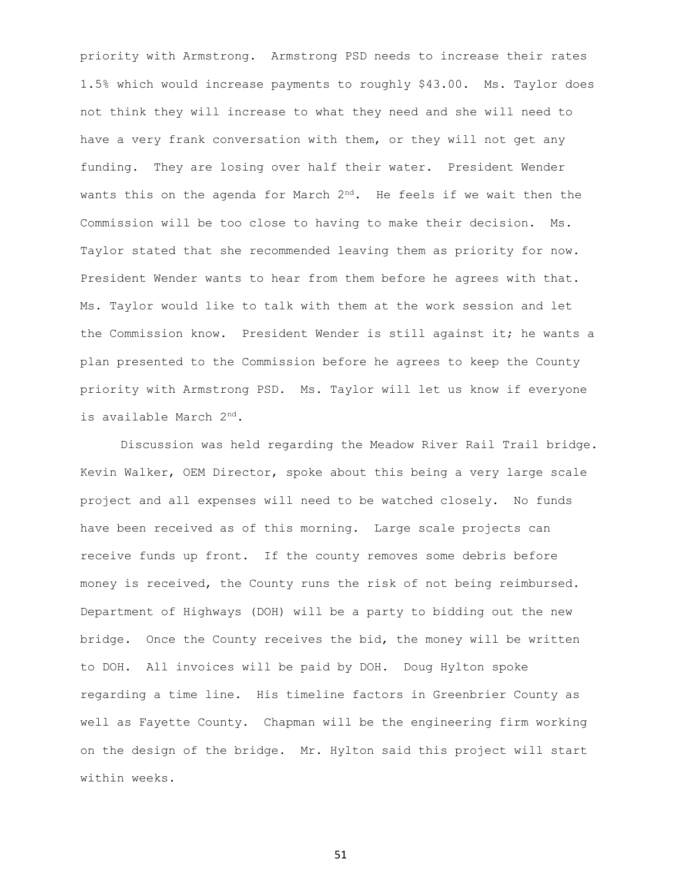priority with Armstrong. Armstrong PSD needs to increase their rates 1.5% which would increase payments to roughly $43.00. Ms. Taylor does not think they will increase to what they need and she will need to have a very frank conversation with them, or they will not get any funding. They are losing over half their water. President Wender wants this on the agenda for March 2nd. He feels if we wait then the Commission will be too close to having to make their decision. Ms. Taylor stated that she recommended leaving them as priority for now. President Wender wants to hear from them before he agrees with that. Ms. Taylor would like to talk with them at the work session and let the Commission know. President Wender is still against it; he wants a plan presented to the Commission before he agrees to keep the County priority with Armstrong PSD. Ms. Taylor will let us know if everyone is available March 2nd.

Discussion was held regarding the Meadow River Rail Trail bridge. Kevin Walker, OEM Director, spoke about this being a very large scale project and all expenses will need to be watched closely. No funds have been received as of this morning. Large scale projects can receive funds up front. If the county removes some debris before money is received, the County runs the risk of not being reimbursed. Department of Highways (DOH) will be a party to bidding out the new bridge. Once the County receives the bid, the money will be written to DOH. All invoices will be paid by DOH. Doug Hylton spoke regarding a time line. His timeline factors in Greenbrier County as well as Fayette County. Chapman will be the engineering firm working on the design of the bridge. Mr. Hylton said this project will start within weeks.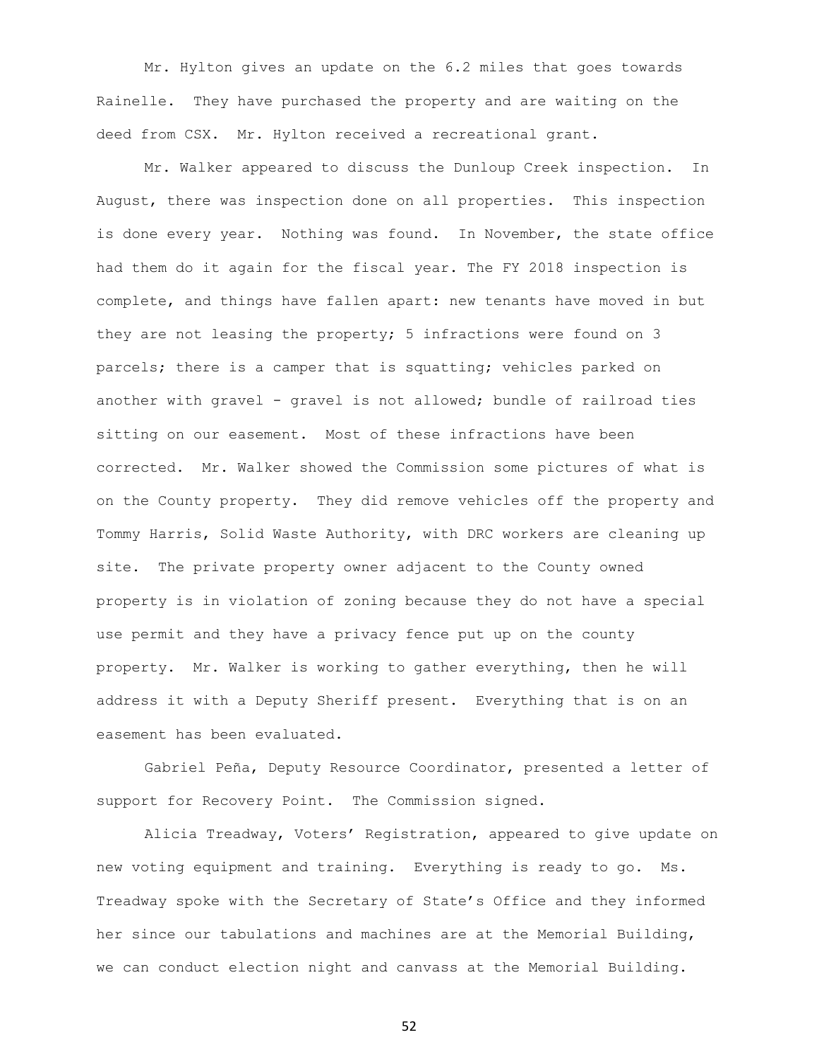Mr. Hylton gives an update on the 6.2 miles that goes towards Rainelle. They have purchased the property and are waiting on the deed from CSX. Mr. Hylton received a recreational grant.

Mr. Walker appeared to discuss the Dunloup Creek inspection. In August, there was inspection done on all properties. This inspection is done every year. Nothing was found. In November, the state office had them do it again for the fiscal year. The FY 2018 inspection is complete, and things have fallen apart: new tenants have moved in but they are not leasing the property; 5 infractions were found on 3 parcels; there is a camper that is squatting; vehicles parked on another with gravel - gravel is not allowed; bundle of railroad ties sitting on our easement. Most of these infractions have been corrected. Mr. Walker showed the Commission some pictures of what is on the County property. They did remove vehicles off the property and Tommy Harris, Solid Waste Authority, with DRC workers are cleaning up site. The private property owner adjacent to the County owned property is in violation of zoning because they do not have a special use permit and they have a privacy fence put up on the county property. Mr. Walker is working to gather everything, then he will address it with a Deputy Sheriff present. Everything that is on an easement has been evaluated.

Gabriel Peña, Deputy Resource Coordinator, presented a letter of support for Recovery Point. The Commission signed.

Alicia Treadway, Voters' Registration, appeared to give update on new voting equipment and training. Everything is ready to go. Ms. Treadway spoke with the Secretary of State's Office and they informed her since our tabulations and machines are at the Memorial Building, we can conduct election night and canvass at the Memorial Building.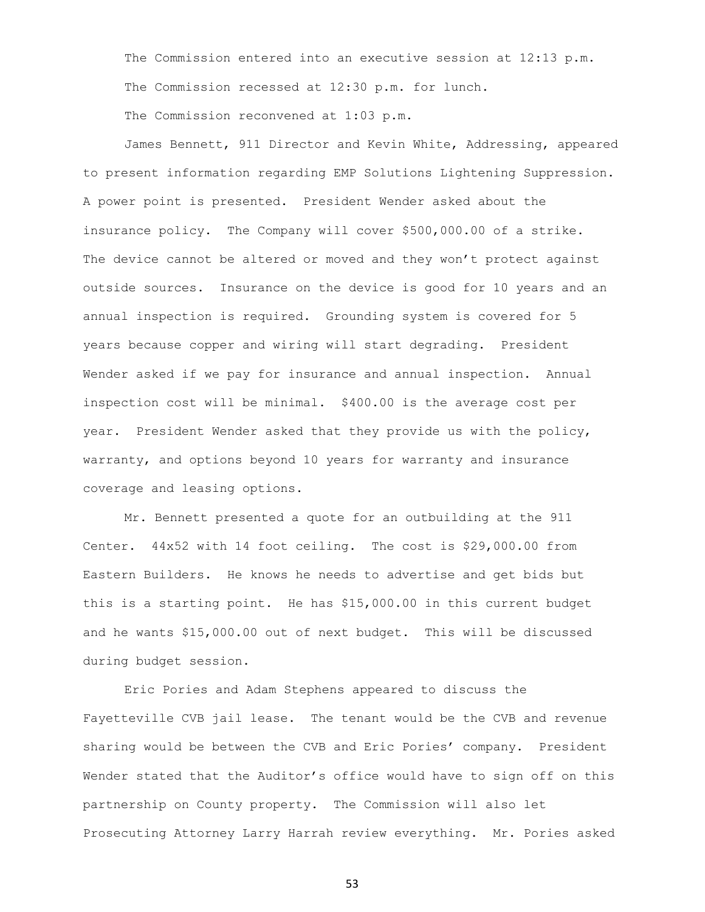The Commission entered into an executive session at 12:13 p.m.

The Commission recessed at 12:30 p.m. for lunch.

The Commission reconvened at 1:03 p.m.

James Bennett, 911 Director and Kevin White, Addressing, appeared to present information regarding EMP Solutions Lightening Suppression. A power point is presented. President Wender asked about the insurance policy. The Company will cover $500,000.00 of a strike. The device cannot be altered or moved and they won't protect against outside sources. Insurance on the device is good for 10 years and an annual inspection is required. Grounding system is covered for 5 years because copper and wiring will start degrading. President Wender asked if we pay for insurance and annual inspection. Annual inspection cost will be minimal. $400.00 is the average cost per year. President Wender asked that they provide us with the policy, warranty, and options beyond 10 years for warranty and insurance coverage and leasing options.

Mr. Bennett presented a quote for an outbuilding at the 911 Center. 44x52 with 14 foot ceiling. The cost is $29,000.00 from Eastern Builders. He knows he needs to advertise and get bids but this is a starting point. He has $15,000.00 in this current budget and he wants $15,000.00 out of next budget. This will be discussed during budget session.

Eric Pories and Adam Stephens appeared to discuss the Fayetteville CVB jail lease. The tenant would be the CVB and revenue sharing would be between the CVB and Eric Pories' company. President Wender stated that the Auditor's office would have to sign off on this partnership on County property. The Commission will also let Prosecuting Attorney Larry Harrah review everything. Mr. Pories asked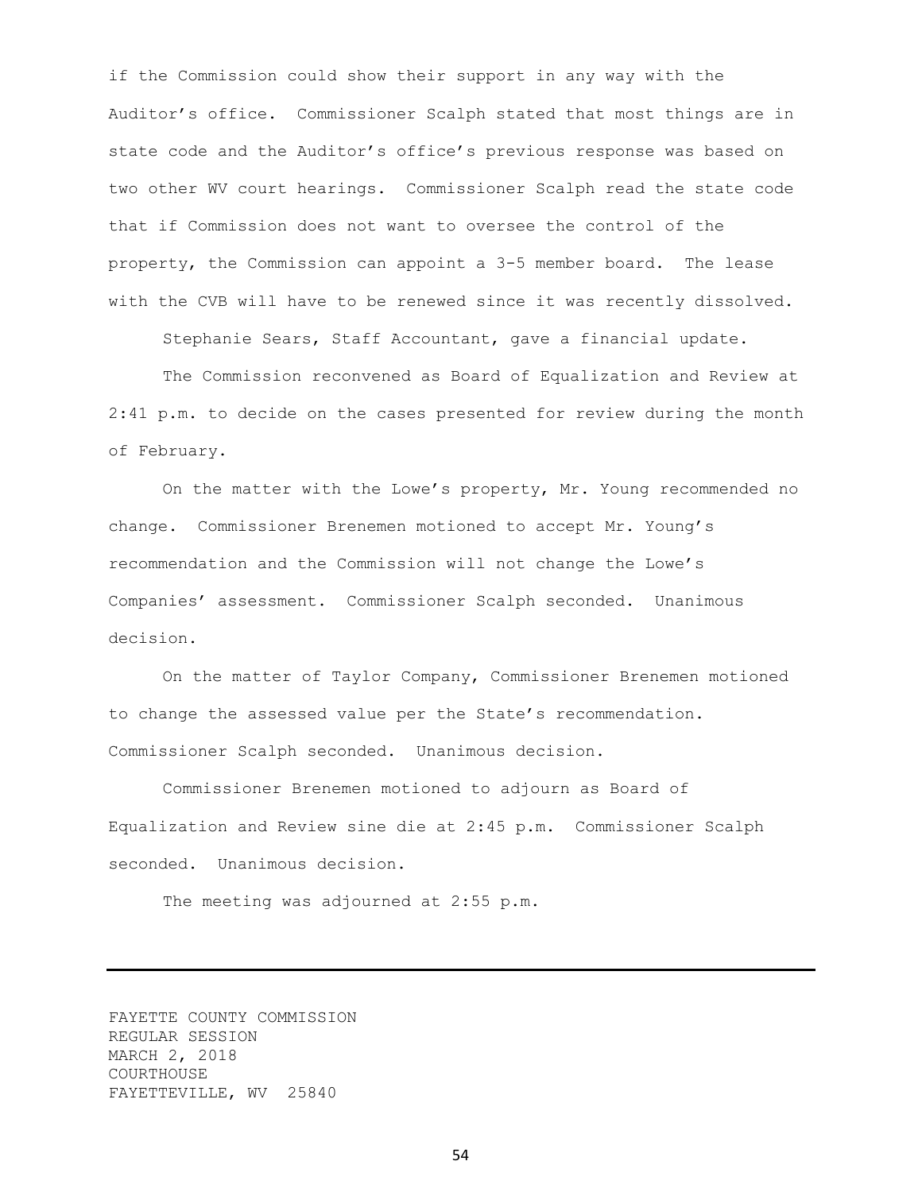if the Commission could show their support in any way with the Auditor's office. Commissioner Scalph stated that most things are in state code and the Auditor's office's previous response was based on two other WV court hearings. Commissioner Scalph read the state code that if Commission does not want to oversee the control of the property, the Commission can appoint a 3-5 member board. The lease with the CVB will have to be renewed since it was recently dissolved.

Stephanie Sears, Staff Accountant, gave a financial update.

The Commission reconvened as Board of Equalization and Review at 2:41 p.m. to decide on the cases presented for review during the month of February.

On the matter with the Lowe's property, Mr. Young recommended no change. Commissioner Brenemen motioned to accept Mr. Young's recommendation and the Commission will not change the Lowe's Companies' assessment. Commissioner Scalph seconded. Unanimous decision.

On the matter of Taylor Company, Commissioner Brenemen motioned to change the assessed value per the State's recommendation. Commissioner Scalph seconded. Unanimous decision.

Commissioner Brenemen motioned to adjourn as Board of Equalization and Review sine die at 2:45 p.m. Commissioner Scalph seconded. Unanimous decision.

The meeting was adjourned at 2:55 p.m.

---

FAYETTE COUNTY COMMISSION
REGULAR SESSION
MARCH 2, 2018
COURTHOUSE
FAYETTEVILLE, WV 25840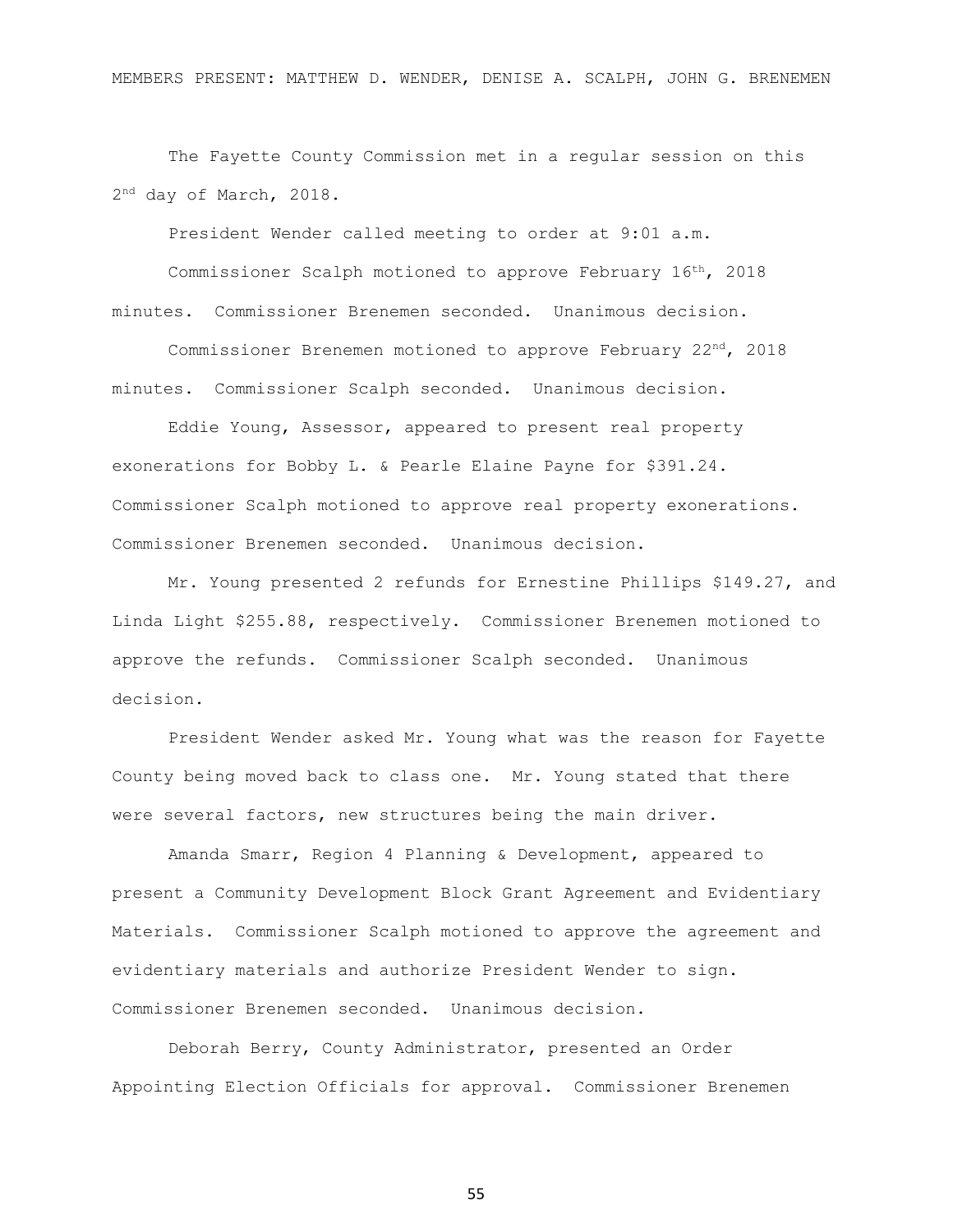MEMBERS PRESENT: MATTHEW D. WENDER, DENISE A. SCALPH, JOHN G. BRENEMEN

The Fayette County Commission met in a regular session on this 2nd day of March, 2018.

President Wender called meeting to order at 9:01 a.m.

Commissioner Scalph motioned to approve February 16th, 2018 minutes. Commissioner Brenemen seconded. Unanimous decision.

Commissioner Brenemen motioned to approve February 22nd, 2018 minutes. Commissioner Scalph seconded. Unanimous decision.

Eddie Young, Assessor, appeared to present real property exonerations for Bobby L. & Pearle Elaine Payne for $391.24. Commissioner Scalph motioned to approve real property exonerations. Commissioner Brenemen seconded. Unanimous decision.

Mr. Young presented 2 refunds for Ernestine Phillips $149.27, and Linda Light $255.88, respectively. Commissioner Brenemen motioned to approve the refunds. Commissioner Scalph seconded. Unanimous decision.

President Wender asked Mr. Young what was the reason for Fayette County being moved back to class one. Mr. Young stated that there were several factors, new structures being the main driver.

Amanda Smarr, Region 4 Planning & Development, appeared to present a Community Development Block Grant Agreement and Evidentiary Materials. Commissioner Scalph motioned to approve the agreement and evidentiary materials and authorize President Wender to sign. Commissioner Brenemen seconded. Unanimous decision.

Deborah Berry, County Administrator, presented an Order Appointing Election Officials for approval. Commissioner Brenemen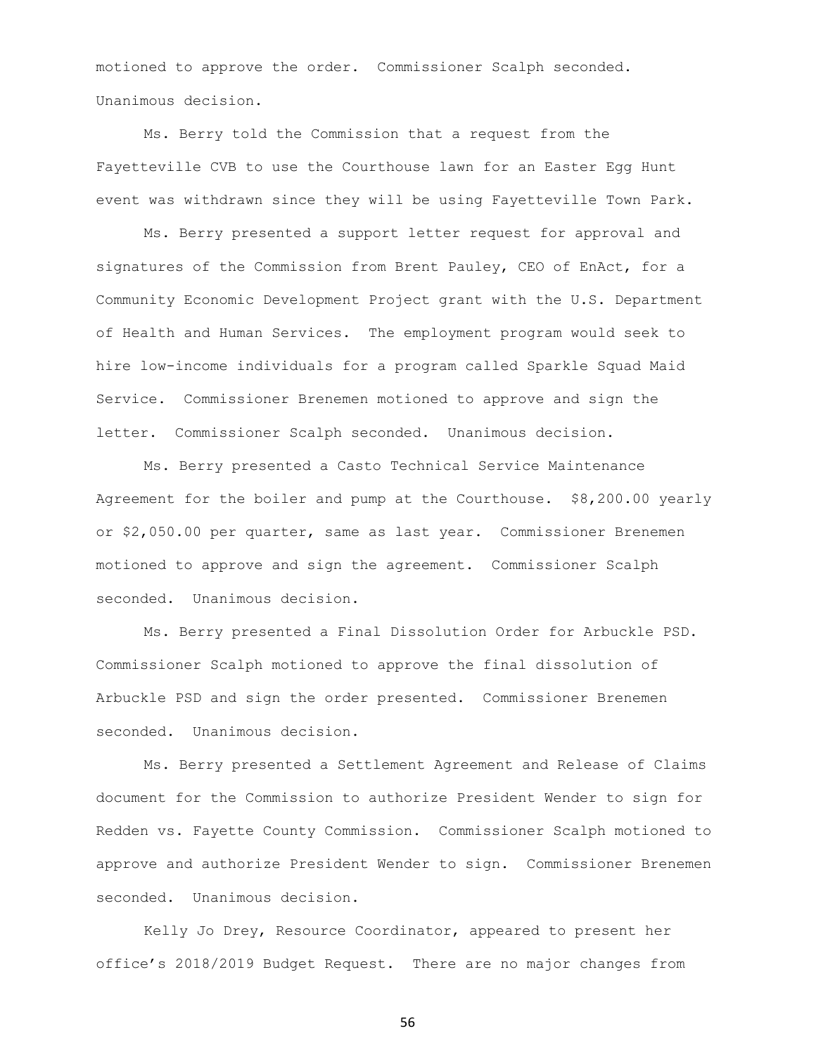motioned to approve the order. Commissioner Scalph seconded. Unanimous decision.

Ms. Berry told the Commission that a request from the Fayetteville CVB to use the Courthouse lawn for an Easter Egg Hunt event was withdrawn since they will be using Fayetteville Town Park.

Ms. Berry presented a support letter request for approval and signatures of the Commission from Brent Pauley, CEO of EnAct, for a Community Economic Development Project grant with the U.S. Department of Health and Human Services. The employment program would seek to hire low-income individuals for a program called Sparkle Squad Maid Service. Commissioner Brenemen motioned to approve and sign the letter. Commissioner Scalph seconded. Unanimous decision.

Ms. Berry presented a Casto Technical Service Maintenance Agreement for the boiler and pump at the Courthouse. $8,200.00 yearly or $2,050.00 per quarter, same as last year. Commissioner Brenemen motioned to approve and sign the agreement. Commissioner Scalph seconded. Unanimous decision.

Ms. Berry presented a Final Dissolution Order for Arbuckle PSD. Commissioner Scalph motioned to approve the final dissolution of Arbuckle PSD and sign the order presented. Commissioner Brenemen seconded. Unanimous decision.

Ms. Berry presented a Settlement Agreement and Release of Claims document for the Commission to authorize President Wender to sign for Redden vs. Fayette County Commission. Commissioner Scalph motioned to approve and authorize President Wender to sign. Commissioner Brenemen seconded. Unanimous decision.

Kelly Jo Drey, Resource Coordinator, appeared to present her office's 2018/2019 Budget Request. There are no major changes from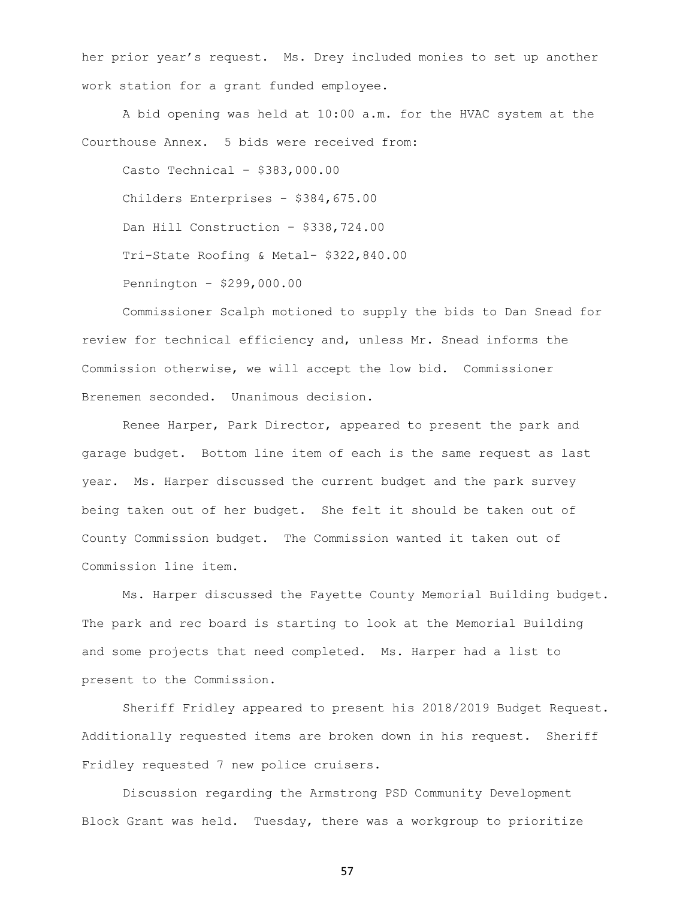her prior year's request. Ms. Drey included monies to set up another work station for a grant funded employee.

A bid opening was held at 10:00 a.m. for the HVAC system at the Courthouse Annex. 5 bids were received from:

Casto Technical – $383,000.00

Childers Enterprises - $384,675.00

Dan Hill Construction – $338,724.00

Tri-State Roofing & Metal- $322,840.00

Pennington - $299,000.00

Commissioner Scalph motioned to supply the bids to Dan Snead for review for technical efficiency and, unless Mr. Snead informs the Commission otherwise, we will accept the low bid. Commissioner Brenemen seconded. Unanimous decision.

Renee Harper, Park Director, appeared to present the park and garage budget. Bottom line item of each is the same request as last year. Ms. Harper discussed the current budget and the park survey being taken out of her budget. She felt it should be taken out of County Commission budget. The Commission wanted it taken out of Commission line item.

Ms. Harper discussed the Fayette County Memorial Building budget. The park and rec board is starting to look at the Memorial Building and some projects that need completed. Ms. Harper had a list to present to the Commission.

Sheriff Fridley appeared to present his 2018/2019 Budget Request. Additionally requested items are broken down in his request. Sheriff Fridley requested 7 new police cruisers.

Discussion regarding the Armstrong PSD Community Development Block Grant was held. Tuesday, there was a workgroup to prioritize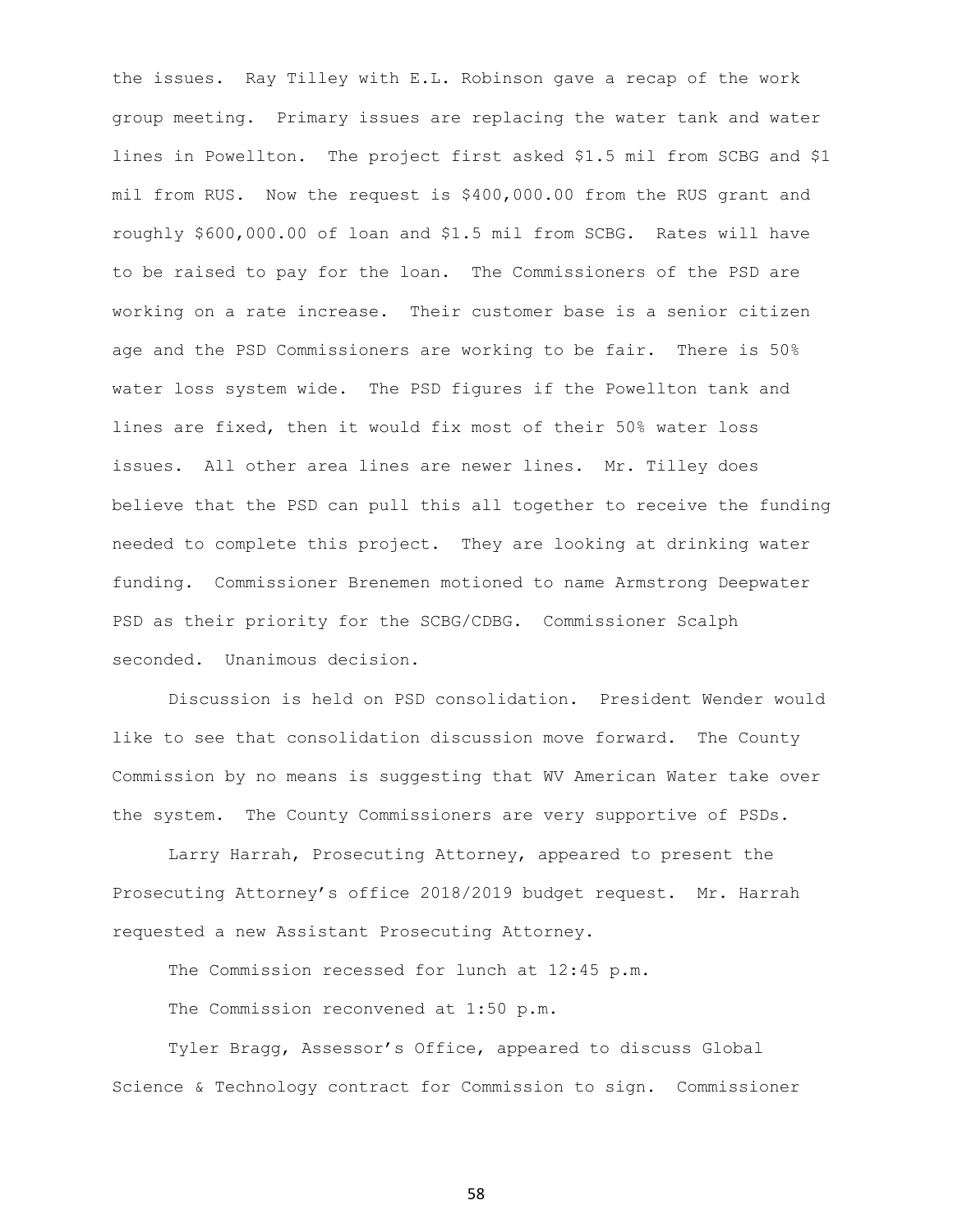the issues. Ray Tilley with E.L. Robinson gave a recap of the work group meeting. Primary issues are replacing the water tank and water lines in Powellton. The project first asked $1.5 mil from SCBG and $1 mil from RUS. Now the request is $400,000.00 from the RUS grant and roughly $600,000.00 of loan and $1.5 mil from SCBG. Rates will have to be raised to pay for the loan. The Commissioners of the PSD are working on a rate increase. Their customer base is a senior citizen age and the PSD Commissioners are working to be fair. There is 50% water loss system wide. The PSD figures if the Powellton tank and lines are fixed, then it would fix most of their 50% water loss issues. All other area lines are newer lines. Mr. Tilley does believe that the PSD can pull this all together to receive the funding needed to complete this project. They are looking at drinking water funding. Commissioner Brenemen motioned to name Armstrong Deepwater PSD as their priority for the SCBG/CDBG. Commissioner Scalph seconded. Unanimous decision.

Discussion is held on PSD consolidation. President Wender would like to see that consolidation discussion move forward. The County Commission by no means is suggesting that WV American Water take over the system. The County Commissioners are very supportive of PSDs.

Larry Harrah, Prosecuting Attorney, appeared to present the Prosecuting Attorney's office 2018/2019 budget request. Mr. Harrah requested a new Assistant Prosecuting Attorney.

The Commission recessed for lunch at 12:45 p.m.

The Commission reconvened at 1:50 p.m.

Tyler Bragg, Assessor's Office, appeared to discuss Global Science & Technology contract for Commission to sign. Commissioner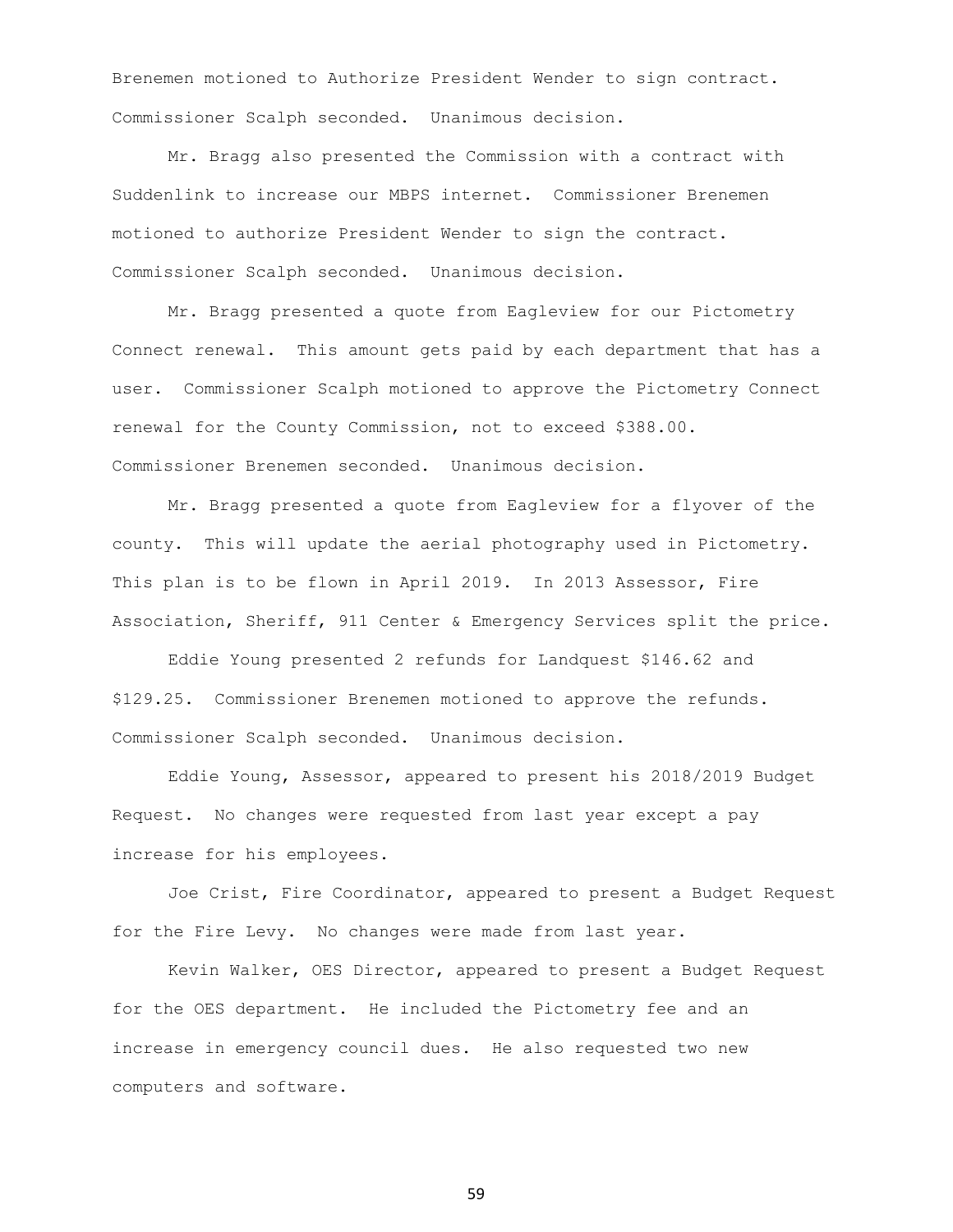Brenemen motioned to Authorize President Wender to sign contract. Commissioner Scalph seconded. Unanimous decision.

Mr. Bragg also presented the Commission with a contract with Suddenlink to increase our MBPS internet. Commissioner Brenemen motioned to authorize President Wender to sign the contract. Commissioner Scalph seconded. Unanimous decision.

Mr. Bragg presented a quote from Eagleview for our Pictometry Connect renewal. This amount gets paid by each department that has a user. Commissioner Scalph motioned to approve the Pictometry Connect renewal for the County Commission, not to exceed $388.00. Commissioner Brenemen seconded. Unanimous decision.

Mr. Bragg presented a quote from Eagleview for a flyover of the county. This will update the aerial photography used in Pictometry. This plan is to be flown in April 2019. In 2013 Assessor, Fire Association, Sheriff, 911 Center & Emergency Services split the price.

Eddie Young presented 2 refunds for Landquest $146.62 and $129.25. Commissioner Brenemen motioned to approve the refunds. Commissioner Scalph seconded. Unanimous decision.

Eddie Young, Assessor, appeared to present his 2018/2019 Budget Request. No changes were requested from last year except a pay increase for his employees.

Joe Crist, Fire Coordinator, appeared to present a Budget Request for the Fire Levy. No changes were made from last year.

Kevin Walker, OES Director, appeared to present a Budget Request for the OES department. He included the Pictometry fee and an increase in emergency council dues. He also requested two new computers and software.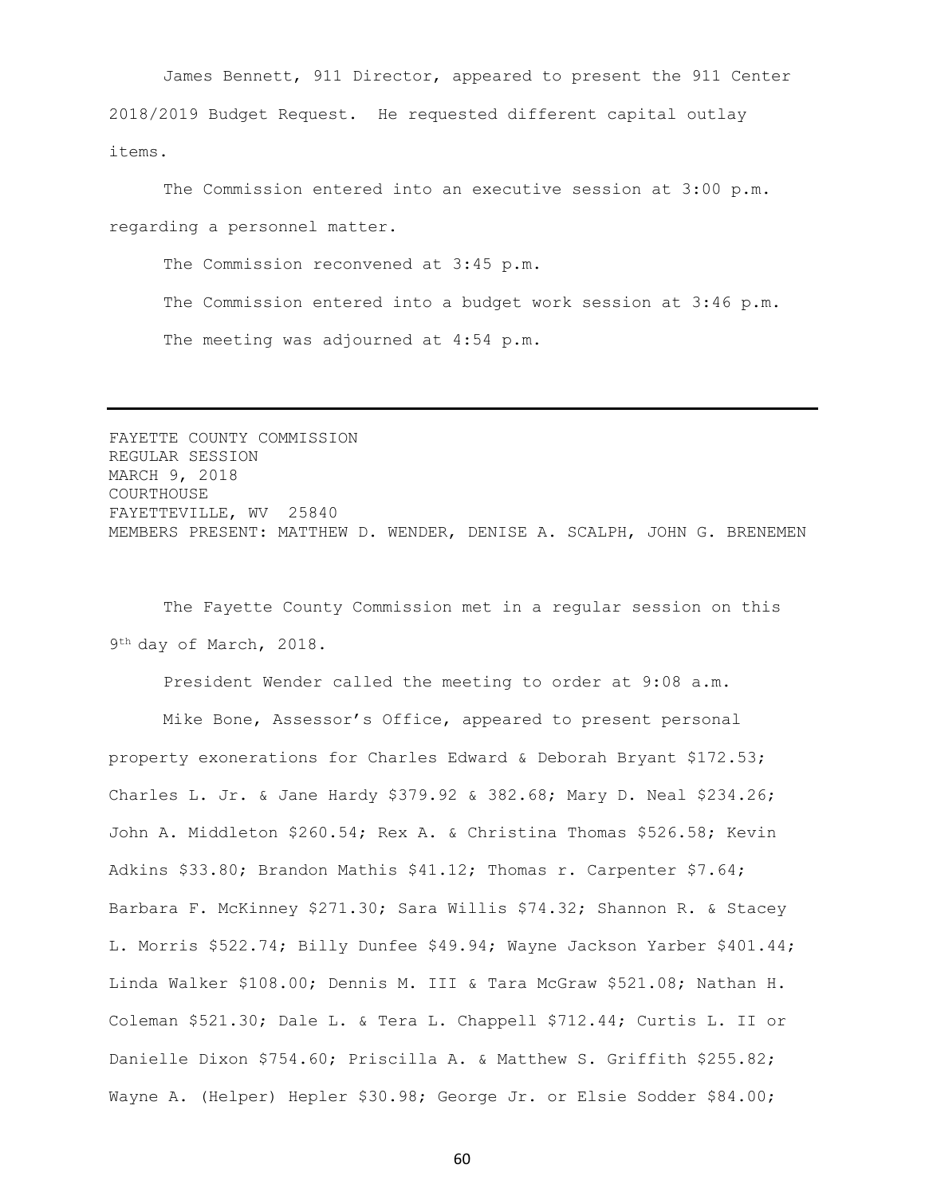James Bennett, 911 Director, appeared to present the 911 Center 2018/2019 Budget Request. He requested different capital outlay items.

The Commission entered into an executive session at 3:00 p.m. regarding a personnel matter.

The Commission reconvened at 3:45 p.m.

The Commission entered into a budget work session at 3:46 p.m.

The meeting was adjourned at 4:54 p.m.

---

FAYETTE COUNTY COMMISSION
REGULAR SESSION
MARCH 9, 2018
COURTHOUSE
FAYETTEVILLE, WV 25840
MEMBERS PRESENT: MATTHEW D. WENDER, DENISE A. SCALPH, JOHN G. BRENEMEN

The Fayette County Commission met in a regular session on this 9th day of March, 2018.

President Wender called the meeting to order at 9:08 a.m.

Mike Bone, Assessor's Office, appeared to present personal property exonerations for Charles Edward & Deborah Bryant $172.53; Charles L. Jr. & Jane Hardy $379.92 & 382.68; Mary D. Neal $234.26; John A. Middleton $260.54; Rex A. & Christina Thomas $526.58; Kevin Adkins $33.80; Brandon Mathis $41.12; Thomas r. Carpenter $7.64; Barbara F. McKinney $271.30; Sara Willis $74.32; Shannon R. & Stacey L. Morris $522.74; Billy Dunfee $49.94; Wayne Jackson Yarber $401.44; Linda Walker $108.00; Dennis M. III & Tara McGraw $521.08; Nathan H. Coleman $521.30; Dale L. & Tera L. Chappell $712.44; Curtis L. II or Danielle Dixon $754.60; Priscilla A. & Matthew S. Griffith $255.82; Wayne A. (Helper) Hepler $30.98; George Jr. or Elsie Sodder $84.00;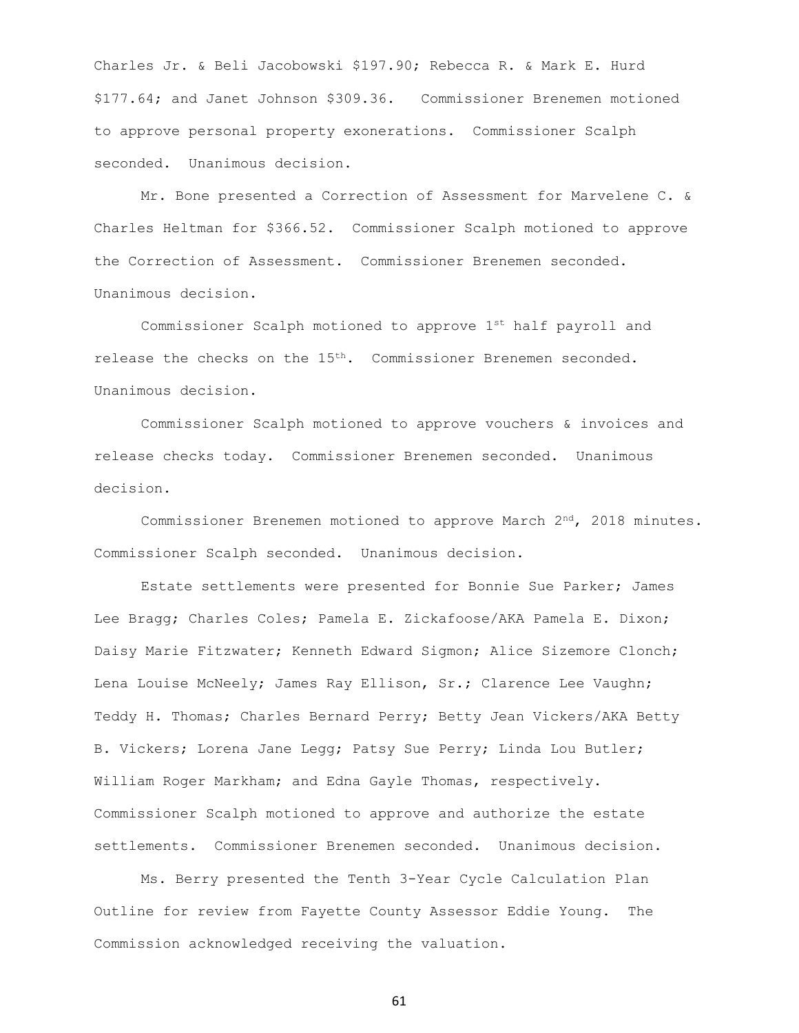Charles Jr. & Beli Jacobowski $197.90; Rebecca R. & Mark E. Hurd $177.64; and Janet Johnson $309.36. Commissioner Brenemen motioned to approve personal property exonerations. Commissioner Scalph seconded. Unanimous decision.

Mr. Bone presented a Correction of Assessment for Marvelene C. & Charles Heltman for $366.52. Commissioner Scalph motioned to approve the Correction of Assessment. Commissioner Brenemen seconded. Unanimous decision.

Commissioner Scalph motioned to approve 1st half payroll and release the checks on the 15th. Commissioner Brenemen seconded. Unanimous decision.

Commissioner Scalph motioned to approve vouchers & invoices and release checks today. Commissioner Brenemen seconded. Unanimous decision.

Commissioner Brenemen motioned to approve March 2nd, 2018 minutes. Commissioner Scalph seconded. Unanimous decision.

Estate settlements were presented for Bonnie Sue Parker; James Lee Bragg; Charles Coles; Pamela E. Zickafoose/AKA Pamela E. Dixon; Daisy Marie Fitzwater; Kenneth Edward Sigmon; Alice Sizemore Clonch; Lena Louise McNeely; James Ray Ellison, Sr.; Clarence Lee Vaughn; Teddy H. Thomas; Charles Bernard Perry; Betty Jean Vickers/AKA Betty B. Vickers; Lorena Jane Legg; Patsy Sue Perry; Linda Lou Butler; William Roger Markham; and Edna Gayle Thomas, respectively. Commissioner Scalph motioned to approve and authorize the estate settlements. Commissioner Brenemen seconded. Unanimous decision.

Ms. Berry presented the Tenth 3-Year Cycle Calculation Plan Outline for review from Fayette County Assessor Eddie Young. The Commission acknowledged receiving the valuation.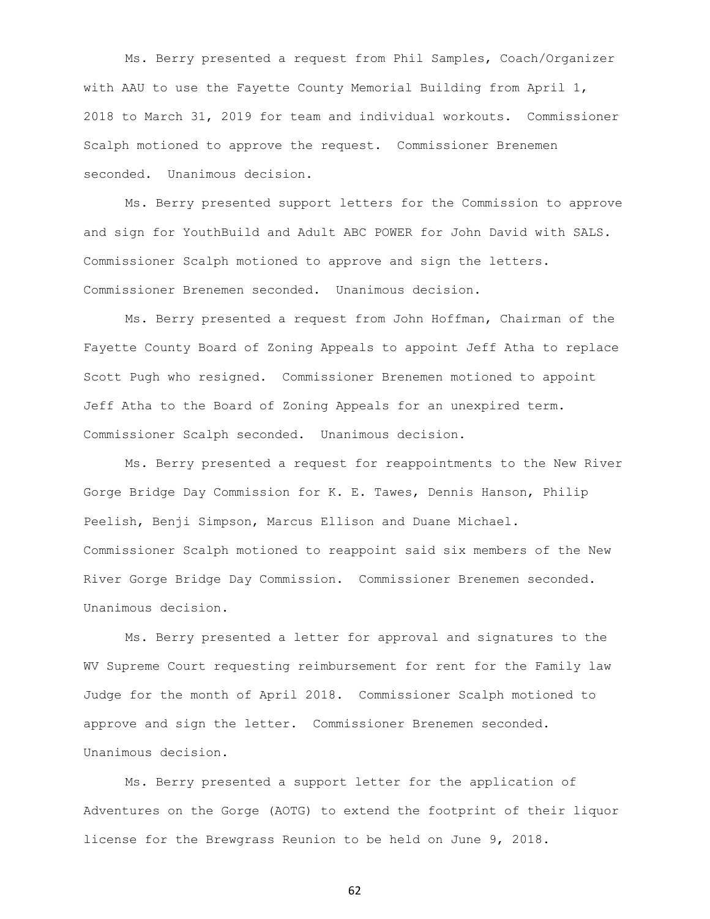Ms. Berry presented a request from Phil Samples, Coach/Organizer with AAU to use the Fayette County Memorial Building from April 1, 2018 to March 31, 2019 for team and individual workouts. Commissioner Scalph motioned to approve the request. Commissioner Brenemen seconded. Unanimous decision.

Ms. Berry presented support letters for the Commission to approve and sign for YouthBuild and Adult ABC POWER for John David with SALS. Commissioner Scalph motioned to approve and sign the letters. Commissioner Brenemen seconded. Unanimous decision.

Ms. Berry presented a request from John Hoffman, Chairman of the Fayette County Board of Zoning Appeals to appoint Jeff Atha to replace Scott Pugh who resigned. Commissioner Brenemen motioned to appoint Jeff Atha to the Board of Zoning Appeals for an unexpired term. Commissioner Scalph seconded. Unanimous decision.

Ms. Berry presented a request for reappointments to the New River Gorge Bridge Day Commission for K. E. Tawes, Dennis Hanson, Philip Peelish, Benji Simpson, Marcus Ellison and Duane Michael. Commissioner Scalph motioned to reappoint said six members of the New River Gorge Bridge Day Commission. Commissioner Brenemen seconded. Unanimous decision.

Ms. Berry presented a letter for approval and signatures to the WV Supreme Court requesting reimbursement for rent for the Family law Judge for the month of April 2018. Commissioner Scalph motioned to approve and sign the letter. Commissioner Brenemen seconded. Unanimous decision.

Ms. Berry presented a support letter for the application of Adventures on the Gorge (AOTG) to extend the footprint of their liquor license for the Brewgrass Reunion to be held on June 9, 2018.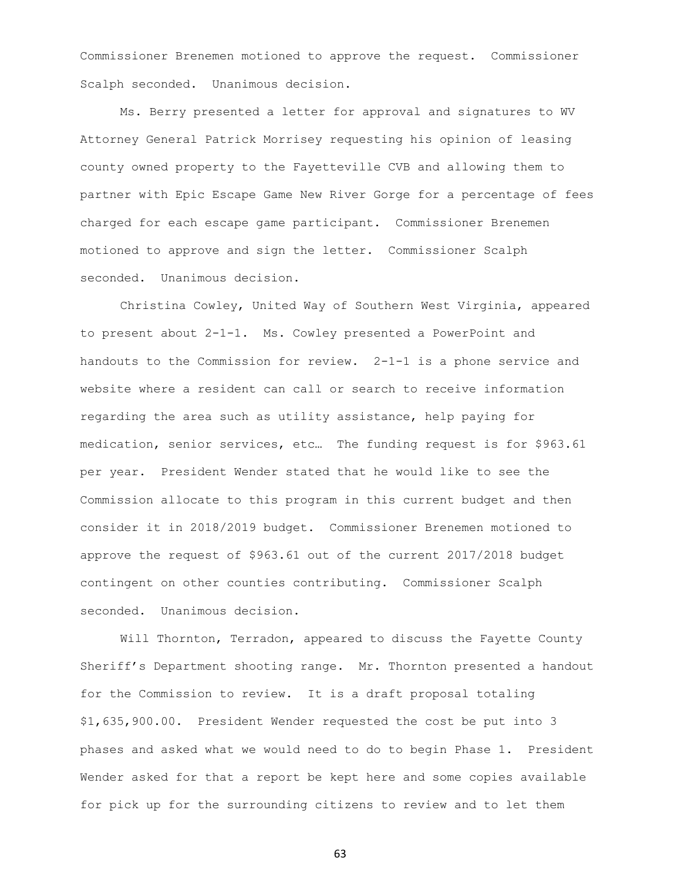Commissioner Brenemen motioned to approve the request. Commissioner Scalph seconded. Unanimous decision.

Ms. Berry presented a letter for approval and signatures to WV Attorney General Patrick Morrisey requesting his opinion of leasing county owned property to the Fayetteville CVB and allowing them to partner with Epic Escape Game New River Gorge for a percentage of fees charged for each escape game participant. Commissioner Brenemen motioned to approve and sign the letter. Commissioner Scalph seconded. Unanimous decision.

Christina Cowley, United Way of Southern West Virginia, appeared to present about 2-1-1. Ms. Cowley presented a PowerPoint and handouts to the Commission for review. 2-1-1 is a phone service and website where a resident can call or search to receive information regarding the area such as utility assistance, help paying for medication, senior services, etc… The funding request is for $963.61 per year. President Wender stated that he would like to see the Commission allocate to this program in this current budget and then consider it in 2018/2019 budget. Commissioner Brenemen motioned to approve the request of $963.61 out of the current 2017/2018 budget contingent on other counties contributing. Commissioner Scalph seconded. Unanimous decision.

Will Thornton, Terradon, appeared to discuss the Fayette County Sheriff's Department shooting range. Mr. Thornton presented a handout for the Commission to review. It is a draft proposal totaling $1,635,900.00. President Wender requested the cost be put into 3 phases and asked what we would need to do to begin Phase 1. President Wender asked for that a report be kept here and some copies available for pick up for the surrounding citizens to review and to let them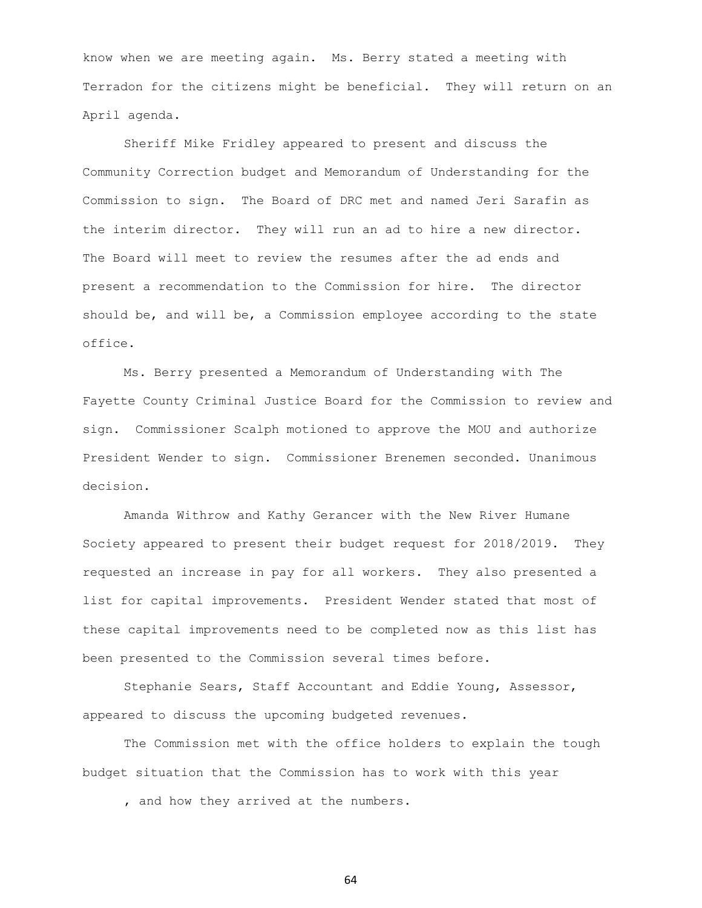know when we are meeting again. Ms. Berry stated a meeting with Terradon for the citizens might be beneficial. They will return on an April agenda.

Sheriff Mike Fridley appeared to present and discuss the Community Correction budget and Memorandum of Understanding for the Commission to sign. The Board of DRC met and named Jeri Sarafin as the interim director. They will run an ad to hire a new director. The Board will meet to review the resumes after the ad ends and present a recommendation to the Commission for hire. The director should be, and will be, a Commission employee according to the state office.

Ms. Berry presented a Memorandum of Understanding with The Fayette County Criminal Justice Board for the Commission to review and sign. Commissioner Scalph motioned to approve the MOU and authorize President Wender to sign. Commissioner Brenemen seconded. Unanimous decision.

Amanda Withrow and Kathy Gerancer with the New River Humane Society appeared to present their budget request for 2018/2019. They requested an increase in pay for all workers. They also presented a list for capital improvements. President Wender stated that most of these capital improvements need to be completed now as this list has been presented to the Commission several times before.

Stephanie Sears, Staff Accountant and Eddie Young, Assessor, appeared to discuss the upcoming budgeted revenues.

The Commission met with the office holders to explain the tough budget situation that the Commission has to work with this year

, and how they arrived at the numbers.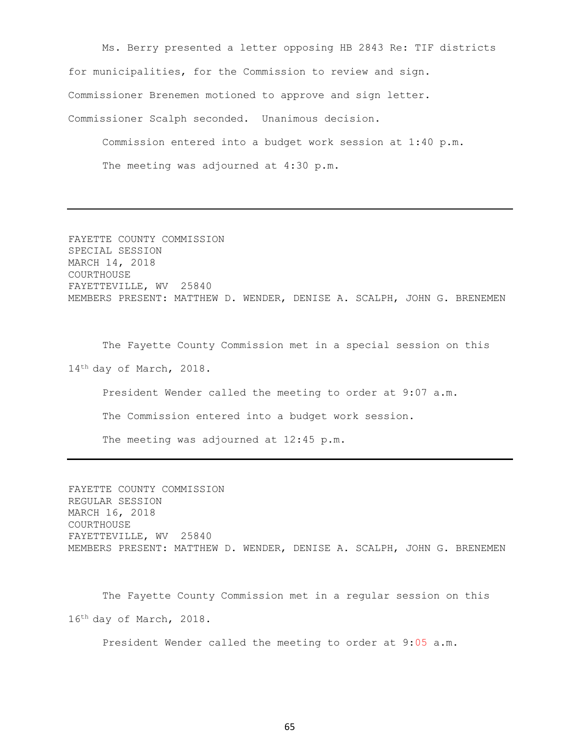Ms. Berry presented a letter opposing HB 2843 Re: TIF districts for municipalities, for the Commission to review and sign. Commissioner Brenemen motioned to approve and sign letter. Commissioner Scalph seconded. Unanimous decision.

Commission entered into a budget work session at 1:40 p.m.

The meeting was adjourned at 4:30 p.m.

---

FAYETTE COUNTY COMMISSION
SPECIAL SESSION
MARCH 14, 2018
COURTHOUSE
FAYETTEVILLE, WV 25840
MEMBERS PRESENT: MATTHEW D. WENDER, DENISE A. SCALPH, JOHN G. BRENEMEN

The Fayette County Commission met in a special session on this 14th day of March, 2018.

President Wender called the meeting to order at 9:07 a.m.

The Commission entered into a budget work session.

The meeting was adjourned at 12:45 p.m.

---

FAYETTE COUNTY COMMISSION
REGULAR SESSION
MARCH 16, 2018
COURTHOUSE
FAYETTEVILLE, WV 25840
MEMBERS PRESENT: MATTHEW D. WENDER, DENISE A. SCALPH, JOHN G. BRENEMEN

The Fayette County Commission met in a regular session on this 16th day of March, 2018.

President Wender called the meeting to order at 9:05 a.m.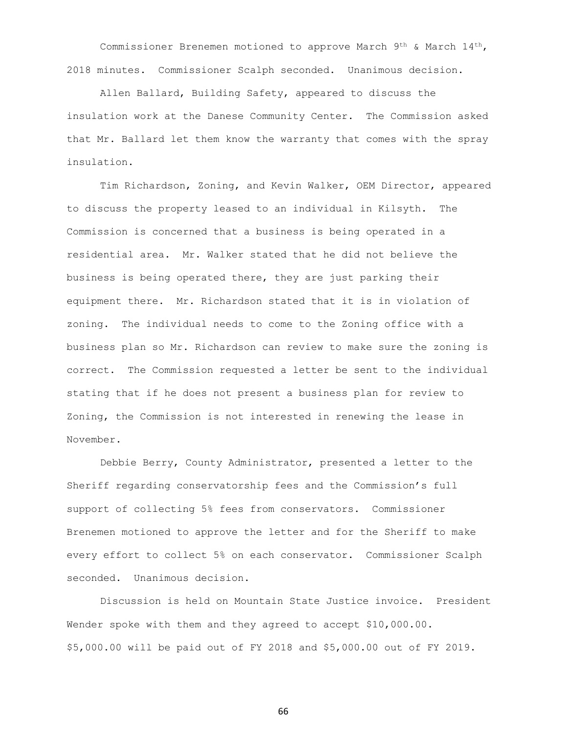Commissioner Brenemen motioned to approve March 9th & March 14th, 2018 minutes. Commissioner Scalph seconded. Unanimous decision.

Allen Ballard, Building Safety, appeared to discuss the insulation work at the Danese Community Center. The Commission asked that Mr. Ballard let them know the warranty that comes with the spray insulation.

Tim Richardson, Zoning, and Kevin Walker, OEM Director, appeared to discuss the property leased to an individual in Kilsyth. The Commission is concerned that a business is being operated in a residential area. Mr. Walker stated that he did not believe the business is being operated there, they are just parking their equipment there. Mr. Richardson stated that it is in violation of zoning. The individual needs to come to the Zoning office with a business plan so Mr. Richardson can review to make sure the zoning is correct. The Commission requested a letter be sent to the individual stating that if he does not present a business plan for review to Zoning, the Commission is not interested in renewing the lease in November.

Debbie Berry, County Administrator, presented a letter to the Sheriff regarding conservatorship fees and the Commission's full support of collecting 5% fees from conservators. Commissioner Brenemen motioned to approve the letter and for the Sheriff to make every effort to collect 5% on each conservator. Commissioner Scalph seconded. Unanimous decision.

Discussion is held on Mountain State Justice invoice. President Wender spoke with them and they agreed to accept $10,000.00. $5,000.00 will be paid out of FY 2018 and $5,000.00 out of FY 2019.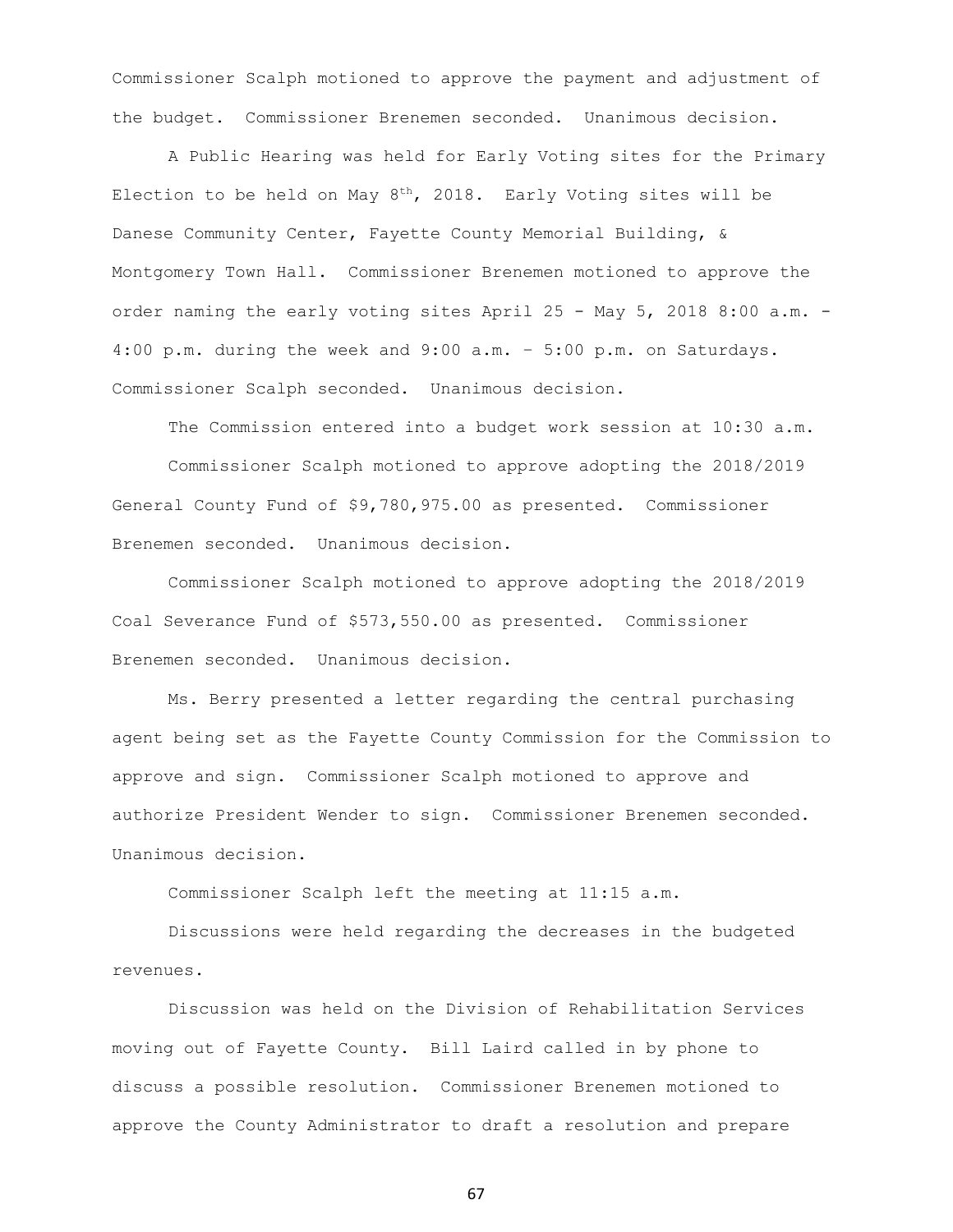Commissioner Scalph motioned to approve the payment and adjustment of the budget. Commissioner Brenemen seconded. Unanimous decision.

A Public Hearing was held for Early Voting sites for the Primary Election to be held on May 8th, 2018. Early Voting sites will be Danese Community Center, Fayette County Memorial Building, & Montgomery Town Hall. Commissioner Brenemen motioned to approve the order naming the early voting sites April 25 - May 5, 2018 8:00 a.m. - 4:00 p.m. during the week and 9:00 a.m. – 5:00 p.m. on Saturdays. Commissioner Scalph seconded. Unanimous decision.

The Commission entered into a budget work session at 10:30 a.m.

Commissioner Scalph motioned to approve adopting the 2018/2019 General County Fund of $9,780,975.00 as presented. Commissioner Brenemen seconded. Unanimous decision.

Commissioner Scalph motioned to approve adopting the 2018/2019 Coal Severance Fund of $573,550.00 as presented. Commissioner Brenemen seconded. Unanimous decision.

Ms. Berry presented a letter regarding the central purchasing agent being set as the Fayette County Commission for the Commission to approve and sign. Commissioner Scalph motioned to approve and authorize President Wender to sign. Commissioner Brenemen seconded. Unanimous decision.

Commissioner Scalph left the meeting at 11:15 a.m.

Discussions were held regarding the decreases in the budgeted revenues.

Discussion was held on the Division of Rehabilitation Services moving out of Fayette County. Bill Laird called in by phone to discuss a possible resolution. Commissioner Brenemen motioned to approve the County Administrator to draft a resolution and prepare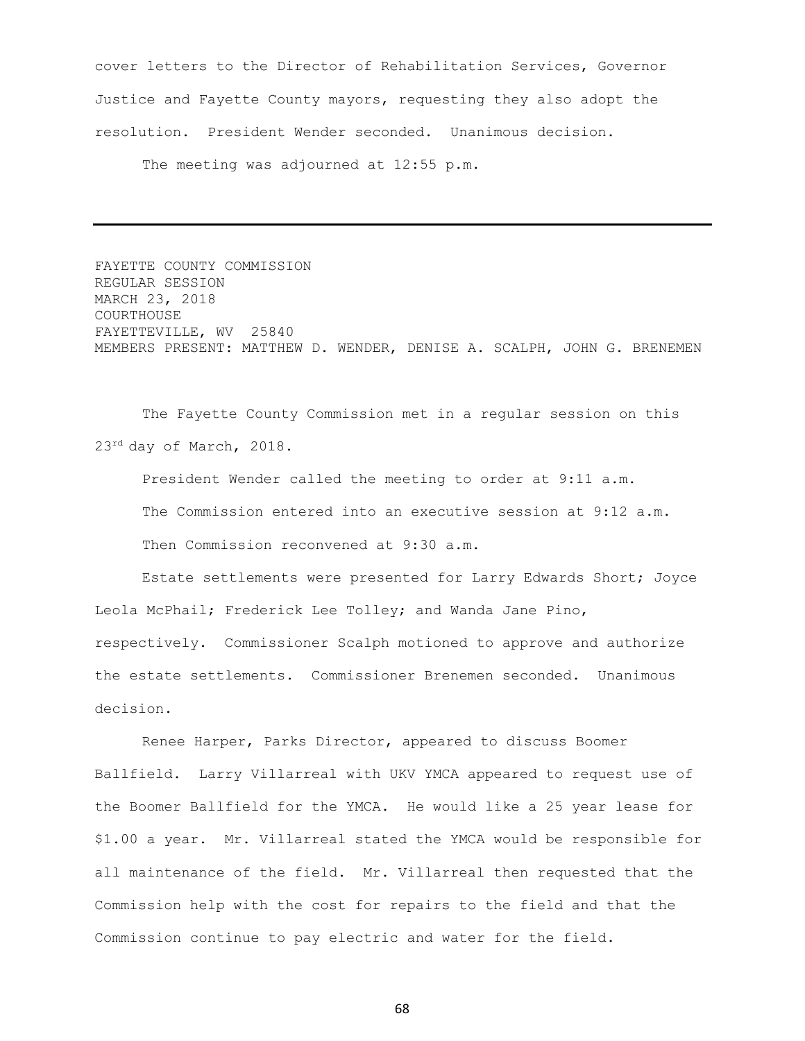cover letters to the Director of Rehabilitation Services, Governor Justice and Fayette County mayors, requesting they also adopt the resolution. President Wender seconded. Unanimous decision.

The meeting was adjourned at 12:55 p.m.

---

FAYETTE COUNTY COMMISSION
REGULAR SESSION
MARCH 23, 2018
COURTHOUSE
FAYETTEVILLE, WV 25840
MEMBERS PRESENT: MATTHEW D. WENDER, DENISE A. SCALPH, JOHN G. BRENEMEN

The Fayette County Commission met in a regular session on this 23rd day of March, 2018.

President Wender called the meeting to order at 9:11 a.m.

The Commission entered into an executive session at 9:12 a.m.

Then Commission reconvened at 9:30 a.m.

Estate settlements were presented for Larry Edwards Short; Joyce Leola McPhail; Frederick Lee Tolley; and Wanda Jane Pino, respectively. Commissioner Scalph motioned to approve and authorize the estate settlements. Commissioner Brenemen seconded. Unanimous decision.

Renee Harper, Parks Director, appeared to discuss Boomer Ballfield. Larry Villarreal with UKV YMCA appeared to request use of the Boomer Ballfield for the YMCA. He would like a 25 year lease for $1.00 a year. Mr. Villarreal stated the YMCA would be responsible for all maintenance of the field. Mr. Villarreal then requested that the Commission help with the cost for repairs to the field and that the Commission continue to pay electric and water for the field.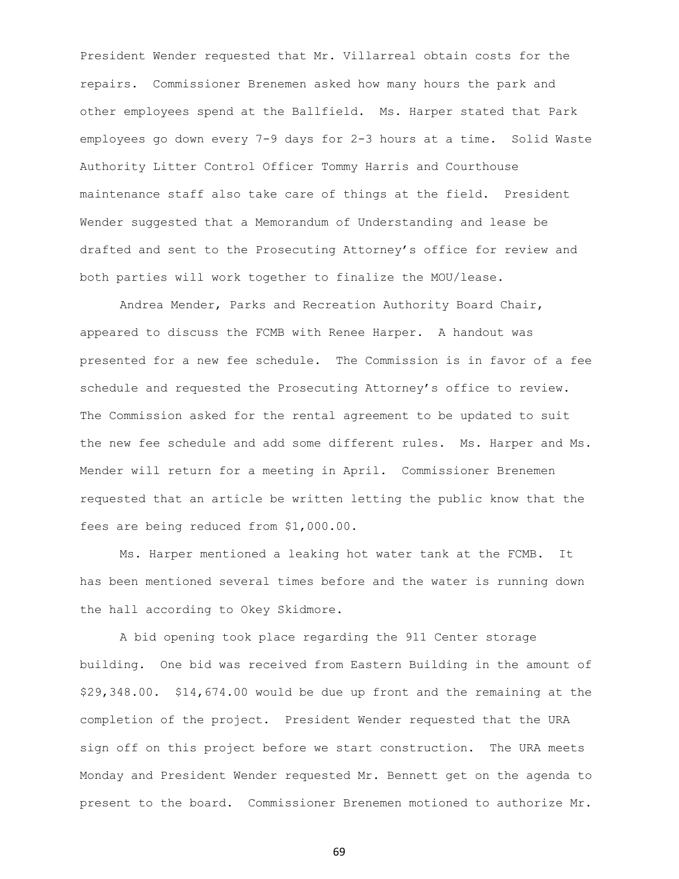President Wender requested that Mr. Villarreal obtain costs for the repairs. Commissioner Brenemen asked how many hours the park and other employees spend at the Ballfield. Ms. Harper stated that Park employees go down every 7-9 days for 2-3 hours at a time. Solid Waste Authority Litter Control Officer Tommy Harris and Courthouse maintenance staff also take care of things at the field. President Wender suggested that a Memorandum of Understanding and lease be drafted and sent to the Prosecuting Attorney's office for review and both parties will work together to finalize the MOU/lease.

Andrea Mender, Parks and Recreation Authority Board Chair, appeared to discuss the FCMB with Renee Harper. A handout was presented for a new fee schedule. The Commission is in favor of a fee schedule and requested the Prosecuting Attorney's office to review. The Commission asked for the rental agreement to be updated to suit the new fee schedule and add some different rules. Ms. Harper and Ms. Mender will return for a meeting in April. Commissioner Brenemen requested that an article be written letting the public know that the fees are being reduced from $1,000.00.

Ms. Harper mentioned a leaking hot water tank at the FCMB. It has been mentioned several times before and the water is running down the hall according to Okey Skidmore.

A bid opening took place regarding the 911 Center storage building. One bid was received from Eastern Building in the amount of $29,348.00. $14,674.00 would be due up front and the remaining at the completion of the project. President Wender requested that the URA sign off on this project before we start construction. The URA meets Monday and President Wender requested Mr. Bennett get on the agenda to present to the board. Commissioner Brenemen motioned to authorize Mr.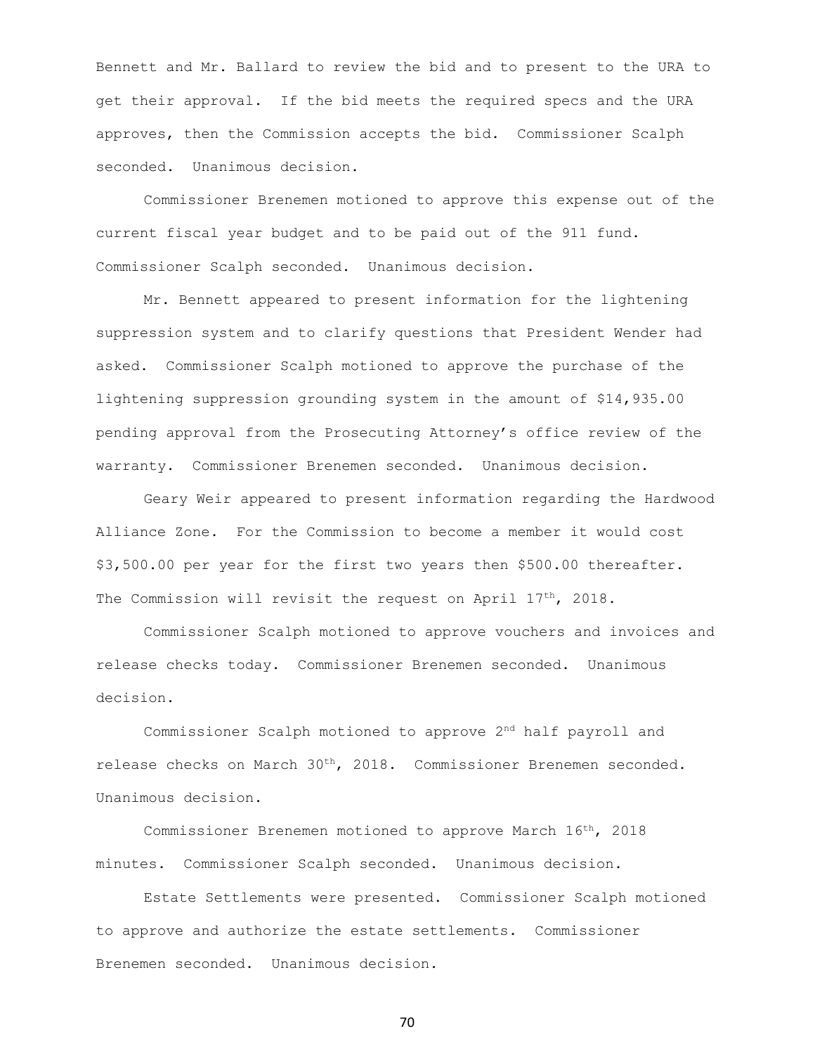Bennett and Mr. Ballard to review the bid and to present to the URA to get their approval. If the bid meets the required specs and the URA approves, then the Commission accepts the bid. Commissioner Scalph seconded. Unanimous decision.

Commissioner Brenemen motioned to approve this expense out of the current fiscal year budget and to be paid out of the 911 fund. Commissioner Scalph seconded. Unanimous decision.

Mr. Bennett appeared to present information for the lightening suppression system and to clarify questions that President Wender had asked. Commissioner Scalph motioned to approve the purchase of the lightening suppression grounding system in the amount of $14,935.00 pending approval from the Prosecuting Attorney's office review of the warranty. Commissioner Brenemen seconded. Unanimous decision.

Geary Weir appeared to present information regarding the Hardwood Alliance Zone. For the Commission to become a member it would cost $3,500.00 per year for the first two years then $500.00 thereafter. The Commission will revisit the request on April 17th, 2018.

Commissioner Scalph motioned to approve vouchers and invoices and release checks today. Commissioner Brenemen seconded. Unanimous decision.

Commissioner Scalph motioned to approve 2nd half payroll and release checks on March 30th, 2018. Commissioner Brenemen seconded. Unanimous decision.

Commissioner Brenemen motioned to approve March 16th, 2018 minutes. Commissioner Scalph seconded. Unanimous decision.

Estate Settlements were presented. Commissioner Scalph motioned to approve and authorize the estate settlements. Commissioner Brenemen seconded. Unanimous decision.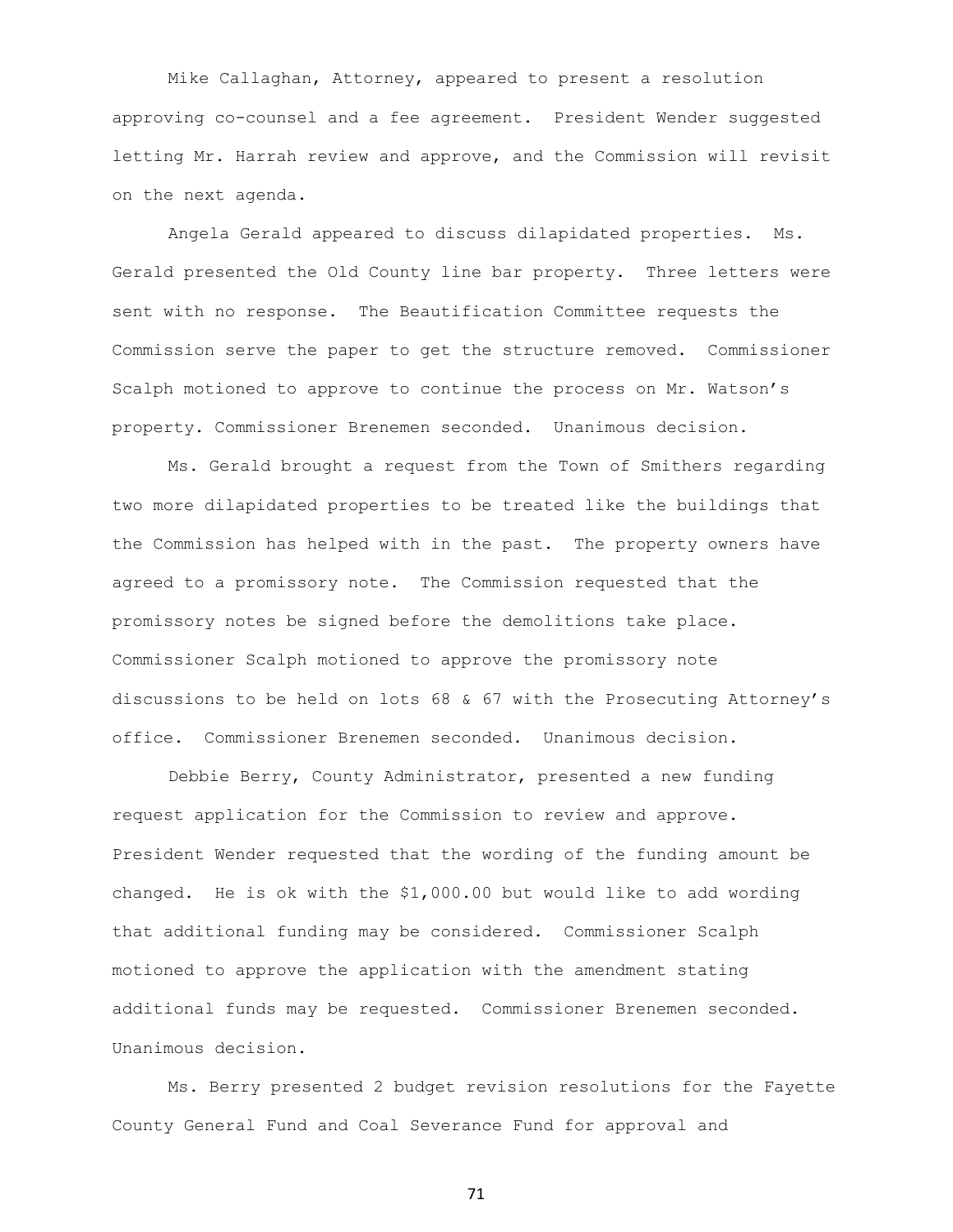Mike Callaghan, Attorney, appeared to present a resolution approving co-counsel and a fee agreement. President Wender suggested letting Mr. Harrah review and approve, and the Commission will revisit on the next agenda.

Angela Gerald appeared to discuss dilapidated properties. Ms. Gerald presented the Old County line bar property. Three letters were sent with no response. The Beautification Committee requests the Commission serve the paper to get the structure removed. Commissioner Scalph motioned to approve to continue the process on Mr. Watson's property. Commissioner Brenemen seconded. Unanimous decision.

Ms. Gerald brought a request from the Town of Smithers regarding two more dilapidated properties to be treated like the buildings that the Commission has helped with in the past. The property owners have agreed to a promissory note. The Commission requested that the promissory notes be signed before the demolitions take place. Commissioner Scalph motioned to approve the promissory note discussions to be held on lots 68 & 67 with the Prosecuting Attorney's office. Commissioner Brenemen seconded. Unanimous decision.

Debbie Berry, County Administrator, presented a new funding request application for the Commission to review and approve. President Wender requested that the wording of the funding amount be changed. He is ok with the $1,000.00 but would like to add wording that additional funding may be considered. Commissioner Scalph motioned to approve the application with the amendment stating additional funds may be requested. Commissioner Brenemen seconded. Unanimous decision.

Ms. Berry presented 2 budget revision resolutions for the Fayette County General Fund and Coal Severance Fund for approval and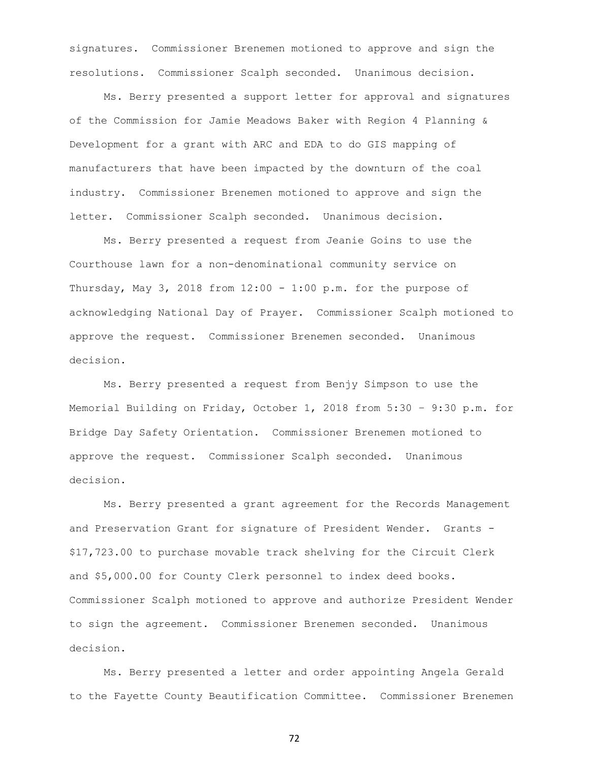signatures. Commissioner Brenemen motioned to approve and sign the resolutions. Commissioner Scalph seconded. Unanimous decision.

Ms. Berry presented a support letter for approval and signatures of the Commission for Jamie Meadows Baker with Region 4 Planning & Development for a grant with ARC and EDA to do GIS mapping of manufacturers that have been impacted by the downturn of the coal industry. Commissioner Brenemen motioned to approve and sign the letter. Commissioner Scalph seconded. Unanimous decision.

Ms. Berry presented a request from Jeanie Goins to use the Courthouse lawn for a non-denominational community service on Thursday, May 3, 2018 from 12:00 - 1:00 p.m. for the purpose of acknowledging National Day of Prayer. Commissioner Scalph motioned to approve the request. Commissioner Brenemen seconded. Unanimous decision.

Ms. Berry presented a request from Benjy Simpson to use the Memorial Building on Friday, October 1, 2018 from 5:30 – 9:30 p.m. for Bridge Day Safety Orientation. Commissioner Brenemen motioned to approve the request. Commissioner Scalph seconded. Unanimous decision.

Ms. Berry presented a grant agreement for the Records Management and Preservation Grant for signature of President Wender. Grants - $17,723.00 to purchase movable track shelving for the Circuit Clerk and $5,000.00 for County Clerk personnel to index deed books. Commissioner Scalph motioned to approve and authorize President Wender to sign the agreement. Commissioner Brenemen seconded. Unanimous decision.

Ms. Berry presented a letter and order appointing Angela Gerald to the Fayette County Beautification Committee. Commissioner Brenemen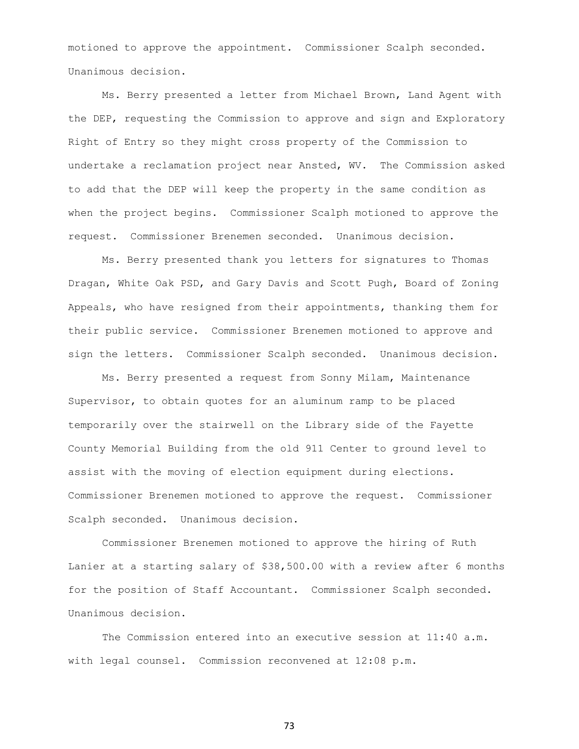motioned to approve the appointment. Commissioner Scalph seconded. Unanimous decision.

Ms. Berry presented a letter from Michael Brown, Land Agent with the DEP, requesting the Commission to approve and sign and Exploratory Right of Entry so they might cross property of the Commission to undertake a reclamation project near Ansted, WV. The Commission asked to add that the DEP will keep the property in the same condition as when the project begins. Commissioner Scalph motioned to approve the request. Commissioner Brenemen seconded. Unanimous decision.

Ms. Berry presented thank you letters for signatures to Thomas Dragan, White Oak PSD, and Gary Davis and Scott Pugh, Board of Zoning Appeals, who have resigned from their appointments, thanking them for their public service. Commissioner Brenemen motioned to approve and sign the letters. Commissioner Scalph seconded. Unanimous decision.

Ms. Berry presented a request from Sonny Milam, Maintenance Supervisor, to obtain quotes for an aluminum ramp to be placed temporarily over the stairwell on the Library side of the Fayette County Memorial Building from the old 911 Center to ground level to assist with the moving of election equipment during elections. Commissioner Brenemen motioned to approve the request. Commissioner Scalph seconded. Unanimous decision.

Commissioner Brenemen motioned to approve the hiring of Ruth Lanier at a starting salary of $38,500.00 with a review after 6 months for the position of Staff Accountant. Commissioner Scalph seconded. Unanimous decision.

The Commission entered into an executive session at 11:40 a.m. with legal counsel. Commission reconvened at 12:08 p.m.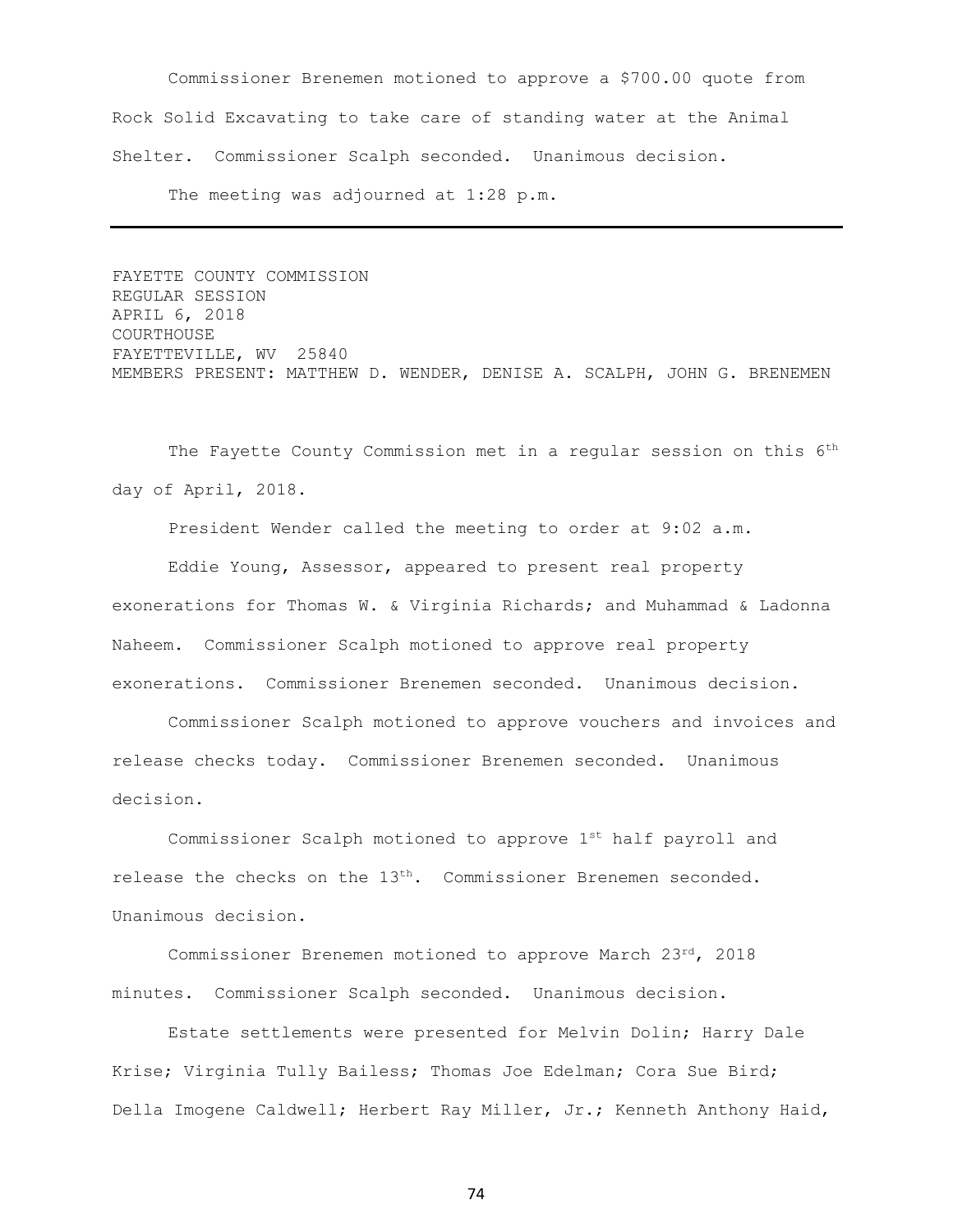Commissioner Brenemen motioned to approve a $700.00 quote from Rock Solid Excavating to take care of standing water at the Animal Shelter. Commissioner Scalph seconded. Unanimous decision.

The meeting was adjourned at 1:28 p.m.

---

FAYETTE COUNTY COMMISSION
REGULAR SESSION
APRIL 6, 2018
COURTHOUSE
FAYETTEVILLE, WV 25840
MEMBERS PRESENT: MATTHEW D. WENDER, DENISE A. SCALPH, JOHN G. BRENEMEN

The Fayette County Commission met in a regular session on this 6th day of April, 2018.

President Wender called the meeting to order at 9:02 a.m.

Eddie Young, Assessor, appeared to present real property exonerations for Thomas W. & Virginia Richards; and Muhammad & Ladonna Naheem. Commissioner Scalph motioned to approve real property exonerations. Commissioner Brenemen seconded. Unanimous decision.

Commissioner Scalph motioned to approve vouchers and invoices and release checks today. Commissioner Brenemen seconded. Unanimous decision.

Commissioner Scalph motioned to approve 1st half payroll and release the checks on the 13th. Commissioner Brenemen seconded. Unanimous decision.

Commissioner Brenemen motioned to approve March 23rd, 2018 minutes. Commissioner Scalph seconded. Unanimous decision.

Estate settlements were presented for Melvin Dolin; Harry Dale Krise; Virginia Tully Bailess; Thomas Joe Edelman; Cora Sue Bird; Della Imogene Caldwell; Herbert Ray Miller, Jr.; Kenneth Anthony Haid,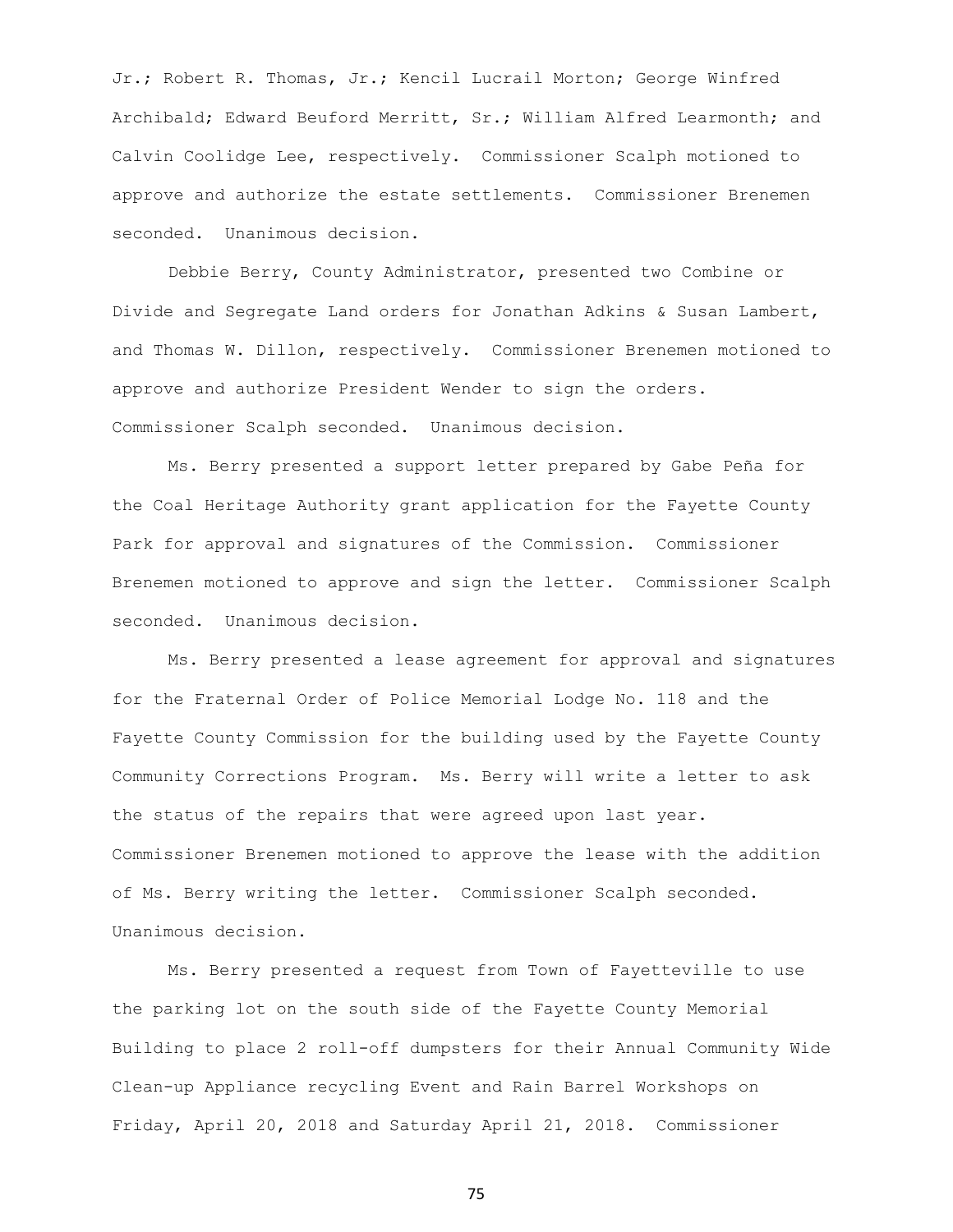Jr.; Robert R. Thomas, Jr.; Kencil Lucrail Morton; George Winfred Archibald; Edward Beuford Merritt, Sr.; William Alfred Learmonth; and Calvin Coolidge Lee, respectively. Commissioner Scalph motioned to approve and authorize the estate settlements. Commissioner Brenemen seconded. Unanimous decision.

Debbie Berry, County Administrator, presented two Combine or Divide and Segregate Land orders for Jonathan Adkins & Susan Lambert, and Thomas W. Dillon, respectively. Commissioner Brenemen motioned to approve and authorize President Wender to sign the orders. Commissioner Scalph seconded. Unanimous decision.

Ms. Berry presented a support letter prepared by Gabe Peña for the Coal Heritage Authority grant application for the Fayette County Park for approval and signatures of the Commission. Commissioner Brenemen motioned to approve and sign the letter. Commissioner Scalph seconded. Unanimous decision.

Ms. Berry presented a lease agreement for approval and signatures for the Fraternal Order of Police Memorial Lodge No. 118 and the Fayette County Commission for the building used by the Fayette County Community Corrections Program. Ms. Berry will write a letter to ask the status of the repairs that were agreed upon last year. Commissioner Brenemen motioned to approve the lease with the addition of Ms. Berry writing the letter. Commissioner Scalph seconded. Unanimous decision.

Ms. Berry presented a request from Town of Fayetteville to use the parking lot on the south side of the Fayette County Memorial Building to place 2 roll-off dumpsters for their Annual Community Wide Clean-up Appliance recycling Event and Rain Barrel Workshops on Friday, April 20, 2018 and Saturday April 21, 2018. Commissioner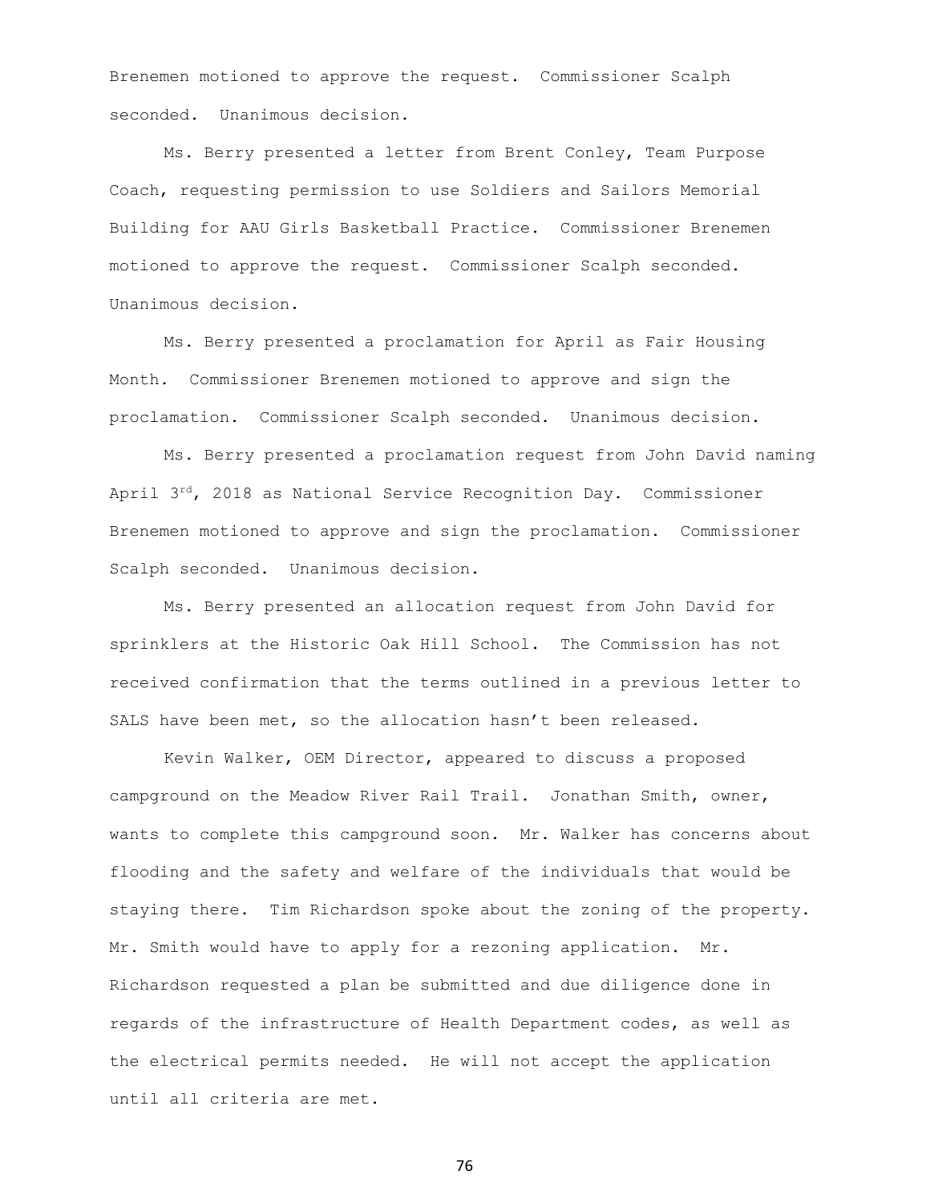Brenemen motioned to approve the request. Commissioner Scalph seconded. Unanimous decision.

Ms. Berry presented a letter from Brent Conley, Team Purpose Coach, requesting permission to use Soldiers and Sailors Memorial Building for AAU Girls Basketball Practice. Commissioner Brenemen motioned to approve the request. Commissioner Scalph seconded. Unanimous decision.

Ms. Berry presented a proclamation for April as Fair Housing Month. Commissioner Brenemen motioned to approve and sign the proclamation. Commissioner Scalph seconded. Unanimous decision.

Ms. Berry presented a proclamation request from John David naming April 3rd, 2018 as National Service Recognition Day. Commissioner Brenemen motioned to approve and sign the proclamation. Commissioner Scalph seconded. Unanimous decision.

Ms. Berry presented an allocation request from John David for sprinklers at the Historic Oak Hill School. The Commission has not received confirmation that the terms outlined in a previous letter to SALS have been met, so the allocation hasn't been released.

Kevin Walker, OEM Director, appeared to discuss a proposed campground on the Meadow River Rail Trail. Jonathan Smith, owner, wants to complete this campground soon. Mr. Walker has concerns about flooding and the safety and welfare of the individuals that would be staying there. Tim Richardson spoke about the zoning of the property. Mr. Smith would have to apply for a rezoning application. Mr. Richardson requested a plan be submitted and due diligence done in regards of the infrastructure of Health Department codes, as well as the electrical permits needed. He will not accept the application until all criteria are met.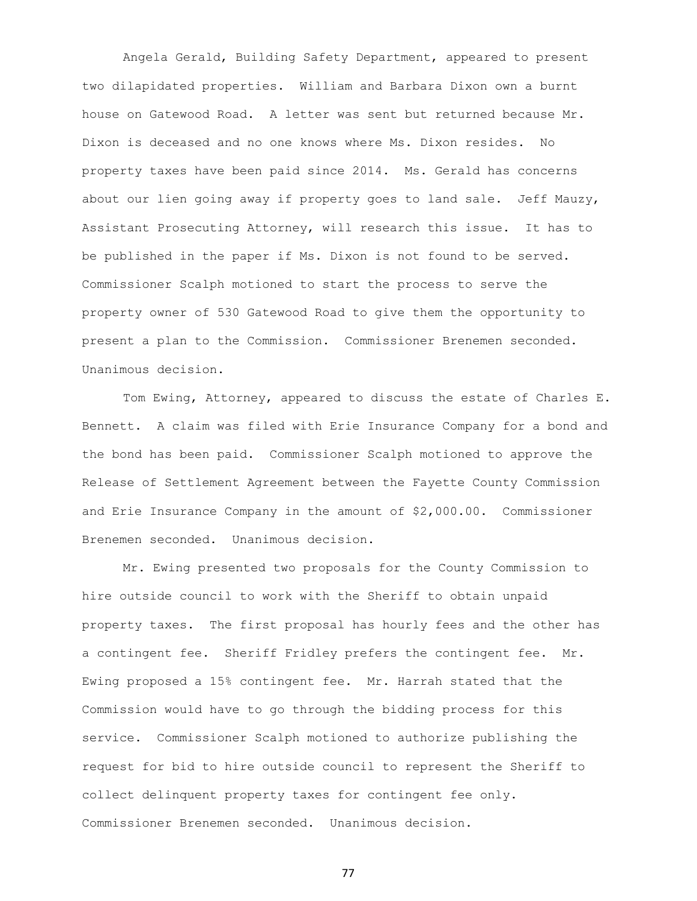Angela Gerald, Building Safety Department, appeared to present two dilapidated properties. William and Barbara Dixon own a burnt house on Gatewood Road. A letter was sent but returned because Mr. Dixon is deceased and no one knows where Ms. Dixon resides. No property taxes have been paid since 2014. Ms. Gerald has concerns about our lien going away if property goes to land sale. Jeff Mauzy, Assistant Prosecuting Attorney, will research this issue. It has to be published in the paper if Ms. Dixon is not found to be served. Commissioner Scalph motioned to start the process to serve the property owner of 530 Gatewood Road to give them the opportunity to present a plan to the Commission. Commissioner Brenemen seconded. Unanimous decision.

Tom Ewing, Attorney, appeared to discuss the estate of Charles E. Bennett. A claim was filed with Erie Insurance Company for a bond and the bond has been paid. Commissioner Scalph motioned to approve the Release of Settlement Agreement between the Fayette County Commission and Erie Insurance Company in the amount of $2,000.00. Commissioner Brenemen seconded. Unanimous decision.

Mr. Ewing presented two proposals for the County Commission to hire outside council to work with the Sheriff to obtain unpaid property taxes. The first proposal has hourly fees and the other has a contingent fee. Sheriff Fridley prefers the contingent fee. Mr. Ewing proposed a 15% contingent fee. Mr. Harrah stated that the Commission would have to go through the bidding process for this service. Commissioner Scalph motioned to authorize publishing the request for bid to hire outside council to represent the Sheriff to collect delinquent property taxes for contingent fee only. Commissioner Brenemen seconded. Unanimous decision.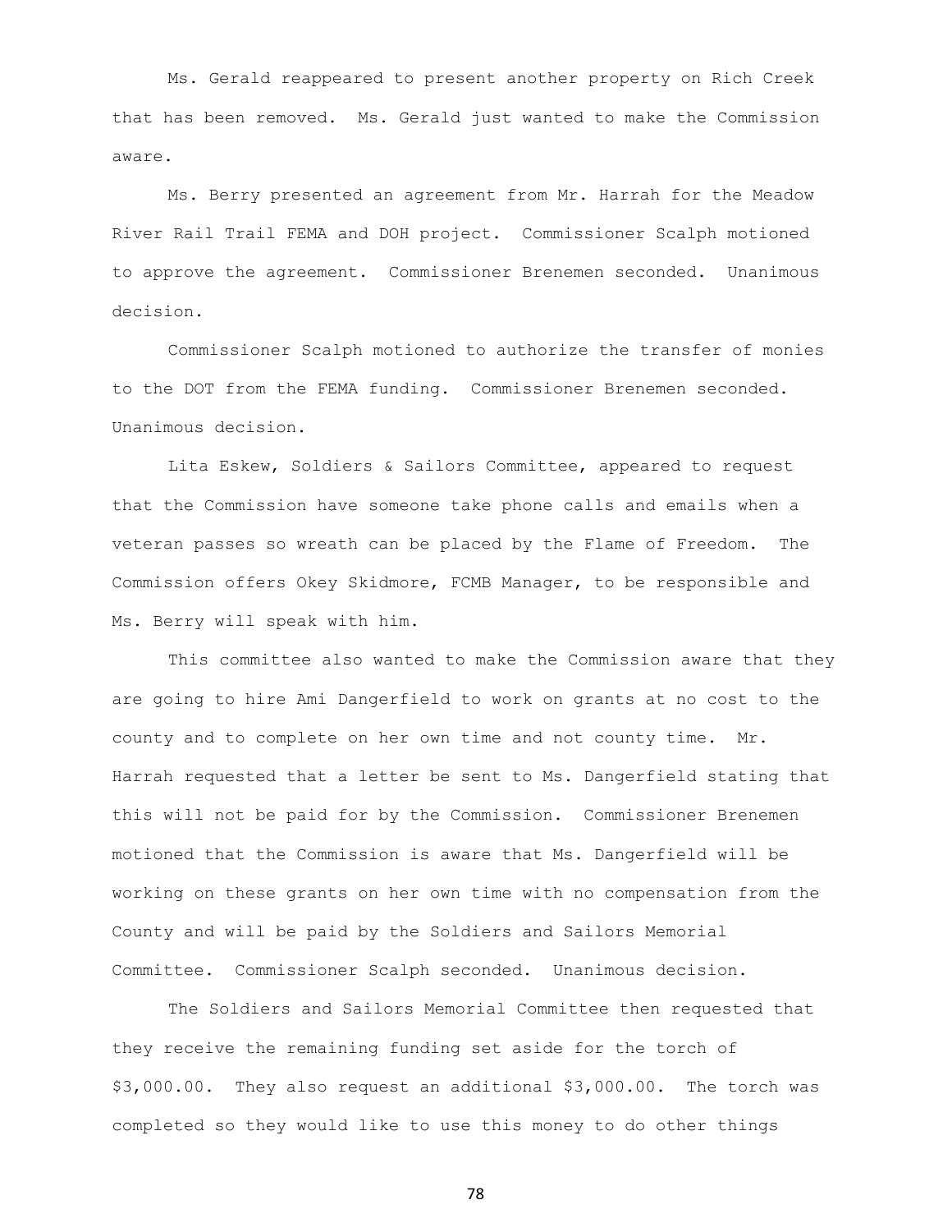Ms. Gerald reappeared to present another property on Rich Creek that has been removed. Ms. Gerald just wanted to make the Commission aware.

Ms. Berry presented an agreement from Mr. Harrah for the Meadow River Rail Trail FEMA and DOH project. Commissioner Scalph motioned to approve the agreement. Commissioner Brenemen seconded. Unanimous decision.

Commissioner Scalph motioned to authorize the transfer of monies to the DOT from the FEMA funding. Commissioner Brenemen seconded. Unanimous decision.

Lita Eskew, Soldiers & Sailors Committee, appeared to request that the Commission have someone take phone calls and emails when a veteran passes so wreath can be placed by the Flame of Freedom. The Commission offers Okey Skidmore, FCMB Manager, to be responsible and Ms. Berry will speak with him.

This committee also wanted to make the Commission aware that they are going to hire Ami Dangerfield to work on grants at no cost to the county and to complete on her own time and not county time. Mr. Harrah requested that a letter be sent to Ms. Dangerfield stating that this will not be paid for by the Commission. Commissioner Brenemen motioned that the Commission is aware that Ms. Dangerfield will be working on these grants on her own time with no compensation from the County and will be paid by the Soldiers and Sailors Memorial Committee. Commissioner Scalph seconded. Unanimous decision.

The Soldiers and Sailors Memorial Committee then requested that they receive the remaining funding set aside for the torch of $3,000.00. They also request an additional $3,000.00. The torch was completed so they would like to use this money to do other things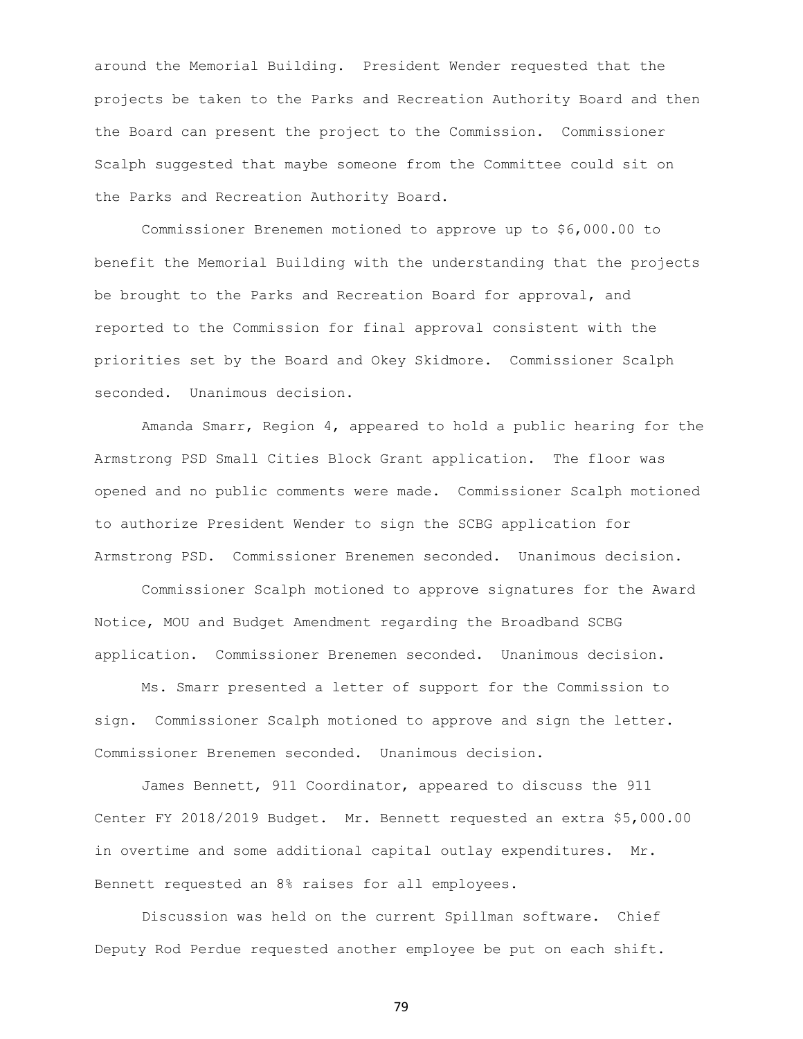around the Memorial Building. President Wender requested that the projects be taken to the Parks and Recreation Authority Board and then the Board can present the project to the Commission. Commissioner Scalph suggested that maybe someone from the Committee could sit on the Parks and Recreation Authority Board.

Commissioner Brenemen motioned to approve up to $6,000.00 to benefit the Memorial Building with the understanding that the projects be brought to the Parks and Recreation Board for approval, and reported to the Commission for final approval consistent with the priorities set by the Board and Okey Skidmore. Commissioner Scalph seconded. Unanimous decision.

Amanda Smarr, Region 4, appeared to hold a public hearing for the Armstrong PSD Small Cities Block Grant application. The floor was opened and no public comments were made. Commissioner Scalph motioned to authorize President Wender to sign the SCBG application for Armstrong PSD. Commissioner Brenemen seconded. Unanimous decision.

Commissioner Scalph motioned to approve signatures for the Award Notice, MOU and Budget Amendment regarding the Broadband SCBG application. Commissioner Brenemen seconded. Unanimous decision.

Ms. Smarr presented a letter of support for the Commission to sign. Commissioner Scalph motioned to approve and sign the letter. Commissioner Brenemen seconded. Unanimous decision.

James Bennett, 911 Coordinator, appeared to discuss the 911 Center FY 2018/2019 Budget. Mr. Bennett requested an extra $5,000.00 in overtime and some additional capital outlay expenditures. Mr. Bennett requested an 8% raises for all employees.

Discussion was held on the current Spillman software. Chief Deputy Rod Perdue requested another employee be put on each shift.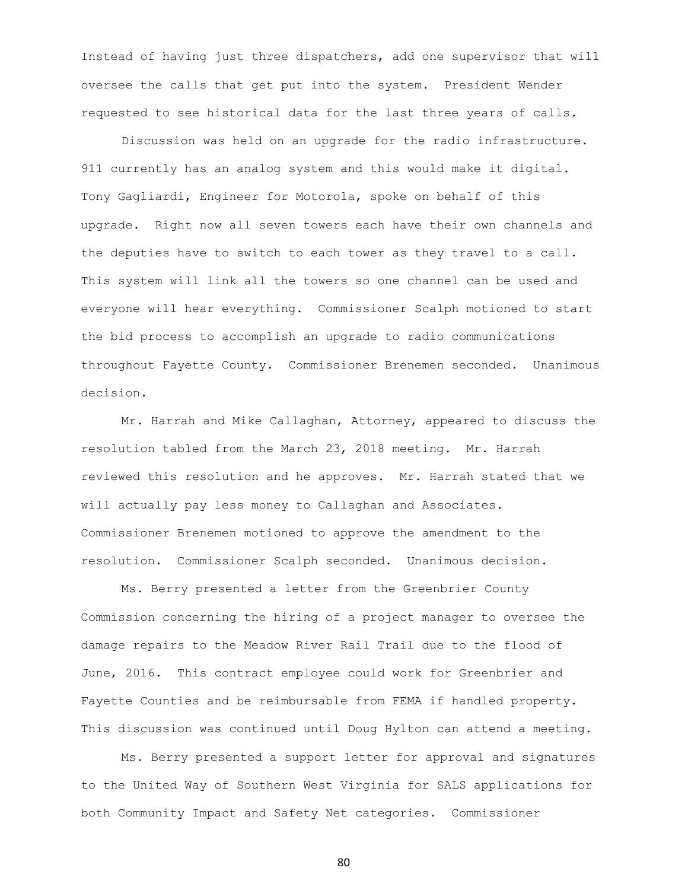Instead of having just three dispatchers, add one supervisor that will oversee the calls that get put into the system. President Wender requested to see historical data for the last three years of calls.

Discussion was held on an upgrade for the radio infrastructure. 911 currently has an analog system and this would make it digital. Tony Gagliardi, Engineer for Motorola, spoke on behalf of this upgrade. Right now all seven towers each have their own channels and the deputies have to switch to each tower as they travel to a call. This system will link all the towers so one channel can be used and everyone will hear everything. Commissioner Scalph motioned to start the bid process to accomplish an upgrade to radio communications throughout Fayette County. Commissioner Brenemen seconded. Unanimous decision.

Mr. Harrah and Mike Callaghan, Attorney, appeared to discuss the resolution tabled from the March 23, 2018 meeting. Mr. Harrah reviewed this resolution and he approves. Mr. Harrah stated that we will actually pay less money to Callaghan and Associates. Commissioner Brenemen motioned to approve the amendment to the resolution. Commissioner Scalph seconded. Unanimous decision.

Ms. Berry presented a letter from the Greenbrier County Commission concerning the hiring of a project manager to oversee the damage repairs to the Meadow River Rail Trail due to the flood of June, 2016. This contract employee could work for Greenbrier and Fayette Counties and be reimbursable from FEMA if handled property. This discussion was continued until Doug Hylton can attend a meeting.

Ms. Berry presented a support letter for approval and signatures to the United Way of Southern West Virginia for SALS applications for both Community Impact and Safety Net categories. Commissioner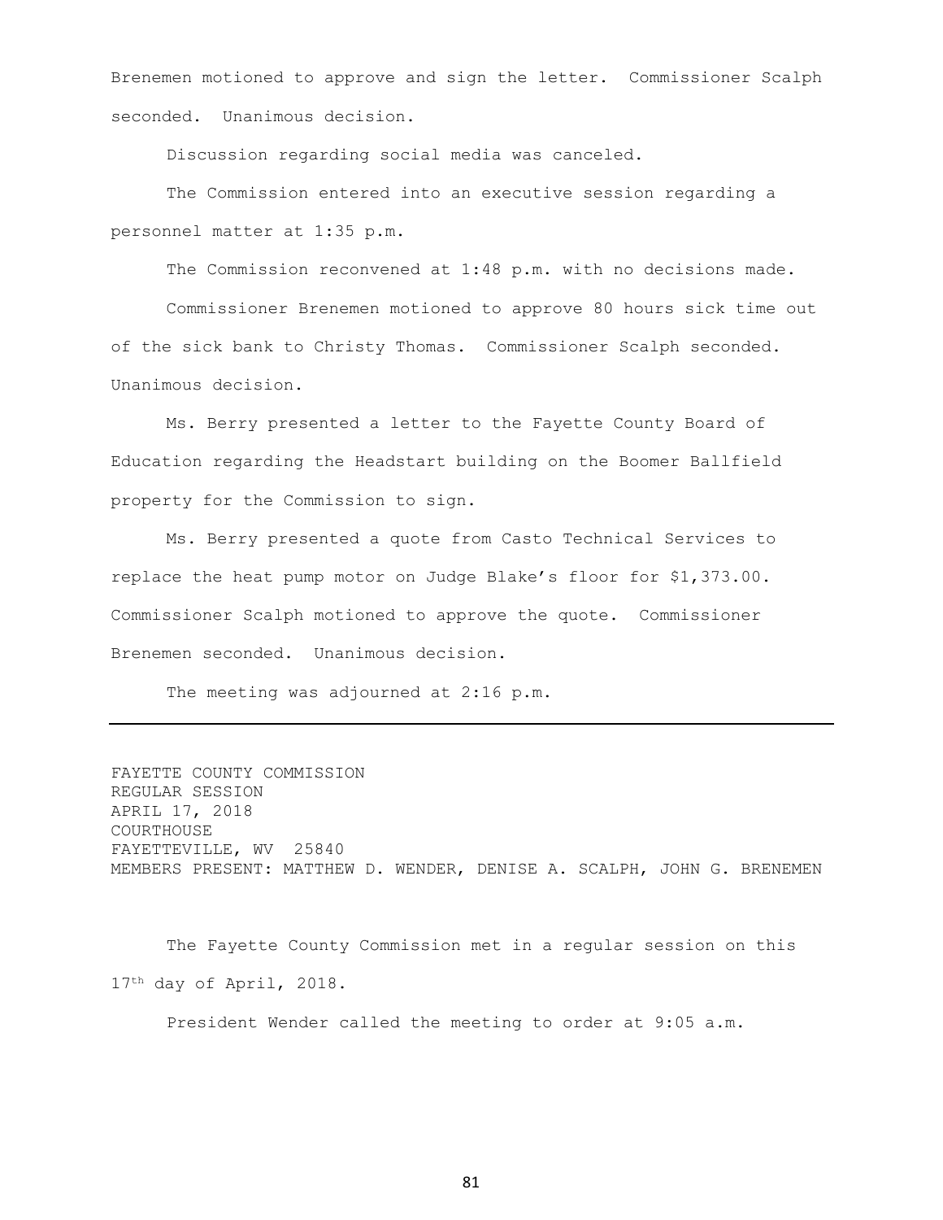Brenemen motioned to approve and sign the letter. Commissioner Scalph seconded. Unanimous decision.

Discussion regarding social media was canceled.

The Commission entered into an executive session regarding a personnel matter at 1:35 p.m.

The Commission reconvened at 1:48 p.m. with no decisions made.

Commissioner Brenemen motioned to approve 80 hours sick time out of the sick bank to Christy Thomas. Commissioner Scalph seconded. Unanimous decision.

Ms. Berry presented a letter to the Fayette County Board of Education regarding the Headstart building on the Boomer Ballfield property for the Commission to sign.

Ms. Berry presented a quote from Casto Technical Services to replace the heat pump motor on Judge Blake's floor for $1,373.00. Commissioner Scalph motioned to approve the quote. Commissioner Brenemen seconded. Unanimous decision.

The meeting was adjourned at 2:16 p.m.

---

FAYETTE COUNTY COMMISSION
REGULAR SESSION
APRIL 17, 2018
COURTHOUSE
FAYETTEVILLE, WV 25840
MEMBERS PRESENT: MATTHEW D. WENDER, DENISE A. SCALPH, JOHN G. BRENEMEN

The Fayette County Commission met in a regular session on this 17th day of April, 2018.

President Wender called the meeting to order at 9:05 a.m.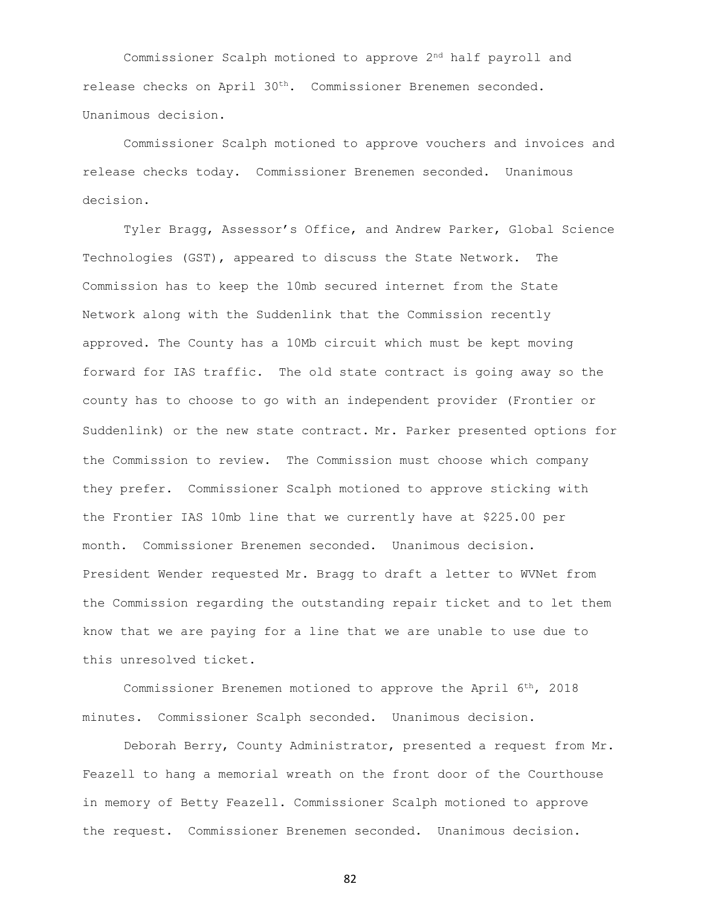Commissioner Scalph motioned to approve 2nd half payroll and release checks on April 30th. Commissioner Brenemen seconded. Unanimous decision.

Commissioner Scalph motioned to approve vouchers and invoices and release checks today. Commissioner Brenemen seconded. Unanimous decision.

Tyler Bragg, Assessor's Office, and Andrew Parker, Global Science Technologies (GST), appeared to discuss the State Network. The Commission has to keep the 10mb secured internet from the State Network along with the Suddenlink that the Commission recently approved. The County has a 10Mb circuit which must be kept moving forward for IAS traffic. The old state contract is going away so the county has to choose to go with an independent provider (Frontier or Suddenlink) or the new state contract. Mr. Parker presented options for the Commission to review. The Commission must choose which company they prefer. Commissioner Scalph motioned to approve sticking with the Frontier IAS 10mb line that we currently have at $225.00 per month. Commissioner Brenemen seconded. Unanimous decision. President Wender requested Mr. Bragg to draft a letter to WVNet from the Commission regarding the outstanding repair ticket and to let them know that we are paying for a line that we are unable to use due to this unresolved ticket.

Commissioner Brenemen motioned to approve the April 6th, 2018 minutes. Commissioner Scalph seconded. Unanimous decision.

Deborah Berry, County Administrator, presented a request from Mr. Feazell to hang a memorial wreath on the front door of the Courthouse in memory of Betty Feazell. Commissioner Scalph motioned to approve the request. Commissioner Brenemen seconded. Unanimous decision.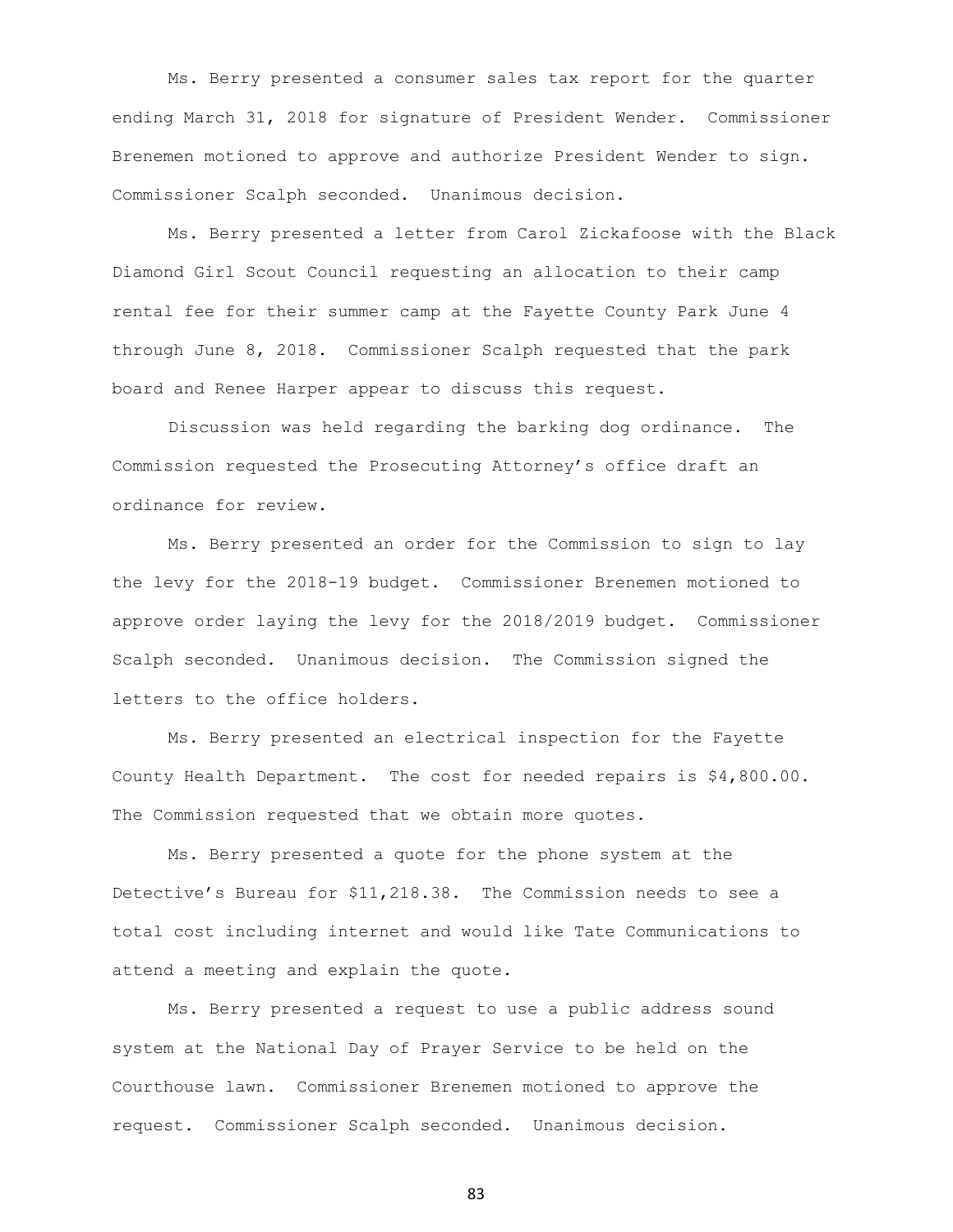Ms. Berry presented a consumer sales tax report for the quarter ending March 31, 2018 for signature of President Wender. Commissioner Brenemen motioned to approve and authorize President Wender to sign. Commissioner Scalph seconded. Unanimous decision.

Ms. Berry presented a letter from Carol Zickafoose with the Black Diamond Girl Scout Council requesting an allocation to their camp rental fee for their summer camp at the Fayette County Park June 4 through June 8, 2018. Commissioner Scalph requested that the park board and Renee Harper appear to discuss this request.

Discussion was held regarding the barking dog ordinance. The Commission requested the Prosecuting Attorney's office draft an ordinance for review.

Ms. Berry presented an order for the Commission to sign to lay the levy for the 2018-19 budget. Commissioner Brenemen motioned to approve order laying the levy for the 2018/2019 budget. Commissioner Scalph seconded. Unanimous decision. The Commission signed the letters to the office holders.

Ms. Berry presented an electrical inspection for the Fayette County Health Department. The cost for needed repairs is $4,800.00. The Commission requested that we obtain more quotes.

Ms. Berry presented a quote for the phone system at the Detective's Bureau for $11,218.38. The Commission needs to see a total cost including internet and would like Tate Communications to attend a meeting and explain the quote.

Ms. Berry presented a request to use a public address sound system at the National Day of Prayer Service to be held on the Courthouse lawn. Commissioner Brenemen motioned to approve the request. Commissioner Scalph seconded. Unanimous decision.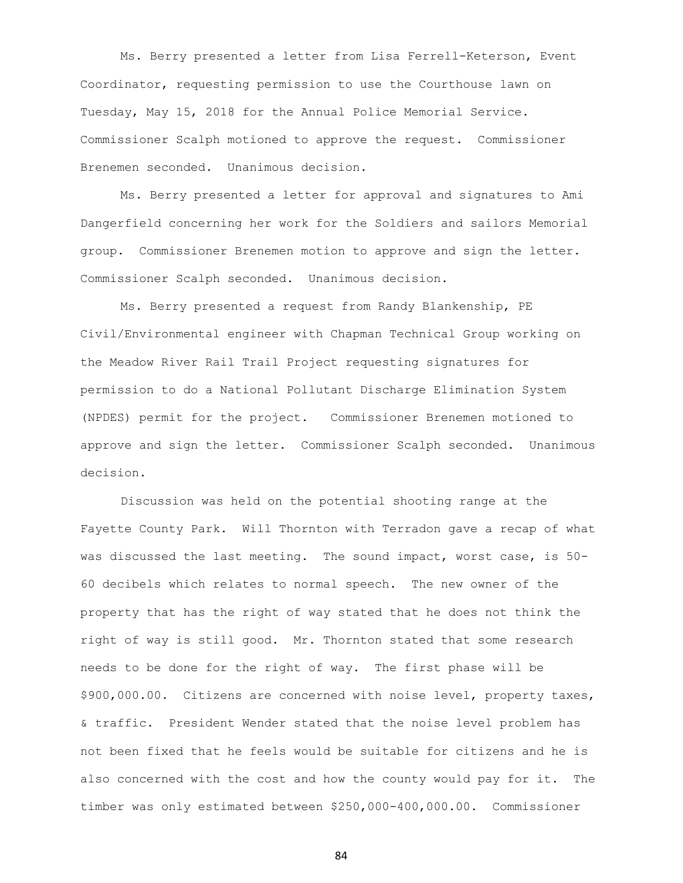Ms. Berry presented a letter from Lisa Ferrell-Keterson, Event Coordinator, requesting permission to use the Courthouse lawn on Tuesday, May 15, 2018 for the Annual Police Memorial Service. Commissioner Scalph motioned to approve the request. Commissioner Brenemen seconded. Unanimous decision.

Ms. Berry presented a letter for approval and signatures to Ami Dangerfield concerning her work for the Soldiers and sailors Memorial group. Commissioner Brenemen motion to approve and sign the letter. Commissioner Scalph seconded. Unanimous decision.

Ms. Berry presented a request from Randy Blankenship, PE Civil/Environmental engineer with Chapman Technical Group working on the Meadow River Rail Trail Project requesting signatures for permission to do a National Pollutant Discharge Elimination System (NPDES) permit for the project. Commissioner Brenemen motioned to approve and sign the letter. Commissioner Scalph seconded. Unanimous decision.

Discussion was held on the potential shooting range at the Fayette County Park. Will Thornton with Terradon gave a recap of what was discussed the last meeting. The sound impact, worst case, is 50-60 decibels which relates to normal speech. The new owner of the property that has the right of way stated that he does not think the right of way is still good. Mr. Thornton stated that some research needs to be done for the right of way. The first phase will be $900,000.00. Citizens are concerned with noise level, property taxes, & traffic. President Wender stated that the noise level problem has not been fixed that he feels would be suitable for citizens and he is also concerned with the cost and how the county would pay for it. The timber was only estimated between $250,000-400,000.00. Commissioner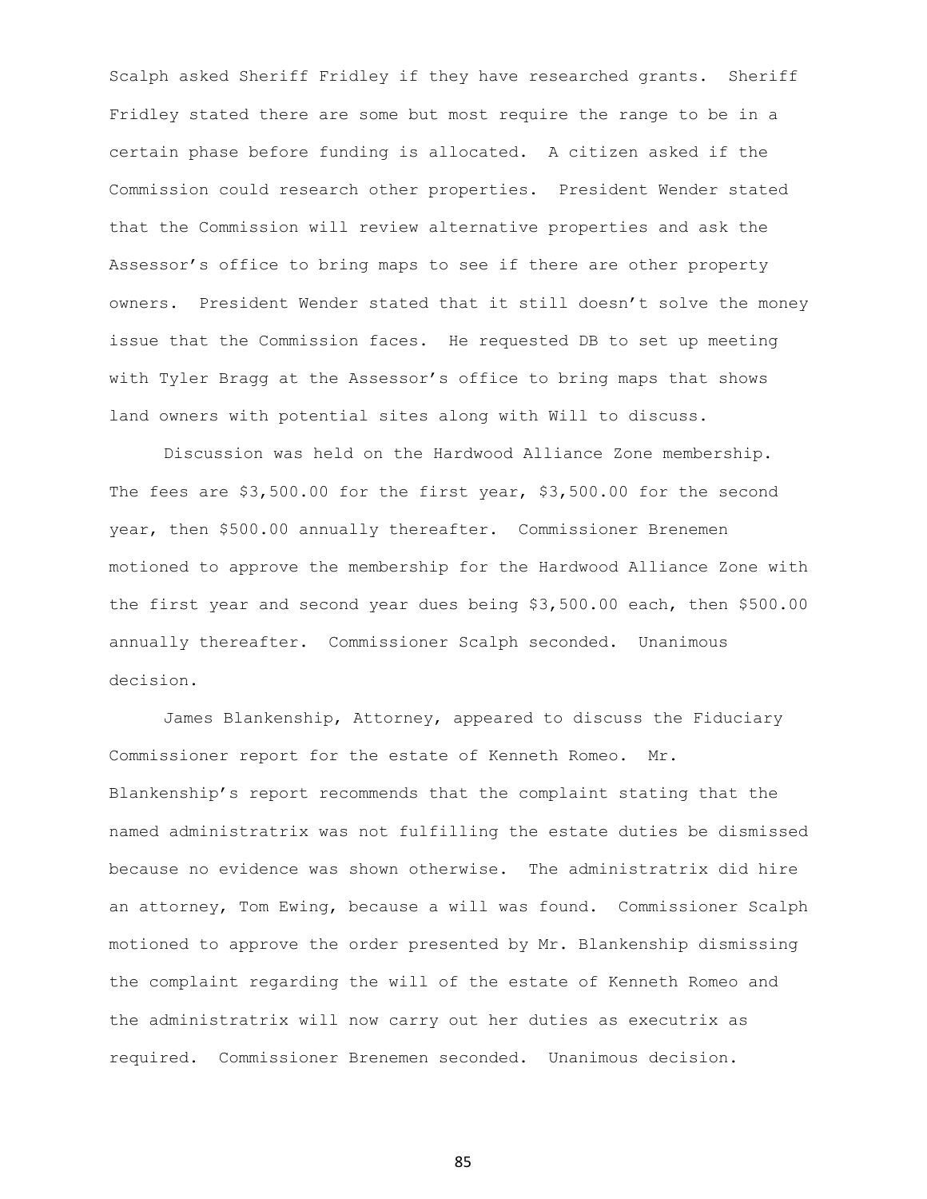Scalph asked Sheriff Fridley if they have researched grants. Sheriff Fridley stated there are some but most require the range to be in a certain phase before funding is allocated. A citizen asked if the Commission could research other properties. President Wender stated that the Commission will review alternative properties and ask the Assessor's office to bring maps to see if there are other property owners. President Wender stated that it still doesn't solve the money issue that the Commission faces. He requested DB to set up meeting with Tyler Bragg at the Assessor's office to bring maps that shows land owners with potential sites along with Will to discuss.

Discussion was held on the Hardwood Alliance Zone membership. The fees are $3,500.00 for the first year, $3,500.00 for the second year, then $500.00 annually thereafter. Commissioner Brenemen motioned to approve the membership for the Hardwood Alliance Zone with the first year and second year dues being $3,500.00 each, then $500.00 annually thereafter. Commissioner Scalph seconded. Unanimous decision.

James Blankenship, Attorney, appeared to discuss the Fiduciary Commissioner report for the estate of Kenneth Romeo. Mr. Blankenship's report recommends that the complaint stating that the named administratrix was not fulfilling the estate duties be dismissed because no evidence was shown otherwise. The administratrix did hire an attorney, Tom Ewing, because a will was found. Commissioner Scalph motioned to approve the order presented by Mr. Blankenship dismissing the complaint regarding the will of the estate of Kenneth Romeo and the administratrix will now carry out her duties as executrix as required. Commissioner Brenemen seconded. Unanimous decision.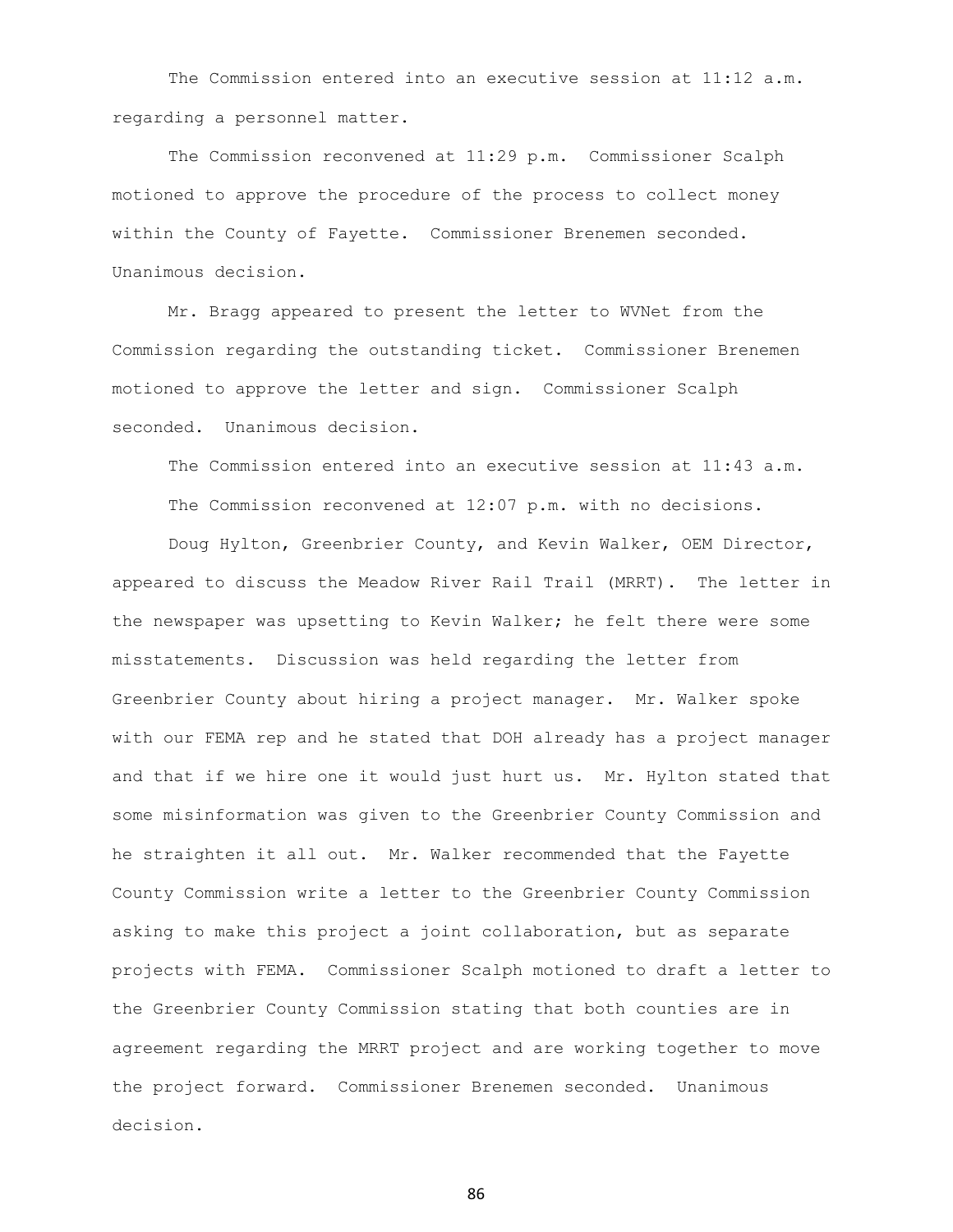The Commission entered into an executive session at 11:12 a.m. regarding a personnel matter.

The Commission reconvened at 11:29 p.m. Commissioner Scalph motioned to approve the procedure of the process to collect money within the County of Fayette. Commissioner Brenemen seconded. Unanimous decision.

Mr. Bragg appeared to present the letter to WVNet from the Commission regarding the outstanding ticket. Commissioner Brenemen motioned to approve the letter and sign. Commissioner Scalph seconded. Unanimous decision.

The Commission entered into an executive session at 11:43 a.m.

The Commission reconvened at 12:07 p.m. with no decisions.

Doug Hylton, Greenbrier County, and Kevin Walker, OEM Director, appeared to discuss the Meadow River Rail Trail (MRRT). The letter in the newspaper was upsetting to Kevin Walker; he felt there were some misstatements. Discussion was held regarding the letter from Greenbrier County about hiring a project manager. Mr. Walker spoke with our FEMA rep and he stated that DOH already has a project manager and that if we hire one it would just hurt us. Mr. Hylton stated that some misinformation was given to the Greenbrier County Commission and he straighten it all out. Mr. Walker recommended that the Fayette County Commission write a letter to the Greenbrier County Commission asking to make this project a joint collaboration, but as separate projects with FEMA. Commissioner Scalph motioned to draft a letter to the Greenbrier County Commission stating that both counties are in agreement regarding the MRRT project and are working together to move the project forward. Commissioner Brenemen seconded. Unanimous decision.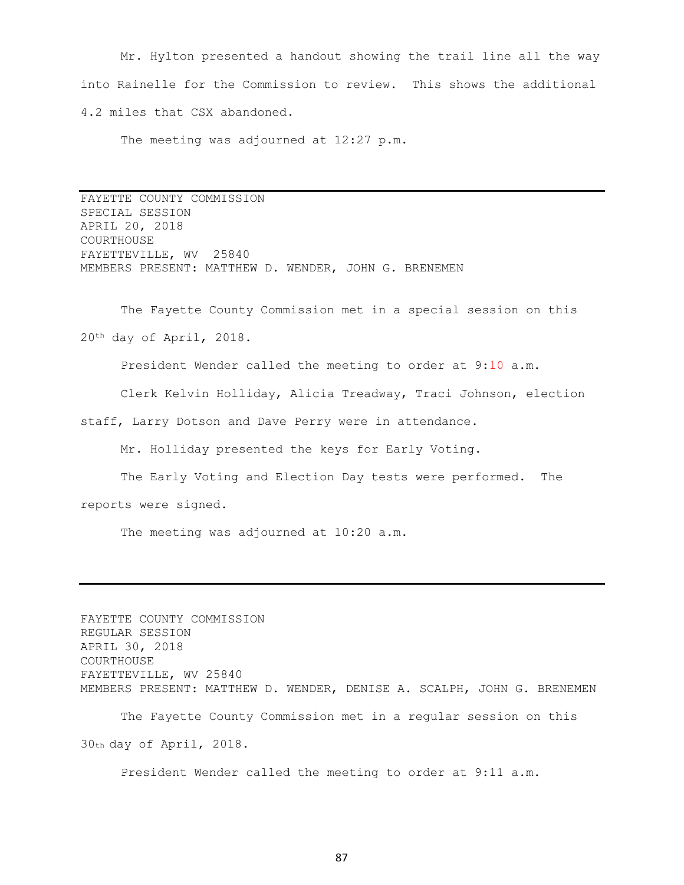Mr. Hylton presented a handout showing the trail line all the way into Rainelle for the Commission to review. This shows the additional 4.2 miles that CSX abandoned.

The meeting was adjourned at 12:27 p.m.

---

FAYETTE COUNTY COMMISSION
SPECIAL SESSION
APRIL 20, 2018
COURTHOUSE
FAYETTEVILLE, WV 25840
MEMBERS PRESENT: MATTHEW D. WENDER, JOHN G. BRENEMEN

The Fayette County Commission met in a special session on this 20th day of April, 2018.

President Wender called the meeting to order at 9:10 a.m.

Clerk Kelvin Holliday, Alicia Treadway, Traci Johnson, election staff, Larry Dotson and Dave Perry were in attendance.

Mr. Holliday presented the keys for Early Voting.

The Early Voting and Election Day tests were performed. The reports were signed.

The meeting was adjourned at 10:20 a.m.

---

FAYETTE COUNTY COMMISSION
REGULAR SESSION
APRIL 30, 2018
COURTHOUSE
FAYETTEVILLE, WV 25840
MEMBERS PRESENT: MATTHEW D. WENDER, DENISE A. SCALPH, JOHN G. BRENEMEN

The Fayette County Commission met in a regular session on this 30th day of April, 2018.

President Wender called the meeting to order at 9:11 a.m.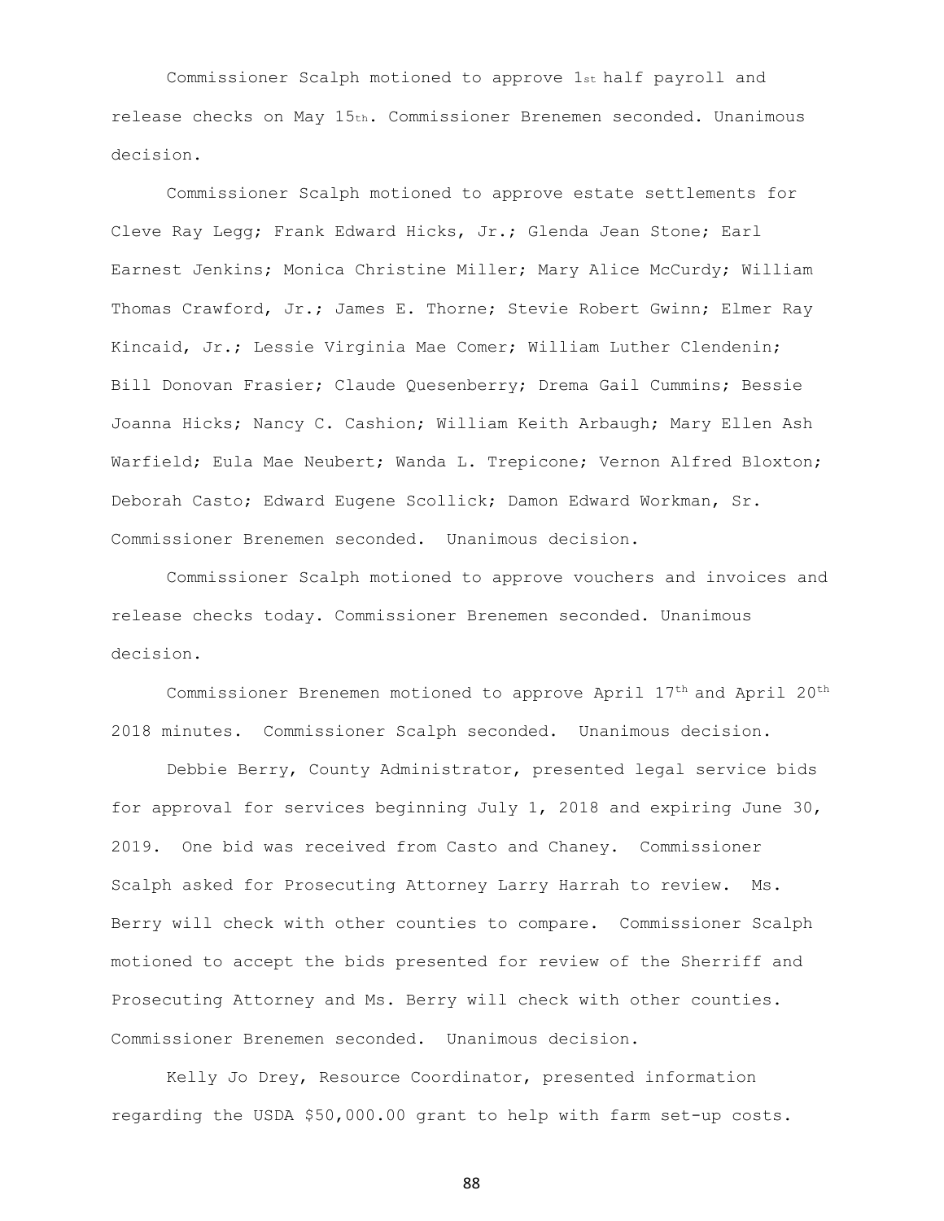Commissioner Scalph motioned to approve 1st half payroll and release checks on May 15th. Commissioner Brenemen seconded. Unanimous decision.

Commissioner Scalph motioned to approve estate settlements for Cleve Ray Legg; Frank Edward Hicks, Jr.; Glenda Jean Stone; Earl Earnest Jenkins; Monica Christine Miller; Mary Alice McCurdy; William Thomas Crawford, Jr.; James E. Thorne; Stevie Robert Gwinn; Elmer Ray Kincaid, Jr.; Lessie Virginia Mae Comer; William Luther Clendenin; Bill Donovan Frasier; Claude Quesenberry; Drema Gail Cummins; Bessie Joanna Hicks; Nancy C. Cashion; William Keith Arbaugh; Mary Ellen Ash Warfield; Eula Mae Neubert; Wanda L. Trepicone; Vernon Alfred Bloxton; Deborah Casto; Edward Eugene Scollick; Damon Edward Workman, Sr. Commissioner Brenemen seconded. Unanimous decision.

Commissioner Scalph motioned to approve vouchers and invoices and release checks today. Commissioner Brenemen seconded. Unanimous decision.

Commissioner Brenemen motioned to approve April 17th and April 20th 2018 minutes. Commissioner Scalph seconded. Unanimous decision.

Debbie Berry, County Administrator, presented legal service bids for approval for services beginning July 1, 2018 and expiring June 30, 2019. One bid was received from Casto and Chaney. Commissioner Scalph asked for Prosecuting Attorney Larry Harrah to review. Ms. Berry will check with other counties to compare. Commissioner Scalph motioned to accept the bids presented for review of the Sherriff and Prosecuting Attorney and Ms. Berry will check with other counties. Commissioner Brenemen seconded. Unanimous decision.

Kelly Jo Drey, Resource Coordinator, presented information regarding the USDA $50,000.00 grant to help with farm set-up costs.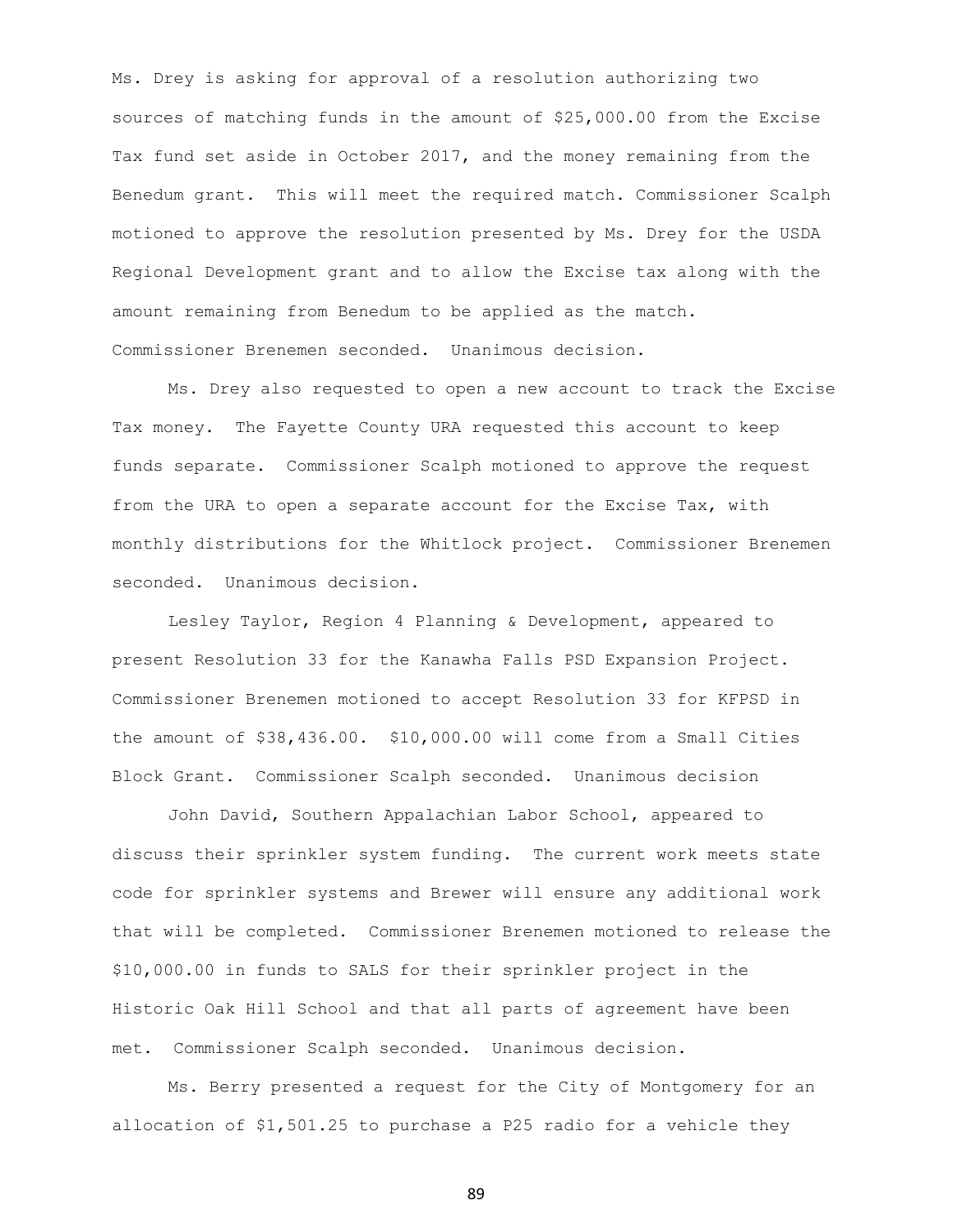Ms. Drey is asking for approval of a resolution authorizing two sources of matching funds in the amount of $25,000.00 from the Excise Tax fund set aside in October 2017, and the money remaining from the Benedum grant. This will meet the required match. Commissioner Scalph motioned to approve the resolution presented by Ms. Drey for the USDA Regional Development grant and to allow the Excise tax along with the amount remaining from Benedum to be applied as the match. Commissioner Brenemen seconded. Unanimous decision.

Ms. Drey also requested to open a new account to track the Excise Tax money. The Fayette County URA requested this account to keep funds separate. Commissioner Scalph motioned to approve the request from the URA to open a separate account for the Excise Tax, with monthly distributions for the Whitlock project. Commissioner Brenemen seconded. Unanimous decision.

Lesley Taylor, Region 4 Planning & Development, appeared to present Resolution 33 for the Kanawha Falls PSD Expansion Project. Commissioner Brenemen motioned to accept Resolution 33 for KFPSD in the amount of $38,436.00. $10,000.00 will come from a Small Cities Block Grant. Commissioner Scalph seconded. Unanimous decision

John David, Southern Appalachian Labor School, appeared to discuss their sprinkler system funding. The current work meets state code for sprinkler systems and Brewer will ensure any additional work that will be completed. Commissioner Brenemen motioned to release the $10,000.00 in funds to SALS for their sprinkler project in the Historic Oak Hill School and that all parts of agreement have been met. Commissioner Scalph seconded. Unanimous decision.

Ms. Berry presented a request for the City of Montgomery for an allocation of $1,501.25 to purchase a P25 radio for a vehicle they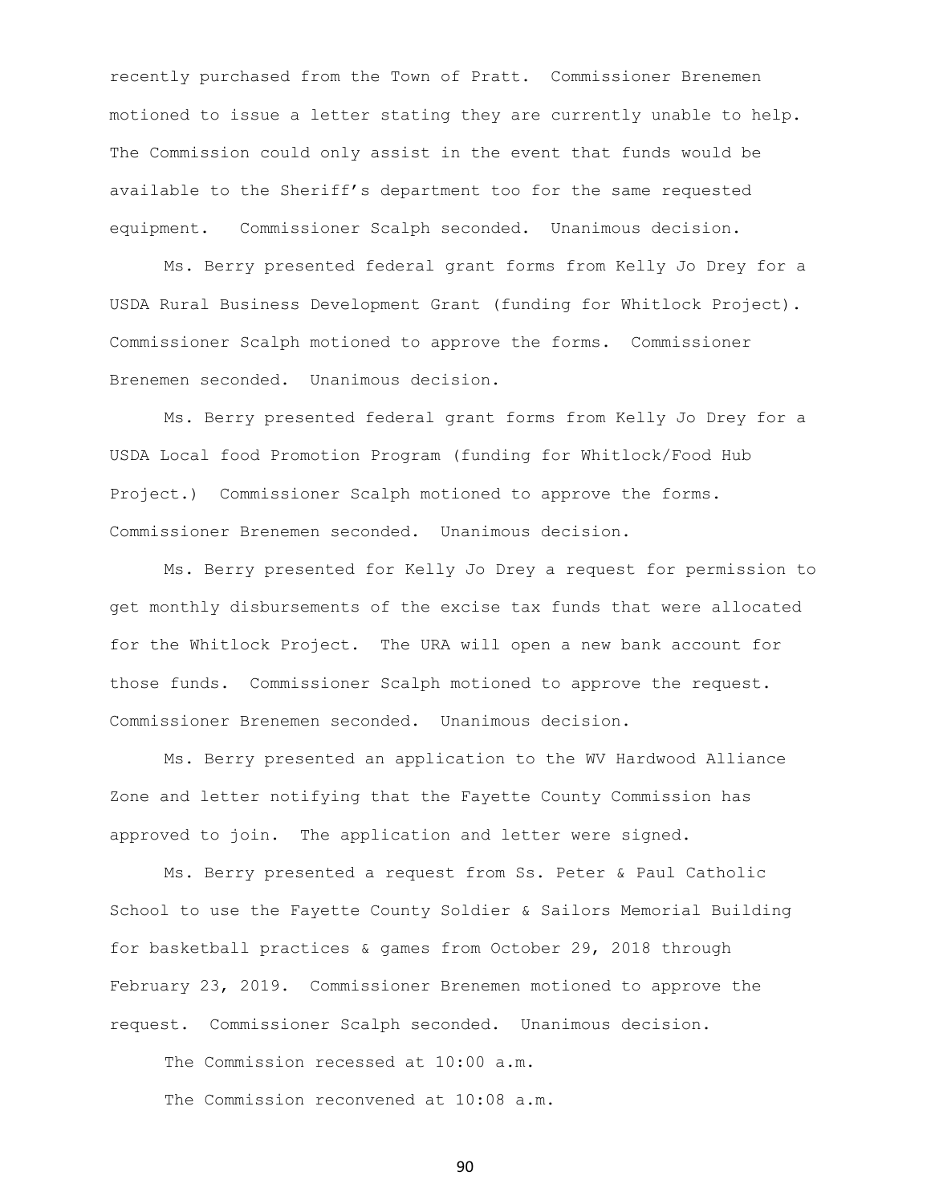recently purchased from the Town of Pratt. Commissioner Brenemen motioned to issue a letter stating they are currently unable to help. The Commission could only assist in the event that funds would be available to the Sheriff's department too for the same requested equipment. Commissioner Scalph seconded. Unanimous decision.

Ms. Berry presented federal grant forms from Kelly Jo Drey for a USDA Rural Business Development Grant (funding for Whitlock Project). Commissioner Scalph motioned to approve the forms. Commissioner Brenemen seconded. Unanimous decision.

Ms. Berry presented federal grant forms from Kelly Jo Drey for a USDA Local food Promotion Program (funding for Whitlock/Food Hub Project.) Commissioner Scalph motioned to approve the forms. Commissioner Brenemen seconded. Unanimous decision.

Ms. Berry presented for Kelly Jo Drey a request for permission to get monthly disbursements of the excise tax funds that were allocated for the Whitlock Project. The URA will open a new bank account for those funds. Commissioner Scalph motioned to approve the request. Commissioner Brenemen seconded. Unanimous decision.

Ms. Berry presented an application to the WV Hardwood Alliance Zone and letter notifying that the Fayette County Commission has approved to join. The application and letter were signed.

Ms. Berry presented a request from Ss. Peter & Paul Catholic School to use the Fayette County Soldier & Sailors Memorial Building for basketball practices & games from October 29, 2018 through February 23, 2019. Commissioner Brenemen motioned to approve the request. Commissioner Scalph seconded. Unanimous decision.

The Commission recessed at 10:00 a.m.

The Commission reconvened at 10:08 a.m.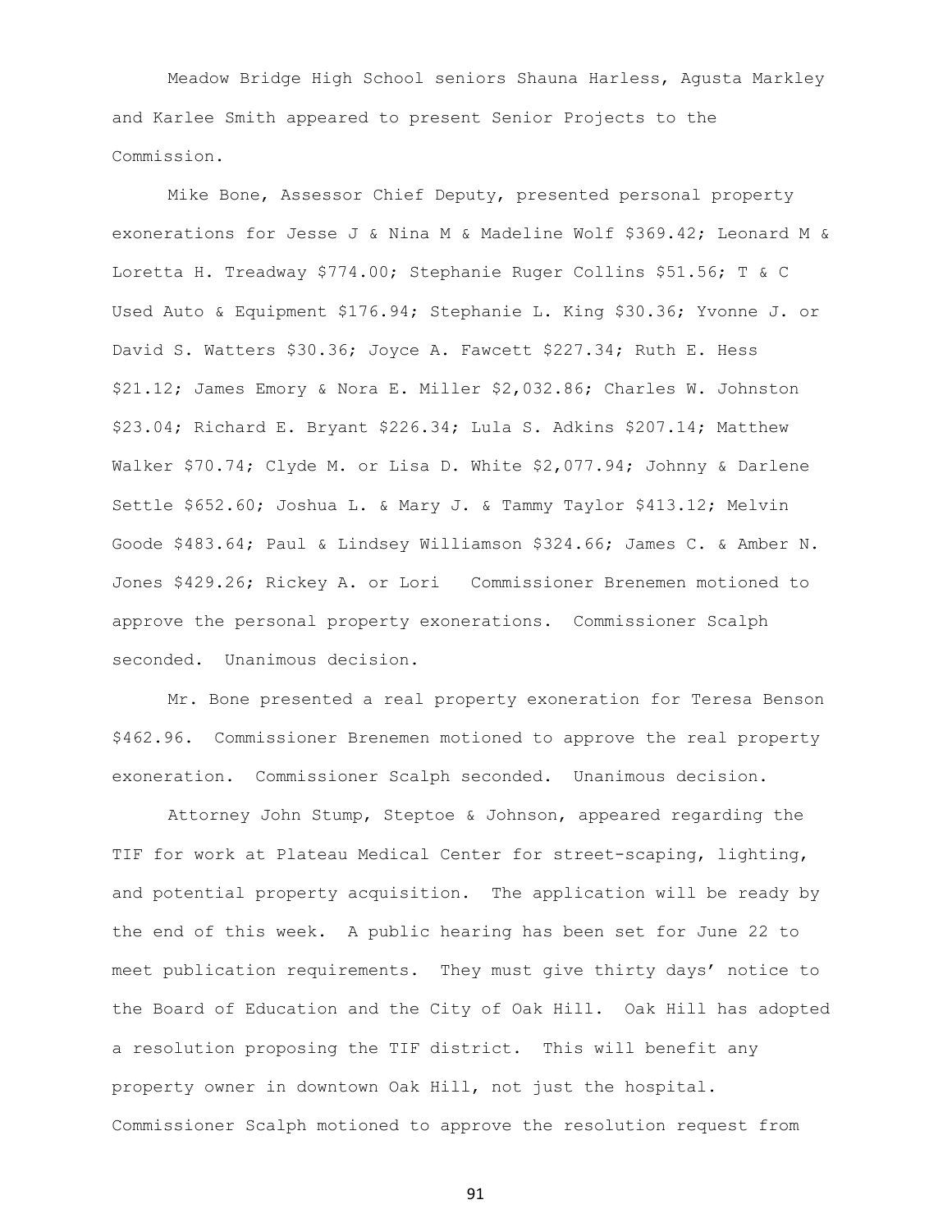Meadow Bridge High School seniors Shauna Harless, Agusta Markley and Karlee Smith appeared to present Senior Projects to the Commission.

Mike Bone, Assessor Chief Deputy, presented personal property exonerations for Jesse J & Nina M & Madeline Wolf $369.42; Leonard M & Loretta H. Treadway $774.00; Stephanie Ruger Collins $51.56; T & C Used Auto & Equipment $176.94; Stephanie L. King $30.36; Yvonne J. or David S. Watters $30.36; Joyce A. Fawcett $227.34; Ruth E. Hess $21.12; James Emory & Nora E. Miller $2,032.86; Charles W. Johnston $23.04; Richard E. Bryant $226.34; Lula S. Adkins $207.14; Matthew Walker $70.74; Clyde M. or Lisa D. White $2,077.94; Johnny & Darlene Settle $652.60; Joshua L. & Mary J. & Tammy Taylor $413.12; Melvin Goode $483.64; Paul & Lindsey Williamson $324.66; James C. & Amber N. Jones $429.26; Rickey A. or Lori  Commissioner Brenemen motioned to approve the personal property exonerations. Commissioner Scalph seconded. Unanimous decision.

Mr. Bone presented a real property exoneration for Teresa Benson $462.96. Commissioner Brenemen motioned to approve the real property exoneration. Commissioner Scalph seconded. Unanimous decision.

Attorney John Stump, Steptoe & Johnson, appeared regarding the TIF for work at Plateau Medical Center for street-scaping, lighting, and potential property acquisition. The application will be ready by the end of this week. A public hearing has been set for June 22 to meet publication requirements. They must give thirty days' notice to the Board of Education and the City of Oak Hill. Oak Hill has adopted a resolution proposing the TIF district. This will benefit any property owner in downtown Oak Hill, not just the hospital. Commissioner Scalph motioned to approve the resolution request from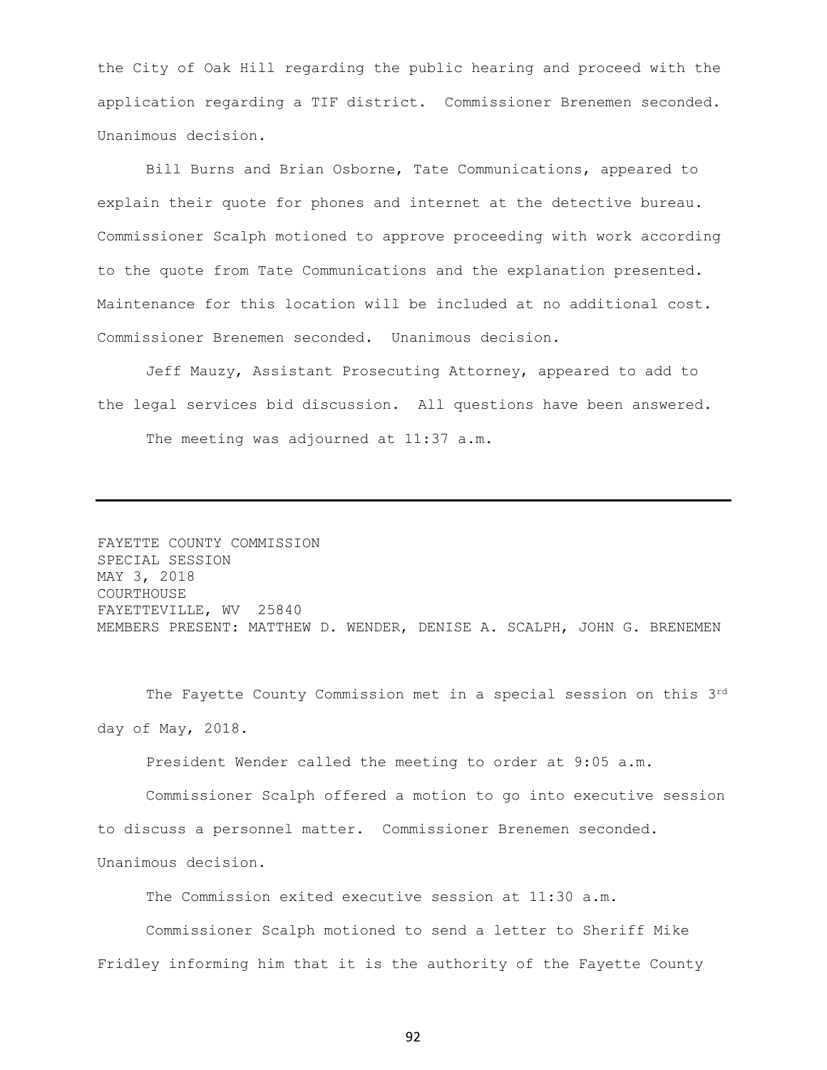the City of Oak Hill regarding the public hearing and proceed with the application regarding a TIF district. Commissioner Brenemen seconded. Unanimous decision.

Bill Burns and Brian Osborne, Tate Communications, appeared to explain their quote for phones and internet at the detective bureau. Commissioner Scalph motioned to approve proceeding with work according to the quote from Tate Communications and the explanation presented. Maintenance for this location will be included at no additional cost. Commissioner Brenemen seconded. Unanimous decision.

Jeff Mauzy, Assistant Prosecuting Attorney, appeared to add to the legal services bid discussion. All questions have been answered.

The meeting was adjourned at 11:37 a.m.

---

FAYETTE COUNTY COMMISSION
SPECIAL SESSION
MAY 3, 2018
COURTHOUSE
FAYETTEVILLE, WV 25840
MEMBERS PRESENT: MATTHEW D. WENDER, DENISE A. SCALPH, JOHN G. BRENEMEN

The Fayette County Commission met in a special session on this 3rd day of May, 2018.

President Wender called the meeting to order at 9:05 a.m.

Commissioner Scalph offered a motion to go into executive session to discuss a personnel matter. Commissioner Brenemen seconded. Unanimous decision.

The Commission exited executive session at 11:30 a.m.

Commissioner Scalph motioned to send a letter to Sheriff Mike Fridley informing him that it is the authority of the Fayette County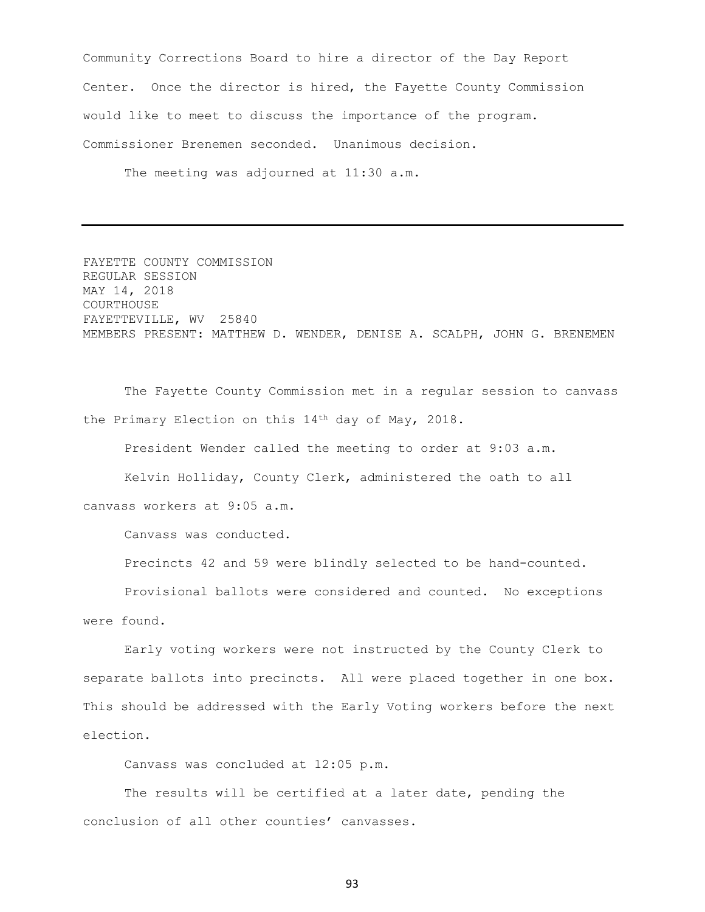Community Corrections Board to hire a director of the Day Report Center. Once the director is hired, the Fayette County Commission would like to meet to discuss the importance of the program. Commissioner Brenemen seconded. Unanimous decision.

The meeting was adjourned at 11:30 a.m.

---

FAYETTE COUNTY COMMISSION
REGULAR SESSION
MAY 14, 2018
COURTHOUSE
FAYETTEVILLE, WV 25840
MEMBERS PRESENT: MATTHEW D. WENDER, DENISE A. SCALPH, JOHN G. BRENEMEN

The Fayette County Commission met in a regular session to canvass the Primary Election on this 14th day of May, 2018.

President Wender called the meeting to order at 9:03 a.m.

Kelvin Holliday, County Clerk, administered the oath to all canvass workers at 9:05 a.m.

Canvass was conducted.

Precincts 42 and 59 were blindly selected to be hand-counted.

Provisional ballots were considered and counted. No exceptions were found.

Early voting workers were not instructed by the County Clerk to separate ballots into precincts. All were placed together in one box. This should be addressed with the Early Voting workers before the next election.

Canvass was concluded at 12:05 p.m.

The results will be certified at a later date, pending the conclusion of all other counties' canvasses.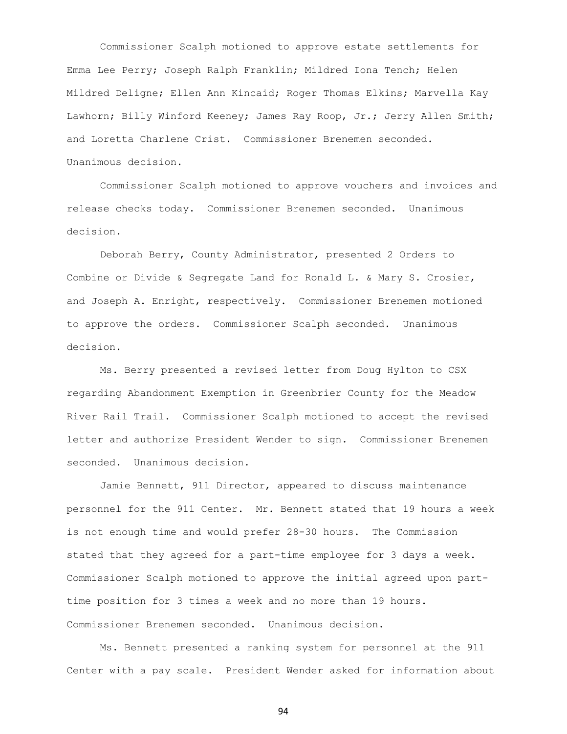Commissioner Scalph motioned to approve estate settlements for Emma Lee Perry; Joseph Ralph Franklin; Mildred Iona Tench; Helen Mildred Deligne; Ellen Ann Kincaid; Roger Thomas Elkins; Marvella Kay Lawhorn; Billy Winford Keeney; James Ray Roop, Jr.; Jerry Allen Smith; and Loretta Charlene Crist. Commissioner Brenemen seconded. Unanimous decision.

Commissioner Scalph motioned to approve vouchers and invoices and release checks today. Commissioner Brenemen seconded. Unanimous decision.

Deborah Berry, County Administrator, presented 2 Orders to Combine or Divide & Segregate Land for Ronald L. & Mary S. Crosier, and Joseph A. Enright, respectively. Commissioner Brenemen motioned to approve the orders. Commissioner Scalph seconded. Unanimous decision.

Ms. Berry presented a revised letter from Doug Hylton to CSX regarding Abandonment Exemption in Greenbrier County for the Meadow River Rail Trail. Commissioner Scalph motioned to accept the revised letter and authorize President Wender to sign. Commissioner Brenemen seconded. Unanimous decision.

Jamie Bennett, 911 Director, appeared to discuss maintenance personnel for the 911 Center. Mr. Bennett stated that 19 hours a week is not enough time and would prefer 28-30 hours. The Commission stated that they agreed for a part-time employee for 3 days a week. Commissioner Scalph motioned to approve the initial agreed upon part-time position for 3 times a week and no more than 19 hours. Commissioner Brenemen seconded. Unanimous decision.

Ms. Bennett presented a ranking system for personnel at the 911 Center with a pay scale. President Wender asked for information about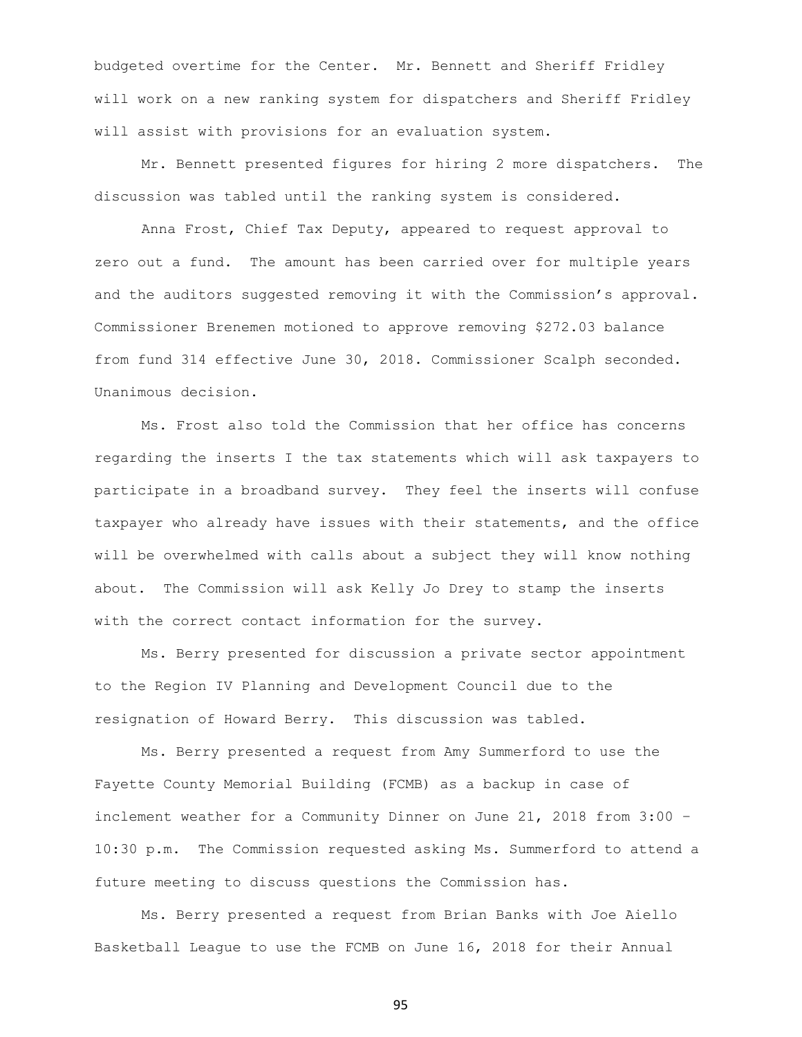budgeted overtime for the Center. Mr. Bennett and Sheriff Fridley will work on a new ranking system for dispatchers and Sheriff Fridley will assist with provisions for an evaluation system.

Mr. Bennett presented figures for hiring 2 more dispatchers. The discussion was tabled until the ranking system is considered.

Anna Frost, Chief Tax Deputy, appeared to request approval to zero out a fund. The amount has been carried over for multiple years and the auditors suggested removing it with the Commission's approval. Commissioner Brenemen motioned to approve removing $272.03 balance from fund 314 effective June 30, 2018. Commissioner Scalph seconded. Unanimous decision.

Ms. Frost also told the Commission that her office has concerns regarding the inserts I the tax statements which will ask taxpayers to participate in a broadband survey. They feel the inserts will confuse taxpayer who already have issues with their statements, and the office will be overwhelmed with calls about a subject they will know nothing about. The Commission will ask Kelly Jo Drey to stamp the inserts with the correct contact information for the survey.

Ms. Berry presented for discussion a private sector appointment to the Region IV Planning and Development Council due to the resignation of Howard Berry. This discussion was tabled.

Ms. Berry presented a request from Amy Summerford to use the Fayette County Memorial Building (FCMB) as a backup in case of inclement weather for a Community Dinner on June 21, 2018 from 3:00 – 10:30 p.m. The Commission requested asking Ms. Summerford to attend a future meeting to discuss questions the Commission has.

Ms. Berry presented a request from Brian Banks with Joe Aiello Basketball League to use the FCMB on June 16, 2018 for their Annual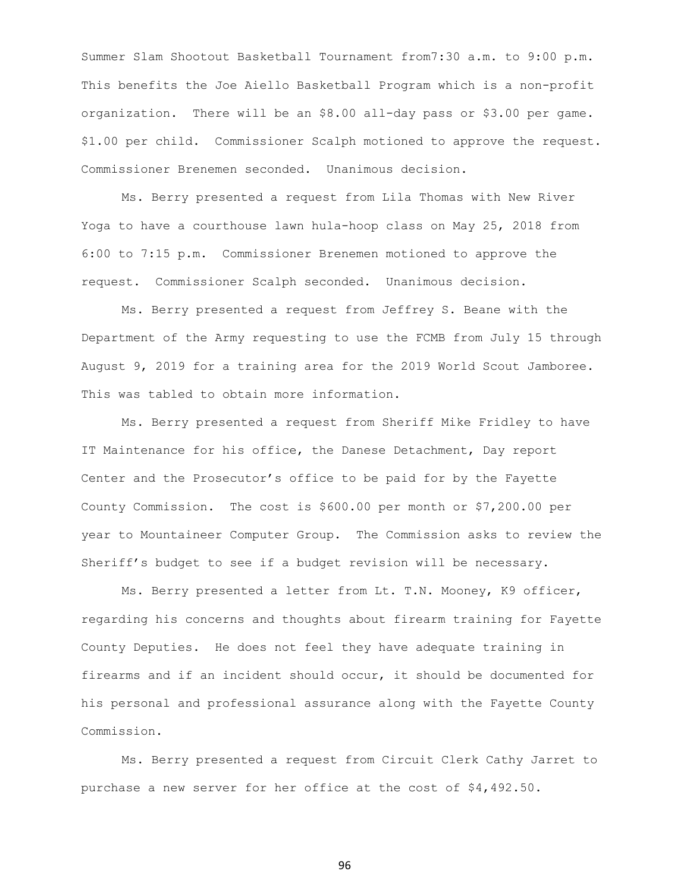Summer Slam Shootout Basketball Tournament from7:30 a.m. to 9:00 p.m. This benefits the Joe Aiello Basketball Program which is a non-profit organization. There will be an $8.00 all-day pass or $3.00 per game. $1.00 per child. Commissioner Scalph motioned to approve the request. Commissioner Brenemen seconded. Unanimous decision.

Ms. Berry presented a request from Lila Thomas with New River Yoga to have a courthouse lawn hula-hoop class on May 25, 2018 from 6:00 to 7:15 p.m. Commissioner Brenemen motioned to approve the request. Commissioner Scalph seconded. Unanimous decision.

Ms. Berry presented a request from Jeffrey S. Beane with the Department of the Army requesting to use the FCMB from July 15 through August 9, 2019 for a training area for the 2019 World Scout Jamboree. This was tabled to obtain more information.

Ms. Berry presented a request from Sheriff Mike Fridley to have IT Maintenance for his office, the Danese Detachment, Day report Center and the Prosecutor's office to be paid for by the Fayette County Commission. The cost is $600.00 per month or $7,200.00 per year to Mountaineer Computer Group. The Commission asks to review the Sheriff's budget to see if a budget revision will be necessary.

Ms. Berry presented a letter from Lt. T.N. Mooney, K9 officer, regarding his concerns and thoughts about firearm training for Fayette County Deputies. He does not feel they have adequate training in firearms and if an incident should occur, it should be documented for his personal and professional assurance along with the Fayette County Commission.

Ms. Berry presented a request from Circuit Clerk Cathy Jarret to purchase a new server for her office at the cost of $4,492.50.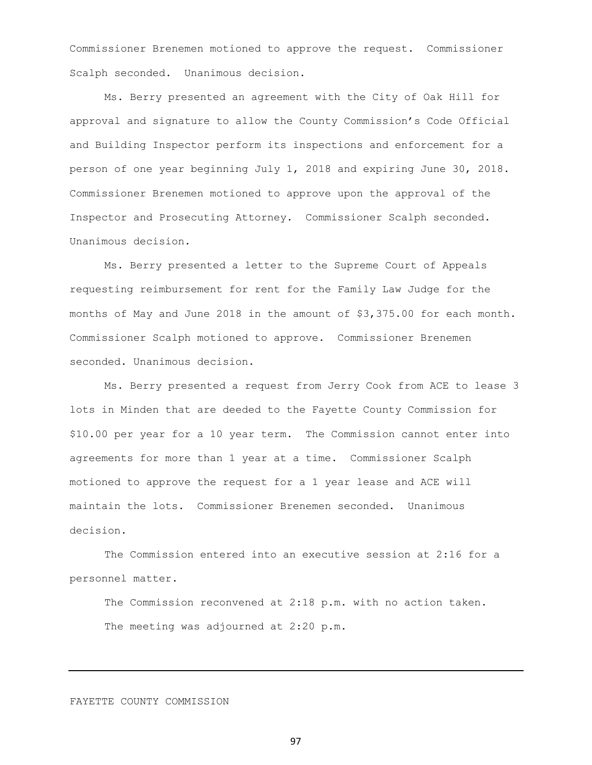Commissioner Brenemen motioned to approve the request. Commissioner Scalph seconded. Unanimous decision.

Ms. Berry presented an agreement with the City of Oak Hill for approval and signature to allow the County Commission's Code Official and Building Inspector perform its inspections and enforcement for a person of one year beginning July 1, 2018 and expiring June 30, 2018. Commissioner Brenemen motioned to approve upon the approval of the Inspector and Prosecuting Attorney. Commissioner Scalph seconded. Unanimous decision.

Ms. Berry presented a letter to the Supreme Court of Appeals requesting reimbursement for rent for the Family Law Judge for the months of May and June 2018 in the amount of $3,375.00 for each month. Commissioner Scalph motioned to approve. Commissioner Brenemen seconded. Unanimous decision.

Ms. Berry presented a request from Jerry Cook from ACE to lease 3 lots in Minden that are deeded to the Fayette County Commission for $10.00 per year for a 10 year term. The Commission cannot enter into agreements for more than 1 year at a time. Commissioner Scalph motioned to approve the request for a 1 year lease and ACE will maintain the lots. Commissioner Brenemen seconded. Unanimous decision.

The Commission entered into an executive session at 2:16 for a personnel matter.

The Commission reconvened at 2:18 p.m. with no action taken.

The meeting was adjourned at 2:20 p.m.

---

FAYETTE COUNTY COMMISSION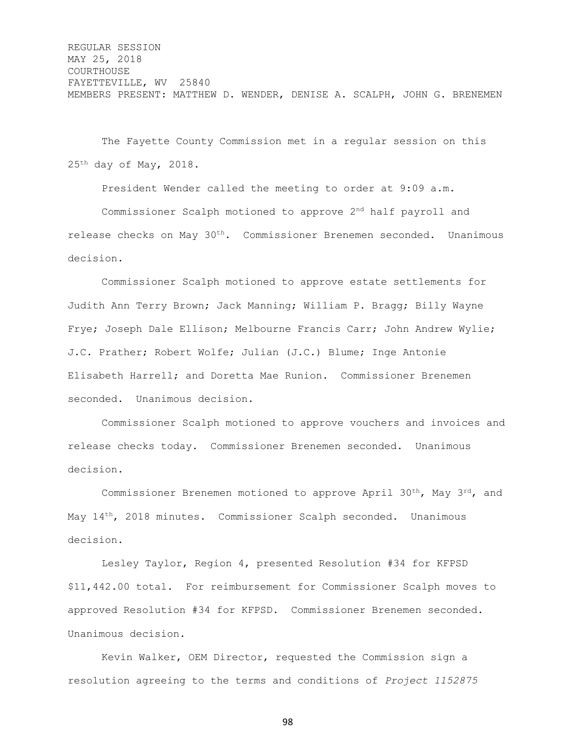REGULAR SESSION
MAY 25, 2018
COURTHOUSE
FAYETTEVILLE, WV 25840
MEMBERS PRESENT: MATTHEW D. WENDER, DENISE A. SCALPH, JOHN G. BRENEMEN

The Fayette County Commission met in a regular session on this 25th day of May, 2018.

President Wender called the meeting to order at 9:09 a.m.

Commissioner Scalph motioned to approve 2nd half payroll and release checks on May 30th. Commissioner Brenemen seconded. Unanimous decision.

Commissioner Scalph motioned to approve estate settlements for Judith Ann Terry Brown; Jack Manning; William P. Bragg; Billy Wayne Frye; Joseph Dale Ellison; Melbourne Francis Carr; John Andrew Wylie; J.C. Prather; Robert Wolfe; Julian (J.C.) Blume; Inge Antonie Elisabeth Harrell; and Doretta Mae Runion. Commissioner Brenemen seconded. Unanimous decision.

Commissioner Scalph motioned to approve vouchers and invoices and release checks today. Commissioner Brenemen seconded. Unanimous decision.

Commissioner Brenemen motioned to approve April 30th, May 3rd, and May 14th, 2018 minutes. Commissioner Scalph seconded. Unanimous decision.

Lesley Taylor, Region 4, presented Resolution #34 for KFPSD $11,442.00 total. For reimbursement for Commissioner Scalph moves to approved Resolution #34 for KFPSD. Commissioner Brenemen seconded. Unanimous decision.

Kevin Walker, OEM Director, requested the Commission sign a resolution agreeing to the terms and conditions of *Project 1152875*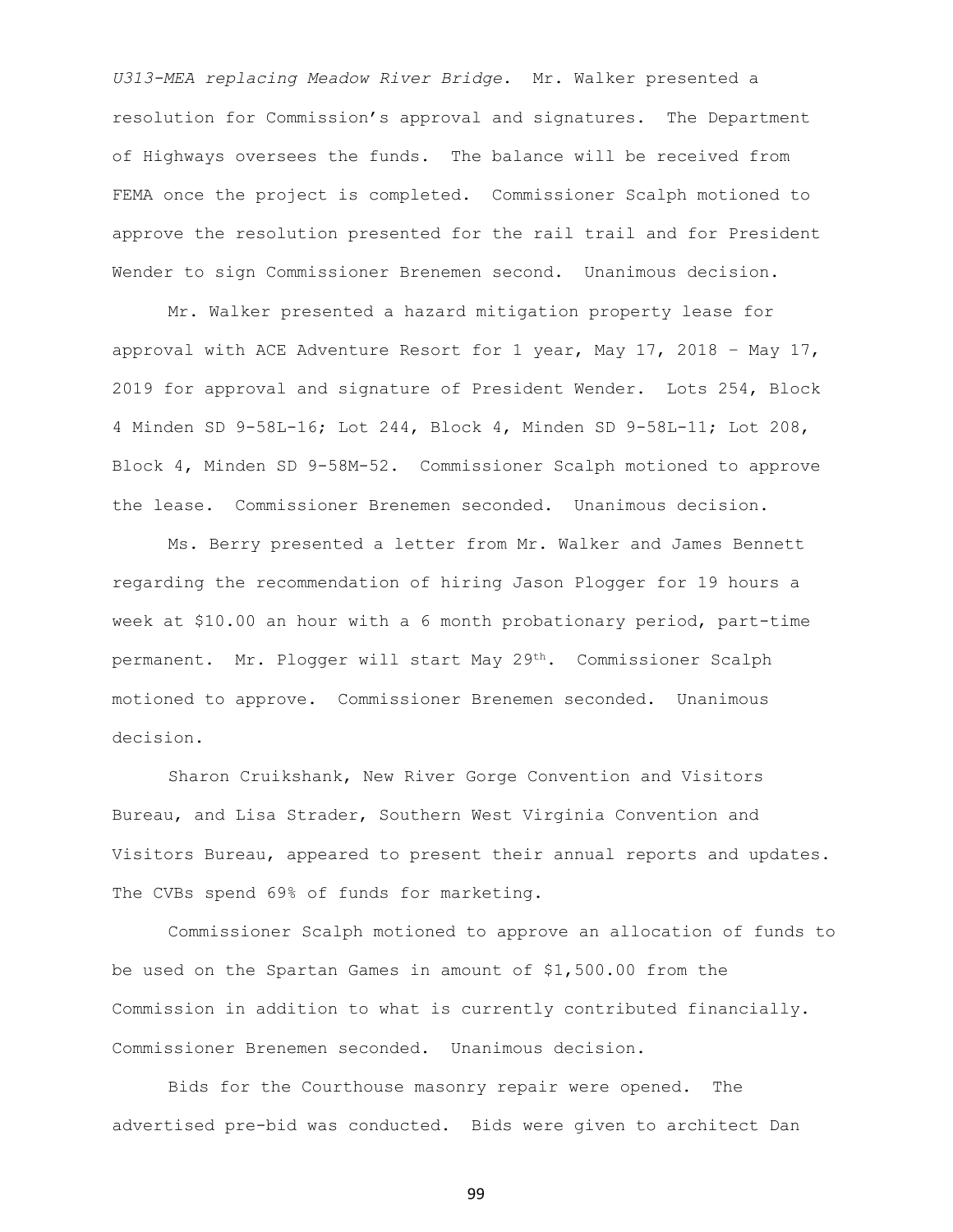*U313-MEA replacing Meadow River Bridge*. Mr. Walker presented a resolution for Commission's approval and signatures. The Department of Highways oversees the funds. The balance will be received from FEMA once the project is completed. Commissioner Scalph motioned to approve the resolution presented for the rail trail and for President Wender to sign Commissioner Brenemen second. Unanimous decision.

Mr. Walker presented a hazard mitigation property lease for approval with ACE Adventure Resort for 1 year, May 17, 2018 – May 17, 2019 for approval and signature of President Wender. Lots 254, Block 4 Minden SD 9-58L-16; Lot 244, Block 4, Minden SD 9-58L-11; Lot 208, Block 4, Minden SD 9-58M-52. Commissioner Scalph motioned to approve the lease. Commissioner Brenemen seconded. Unanimous decision.

Ms. Berry presented a letter from Mr. Walker and James Bennett regarding the recommendation of hiring Jason Plogger for 19 hours a week at $10.00 an hour with a 6 month probationary period, part-time permanent. Mr. Plogger will start May 29th. Commissioner Scalph motioned to approve. Commissioner Brenemen seconded. Unanimous decision.

Sharon Cruikshank, New River Gorge Convention and Visitors Bureau, and Lisa Strader, Southern West Virginia Convention and Visitors Bureau, appeared to present their annual reports and updates. The CVBs spend 69% of funds for marketing.

Commissioner Scalph motioned to approve an allocation of funds to be used on the Spartan Games in amount of $1,500.00 from the Commission in addition to what is currently contributed financially. Commissioner Brenemen seconded. Unanimous decision.

Bids for the Courthouse masonry repair were opened. The advertised pre-bid was conducted. Bids were given to architect Dan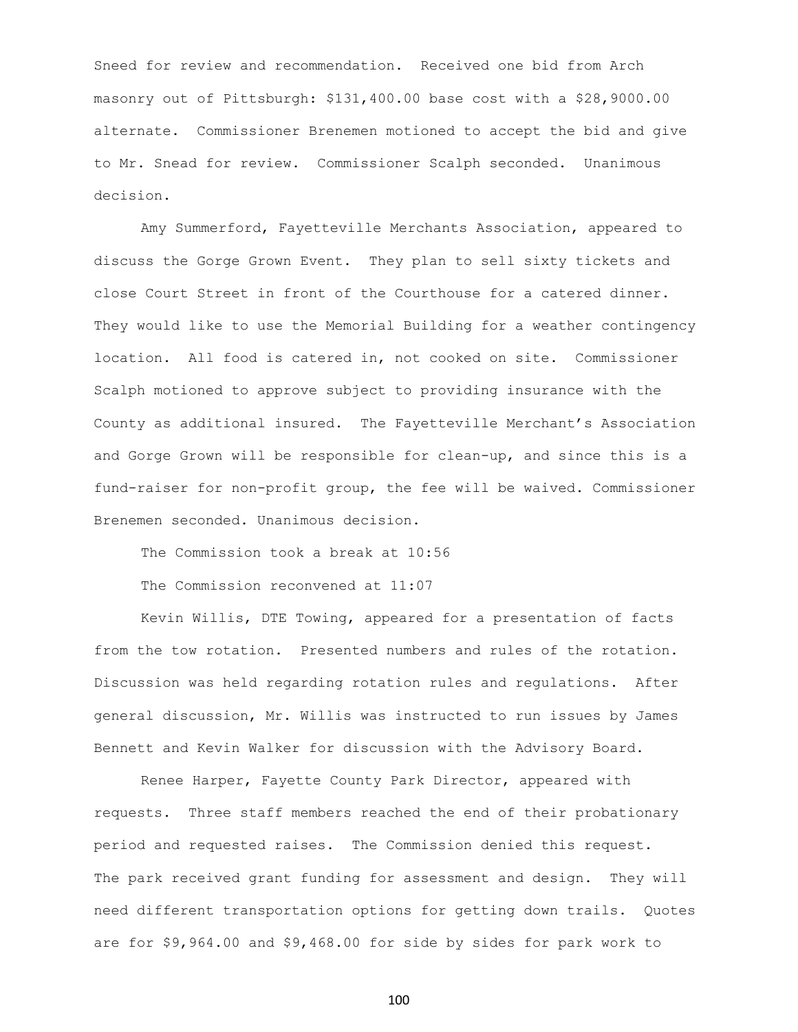Sneed for review and recommendation. Received one bid from Arch masonry out of Pittsburgh: $131,400.00 base cost with a $28,9000.00 alternate. Commissioner Brenemen motioned to accept the bid and give to Mr. Snead for review. Commissioner Scalph seconded. Unanimous decision.

Amy Summerford, Fayetteville Merchants Association, appeared to discuss the Gorge Grown Event. They plan to sell sixty tickets and close Court Street in front of the Courthouse for a catered dinner. They would like to use the Memorial Building for a weather contingency location. All food is catered in, not cooked on site. Commissioner Scalph motioned to approve subject to providing insurance with the County as additional insured. The Fayetteville Merchant's Association and Gorge Grown will be responsible for clean-up, and since this is a fund-raiser for non-profit group, the fee will be waived. Commissioner Brenemen seconded. Unanimous decision.

The Commission took a break at 10:56

The Commission reconvened at 11:07

Kevin Willis, DTE Towing, appeared for a presentation of facts from the tow rotation. Presented numbers and rules of the rotation. Discussion was held regarding rotation rules and regulations. After general discussion, Mr. Willis was instructed to run issues by James Bennett and Kevin Walker for discussion with the Advisory Board.

Renee Harper, Fayette County Park Director, appeared with requests. Three staff members reached the end of their probationary period and requested raises. The Commission denied this request. The park received grant funding for assessment and design. They will need different transportation options for getting down trails. Quotes are for $9,964.00 and $9,468.00 for side by sides for park work to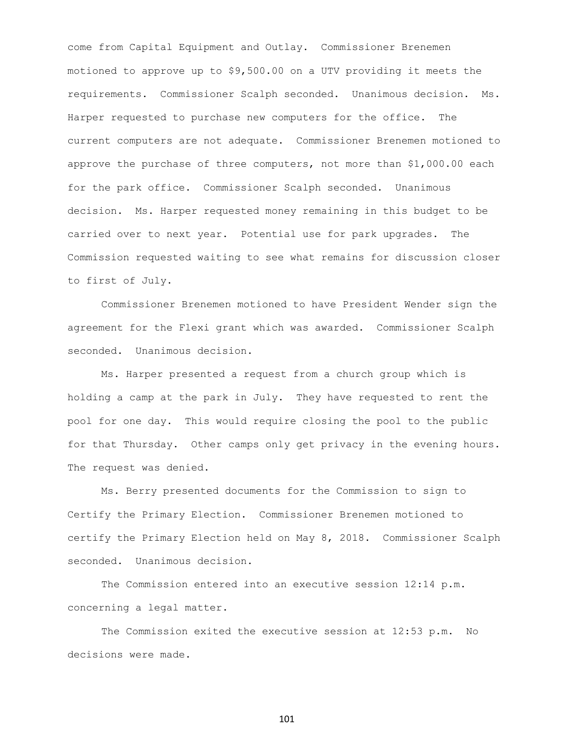come from Capital Equipment and Outlay. Commissioner Brenemen motioned to approve up to $9,500.00 on a UTV providing it meets the requirements. Commissioner Scalph seconded. Unanimous decision. Ms. Harper requested to purchase new computers for the office. The current computers are not adequate. Commissioner Brenemen motioned to approve the purchase of three computers, not more than $1,000.00 each for the park office. Commissioner Scalph seconded. Unanimous decision. Ms. Harper requested money remaining in this budget to be carried over to next year. Potential use for park upgrades. The Commission requested waiting to see what remains for discussion closer to first of July.

Commissioner Brenemen motioned to have President Wender sign the agreement for the Flexi grant which was awarded. Commissioner Scalph seconded. Unanimous decision.

Ms. Harper presented a request from a church group which is holding a camp at the park in July. They have requested to rent the pool for one day. This would require closing the pool to the public for that Thursday. Other camps only get privacy in the evening hours. The request was denied.

Ms. Berry presented documents for the Commission to sign to Certify the Primary Election. Commissioner Brenemen motioned to certify the Primary Election held on May 8, 2018. Commissioner Scalph seconded. Unanimous decision.

The Commission entered into an executive session 12:14 p.m. concerning a legal matter.

The Commission exited the executive session at 12:53 p.m. No decisions were made.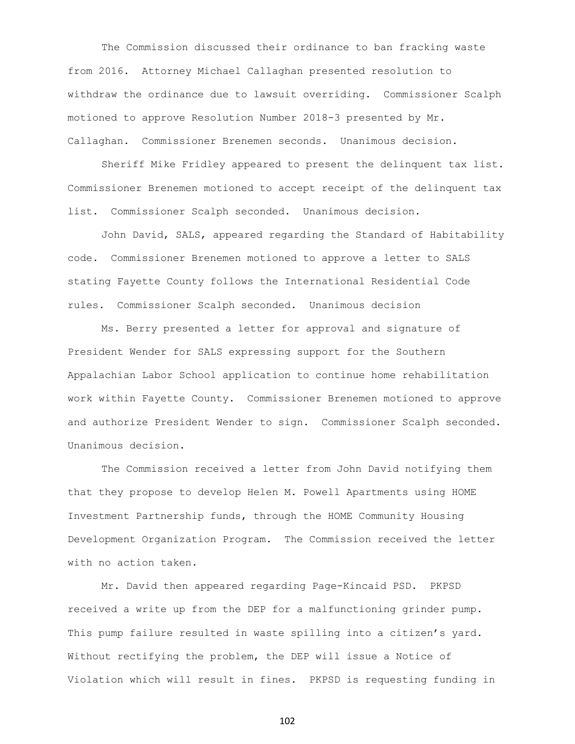The Commission discussed their ordinance to ban fracking waste from 2016. Attorney Michael Callaghan presented resolution to withdraw the ordinance due to lawsuit overriding. Commissioner Scalph motioned to approve Resolution Number 2018-3 presented by Mr. Callaghan. Commissioner Brenemen seconds. Unanimous decision.

Sheriff Mike Fridley appeared to present the delinquent tax list. Commissioner Brenemen motioned to accept receipt of the delinquent tax list. Commissioner Scalph seconded. Unanimous decision.

John David, SALS, appeared regarding the Standard of Habitability code. Commissioner Brenemen motioned to approve a letter to SALS stating Fayette County follows the International Residential Code rules. Commissioner Scalph seconded. Unanimous decision

Ms. Berry presented a letter for approval and signature of President Wender for SALS expressing support for the Southern Appalachian Labor School application to continue home rehabilitation work within Fayette County. Commissioner Brenemen motioned to approve and authorize President Wender to sign. Commissioner Scalph seconded. Unanimous decision.

The Commission received a letter from John David notifying them that they propose to develop Helen M. Powell Apartments using HOME Investment Partnership funds, through the HOME Community Housing Development Organization Program. The Commission received the letter with no action taken.

Mr. David then appeared regarding Page-Kincaid PSD. PKPSD received a write up from the DEP for a malfunctioning grinder pump. This pump failure resulted in waste spilling into a citizen's yard. Without rectifying the problem, the DEP will issue a Notice of Violation which will result in fines. PKPSD is requesting funding in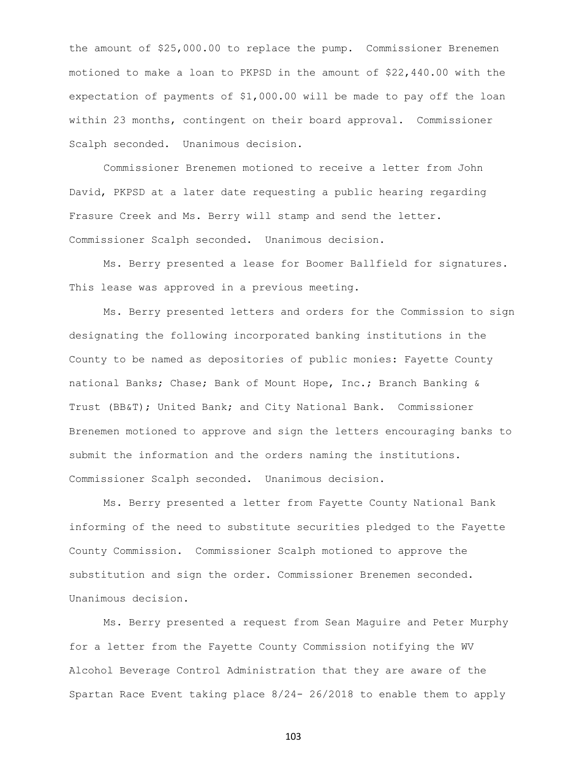the amount of $25,000.00 to replace the pump. Commissioner Brenemen motioned to make a loan to PKPSD in the amount of $22,440.00 with the expectation of payments of $1,000.00 will be made to pay off the loan within 23 months, contingent on their board approval. Commissioner Scalph seconded. Unanimous decision.

Commissioner Brenemen motioned to receive a letter from John David, PKPSD at a later date requesting a public hearing regarding Frasure Creek and Ms. Berry will stamp and send the letter. Commissioner Scalph seconded. Unanimous decision.

Ms. Berry presented a lease for Boomer Ballfield for signatures. This lease was approved in a previous meeting.

Ms. Berry presented letters and orders for the Commission to sign designating the following incorporated banking institutions in the County to be named as depositories of public monies: Fayette County national Banks; Chase; Bank of Mount Hope, Inc.; Branch Banking & Trust (BB&T); United Bank; and City National Bank. Commissioner Brenemen motioned to approve and sign the letters encouraging banks to submit the information and the orders naming the institutions. Commissioner Scalph seconded. Unanimous decision.

Ms. Berry presented a letter from Fayette County National Bank informing of the need to substitute securities pledged to the Fayette County Commission. Commissioner Scalph motioned to approve the substitution and sign the order. Commissioner Brenemen seconded. Unanimous decision.

Ms. Berry presented a request from Sean Maguire and Peter Murphy for a letter from the Fayette County Commission notifying the WV Alcohol Beverage Control Administration that they are aware of the Spartan Race Event taking place 8/24- 26/2018 to enable them to apply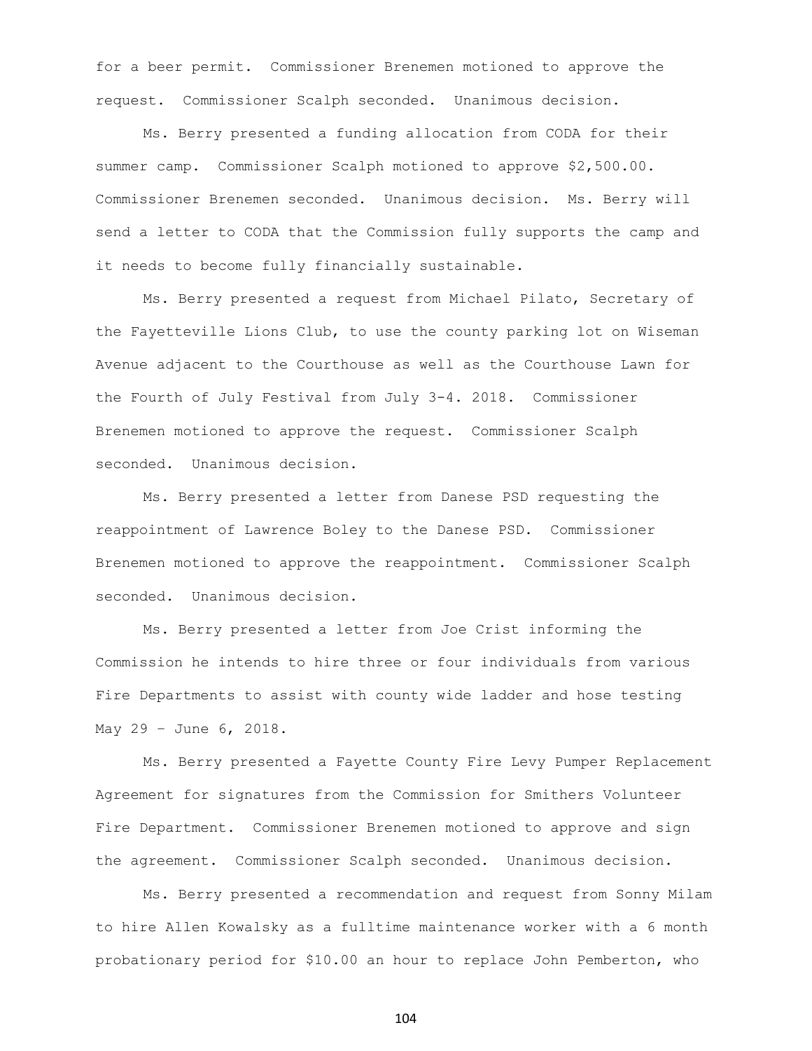for a beer permit. Commissioner Brenemen motioned to approve the request. Commissioner Scalph seconded. Unanimous decision.

Ms. Berry presented a funding allocation from CODA for their summer camp. Commissioner Scalph motioned to approve $2,500.00. Commissioner Brenemen seconded. Unanimous decision. Ms. Berry will send a letter to CODA that the Commission fully supports the camp and it needs to become fully financially sustainable.

Ms. Berry presented a request from Michael Pilato, Secretary of the Fayetteville Lions Club, to use the county parking lot on Wiseman Avenue adjacent to the Courthouse as well as the Courthouse Lawn for the Fourth of July Festival from July 3-4. 2018. Commissioner Brenemen motioned to approve the request. Commissioner Scalph seconded. Unanimous decision.

Ms. Berry presented a letter from Danese PSD requesting the reappointment of Lawrence Boley to the Danese PSD. Commissioner Brenemen motioned to approve the reappointment. Commissioner Scalph seconded. Unanimous decision.

Ms. Berry presented a letter from Joe Crist informing the Commission he intends to hire three or four individuals from various Fire Departments to assist with county wide ladder and hose testing May 29 – June 6, 2018.

Ms. Berry presented a Fayette County Fire Levy Pumper Replacement Agreement for signatures from the Commission for Smithers Volunteer Fire Department. Commissioner Brenemen motioned to approve and sign the agreement. Commissioner Scalph seconded. Unanimous decision.

Ms. Berry presented a recommendation and request from Sonny Milam to hire Allen Kowalsky as a fulltime maintenance worker with a 6 month probationary period for $10.00 an hour to replace John Pemberton, who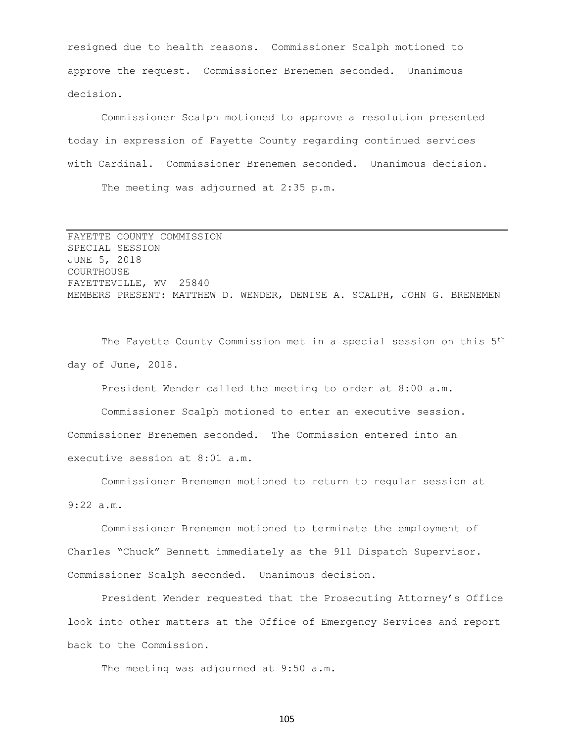resigned due to health reasons. Commissioner Scalph motioned to approve the request. Commissioner Brenemen seconded. Unanimous decision.

Commissioner Scalph motioned to approve a resolution presented today in expression of Fayette County regarding continued services with Cardinal. Commissioner Brenemen seconded. Unanimous decision.

The meeting was adjourned at 2:35 p.m.

---

FAYETTE COUNTY COMMISSION
SPECIAL SESSION
JUNE 5, 2018
COURTHOUSE
FAYETTEVILLE, WV 25840
MEMBERS PRESENT: MATTHEW D. WENDER, DENISE A. SCALPH, JOHN G. BRENEMEN

The Fayette County Commission met in a special session on this 5th day of June, 2018.

President Wender called the meeting to order at 8:00 a.m.

Commissioner Scalph motioned to enter an executive session. Commissioner Brenemen seconded. The Commission entered into an executive session at 8:01 a.m.

Commissioner Brenemen motioned to return to regular session at 9:22 a.m.

Commissioner Brenemen motioned to terminate the employment of Charles "Chuck" Bennett immediately as the 911 Dispatch Supervisor. Commissioner Scalph seconded. Unanimous decision.

President Wender requested that the Prosecuting Attorney's Office look into other matters at the Office of Emergency Services and report back to the Commission.

The meeting was adjourned at 9:50 a.m.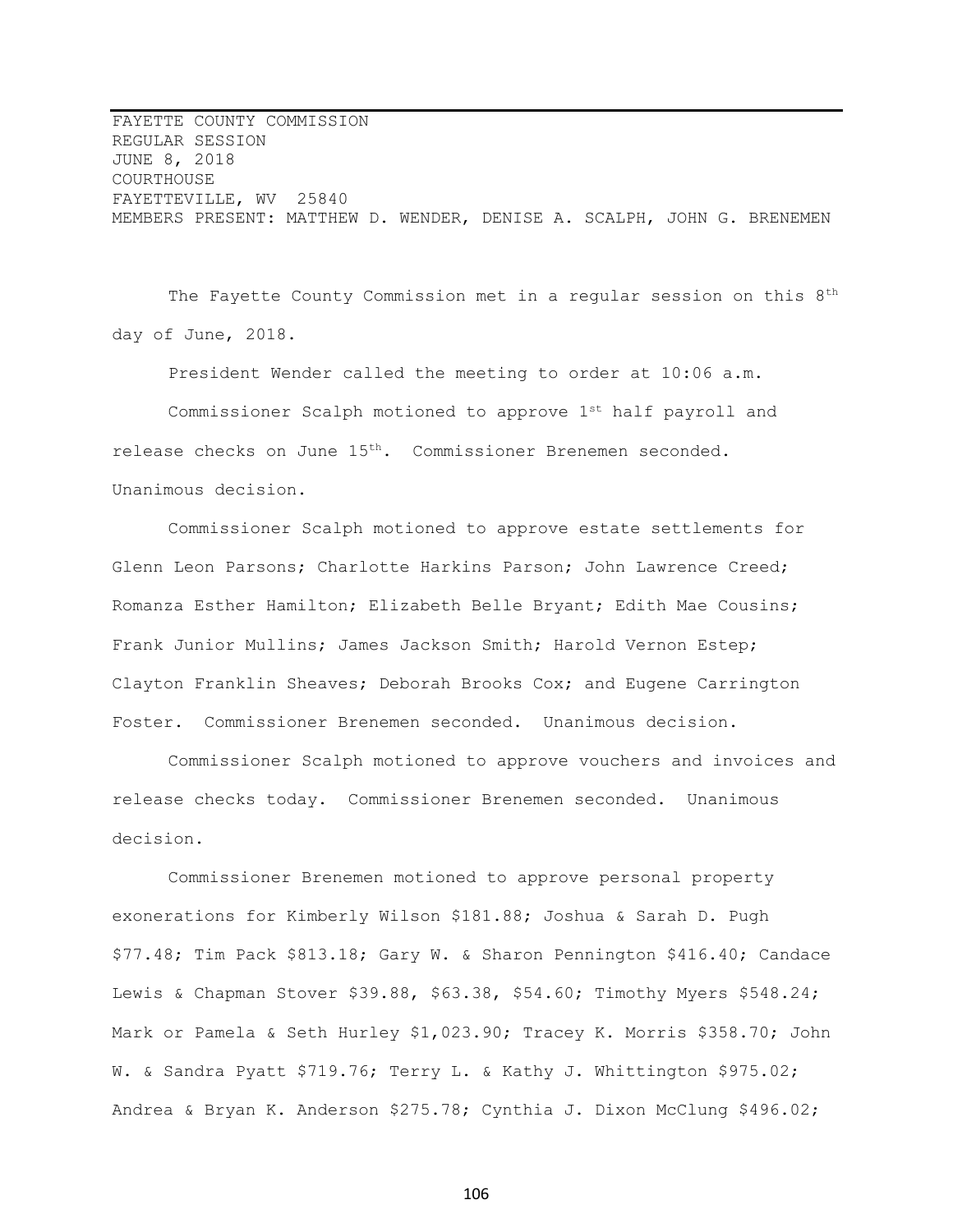FAYETTE COUNTY COMMISSION
REGULAR SESSION
JUNE 8, 2018
COURTHOUSE
FAYETTEVILLE, WV 25840
MEMBERS PRESENT: MATTHEW D. WENDER, DENISE A. SCALPH, JOHN G. BRENEMEN

The Fayette County Commission met in a regular session on this 8th day of June, 2018.

President Wender called the meeting to order at 10:06 a.m.

Commissioner Scalph motioned to approve 1st half payroll and release checks on June 15th. Commissioner Brenemen seconded. Unanimous decision.

Commissioner Scalph motioned to approve estate settlements for Glenn Leon Parsons; Charlotte Harkins Parson; John Lawrence Creed; Romanza Esther Hamilton; Elizabeth Belle Bryant; Edith Mae Cousins; Frank Junior Mullins; James Jackson Smith; Harold Vernon Estep; Clayton Franklin Sheaves; Deborah Brooks Cox; and Eugene Carrington Foster. Commissioner Brenemen seconded. Unanimous decision.

Commissioner Scalph motioned to approve vouchers and invoices and release checks today. Commissioner Brenemen seconded. Unanimous decision.

Commissioner Brenemen motioned to approve personal property exonerations for Kimberly Wilson $181.88; Joshua & Sarah D. Pugh $77.48; Tim Pack $813.18; Gary W. & Sharon Pennington $416.40; Candace Lewis & Chapman Stover $39.88, $63.38, $54.60; Timothy Myers $548.24; Mark or Pamela & Seth Hurley $1,023.90; Tracey K. Morris $358.70; John W. & Sandra Pyatt $719.76; Terry L. & Kathy J. Whittington $975.02; Andrea & Bryan K. Anderson $275.78; Cynthia J. Dixon McClung $496.02;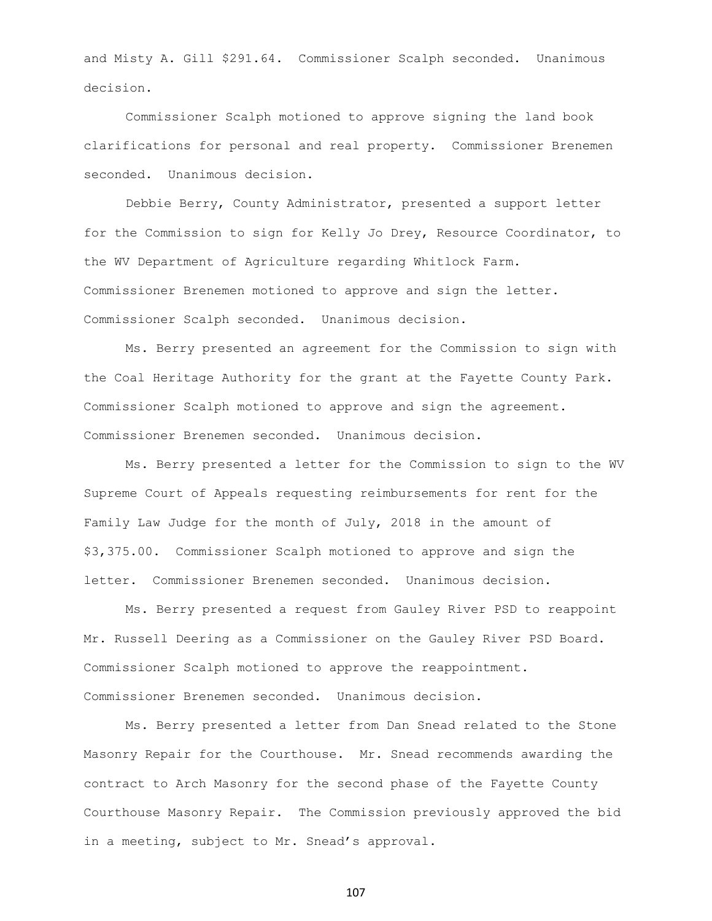and Misty A. Gill $291.64. Commissioner Scalph seconded. Unanimous decision.

Commissioner Scalph motioned to approve signing the land book clarifications for personal and real property. Commissioner Brenemen seconded. Unanimous decision.

Debbie Berry, County Administrator, presented a support letter for the Commission to sign for Kelly Jo Drey, Resource Coordinator, to the WV Department of Agriculture regarding Whitlock Farm. Commissioner Brenemen motioned to approve and sign the letter. Commissioner Scalph seconded. Unanimous decision.

Ms. Berry presented an agreement for the Commission to sign with the Coal Heritage Authority for the grant at the Fayette County Park. Commissioner Scalph motioned to approve and sign the agreement. Commissioner Brenemen seconded. Unanimous decision.

Ms. Berry presented a letter for the Commission to sign to the WV Supreme Court of Appeals requesting reimbursements for rent for the Family Law Judge for the month of July, 2018 in the amount of $3,375.00. Commissioner Scalph motioned to approve and sign the letter. Commissioner Brenemen seconded. Unanimous decision.

Ms. Berry presented a request from Gauley River PSD to reappoint Mr. Russell Deering as a Commissioner on the Gauley River PSD Board. Commissioner Scalph motioned to approve the reappointment. Commissioner Brenemen seconded. Unanimous decision.

Ms. Berry presented a letter from Dan Snead related to the Stone Masonry Repair for the Courthouse. Mr. Snead recommends awarding the contract to Arch Masonry for the second phase of the Fayette County Courthouse Masonry Repair. The Commission previously approved the bid in a meeting, subject to Mr. Snead's approval.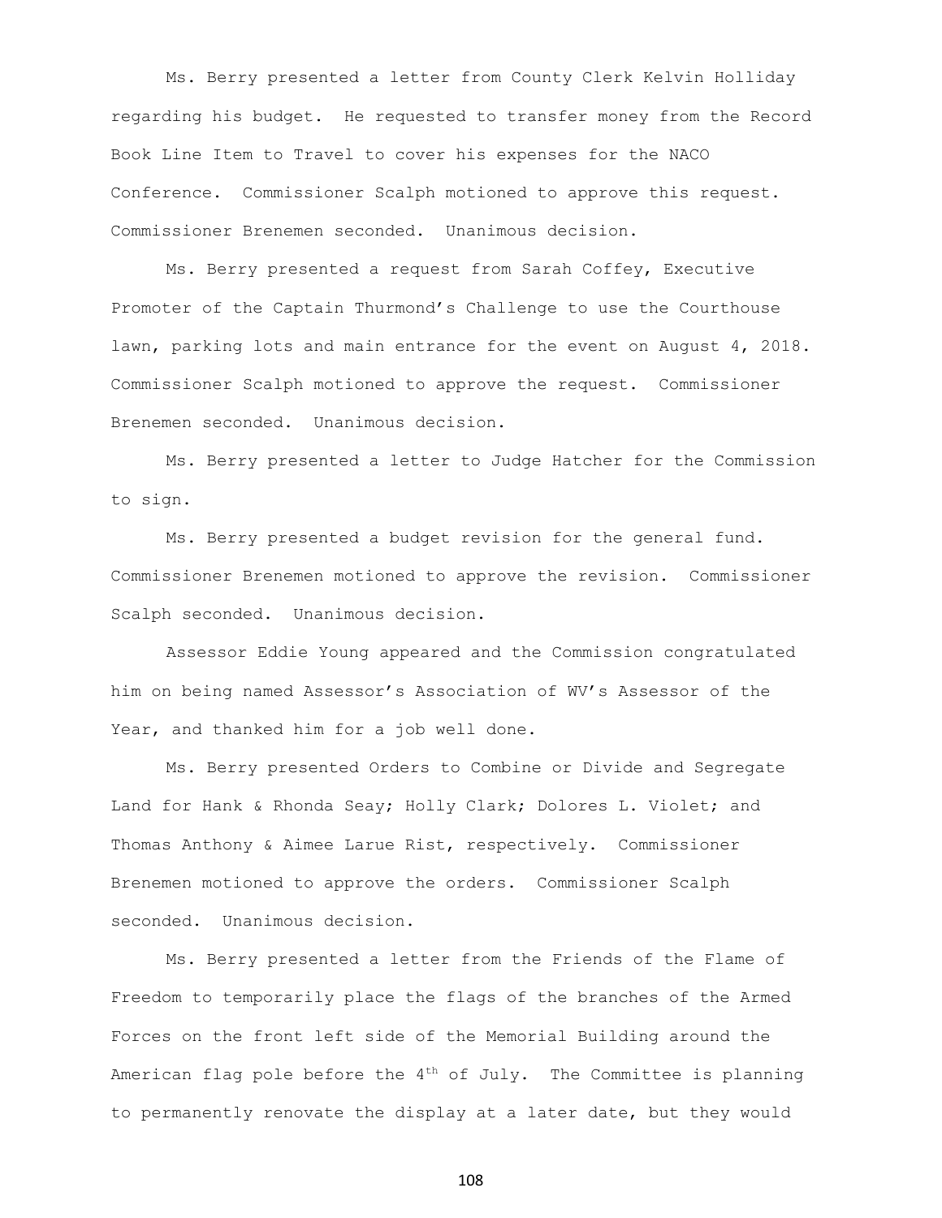Ms. Berry presented a letter from County Clerk Kelvin Holliday regarding his budget. He requested to transfer money from the Record Book Line Item to Travel to cover his expenses for the NACO Conference. Commissioner Scalph motioned to approve this request. Commissioner Brenemen seconded. Unanimous decision.

Ms. Berry presented a request from Sarah Coffey, Executive Promoter of the Captain Thurmond's Challenge to use the Courthouse lawn, parking lots and main entrance for the event on August 4, 2018. Commissioner Scalph motioned to approve the request. Commissioner Brenemen seconded. Unanimous decision.

Ms. Berry presented a letter to Judge Hatcher for the Commission to sign.

Ms. Berry presented a budget revision for the general fund. Commissioner Brenemen motioned to approve the revision. Commissioner Scalph seconded. Unanimous decision.

Assessor Eddie Young appeared and the Commission congratulated him on being named Assessor's Association of WV's Assessor of the Year, and thanked him for a job well done.

Ms. Berry presented Orders to Combine or Divide and Segregate Land for Hank & Rhonda Seay; Holly Clark; Dolores L. Violet; and Thomas Anthony & Aimee Larue Rist, respectively. Commissioner Brenemen motioned to approve the orders. Commissioner Scalph seconded. Unanimous decision.

Ms. Berry presented a letter from the Friends of the Flame of Freedom to temporarily place the flags of the branches of the Armed Forces on the front left side of the Memorial Building around the American flag pole before the 4th of July. The Committee is planning to permanently renovate the display at a later date, but they would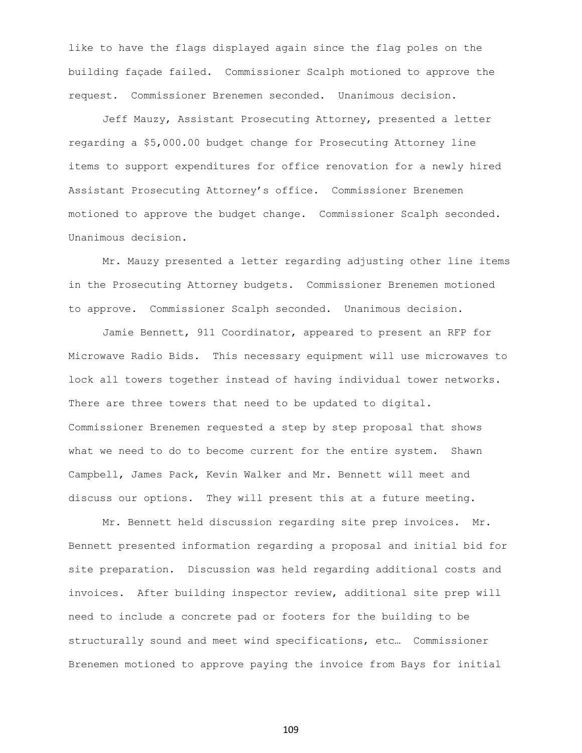like to have the flags displayed again since the flag poles on the building façade failed. Commissioner Scalph motioned to approve the request. Commissioner Brenemen seconded. Unanimous decision.

Jeff Mauzy, Assistant Prosecuting Attorney, presented a letter regarding a $5,000.00 budget change for Prosecuting Attorney line items to support expenditures for office renovation for a newly hired Assistant Prosecuting Attorney's office. Commissioner Brenemen motioned to approve the budget change. Commissioner Scalph seconded. Unanimous decision.

Mr. Mauzy presented a letter regarding adjusting other line items in the Prosecuting Attorney budgets. Commissioner Brenemen motioned to approve. Commissioner Scalph seconded. Unanimous decision.

Jamie Bennett, 911 Coordinator, appeared to present an RFP for Microwave Radio Bids. This necessary equipment will use microwaves to lock all towers together instead of having individual tower networks. There are three towers that need to be updated to digital. Commissioner Brenemen requested a step by step proposal that shows what we need to do to become current for the entire system. Shawn Campbell, James Pack, Kevin Walker and Mr. Bennett will meet and discuss our options. They will present this at a future meeting.

Mr. Bennett held discussion regarding site prep invoices. Mr. Bennett presented information regarding a proposal and initial bid for site preparation. Discussion was held regarding additional costs and invoices. After building inspector review, additional site prep will need to include a concrete pad or footers for the building to be structurally sound and meet wind specifications, etc… Commissioner Brenemen motioned to approve paying the invoice from Bays for initial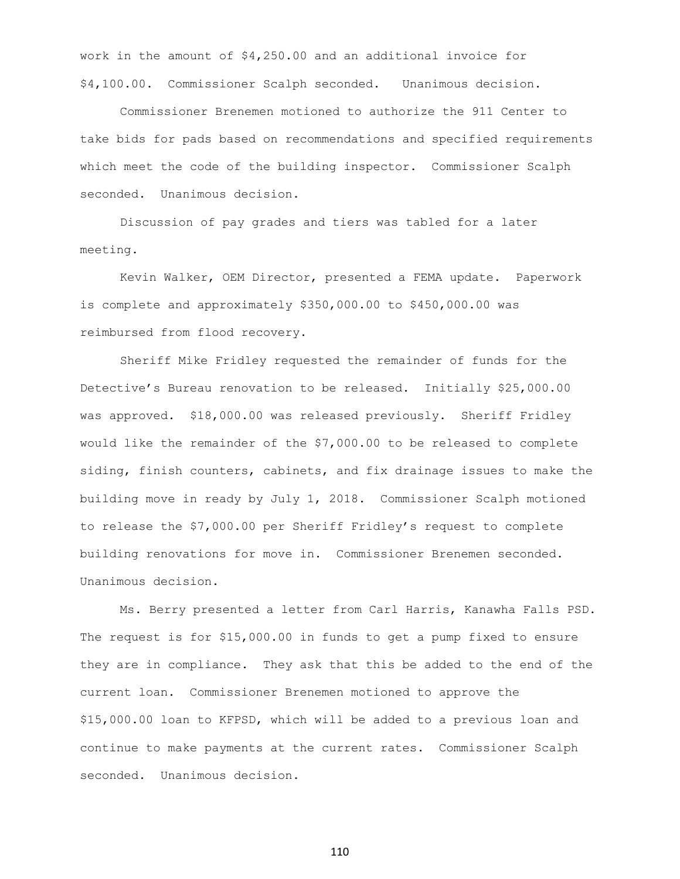work in the amount of $4,250.00 and an additional invoice for $4,100.00. Commissioner Scalph seconded. Unanimous decision.

Commissioner Brenemen motioned to authorize the 911 Center to take bids for pads based on recommendations and specified requirements which meet the code of the building inspector. Commissioner Scalph seconded. Unanimous decision.

Discussion of pay grades and tiers was tabled for a later meeting.

Kevin Walker, OEM Director, presented a FEMA update. Paperwork is complete and approximately $350,000.00 to $450,000.00 was reimbursed from flood recovery.

Sheriff Mike Fridley requested the remainder of funds for the Detective's Bureau renovation to be released. Initially $25,000.00 was approved. $18,000.00 was released previously. Sheriff Fridley would like the remainder of the $7,000.00 to be released to complete siding, finish counters, cabinets, and fix drainage issues to make the building move in ready by July 1, 2018. Commissioner Scalph motioned to release the $7,000.00 per Sheriff Fridley's request to complete building renovations for move in. Commissioner Brenemen seconded. Unanimous decision.

Ms. Berry presented a letter from Carl Harris, Kanawha Falls PSD. The request is for $15,000.00 in funds to get a pump fixed to ensure they are in compliance. They ask that this be added to the end of the current loan. Commissioner Brenemen motioned to approve the $15,000.00 loan to KFPSD, which will be added to a previous loan and continue to make payments at the current rates. Commissioner Scalph seconded. Unanimous decision.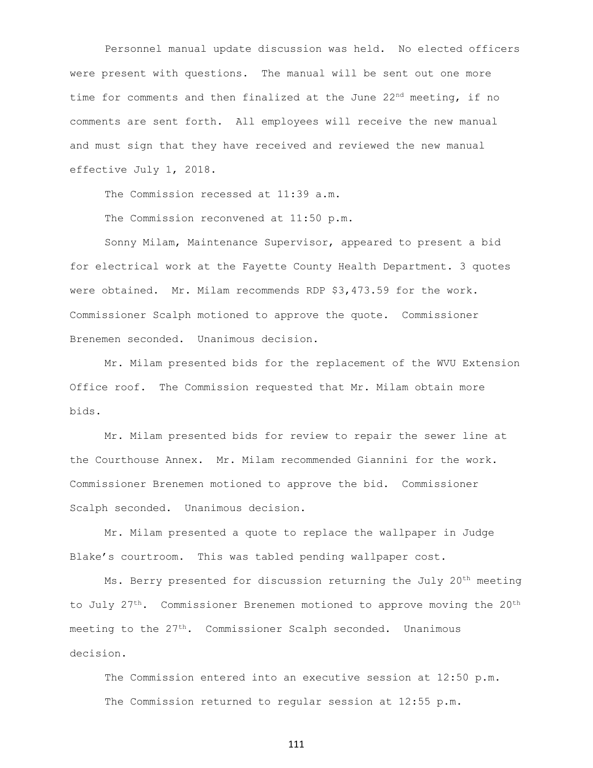Personnel manual update discussion was held. No elected officers were present with questions. The manual will be sent out one more time for comments and then finalized at the June 22nd meeting, if no comments are sent forth. All employees will receive the new manual and must sign that they have received and reviewed the new manual effective July 1, 2018.

The Commission recessed at 11:39 a.m.

The Commission reconvened at 11:50 p.m.

Sonny Milam, Maintenance Supervisor, appeared to present a bid for electrical work at the Fayette County Health Department. 3 quotes were obtained. Mr. Milam recommends RDP $3,473.59 for the work. Commissioner Scalph motioned to approve the quote. Commissioner Brenemen seconded. Unanimous decision.

Mr. Milam presented bids for the replacement of the WVU Extension Office roof. The Commission requested that Mr. Milam obtain more bids.

Mr. Milam presented bids for review to repair the sewer line at the Courthouse Annex. Mr. Milam recommended Giannini for the work. Commissioner Brenemen motioned to approve the bid. Commissioner Scalph seconded. Unanimous decision.

Mr. Milam presented a quote to replace the wallpaper in Judge Blake's courtroom. This was tabled pending wallpaper cost.

Ms. Berry presented for discussion returning the July 20th meeting to July 27th. Commissioner Brenemen motioned to approve moving the 20th meeting to the 27th. Commissioner Scalph seconded. Unanimous decision.

The Commission entered into an executive session at 12:50 p.m.

The Commission returned to regular session at 12:55 p.m.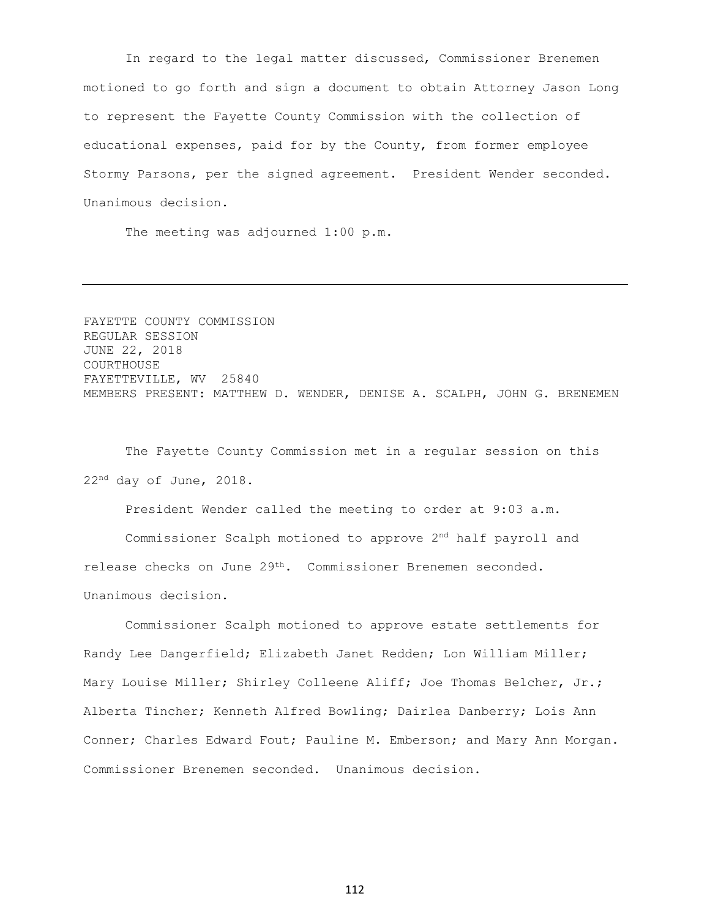In regard to the legal matter discussed, Commissioner Brenemen motioned to go forth and sign a document to obtain Attorney Jason Long to represent the Fayette County Commission with the collection of educational expenses, paid for by the County, from former employee Stormy Parsons, per the signed agreement. President Wender seconded. Unanimous decision.

The meeting was adjourned 1:00 p.m.

---

FAYETTE COUNTY COMMISSION
REGULAR SESSION
JUNE 22, 2018
COURTHOUSE
FAYETTEVILLE, WV 25840
MEMBERS PRESENT: MATTHEW D. WENDER, DENISE A. SCALPH, JOHN G. BRENEMEN

The Fayette County Commission met in a regular session on this 22nd day of June, 2018.

President Wender called the meeting to order at 9:03 a.m.

Commissioner Scalph motioned to approve 2nd half payroll and release checks on June 29th. Commissioner Brenemen seconded. Unanimous decision.

Commissioner Scalph motioned to approve estate settlements for Randy Lee Dangerfield; Elizabeth Janet Redden; Lon William Miller; Mary Louise Miller; Shirley Colleene Aliff; Joe Thomas Belcher, Jr.; Alberta Tincher; Kenneth Alfred Bowling; Dairlea Danberry; Lois Ann Conner; Charles Edward Fout; Pauline M. Emberson; and Mary Ann Morgan. Commissioner Brenemen seconded. Unanimous decision.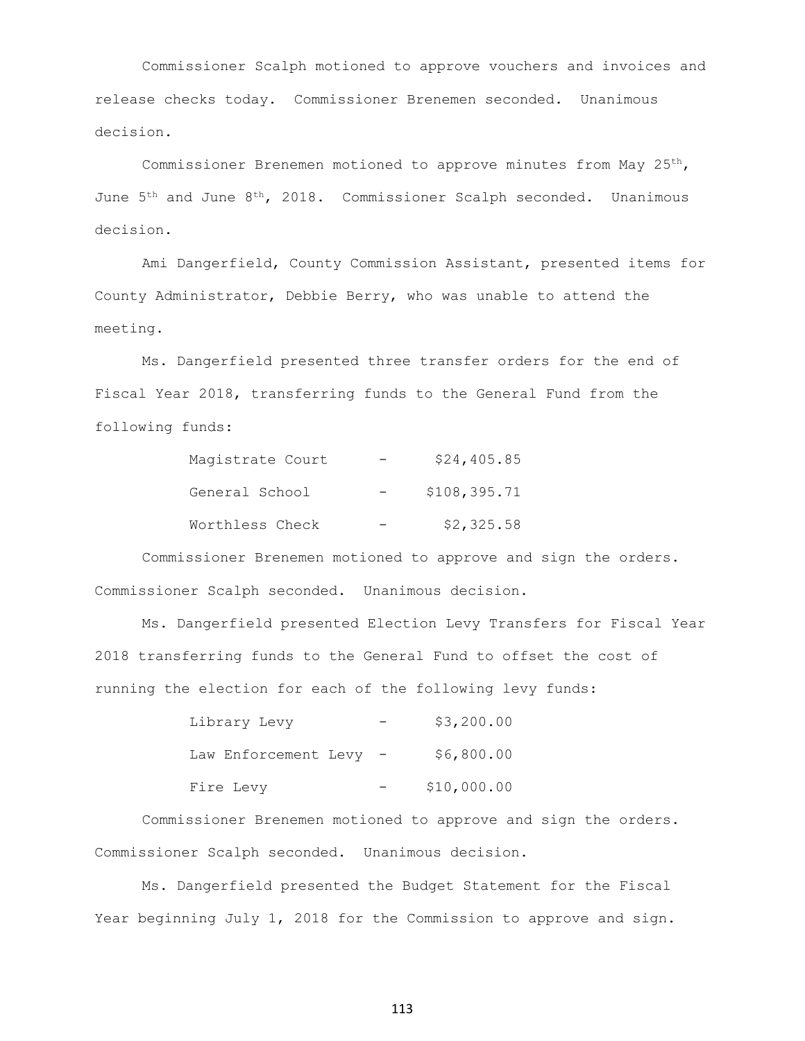Commissioner Scalph motioned to approve vouchers and invoices and release checks today. Commissioner Brenemen seconded. Unanimous decision.

Commissioner Brenemen motioned to approve minutes from May 25th, June 5th and June 8th, 2018. Commissioner Scalph seconded. Unanimous decision.

Ami Dangerfield, County Commission Assistant, presented items for County Administrator, Debbie Berry, who was unable to attend the meeting.

Ms. Dangerfield presented three transfer orders for the end of Fiscal Year 2018, transferring funds to the General Fund from the following funds:

| | | |
|---|---|---|
| Magistrate Court | - | $24,405.85 |
| General School | - | $108,395.71 |
| Worthless Check | - | $2,325.58 |

Commissioner Brenemen motioned to approve and sign the orders. Commissioner Scalph seconded. Unanimous decision.

Ms. Dangerfield presented Election Levy Transfers for Fiscal Year 2018 transferring funds to the General Fund to offset the cost of running the election for each of the following levy funds:

| | | |
|---|---|---|
| Library Levy | - | $3,200.00 |
| Law Enforcement Levy | - | $6,800.00 |
| Fire Levy | - | $10,000.00 |

Commissioner Brenemen motioned to approve and sign the orders. Commissioner Scalph seconded. Unanimous decision.

Ms. Dangerfield presented the Budget Statement for the Fiscal Year beginning July 1, 2018 for the Commission to approve and sign.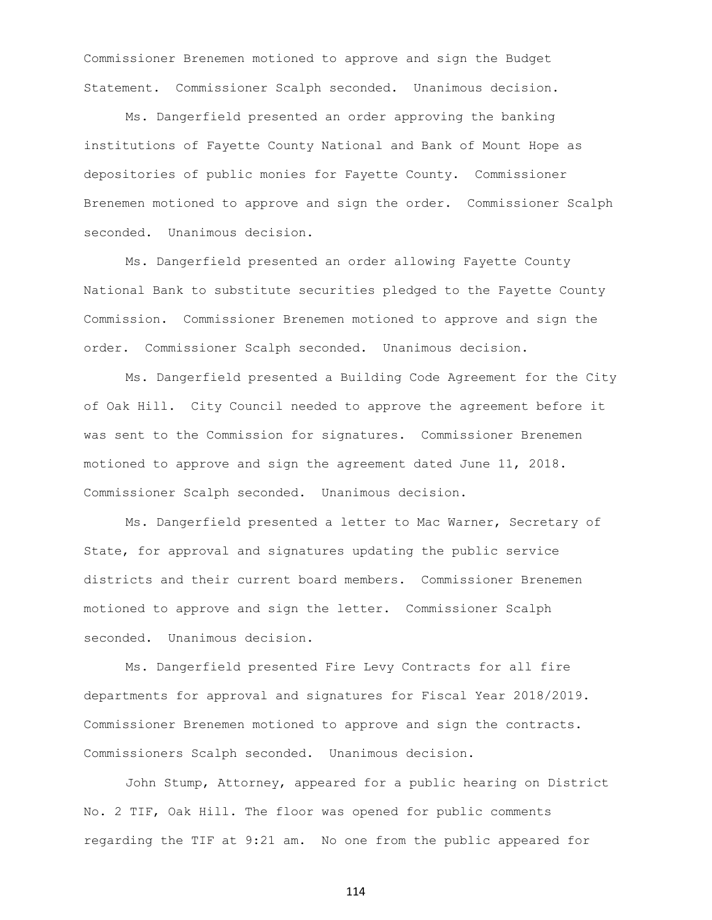Commissioner Brenemen motioned to approve and sign the Budget Statement. Commissioner Scalph seconded. Unanimous decision.

Ms. Dangerfield presented an order approving the banking institutions of Fayette County National and Bank of Mount Hope as depositories of public monies for Fayette County. Commissioner Brenemen motioned to approve and sign the order. Commissioner Scalph seconded. Unanimous decision.

Ms. Dangerfield presented an order allowing Fayette County National Bank to substitute securities pledged to the Fayette County Commission. Commissioner Brenemen motioned to approve and sign the order. Commissioner Scalph seconded. Unanimous decision.

Ms. Dangerfield presented a Building Code Agreement for the City of Oak Hill. City Council needed to approve the agreement before it was sent to the Commission for signatures. Commissioner Brenemen motioned to approve and sign the agreement dated June 11, 2018. Commissioner Scalph seconded. Unanimous decision.

Ms. Dangerfield presented a letter to Mac Warner, Secretary of State, for approval and signatures updating the public service districts and their current board members. Commissioner Brenemen motioned to approve and sign the letter. Commissioner Scalph seconded. Unanimous decision.

Ms. Dangerfield presented Fire Levy Contracts for all fire departments for approval and signatures for Fiscal Year 2018/2019. Commissioner Brenemen motioned to approve and sign the contracts. Commissioners Scalph seconded. Unanimous decision.

John Stump, Attorney, appeared for a public hearing on District No. 2 TIF, Oak Hill. The floor was opened for public comments regarding the TIF at 9:21 am. No one from the public appeared for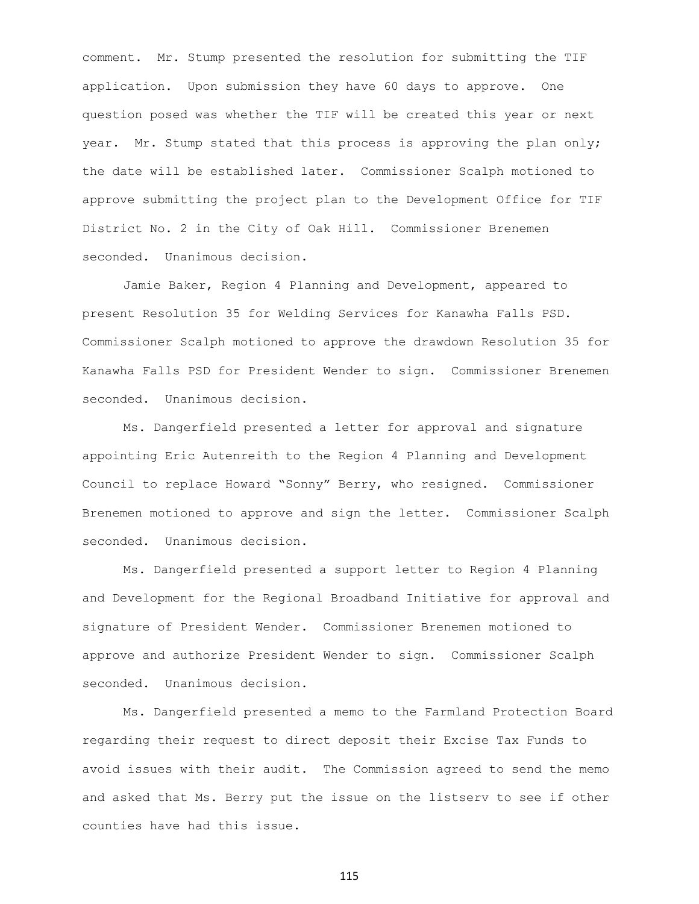comment. Mr. Stump presented the resolution for submitting the TIF application. Upon submission they have 60 days to approve. One question posed was whether the TIF will be created this year or next year. Mr. Stump stated that this process is approving the plan only; the date will be established later. Commissioner Scalph motioned to approve submitting the project plan to the Development Office for TIF District No. 2 in the City of Oak Hill. Commissioner Brenemen seconded. Unanimous decision.

Jamie Baker, Region 4 Planning and Development, appeared to present Resolution 35 for Welding Services for Kanawha Falls PSD. Commissioner Scalph motioned to approve the drawdown Resolution 35 for Kanawha Falls PSD for President Wender to sign. Commissioner Brenemen seconded. Unanimous decision.

Ms. Dangerfield presented a letter for approval and signature appointing Eric Autenreith to the Region 4 Planning and Development Council to replace Howard "Sonny" Berry, who resigned. Commissioner Brenemen motioned to approve and sign the letter. Commissioner Scalph seconded. Unanimous decision.

Ms. Dangerfield presented a support letter to Region 4 Planning and Development for the Regional Broadband Initiative for approval and signature of President Wender. Commissioner Brenemen motioned to approve and authorize President Wender to sign. Commissioner Scalph seconded. Unanimous decision.

Ms. Dangerfield presented a memo to the Farmland Protection Board regarding their request to direct deposit their Excise Tax Funds to avoid issues with their audit. The Commission agreed to send the memo and asked that Ms. Berry put the issue on the listserv to see if other counties have had this issue.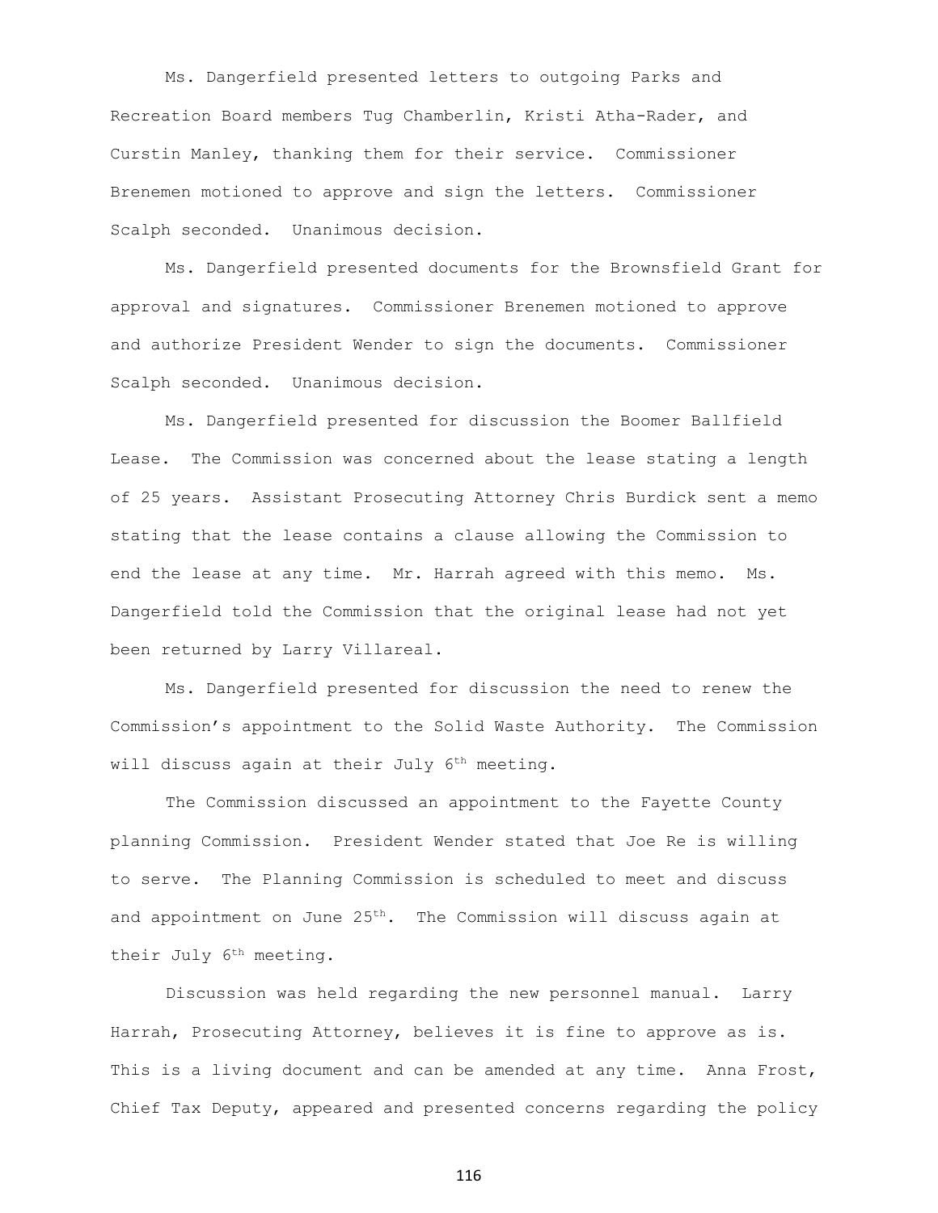Ms. Dangerfield presented letters to outgoing Parks and Recreation Board members Tug Chamberlin, Kristi Atha-Rader, and Curstin Manley, thanking them for their service. Commissioner Brenemen motioned to approve and sign the letters. Commissioner Scalph seconded. Unanimous decision.

Ms. Dangerfield presented documents for the Brownsfield Grant for approval and signatures. Commissioner Brenemen motioned to approve and authorize President Wender to sign the documents. Commissioner Scalph seconded. Unanimous decision.

Ms. Dangerfield presented for discussion the Boomer Ballfield Lease. The Commission was concerned about the lease stating a length of 25 years. Assistant Prosecuting Attorney Chris Burdick sent a memo stating that the lease contains a clause allowing the Commission to end the lease at any time. Mr. Harrah agreed with this memo. Ms. Dangerfield told the Commission that the original lease had not yet been returned by Larry Villareal.

Ms. Dangerfield presented for discussion the need to renew the Commission's appointment to the Solid Waste Authority. The Commission will discuss again at their July 6th meeting.

The Commission discussed an appointment to the Fayette County planning Commission. President Wender stated that Joe Re is willing to serve. The Planning Commission is scheduled to meet and discuss and appointment on June 25th. The Commission will discuss again at their July 6th meeting.

Discussion was held regarding the new personnel manual. Larry Harrah, Prosecuting Attorney, believes it is fine to approve as is. This is a living document and can be amended at any time. Anna Frost, Chief Tax Deputy, appeared and presented concerns regarding the policy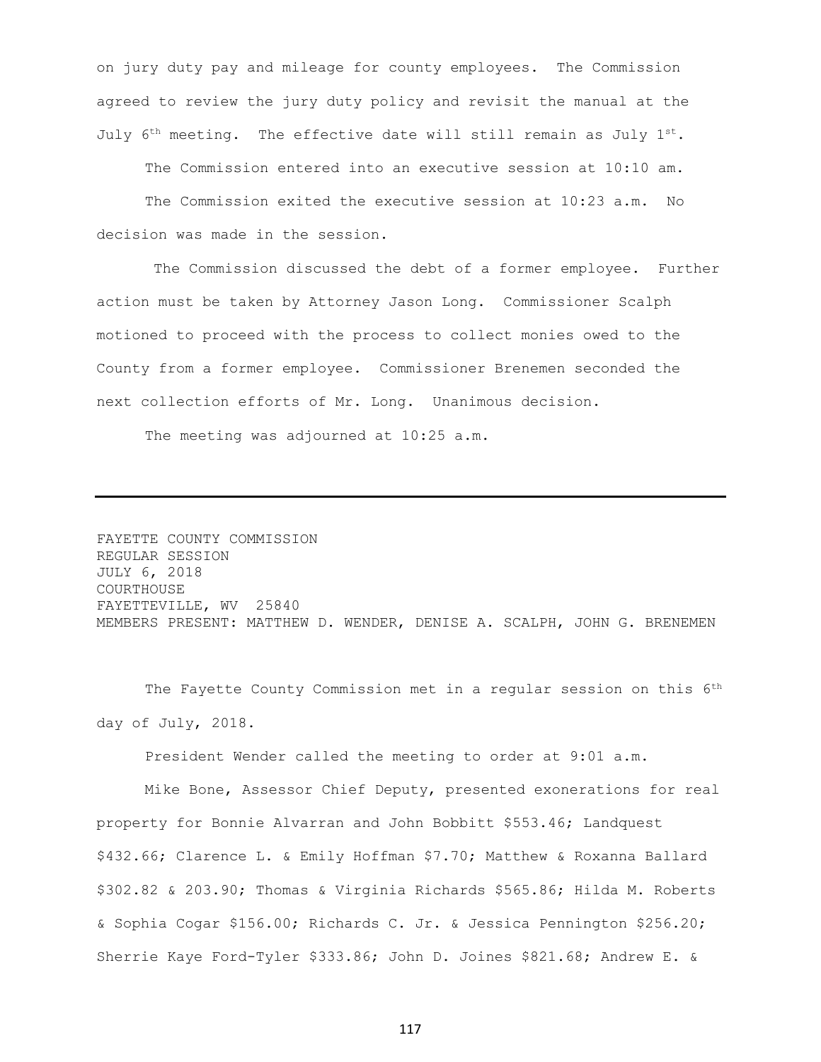on jury duty pay and mileage for county employees. The Commission agreed to review the jury duty policy and revisit the manual at the July 6th meeting. The effective date will still remain as July 1st.

The Commission entered into an executive session at 10:10 am.

The Commission exited the executive session at 10:23 a.m. No decision was made in the session.

The Commission discussed the debt of a former employee. Further action must be taken by Attorney Jason Long. Commissioner Scalph motioned to proceed with the process to collect monies owed to the County from a former employee. Commissioner Brenemen seconded the next collection efforts of Mr. Long. Unanimous decision.

The meeting was adjourned at 10:25 a.m.

---

FAYETTE COUNTY COMMISSION
REGULAR SESSION
JULY 6, 2018
COURTHOUSE
FAYETTEVILLE, WV 25840
MEMBERS PRESENT: MATTHEW D. WENDER, DENISE A. SCALPH, JOHN G. BRENEMEN

The Fayette County Commission met in a regular session on this 6th day of July, 2018.

President Wender called the meeting to order at 9:01 a.m.

Mike Bone, Assessor Chief Deputy, presented exonerations for real property for Bonnie Alvarran and John Bobbitt $553.46; Landquest $432.66; Clarence L. & Emily Hoffman $7.70; Matthew & Roxanna Ballard $302.82 & 203.90; Thomas & Virginia Richards $565.86; Hilda M. Roberts & Sophia Cogar $156.00; Richards C. Jr. & Jessica Pennington $256.20; Sherrie Kaye Ford-Tyler $333.86; John D. Joines $821.68; Andrew E. &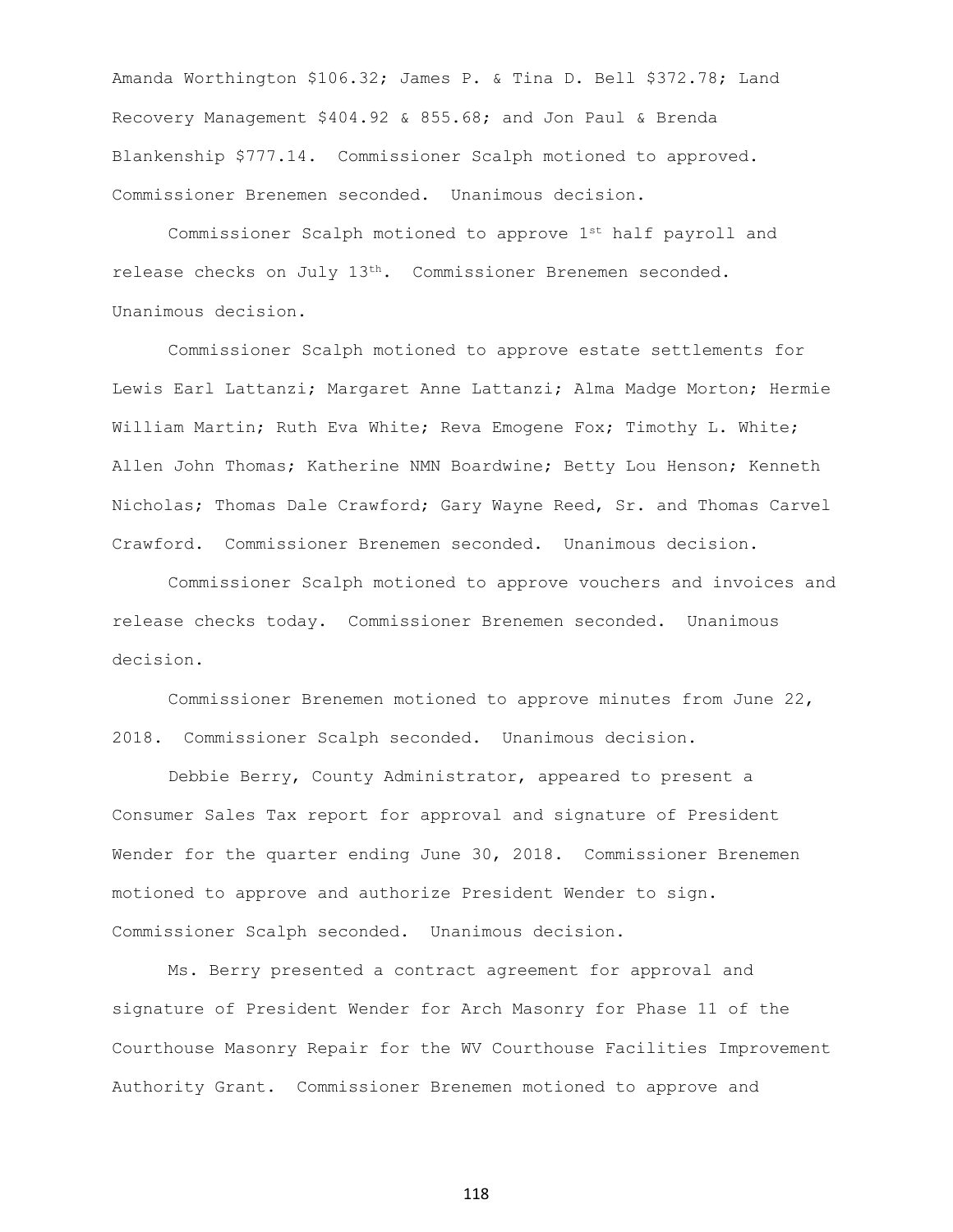Amanda Worthington $106.32; James P. & Tina D. Bell $372.78; Land Recovery Management $404.92 & 855.68; and Jon Paul & Brenda Blankenship $777.14. Commissioner Scalph motioned to approved. Commissioner Brenemen seconded. Unanimous decision.

Commissioner Scalph motioned to approve 1st half payroll and release checks on July 13th. Commissioner Brenemen seconded. Unanimous decision.

Commissioner Scalph motioned to approve estate settlements for Lewis Earl Lattanzi; Margaret Anne Lattanzi; Alma Madge Morton; Hermie William Martin; Ruth Eva White; Reva Emogene Fox; Timothy L. White; Allen John Thomas; Katherine NMN Boardwine; Betty Lou Henson; Kenneth Nicholas; Thomas Dale Crawford; Gary Wayne Reed, Sr. and Thomas Carvel Crawford. Commissioner Brenemen seconded. Unanimous decision.

Commissioner Scalph motioned to approve vouchers and invoices and release checks today. Commissioner Brenemen seconded. Unanimous decision.

Commissioner Brenemen motioned to approve minutes from June 22, 2018. Commissioner Scalph seconded. Unanimous decision.

Debbie Berry, County Administrator, appeared to present a Consumer Sales Tax report for approval and signature of President Wender for the quarter ending June 30, 2018. Commissioner Brenemen motioned to approve and authorize President Wender to sign. Commissioner Scalph seconded. Unanimous decision.

Ms. Berry presented a contract agreement for approval and signature of President Wender for Arch Masonry for Phase 11 of the Courthouse Masonry Repair for the WV Courthouse Facilities Improvement Authority Grant. Commissioner Brenemen motioned to approve and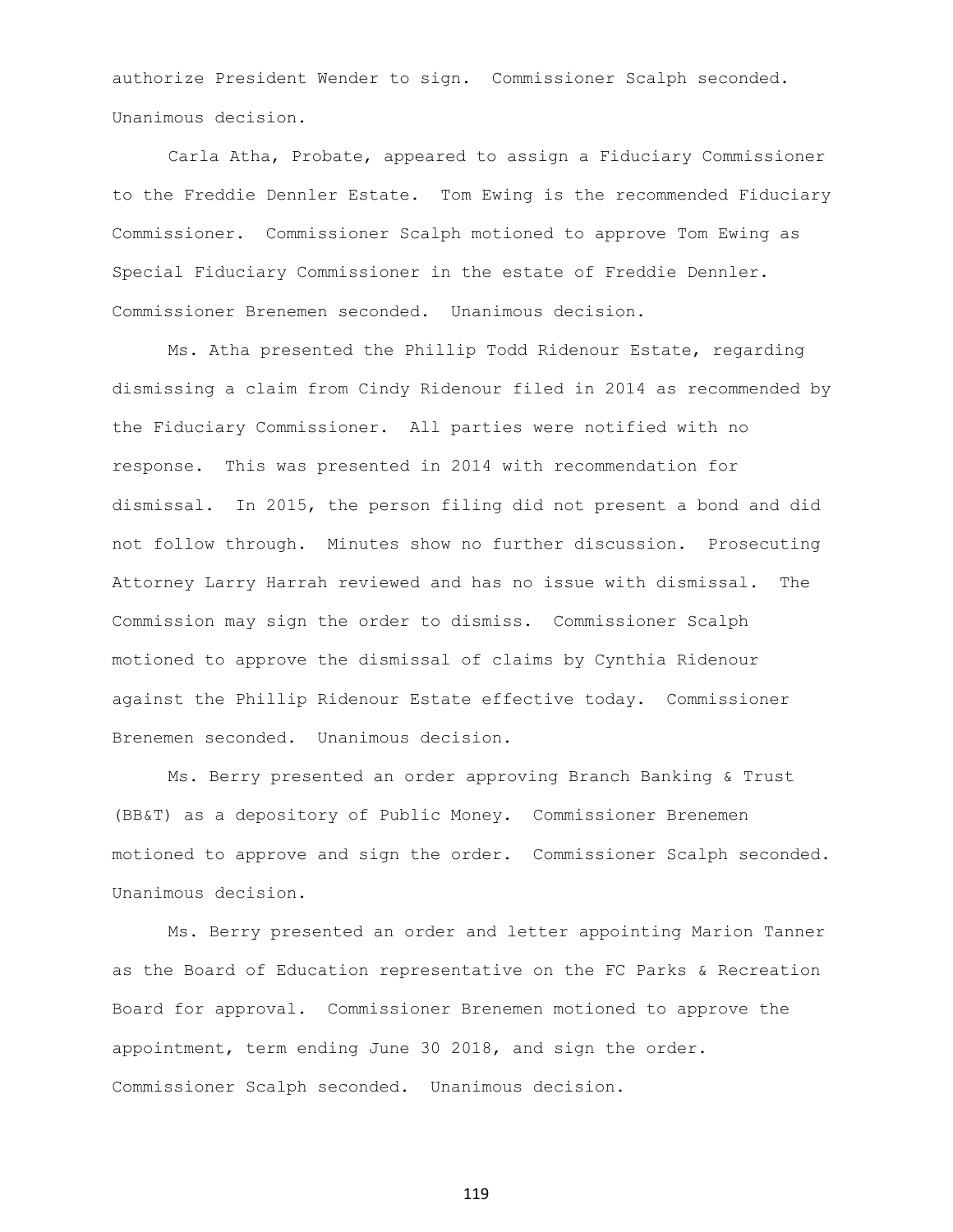authorize President Wender to sign. Commissioner Scalph seconded. Unanimous decision.

Carla Atha, Probate, appeared to assign a Fiduciary Commissioner to the Freddie Dennler Estate. Tom Ewing is the recommended Fiduciary Commissioner. Commissioner Scalph motioned to approve Tom Ewing as Special Fiduciary Commissioner in the estate of Freddie Dennler. Commissioner Brenemen seconded. Unanimous decision.

Ms. Atha presented the Phillip Todd Ridenour Estate, regarding dismissing a claim from Cindy Ridenour filed in 2014 as recommended by the Fiduciary Commissioner. All parties were notified with no response. This was presented in 2014 with recommendation for dismissal. In 2015, the person filing did not present a bond and did not follow through. Minutes show no further discussion. Prosecuting Attorney Larry Harrah reviewed and has no issue with dismissal. The Commission may sign the order to dismiss. Commissioner Scalph motioned to approve the dismissal of claims by Cynthia Ridenour against the Phillip Ridenour Estate effective today. Commissioner Brenemen seconded. Unanimous decision.

Ms. Berry presented an order approving Branch Banking & Trust (BB&T) as a depository of Public Money. Commissioner Brenemen motioned to approve and sign the order. Commissioner Scalph seconded. Unanimous decision.

Ms. Berry presented an order and letter appointing Marion Tanner as the Board of Education representative on the FC Parks & Recreation Board for approval. Commissioner Brenemen motioned to approve the appointment, term ending June 30 2018, and sign the order. Commissioner Scalph seconded. Unanimous decision.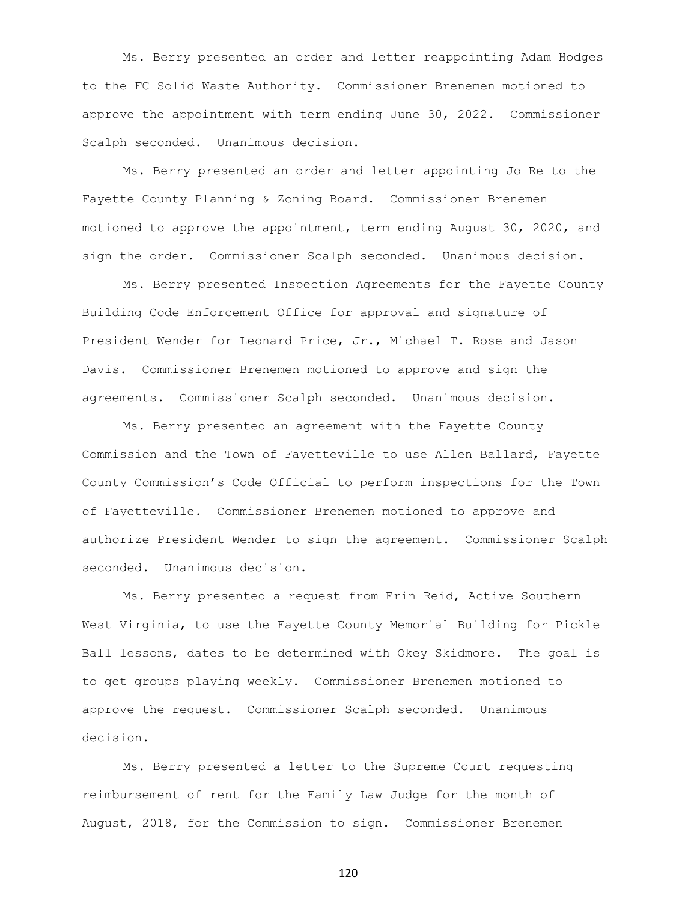Ms. Berry presented an order and letter reappointing Adam Hodges to the FC Solid Waste Authority. Commissioner Brenemen motioned to approve the appointment with term ending June 30, 2022. Commissioner Scalph seconded. Unanimous decision.

Ms. Berry presented an order and letter appointing Jo Re to the Fayette County Planning & Zoning Board. Commissioner Brenemen motioned to approve the appointment, term ending August 30, 2020, and sign the order. Commissioner Scalph seconded. Unanimous decision.

Ms. Berry presented Inspection Agreements for the Fayette County Building Code Enforcement Office for approval and signature of President Wender for Leonard Price, Jr., Michael T. Rose and Jason Davis. Commissioner Brenemen motioned to approve and sign the agreements. Commissioner Scalph seconded. Unanimous decision.

Ms. Berry presented an agreement with the Fayette County Commission and the Town of Fayetteville to use Allen Ballard, Fayette County Commission's Code Official to perform inspections for the Town of Fayetteville. Commissioner Brenemen motioned to approve and authorize President Wender to sign the agreement. Commissioner Scalph seconded. Unanimous decision.

Ms. Berry presented a request from Erin Reid, Active Southern West Virginia, to use the Fayette County Memorial Building for Pickle Ball lessons, dates to be determined with Okey Skidmore. The goal is to get groups playing weekly. Commissioner Brenemen motioned to approve the request. Commissioner Scalph seconded. Unanimous decision.

Ms. Berry presented a letter to the Supreme Court requesting reimbursement of rent for the Family Law Judge for the month of August, 2018, for the Commission to sign. Commissioner Brenemen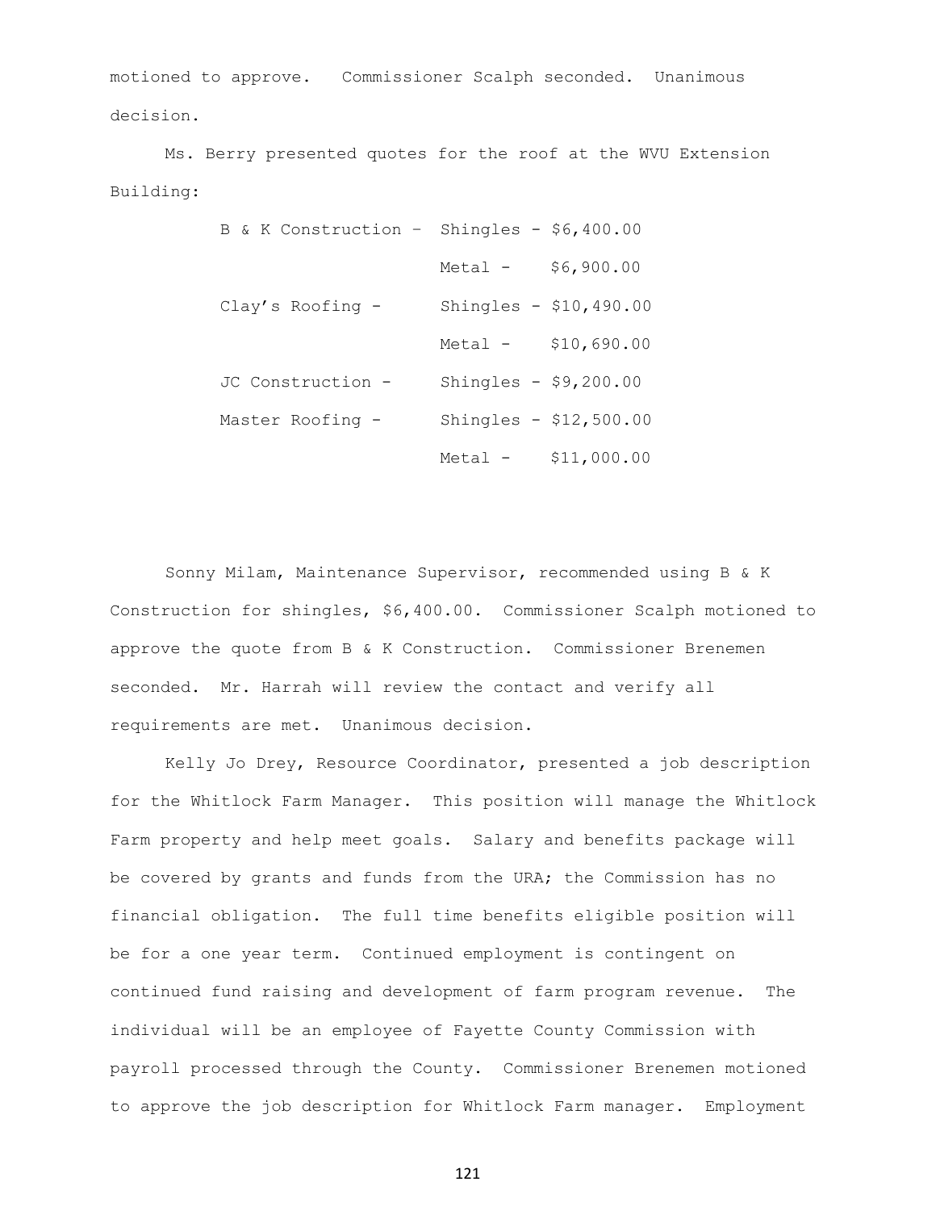motioned to approve. Commissioner Scalph seconded. Unanimous decision.

Ms. Berry presented quotes for the roof at the WVU Extension Building:

| | | |
|---|---|---|
| B & K Construction – | Shingles - | $6,400.00 |
| | Metal - | $6,900.00 |
| Clay's Roofing - | Shingles - | $10,490.00 |
| | Metal - | $10,690.00 |
| JC Construction - | Shingles - | $9,200.00 |
| Master Roofing - | Shingles - | $12,500.00 |
| | Metal - | $11,000.00 |

Sonny Milam, Maintenance Supervisor, recommended using B & K Construction for shingles, $6,400.00. Commissioner Scalph motioned to approve the quote from B & K Construction. Commissioner Brenemen seconded. Mr. Harrah will review the contact and verify all requirements are met. Unanimous decision.

Kelly Jo Drey, Resource Coordinator, presented a job description for the Whitlock Farm Manager. This position will manage the Whitlock Farm property and help meet goals. Salary and benefits package will be covered by grants and funds from the URA; the Commission has no financial obligation. The full time benefits eligible position will be for a one year term. Continued employment is contingent on continued fund raising and development of farm program revenue. The individual will be an employee of Fayette County Commission with payroll processed through the County. Commissioner Brenemen motioned to approve the job description for Whitlock Farm manager. Employment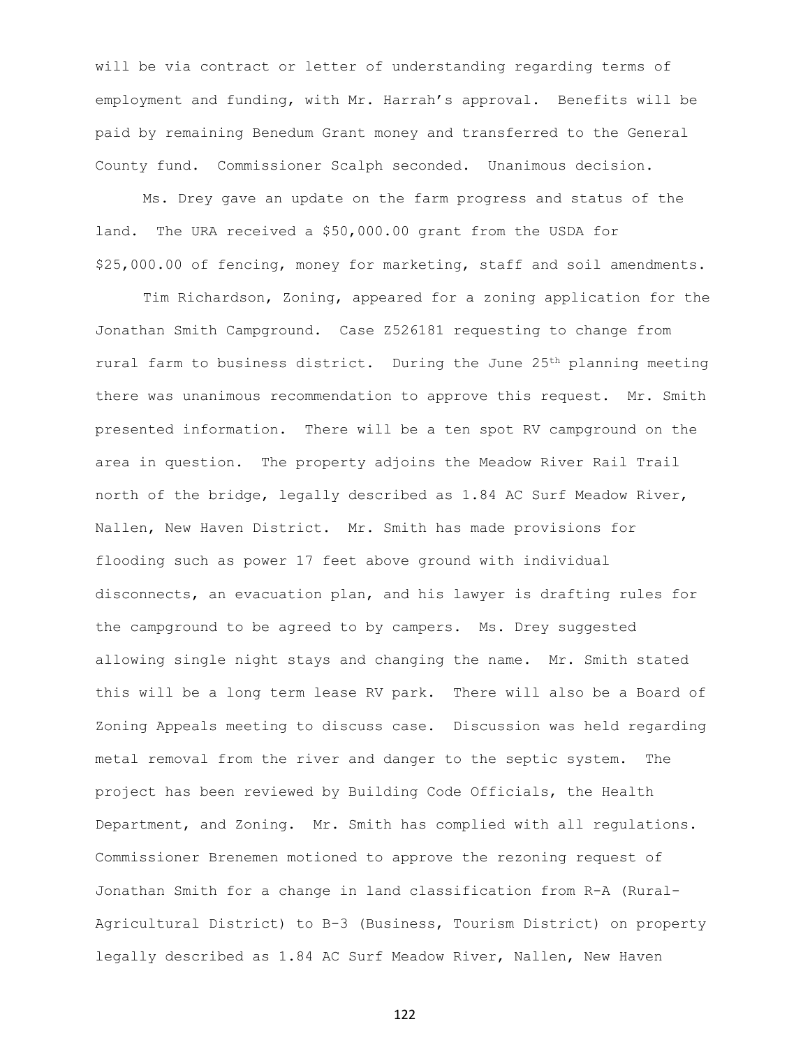will be via contract or letter of understanding regarding terms of employment and funding, with Mr. Harrah's approval. Benefits will be paid by remaining Benedum Grant money and transferred to the General County fund. Commissioner Scalph seconded. Unanimous decision.

Ms. Drey gave an update on the farm progress and status of the land. The URA received a $50,000.00 grant from the USDA for $25,000.00 of fencing, money for marketing, staff and soil amendments.

Tim Richardson, Zoning, appeared for a zoning application for the Jonathan Smith Campground. Case Z526181 requesting to change from rural farm to business district. During the June 25th planning meeting there was unanimous recommendation to approve this request. Mr. Smith presented information. There will be a ten spot RV campground on the area in question. The property adjoins the Meadow River Rail Trail north of the bridge, legally described as 1.84 AC Surf Meadow River, Nallen, New Haven District. Mr. Smith has made provisions for flooding such as power 17 feet above ground with individual disconnects, an evacuation plan, and his lawyer is drafting rules for the campground to be agreed to by campers. Ms. Drey suggested allowing single night stays and changing the name. Mr. Smith stated this will be a long term lease RV park. There will also be a Board of Zoning Appeals meeting to discuss case. Discussion was held regarding metal removal from the river and danger to the septic system. The project has been reviewed by Building Code Officials, the Health Department, and Zoning. Mr. Smith has complied with all regulations. Commissioner Brenemen motioned to approve the rezoning request of Jonathan Smith for a change in land classification from R-A (Rural-Agricultural District) to B-3 (Business, Tourism District) on property legally described as 1.84 AC Surf Meadow River, Nallen, New Haven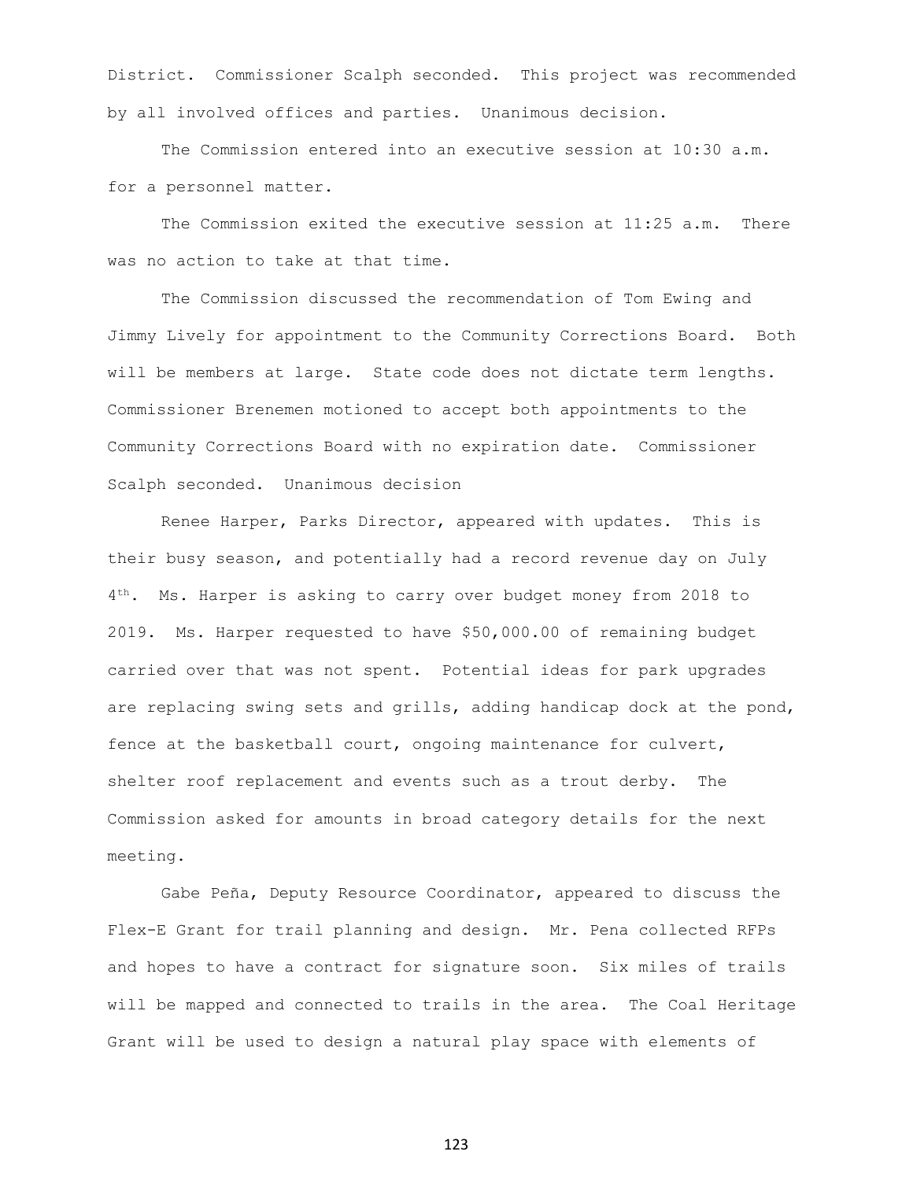District. Commissioner Scalph seconded. This project was recommended by all involved offices and parties. Unanimous decision.

The Commission entered into an executive session at 10:30 a.m. for a personnel matter.

The Commission exited the executive session at 11:25 a.m. There was no action to take at that time.

The Commission discussed the recommendation of Tom Ewing and Jimmy Lively for appointment to the Community Corrections Board. Both will be members at large. State code does not dictate term lengths. Commissioner Brenemen motioned to accept both appointments to the Community Corrections Board with no expiration date. Commissioner Scalph seconded. Unanimous decision

Renee Harper, Parks Director, appeared with updates. This is their busy season, and potentially had a record revenue day on July 4th. Ms. Harper is asking to carry over budget money from 2018 to 2019. Ms. Harper requested to have $50,000.00 of remaining budget carried over that was not spent. Potential ideas for park upgrades are replacing swing sets and grills, adding handicap dock at the pond, fence at the basketball court, ongoing maintenance for culvert, shelter roof replacement and events such as a trout derby. The Commission asked for amounts in broad category details for the next meeting.

Gabe Peña, Deputy Resource Coordinator, appeared to discuss the Flex-E Grant for trail planning and design. Mr. Pena collected RFPs and hopes to have a contract for signature soon. Six miles of trails will be mapped and connected to trails in the area. The Coal Heritage Grant will be used to design a natural play space with elements of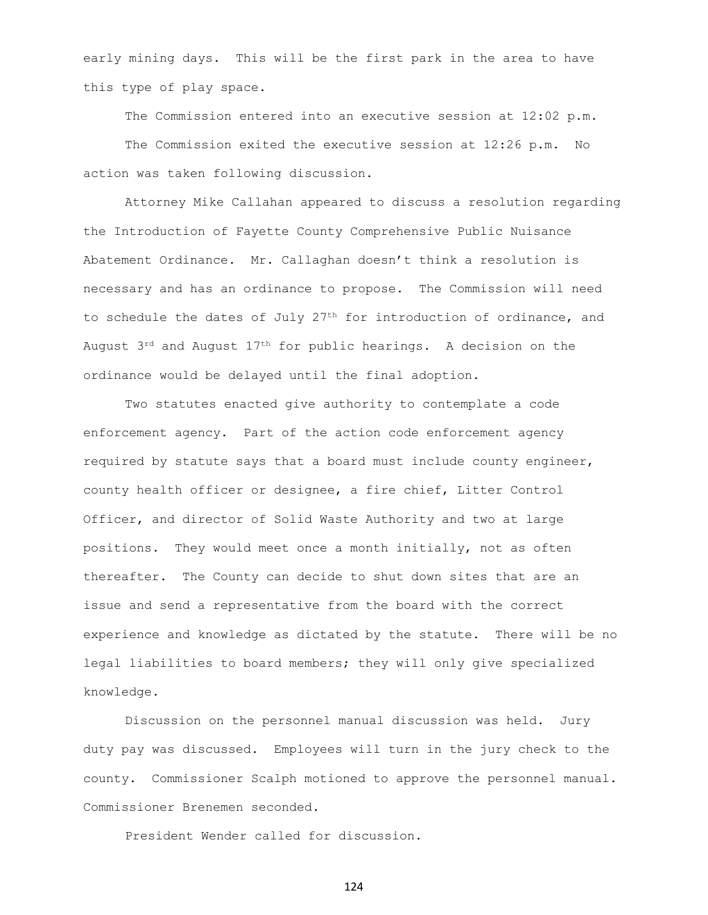early mining days. This will be the first park in the area to have this type of play space.

The Commission entered into an executive session at 12:02 p.m.

The Commission exited the executive session at 12:26 p.m. No action was taken following discussion.

Attorney Mike Callahan appeared to discuss a resolution regarding the Introduction of Fayette County Comprehensive Public Nuisance Abatement Ordinance. Mr. Callaghan doesn't think a resolution is necessary and has an ordinance to propose. The Commission will need to schedule the dates of July 27th for introduction of ordinance, and August 3rd and August 17th for public hearings. A decision on the ordinance would be delayed until the final adoption.

Two statutes enacted give authority to contemplate a code enforcement agency. Part of the action code enforcement agency required by statute says that a board must include county engineer, county health officer or designee, a fire chief, Litter Control Officer, and director of Solid Waste Authority and two at large positions. They would meet once a month initially, not as often thereafter. The County can decide to shut down sites that are an issue and send a representative from the board with the correct experience and knowledge as dictated by the statute. There will be no legal liabilities to board members; they will only give specialized knowledge.

Discussion on the personnel manual discussion was held. Jury duty pay was discussed. Employees will turn in the jury check to the county. Commissioner Scalph motioned to approve the personnel manual. Commissioner Brenemen seconded.

President Wender called for discussion.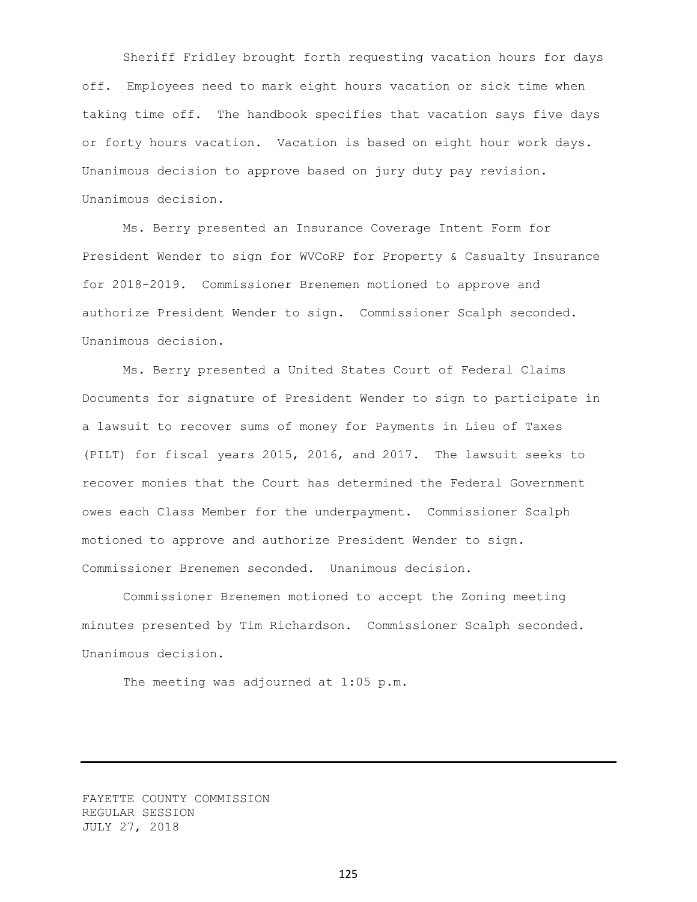Sheriff Fridley brought forth requesting vacation hours for days off. Employees need to mark eight hours vacation or sick time when taking time off. The handbook specifies that vacation says five days or forty hours vacation. Vacation is based on eight hour work days. Unanimous decision to approve based on jury duty pay revision. Unanimous decision.

Ms. Berry presented an Insurance Coverage Intent Form for President Wender to sign for WVCoRP for Property & Casualty Insurance for 2018-2019. Commissioner Brenemen motioned to approve and authorize President Wender to sign. Commissioner Scalph seconded. Unanimous decision.

Ms. Berry presented a United States Court of Federal Claims Documents for signature of President Wender to sign to participate in a lawsuit to recover sums of money for Payments in Lieu of Taxes (PILT) for fiscal years 2015, 2016, and 2017. The lawsuit seeks to recover monies that the Court has determined the Federal Government owes each Class Member for the underpayment. Commissioner Scalph motioned to approve and authorize President Wender to sign. Commissioner Brenemen seconded. Unanimous decision.

Commissioner Brenemen motioned to accept the Zoning meeting minutes presented by Tim Richardson. Commissioner Scalph seconded. Unanimous decision.

The meeting was adjourned at 1:05 p.m.

---

FAYETTE COUNTY COMMISSION
REGULAR SESSION
JULY 27, 2018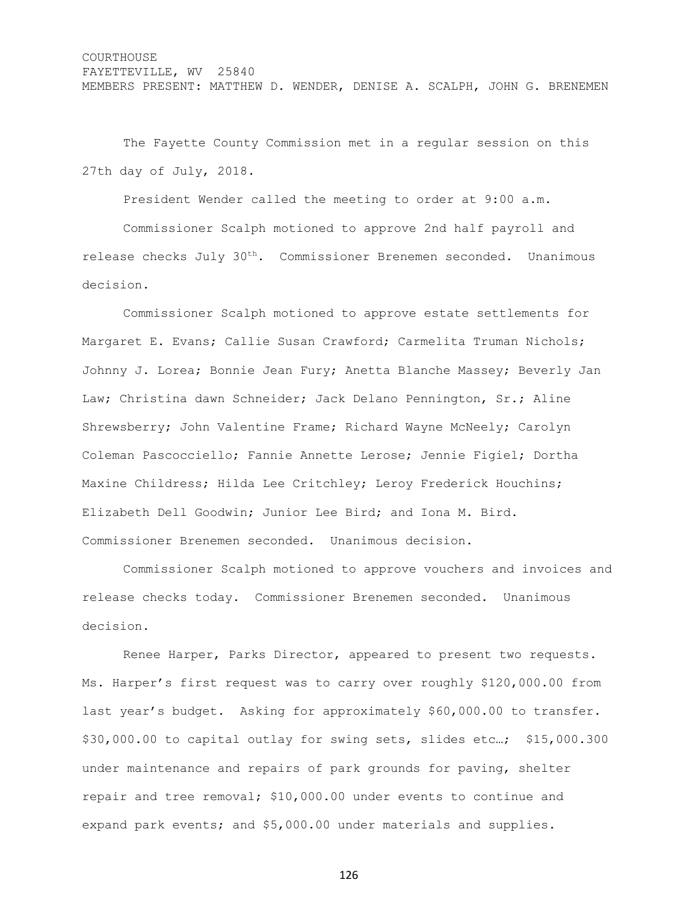COURTHOUSE
FAYETTEVILLE, WV  25840
MEMBERS PRESENT: MATTHEW D. WENDER, DENISE A. SCALPH, JOHN G. BRENEMEN

The Fayette County Commission met in a regular session on this 27th day of July, 2018.

President Wender called the meeting to order at 9:00 a.m.

Commissioner Scalph motioned to approve 2nd half payroll and release checks July 30th. Commissioner Brenemen seconded. Unanimous decision.

Commissioner Scalph motioned to approve estate settlements for Margaret E. Evans; Callie Susan Crawford; Carmelita Truman Nichols; Johnny J. Lorea; Bonnie Jean Fury; Anetta Blanche Massey; Beverly Jan Law; Christina dawn Schneider; Jack Delano Pennington, Sr.; Aline Shrewsberry; John Valentine Frame; Richard Wayne McNeely; Carolyn Coleman Pascocciello; Fannie Annette Lerose; Jennie Figiel; Dortha Maxine Childress; Hilda Lee Critchley; Leroy Frederick Houchins; Elizabeth Dell Goodwin; Junior Lee Bird; and Iona M. Bird. Commissioner Brenemen seconded. Unanimous decision.

Commissioner Scalph motioned to approve vouchers and invoices and release checks today. Commissioner Brenemen seconded. Unanimous decision.

Renee Harper, Parks Director, appeared to present two requests. Ms. Harper's first request was to carry over roughly $120,000.00 from last year's budget. Asking for approximately $60,000.00 to transfer. $30,000.00 to capital outlay for swing sets, slides etc…; $15,000.300 under maintenance and repairs of park grounds for paving, shelter repair and tree removal; $10,000.00 under events to continue and expand park events; and $5,000.00 under materials and supplies.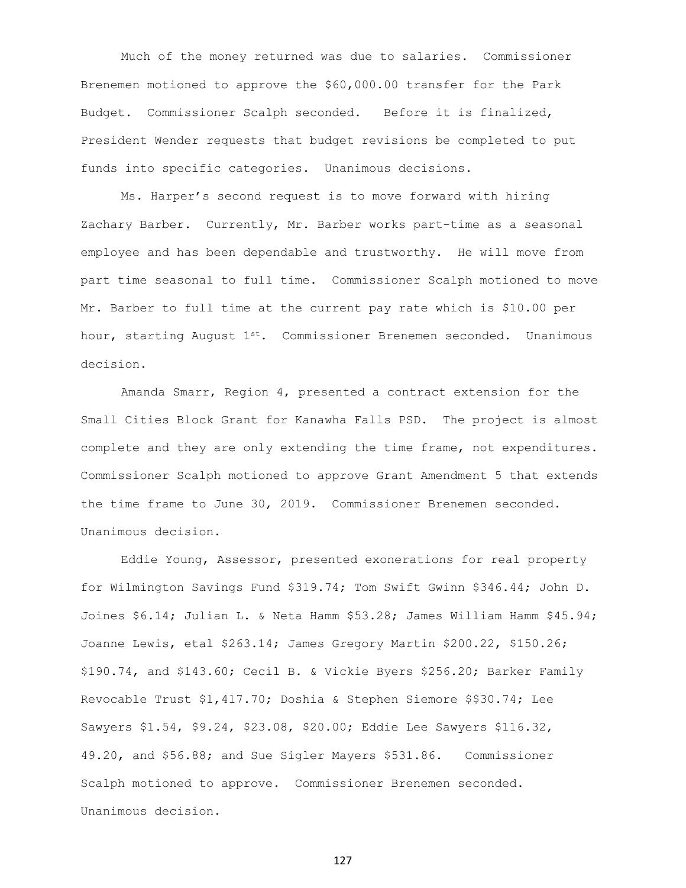Much of the money returned was due to salaries. Commissioner Brenemen motioned to approve the $60,000.00 transfer for the Park Budget. Commissioner Scalph seconded. Before it is finalized, President Wender requests that budget revisions be completed to put funds into specific categories. Unanimous decisions.

Ms. Harper's second request is to move forward with hiring Zachary Barber. Currently, Mr. Barber works part-time as a seasonal employee and has been dependable and trustworthy. He will move from part time seasonal to full time. Commissioner Scalph motioned to move Mr. Barber to full time at the current pay rate which is $10.00 per hour, starting August 1st. Commissioner Brenemen seconded. Unanimous decision.

Amanda Smarr, Region 4, presented a contract extension for the Small Cities Block Grant for Kanawha Falls PSD. The project is almost complete and they are only extending the time frame, not expenditures. Commissioner Scalph motioned to approve Grant Amendment 5 that extends the time frame to June 30, 2019. Commissioner Brenemen seconded. Unanimous decision.

Eddie Young, Assessor, presented exonerations for real property for Wilmington Savings Fund $319.74; Tom Swift Gwinn $346.44; John D. Joines $6.14; Julian L. & Neta Hamm $53.28; James William Hamm $45.94; Joanne Lewis, etal $263.14; James Gregory Martin $200.22, $150.26; $190.74, and $143.60; Cecil B. & Vickie Byers $256.20; Barker Family Revocable Trust $1,417.70; Doshia & Stephen Siemore $$30.74; Lee Sawyers $1.54, $9.24, $23.08, $20.00; Eddie Lee Sawyers $116.32, 49.20, and $56.88; and Sue Sigler Mayers $531.86. Commissioner Scalph motioned to approve. Commissioner Brenemen seconded. Unanimous decision.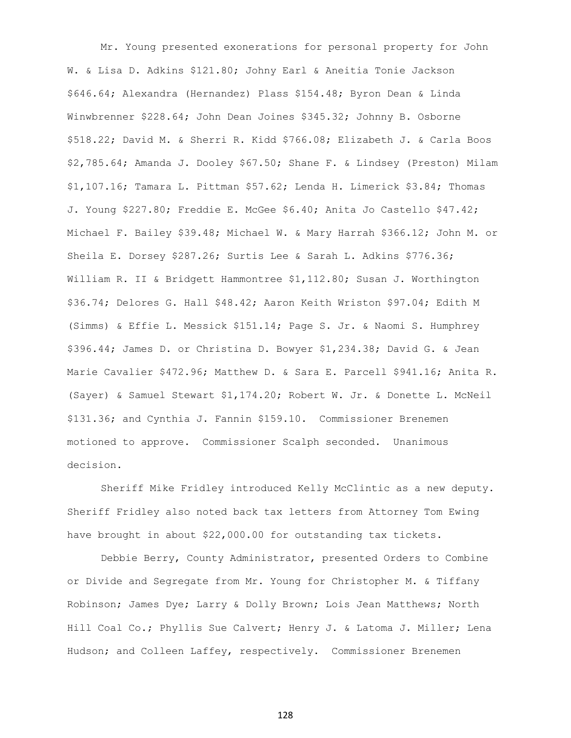Mr. Young presented exonerations for personal property for John W. & Lisa D. Adkins $121.80; Johny Earl & Aneitia Tonie Jackson $646.64; Alexandra (Hernandez) Plass $154.48; Byron Dean & Linda Winwbrenner $228.64; John Dean Joines $345.32; Johnny B. Osborne $518.22; David M. & Sherri R. Kidd $766.08; Elizabeth J. & Carla Boos $2,785.64; Amanda J. Dooley $67.50; Shane F. & Lindsey (Preston) Milam $1,107.16; Tamara L. Pittman $57.62; Lenda H. Limerick $3.84; Thomas J. Young $227.80; Freddie E. McGee $6.40; Anita Jo Castello $47.42; Michael F. Bailey $39.48; Michael W. & Mary Harrah $366.12; John M. or Sheila E. Dorsey $287.26; Surtis Lee & Sarah L. Adkins $776.36; William R. II & Bridgett Hammontree $1,112.80; Susan J. Worthington $36.74; Delores G. Hall $48.42; Aaron Keith Wriston $97.04; Edith M (Simms) & Effie L. Messick $151.14; Page S. Jr. & Naomi S. Humphrey $396.44; James D. or Christina D. Bowyer $1,234.38; David G. & Jean Marie Cavalier $472.96; Matthew D. & Sara E. Parcell $941.16; Anita R. (Sayer) & Samuel Stewart $1,174.20; Robert W. Jr. & Donette L. McNeil $131.36; and Cynthia J. Fannin $159.10. Commissioner Brenemen motioned to approve. Commissioner Scalph seconded. Unanimous decision.

Sheriff Mike Fridley introduced Kelly McClintic as a new deputy. Sheriff Fridley also noted back tax letters from Attorney Tom Ewing have brought in about $22,000.00 for outstanding tax tickets.

Debbie Berry, County Administrator, presented Orders to Combine or Divide and Segregate from Mr. Young for Christopher M. & Tiffany Robinson; James Dye; Larry & Dolly Brown; Lois Jean Matthews; North Hill Coal Co.; Phyllis Sue Calvert; Henry J. & Latoma J. Miller; Lena Hudson; and Colleen Laffey, respectively. Commissioner Brenemen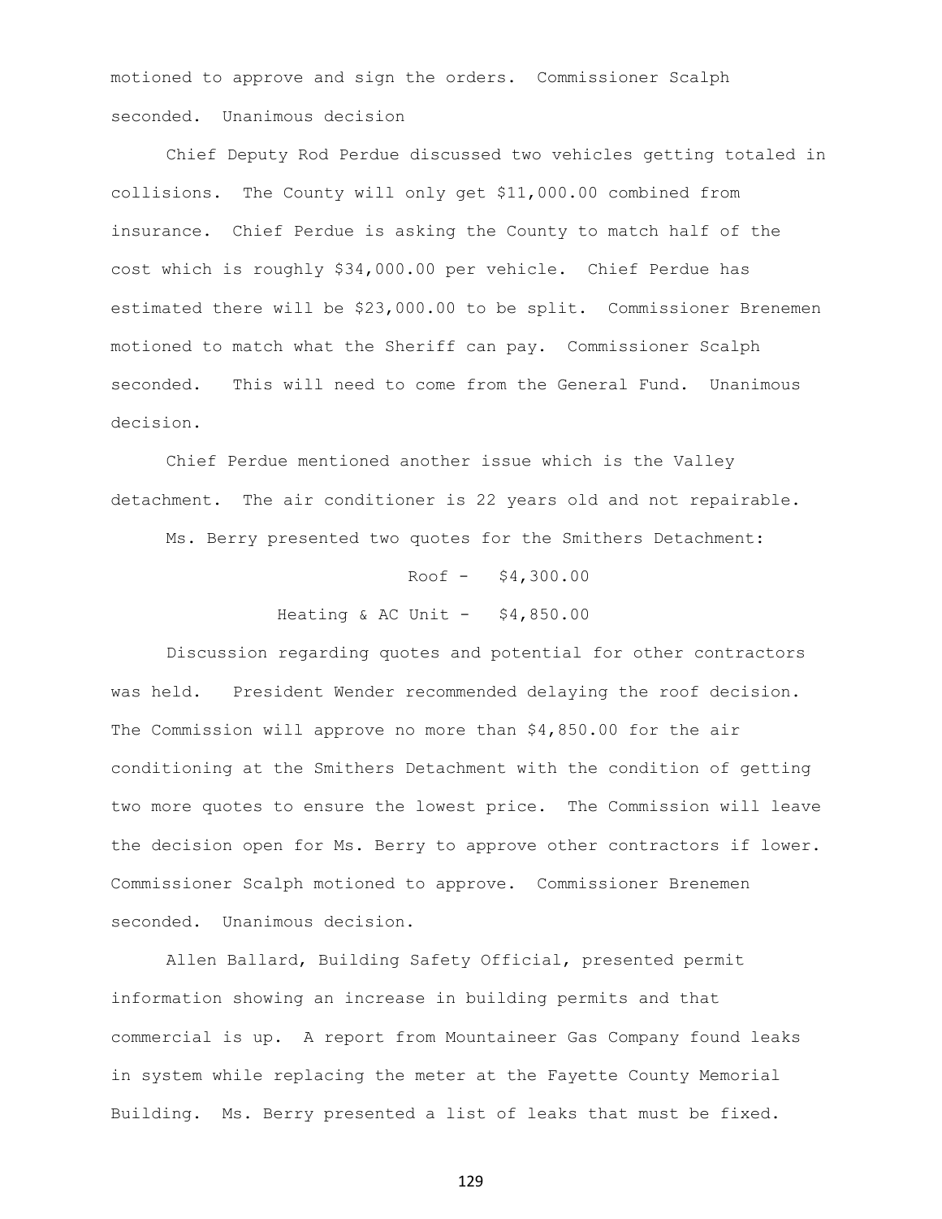motioned to approve and sign the orders. Commissioner Scalph seconded. Unanimous decision

Chief Deputy Rod Perdue discussed two vehicles getting totaled in collisions. The County will only get $11,000.00 combined from insurance. Chief Perdue is asking the County to match half of the cost which is roughly $34,000.00 per vehicle. Chief Perdue has estimated there will be $23,000.00 to be split. Commissioner Brenemen motioned to match what the Sheriff can pay. Commissioner Scalph seconded. This will need to come from the General Fund. Unanimous decision.

Chief Perdue mentioned another issue which is the Valley detachment. The air conditioner is 22 years old and not repairable.

Ms. Berry presented two quotes for the Smithers Detachment:

Roof - $4,300.00

Heating & AC Unit - $4,850.00

Discussion regarding quotes and potential for other contractors was held. President Wender recommended delaying the roof decision. The Commission will approve no more than $4,850.00 for the air conditioning at the Smithers Detachment with the condition of getting two more quotes to ensure the lowest price. The Commission will leave the decision open for Ms. Berry to approve other contractors if lower. Commissioner Scalph motioned to approve. Commissioner Brenemen seconded. Unanimous decision.

Allen Ballard, Building Safety Official, presented permit information showing an increase in building permits and that commercial is up. A report from Mountaineer Gas Company found leaks in system while replacing the meter at the Fayette County Memorial Building. Ms. Berry presented a list of leaks that must be fixed.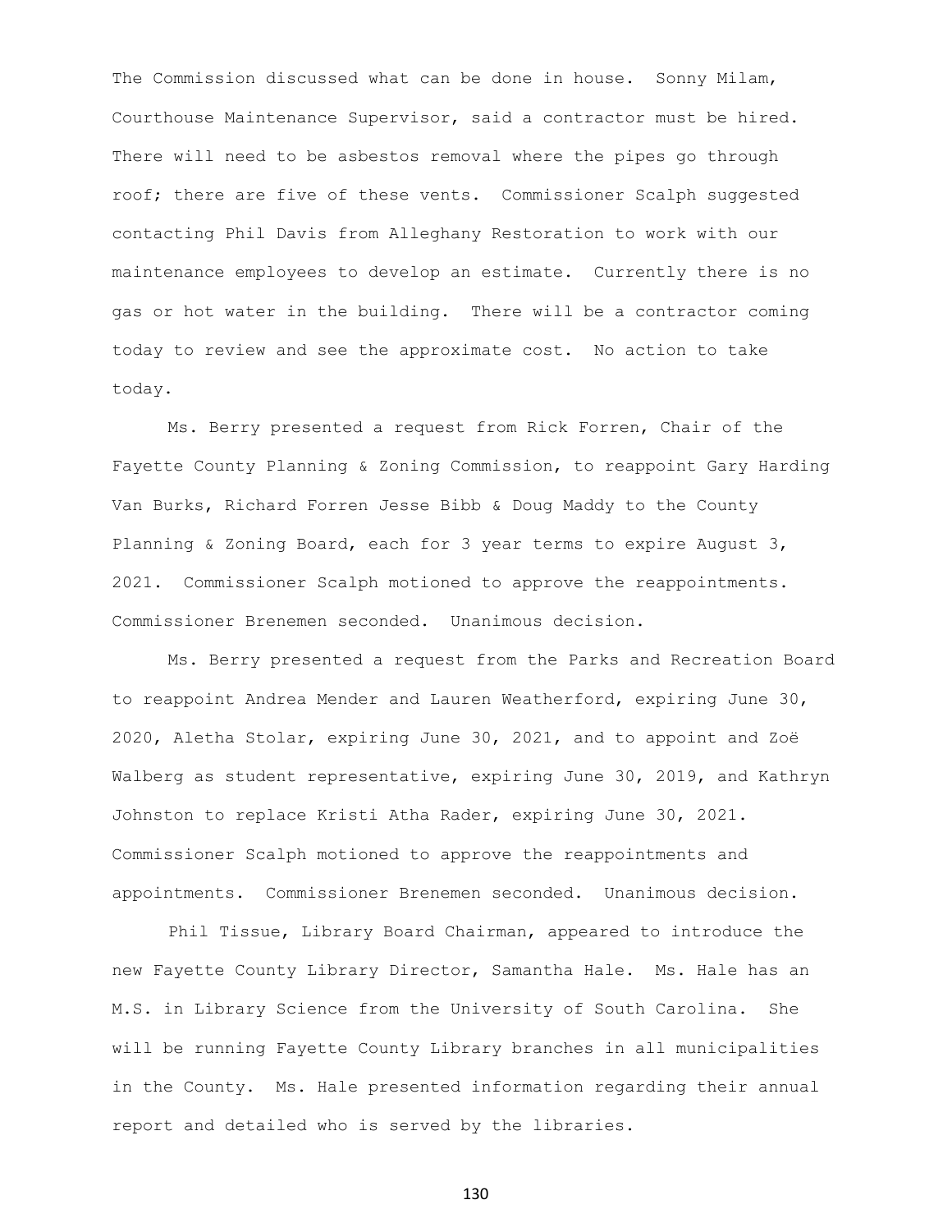The Commission discussed what can be done in house. Sonny Milam, Courthouse Maintenance Supervisor, said a contractor must be hired. There will need to be asbestos removal where the pipes go through roof; there are five of these vents. Commissioner Scalph suggested contacting Phil Davis from Alleghany Restoration to work with our maintenance employees to develop an estimate. Currently there is no gas or hot water in the building. There will be a contractor coming today to review and see the approximate cost. No action to take today.

Ms. Berry presented a request from Rick Forren, Chair of the Fayette County Planning & Zoning Commission, to reappoint Gary Harding Van Burks, Richard Forren Jesse Bibb & Doug Maddy to the County Planning & Zoning Board, each for 3 year terms to expire August 3, 2021. Commissioner Scalph motioned to approve the reappointments. Commissioner Brenemen seconded. Unanimous decision.

Ms. Berry presented a request from the Parks and Recreation Board to reappoint Andrea Mender and Lauren Weatherford, expiring June 30, 2020, Aletha Stolar, expiring June 30, 2021, and to appoint and Zoë Walberg as student representative, expiring June 30, 2019, and Kathryn Johnston to replace Kristi Atha Rader, expiring June 30, 2021. Commissioner Scalph motioned to approve the reappointments and appointments. Commissioner Brenemen seconded. Unanimous decision.

Phil Tissue, Library Board Chairman, appeared to introduce the new Fayette County Library Director, Samantha Hale. Ms. Hale has an M.S. in Library Science from the University of South Carolina. She will be running Fayette County Library branches in all municipalities in the County. Ms. Hale presented information regarding their annual report and detailed who is served by the libraries.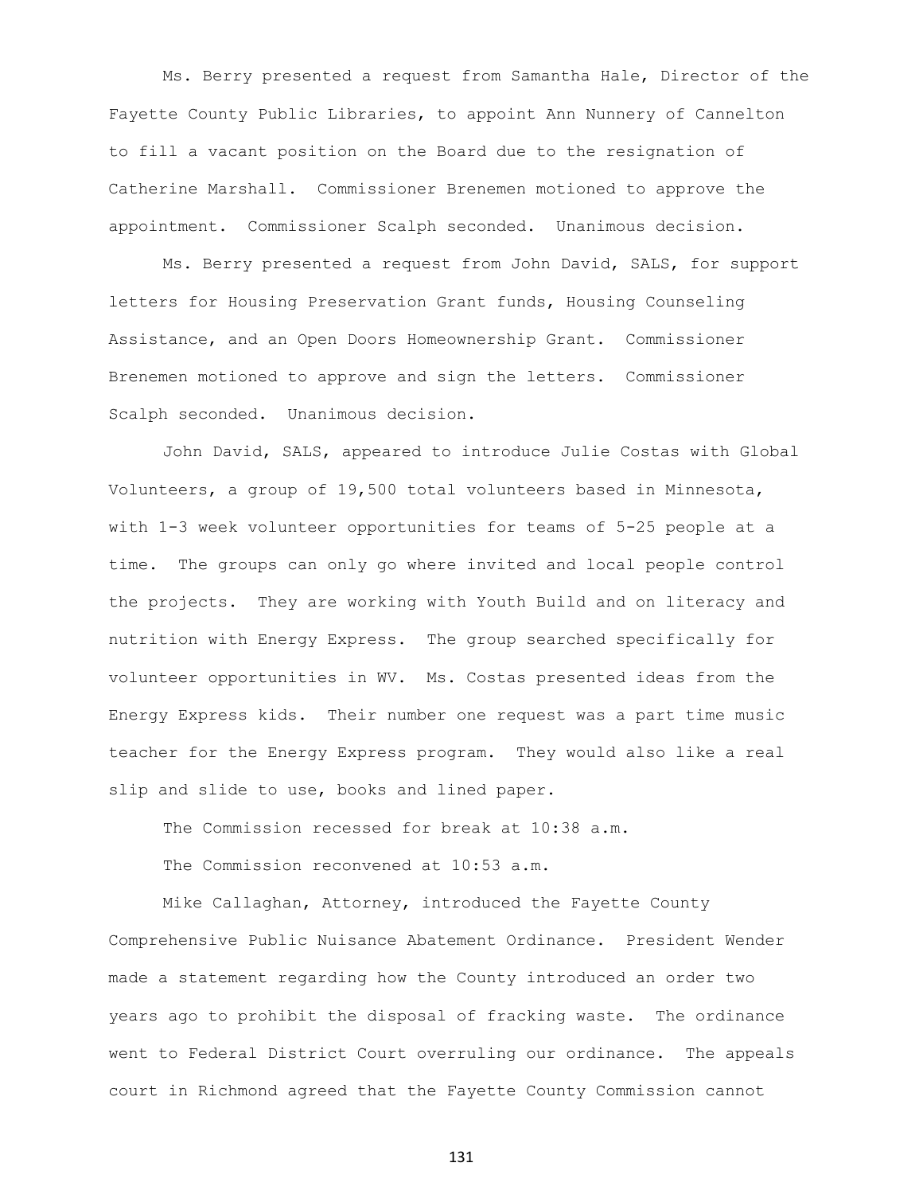Ms. Berry presented a request from Samantha Hale, Director of the Fayette County Public Libraries, to appoint Ann Nunnery of Cannelton to fill a vacant position on the Board due to the resignation of Catherine Marshall. Commissioner Brenemen motioned to approve the appointment. Commissioner Scalph seconded. Unanimous decision.

Ms. Berry presented a request from John David, SALS, for support letters for Housing Preservation Grant funds, Housing Counseling Assistance, and an Open Doors Homeownership Grant. Commissioner Brenemen motioned to approve and sign the letters. Commissioner Scalph seconded. Unanimous decision.

John David, SALS, appeared to introduce Julie Costas with Global Volunteers, a group of 19,500 total volunteers based in Minnesota, with 1-3 week volunteer opportunities for teams of 5-25 people at a time. The groups can only go where invited and local people control the projects. They are working with Youth Build and on literacy and nutrition with Energy Express. The group searched specifically for volunteer opportunities in WV. Ms. Costas presented ideas from the Energy Express kids. Their number one request was a part time music teacher for the Energy Express program. They would also like a real slip and slide to use, books and lined paper.

The Commission recessed for break at 10:38 a.m.

The Commission reconvened at 10:53 a.m.

Mike Callaghan, Attorney, introduced the Fayette County Comprehensive Public Nuisance Abatement Ordinance. President Wender made a statement regarding how the County introduced an order two years ago to prohibit the disposal of fracking waste. The ordinance went to Federal District Court overruling our ordinance. The appeals court in Richmond agreed that the Fayette County Commission cannot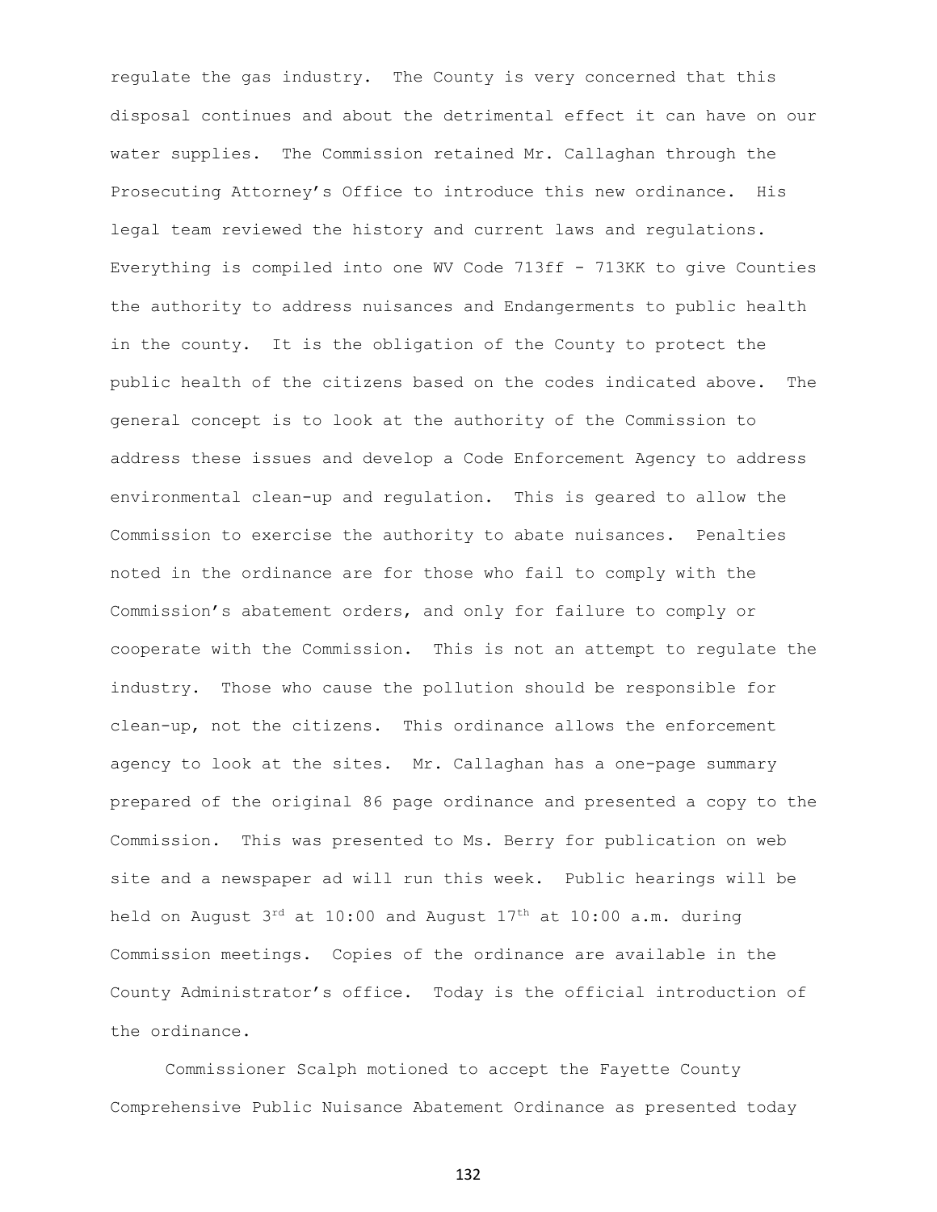regulate the gas industry. The County is very concerned that this disposal continues and about the detrimental effect it can have on our water supplies. The Commission retained Mr. Callaghan through the Prosecuting Attorney's Office to introduce this new ordinance. His legal team reviewed the history and current laws and regulations. Everything is compiled into one WV Code 713ff - 713KK to give Counties the authority to address nuisances and Endangerments to public health in the county. It is the obligation of the County to protect the public health of the citizens based on the codes indicated above. The general concept is to look at the authority of the Commission to address these issues and develop a Code Enforcement Agency to address environmental clean-up and regulation. This is geared to allow the Commission to exercise the authority to abate nuisances. Penalties noted in the ordinance are for those who fail to comply with the Commission's abatement orders, and only for failure to comply or cooperate with the Commission. This is not an attempt to regulate the industry. Those who cause the pollution should be responsible for clean-up, not the citizens. This ordinance allows the enforcement agency to look at the sites. Mr. Callaghan has a one-page summary prepared of the original 86 page ordinance and presented a copy to the Commission. This was presented to Ms. Berry for publication on web site and a newspaper ad will run this week. Public hearings will be held on August 3rd at 10:00 and August 17th at 10:00 a.m. during Commission meetings. Copies of the ordinance are available in the County Administrator's office. Today is the official introduction of the ordinance.

Commissioner Scalph motioned to accept the Fayette County Comprehensive Public Nuisance Abatement Ordinance as presented today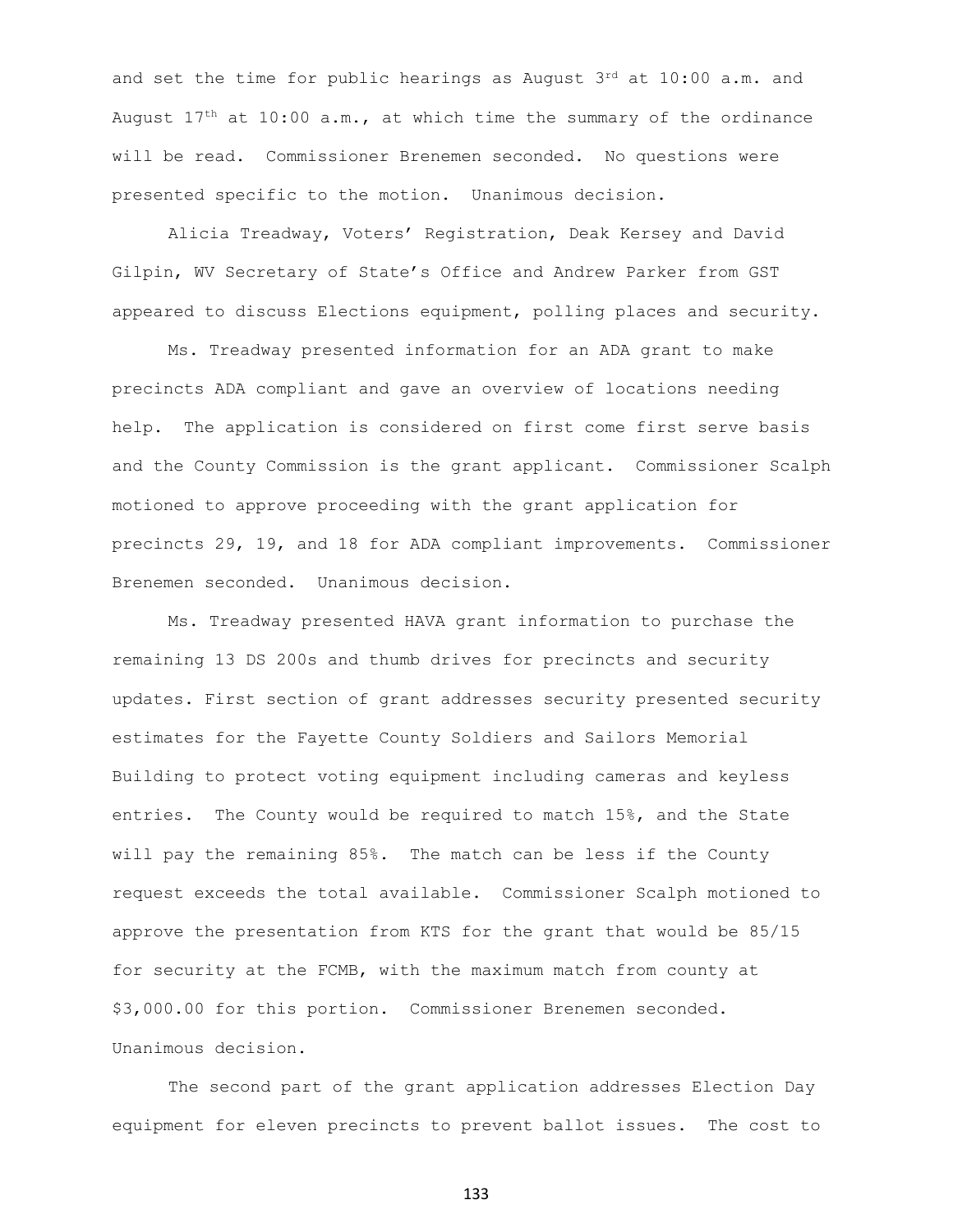and set the time for public hearings as August 3rd at 10:00 a.m. and August 17th at 10:00 a.m., at which time the summary of the ordinance will be read. Commissioner Brenemen seconded. No questions were presented specific to the motion. Unanimous decision.

Alicia Treadway, Voters' Registration, Deak Kersey and David Gilpin, WV Secretary of State's Office and Andrew Parker from GST appeared to discuss Elections equipment, polling places and security.

Ms. Treadway presented information for an ADA grant to make precincts ADA compliant and gave an overview of locations needing help. The application is considered on first come first serve basis and the County Commission is the grant applicant. Commissioner Scalph motioned to approve proceeding with the grant application for precincts 29, 19, and 18 for ADA compliant improvements. Commissioner Brenemen seconded. Unanimous decision.

Ms. Treadway presented HAVA grant information to purchase the remaining 13 DS 200s and thumb drives for precincts and security updates. First section of grant addresses security presented security estimates for the Fayette County Soldiers and Sailors Memorial Building to protect voting equipment including cameras and keyless entries. The County would be required to match 15%, and the State will pay the remaining 85%. The match can be less if the County request exceeds the total available. Commissioner Scalph motioned to approve the presentation from KTS for the grant that would be 85/15 for security at the FCMB, with the maximum match from county at $3,000.00 for this portion. Commissioner Brenemen seconded. Unanimous decision.

The second part of the grant application addresses Election Day equipment for eleven precincts to prevent ballot issues. The cost to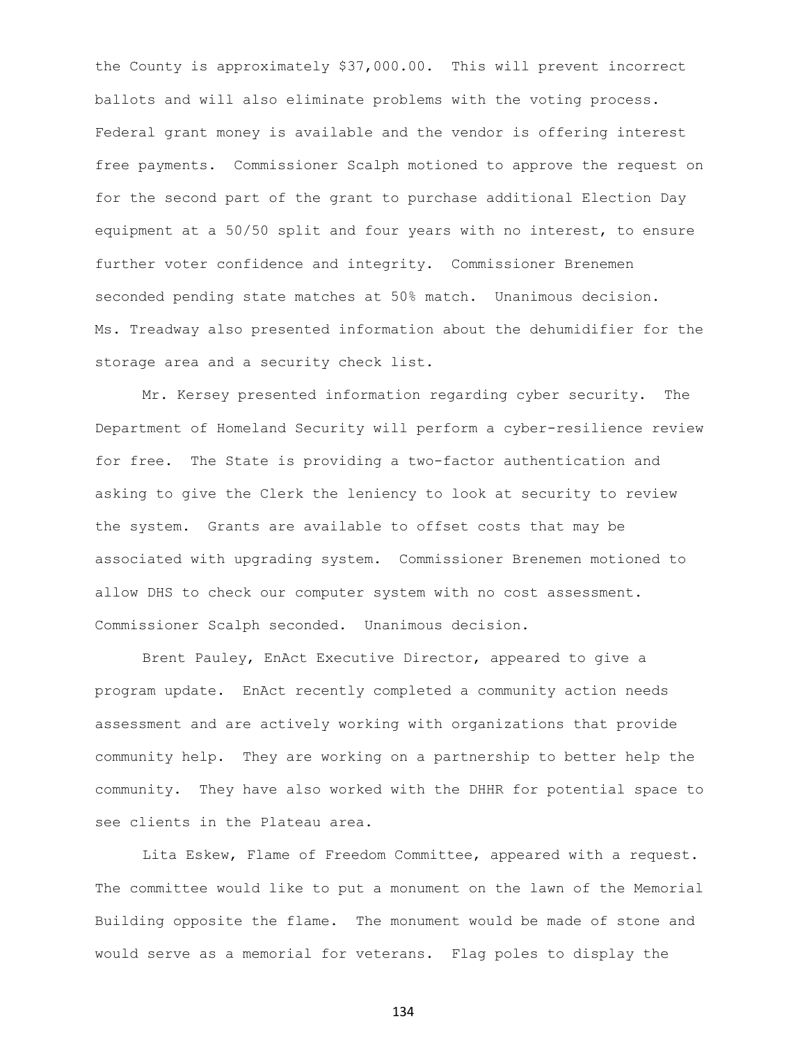the County is approximately $37,000.00. This will prevent incorrect ballots and will also eliminate problems with the voting process. Federal grant money is available and the vendor is offering interest free payments. Commissioner Scalph motioned to approve the request on for the second part of the grant to purchase additional Election Day equipment at a 50/50 split and four years with no interest, to ensure further voter confidence and integrity. Commissioner Brenemen seconded pending state matches at 50% match. Unanimous decision. Ms. Treadway also presented information about the dehumidifier for the storage area and a security check list.

Mr. Kersey presented information regarding cyber security. The Department of Homeland Security will perform a cyber-resilience review for free. The State is providing a two-factor authentication and asking to give the Clerk the leniency to look at security to review the system. Grants are available to offset costs that may be associated with upgrading system. Commissioner Brenemen motioned to allow DHS to check our computer system with no cost assessment. Commissioner Scalph seconded. Unanimous decision.

Brent Pauley, EnAct Executive Director, appeared to give a program update. EnAct recently completed a community action needs assessment and are actively working with organizations that provide community help. They are working on a partnership to better help the community. They have also worked with the DHHR for potential space to see clients in the Plateau area.

Lita Eskew, Flame of Freedom Committee, appeared with a request. The committee would like to put a monument on the lawn of the Memorial Building opposite the flame. The monument would be made of stone and would serve as a memorial for veterans. Flag poles to display the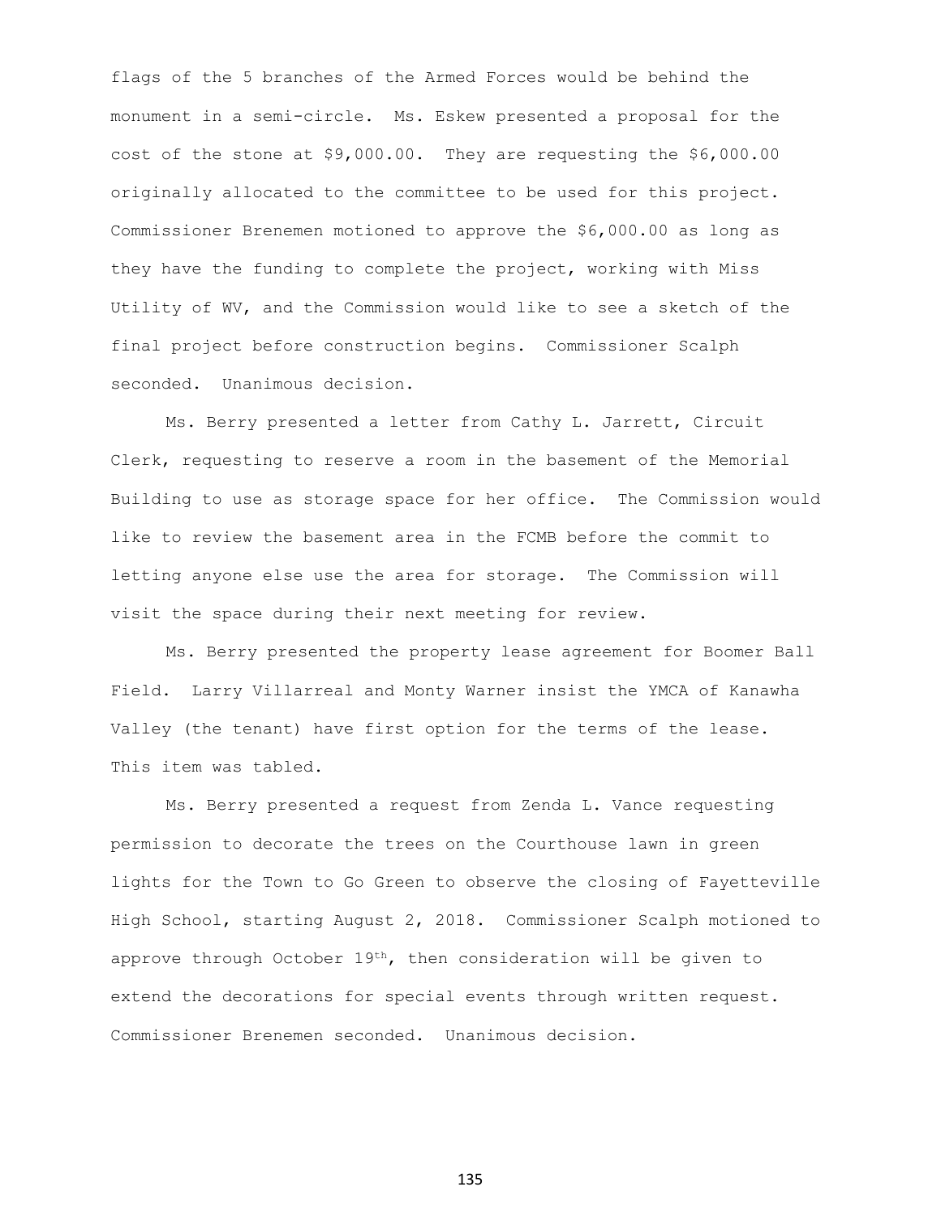flags of the 5 branches of the Armed Forces would be behind the monument in a semi-circle. Ms. Eskew presented a proposal for the cost of the stone at $9,000.00. They are requesting the $6,000.00 originally allocated to the committee to be used for this project. Commissioner Brenemen motioned to approve the $6,000.00 as long as they have the funding to complete the project, working with Miss Utility of WV, and the Commission would like to see a sketch of the final project before construction begins. Commissioner Scalph seconded. Unanimous decision.

Ms. Berry presented a letter from Cathy L. Jarrett, Circuit Clerk, requesting to reserve a room in the basement of the Memorial Building to use as storage space for her office. The Commission would like to review the basement area in the FCMB before the commit to letting anyone else use the area for storage. The Commission will visit the space during their next meeting for review.

Ms. Berry presented the property lease agreement for Boomer Ball Field. Larry Villarreal and Monty Warner insist the YMCA of Kanawha Valley (the tenant) have first option for the terms of the lease. This item was tabled.

Ms. Berry presented a request from Zenda L. Vance requesting permission to decorate the trees on the Courthouse lawn in green lights for the Town to Go Green to observe the closing of Fayetteville High School, starting August 2, 2018. Commissioner Scalph motioned to approve through October 19th, then consideration will be given to extend the decorations for special events through written request. Commissioner Brenemen seconded. Unanimous decision.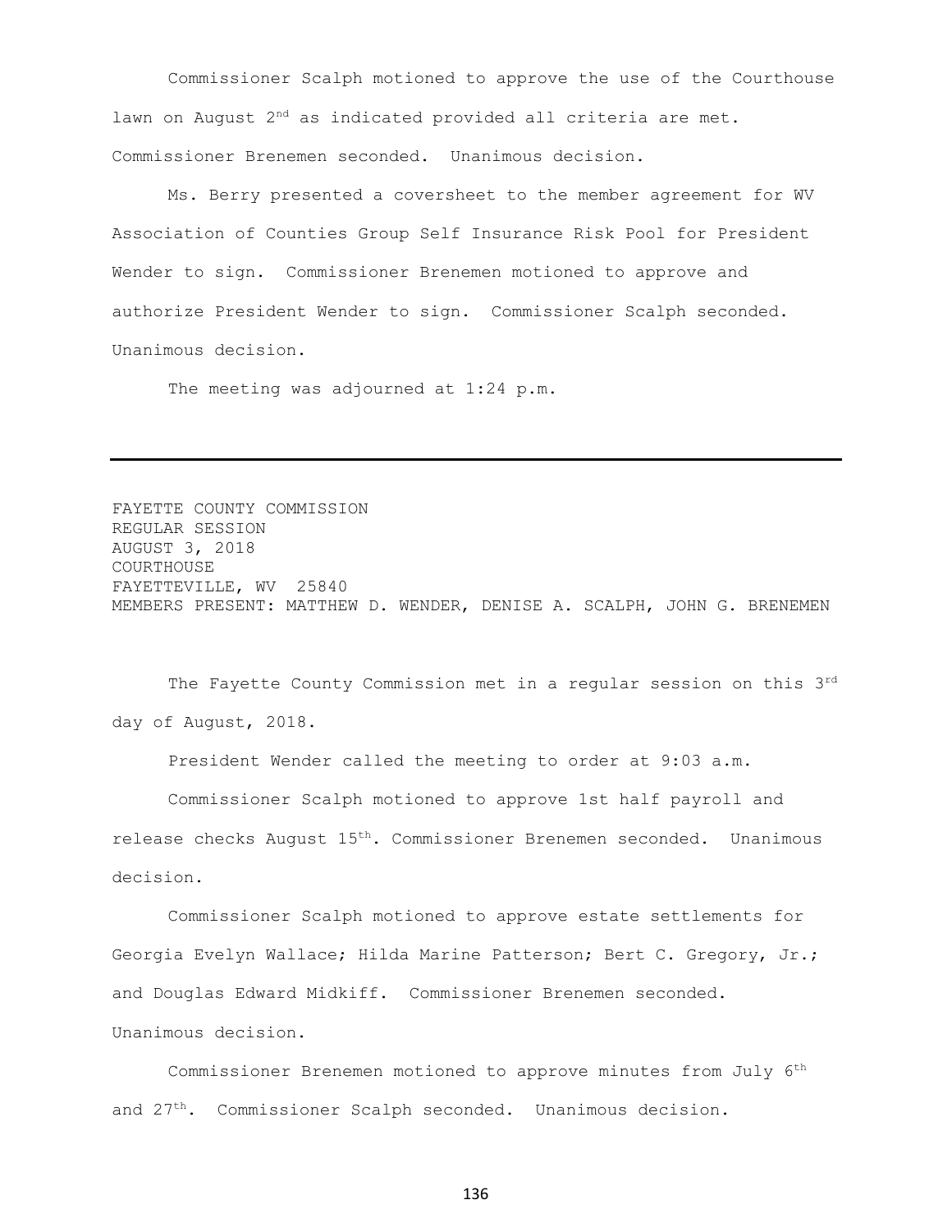Commissioner Scalph motioned to approve the use of the Courthouse lawn on August 2nd as indicated provided all criteria are met. Commissioner Brenemen seconded. Unanimous decision.

Ms. Berry presented a coversheet to the member agreement for WV Association of Counties Group Self Insurance Risk Pool for President Wender to sign. Commissioner Brenemen motioned to approve and authorize President Wender to sign. Commissioner Scalph seconded. Unanimous decision.

The meeting was adjourned at 1:24 p.m.

---

FAYETTE COUNTY COMMISSION
REGULAR SESSION
AUGUST 3, 2018
COURTHOUSE
FAYETTEVILLE, WV 25840
MEMBERS PRESENT: MATTHEW D. WENDER, DENISE A. SCALPH, JOHN G. BRENEMEN

The Fayette County Commission met in a regular session on this 3rd day of August, 2018.

President Wender called the meeting to order at 9:03 a.m.

Commissioner Scalph motioned to approve 1st half payroll and release checks August 15th. Commissioner Brenemen seconded. Unanimous decision.

Commissioner Scalph motioned to approve estate settlements for Georgia Evelyn Wallace; Hilda Marine Patterson; Bert C. Gregory, Jr.; and Douglas Edward Midkiff. Commissioner Brenemen seconded. Unanimous decision.

Commissioner Brenemen motioned to approve minutes from July 6th and 27th. Commissioner Scalph seconded. Unanimous decision.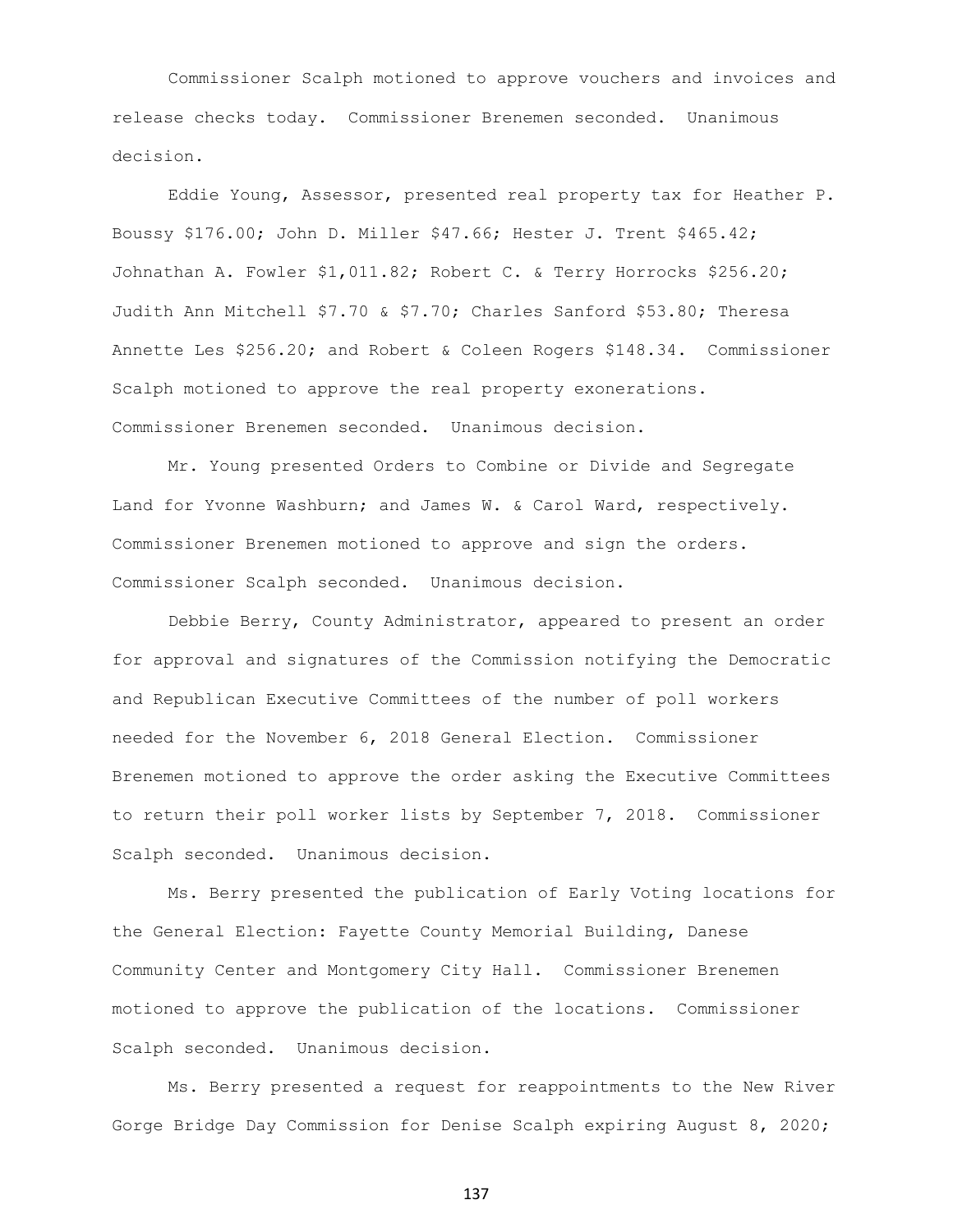Commissioner Scalph motioned to approve vouchers and invoices and release checks today. Commissioner Brenemen seconded. Unanimous decision.

Eddie Young, Assessor, presented real property tax for Heather P. Boussy $176.00; John D. Miller $47.66; Hester J. Trent $465.42; Johnathan A. Fowler $1,011.82; Robert C. & Terry Horrocks $256.20; Judith Ann Mitchell $7.70 & $7.70; Charles Sanford $53.80; Theresa Annette Les $256.20; and Robert & Coleen Rogers $148.34. Commissioner Scalph motioned to approve the real property exonerations. Commissioner Brenemen seconded. Unanimous decision.

Mr. Young presented Orders to Combine or Divide and Segregate Land for Yvonne Washburn; and James W. & Carol Ward, respectively. Commissioner Brenemen motioned to approve and sign the orders. Commissioner Scalph seconded. Unanimous decision.

Debbie Berry, County Administrator, appeared to present an order for approval and signatures of the Commission notifying the Democratic and Republican Executive Committees of the number of poll workers needed for the November 6, 2018 General Election. Commissioner Brenemen motioned to approve the order asking the Executive Committees to return their poll worker lists by September 7, 2018. Commissioner Scalph seconded. Unanimous decision.

Ms. Berry presented the publication of Early Voting locations for the General Election: Fayette County Memorial Building, Danese Community Center and Montgomery City Hall. Commissioner Brenemen motioned to approve the publication of the locations. Commissioner Scalph seconded. Unanimous decision.

Ms. Berry presented a request for reappointments to the New River Gorge Bridge Day Commission for Denise Scalph expiring August 8, 2020;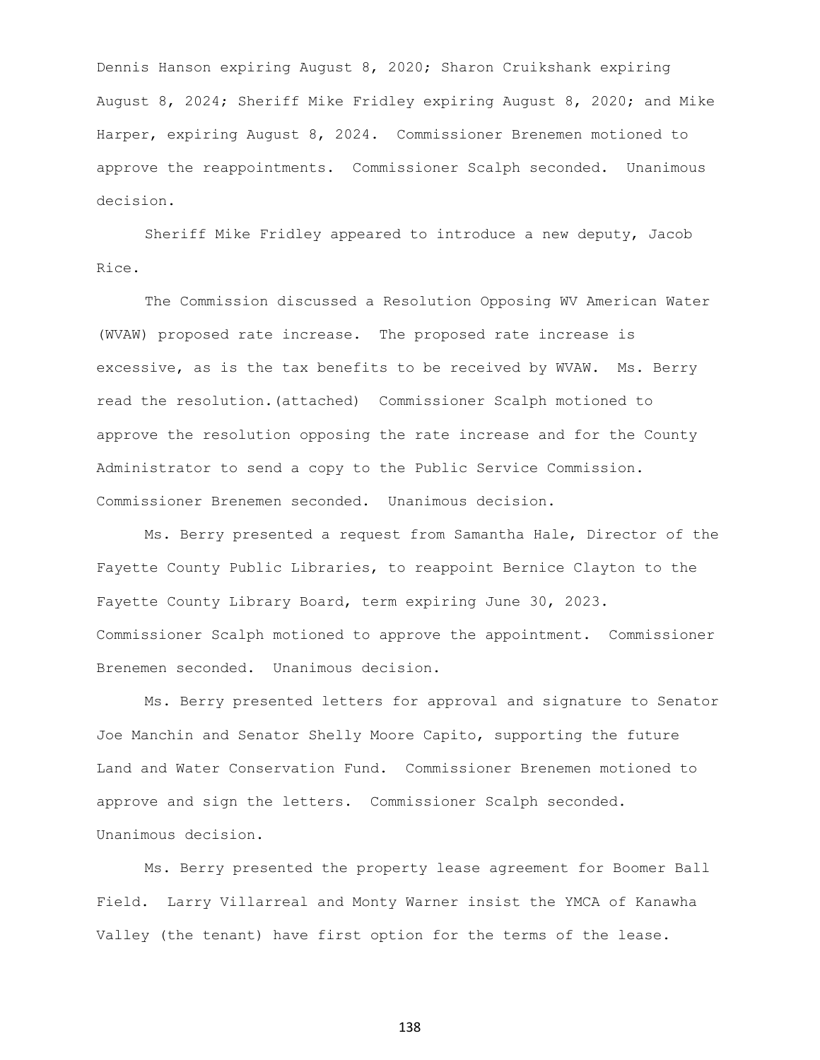Dennis Hanson expiring August 8, 2020; Sharon Cruikshank expiring August 8, 2024; Sheriff Mike Fridley expiring August 8, 2020; and Mike Harper, expiring August 8, 2024. Commissioner Brenemen motioned to approve the reappointments. Commissioner Scalph seconded. Unanimous decision.

Sheriff Mike Fridley appeared to introduce a new deputy, Jacob Rice.

The Commission discussed a Resolution Opposing WV American Water (WVAW) proposed rate increase. The proposed rate increase is excessive, as is the tax benefits to be received by WVAW. Ms. Berry read the resolution.(attached) Commissioner Scalph motioned to approve the resolution opposing the rate increase and for the County Administrator to send a copy to the Public Service Commission. Commissioner Brenemen seconded. Unanimous decision.

Ms. Berry presented a request from Samantha Hale, Director of the Fayette County Public Libraries, to reappoint Bernice Clayton to the Fayette County Library Board, term expiring June 30, 2023. Commissioner Scalph motioned to approve the appointment. Commissioner Brenemen seconded. Unanimous decision.

Ms. Berry presented letters for approval and signature to Senator Joe Manchin and Senator Shelly Moore Capito, supporting the future Land and Water Conservation Fund. Commissioner Brenemen motioned to approve and sign the letters. Commissioner Scalph seconded. Unanimous decision.

Ms. Berry presented the property lease agreement for Boomer Ball Field. Larry Villarreal and Monty Warner insist the YMCA of Kanawha Valley (the tenant) have first option for the terms of the lease.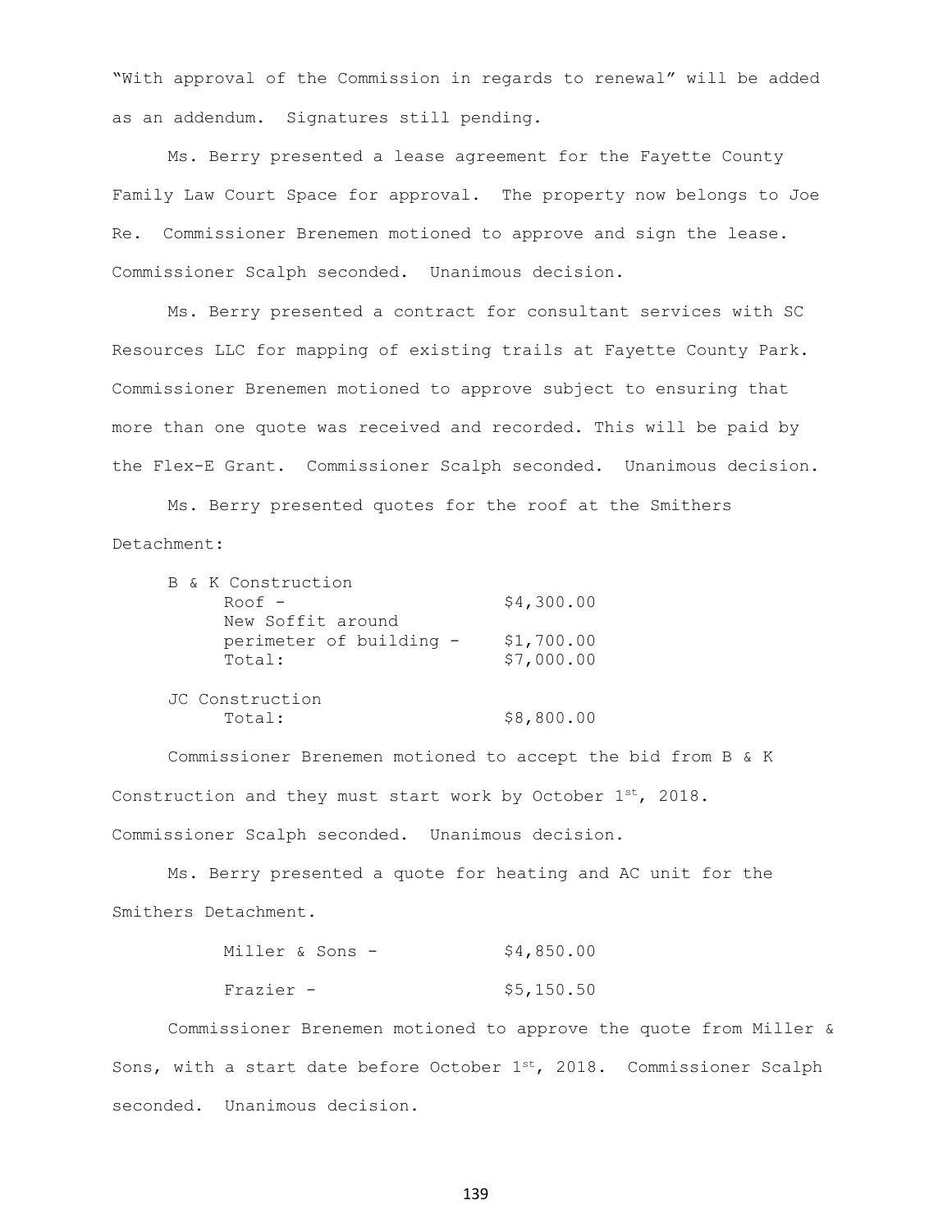"With approval of the Commission in regards to renewal" will be added as an addendum. Signatures still pending.

Ms. Berry presented a lease agreement for the Fayette County Family Law Court Space for approval. The property now belongs to Joe Re. Commissioner Brenemen motioned to approve and sign the lease. Commissioner Scalph seconded. Unanimous decision.

Ms. Berry presented a contract for consultant services with SC Resources LLC for mapping of existing trails at Fayette County Park. Commissioner Brenemen motioned to approve subject to ensuring that more than one quote was received and recorded. This will be paid by the Flex-E Grant. Commissioner Scalph seconded. Unanimous decision.

Ms. Berry presented quotes for the roof at the Smithers Detachment:

| | |
|---|---|
| B & K Construction | |
| Roof - | $4,300.00 |
| New Soffit around perimeter of building - | $1,700.00 |
| Total: | $7,000.00 |
| JC Construction | |
| Total: | $8,800.00 |

Commissioner Brenemen motioned to accept the bid from B & K Construction and they must start work by October 1st, 2018. Commissioner Scalph seconded. Unanimous decision.

Ms. Berry presented a quote for heating and AC unit for the Smithers Detachment.

| | |
|---|---|
| Miller & Sons - | $4,850.00 |
| Frazier - | $5,150.50 |

Commissioner Brenemen motioned to approve the quote from Miller & Sons, with a start date before October 1st, 2018. Commissioner Scalph seconded. Unanimous decision.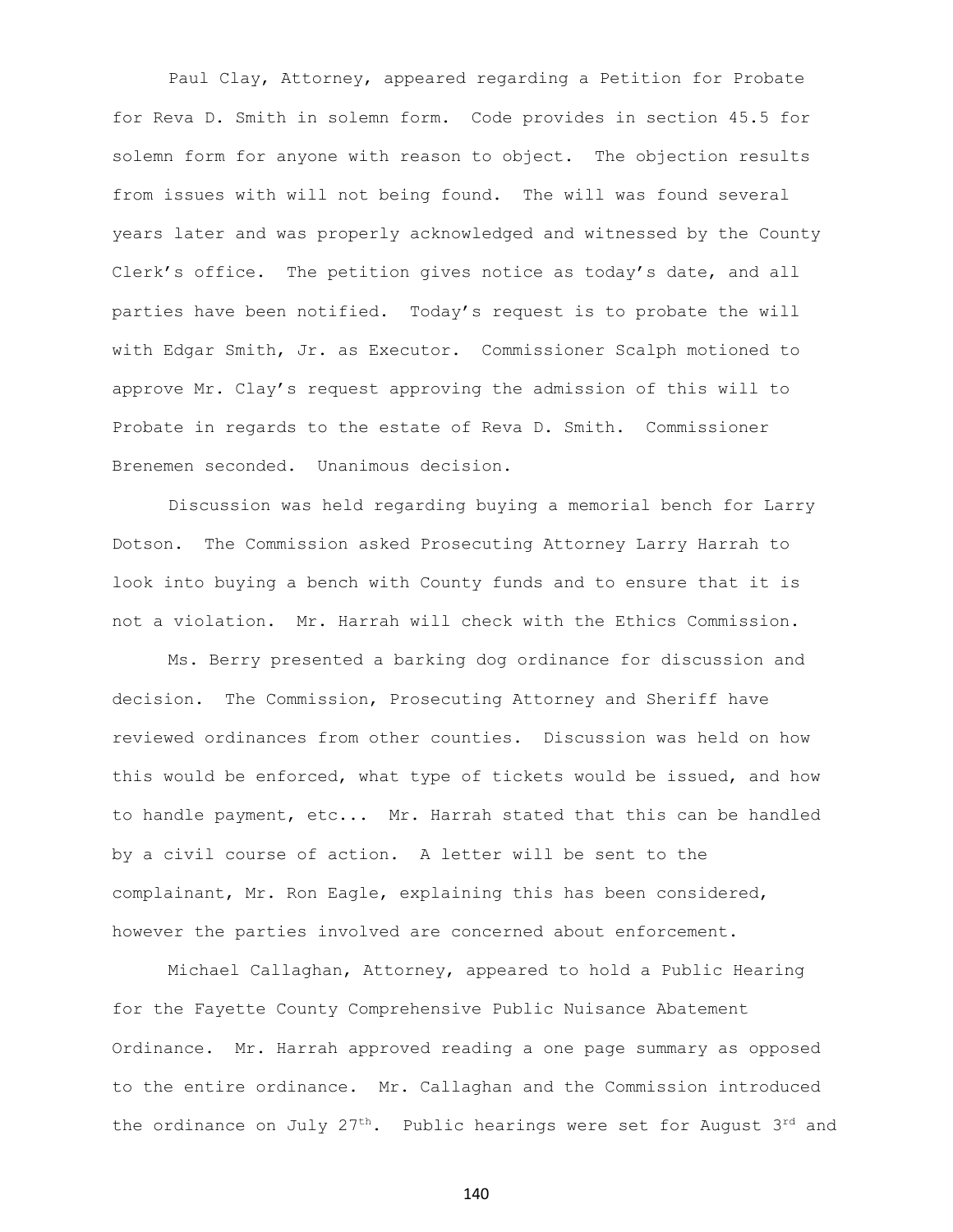Paul Clay, Attorney, appeared regarding a Petition for Probate for Reva D. Smith in solemn form. Code provides in section 45.5 for solemn form for anyone with reason to object. The objection results from issues with will not being found. The will was found several years later and was properly acknowledged and witnessed by the County Clerk's office. The petition gives notice as today's date, and all parties have been notified. Today's request is to probate the will with Edgar Smith, Jr. as Executor. Commissioner Scalph motioned to approve Mr. Clay's request approving the admission of this will to Probate in regards to the estate of Reva D. Smith. Commissioner Brenemen seconded. Unanimous decision.

Discussion was held regarding buying a memorial bench for Larry Dotson. The Commission asked Prosecuting Attorney Larry Harrah to look into buying a bench with County funds and to ensure that it is not a violation. Mr. Harrah will check with the Ethics Commission.

Ms. Berry presented a barking dog ordinance for discussion and decision. The Commission, Prosecuting Attorney and Sheriff have reviewed ordinances from other counties. Discussion was held on how this would be enforced, what type of tickets would be issued, and how to handle payment, etc... Mr. Harrah stated that this can be handled by a civil course of action. A letter will be sent to the complainant, Mr. Ron Eagle, explaining this has been considered, however the parties involved are concerned about enforcement.

Michael Callaghan, Attorney, appeared to hold a Public Hearing for the Fayette County Comprehensive Public Nuisance Abatement Ordinance. Mr. Harrah approved reading a one page summary as opposed to the entire ordinance. Mr. Callaghan and the Commission introduced the ordinance on July 27th. Public hearings were set for August 3rd and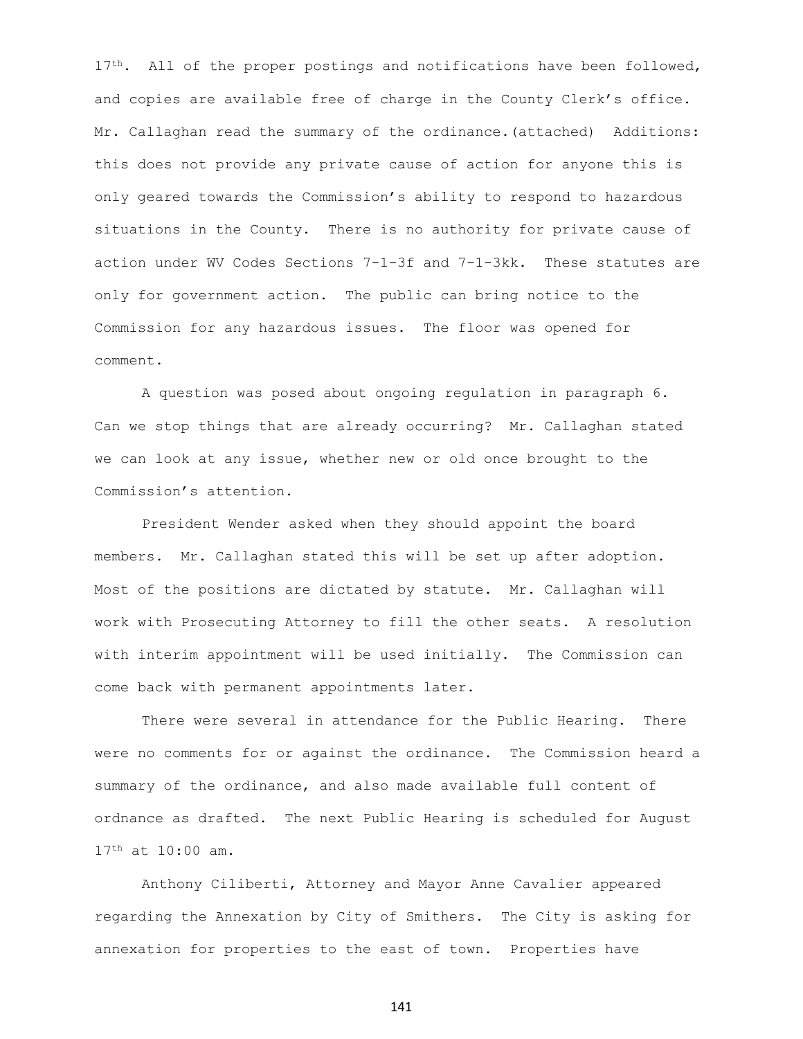17th. All of the proper postings and notifications have been followed, and copies are available free of charge in the County Clerk's office. Mr. Callaghan read the summary of the ordinance.(attached) Additions: this does not provide any private cause of action for anyone this is only geared towards the Commission's ability to respond to hazardous situations in the County. There is no authority for private cause of action under WV Codes Sections 7-1-3f and 7-1-3kk. These statutes are only for government action. The public can bring notice to the Commission for any hazardous issues. The floor was opened for comment.

A question was posed about ongoing regulation in paragraph 6. Can we stop things that are already occurring? Mr. Callaghan stated we can look at any issue, whether new or old once brought to the Commission's attention.

President Wender asked when they should appoint the board members. Mr. Callaghan stated this will be set up after adoption. Most of the positions are dictated by statute. Mr. Callaghan will work with Prosecuting Attorney to fill the other seats. A resolution with interim appointment will be used initially. The Commission can come back with permanent appointments later.

There were several in attendance for the Public Hearing. There were no comments for or against the ordinance. The Commission heard a summary of the ordinance, and also made available full content of ordnance as drafted. The next Public Hearing is scheduled for August 17th at 10:00 am.

Anthony Ciliberti, Attorney and Mayor Anne Cavalier appeared regarding the Annexation by City of Smithers. The City is asking for annexation for properties to the east of town. Properties have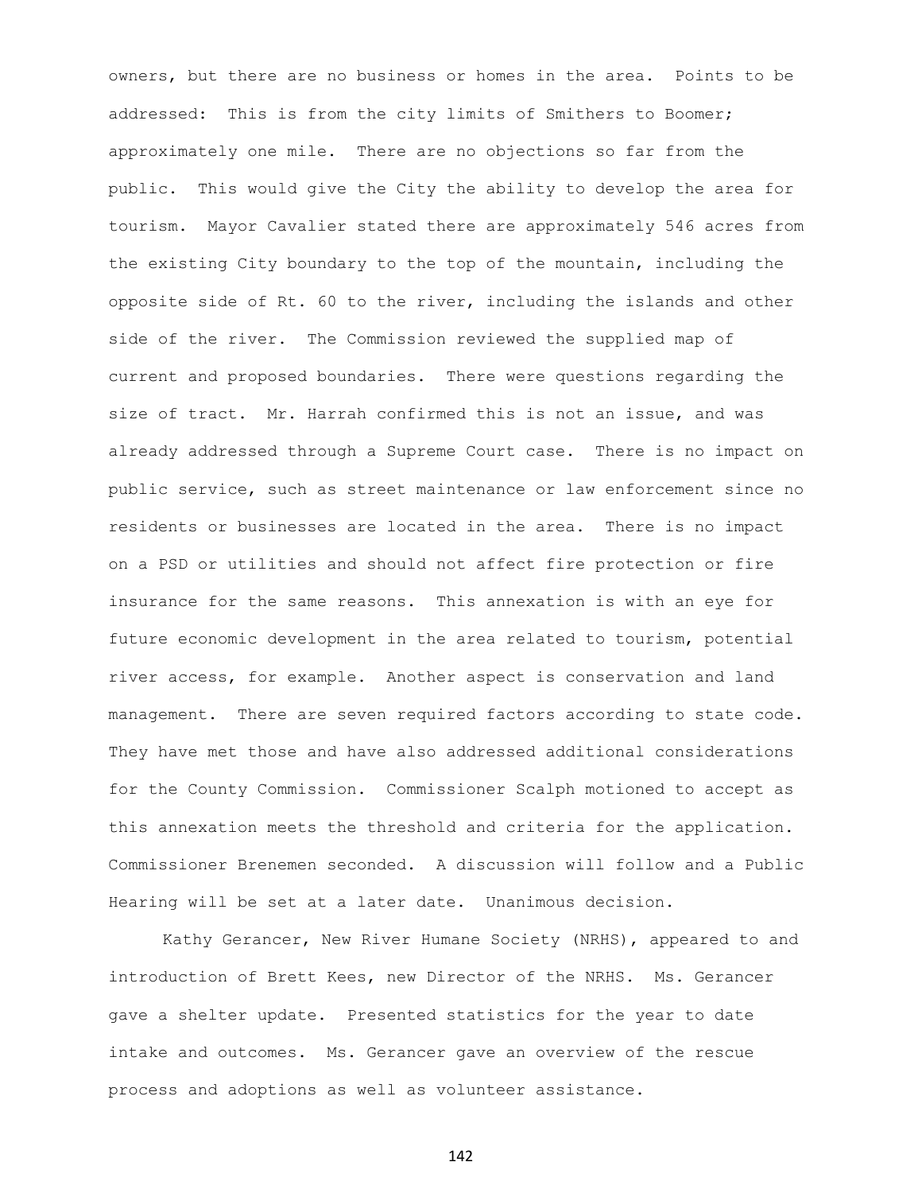owners, but there are no business or homes in the area. Points to be addressed: This is from the city limits of Smithers to Boomer; approximately one mile. There are no objections so far from the public. This would give the City the ability to develop the area for tourism. Mayor Cavalier stated there are approximately 546 acres from the existing City boundary to the top of the mountain, including the opposite side of Rt. 60 to the river, including the islands and other side of the river. The Commission reviewed the supplied map of current and proposed boundaries. There were questions regarding the size of tract. Mr. Harrah confirmed this is not an issue, and was already addressed through a Supreme Court case. There is no impact on public service, such as street maintenance or law enforcement since no residents or businesses are located in the area. There is no impact on a PSD or utilities and should not affect fire protection or fire insurance for the same reasons. This annexation is with an eye for future economic development in the area related to tourism, potential river access, for example. Another aspect is conservation and land management. There are seven required factors according to state code. They have met those and have also addressed additional considerations for the County Commission. Commissioner Scalph motioned to accept as this annexation meets the threshold and criteria for the application. Commissioner Brenemen seconded. A discussion will follow and a Public Hearing will be set at a later date. Unanimous decision.

Kathy Gerancer, New River Humane Society (NRHS), appeared to and introduction of Brett Kees, new Director of the NRHS. Ms. Gerancer gave a shelter update. Presented statistics for the year to date intake and outcomes. Ms. Gerancer gave an overview of the rescue process and adoptions as well as volunteer assistance.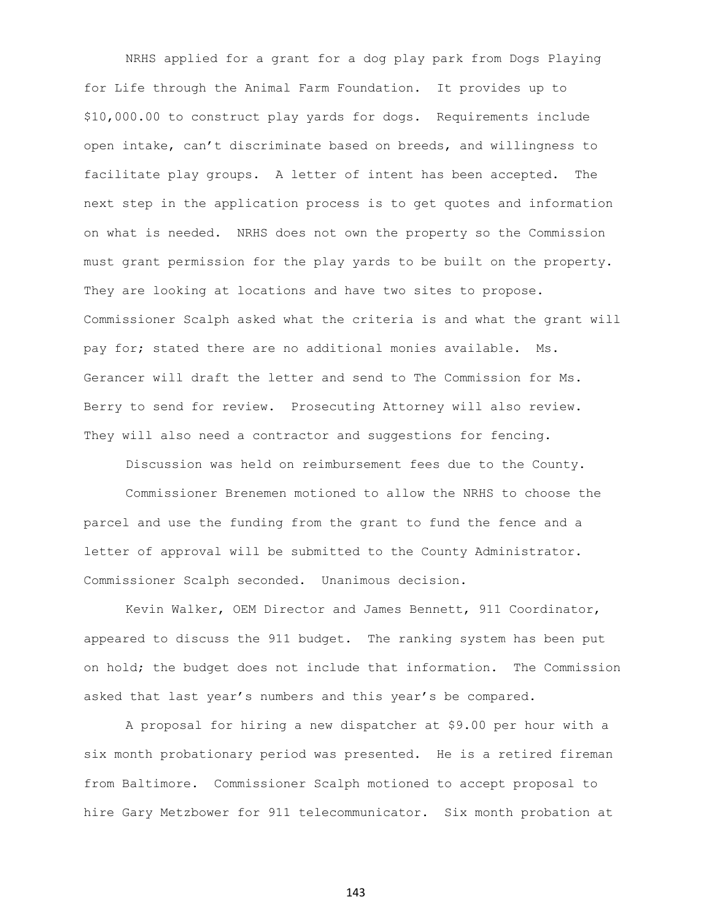NRHS applied for a grant for a dog play park from Dogs Playing for Life through the Animal Farm Foundation. It provides up to $10,000.00 to construct play yards for dogs. Requirements include open intake, can't discriminate based on breeds, and willingness to facilitate play groups. A letter of intent has been accepted. The next step in the application process is to get quotes and information on what is needed. NRHS does not own the property so the Commission must grant permission for the play yards to be built on the property. They are looking at locations and have two sites to propose. Commissioner Scalph asked what the criteria is and what the grant will pay for; stated there are no additional monies available. Ms. Gerancer will draft the letter and send to The Commission for Ms. Berry to send for review. Prosecuting Attorney will also review. They will also need a contractor and suggestions for fencing.

Discussion was held on reimbursement fees due to the County.

Commissioner Brenemen motioned to allow the NRHS to choose the parcel and use the funding from the grant to fund the fence and a letter of approval will be submitted to the County Administrator. Commissioner Scalph seconded. Unanimous decision.

Kevin Walker, OEM Director and James Bennett, 911 Coordinator, appeared to discuss the 911 budget. The ranking system has been put on hold; the budget does not include that information. The Commission asked that last year's numbers and this year's be compared.

A proposal for hiring a new dispatcher at $9.00 per hour with a six month probationary period was presented. He is a retired fireman from Baltimore. Commissioner Scalph motioned to accept proposal to hire Gary Metzbower for 911 telecommunicator. Six month probation at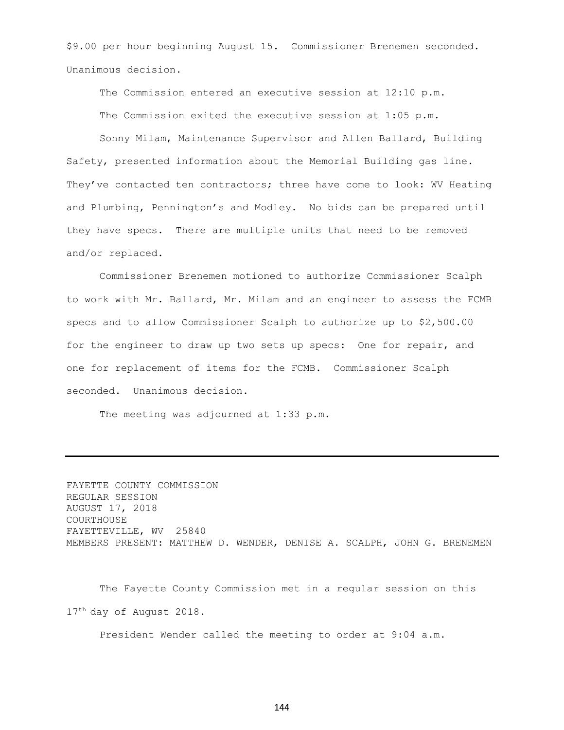$9.00 per hour beginning August 15. Commissioner Brenemen seconded. Unanimous decision.

The Commission entered an executive session at 12:10 p.m.

The Commission exited the executive session at 1:05 p.m.

Sonny Milam, Maintenance Supervisor and Allen Ballard, Building Safety, presented information about the Memorial Building gas line. They've contacted ten contractors; three have come to look: WV Heating and Plumbing, Pennington's and Modley. No bids can be prepared until they have specs. There are multiple units that need to be removed and/or replaced.

Commissioner Brenemen motioned to authorize Commissioner Scalph to work with Mr. Ballard, Mr. Milam and an engineer to assess the FCMB specs and to allow Commissioner Scalph to authorize up to $2,500.00 for the engineer to draw up two sets up specs: One for repair, and one for replacement of items for the FCMB. Commissioner Scalph seconded. Unanimous decision.

The meeting was adjourned at 1:33 p.m.

---

FAYETTE COUNTY COMMISSION
REGULAR SESSION
AUGUST 17, 2018
COURTHOUSE
FAYETTEVILLE, WV 25840
MEMBERS PRESENT: MATTHEW D. WENDER, DENISE A. SCALPH, JOHN G. BRENEMEN

The Fayette County Commission met in a regular session on this 17th day of August 2018.

President Wender called the meeting to order at 9:04 a.m.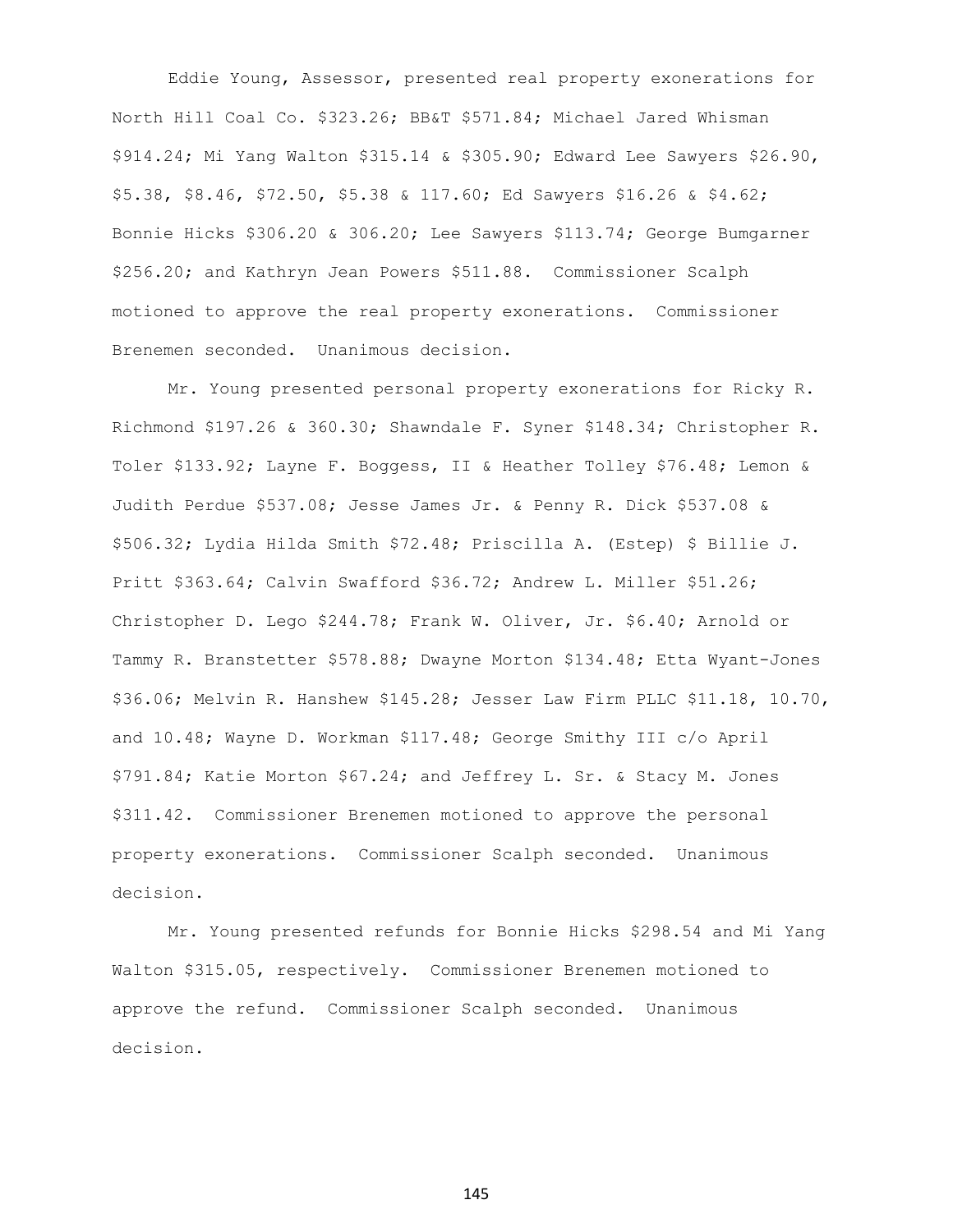Eddie Young, Assessor, presented real property exonerations for North Hill Coal Co. $323.26; BB&T $571.84; Michael Jared Whisman $914.24; Mi Yang Walton $315.14 & $305.90; Edward Lee Sawyers $26.90, $5.38, $8.46, $72.50, $5.38 & 117.60; Ed Sawyers $16.26 & $4.62; Bonnie Hicks $306.20 & 306.20; Lee Sawyers $113.74; George Bumgarner $256.20; and Kathryn Jean Powers $511.88. Commissioner Scalph motioned to approve the real property exonerations. Commissioner Brenemen seconded. Unanimous decision.

Mr. Young presented personal property exonerations for Ricky R. Richmond $197.26 & 360.30; Shawndale F. Syner $148.34; Christopher R. Toler $133.92; Layne F. Boggess, II & Heather Tolley $76.48; Lemon & Judith Perdue $537.08; Jesse James Jr. & Penny R. Dick $537.08 & $506.32; Lydia Hilda Smith $72.48; Priscilla A. (Estep) $ Billie J. Pritt $363.64; Calvin Swafford $36.72; Andrew L. Miller $51.26; Christopher D. Lego $244.78; Frank W. Oliver, Jr. $6.40; Arnold or Tammy R. Branstetter $578.88; Dwayne Morton $134.48; Etta Wyant-Jones $36.06; Melvin R. Hanshew $145.28; Jesser Law Firm PLLC $11.18, 10.70, and 10.48; Wayne D. Workman $117.48; George Smithy III c/o April $791.84; Katie Morton $67.24; and Jeffrey L. Sr. & Stacy M. Jones $311.42. Commissioner Brenemen motioned to approve the personal property exonerations. Commissioner Scalph seconded. Unanimous decision.

Mr. Young presented refunds for Bonnie Hicks $298.54 and Mi Yang Walton $315.05, respectively. Commissioner Brenemen motioned to approve the refund. Commissioner Scalph seconded. Unanimous decision.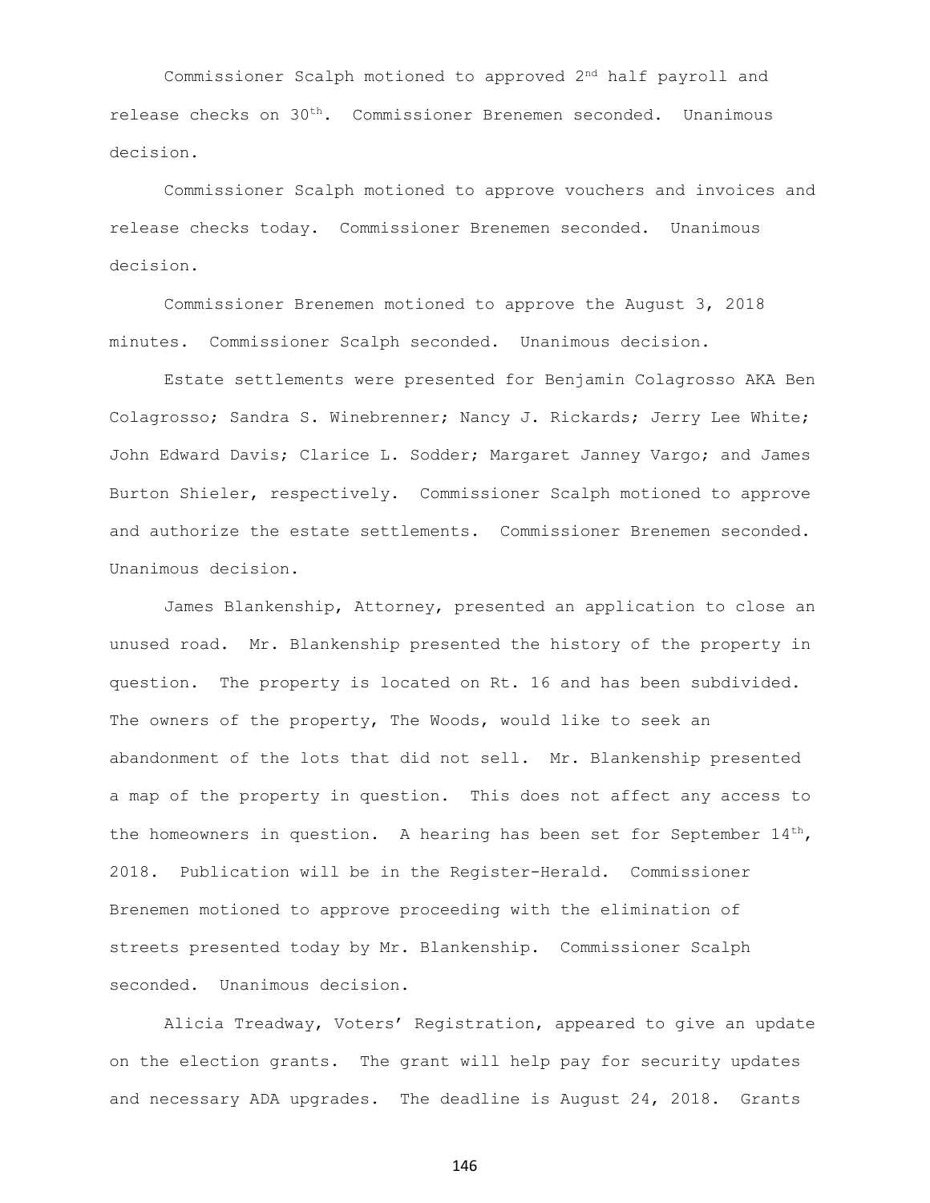Commissioner Scalph motioned to approved 2nd half payroll and release checks on 30th. Commissioner Brenemen seconded. Unanimous decision.

Commissioner Scalph motioned to approve vouchers and invoices and release checks today. Commissioner Brenemen seconded. Unanimous decision.

Commissioner Brenemen motioned to approve the August 3, 2018 minutes. Commissioner Scalph seconded. Unanimous decision.

Estate settlements were presented for Benjamin Colagrosso AKA Ben Colagrosso; Sandra S. Winebrenner; Nancy J. Rickards; Jerry Lee White; John Edward Davis; Clarice L. Sodder; Margaret Janney Vargo; and James Burton Shieler, respectively. Commissioner Scalph motioned to approve and authorize the estate settlements. Commissioner Brenemen seconded. Unanimous decision.

James Blankenship, Attorney, presented an application to close an unused road. Mr. Blankenship presented the history of the property in question. The property is located on Rt. 16 and has been subdivided. The owners of the property, The Woods, would like to seek an abandonment of the lots that did not sell. Mr. Blankenship presented a map of the property in question. This does not affect any access to the homeowners in question. A hearing has been set for September 14th, 2018. Publication will be in the Register-Herald. Commissioner Brenemen motioned to approve proceeding with the elimination of streets presented today by Mr. Blankenship. Commissioner Scalph seconded. Unanimous decision.

Alicia Treadway, Voters' Registration, appeared to give an update on the election grants. The grant will help pay for security updates and necessary ADA upgrades. The deadline is August 24, 2018. Grants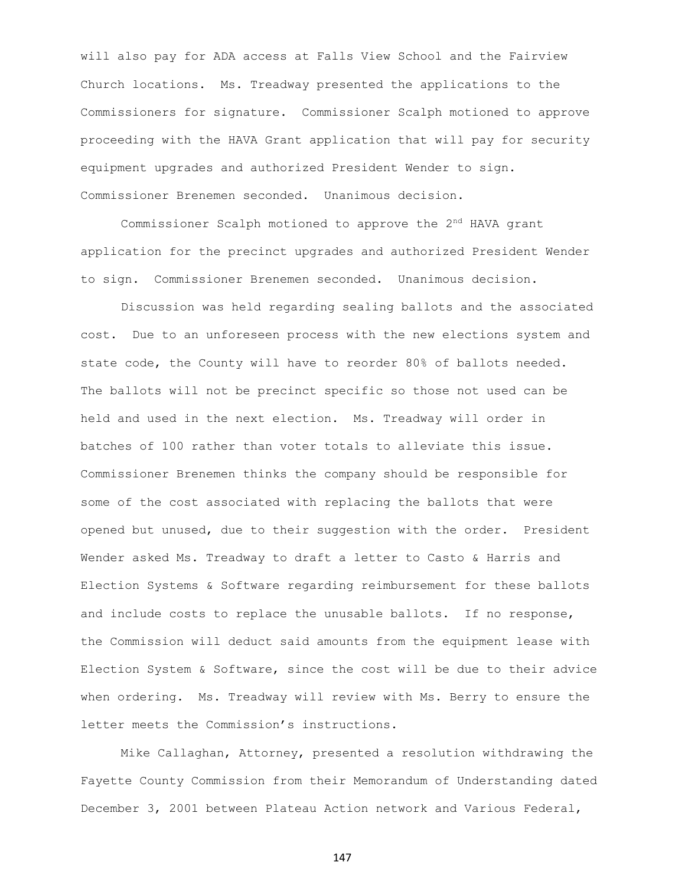will also pay for ADA access at Falls View School and the Fairview Church locations. Ms. Treadway presented the applications to the Commissioners for signature. Commissioner Scalph motioned to approve proceeding with the HAVA Grant application that will pay for security equipment upgrades and authorized President Wender to sign. Commissioner Brenemen seconded. Unanimous decision.

Commissioner Scalph motioned to approve the 2nd HAVA grant application for the precinct upgrades and authorized President Wender to sign. Commissioner Brenemen seconded. Unanimous decision.

Discussion was held regarding sealing ballots and the associated cost. Due to an unforeseen process with the new elections system and state code, the County will have to reorder 80% of ballots needed. The ballots will not be precinct specific so those not used can be held and used in the next election. Ms. Treadway will order in batches of 100 rather than voter totals to alleviate this issue. Commissioner Brenemen thinks the company should be responsible for some of the cost associated with replacing the ballots that were opened but unused, due to their suggestion with the order. President Wender asked Ms. Treadway to draft a letter to Casto & Harris and Election Systems & Software regarding reimbursement for these ballots and include costs to replace the unusable ballots. If no response, the Commission will deduct said amounts from the equipment lease with Election System & Software, since the cost will be due to their advice when ordering. Ms. Treadway will review with Ms. Berry to ensure the letter meets the Commission's instructions.

Mike Callaghan, Attorney, presented a resolution withdrawing the Fayette County Commission from their Memorandum of Understanding dated December 3, 2001 between Plateau Action network and Various Federal,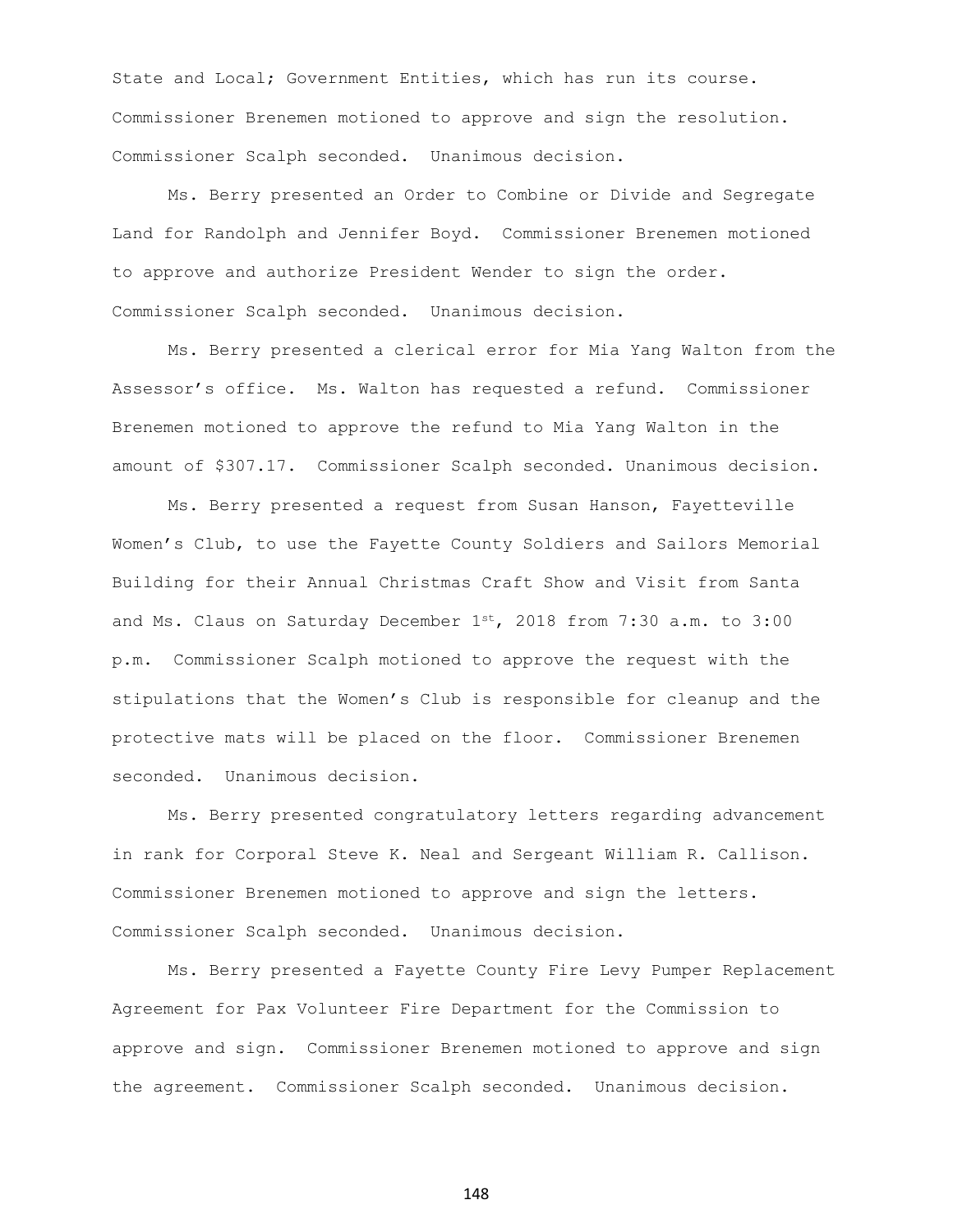State and Local; Government Entities, which has run its course. Commissioner Brenemen motioned to approve and sign the resolution. Commissioner Scalph seconded. Unanimous decision.

Ms. Berry presented an Order to Combine or Divide and Segregate Land for Randolph and Jennifer Boyd. Commissioner Brenemen motioned to approve and authorize President Wender to sign the order. Commissioner Scalph seconded. Unanimous decision.

Ms. Berry presented a clerical error for Mia Yang Walton from the Assessor's office. Ms. Walton has requested a refund. Commissioner Brenemen motioned to approve the refund to Mia Yang Walton in the amount of $307.17. Commissioner Scalph seconded. Unanimous decision.

Ms. Berry presented a request from Susan Hanson, Fayetteville Women's Club, to use the Fayette County Soldiers and Sailors Memorial Building for their Annual Christmas Craft Show and Visit from Santa and Ms. Claus on Saturday December 1st, 2018 from 7:30 a.m. to 3:00 p.m. Commissioner Scalph motioned to approve the request with the stipulations that the Women's Club is responsible for cleanup and the protective mats will be placed on the floor. Commissioner Brenemen seconded. Unanimous decision.

Ms. Berry presented congratulatory letters regarding advancement in rank for Corporal Steve K. Neal and Sergeant William R. Callison. Commissioner Brenemen motioned to approve and sign the letters. Commissioner Scalph seconded. Unanimous decision.

Ms. Berry presented a Fayette County Fire Levy Pumper Replacement Agreement for Pax Volunteer Fire Department for the Commission to approve and sign. Commissioner Brenemen motioned to approve and sign the agreement. Commissioner Scalph seconded. Unanimous decision.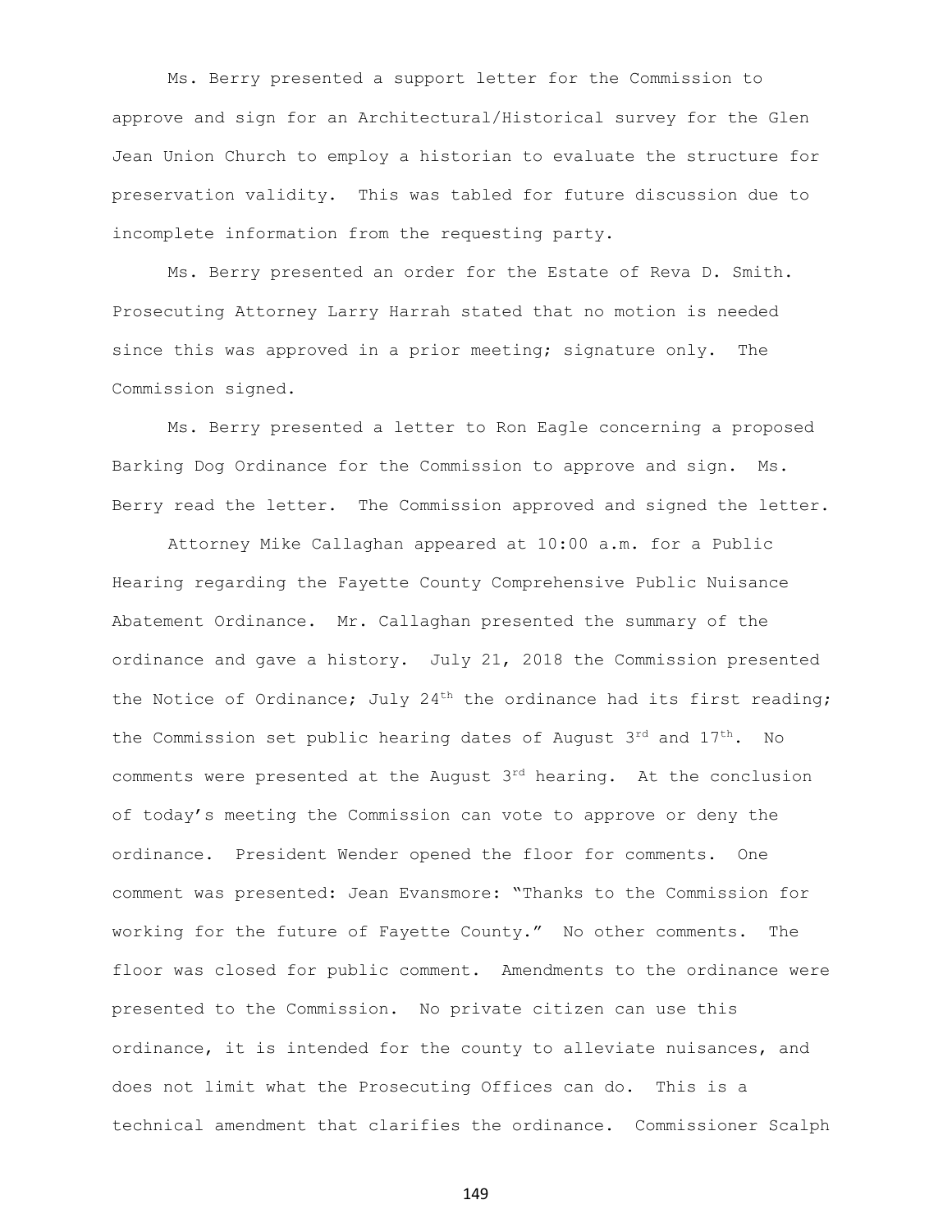Ms. Berry presented a support letter for the Commission to approve and sign for an Architectural/Historical survey for the Glen Jean Union Church to employ a historian to evaluate the structure for preservation validity. This was tabled for future discussion due to incomplete information from the requesting party.

Ms. Berry presented an order for the Estate of Reva D. Smith. Prosecuting Attorney Larry Harrah stated that no motion is needed since this was approved in a prior meeting; signature only. The Commission signed.

Ms. Berry presented a letter to Ron Eagle concerning a proposed Barking Dog Ordinance for the Commission to approve and sign. Ms. Berry read the letter. The Commission approved and signed the letter.

Attorney Mike Callaghan appeared at 10:00 a.m. for a Public Hearing regarding the Fayette County Comprehensive Public Nuisance Abatement Ordinance. Mr. Callaghan presented the summary of the ordinance and gave a history. July 21, 2018 the Commission presented the Notice of Ordinance; July 24th the ordinance had its first reading; the Commission set public hearing dates of August 3rd and 17th. No comments were presented at the August 3rd hearing. At the conclusion of today's meeting the Commission can vote to approve or deny the ordinance. President Wender opened the floor for comments. One comment was presented: Jean Evansmore: "Thanks to the Commission for working for the future of Fayette County." No other comments. The floor was closed for public comment. Amendments to the ordinance were presented to the Commission. No private citizen can use this ordinance, it is intended for the county to alleviate nuisances, and does not limit what the Prosecuting Offices can do. This is a technical amendment that clarifies the ordinance. Commissioner Scalph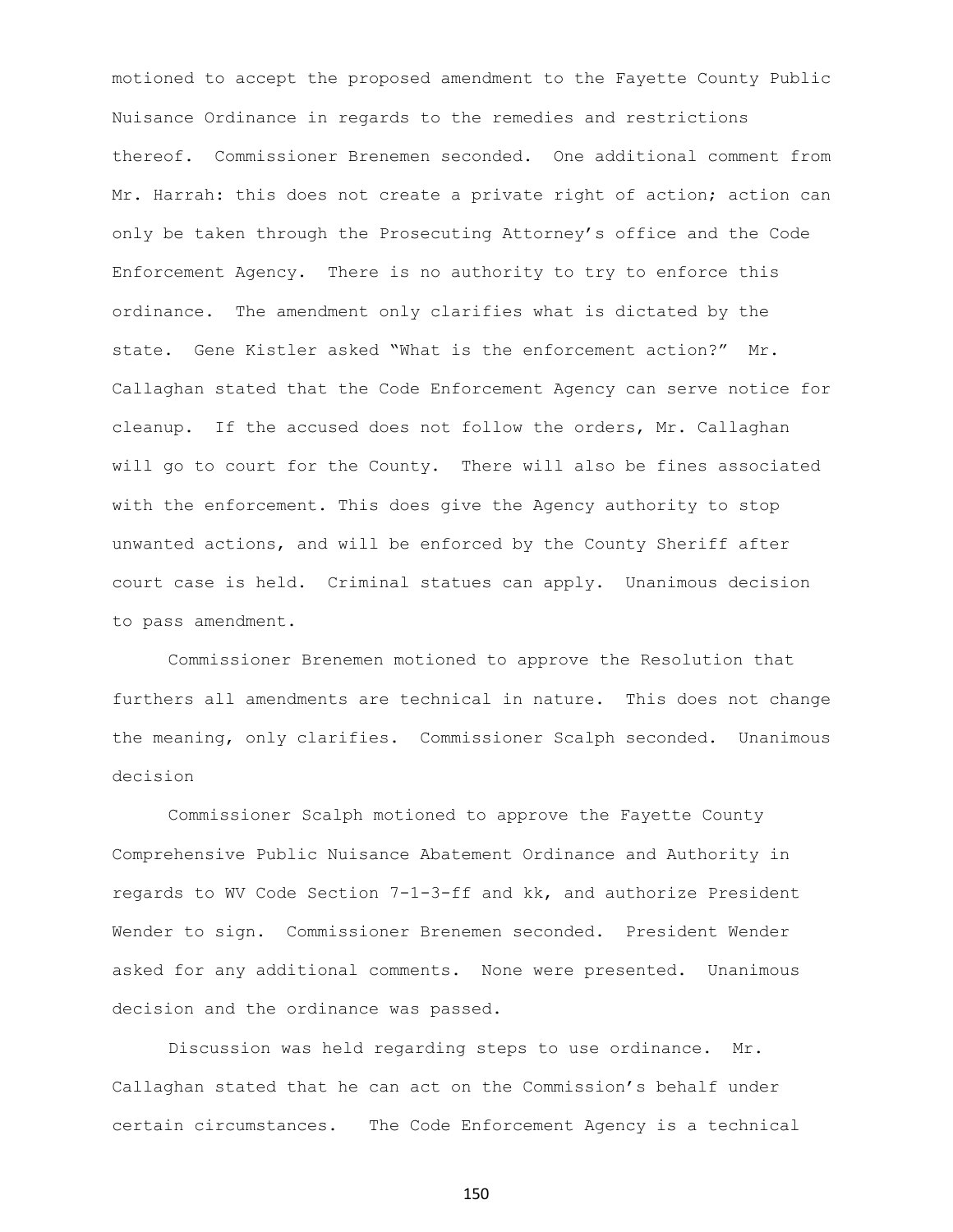motioned to accept the proposed amendment to the Fayette County Public Nuisance Ordinance in regards to the remedies and restrictions thereof. Commissioner Brenemen seconded. One additional comment from Mr. Harrah: this does not create a private right of action; action can only be taken through the Prosecuting Attorney's office and the Code Enforcement Agency. There is no authority to try to enforce this ordinance. The amendment only clarifies what is dictated by the state. Gene Kistler asked "What is the enforcement action?" Mr. Callaghan stated that the Code Enforcement Agency can serve notice for cleanup. If the accused does not follow the orders, Mr. Callaghan will go to court for the County. There will also be fines associated with the enforcement. This does give the Agency authority to stop unwanted actions, and will be enforced by the County Sheriff after court case is held. Criminal statues can apply. Unanimous decision to pass amendment.

Commissioner Brenemen motioned to approve the Resolution that furthers all amendments are technical in nature. This does not change the meaning, only clarifies. Commissioner Scalph seconded. Unanimous decision

Commissioner Scalph motioned to approve the Fayette County Comprehensive Public Nuisance Abatement Ordinance and Authority in regards to WV Code Section 7-1-3-ff and kk, and authorize President Wender to sign. Commissioner Brenemen seconded. President Wender asked for any additional comments. None were presented. Unanimous decision and the ordinance was passed.

Discussion was held regarding steps to use ordinance. Mr. Callaghan stated that he can act on the Commission's behalf under certain circumstances. The Code Enforcement Agency is a technical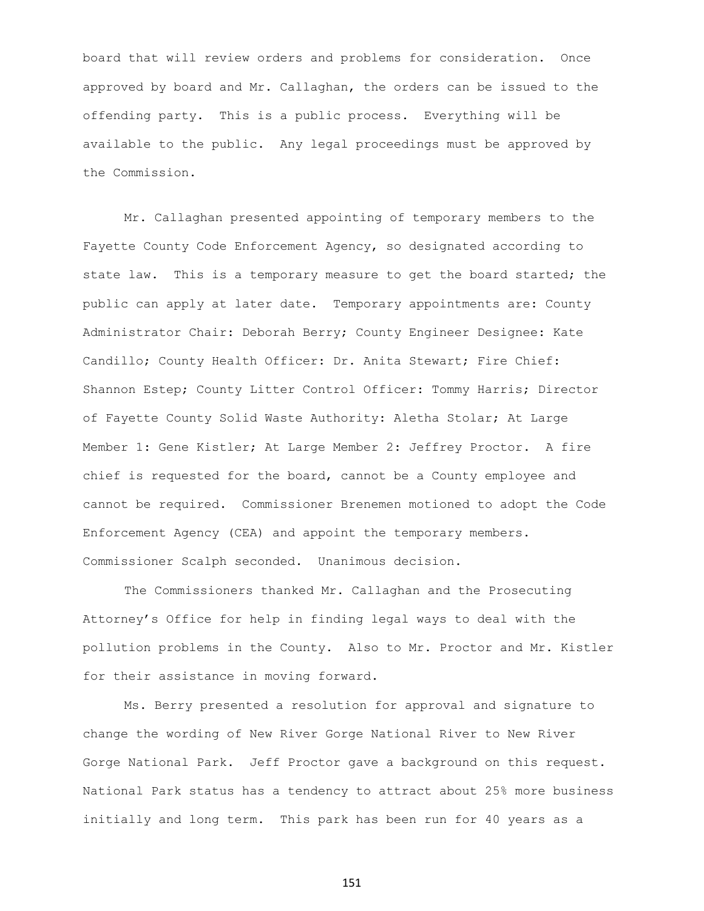board that will review orders and problems for consideration. Once approved by board and Mr. Callaghan, the orders can be issued to the offending party. This is a public process. Everything will be available to the public. Any legal proceedings must be approved by the Commission.

Mr. Callaghan presented appointing of temporary members to the Fayette County Code Enforcement Agency, so designated according to state law. This is a temporary measure to get the board started; the public can apply at later date. Temporary appointments are: County Administrator Chair: Deborah Berry; County Engineer Designee: Kate Candillo; County Health Officer: Dr. Anita Stewart; Fire Chief: Shannon Estep; County Litter Control Officer: Tommy Harris; Director of Fayette County Solid Waste Authority: Aletha Stolar; At Large Member 1: Gene Kistler; At Large Member 2: Jeffrey Proctor. A fire chief is requested for the board, cannot be a County employee and cannot be required. Commissioner Brenemen motioned to adopt the Code Enforcement Agency (CEA) and appoint the temporary members. Commissioner Scalph seconded. Unanimous decision.

The Commissioners thanked Mr. Callaghan and the Prosecuting Attorney's Office for help in finding legal ways to deal with the pollution problems in the County. Also to Mr. Proctor and Mr. Kistler for their assistance in moving forward.

Ms. Berry presented a resolution for approval and signature to change the wording of New River Gorge National River to New River Gorge National Park. Jeff Proctor gave a background on this request. National Park status has a tendency to attract about 25% more business initially and long term. This park has been run for 40 years as a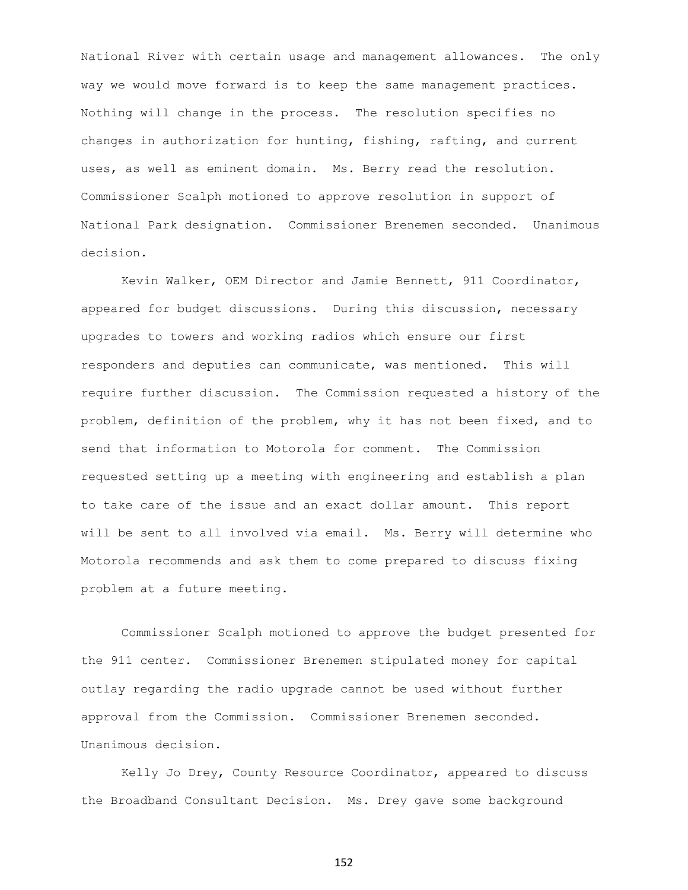National River with certain usage and management allowances. The only way we would move forward is to keep the same management practices. Nothing will change in the process. The resolution specifies no changes in authorization for hunting, fishing, rafting, and current uses, as well as eminent domain. Ms. Berry read the resolution. Commissioner Scalph motioned to approve resolution in support of National Park designation. Commissioner Brenemen seconded. Unanimous decision.

Kevin Walker, OEM Director and Jamie Bennett, 911 Coordinator, appeared for budget discussions. During this discussion, necessary upgrades to towers and working radios which ensure our first responders and deputies can communicate, was mentioned. This will require further discussion. The Commission requested a history of the problem, definition of the problem, why it has not been fixed, and to send that information to Motorola for comment. The Commission requested setting up a meeting with engineering and establish a plan to take care of the issue and an exact dollar amount. This report will be sent to all involved via email. Ms. Berry will determine who Motorola recommends and ask them to come prepared to discuss fixing problem at a future meeting.

Commissioner Scalph motioned to approve the budget presented for the 911 center. Commissioner Brenemen stipulated money for capital outlay regarding the radio upgrade cannot be used without further approval from the Commission. Commissioner Brenemen seconded. Unanimous decision.

Kelly Jo Drey, County Resource Coordinator, appeared to discuss the Broadband Consultant Decision. Ms. Drey gave some background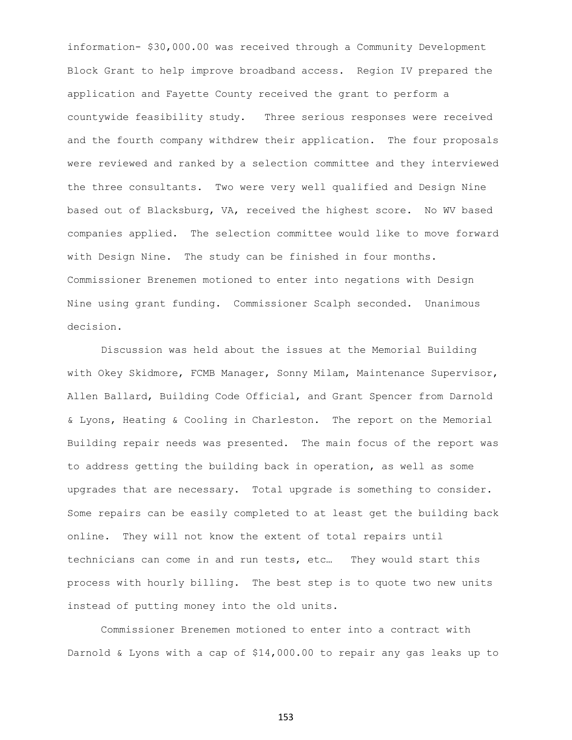information- $30,000.00 was received through a Community Development Block Grant to help improve broadband access. Region IV prepared the application and Fayette County received the grant to perform a countywide feasibility study. Three serious responses were received and the fourth company withdrew their application. The four proposals were reviewed and ranked by a selection committee and they interviewed the three consultants. Two were very well qualified and Design Nine based out of Blacksburg, VA, received the highest score. No WV based companies applied. The selection committee would like to move forward with Design Nine. The study can be finished in four months. Commissioner Brenemen motioned to enter into negations with Design Nine using grant funding. Commissioner Scalph seconded. Unanimous decision.

Discussion was held about the issues at the Memorial Building with Okey Skidmore, FCMB Manager, Sonny Milam, Maintenance Supervisor, Allen Ballard, Building Code Official, and Grant Spencer from Darnold & Lyons, Heating & Cooling in Charleston. The report on the Memorial Building repair needs was presented. The main focus of the report was to address getting the building back in operation, as well as some upgrades that are necessary. Total upgrade is something to consider. Some repairs can be easily completed to at least get the building back online. They will not know the extent of total repairs until technicians can come in and run tests, etc… They would start this process with hourly billing. The best step is to quote two new units instead of putting money into the old units.

Commissioner Brenemen motioned to enter into a contract with Darnold & Lyons with a cap of $14,000.00 to repair any gas leaks up to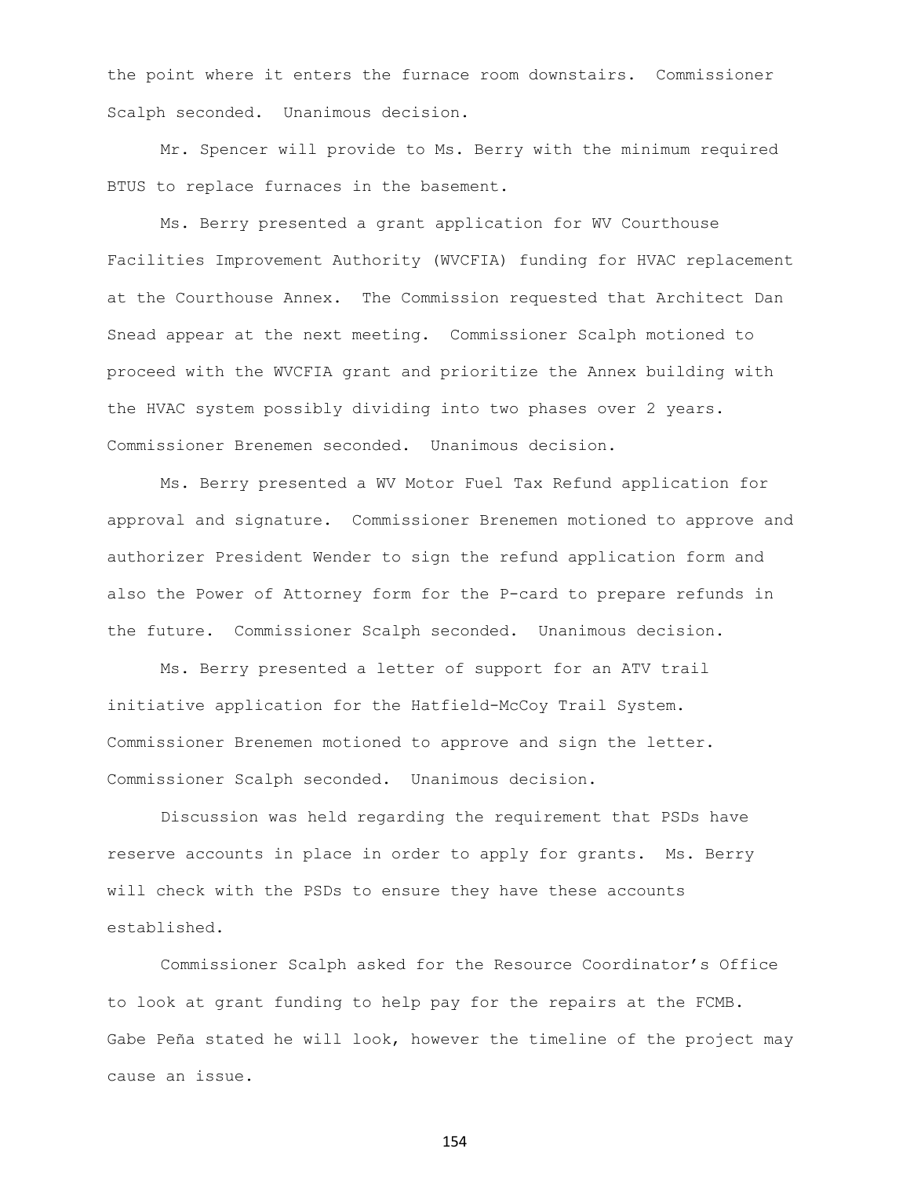the point where it enters the furnace room downstairs. Commissioner Scalph seconded. Unanimous decision.

Mr. Spencer will provide to Ms. Berry with the minimum required BTUS to replace furnaces in the basement.

Ms. Berry presented a grant application for WV Courthouse Facilities Improvement Authority (WVCFIA) funding for HVAC replacement at the Courthouse Annex. The Commission requested that Architect Dan Snead appear at the next meeting. Commissioner Scalph motioned to proceed with the WVCFIA grant and prioritize the Annex building with the HVAC system possibly dividing into two phases over 2 years. Commissioner Brenemen seconded. Unanimous decision.

Ms. Berry presented a WV Motor Fuel Tax Refund application for approval and signature. Commissioner Brenemen motioned to approve and authorizer President Wender to sign the refund application form and also the Power of Attorney form for the P-card to prepare refunds in the future. Commissioner Scalph seconded. Unanimous decision.

Ms. Berry presented a letter of support for an ATV trail initiative application for the Hatfield-McCoy Trail System. Commissioner Brenemen motioned to approve and sign the letter. Commissioner Scalph seconded. Unanimous decision.

Discussion was held regarding the requirement that PSDs have reserve accounts in place in order to apply for grants. Ms. Berry will check with the PSDs to ensure they have these accounts established.

Commissioner Scalph asked for the Resource Coordinator's Office to look at grant funding to help pay for the repairs at the FCMB. Gabe Peña stated he will look, however the timeline of the project may cause an issue.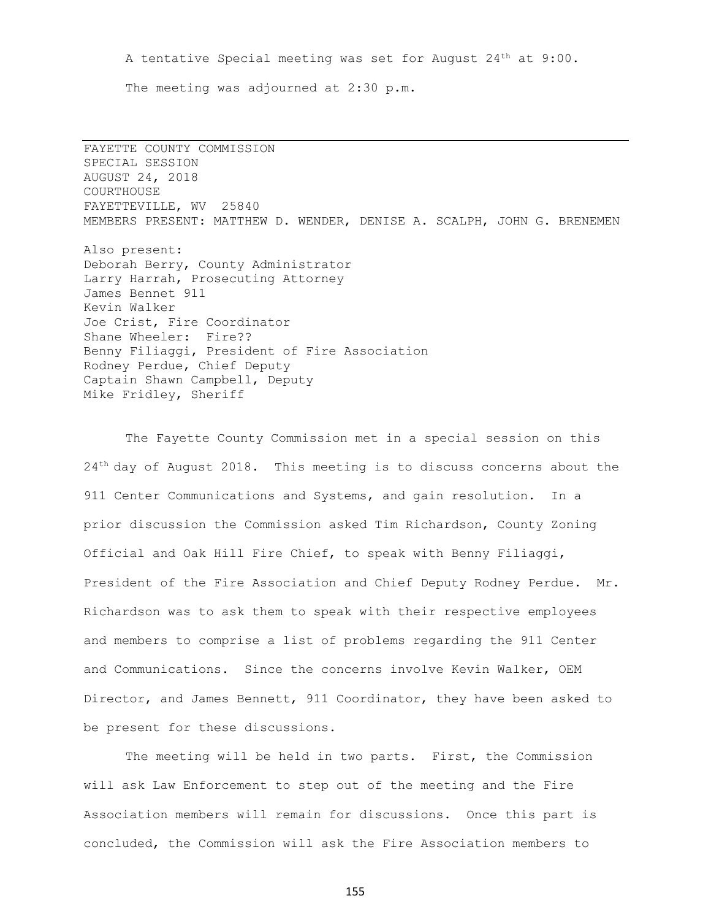A tentative Special meeting was set for August 24th at 9:00.

The meeting was adjourned at 2:30 p.m.

---

FAYETTE COUNTY COMMISSION
SPECIAL SESSION
AUGUST 24, 2018
COURTHOUSE
FAYETTEVILLE, WV 25840
MEMBERS PRESENT: MATTHEW D. WENDER, DENISE A. SCALPH, JOHN G. BRENEMEN

Also present:
Deborah Berry, County Administrator
Larry Harrah, Prosecuting Attorney
James Bennet 911
Kevin Walker
Joe Crist, Fire Coordinator
Shane Wheeler: Fire??
Benny Filiaggi, President of Fire Association
Rodney Perdue, Chief Deputy
Captain Shawn Campbell, Deputy
Mike Fridley, Sheriff

The Fayette County Commission met in a special session on this 24th day of August 2018. This meeting is to discuss concerns about the 911 Center Communications and Systems, and gain resolution. In a prior discussion the Commission asked Tim Richardson, County Zoning Official and Oak Hill Fire Chief, to speak with Benny Filiaggi, President of the Fire Association and Chief Deputy Rodney Perdue. Mr. Richardson was to ask them to speak with their respective employees and members to comprise a list of problems regarding the 911 Center and Communications. Since the concerns involve Kevin Walker, OEM Director, and James Bennett, 911 Coordinator, they have been asked to be present for these discussions.

The meeting will be held in two parts. First, the Commission will ask Law Enforcement to step out of the meeting and the Fire Association members will remain for discussions. Once this part is concluded, the Commission will ask the Fire Association members to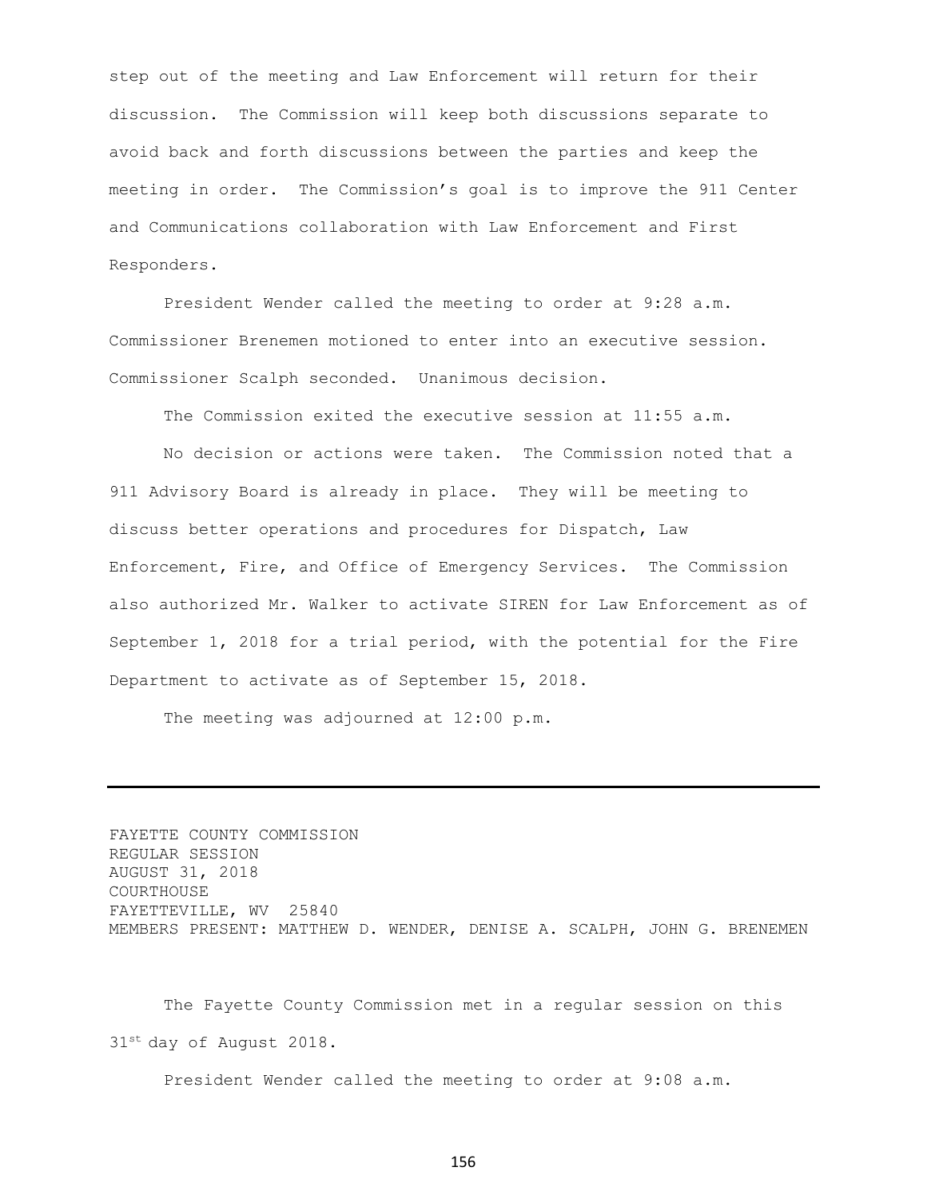step out of the meeting and Law Enforcement will return for their discussion. The Commission will keep both discussions separate to avoid back and forth discussions between the parties and keep the meeting in order. The Commission's goal is to improve the 911 Center and Communications collaboration with Law Enforcement and First Responders.

President Wender called the meeting to order at 9:28 a.m. Commissioner Brenemen motioned to enter into an executive session. Commissioner Scalph seconded. Unanimous decision.

The Commission exited the executive session at 11:55 a.m.

No decision or actions were taken. The Commission noted that a 911 Advisory Board is already in place. They will be meeting to discuss better operations and procedures for Dispatch, Law Enforcement, Fire, and Office of Emergency Services. The Commission also authorized Mr. Walker to activate SIREN for Law Enforcement as of September 1, 2018 for a trial period, with the potential for the Fire Department to activate as of September 15, 2018.

The meeting was adjourned at 12:00 p.m.

---

FAYETTE COUNTY COMMISSION
REGULAR SESSION
AUGUST 31, 2018
COURTHOUSE
FAYETTEVILLE, WV 25840
MEMBERS PRESENT: MATTHEW D. WENDER, DENISE A. SCALPH, JOHN G. BRENEMEN

The Fayette County Commission met in a regular session on this 31st day of August 2018.

President Wender called the meeting to order at 9:08 a.m.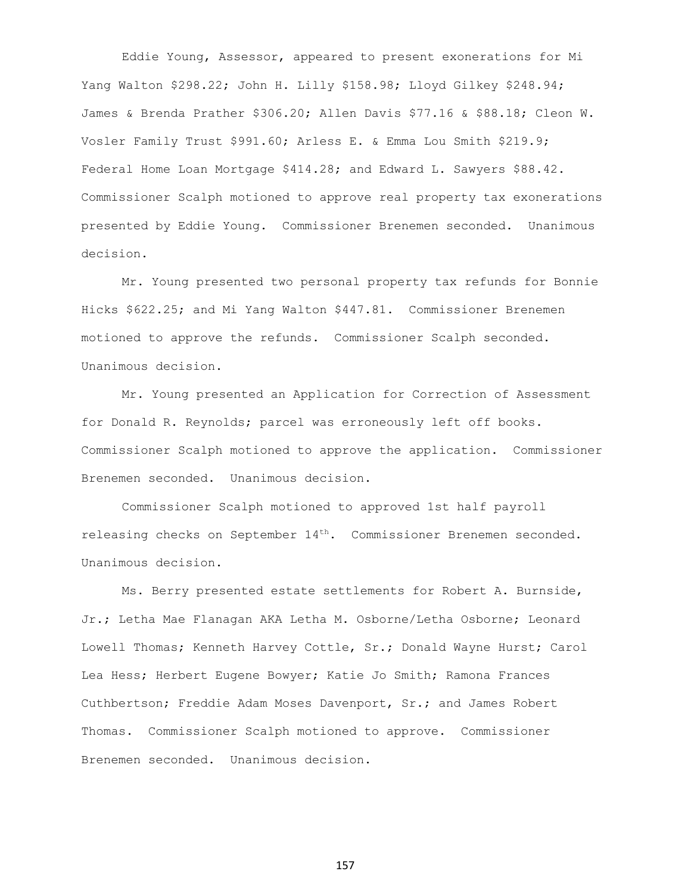Eddie Young, Assessor, appeared to present exonerations for Mi Yang Walton $298.22; John H. Lilly $158.98; Lloyd Gilkey $248.94; James & Brenda Prather $306.20; Allen Davis $77.16 & $88.18; Cleon W. Vosler Family Trust $991.60; Arless E. & Emma Lou Smith $219.9; Federal Home Loan Mortgage $414.28; and Edward L. Sawyers $88.42. Commissioner Scalph motioned to approve real property tax exonerations presented by Eddie Young. Commissioner Brenemen seconded. Unanimous decision.

Mr. Young presented two personal property tax refunds for Bonnie Hicks $622.25; and Mi Yang Walton $447.81. Commissioner Brenemen motioned to approve the refunds. Commissioner Scalph seconded. Unanimous decision.

Mr. Young presented an Application for Correction of Assessment for Donald R. Reynolds; parcel was erroneously left off books. Commissioner Scalph motioned to approve the application. Commissioner Brenemen seconded. Unanimous decision.

Commissioner Scalph motioned to approved 1st half payroll releasing checks on September 14th. Commissioner Brenemen seconded. Unanimous decision.

Ms. Berry presented estate settlements for Robert A. Burnside, Jr.; Letha Mae Flanagan AKA Letha M. Osborne/Letha Osborne; Leonard Lowell Thomas; Kenneth Harvey Cottle, Sr.; Donald Wayne Hurst; Carol Lea Hess; Herbert Eugene Bowyer; Katie Jo Smith; Ramona Frances Cuthbertson; Freddie Adam Moses Davenport, Sr.; and James Robert Thomas. Commissioner Scalph motioned to approve. Commissioner Brenemen seconded. Unanimous decision.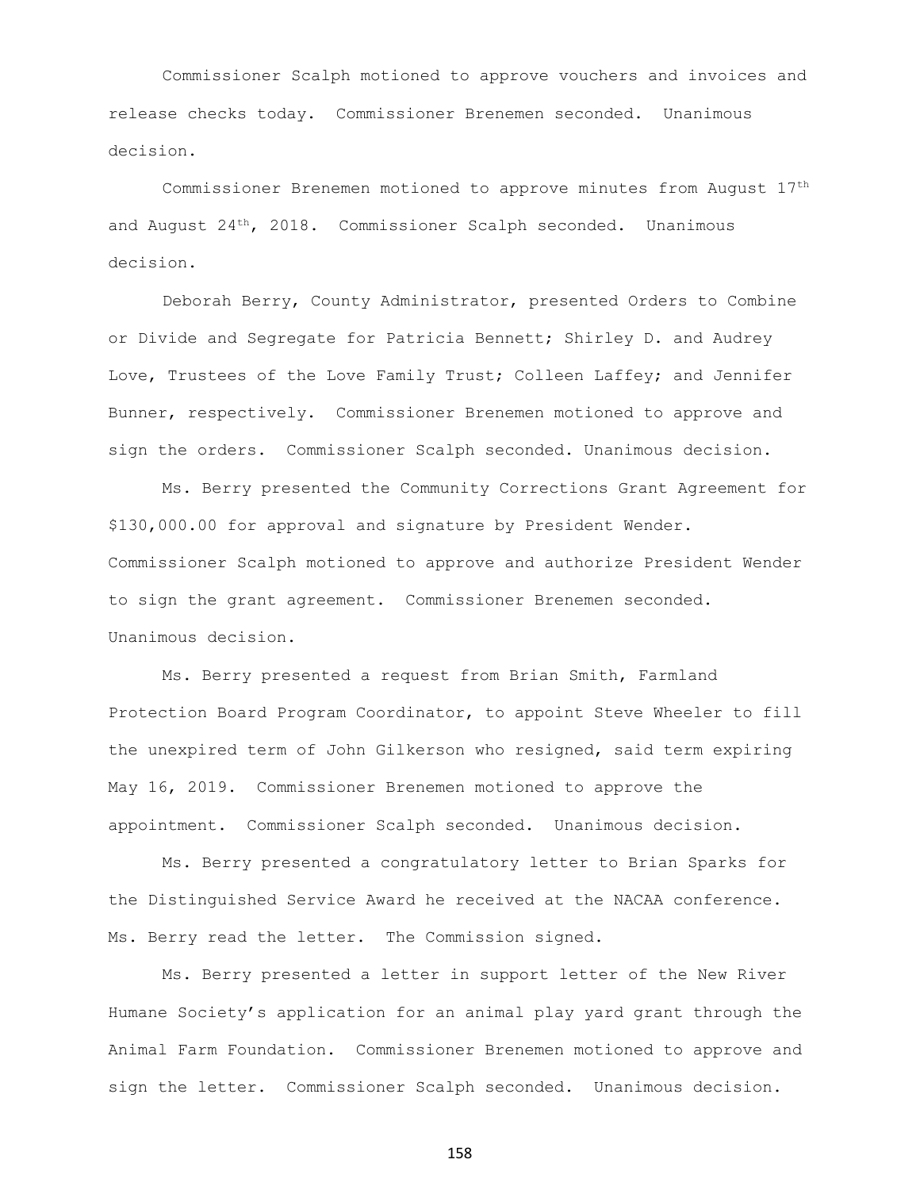Commissioner Scalph motioned to approve vouchers and invoices and release checks today. Commissioner Brenemen seconded. Unanimous decision.

Commissioner Brenemen motioned to approve minutes from August 17th and August 24th, 2018. Commissioner Scalph seconded. Unanimous decision.

Deborah Berry, County Administrator, presented Orders to Combine or Divide and Segregate for Patricia Bennett; Shirley D. and Audrey Love, Trustees of the Love Family Trust; Colleen Laffey; and Jennifer Bunner, respectively. Commissioner Brenemen motioned to approve and sign the orders. Commissioner Scalph seconded. Unanimous decision.

Ms. Berry presented the Community Corrections Grant Agreement for $130,000.00 for approval and signature by President Wender. Commissioner Scalph motioned to approve and authorize President Wender to sign the grant agreement. Commissioner Brenemen seconded. Unanimous decision.

Ms. Berry presented a request from Brian Smith, Farmland Protection Board Program Coordinator, to appoint Steve Wheeler to fill the unexpired term of John Gilkerson who resigned, said term expiring May 16, 2019. Commissioner Brenemen motioned to approve the appointment. Commissioner Scalph seconded. Unanimous decision.

Ms. Berry presented a congratulatory letter to Brian Sparks for the Distinguished Service Award he received at the NACAA conference. Ms. Berry read the letter. The Commission signed.

Ms. Berry presented a letter in support letter of the New River Humane Society's application for an animal play yard grant through the Animal Farm Foundation. Commissioner Brenemen motioned to approve and sign the letter. Commissioner Scalph seconded. Unanimous decision.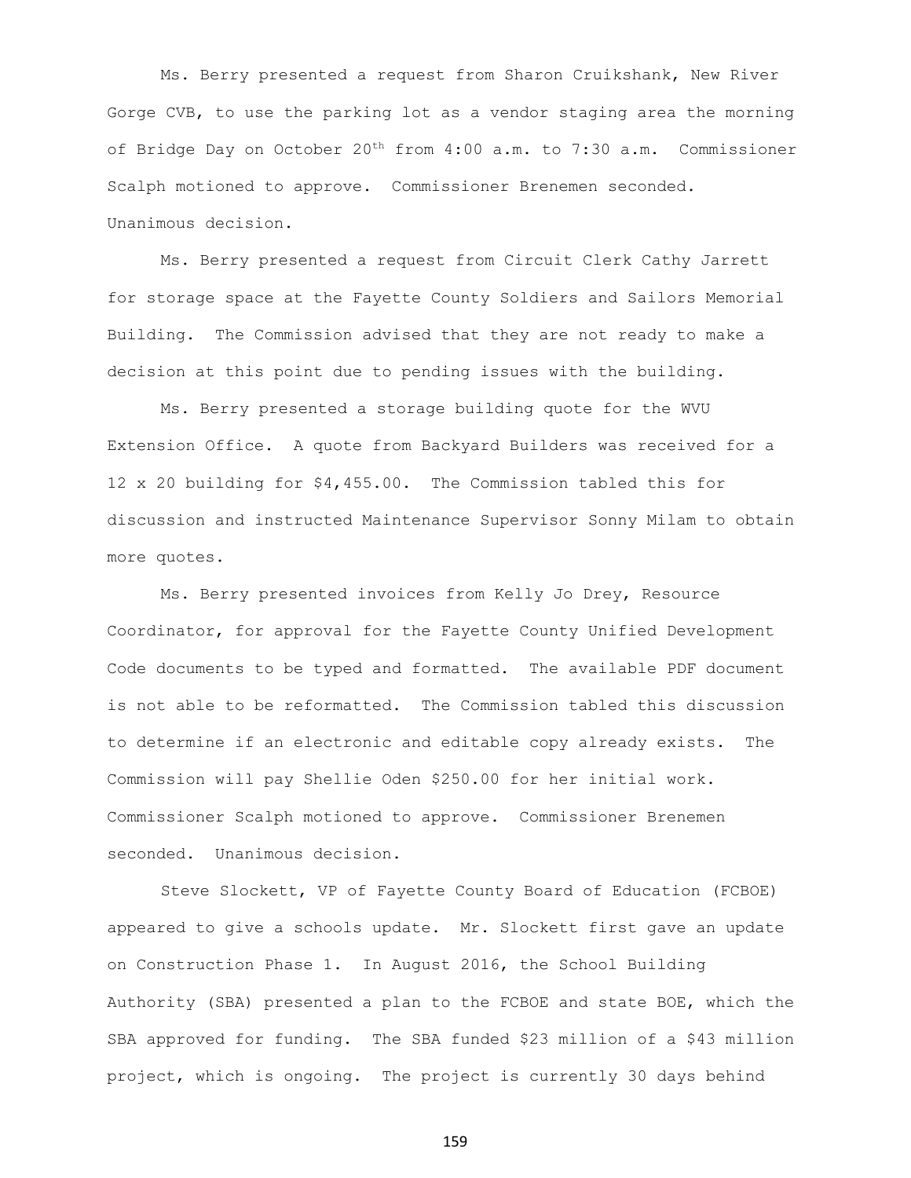Ms. Berry presented a request from Sharon Cruikshank, New River Gorge CVB, to use the parking lot as a vendor staging area the morning of Bridge Day on October 20th from 4:00 a.m. to 7:30 a.m. Commissioner Scalph motioned to approve. Commissioner Brenemen seconded. Unanimous decision.

Ms. Berry presented a request from Circuit Clerk Cathy Jarrett for storage space at the Fayette County Soldiers and Sailors Memorial Building. The Commission advised that they are not ready to make a decision at this point due to pending issues with the building.

Ms. Berry presented a storage building quote for the WVU Extension Office. A quote from Backyard Builders was received for a 12 x 20 building for $4,455.00. The Commission tabled this for discussion and instructed Maintenance Supervisor Sonny Milam to obtain more quotes.

Ms. Berry presented invoices from Kelly Jo Drey, Resource Coordinator, for approval for the Fayette County Unified Development Code documents to be typed and formatted. The available PDF document is not able to be reformatted. The Commission tabled this discussion to determine if an electronic and editable copy already exists. The Commission will pay Shellie Oden $250.00 for her initial work. Commissioner Scalph motioned to approve. Commissioner Brenemen seconded. Unanimous decision.

Steve Slockett, VP of Fayette County Board of Education (FCBOE) appeared to give a schools update. Mr. Slockett first gave an update on Construction Phase 1. In August 2016, the School Building Authority (SBA) presented a plan to the FCBOE and state BOE, which the SBA approved for funding. The SBA funded $23 million of a $43 million project, which is ongoing. The project is currently 30 days behind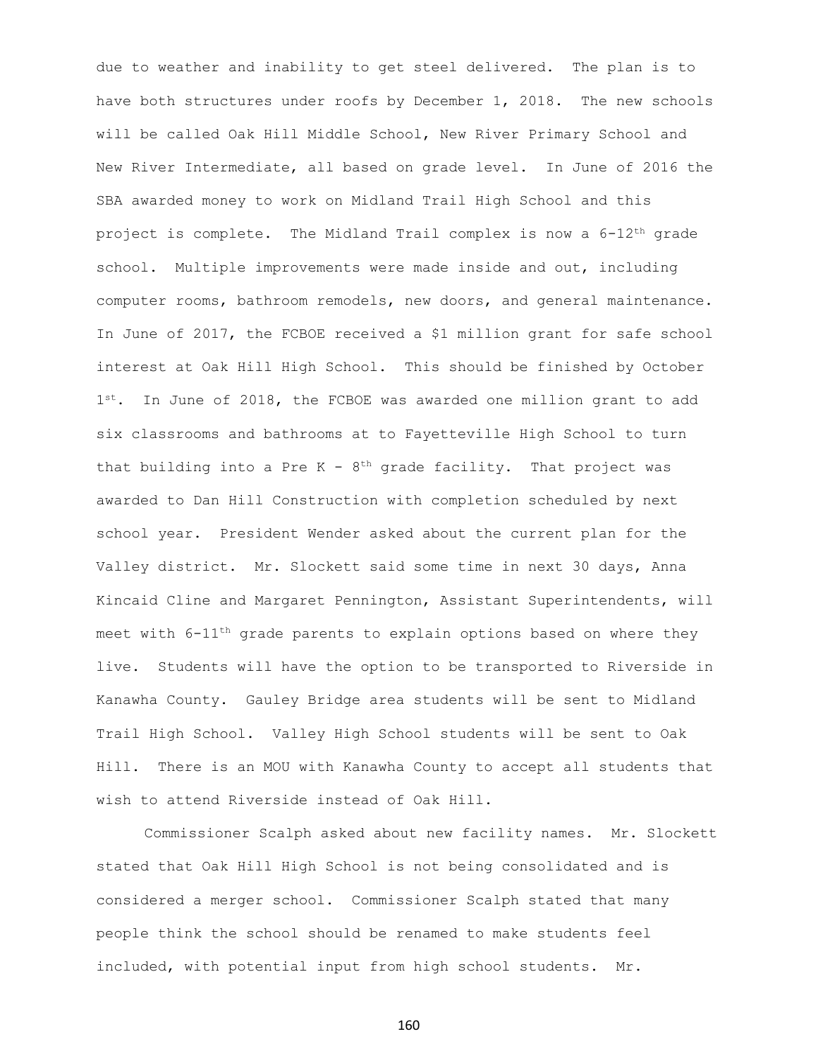due to weather and inability to get steel delivered. The plan is to have both structures under roofs by December 1, 2018. The new schools will be called Oak Hill Middle School, New River Primary School and New River Intermediate, all based on grade level. In June of 2016 the SBA awarded money to work on Midland Trail High School and this project is complete. The Midland Trail complex is now a 6-12th grade school. Multiple improvements were made inside and out, including computer rooms, bathroom remodels, new doors, and general maintenance. In June of 2017, the FCBOE received a $1 million grant for safe school interest at Oak Hill High School. This should be finished by October 1st. In June of 2018, the FCBOE was awarded one million grant to add six classrooms and bathrooms at to Fayetteville High School to turn that building into a Pre K - 8th grade facility. That project was awarded to Dan Hill Construction with completion scheduled by next school year. President Wender asked about the current plan for the Valley district. Mr. Slockett said some time in next 30 days, Anna Kincaid Cline and Margaret Pennington, Assistant Superintendents, will meet with 6-11th grade parents to explain options based on where they live. Students will have the option to be transported to Riverside in Kanawha County. Gauley Bridge area students will be sent to Midland Trail High School. Valley High School students will be sent to Oak Hill. There is an MOU with Kanawha County to accept all students that wish to attend Riverside instead of Oak Hill.

Commissioner Scalph asked about new facility names. Mr. Slockett stated that Oak Hill High School is not being consolidated and is considered a merger school. Commissioner Scalph stated that many people think the school should be renamed to make students feel included, with potential input from high school students. Mr.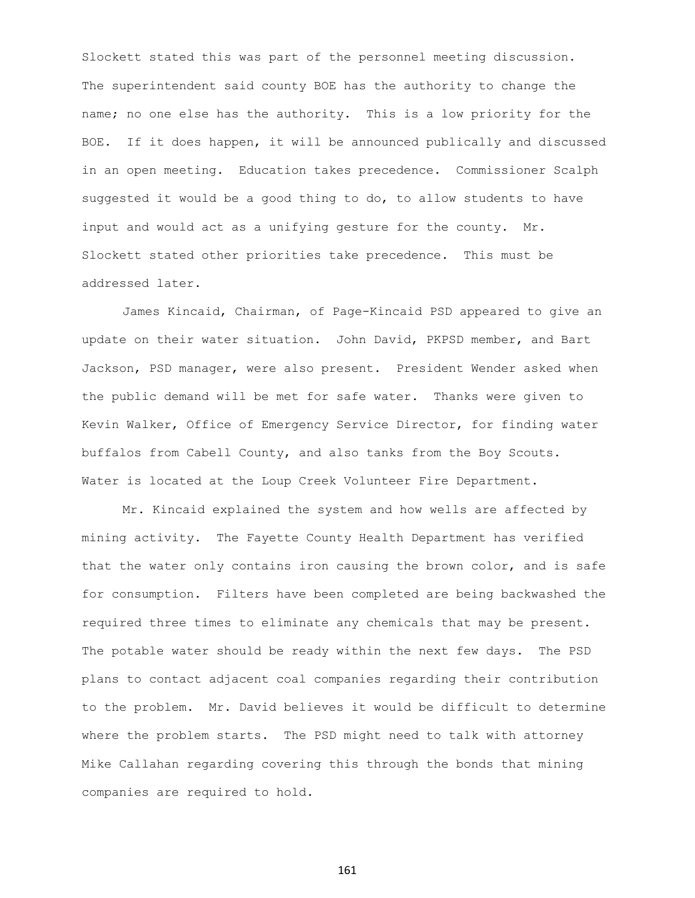Slockett stated this was part of the personnel meeting discussion. The superintendent said county BOE has the authority to change the name; no one else has the authority. This is a low priority for the BOE. If it does happen, it will be announced publically and discussed in an open meeting. Education takes precedence. Commissioner Scalph suggested it would be a good thing to do, to allow students to have input and would act as a unifying gesture for the county. Mr. Slockett stated other priorities take precedence. This must be addressed later.

James Kincaid, Chairman, of Page-Kincaid PSD appeared to give an update on their water situation. John David, PKPSD member, and Bart Jackson, PSD manager, were also present. President Wender asked when the public demand will be met for safe water. Thanks were given to Kevin Walker, Office of Emergency Service Director, for finding water buffalos from Cabell County, and also tanks from the Boy Scouts. Water is located at the Loup Creek Volunteer Fire Department.

Mr. Kincaid explained the system and how wells are affected by mining activity. The Fayette County Health Department has verified that the water only contains iron causing the brown color, and is safe for consumption. Filters have been completed are being backwashed the required three times to eliminate any chemicals that may be present. The potable water should be ready within the next few days. The PSD plans to contact adjacent coal companies regarding their contribution to the problem. Mr. David believes it would be difficult to determine where the problem starts. The PSD might need to talk with attorney Mike Callahan regarding covering this through the bonds that mining companies are required to hold.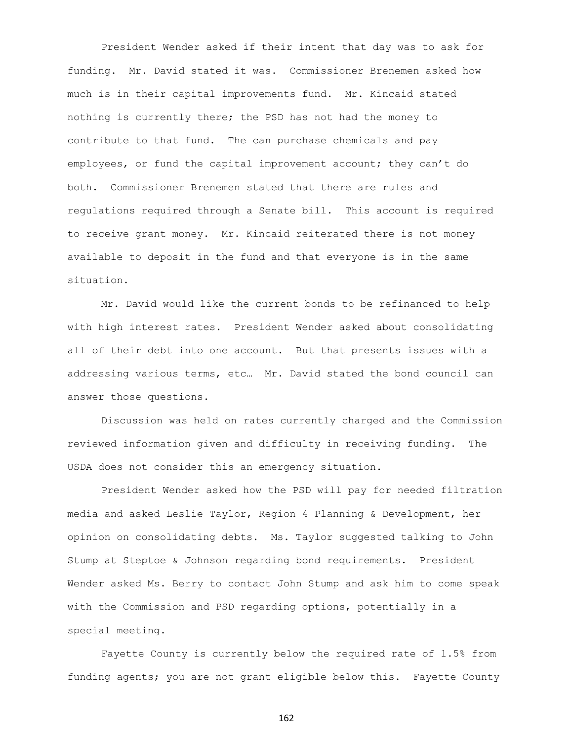President Wender asked if their intent that day was to ask for funding. Mr. David stated it was. Commissioner Brenemen asked how much is in their capital improvements fund. Mr. Kincaid stated nothing is currently there; the PSD has not had the money to contribute to that fund. The can purchase chemicals and pay employees, or fund the capital improvement account; they can't do both. Commissioner Brenemen stated that there are rules and regulations required through a Senate bill. This account is required to receive grant money. Mr. Kincaid reiterated there is not money available to deposit in the fund and that everyone is in the same situation.

Mr. David would like the current bonds to be refinanced to help with high interest rates. President Wender asked about consolidating all of their debt into one account. But that presents issues with a addressing various terms, etc… Mr. David stated the bond council can answer those questions.

Discussion was held on rates currently charged and the Commission reviewed information given and difficulty in receiving funding. The USDA does not consider this an emergency situation.

President Wender asked how the PSD will pay for needed filtration media and asked Leslie Taylor, Region 4 Planning & Development, her opinion on consolidating debts. Ms. Taylor suggested talking to John Stump at Steptoe & Johnson regarding bond requirements. President Wender asked Ms. Berry to contact John Stump and ask him to come speak with the Commission and PSD regarding options, potentially in a special meeting.

Fayette County is currently below the required rate of 1.5% from funding agents; you are not grant eligible below this. Fayette County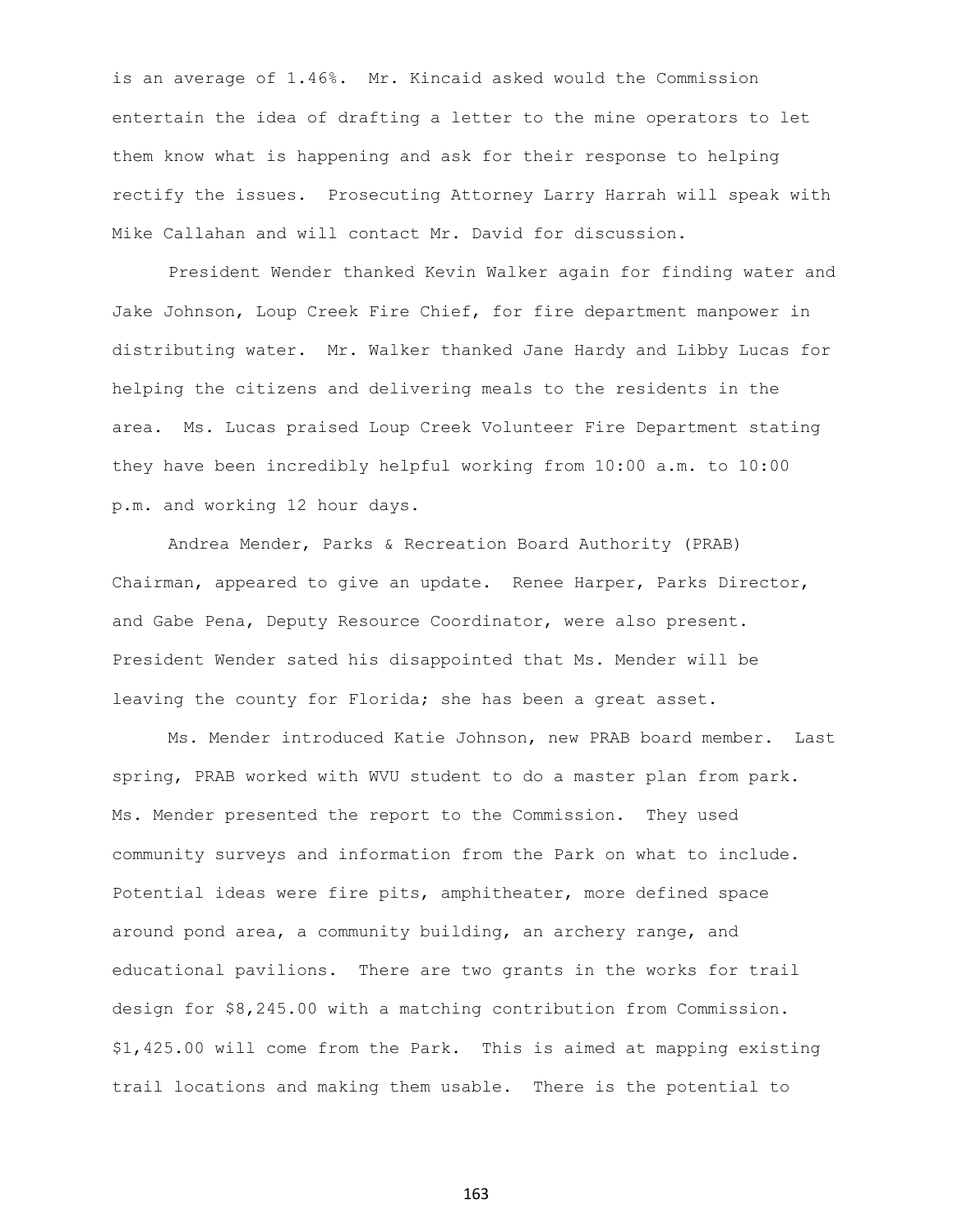is an average of 1.46%. Mr. Kincaid asked would the Commission entertain the idea of drafting a letter to the mine operators to let them know what is happening and ask for their response to helping rectify the issues. Prosecuting Attorney Larry Harrah will speak with Mike Callahan and will contact Mr. David for discussion.

President Wender thanked Kevin Walker again for finding water and Jake Johnson, Loup Creek Fire Chief, for fire department manpower in distributing water. Mr. Walker thanked Jane Hardy and Libby Lucas for helping the citizens and delivering meals to the residents in the area. Ms. Lucas praised Loup Creek Volunteer Fire Department stating they have been incredibly helpful working from 10:00 a.m. to 10:00 p.m. and working 12 hour days.

Andrea Mender, Parks & Recreation Board Authority (PRAB) Chairman, appeared to give an update. Renee Harper, Parks Director, and Gabe Pena, Deputy Resource Coordinator, were also present. President Wender sated his disappointed that Ms. Mender will be leaving the county for Florida; she has been a great asset.

Ms. Mender introduced Katie Johnson, new PRAB board member. Last spring, PRAB worked with WVU student to do a master plan from park. Ms. Mender presented the report to the Commission. They used community surveys and information from the Park on what to include. Potential ideas were fire pits, amphitheater, more defined space around pond area, a community building, an archery range, and educational pavilions. There are two grants in the works for trail design for $8,245.00 with a matching contribution from Commission. $1,425.00 will come from the Park. This is aimed at mapping existing trail locations and making them usable. There is the potential to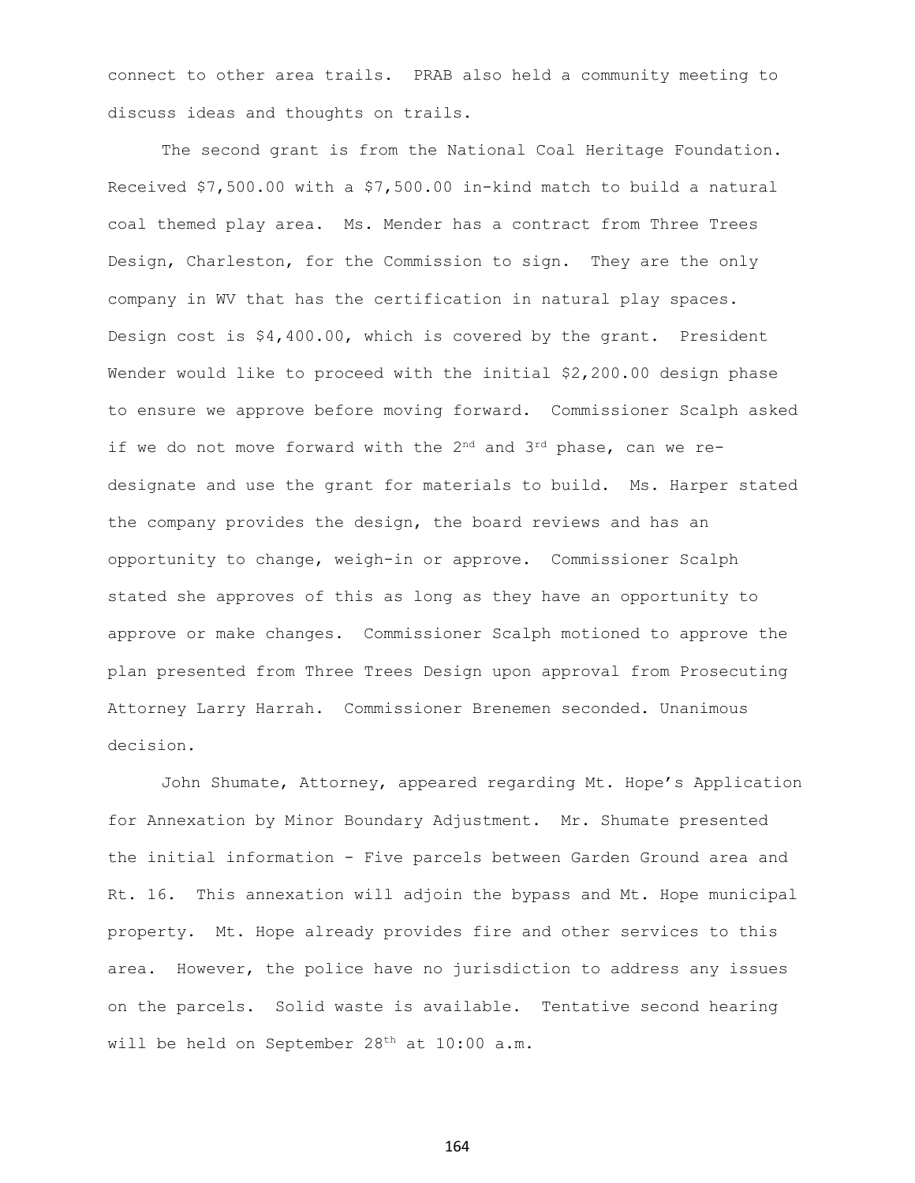connect to other area trails. PRAB also held a community meeting to discuss ideas and thoughts on trails.

The second grant is from the National Coal Heritage Foundation. Received $7,500.00 with a $7,500.00 in-kind match to build a natural coal themed play area. Ms. Mender has a contract from Three Trees Design, Charleston, for the Commission to sign. They are the only company in WV that has the certification in natural play spaces. Design cost is $4,400.00, which is covered by the grant. President Wender would like to proceed with the initial $2,200.00 design phase to ensure we approve before moving forward. Commissioner Scalph asked if we do not move forward with the 2nd and 3rd phase, can we re-designate and use the grant for materials to build. Ms. Harper stated the company provides the design, the board reviews and has an opportunity to change, weigh-in or approve. Commissioner Scalph stated she approves of this as long as they have an opportunity to approve or make changes. Commissioner Scalph motioned to approve the plan presented from Three Trees Design upon approval from Prosecuting Attorney Larry Harrah. Commissioner Brenemen seconded. Unanimous decision.

John Shumate, Attorney, appeared regarding Mt. Hope's Application for Annexation by Minor Boundary Adjustment. Mr. Shumate presented the initial information - Five parcels between Garden Ground area and Rt. 16. This annexation will adjoin the bypass and Mt. Hope municipal property. Mt. Hope already provides fire and other services to this area. However, the police have no jurisdiction to address any issues on the parcels. Solid waste is available. Tentative second hearing will be held on September 28th at 10:00 a.m.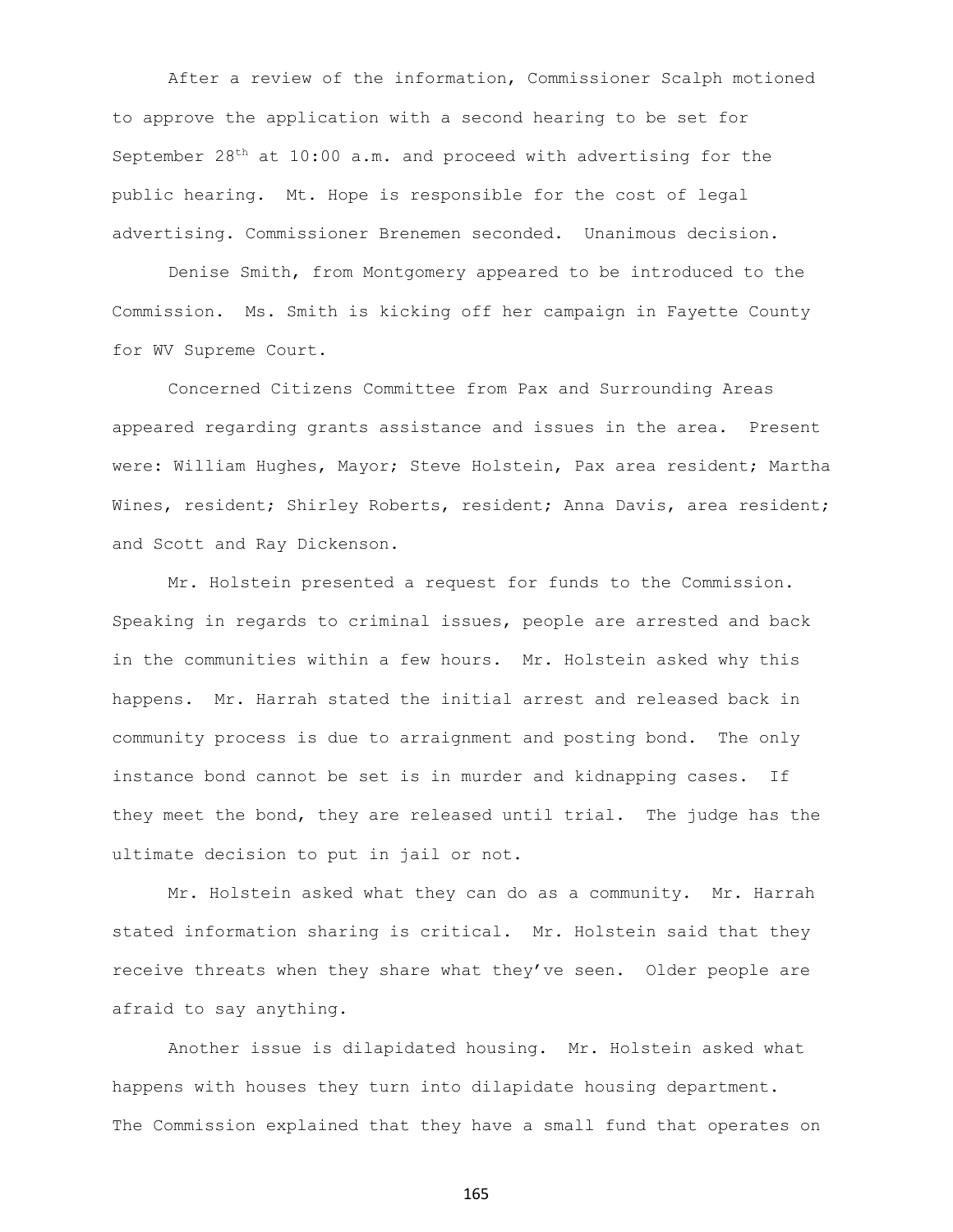After a review of the information, Commissioner Scalph motioned to approve the application with a second hearing to be set for September 28th at 10:00 a.m. and proceed with advertising for the public hearing. Mt. Hope is responsible for the cost of legal advertising. Commissioner Brenemen seconded. Unanimous decision.

Denise Smith, from Montgomery appeared to be introduced to the Commission. Ms. Smith is kicking off her campaign in Fayette County for WV Supreme Court.

Concerned Citizens Committee from Pax and Surrounding Areas appeared regarding grants assistance and issues in the area. Present were: William Hughes, Mayor; Steve Holstein, Pax area resident; Martha Wines, resident; Shirley Roberts, resident; Anna Davis, area resident; and Scott and Ray Dickenson.

Mr. Holstein presented a request for funds to the Commission. Speaking in regards to criminal issues, people are arrested and back in the communities within a few hours. Mr. Holstein asked why this happens. Mr. Harrah stated the initial arrest and released back in community process is due to arraignment and posting bond. The only instance bond cannot be set is in murder and kidnapping cases. If they meet the bond, they are released until trial. The judge has the ultimate decision to put in jail or not.

Mr. Holstein asked what they can do as a community. Mr. Harrah stated information sharing is critical. Mr. Holstein said that they receive threats when they share what they've seen. Older people are afraid to say anything.

Another issue is dilapidated housing. Mr. Holstein asked what happens with houses they turn into dilapidate housing department. The Commission explained that they have a small fund that operates on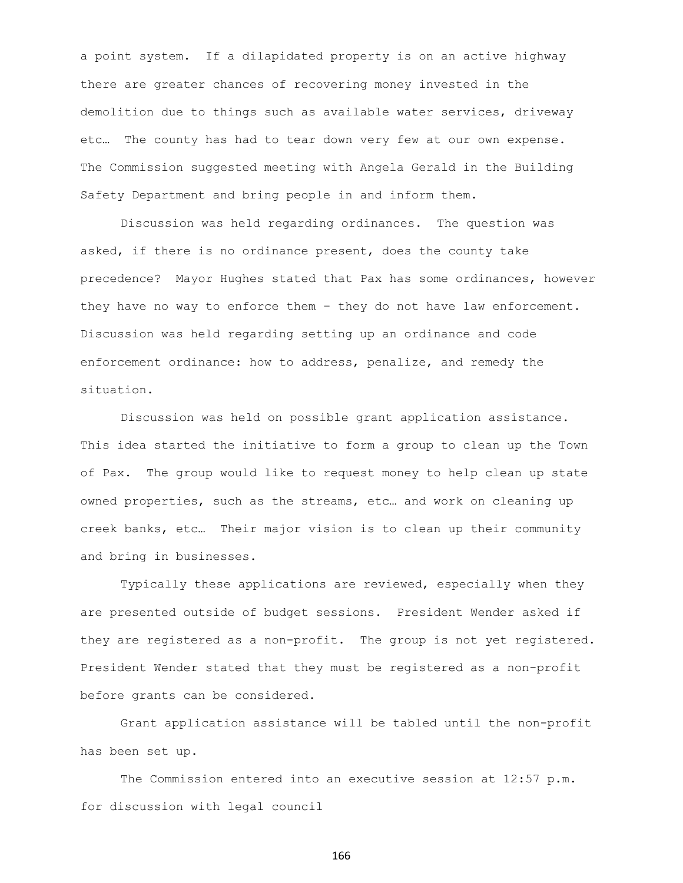a point system. If a dilapidated property is on an active highway there are greater chances of recovering money invested in the demolition due to things such as available water services, driveway etc… The county has had to tear down very few at our own expense. The Commission suggested meeting with Angela Gerald in the Building Safety Department and bring people in and inform them.

Discussion was held regarding ordinances. The question was asked, if there is no ordinance present, does the county take precedence? Mayor Hughes stated that Pax has some ordinances, however they have no way to enforce them – they do not have law enforcement. Discussion was held regarding setting up an ordinance and code enforcement ordinance: how to address, penalize, and remedy the situation.

Discussion was held on possible grant application assistance. This idea started the initiative to form a group to clean up the Town of Pax. The group would like to request money to help clean up state owned properties, such as the streams, etc… and work on cleaning up creek banks, etc… Their major vision is to clean up their community and bring in businesses.

Typically these applications are reviewed, especially when they are presented outside of budget sessions. President Wender asked if they are registered as a non-profit. The group is not yet registered. President Wender stated that they must be registered as a non-profit before grants can be considered.

Grant application assistance will be tabled until the non-profit has been set up.

The Commission entered into an executive session at 12:57 p.m. for discussion with legal council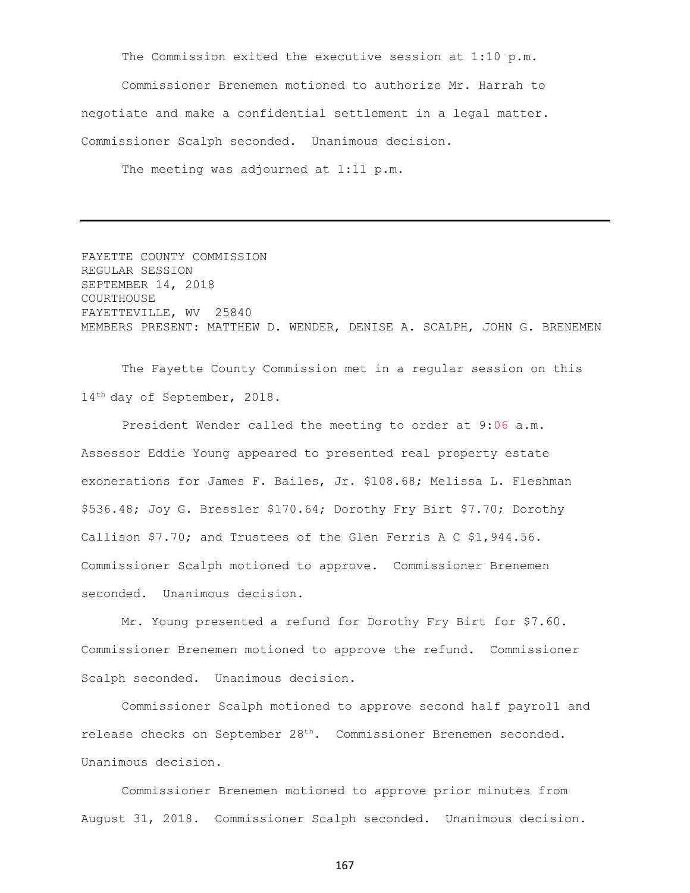The Commission exited the executive session at 1:10 p.m.

Commissioner Brenemen motioned to authorize Mr. Harrah to negotiate and make a confidential settlement in a legal matter. Commissioner Scalph seconded. Unanimous decision.

The meeting was adjourned at 1:11 p.m.

---

FAYETTE COUNTY COMMISSION
REGULAR SESSION
SEPTEMBER 14, 2018
COURTHOUSE
FAYETTEVILLE, WV 25840
MEMBERS PRESENT: MATTHEW D. WENDER, DENISE A. SCALPH, JOHN G. BRENEMEN

The Fayette County Commission met in a regular session on this 14th day of September, 2018.

President Wender called the meeting to order at 9:06 a.m. Assessor Eddie Young appeared to presented real property estate exonerations for James F. Bailes, Jr. $108.68; Melissa L. Fleshman $536.48; Joy G. Bressler $170.64; Dorothy Fry Birt $7.70; Dorothy Callison $7.70; and Trustees of the Glen Ferris A C $1,944.56. Commissioner Scalph motioned to approve. Commissioner Brenemen seconded. Unanimous decision.

Mr. Young presented a refund for Dorothy Fry Birt for $7.60. Commissioner Brenemen motioned to approve the refund. Commissioner Scalph seconded. Unanimous decision.

Commissioner Scalph motioned to approve second half payroll and release checks on September 28th. Commissioner Brenemen seconded. Unanimous decision.

Commissioner Brenemen motioned to approve prior minutes from August 31, 2018. Commissioner Scalph seconded. Unanimous decision.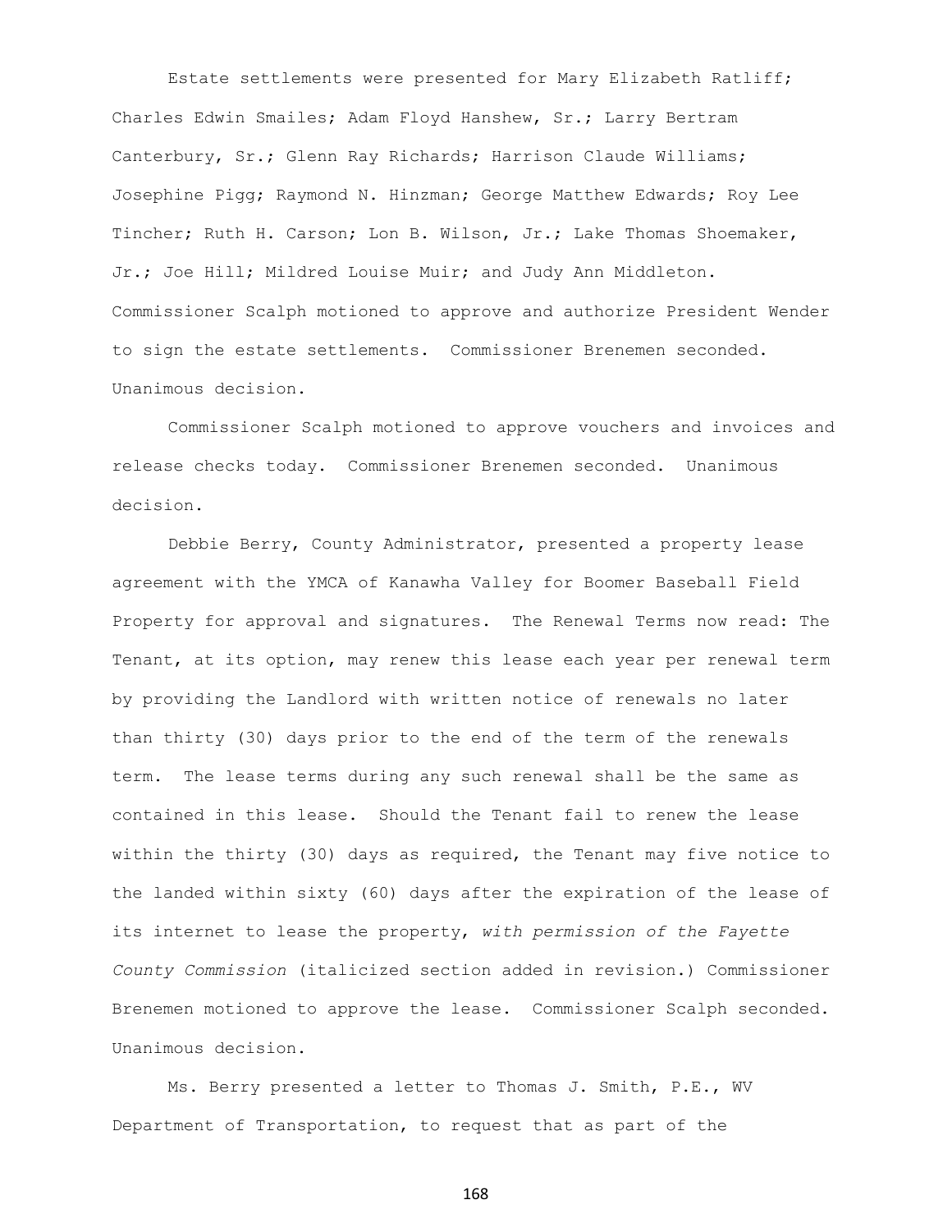Estate settlements were presented for Mary Elizabeth Ratliff; Charles Edwin Smailes; Adam Floyd Hanshew, Sr.; Larry Bertram Canterbury, Sr.; Glenn Ray Richards; Harrison Claude Williams; Josephine Pigg; Raymond N. Hinzman; George Matthew Edwards; Roy Lee Tincher; Ruth H. Carson; Lon B. Wilson, Jr.; Lake Thomas Shoemaker, Jr.; Joe Hill; Mildred Louise Muir; and Judy Ann Middleton. Commissioner Scalph motioned to approve and authorize President Wender to sign the estate settlements. Commissioner Brenemen seconded. Unanimous decision.

Commissioner Scalph motioned to approve vouchers and invoices and release checks today. Commissioner Brenemen seconded. Unanimous decision.

Debbie Berry, County Administrator, presented a property lease agreement with the YMCA of Kanawha Valley for Boomer Baseball Field Property for approval and signatures. The Renewal Terms now read: The Tenant, at its option, may renew this lease each year per renewal term by providing the Landlord with written notice of renewals no later than thirty (30) days prior to the end of the term of the renewals term. The lease terms during any such renewal shall be the same as contained in this lease. Should the Tenant fail to renew the lease within the thirty (30) days as required, the Tenant may five notice to the landed within sixty (60) days after the expiration of the lease of its internet to lease the property, *with permission of the Fayette County Commission* (italicized section added in revision.) Commissioner Brenemen motioned to approve the lease. Commissioner Scalph seconded. Unanimous decision.

Ms. Berry presented a letter to Thomas J. Smith, P.E., WV Department of Transportation, to request that as part of the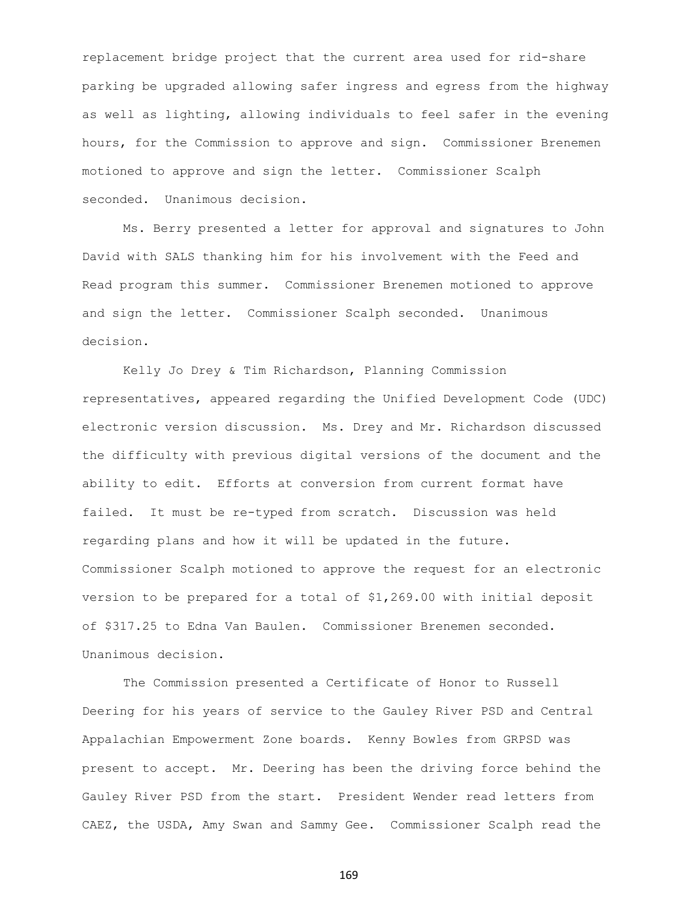replacement bridge project that the current area used for rid-share parking be upgraded allowing safer ingress and egress from the highway as well as lighting, allowing individuals to feel safer in the evening hours, for the Commission to approve and sign. Commissioner Brenemen motioned to approve and sign the letter. Commissioner Scalph seconded. Unanimous decision.

Ms. Berry presented a letter for approval and signatures to John David with SALS thanking him for his involvement with the Feed and Read program this summer. Commissioner Brenemen motioned to approve and sign the letter. Commissioner Scalph seconded. Unanimous decision.

Kelly Jo Drey & Tim Richardson, Planning Commission representatives, appeared regarding the Unified Development Code (UDC) electronic version discussion. Ms. Drey and Mr. Richardson discussed the difficulty with previous digital versions of the document and the ability to edit. Efforts at conversion from current format have failed. It must be re-typed from scratch. Discussion was held regarding plans and how it will be updated in the future. Commissioner Scalph motioned to approve the request for an electronic version to be prepared for a total of $1,269.00 with initial deposit of $317.25 to Edna Van Baulen. Commissioner Brenemen seconded. Unanimous decision.

The Commission presented a Certificate of Honor to Russell Deering for his years of service to the Gauley River PSD and Central Appalachian Empowerment Zone boards. Kenny Bowles from GRPSD was present to accept. Mr. Deering has been the driving force behind the Gauley River PSD from the start. President Wender read letters from CAEZ, the USDA, Amy Swan and Sammy Gee. Commissioner Scalph read the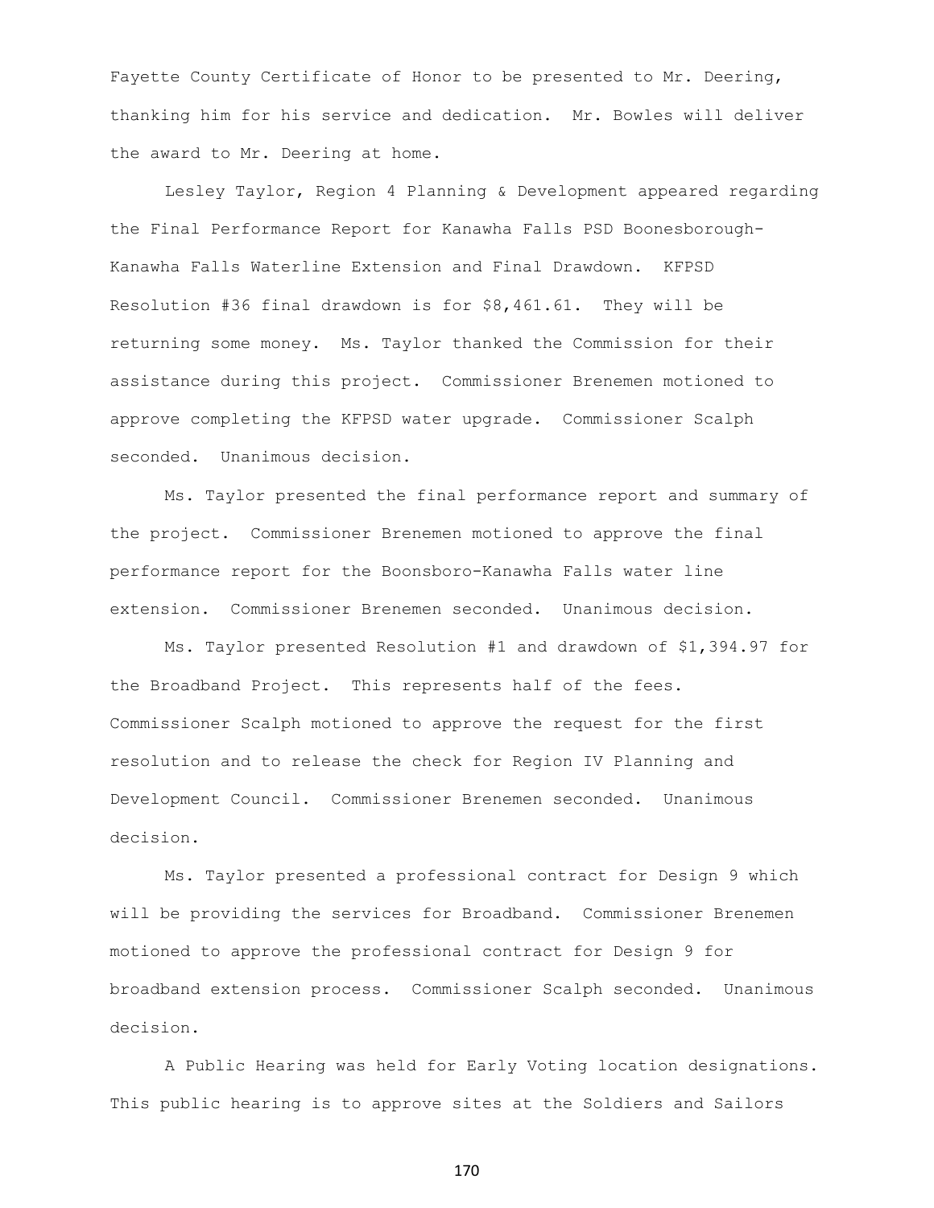Fayette County Certificate of Honor to be presented to Mr. Deering, thanking him for his service and dedication. Mr. Bowles will deliver the award to Mr. Deering at home.

Lesley Taylor, Region 4 Planning & Development appeared regarding the Final Performance Report for Kanawha Falls PSD Boonesborough-Kanawha Falls Waterline Extension and Final Drawdown. KFPSD Resolution #36 final drawdown is for $8,461.61. They will be returning some money. Ms. Taylor thanked the Commission for their assistance during this project. Commissioner Brenemen motioned to approve completing the KFPSD water upgrade. Commissioner Scalph seconded. Unanimous decision.

Ms. Taylor presented the final performance report and summary of the project. Commissioner Brenemen motioned to approve the final performance report for the Boonsboro-Kanawha Falls water line extension. Commissioner Brenemen seconded. Unanimous decision.

Ms. Taylor presented Resolution #1 and drawdown of $1,394.97 for the Broadband Project. This represents half of the fees. Commissioner Scalph motioned to approve the request for the first resolution and to release the check for Region IV Planning and Development Council. Commissioner Brenemen seconded. Unanimous decision.

Ms. Taylor presented a professional contract for Design 9 which will be providing the services for Broadband. Commissioner Brenemen motioned to approve the professional contract for Design 9 for broadband extension process. Commissioner Scalph seconded. Unanimous decision.

A Public Hearing was held for Early Voting location designations. This public hearing is to approve sites at the Soldiers and Sailors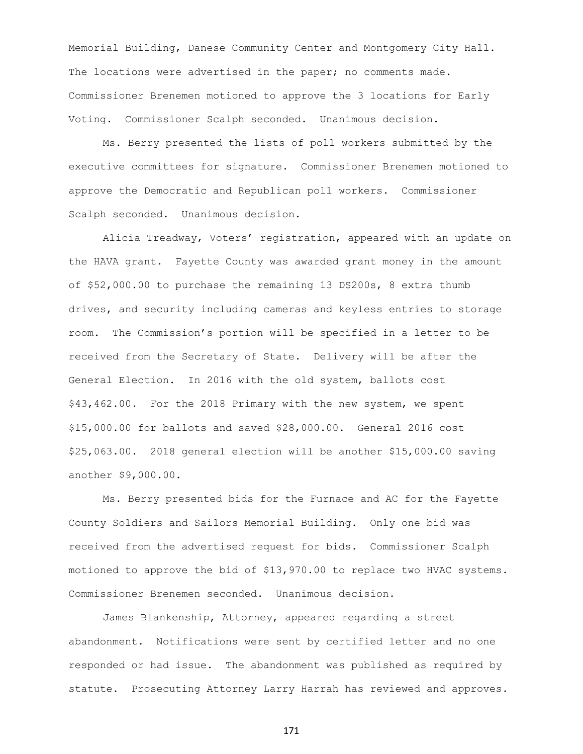Memorial Building, Danese Community Center and Montgomery City Hall. The locations were advertised in the paper; no comments made. Commissioner Brenemen motioned to approve the 3 locations for Early Voting. Commissioner Scalph seconded. Unanimous decision.

Ms. Berry presented the lists of poll workers submitted by the executive committees for signature. Commissioner Brenemen motioned to approve the Democratic and Republican poll workers. Commissioner Scalph seconded. Unanimous decision.

Alicia Treadway, Voters' registration, appeared with an update on the HAVA grant. Fayette County was awarded grant money in the amount of $52,000.00 to purchase the remaining 13 DS200s, 8 extra thumb drives, and security including cameras and keyless entries to storage room. The Commission's portion will be specified in a letter to be received from the Secretary of State. Delivery will be after the General Election. In 2016 with the old system, ballots cost $43,462.00. For the 2018 Primary with the new system, we spent $15,000.00 for ballots and saved $28,000.00. General 2016 cost $25,063.00. 2018 general election will be another $15,000.00 saving another $9,000.00.

Ms. Berry presented bids for the Furnace and AC for the Fayette County Soldiers and Sailors Memorial Building. Only one bid was received from the advertised request for bids. Commissioner Scalph motioned to approve the bid of $13,970.00 to replace two HVAC systems. Commissioner Brenemen seconded. Unanimous decision.

James Blankenship, Attorney, appeared regarding a street abandonment. Notifications were sent by certified letter and no one responded or had issue. The abandonment was published as required by statute. Prosecuting Attorney Larry Harrah has reviewed and approves.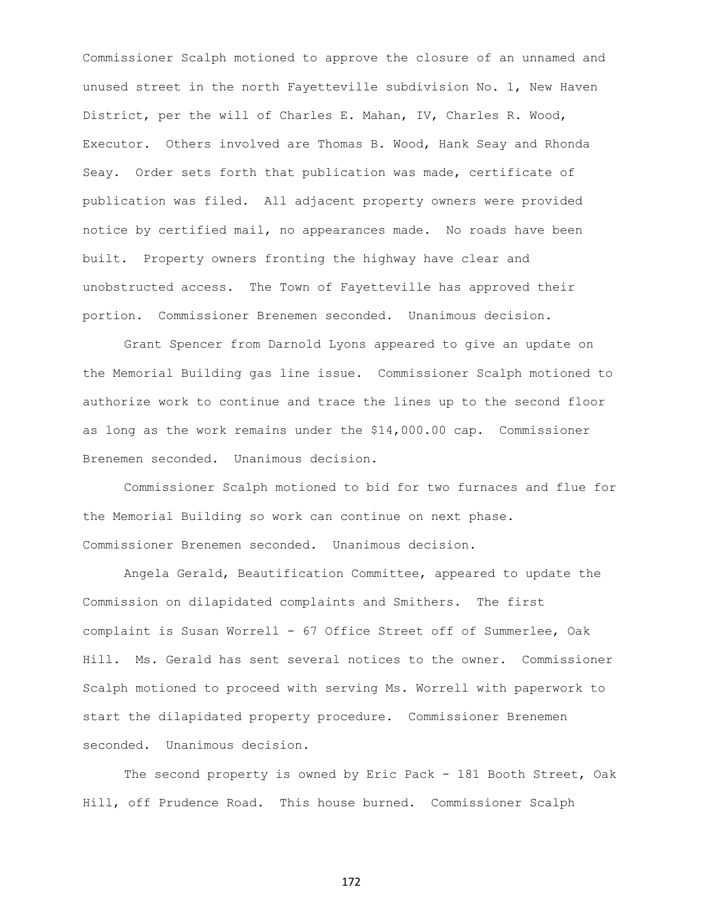Commissioner Scalph motioned to approve the closure of an unnamed and unused street in the north Fayetteville subdivision No. 1, New Haven District, per the will of Charles E. Mahan, IV, Charles R. Wood, Executor. Others involved are Thomas B. Wood, Hank Seay and Rhonda Seay. Order sets forth that publication was made, certificate of publication was filed. All adjacent property owners were provided notice by certified mail, no appearances made. No roads have been built. Property owners fronting the highway have clear and unobstructed access. The Town of Fayetteville has approved their portion. Commissioner Brenemen seconded. Unanimous decision.

Grant Spencer from Darnold Lyons appeared to give an update on the Memorial Building gas line issue. Commissioner Scalph motioned to authorize work to continue and trace the lines up to the second floor as long as the work remains under the $14,000.00 cap. Commissioner Brenemen seconded. Unanimous decision.

Commissioner Scalph motioned to bid for two furnaces and flue for the Memorial Building so work can continue on next phase. Commissioner Brenemen seconded. Unanimous decision.

Angela Gerald, Beautification Committee, appeared to update the Commission on dilapidated complaints and Smithers. The first complaint is Susan Worrell - 67 Office Street off of Summerlee, Oak Hill. Ms. Gerald has sent several notices to the owner. Commissioner Scalph motioned to proceed with serving Ms. Worrell with paperwork to start the dilapidated property procedure. Commissioner Brenemen seconded. Unanimous decision.

The second property is owned by Eric Pack - 181 Booth Street, Oak Hill, off Prudence Road. This house burned. Commissioner Scalph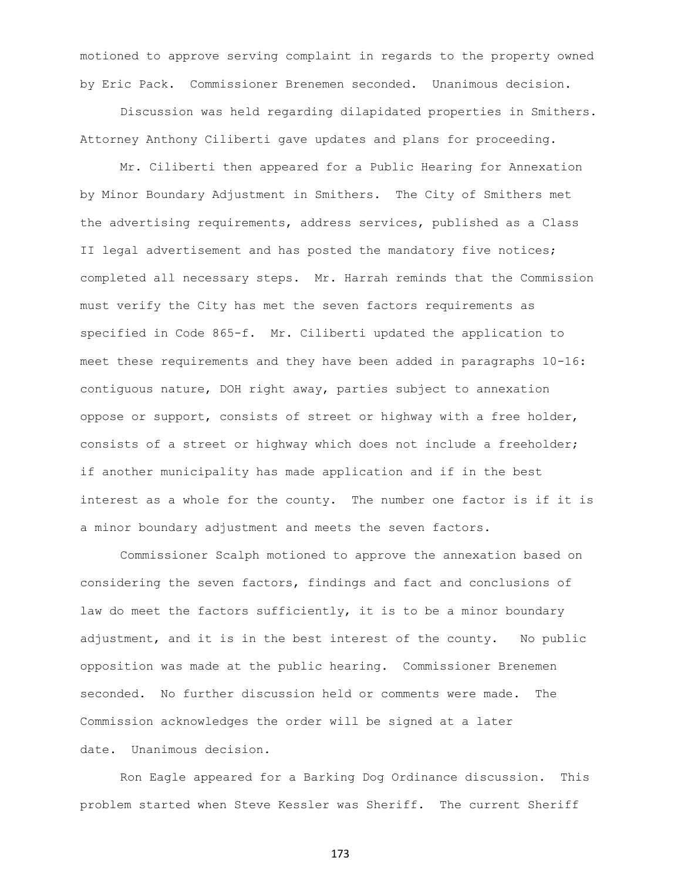motioned to approve serving complaint in regards to the property owned by Eric Pack. Commissioner Brenemen seconded. Unanimous decision.

Discussion was held regarding dilapidated properties in Smithers. Attorney Anthony Ciliberti gave updates and plans for proceeding.

Mr. Ciliberti then appeared for a Public Hearing for Annexation by Minor Boundary Adjustment in Smithers. The City of Smithers met the advertising requirements, address services, published as a Class II legal advertisement and has posted the mandatory five notices; completed all necessary steps. Mr. Harrah reminds that the Commission must verify the City has met the seven factors requirements as specified in Code 865-f. Mr. Ciliberti updated the application to meet these requirements and they have been added in paragraphs 10-16: contiguous nature, DOH right away, parties subject to annexation oppose or support, consists of street or highway with a free holder, consists of a street or highway which does not include a freeholder; if another municipality has made application and if in the best interest as a whole for the county. The number one factor is if it is a minor boundary adjustment and meets the seven factors.

Commissioner Scalph motioned to approve the annexation based on considering the seven factors, findings and fact and conclusions of law do meet the factors sufficiently, it is to be a minor boundary adjustment, and it is in the best interest of the county. No public opposition was made at the public hearing. Commissioner Brenemen seconded. No further discussion held or comments were made. The Commission acknowledges the order will be signed at a later date. Unanimous decision.

Ron Eagle appeared for a Barking Dog Ordinance discussion. This problem started when Steve Kessler was Sheriff. The current Sheriff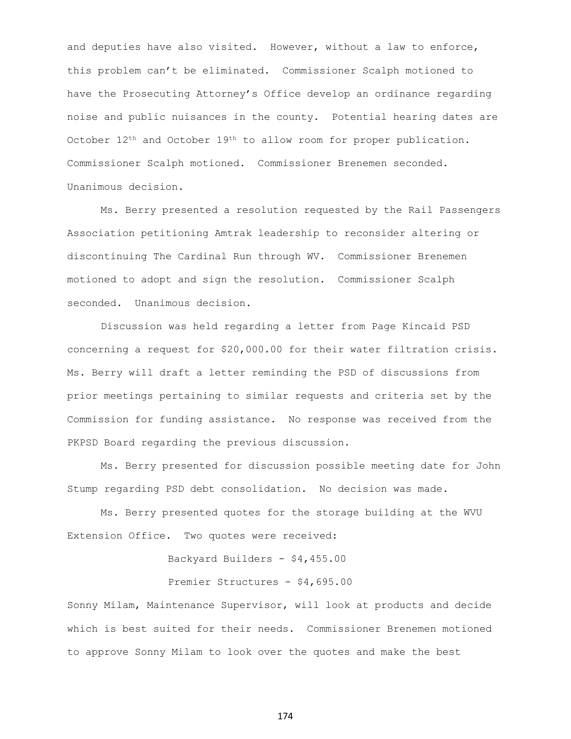and deputies have also visited. However, without a law to enforce, this problem can't be eliminated. Commissioner Scalph motioned to have the Prosecuting Attorney's Office develop an ordinance regarding noise and public nuisances in the county. Potential hearing dates are October 12th and October 19th to allow room for proper publication. Commissioner Scalph motioned. Commissioner Brenemen seconded. Unanimous decision.

Ms. Berry presented a resolution requested by the Rail Passengers Association petitioning Amtrak leadership to reconsider altering or discontinuing The Cardinal Run through WV. Commissioner Brenemen motioned to adopt and sign the resolution. Commissioner Scalph seconded. Unanimous decision.

Discussion was held regarding a letter from Page Kincaid PSD concerning a request for $20,000.00 for their water filtration crisis. Ms. Berry will draft a letter reminding the PSD of discussions from prior meetings pertaining to similar requests and criteria set by the Commission for funding assistance. No response was received from the PKPSD Board regarding the previous discussion.

Ms. Berry presented for discussion possible meeting date for John Stump regarding PSD debt consolidation. No decision was made.

Ms. Berry presented quotes for the storage building at the WVU Extension Office. Two quotes were received:

Backyard Builders - $4,455.00

Premier Structures - $4,695.00

Sonny Milam, Maintenance Supervisor, will look at products and decide which is best suited for their needs. Commissioner Brenemen motioned to approve Sonny Milam to look over the quotes and make the best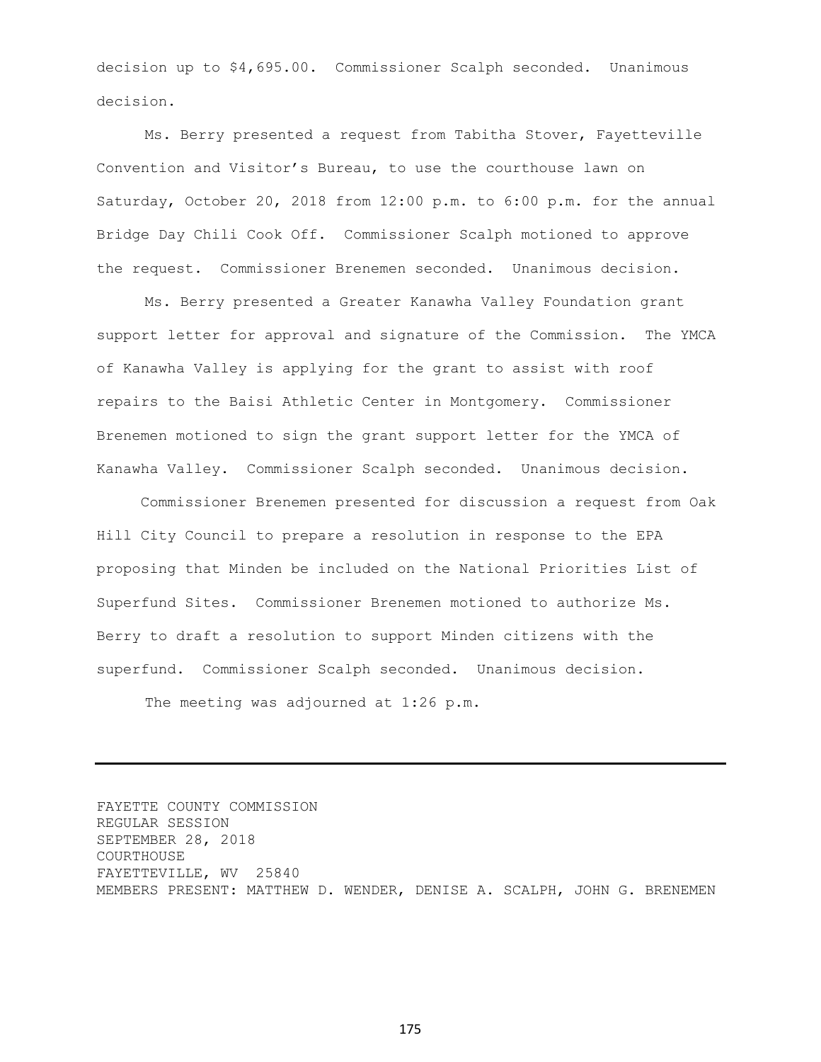decision up to $4,695.00. Commissioner Scalph seconded. Unanimous decision.

Ms. Berry presented a request from Tabitha Stover, Fayetteville Convention and Visitor's Bureau, to use the courthouse lawn on Saturday, October 20, 2018 from 12:00 p.m. to 6:00 p.m. for the annual Bridge Day Chili Cook Off. Commissioner Scalph motioned to approve the request. Commissioner Brenemen seconded. Unanimous decision.

Ms. Berry presented a Greater Kanawha Valley Foundation grant support letter for approval and signature of the Commission. The YMCA of Kanawha Valley is applying for the grant to assist with roof repairs to the Baisi Athletic Center in Montgomery. Commissioner Brenemen motioned to sign the grant support letter for the YMCA of Kanawha Valley. Commissioner Scalph seconded. Unanimous decision.

Commissioner Brenemen presented for discussion a request from Oak Hill City Council to prepare a resolution in response to the EPA proposing that Minden be included on the National Priorities List of Superfund Sites. Commissioner Brenemen motioned to authorize Ms. Berry to draft a resolution to support Minden citizens with the superfund. Commissioner Scalph seconded. Unanimous decision.

The meeting was adjourned at 1:26 p.m.

---

FAYETTE COUNTY COMMISSION
REGULAR SESSION
SEPTEMBER 28, 2018
COURTHOUSE
FAYETTEVILLE, WV 25840
MEMBERS PRESENT: MATTHEW D. WENDER, DENISE A. SCALPH, JOHN G. BRENEMEN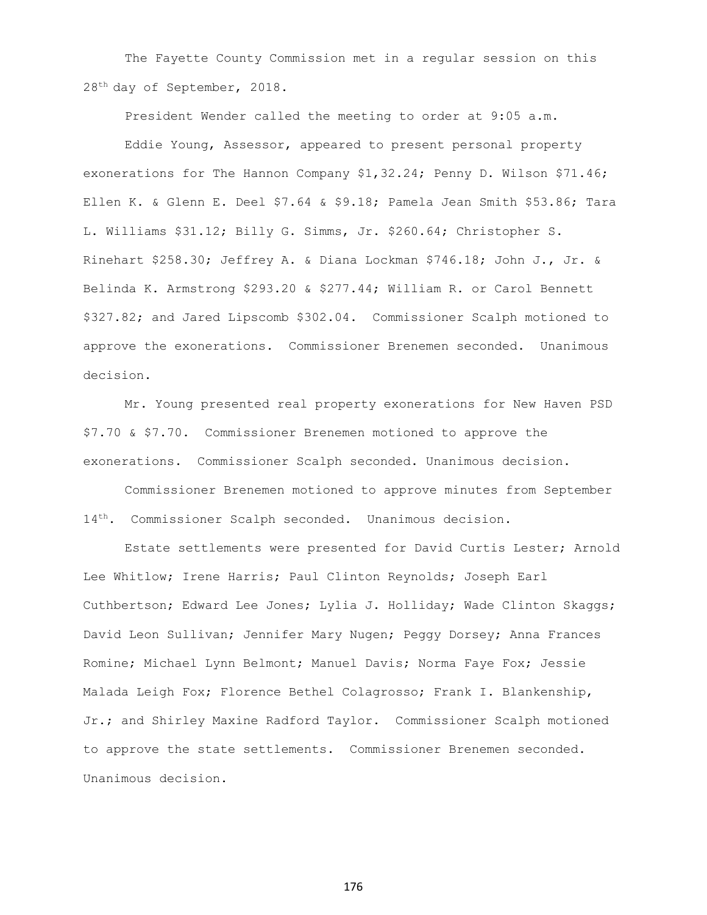The Fayette County Commission met in a regular session on this 28th day of September, 2018.

President Wender called the meeting to order at 9:05 a.m.

Eddie Young, Assessor, appeared to present personal property exonerations for The Hannon Company $1,32.24; Penny D. Wilson $71.46; Ellen K. & Glenn E. Deel $7.64 & $9.18; Pamela Jean Smith $53.86; Tara L. Williams $31.12; Billy G. Simms, Jr. $260.64; Christopher S. Rinehart $258.30; Jeffrey A. & Diana Lockman $746.18; John J., Jr. & Belinda K. Armstrong $293.20 & $277.44; William R. or Carol Bennett $327.82; and Jared Lipscomb $302.04. Commissioner Scalph motioned to approve the exonerations. Commissioner Brenemen seconded. Unanimous decision.

Mr. Young presented real property exonerations for New Haven PSD $7.70 & $7.70. Commissioner Brenemen motioned to approve the exonerations. Commissioner Scalph seconded. Unanimous decision.

Commissioner Brenemen motioned to approve minutes from September 14th. Commissioner Scalph seconded. Unanimous decision.

Estate settlements were presented for David Curtis Lester; Arnold Lee Whitlow; Irene Harris; Paul Clinton Reynolds; Joseph Earl Cuthbertson; Edward Lee Jones; Lylia J. Holliday; Wade Clinton Skaggs; David Leon Sullivan; Jennifer Mary Nugen; Peggy Dorsey; Anna Frances Romine; Michael Lynn Belmont; Manuel Davis; Norma Faye Fox; Jessie Malada Leigh Fox; Florence Bethel Colagrosso; Frank I. Blankenship, Jr.; and Shirley Maxine Radford Taylor. Commissioner Scalph motioned to approve the state settlements. Commissioner Brenemen seconded. Unanimous decision.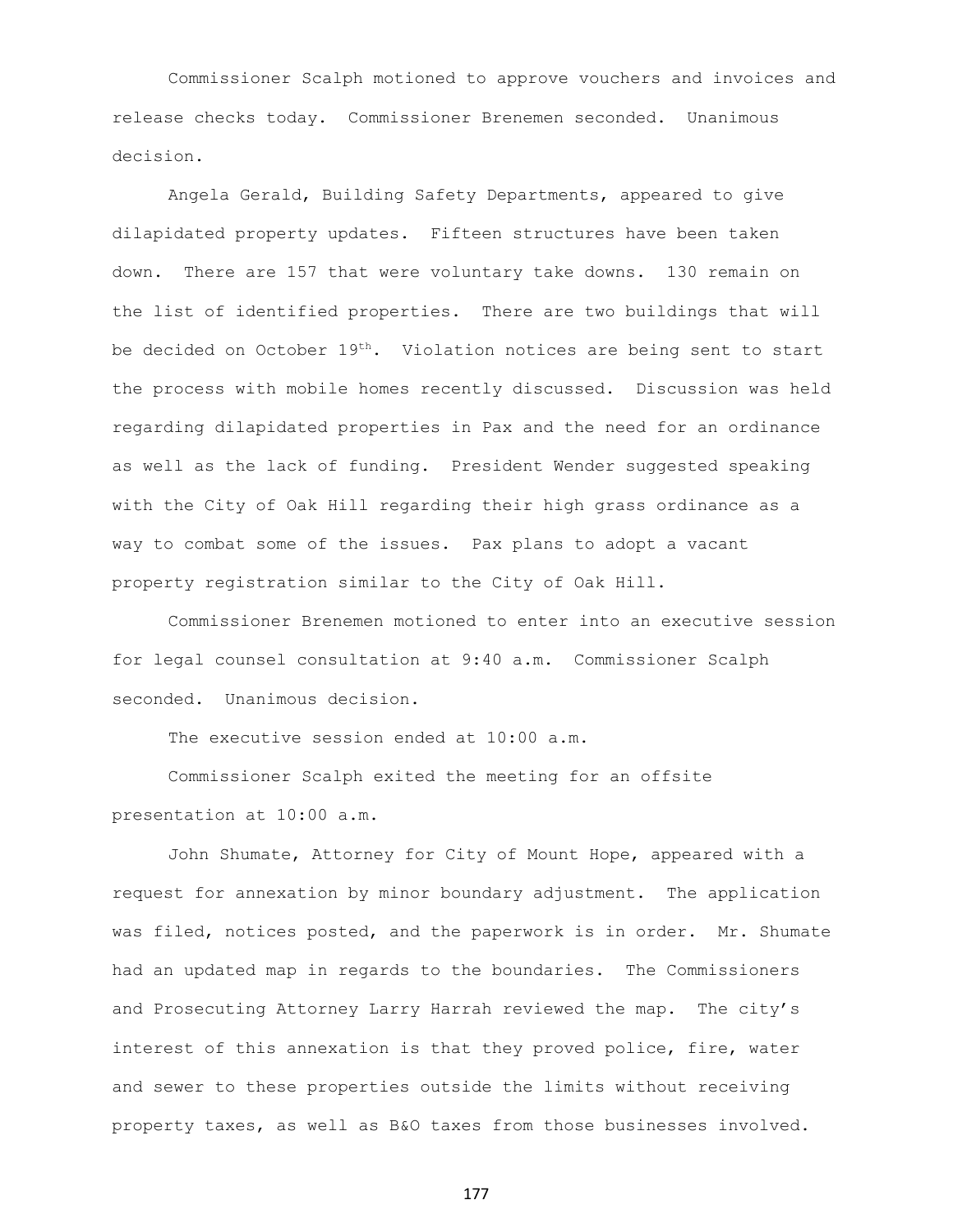Commissioner Scalph motioned to approve vouchers and invoices and release checks today. Commissioner Brenemen seconded. Unanimous decision.

Angela Gerald, Building Safety Departments, appeared to give dilapidated property updates. Fifteen structures have been taken down. There are 157 that were voluntary take downs. 130 remain on the list of identified properties. There are two buildings that will be decided on October 19th. Violation notices are being sent to start the process with mobile homes recently discussed. Discussion was held regarding dilapidated properties in Pax and the need for an ordinance as well as the lack of funding. President Wender suggested speaking with the City of Oak Hill regarding their high grass ordinance as a way to combat some of the issues. Pax plans to adopt a vacant property registration similar to the City of Oak Hill.

Commissioner Brenemen motioned to enter into an executive session for legal counsel consultation at 9:40 a.m. Commissioner Scalph seconded. Unanimous decision.

The executive session ended at 10:00 a.m.

Commissioner Scalph exited the meeting for an offsite presentation at 10:00 a.m.

John Shumate, Attorney for City of Mount Hope, appeared with a request for annexation by minor boundary adjustment. The application was filed, notices posted, and the paperwork is in order. Mr. Shumate had an updated map in regards to the boundaries. The Commissioners and Prosecuting Attorney Larry Harrah reviewed the map. The city's interest of this annexation is that they proved police, fire, water and sewer to these properties outside the limits without receiving property taxes, as well as B&O taxes from those businesses involved.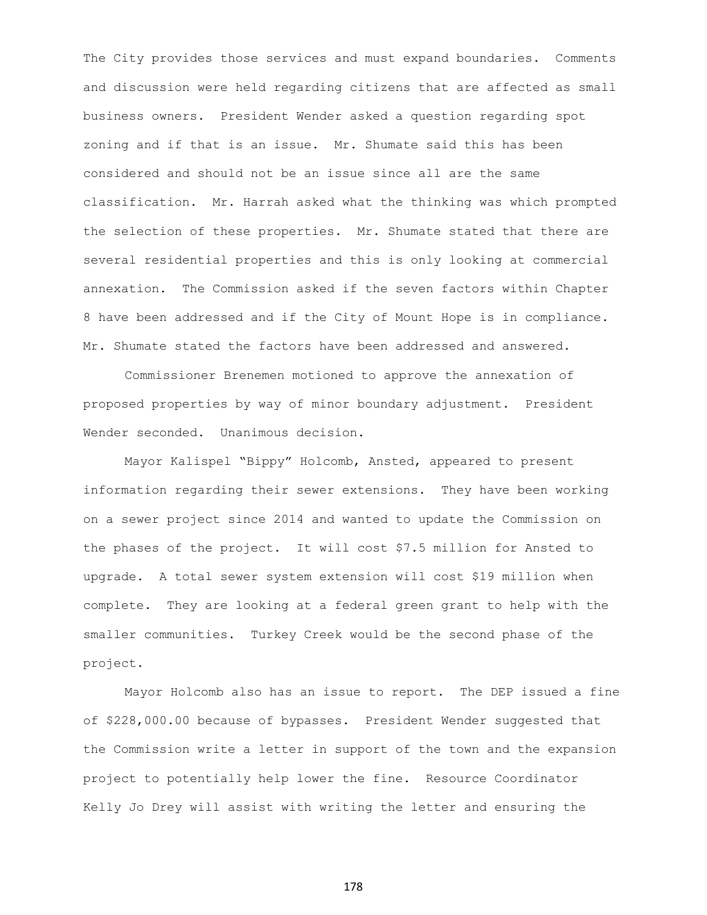The City provides those services and must expand boundaries. Comments and discussion were held regarding citizens that are affected as small business owners. President Wender asked a question regarding spot zoning and if that is an issue. Mr. Shumate said this has been considered and should not be an issue since all are the same classification. Mr. Harrah asked what the thinking was which prompted the selection of these properties. Mr. Shumate stated that there are several residential properties and this is only looking at commercial annexation. The Commission asked if the seven factors within Chapter 8 have been addressed and if the City of Mount Hope is in compliance. Mr. Shumate stated the factors have been addressed and answered.

Commissioner Brenemen motioned to approve the annexation of proposed properties by way of minor boundary adjustment. President Wender seconded. Unanimous decision.

Mayor Kalispel "Bippy" Holcomb, Ansted, appeared to present information regarding their sewer extensions. They have been working on a sewer project since 2014 and wanted to update the Commission on the phases of the project. It will cost $7.5 million for Ansted to upgrade. A total sewer system extension will cost $19 million when complete. They are looking at a federal green grant to help with the smaller communities. Turkey Creek would be the second phase of the project.

Mayor Holcomb also has an issue to report. The DEP issued a fine of $228,000.00 because of bypasses. President Wender suggested that the Commission write a letter in support of the town and the expansion project to potentially help lower the fine. Resource Coordinator Kelly Jo Drey will assist with writing the letter and ensuring the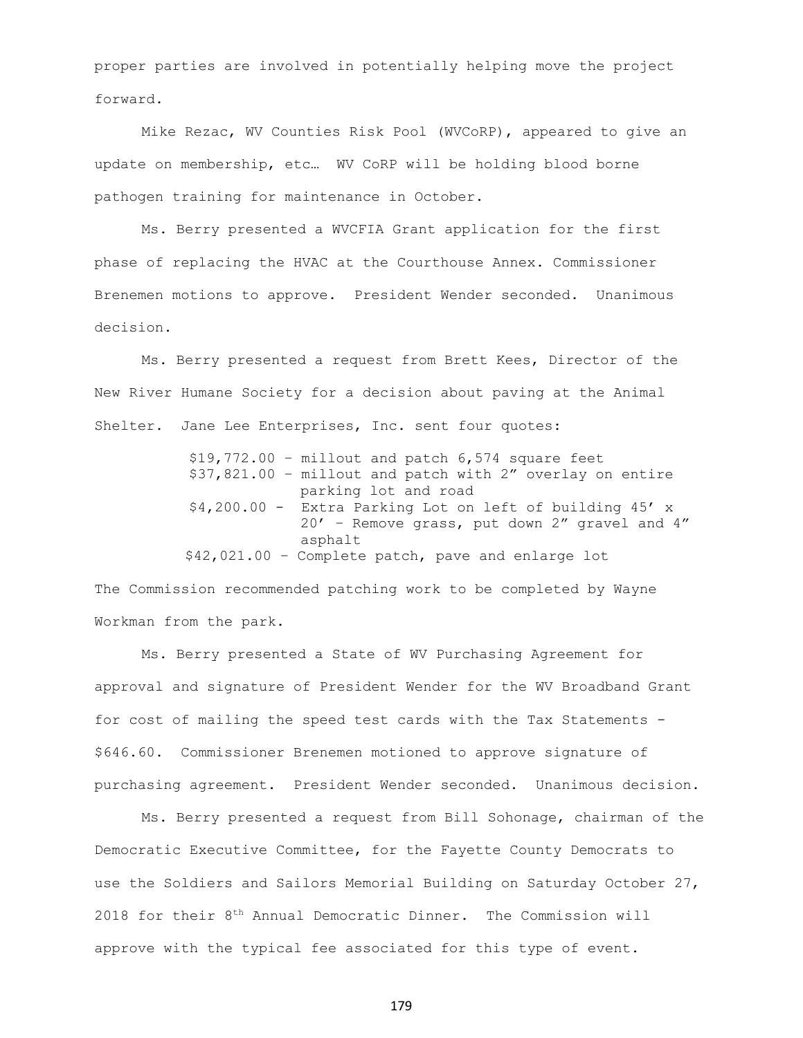proper parties are involved in potentially helping move the project forward.

Mike Rezac, WV Counties Risk Pool (WVCoRP), appeared to give an update on membership, etc… WV CoRP will be holding blood borne pathogen training for maintenance in October.

Ms. Berry presented a WVCFIA Grant application for the first phase of replacing the HVAC at the Courthouse Annex. Commissioner Brenemen motions to approve. President Wender seconded. Unanimous decision.

Ms. Berry presented a request from Brett Kees, Director of the New River Humane Society for a decision about paving at the Animal Shelter. Jane Lee Enterprises, Inc. sent four quotes:

- $19,772.00 – millout and patch 6,574 square feet
- $37,821.00 – millout and patch with 2" overlay on entire parking lot and road
- $4,200.00 - Extra Parking Lot on left of building 45' x 20' – Remove grass, put down 2" gravel and 4" asphalt
- $42,021.00 – Complete patch, pave and enlarge lot

The Commission recommended patching work to be completed by Wayne Workman from the park.

Ms. Berry presented a State of WV Purchasing Agreement for approval and signature of President Wender for the WV Broadband Grant for cost of mailing the speed test cards with the Tax Statements - $646.60. Commissioner Brenemen motioned to approve signature of purchasing agreement. President Wender seconded. Unanimous decision.

Ms. Berry presented a request from Bill Sohonage, chairman of the Democratic Executive Committee, for the Fayette County Democrats to use the Soldiers and Sailors Memorial Building on Saturday October 27, 2018 for their 8th Annual Democratic Dinner. The Commission will approve with the typical fee associated for this type of event.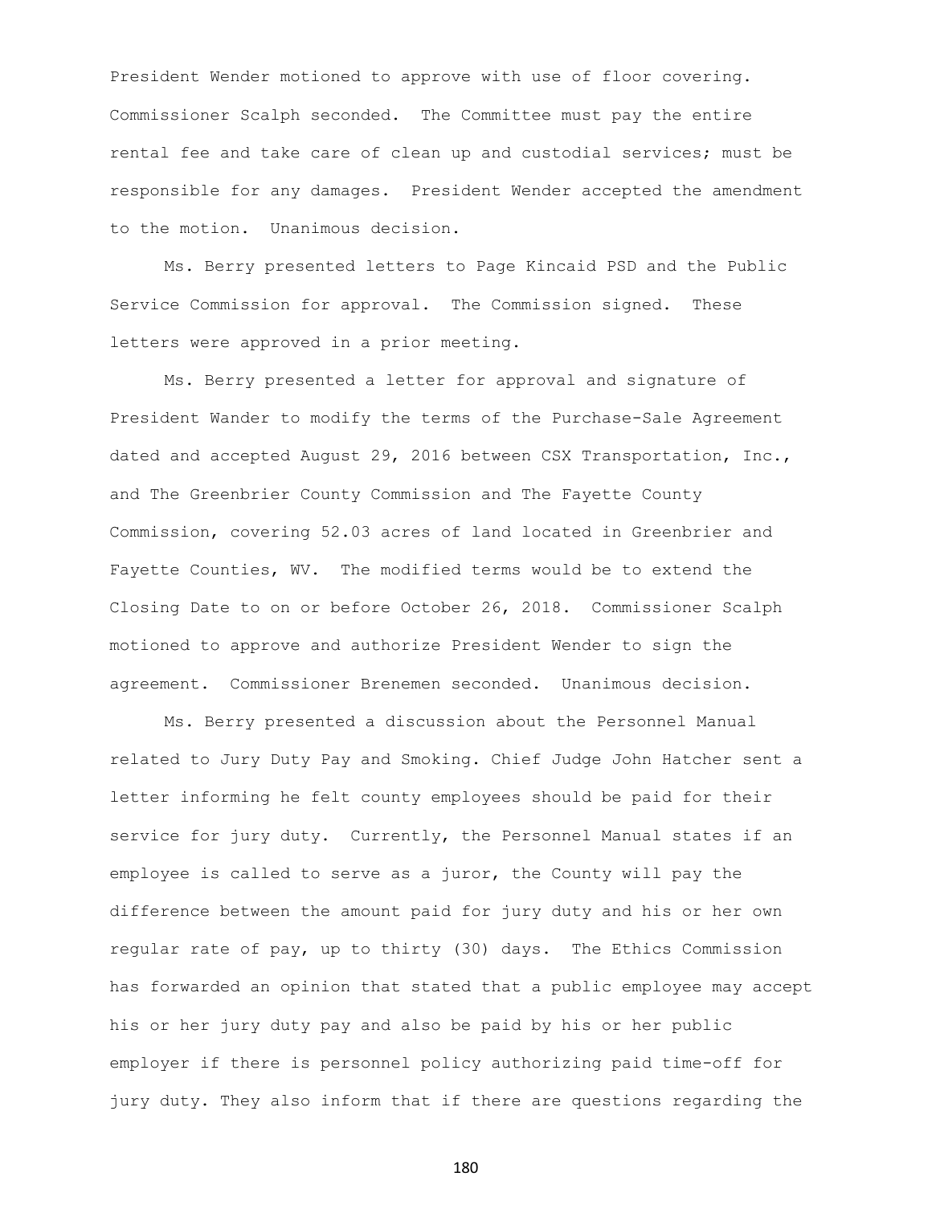President Wender motioned to approve with use of floor covering. Commissioner Scalph seconded. The Committee must pay the entire rental fee and take care of clean up and custodial services; must be responsible for any damages. President Wender accepted the amendment to the motion. Unanimous decision.

Ms. Berry presented letters to Page Kincaid PSD and the Public Service Commission for approval. The Commission signed. These letters were approved in a prior meeting.

Ms. Berry presented a letter for approval and signature of President Wander to modify the terms of the Purchase-Sale Agreement dated and accepted August 29, 2016 between CSX Transportation, Inc., and The Greenbrier County Commission and The Fayette County Commission, covering 52.03 acres of land located in Greenbrier and Fayette Counties, WV. The modified terms would be to extend the Closing Date to on or before October 26, 2018. Commissioner Scalph motioned to approve and authorize President Wender to sign the agreement. Commissioner Brenemen seconded. Unanimous decision.

Ms. Berry presented a discussion about the Personnel Manual related to Jury Duty Pay and Smoking. Chief Judge John Hatcher sent a letter informing he felt county employees should be paid for their service for jury duty. Currently, the Personnel Manual states if an employee is called to serve as a juror, the County will pay the difference between the amount paid for jury duty and his or her own regular rate of pay, up to thirty (30) days. The Ethics Commission has forwarded an opinion that stated that a public employee may accept his or her jury duty pay and also be paid by his or her public employer if there is personnel policy authorizing paid time-off for jury duty. They also inform that if there are questions regarding the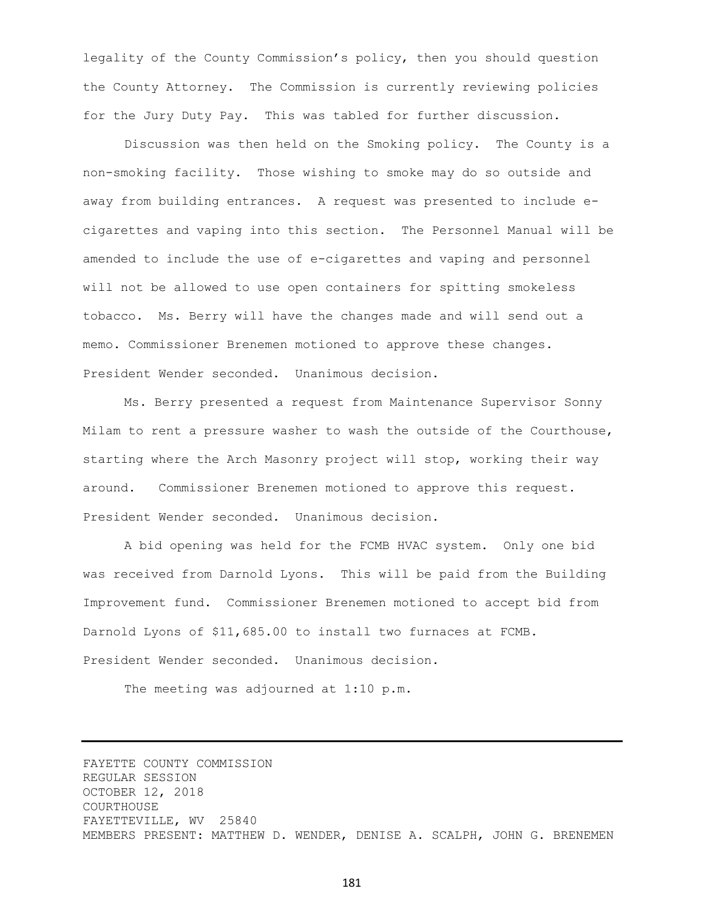legality of the County Commission's policy, then you should question the County Attorney. The Commission is currently reviewing policies for the Jury Duty Pay. This was tabled for further discussion.

Discussion was then held on the Smoking policy. The County is a non-smoking facility. Those wishing to smoke may do so outside and away from building entrances. A request was presented to include e-cigarettes and vaping into this section. The Personnel Manual will be amended to include the use of e-cigarettes and vaping and personnel will not be allowed to use open containers for spitting smokeless tobacco. Ms. Berry will have the changes made and will send out a memo. Commissioner Brenemen motioned to approve these changes. President Wender seconded. Unanimous decision.

Ms. Berry presented a request from Maintenance Supervisor Sonny Milam to rent a pressure washer to wash the outside of the Courthouse, starting where the Arch Masonry project will stop, working their way around. Commissioner Brenemen motioned to approve this request. President Wender seconded. Unanimous decision.

A bid opening was held for the FCMB HVAC system. Only one bid was received from Darnold Lyons. This will be paid from the Building Improvement fund. Commissioner Brenemen motioned to accept bid from Darnold Lyons of $11,685.00 to install two furnaces at FCMB. President Wender seconded. Unanimous decision.

The meeting was adjourned at 1:10 p.m.

---

FAYETTE COUNTY COMMISSION
REGULAR SESSION
OCTOBER 12, 2018
COURTHOUSE
FAYETTEVILLE, WV 25840
MEMBERS PRESENT: MATTHEW D. WENDER, DENISE A. SCALPH, JOHN G. BRENEMEN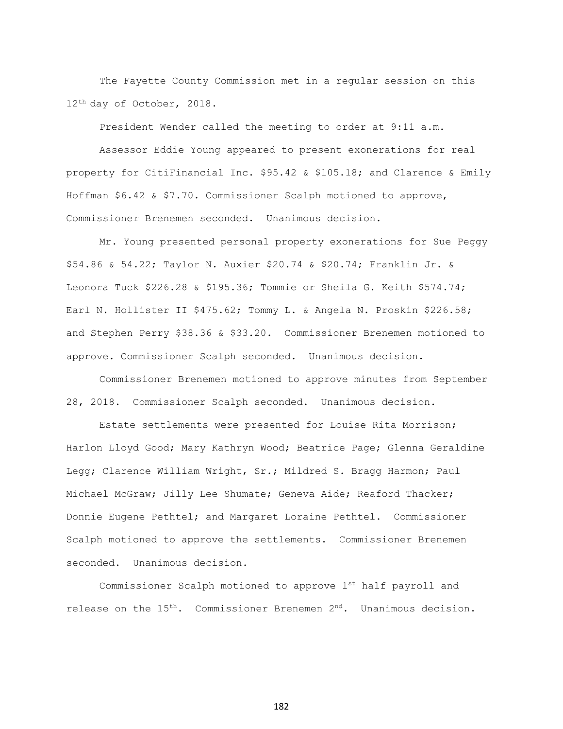The Fayette County Commission met in a regular session on this 12th day of October, 2018.

President Wender called the meeting to order at 9:11 a.m.

Assessor Eddie Young appeared to present exonerations for real property for CitiFinancial Inc. $95.42 & $105.18; and Clarence & Emily Hoffman $6.42 & $7.70. Commissioner Scalph motioned to approve, Commissioner Brenemen seconded. Unanimous decision.

Mr. Young presented personal property exonerations for Sue Peggy $54.86 & 54.22; Taylor N. Auxier $20.74 & $20.74; Franklin Jr. & Leonora Tuck $226.28 & $195.36; Tommie or Sheila G. Keith $574.74; Earl N. Hollister II $475.62; Tommy L. & Angela N. Proskin $226.58; and Stephen Perry $38.36 & $33.20. Commissioner Brenemen motioned to approve. Commissioner Scalph seconded. Unanimous decision.

Commissioner Brenemen motioned to approve minutes from September 28, 2018. Commissioner Scalph seconded. Unanimous decision.

Estate settlements were presented for Louise Rita Morrison; Harlon Lloyd Good; Mary Kathryn Wood; Beatrice Page; Glenna Geraldine Legg; Clarence William Wright, Sr.; Mildred S. Bragg Harmon; Paul Michael McGraw; Jilly Lee Shumate; Geneva Aide; Reaford Thacker; Donnie Eugene Pethtel; and Margaret Loraine Pethtel. Commissioner Scalph motioned to approve the settlements. Commissioner Brenemen seconded. Unanimous decision.

Commissioner Scalph motioned to approve 1st half payroll and release on the 15th. Commissioner Brenemen 2nd. Unanimous decision.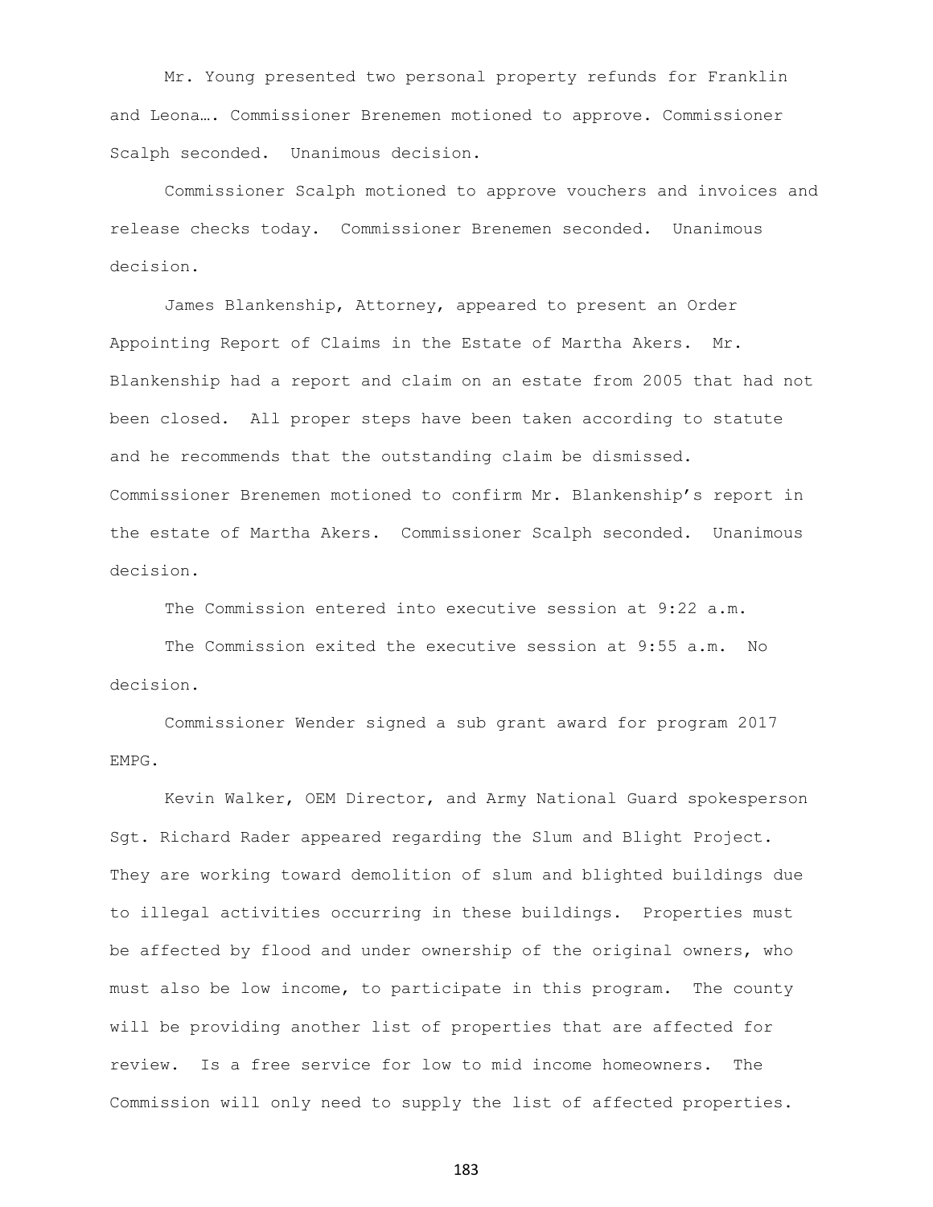Mr. Young presented two personal property refunds for Franklin and Leona…. Commissioner Brenemen motioned to approve. Commissioner Scalph seconded. Unanimous decision.

Commissioner Scalph motioned to approve vouchers and invoices and release checks today. Commissioner Brenemen seconded. Unanimous decision.

James Blankenship, Attorney, appeared to present an Order Appointing Report of Claims in the Estate of Martha Akers. Mr. Blankenship had a report and claim on an estate from 2005 that had not been closed. All proper steps have been taken according to statute and he recommends that the outstanding claim be dismissed. Commissioner Brenemen motioned to confirm Mr. Blankenship's report in the estate of Martha Akers. Commissioner Scalph seconded. Unanimous decision.

The Commission entered into executive session at 9:22 a.m.

The Commission exited the executive session at 9:55 a.m. No decision.

Commissioner Wender signed a sub grant award for program 2017 EMPG.

Kevin Walker, OEM Director, and Army National Guard spokesperson Sgt. Richard Rader appeared regarding the Slum and Blight Project. They are working toward demolition of slum and blighted buildings due to illegal activities occurring in these buildings. Properties must be affected by flood and under ownership of the original owners, who must also be low income, to participate in this program. The county will be providing another list of properties that are affected for review. Is a free service for low to mid income homeowners. The Commission will only need to supply the list of affected properties.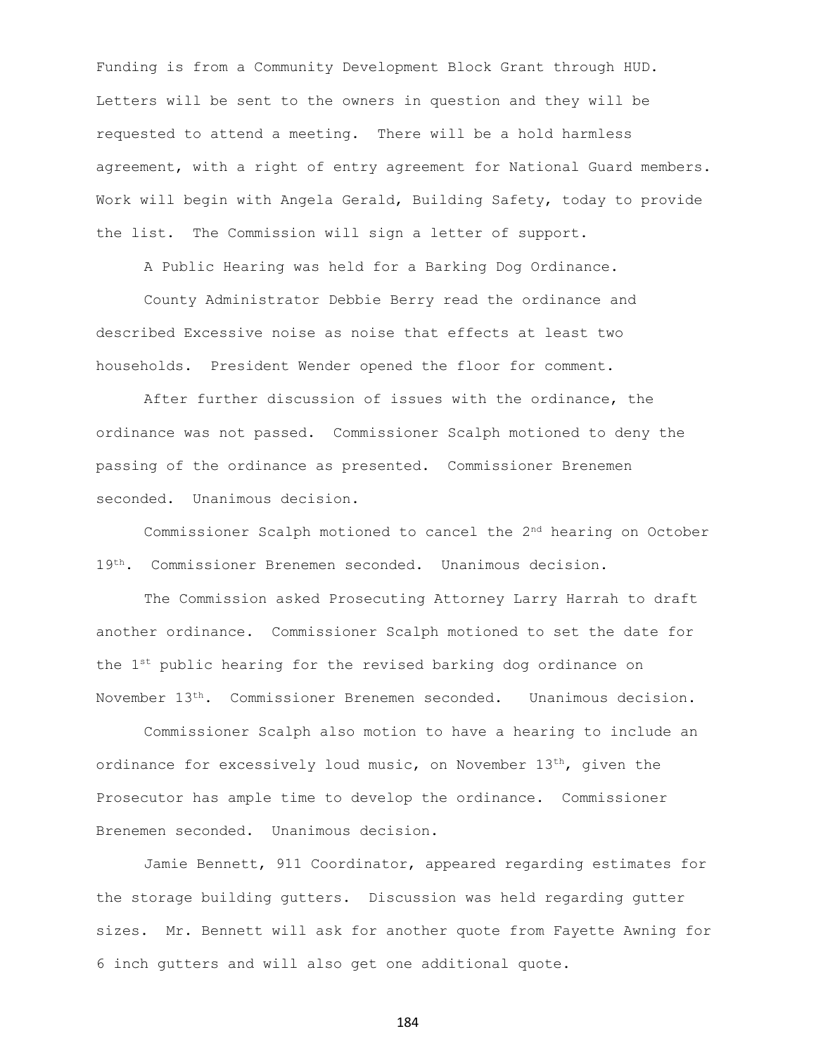Funding is from a Community Development Block Grant through HUD. Letters will be sent to the owners in question and they will be requested to attend a meeting. There will be a hold harmless agreement, with a right of entry agreement for National Guard members. Work will begin with Angela Gerald, Building Safety, today to provide the list. The Commission will sign a letter of support.

A Public Hearing was held for a Barking Dog Ordinance.

County Administrator Debbie Berry read the ordinance and described Excessive noise as noise that effects at least two households. President Wender opened the floor for comment.

After further discussion of issues with the ordinance, the ordinance was not passed. Commissioner Scalph motioned to deny the passing of the ordinance as presented. Commissioner Brenemen seconded. Unanimous decision.

Commissioner Scalph motioned to cancel the 2nd hearing on October 19th. Commissioner Brenemen seconded. Unanimous decision.

The Commission asked Prosecuting Attorney Larry Harrah to draft another ordinance. Commissioner Scalph motioned to set the date for the 1st public hearing for the revised barking dog ordinance on November 13th. Commissioner Brenemen seconded. Unanimous decision.

Commissioner Scalph also motion to have a hearing to include an ordinance for excessively loud music, on November 13th, given the Prosecutor has ample time to develop the ordinance. Commissioner Brenemen seconded. Unanimous decision.

Jamie Bennett, 911 Coordinator, appeared regarding estimates for the storage building gutters. Discussion was held regarding gutter sizes. Mr. Bennett will ask for another quote from Fayette Awning for 6 inch gutters and will also get one additional quote.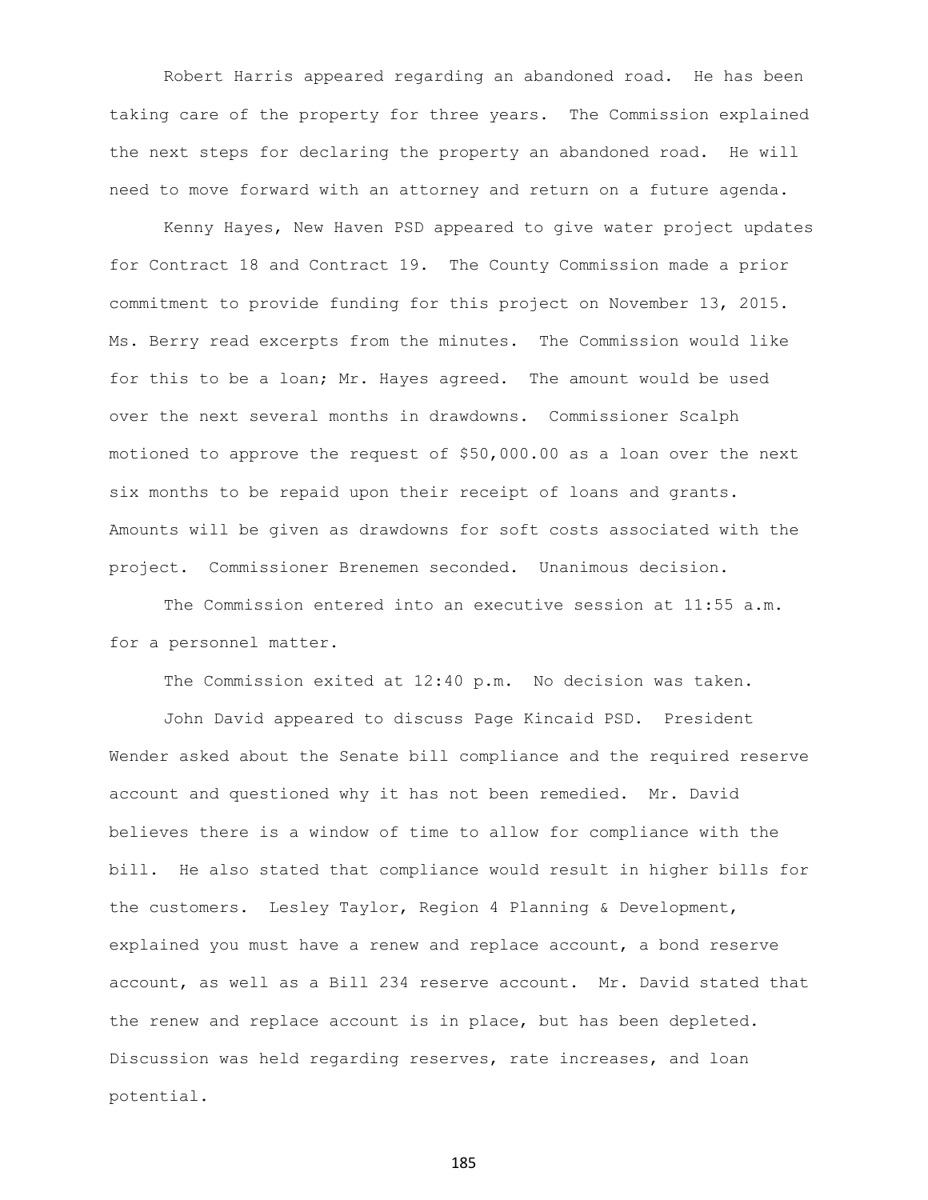Robert Harris appeared regarding an abandoned road. He has been taking care of the property for three years. The Commission explained the next steps for declaring the property an abandoned road. He will need to move forward with an attorney and return on a future agenda.

Kenny Hayes, New Haven PSD appeared to give water project updates for Contract 18 and Contract 19. The County Commission made a prior commitment to provide funding for this project on November 13, 2015. Ms. Berry read excerpts from the minutes. The Commission would like for this to be a loan; Mr. Hayes agreed. The amount would be used over the next several months in drawdowns. Commissioner Scalph motioned to approve the request of $50,000.00 as a loan over the next six months to be repaid upon their receipt of loans and grants. Amounts will be given as drawdowns for soft costs associated with the project. Commissioner Brenemen seconded. Unanimous decision.

The Commission entered into an executive session at 11:55 a.m. for a personnel matter.

The Commission exited at 12:40 p.m. No decision was taken.

John David appeared to discuss Page Kincaid PSD. President Wender asked about the Senate bill compliance and the required reserve account and questioned why it has not been remedied. Mr. David believes there is a window of time to allow for compliance with the bill. He also stated that compliance would result in higher bills for the customers. Lesley Taylor, Region 4 Planning & Development, explained you must have a renew and replace account, a bond reserve account, as well as a Bill 234 reserve account. Mr. David stated that the renew and replace account is in place, but has been depleted. Discussion was held regarding reserves, rate increases, and loan potential.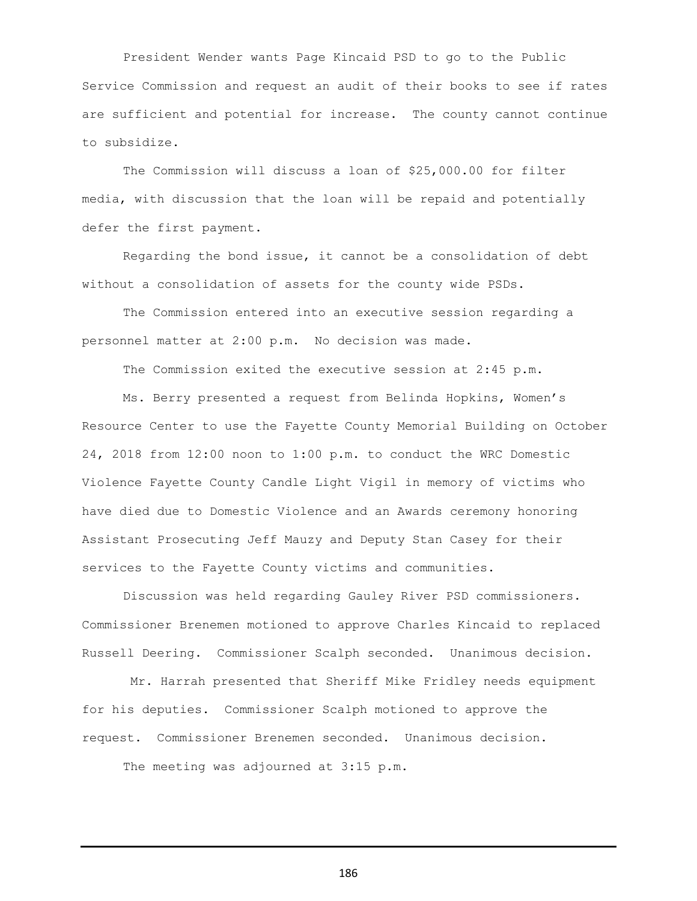President Wender wants Page Kincaid PSD to go to the Public Service Commission and request an audit of their books to see if rates are sufficient and potential for increase. The county cannot continue to subsidize.

The Commission will discuss a loan of $25,000.00 for filter media, with discussion that the loan will be repaid and potentially defer the first payment.

Regarding the bond issue, it cannot be a consolidation of debt without a consolidation of assets for the county wide PSDs.

The Commission entered into an executive session regarding a personnel matter at 2:00 p.m. No decision was made.

The Commission exited the executive session at 2:45 p.m.

Ms. Berry presented a request from Belinda Hopkins, Women's Resource Center to use the Fayette County Memorial Building on October 24, 2018 from 12:00 noon to 1:00 p.m. to conduct the WRC Domestic Violence Fayette County Candle Light Vigil in memory of victims who have died due to Domestic Violence and an Awards ceremony honoring Assistant Prosecuting Jeff Mauzy and Deputy Stan Casey for their services to the Fayette County victims and communities.

Discussion was held regarding Gauley River PSD commissioners. Commissioner Brenemen motioned to approve Charles Kincaid to replaced Russell Deering. Commissioner Scalph seconded. Unanimous decision.

Mr. Harrah presented that Sheriff Mike Fridley needs equipment for his deputies. Commissioner Scalph motioned to approve the request. Commissioner Brenemen seconded. Unanimous decision.

The meeting was adjourned at 3:15 p.m.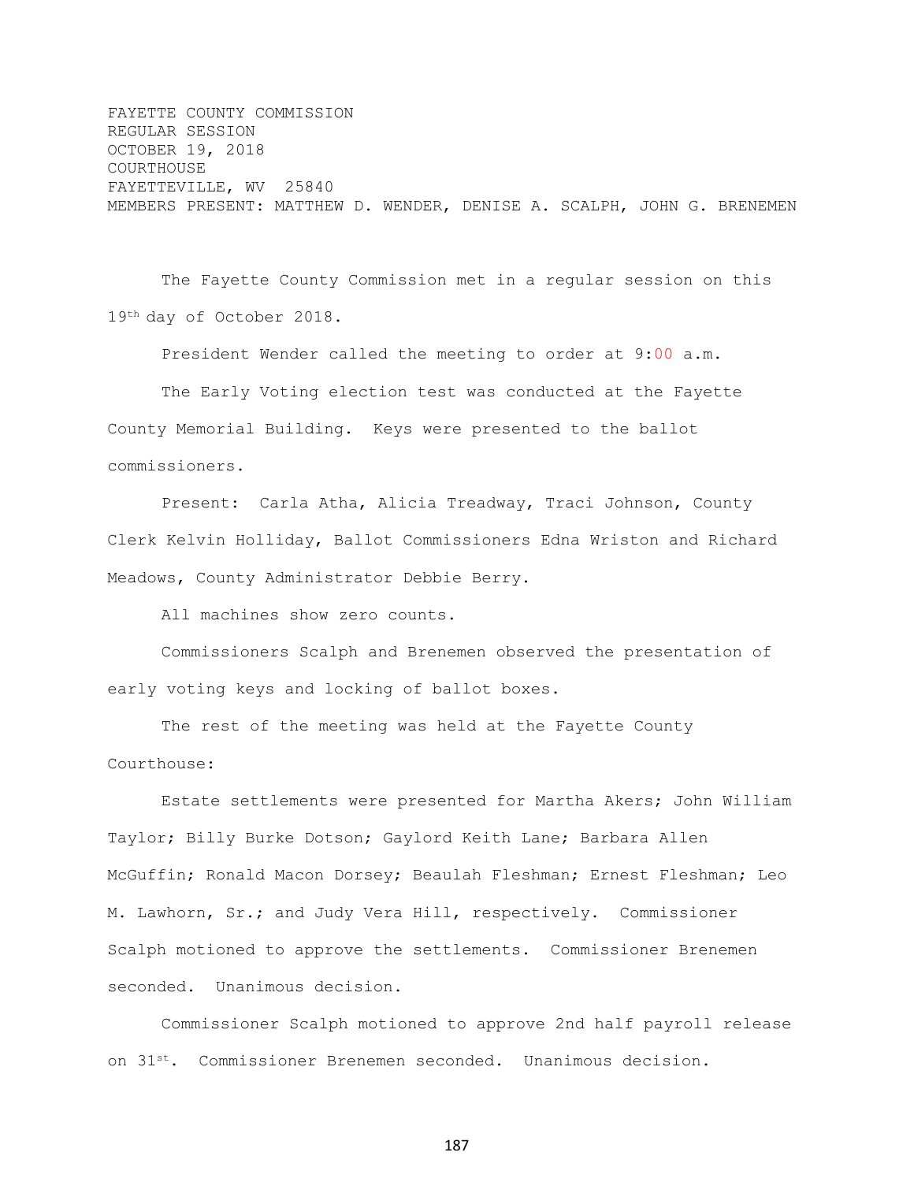FAYETTE COUNTY COMMISSION
REGULAR SESSION
OCTOBER 19, 2018
COURTHOUSE
FAYETTEVILLE, WV 25840
MEMBERS PRESENT: MATTHEW D. WENDER, DENISE A. SCALPH, JOHN G. BRENEMEN

The Fayette County Commission met in a regular session on this 19th day of October 2018.

President Wender called the meeting to order at 9:00 a.m.

The Early Voting election test was conducted at the Fayette County Memorial Building. Keys were presented to the ballot commissioners.

Present: Carla Atha, Alicia Treadway, Traci Johnson, County Clerk Kelvin Holliday, Ballot Commissioners Edna Wriston and Richard Meadows, County Administrator Debbie Berry.

All machines show zero counts.

Commissioners Scalph and Brenemen observed the presentation of early voting keys and locking of ballot boxes.

The rest of the meeting was held at the Fayette County Courthouse:

Estate settlements were presented for Martha Akers; John William Taylor; Billy Burke Dotson; Gaylord Keith Lane; Barbara Allen McGuffin; Ronald Macon Dorsey; Beaulah Fleshman; Ernest Fleshman; Leo M. Lawhorn, Sr.; and Judy Vera Hill, respectively. Commissioner Scalph motioned to approve the settlements. Commissioner Brenemen seconded. Unanimous decision.

Commissioner Scalph motioned to approve 2nd half payroll release on 31st. Commissioner Brenemen seconded. Unanimous decision.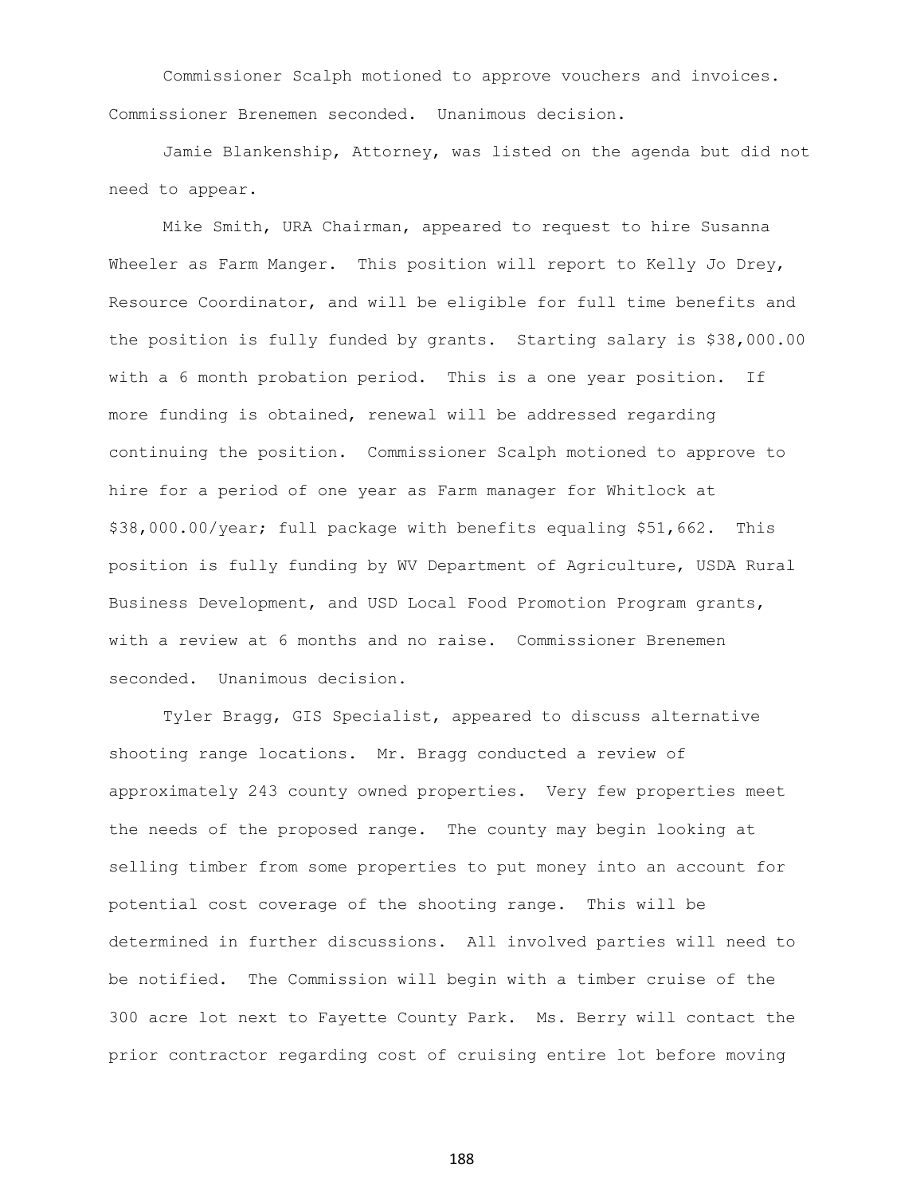Commissioner Scalph motioned to approve vouchers and invoices. Commissioner Brenemen seconded. Unanimous decision.

Jamie Blankenship, Attorney, was listed on the agenda but did not need to appear.

Mike Smith, URA Chairman, appeared to request to hire Susanna Wheeler as Farm Manger. This position will report to Kelly Jo Drey, Resource Coordinator, and will be eligible for full time benefits and the position is fully funded by grants. Starting salary is $38,000.00 with a 6 month probation period. This is a one year position. If more funding is obtained, renewal will be addressed regarding continuing the position. Commissioner Scalph motioned to approve to hire for a period of one year as Farm manager for Whitlock at $38,000.00/year; full package with benefits equaling $51,662. This position is fully funding by WV Department of Agriculture, USDA Rural Business Development, and USD Local Food Promotion Program grants, with a review at 6 months and no raise. Commissioner Brenemen seconded. Unanimous decision.

Tyler Bragg, GIS Specialist, appeared to discuss alternative shooting range locations. Mr. Bragg conducted a review of approximately 243 county owned properties. Very few properties meet the needs of the proposed range. The county may begin looking at selling timber from some properties to put money into an account for potential cost coverage of the shooting range. This will be determined in further discussions. All involved parties will need to be notified. The Commission will begin with a timber cruise of the 300 acre lot next to Fayette County Park. Ms. Berry will contact the prior contractor regarding cost of cruising entire lot before moving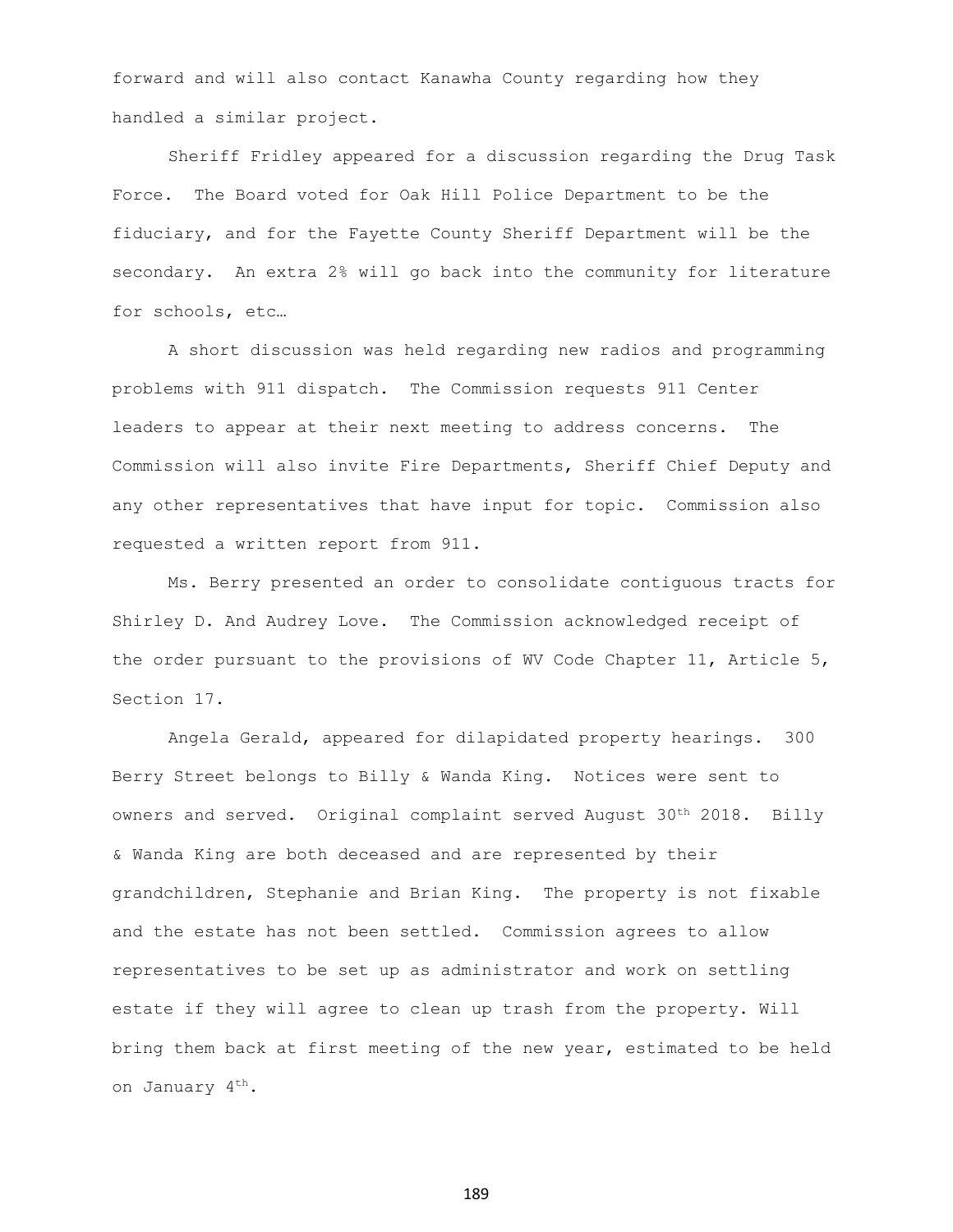forward and will also contact Kanawha County regarding how they handled a similar project.

Sheriff Fridley appeared for a discussion regarding the Drug Task Force. The Board voted for Oak Hill Police Department to be the fiduciary, and for the Fayette County Sheriff Department will be the secondary. An extra 2% will go back into the community for literature for schools, etc…

A short discussion was held regarding new radios and programming problems with 911 dispatch. The Commission requests 911 Center leaders to appear at their next meeting to address concerns. The Commission will also invite Fire Departments, Sheriff Chief Deputy and any other representatives that have input for topic. Commission also requested a written report from 911.

Ms. Berry presented an order to consolidate contiguous tracts for Shirley D. And Audrey Love. The Commission acknowledged receipt of the order pursuant to the provisions of WV Code Chapter 11, Article 5, Section 17.

Angela Gerald, appeared for dilapidated property hearings. 300 Berry Street belongs to Billy & Wanda King. Notices were sent to owners and served. Original complaint served August 30th 2018. Billy & Wanda King are both deceased and are represented by their grandchildren, Stephanie and Brian King. The property is not fixable and the estate has not been settled. Commission agrees to allow representatives to be set up as administrator and work on settling estate if they will agree to clean up trash from the property. Will bring them back at first meeting of the new year, estimated to be held on January 4th.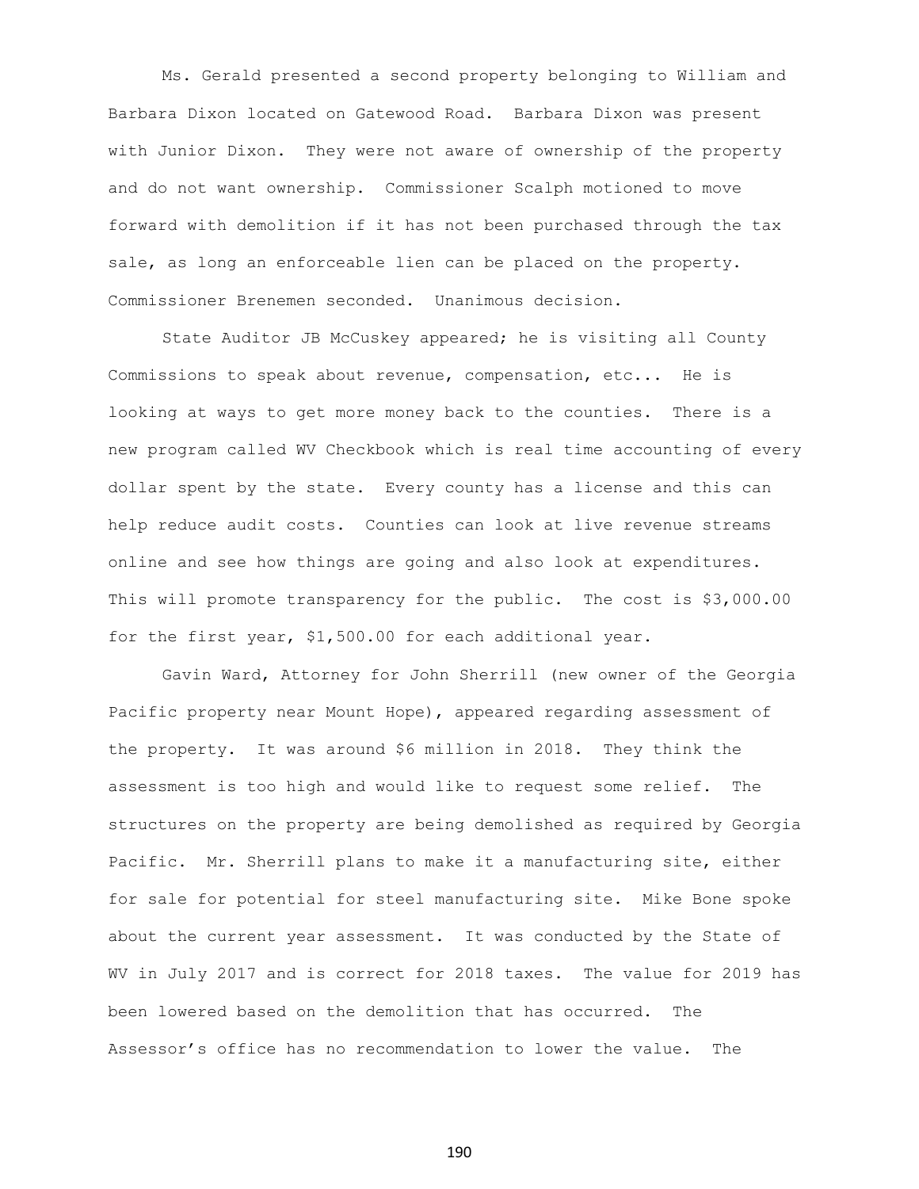Ms. Gerald presented a second property belonging to William and Barbara Dixon located on Gatewood Road. Barbara Dixon was present with Junior Dixon. They were not aware of ownership of the property and do not want ownership. Commissioner Scalph motioned to move forward with demolition if it has not been purchased through the tax sale, as long an enforceable lien can be placed on the property. Commissioner Brenemen seconded. Unanimous decision.

State Auditor JB McCuskey appeared; he is visiting all County Commissions to speak about revenue, compensation, etc... He is looking at ways to get more money back to the counties. There is a new program called WV Checkbook which is real time accounting of every dollar spent by the state. Every county has a license and this can help reduce audit costs. Counties can look at live revenue streams online and see how things are going and also look at expenditures. This will promote transparency for the public. The cost is $3,000.00 for the first year, $1,500.00 for each additional year.

Gavin Ward, Attorney for John Sherrill (new owner of the Georgia Pacific property near Mount Hope), appeared regarding assessment of the property. It was around $6 million in 2018. They think the assessment is too high and would like to request some relief. The structures on the property are being demolished as required by Georgia Pacific. Mr. Sherrill plans to make it a manufacturing site, either for sale for potential for steel manufacturing site. Mike Bone spoke about the current year assessment. It was conducted by the State of WV in July 2017 and is correct for 2018 taxes. The value for 2019 has been lowered based on the demolition that has occurred. The Assessor's office has no recommendation to lower the value. The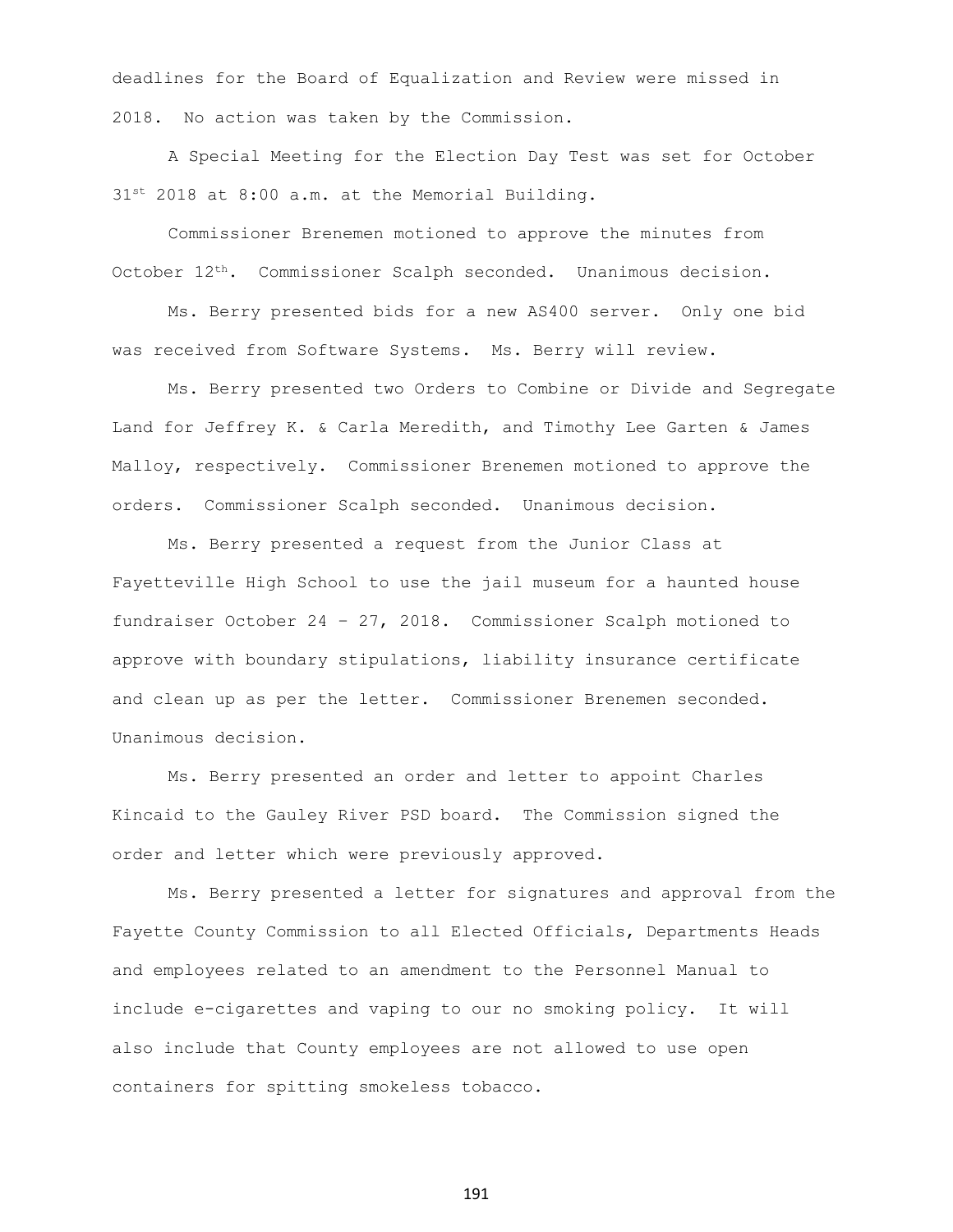deadlines for the Board of Equalization and Review were missed in 2018. No action was taken by the Commission.

A Special Meeting for the Election Day Test was set for October 31st 2018 at 8:00 a.m. at the Memorial Building.

Commissioner Brenemen motioned to approve the minutes from October 12th. Commissioner Scalph seconded. Unanimous decision.

Ms. Berry presented bids for a new AS400 server. Only one bid was received from Software Systems. Ms. Berry will review.

Ms. Berry presented two Orders to Combine or Divide and Segregate Land for Jeffrey K. & Carla Meredith, and Timothy Lee Garten & James Malloy, respectively. Commissioner Brenemen motioned to approve the orders. Commissioner Scalph seconded. Unanimous decision.

Ms. Berry presented a request from the Junior Class at Fayetteville High School to use the jail museum for a haunted house fundraiser October 24 – 27, 2018. Commissioner Scalph motioned to approve with boundary stipulations, liability insurance certificate and clean up as per the letter. Commissioner Brenemen seconded. Unanimous decision.

Ms. Berry presented an order and letter to appoint Charles Kincaid to the Gauley River PSD board. The Commission signed the order and letter which were previously approved.

Ms. Berry presented a letter for signatures and approval from the Fayette County Commission to all Elected Officials, Departments Heads and employees related to an amendment to the Personnel Manual to include e-cigarettes and vaping to our no smoking policy. It will also include that County employees are not allowed to use open containers for spitting smokeless tobacco.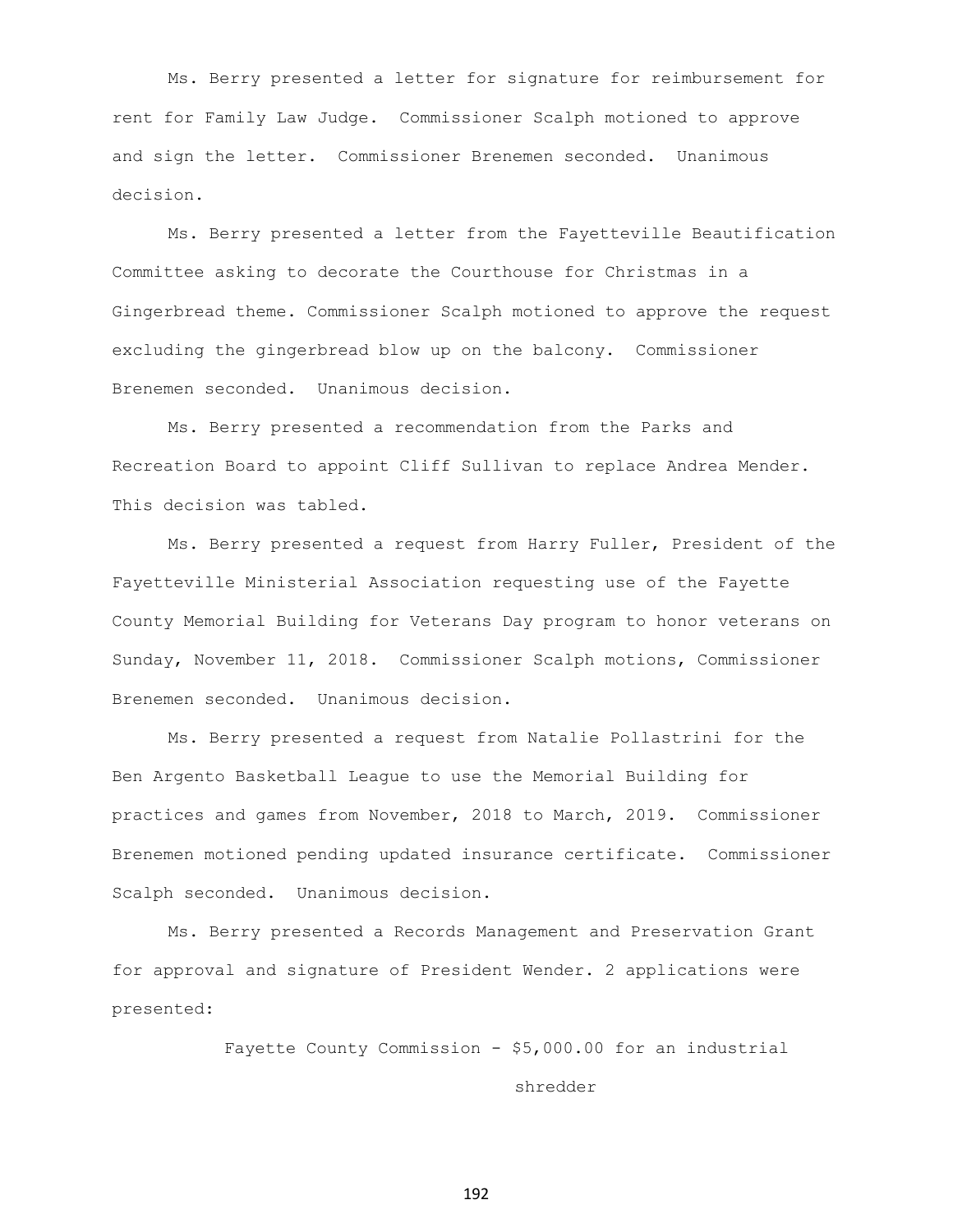Ms. Berry presented a letter for signature for reimbursement for rent for Family Law Judge. Commissioner Scalph motioned to approve and sign the letter. Commissioner Brenemen seconded. Unanimous decision.

Ms. Berry presented a letter from the Fayetteville Beautification Committee asking to decorate the Courthouse for Christmas in a Gingerbread theme. Commissioner Scalph motioned to approve the request excluding the gingerbread blow up on the balcony. Commissioner Brenemen seconded. Unanimous decision.

Ms. Berry presented a recommendation from the Parks and Recreation Board to appoint Cliff Sullivan to replace Andrea Mender. This decision was tabled.

Ms. Berry presented a request from Harry Fuller, President of the Fayetteville Ministerial Association requesting use of the Fayette County Memorial Building for Veterans Day program to honor veterans on Sunday, November 11, 2018. Commissioner Scalph motions, Commissioner Brenemen seconded. Unanimous decision.

Ms. Berry presented a request from Natalie Pollastrini for the Ben Argento Basketball League to use the Memorial Building for practices and games from November, 2018 to March, 2019. Commissioner Brenemen motioned pending updated insurance certificate. Commissioner Scalph seconded. Unanimous decision.

Ms. Berry presented a Records Management and Preservation Grant for approval and signature of President Wender. 2 applications were presented:

Fayette County Commission - $5,000.00 for an industrial shredder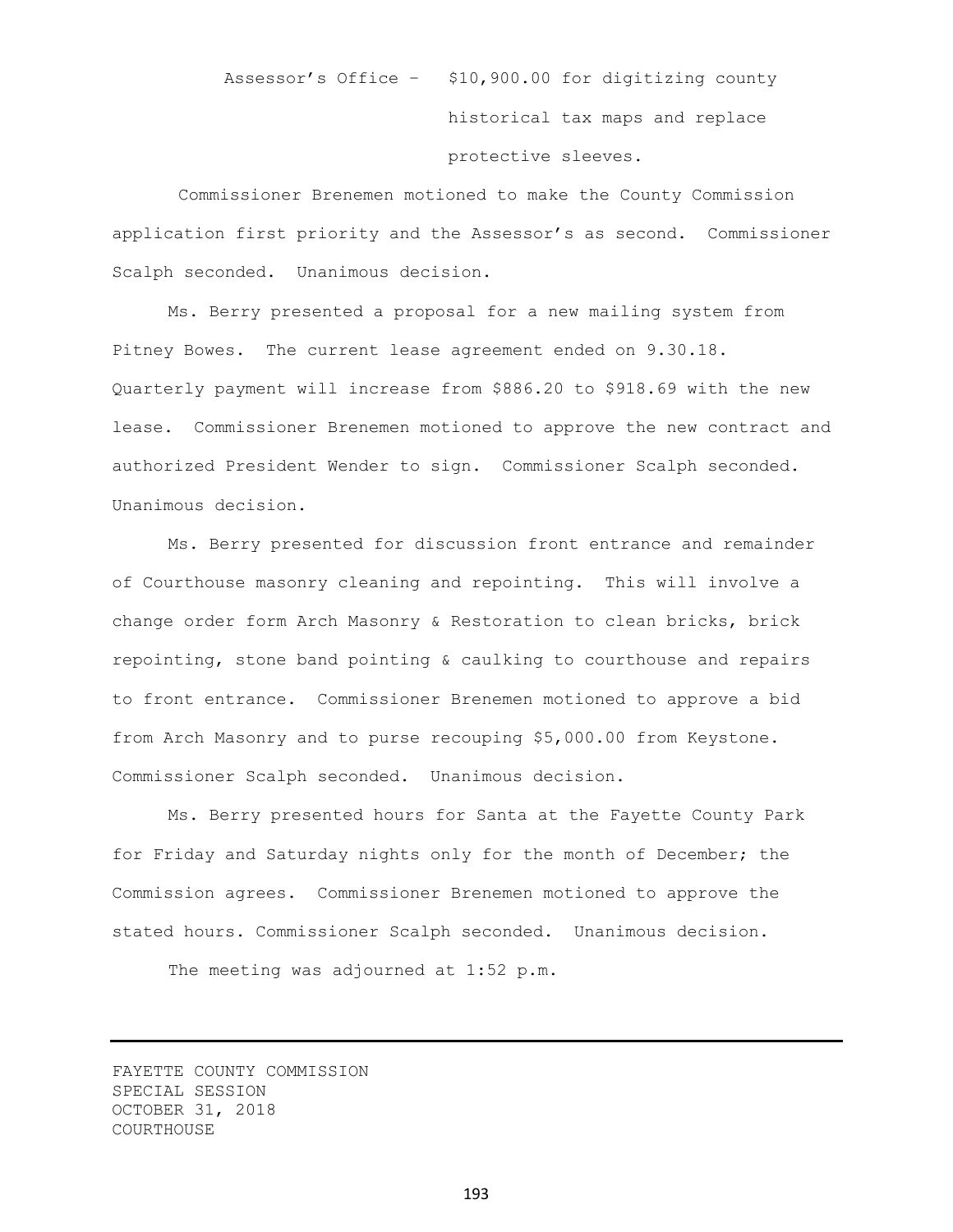Assessor's Office – $10,900.00 for digitizing county historical tax maps and replace protective sleeves.

Commissioner Brenemen motioned to make the County Commission application first priority and the Assessor's as second. Commissioner Scalph seconded. Unanimous decision.

Ms. Berry presented a proposal for a new mailing system from Pitney Bowes. The current lease agreement ended on 9.30.18. Quarterly payment will increase from $886.20 to $918.69 with the new lease. Commissioner Brenemen motioned to approve the new contract and authorized President Wender to sign. Commissioner Scalph seconded. Unanimous decision.

Ms. Berry presented for discussion front entrance and remainder of Courthouse masonry cleaning and repointing. This will involve a change order form Arch Masonry & Restoration to clean bricks, brick repointing, stone band pointing & caulking to courthouse and repairs to front entrance. Commissioner Brenemen motioned to approve a bid from Arch Masonry and to purse recouping $5,000.00 from Keystone. Commissioner Scalph seconded. Unanimous decision.

Ms. Berry presented hours for Santa at the Fayette County Park for Friday and Saturday nights only for the month of December; the Commission agrees. Commissioner Brenemen motioned to approve the stated hours. Commissioner Scalph seconded. Unanimous decision.

The meeting was adjourned at 1:52 p.m.

---

FAYETTE COUNTY COMMISSION
SPECIAL SESSION
OCTOBER 31, 2018
COURTHOUSE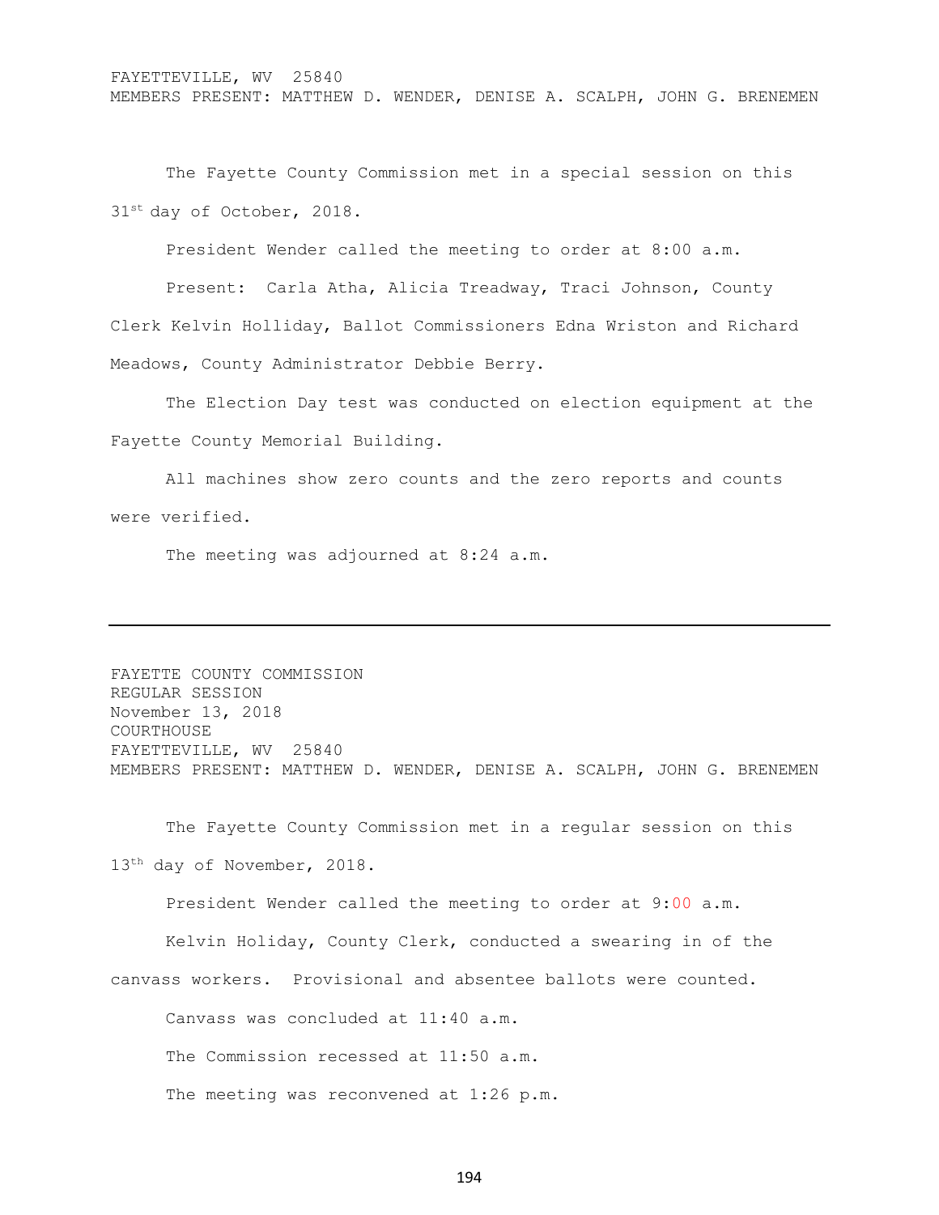FAYETTEVILLE, WV 25840
MEMBERS PRESENT: MATTHEW D. WENDER, DENISE A. SCALPH, JOHN G. BRENEMEN

The Fayette County Commission met in a special session on this 31st day of October, 2018.

President Wender called the meeting to order at 8:00 a.m.

Present: Carla Atha, Alicia Treadway, Traci Johnson, County Clerk Kelvin Holliday, Ballot Commissioners Edna Wriston and Richard Meadows, County Administrator Debbie Berry.

The Election Day test was conducted on election equipment at the Fayette County Memorial Building.

All machines show zero counts and the zero reports and counts were verified.

The meeting was adjourned at 8:24 a.m.

---

FAYETTE COUNTY COMMISSION
REGULAR SESSION
November 13, 2018
COURTHOUSE
FAYETTEVILLE, WV 25840
MEMBERS PRESENT: MATTHEW D. WENDER, DENISE A. SCALPH, JOHN G. BRENEMEN

The Fayette County Commission met in a regular session on this 13th day of November, 2018.

President Wender called the meeting to order at 9:00 a.m.

Kelvin Holiday, County Clerk, conducted a swearing in of the canvass workers. Provisional and absentee ballots were counted.

Canvass was concluded at 11:40 a.m.

The Commission recessed at 11:50 a.m.

The meeting was reconvened at 1:26 p.m.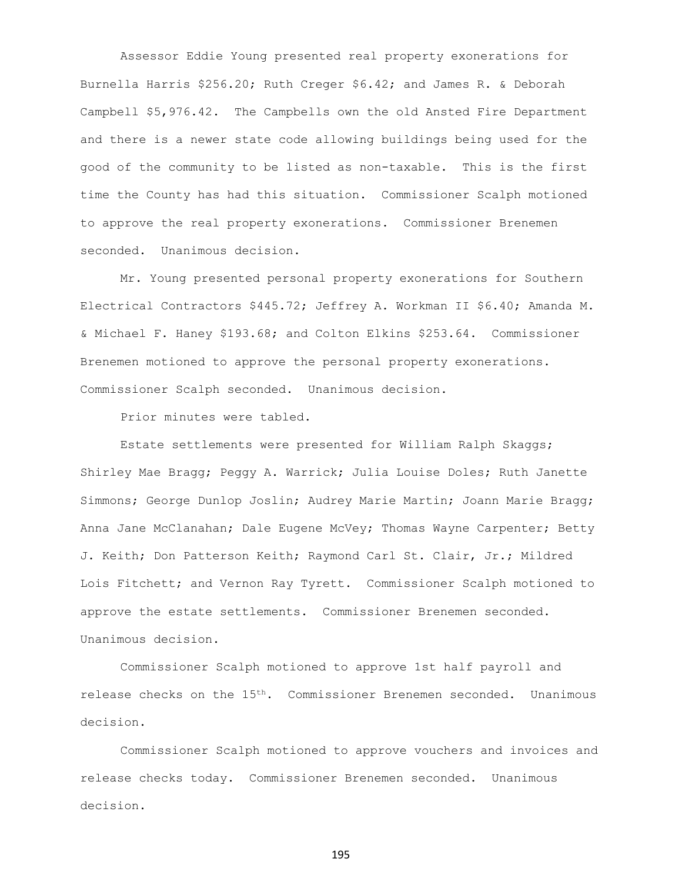Assessor Eddie Young presented real property exonerations for Burnella Harris $256.20; Ruth Creger $6.42; and James R. & Deborah Campbell $5,976.42. The Campbells own the old Ansted Fire Department and there is a newer state code allowing buildings being used for the good of the community to be listed as non-taxable. This is the first time the County has had this situation. Commissioner Scalph motioned to approve the real property exonerations. Commissioner Brenemen seconded. Unanimous decision.

Mr. Young presented personal property exonerations for Southern Electrical Contractors $445.72; Jeffrey A. Workman II $6.40; Amanda M. & Michael F. Haney $193.68; and Colton Elkins $253.64. Commissioner Brenemen motioned to approve the personal property exonerations. Commissioner Scalph seconded. Unanimous decision.

Prior minutes were tabled.

Estate settlements were presented for William Ralph Skaggs; Shirley Mae Bragg; Peggy A. Warrick; Julia Louise Doles; Ruth Janette Simmons; George Dunlop Joslin; Audrey Marie Martin; Joann Marie Bragg; Anna Jane McClanahan; Dale Eugene McVey; Thomas Wayne Carpenter; Betty J. Keith; Don Patterson Keith; Raymond Carl St. Clair, Jr.; Mildred Lois Fitchett; and Vernon Ray Tyrett. Commissioner Scalph motioned to approve the estate settlements. Commissioner Brenemen seconded. Unanimous decision.

Commissioner Scalph motioned to approve 1st half payroll and release checks on the 15th. Commissioner Brenemen seconded. Unanimous decision.

Commissioner Scalph motioned to approve vouchers and invoices and release checks today. Commissioner Brenemen seconded. Unanimous decision.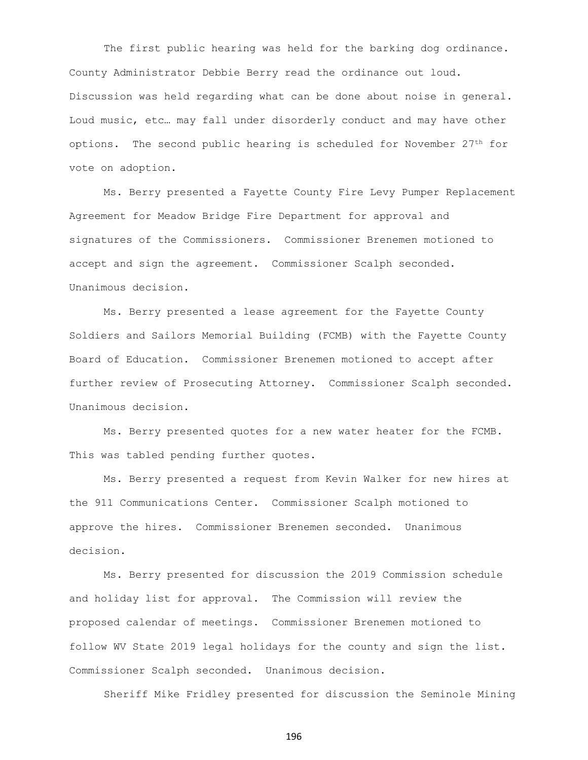The first public hearing was held for the barking dog ordinance. County Administrator Debbie Berry read the ordinance out loud. Discussion was held regarding what can be done about noise in general. Loud music, etc… may fall under disorderly conduct and may have other options. The second public hearing is scheduled for November 27th for vote on adoption.

Ms. Berry presented a Fayette County Fire Levy Pumper Replacement Agreement for Meadow Bridge Fire Department for approval and signatures of the Commissioners. Commissioner Brenemen motioned to accept and sign the agreement. Commissioner Scalph seconded. Unanimous decision.

Ms. Berry presented a lease agreement for the Fayette County Soldiers and Sailors Memorial Building (FCMB) with the Fayette County Board of Education. Commissioner Brenemen motioned to accept after further review of Prosecuting Attorney. Commissioner Scalph seconded. Unanimous decision.

Ms. Berry presented quotes for a new water heater for the FCMB. This was tabled pending further quotes.

Ms. Berry presented a request from Kevin Walker for new hires at the 911 Communications Center. Commissioner Scalph motioned to approve the hires. Commissioner Brenemen seconded. Unanimous decision.

Ms. Berry presented for discussion the 2019 Commission schedule and holiday list for approval. The Commission will review the proposed calendar of meetings. Commissioner Brenemen motioned to follow WV State 2019 legal holidays for the county and sign the list. Commissioner Scalph seconded. Unanimous decision.

Sheriff Mike Fridley presented for discussion the Seminole Mining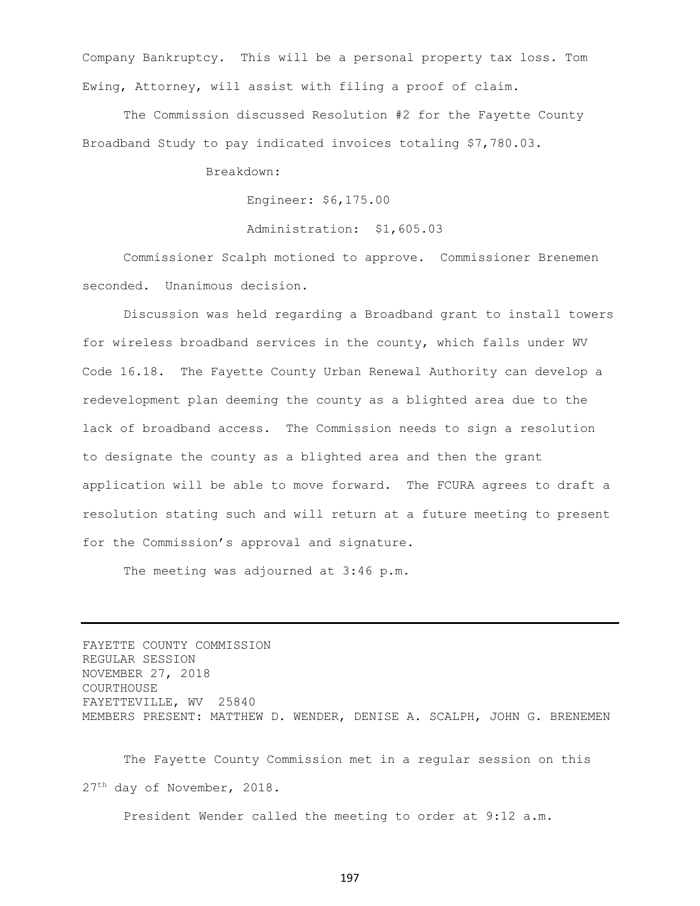Company Bankruptcy. This will be a personal property tax loss. Tom Ewing, Attorney, will assist with filing a proof of claim.

The Commission discussed Resolution #2 for the Fayette County Broadband Study to pay indicated invoices totaling $7,780.03.

Breakdown:

Engineer: $6,175.00

Administration: $1,605.03

Commissioner Scalph motioned to approve. Commissioner Brenemen seconded. Unanimous decision.

Discussion was held regarding a Broadband grant to install towers for wireless broadband services in the county, which falls under WV Code 16.18. The Fayette County Urban Renewal Authority can develop a redevelopment plan deeming the county as a blighted area due to the lack of broadband access. The Commission needs to sign a resolution to designate the county as a blighted area and then the grant application will be able to move forward. The FCURA agrees to draft a resolution stating such and will return at a future meeting to present for the Commission's approval and signature.

The meeting was adjourned at 3:46 p.m.

---

FAYETTE COUNTY COMMISSION
REGULAR SESSION
NOVEMBER 27, 2018
COURTHOUSE
FAYETTEVILLE, WV 25840
MEMBERS PRESENT: MATTHEW D. WENDER, DENISE A. SCALPH, JOHN G. BRENEMEN

The Fayette County Commission met in a regular session on this 27th day of November, 2018.

President Wender called the meeting to order at 9:12 a.m.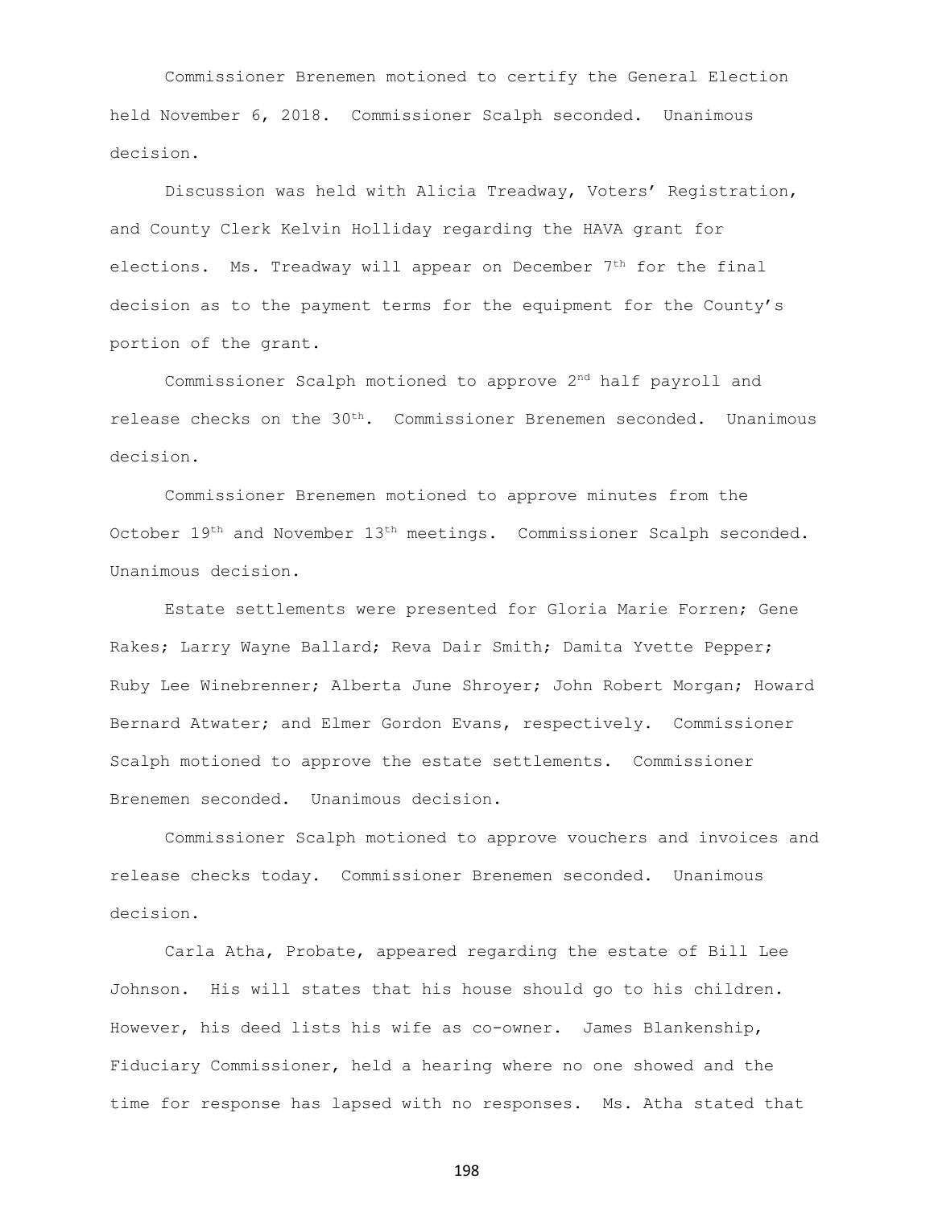Commissioner Brenemen motioned to certify the General Election held November 6, 2018. Commissioner Scalph seconded. Unanimous decision.

Discussion was held with Alicia Treadway, Voters' Registration, and County Clerk Kelvin Holliday regarding the HAVA grant for elections. Ms. Treadway will appear on December 7th for the final decision as to the payment terms for the equipment for the County's portion of the grant.

Commissioner Scalph motioned to approve 2nd half payroll and release checks on the 30th. Commissioner Brenemen seconded. Unanimous decision.

Commissioner Brenemen motioned to approve minutes from the October 19th and November 13th meetings. Commissioner Scalph seconded. Unanimous decision.

Estate settlements were presented for Gloria Marie Forren; Gene Rakes; Larry Wayne Ballard; Reva Dair Smith; Damita Yvette Pepper; Ruby Lee Winebrenner; Alberta June Shroyer; John Robert Morgan; Howard Bernard Atwater; and Elmer Gordon Evans, respectively. Commissioner Scalph motioned to approve the estate settlements. Commissioner Brenemen seconded. Unanimous decision.

Commissioner Scalph motioned to approve vouchers and invoices and release checks today. Commissioner Brenemen seconded. Unanimous decision.

Carla Atha, Probate, appeared regarding the estate of Bill Lee Johnson. His will states that his house should go to his children. However, his deed lists his wife as co-owner. James Blankenship, Fiduciary Commissioner, held a hearing where no one showed and the time for response has lapsed with no responses. Ms. Atha stated that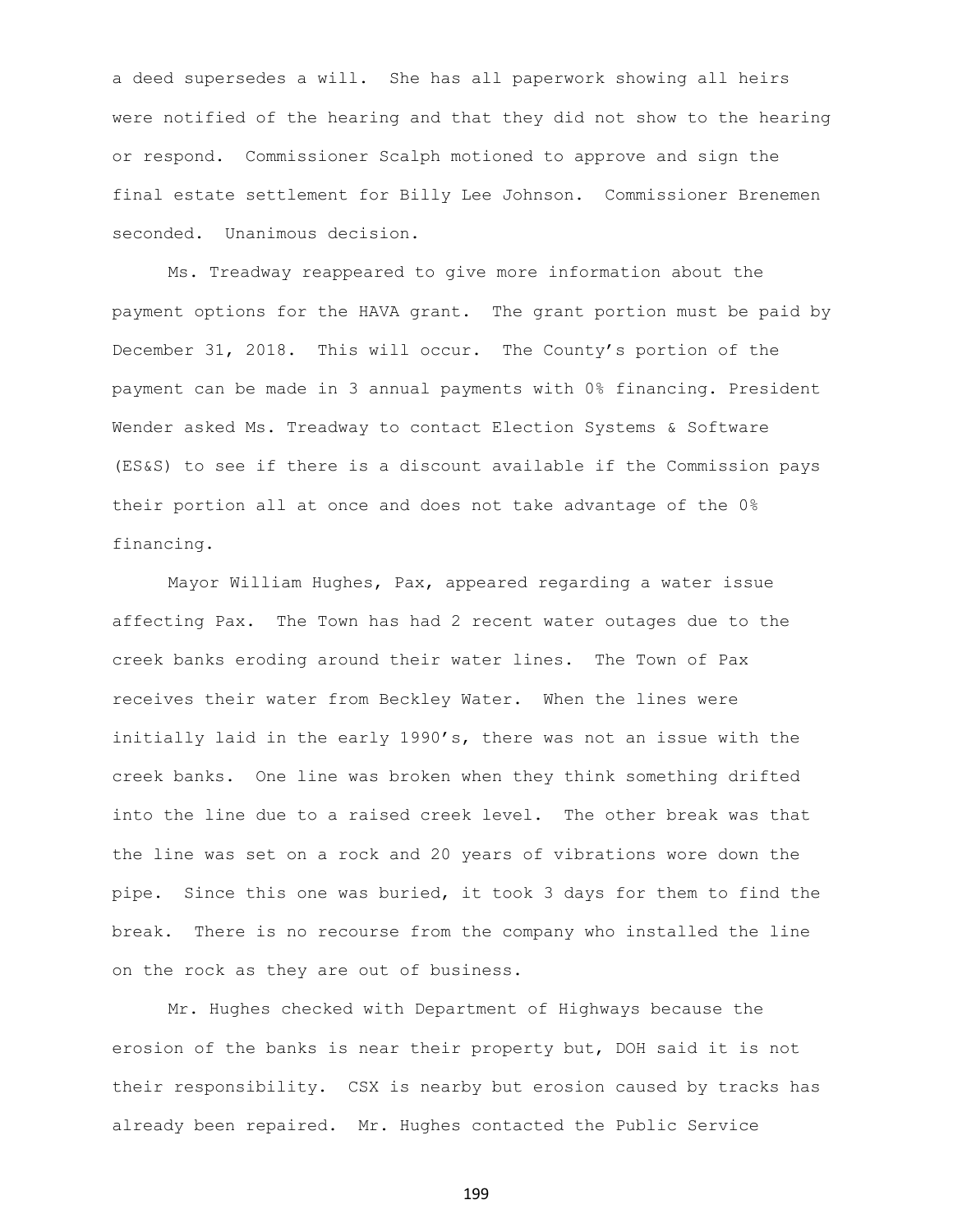a deed supersedes a will. She has all paperwork showing all heirs were notified of the hearing and that they did not show to the hearing or respond. Commissioner Scalph motioned to approve and sign the final estate settlement for Billy Lee Johnson. Commissioner Brenemen seconded. Unanimous decision.

Ms. Treadway reappeared to give more information about the payment options for the HAVA grant. The grant portion must be paid by December 31, 2018. This will occur. The County's portion of the payment can be made in 3 annual payments with 0% financing. President Wender asked Ms. Treadway to contact Election Systems & Software (ES&S) to see if there is a discount available if the Commission pays their portion all at once and does not take advantage of the 0% financing.

Mayor William Hughes, Pax, appeared regarding a water issue affecting Pax. The Town has had 2 recent water outages due to the creek banks eroding around their water lines. The Town of Pax receives their water from Beckley Water. When the lines were initially laid in the early 1990's, there was not an issue with the creek banks. One line was broken when they think something drifted into the line due to a raised creek level. The other break was that the line was set on a rock and 20 years of vibrations wore down the pipe. Since this one was buried, it took 3 days for them to find the break. There is no recourse from the company who installed the line on the rock as they are out of business.

Mr. Hughes checked with Department of Highways because the erosion of the banks is near their property but, DOH said it is not their responsibility. CSX is nearby but erosion caused by tracks has already been repaired. Mr. Hughes contacted the Public Service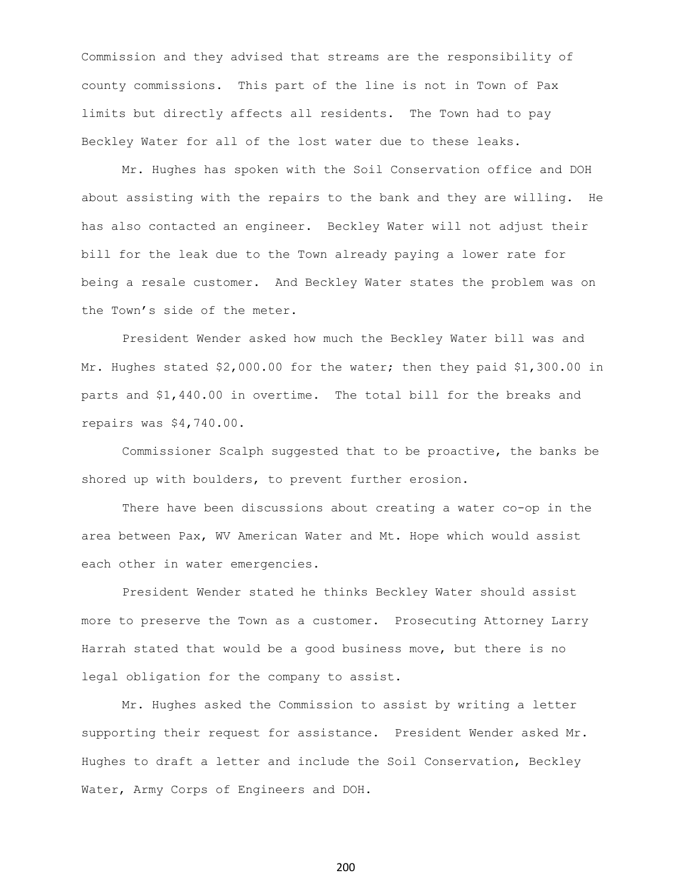Commission and they advised that streams are the responsibility of county commissions. This part of the line is not in Town of Pax limits but directly affects all residents. The Town had to pay Beckley Water for all of the lost water due to these leaks.

Mr. Hughes has spoken with the Soil Conservation office and DOH about assisting with the repairs to the bank and they are willing. He has also contacted an engineer. Beckley Water will not adjust their bill for the leak due to the Town already paying a lower rate for being a resale customer. And Beckley Water states the problem was on the Town's side of the meter.

President Wender asked how much the Beckley Water bill was and Mr. Hughes stated $2,000.00 for the water; then they paid $1,300.00 in parts and $1,440.00 in overtime. The total bill for the breaks and repairs was $4,740.00.

Commissioner Scalph suggested that to be proactive, the banks be shored up with boulders, to prevent further erosion.

There have been discussions about creating a water co-op in the area between Pax, WV American Water and Mt. Hope which would assist each other in water emergencies.

President Wender stated he thinks Beckley Water should assist more to preserve the Town as a customer. Prosecuting Attorney Larry Harrah stated that would be a good business move, but there is no legal obligation for the company to assist.

Mr. Hughes asked the Commission to assist by writing a letter supporting their request for assistance. President Wender asked Mr. Hughes to draft a letter and include the Soil Conservation, Beckley Water, Army Corps of Engineers and DOH.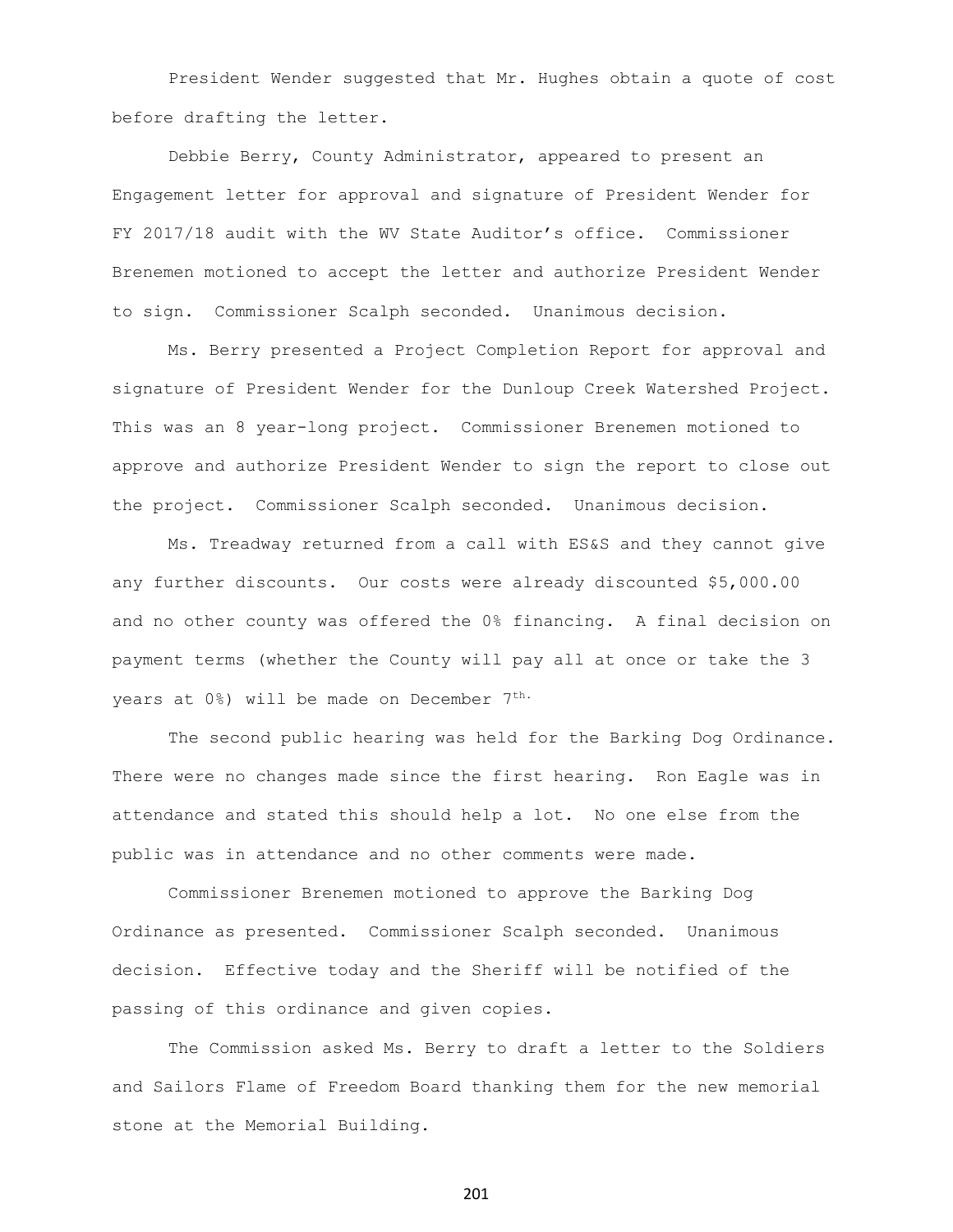President Wender suggested that Mr. Hughes obtain a quote of cost before drafting the letter.

Debbie Berry, County Administrator, appeared to present an Engagement letter for approval and signature of President Wender for FY 2017/18 audit with the WV State Auditor's office. Commissioner Brenemen motioned to accept the letter and authorize President Wender to sign. Commissioner Scalph seconded. Unanimous decision.

Ms. Berry presented a Project Completion Report for approval and signature of President Wender for the Dunloup Creek Watershed Project. This was an 8 year-long project. Commissioner Brenemen motioned to approve and authorize President Wender to sign the report to close out the project. Commissioner Scalph seconded. Unanimous decision.

Ms. Treadway returned from a call with ES&S and they cannot give any further discounts. Our costs were already discounted $5,000.00 and no other county was offered the 0% financing. A final decision on payment terms (whether the County will pay all at once or take the 3 years at 0%) will be made on December 7th.

The second public hearing was held for the Barking Dog Ordinance. There were no changes made since the first hearing. Ron Eagle was in attendance and stated this should help a lot. No one else from the public was in attendance and no other comments were made.

Commissioner Brenemen motioned to approve the Barking Dog Ordinance as presented. Commissioner Scalph seconded. Unanimous decision. Effective today and the Sheriff will be notified of the passing of this ordinance and given copies.

The Commission asked Ms. Berry to draft a letter to the Soldiers and Sailors Flame of Freedom Board thanking them for the new memorial stone at the Memorial Building.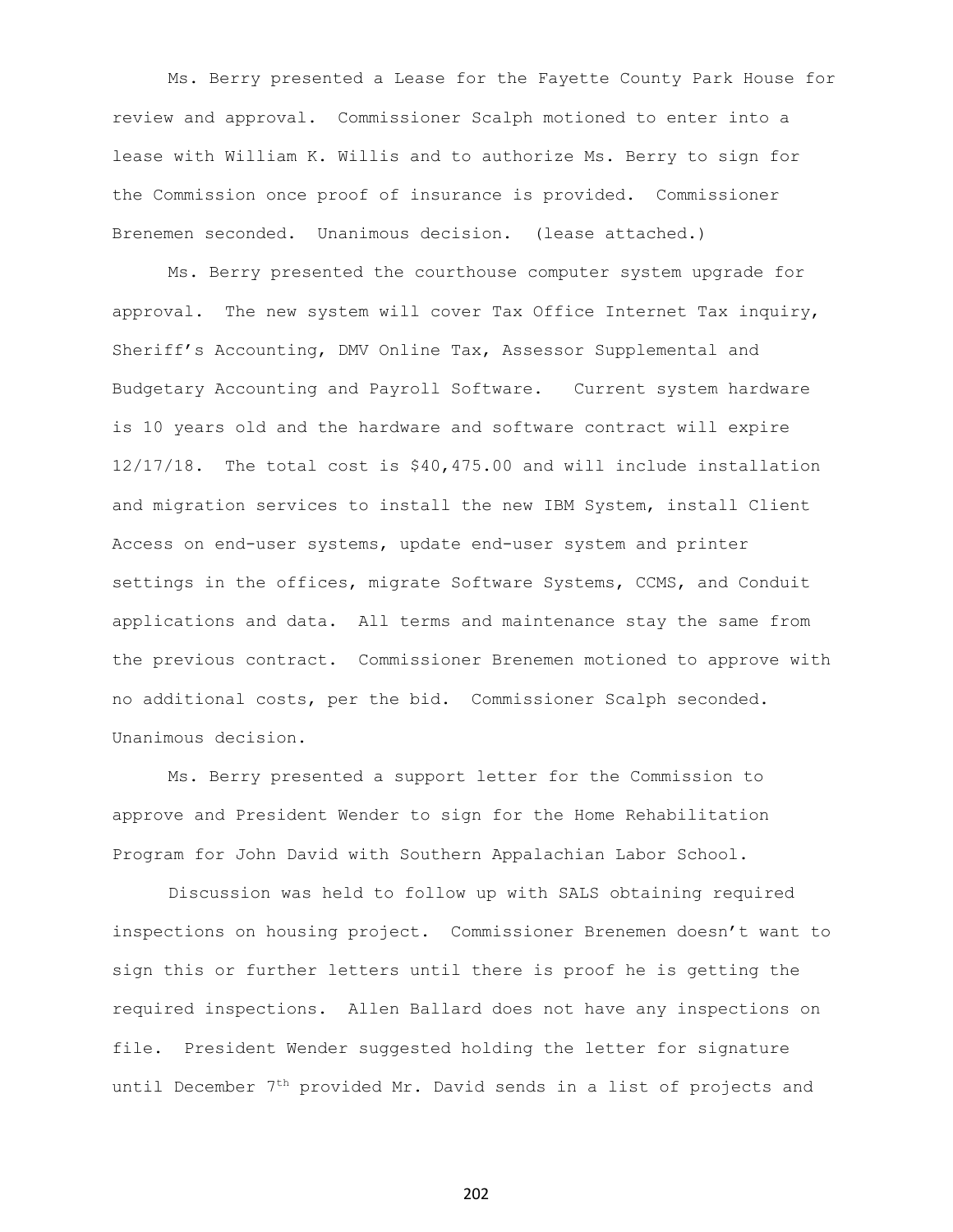Ms. Berry presented a Lease for the Fayette County Park House for review and approval. Commissioner Scalph motioned to enter into a lease with William K. Willis and to authorize Ms. Berry to sign for the Commission once proof of insurance is provided. Commissioner Brenemen seconded. Unanimous decision. (lease attached.)

Ms. Berry presented the courthouse computer system upgrade for approval. The new system will cover Tax Office Internet Tax inquiry, Sheriff's Accounting, DMV Online Tax, Assessor Supplemental and Budgetary Accounting and Payroll Software. Current system hardware is 10 years old and the hardware and software contract will expire 12/17/18. The total cost is $40,475.00 and will include installation and migration services to install the new IBM System, install Client Access on end-user systems, update end-user system and printer settings in the offices, migrate Software Systems, CCMS, and Conduit applications and data. All terms and maintenance stay the same from the previous contract. Commissioner Brenemen motioned to approve with no additional costs, per the bid. Commissioner Scalph seconded. Unanimous decision.

Ms. Berry presented a support letter for the Commission to approve and President Wender to sign for the Home Rehabilitation Program for John David with Southern Appalachian Labor School.

Discussion was held to follow up with SALS obtaining required inspections on housing project. Commissioner Brenemen doesn't want to sign this or further letters until there is proof he is getting the required inspections. Allen Ballard does not have any inspections on file. President Wender suggested holding the letter for signature until December 7th provided Mr. David sends in a list of projects and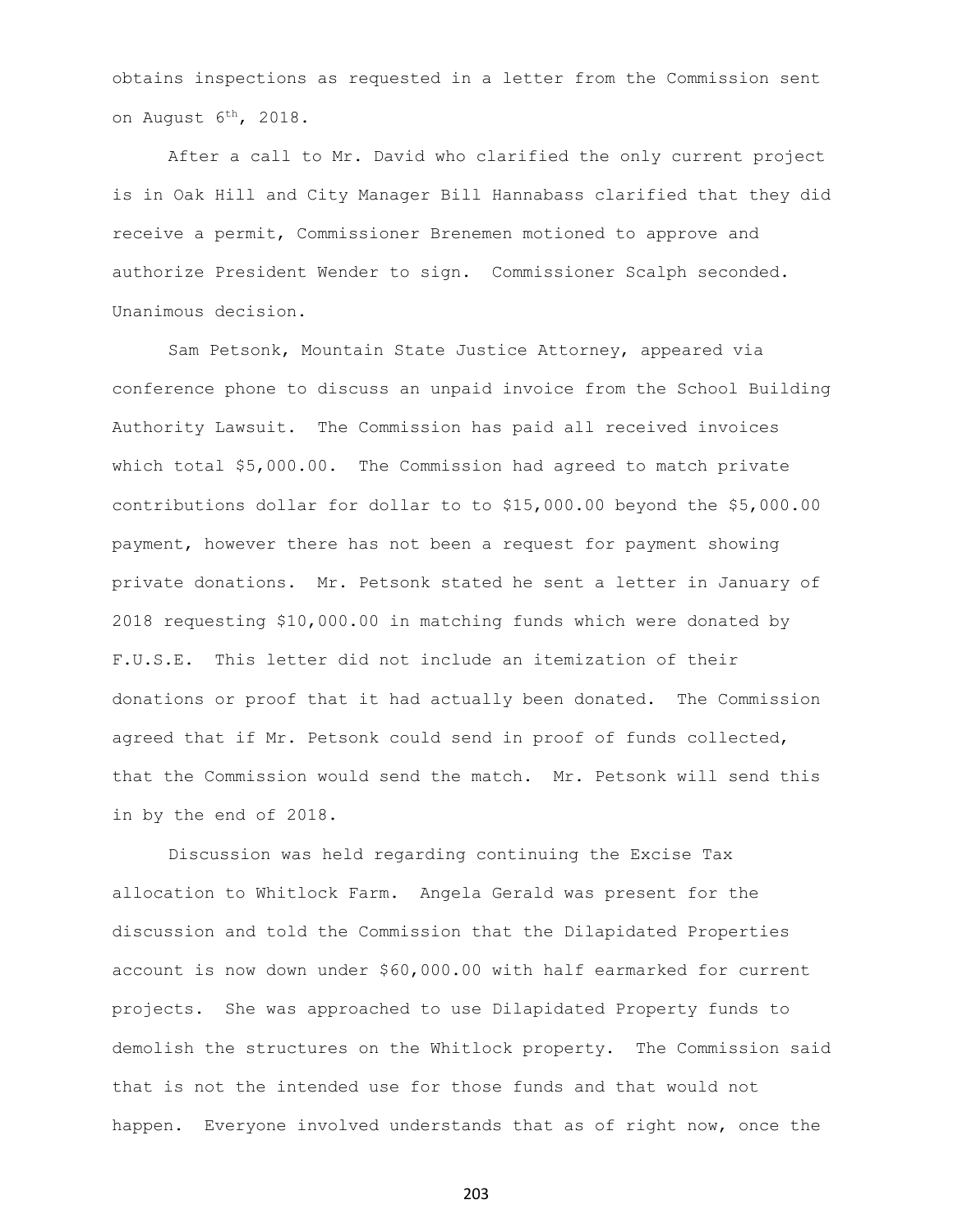obtains inspections as requested in a letter from the Commission sent on August 6th, 2018.

After a call to Mr. David who clarified the only current project is in Oak Hill and City Manager Bill Hannabass clarified that they did receive a permit, Commissioner Brenemen motioned to approve and authorize President Wender to sign. Commissioner Scalph seconded. Unanimous decision.

Sam Petsonk, Mountain State Justice Attorney, appeared via conference phone to discuss an unpaid invoice from the School Building Authority Lawsuit. The Commission has paid all received invoices which total $5,000.00. The Commission had agreed to match private contributions dollar for dollar to to $15,000.00 beyond the $5,000.00 payment, however there has not been a request for payment showing private donations. Mr. Petsonk stated he sent a letter in January of 2018 requesting $10,000.00 in matching funds which were donated by F.U.S.E. This letter did not include an itemization of their donations or proof that it had actually been donated. The Commission agreed that if Mr. Petsonk could send in proof of funds collected, that the Commission would send the match. Mr. Petsonk will send this in by the end of 2018.

Discussion was held regarding continuing the Excise Tax allocation to Whitlock Farm. Angela Gerald was present for the discussion and told the Commission that the Dilapidated Properties account is now down under $60,000.00 with half earmarked for current projects. She was approached to use Dilapidated Property funds to demolish the structures on the Whitlock property. The Commission said that is not the intended use for those funds and that would not happen. Everyone involved understands that as of right now, once the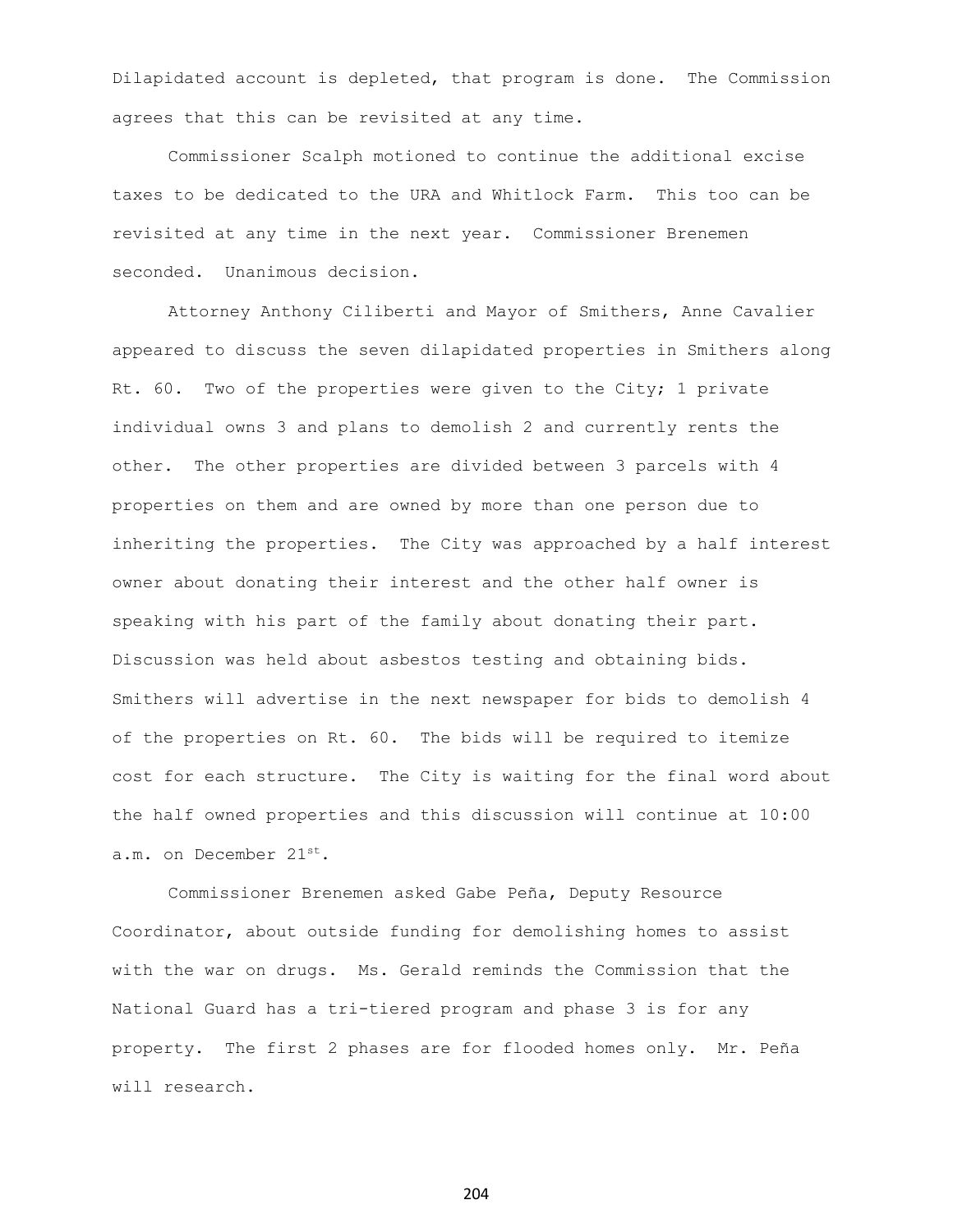Dilapidated account is depleted, that program is done. The Commission agrees that this can be revisited at any time.

Commissioner Scalph motioned to continue the additional excise taxes to be dedicated to the URA and Whitlock Farm. This too can be revisited at any time in the next year. Commissioner Brenemen seconded. Unanimous decision.

Attorney Anthony Ciliberti and Mayor of Smithers, Anne Cavalier appeared to discuss the seven dilapidated properties in Smithers along Rt. 60. Two of the properties were given to the City; 1 private individual owns 3 and plans to demolish 2 and currently rents the other. The other properties are divided between 3 parcels with 4 properties on them and are owned by more than one person due to inheriting the properties. The City was approached by a half interest owner about donating their interest and the other half owner is speaking with his part of the family about donating their part. Discussion was held about asbestos testing and obtaining bids. Smithers will advertise in the next newspaper for bids to demolish 4 of the properties on Rt. 60. The bids will be required to itemize cost for each structure. The City is waiting for the final word about the half owned properties and this discussion will continue at 10:00 a.m. on December 21st.

Commissioner Brenemen asked Gabe Peña, Deputy Resource Coordinator, about outside funding for demolishing homes to assist with the war on drugs. Ms. Gerald reminds the Commission that the National Guard has a tri-tiered program and phase 3 is for any property. The first 2 phases are for flooded homes only. Mr. Peña will research.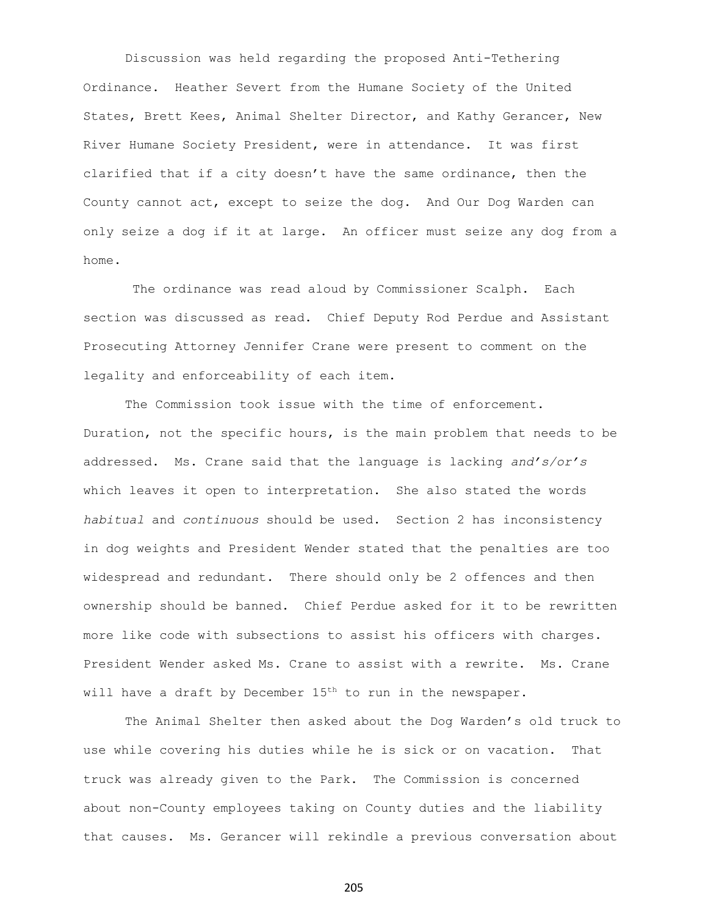Discussion was held regarding the proposed Anti-Tethering Ordinance. Heather Severt from the Humane Society of the United States, Brett Kees, Animal Shelter Director, and Kathy Gerancer, New River Humane Society President, were in attendance. It was first clarified that if a city doesn't have the same ordinance, then the County cannot act, except to seize the dog. And Our Dog Warden can only seize a dog if it at large. An officer must seize any dog from a home.

The ordinance was read aloud by Commissioner Scalph. Each section was discussed as read. Chief Deputy Rod Perdue and Assistant Prosecuting Attorney Jennifer Crane were present to comment on the legality and enforceability of each item.

The Commission took issue with the time of enforcement. Duration, not the specific hours, is the main problem that needs to be addressed. Ms. Crane said that the language is lacking *and's/or's* which leaves it open to interpretation. She also stated the words *habitual* and *continuous* should be used. Section 2 has inconsistency in dog weights and President Wender stated that the penalties are too widespread and redundant. There should only be 2 offences and then ownership should be banned. Chief Perdue asked for it to be rewritten more like code with subsections to assist his officers with charges. President Wender asked Ms. Crane to assist with a rewrite. Ms. Crane will have a draft by December 15th to run in the newspaper.

The Animal Shelter then asked about the Dog Warden's old truck to use while covering his duties while he is sick or on vacation. That truck was already given to the Park. The Commission is concerned about non-County employees taking on County duties and the liability that causes. Ms. Gerancer will rekindle a previous conversation about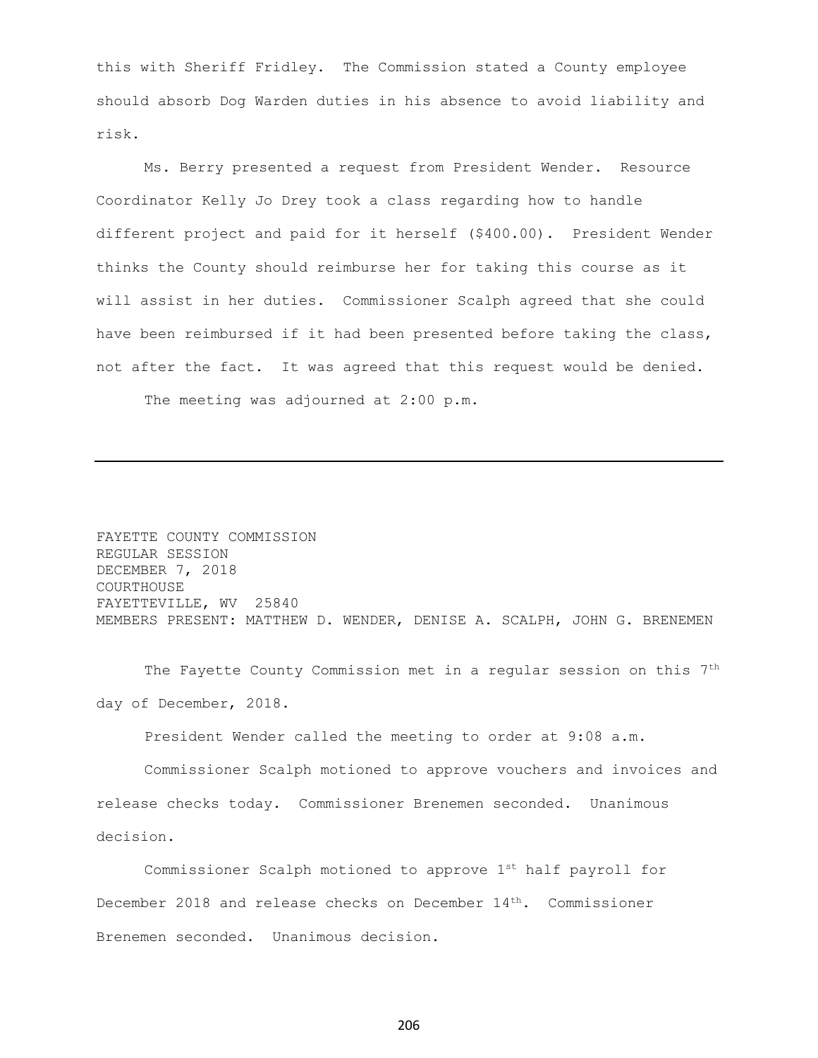this with Sheriff Fridley. The Commission stated a County employee should absorb Dog Warden duties in his absence to avoid liability and risk.

Ms. Berry presented a request from President Wender. Resource Coordinator Kelly Jo Drey took a class regarding how to handle different project and paid for it herself ($400.00). President Wender thinks the County should reimburse her for taking this course as it will assist in her duties. Commissioner Scalph agreed that she could have been reimbursed if it had been presented before taking the class, not after the fact. It was agreed that this request would be denied.

The meeting was adjourned at 2:00 p.m.

---

FAYETTE COUNTY COMMISSION
REGULAR SESSION
DECEMBER 7, 2018
COURTHOUSE
FAYETTEVILLE, WV 25840
MEMBERS PRESENT: MATTHEW D. WENDER, DENISE A. SCALPH, JOHN G. BRENEMEN

The Fayette County Commission met in a regular session on this 7th day of December, 2018.

President Wender called the meeting to order at 9:08 a.m.

Commissioner Scalph motioned to approve vouchers and invoices and release checks today. Commissioner Brenemen seconded. Unanimous decision.

Commissioner Scalph motioned to approve 1st half payroll for December 2018 and release checks on December 14th. Commissioner Brenemen seconded. Unanimous decision.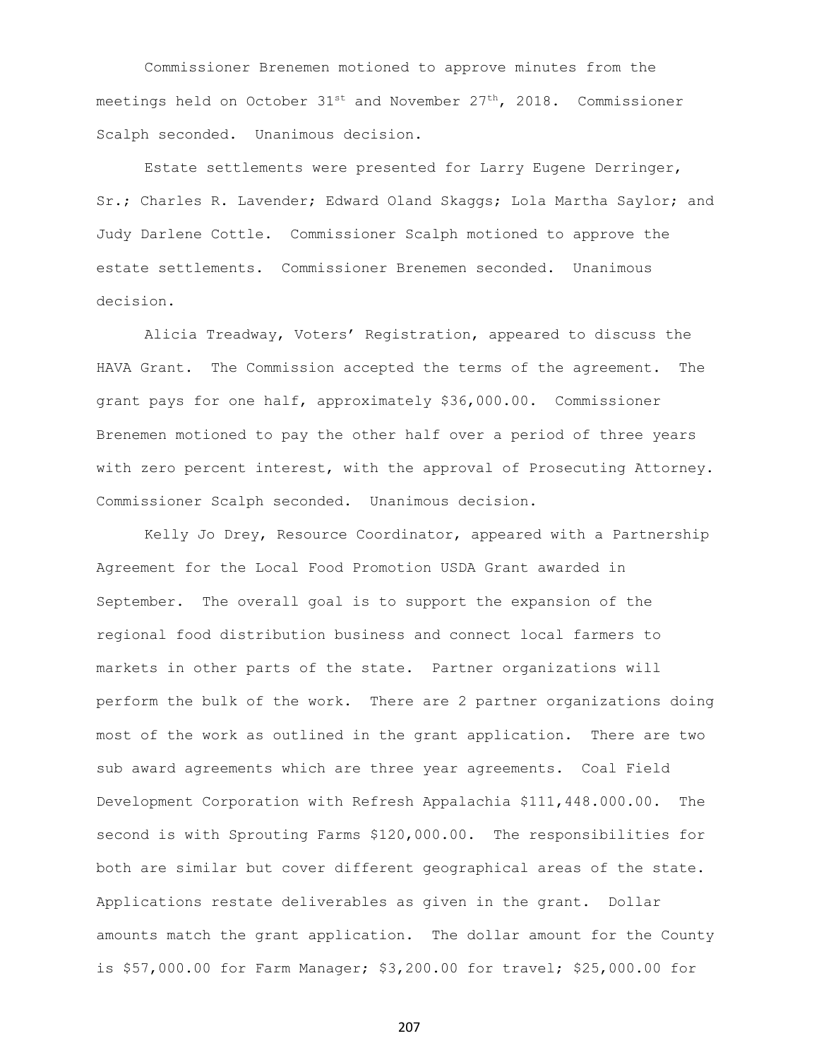Commissioner Brenemen motioned to approve minutes from the meetings held on October 31st and November 27th, 2018. Commissioner Scalph seconded. Unanimous decision.

Estate settlements were presented for Larry Eugene Derringer, Sr.; Charles R. Lavender; Edward Oland Skaggs; Lola Martha Saylor; and Judy Darlene Cottle. Commissioner Scalph motioned to approve the estate settlements. Commissioner Brenemen seconded. Unanimous decision.

Alicia Treadway, Voters' Registration, appeared to discuss the HAVA Grant. The Commission accepted the terms of the agreement. The grant pays for one half, approximately $36,000.00. Commissioner Brenemen motioned to pay the other half over a period of three years with zero percent interest, with the approval of Prosecuting Attorney. Commissioner Scalph seconded. Unanimous decision.

Kelly Jo Drey, Resource Coordinator, appeared with a Partnership Agreement for the Local Food Promotion USDA Grant awarded in September. The overall goal is to support the expansion of the regional food distribution business and connect local farmers to markets in other parts of the state. Partner organizations will perform the bulk of the work. There are 2 partner organizations doing most of the work as outlined in the grant application. There are two sub award agreements which are three year agreements. Coal Field Development Corporation with Refresh Appalachia $111,448.000.00. The second is with Sprouting Farms $120,000.00. The responsibilities for both are similar but cover different geographical areas of the state. Applications restate deliverables as given in the grant. Dollar amounts match the grant application. The dollar amount for the County is $57,000.00 for Farm Manager; $3,200.00 for travel; $25,000.00 for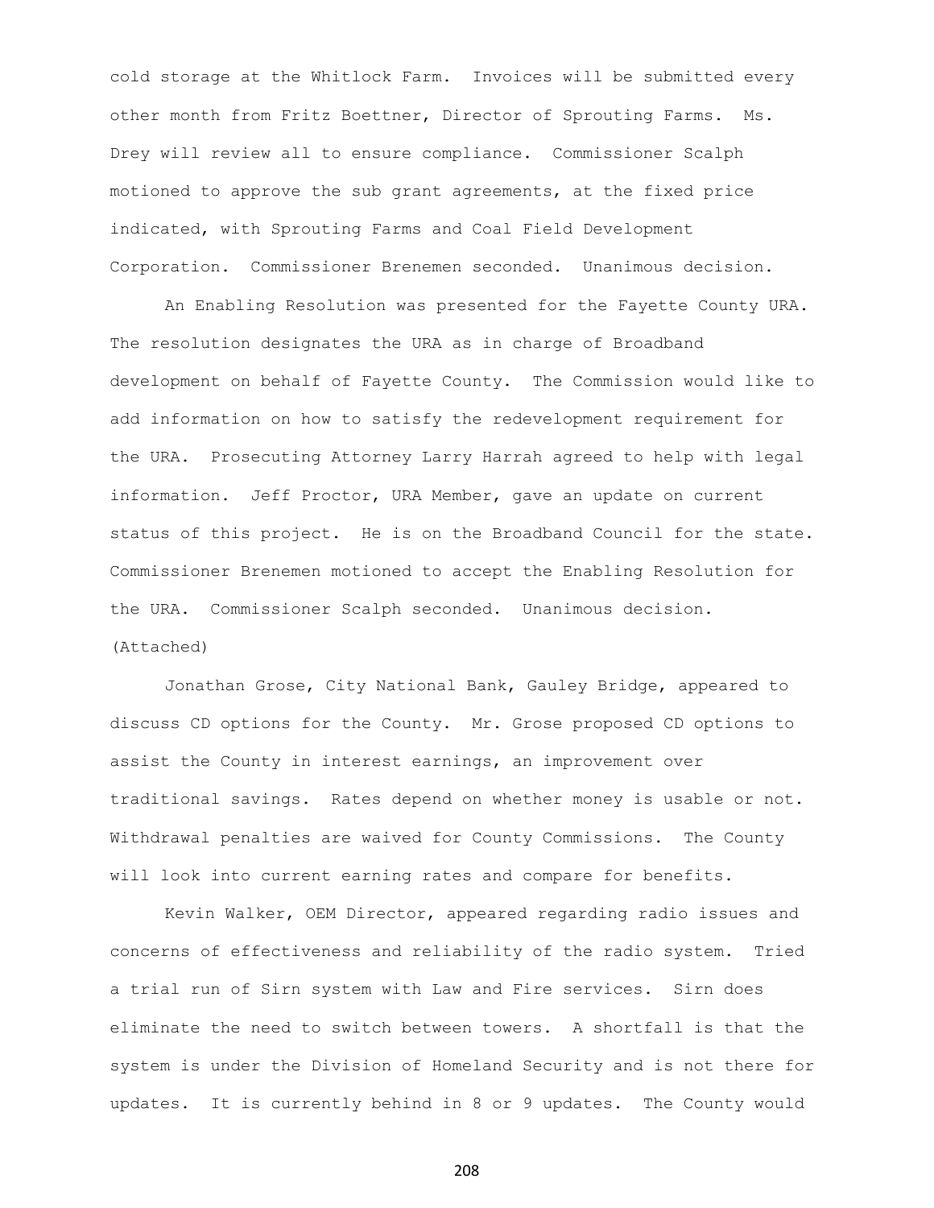cold storage at the Whitlock Farm. Invoices will be submitted every other month from Fritz Boettner, Director of Sprouting Farms. Ms. Drey will review all to ensure compliance. Commissioner Scalph motioned to approve the sub grant agreements, at the fixed price indicated, with Sprouting Farms and Coal Field Development Corporation. Commissioner Brenemen seconded. Unanimous decision.

An Enabling Resolution was presented for the Fayette County URA. The resolution designates the URA as in charge of Broadband development on behalf of Fayette County. The Commission would like to add information on how to satisfy the redevelopment requirement for the URA. Prosecuting Attorney Larry Harrah agreed to help with legal information. Jeff Proctor, URA Member, gave an update on current status of this project. He is on the Broadband Council for the state. Commissioner Brenemen motioned to accept the Enabling Resolution for the URA. Commissioner Scalph seconded. Unanimous decision. (Attached)

Jonathan Grose, City National Bank, Gauley Bridge, appeared to discuss CD options for the County. Mr. Grose proposed CD options to assist the County in interest earnings, an improvement over traditional savings. Rates depend on whether money is usable or not. Withdrawal penalties are waived for County Commissions. The County will look into current earning rates and compare for benefits.

Kevin Walker, OEM Director, appeared regarding radio issues and concerns of effectiveness and reliability of the radio system. Tried a trial run of Sirn system with Law and Fire services. Sirn does eliminate the need to switch between towers. A shortfall is that the system is under the Division of Homeland Security and is not there for updates. It is currently behind in 8 or 9 updates. The County would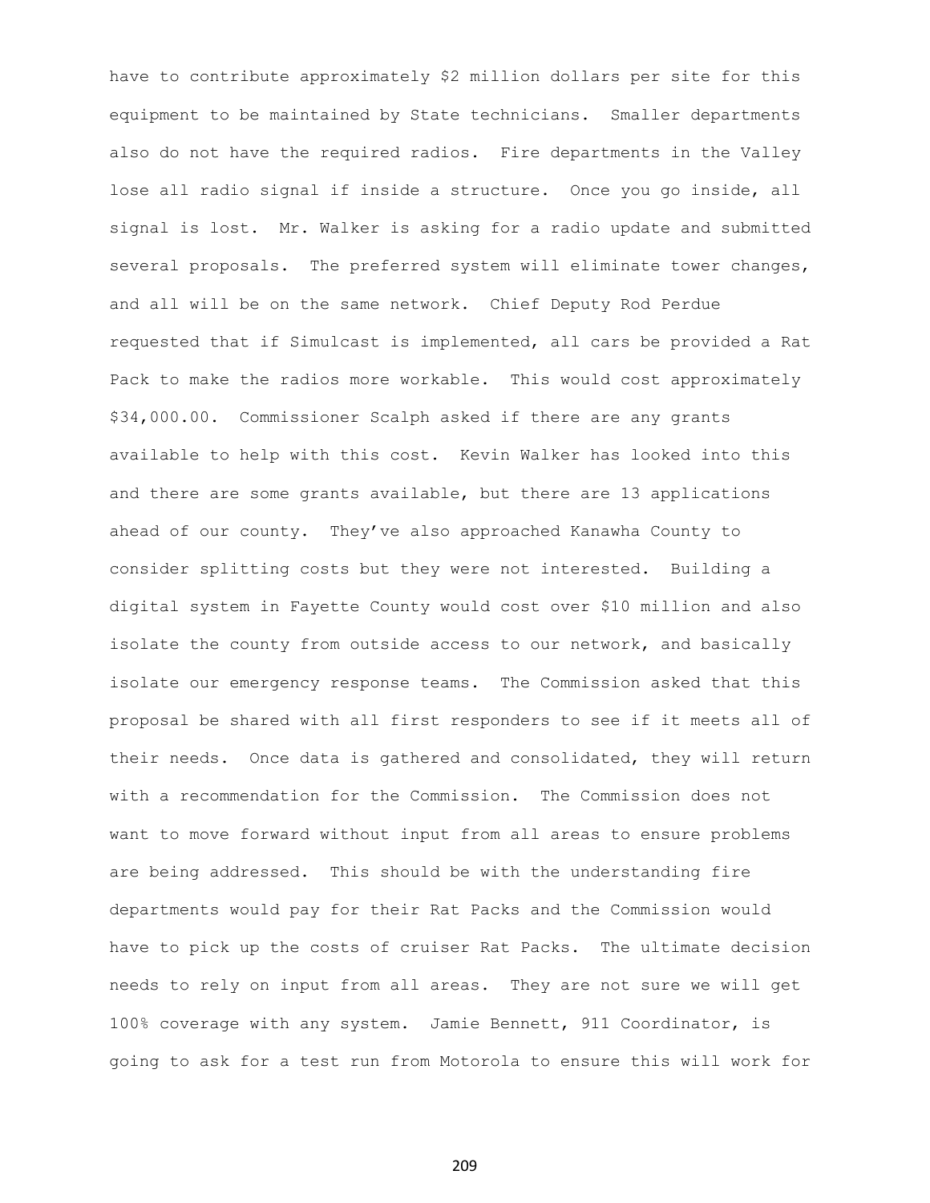have to contribute approximately $2 million dollars per site for this equipment to be maintained by State technicians. Smaller departments also do not have the required radios. Fire departments in the Valley lose all radio signal if inside a structure. Once you go inside, all signal is lost. Mr. Walker is asking for a radio update and submitted several proposals. The preferred system will eliminate tower changes, and all will be on the same network. Chief Deputy Rod Perdue requested that if Simulcast is implemented, all cars be provided a Rat Pack to make the radios more workable. This would cost approximately $34,000.00. Commissioner Scalph asked if there are any grants available to help with this cost. Kevin Walker has looked into this and there are some grants available, but there are 13 applications ahead of our county. They've also approached Kanawha County to consider splitting costs but they were not interested. Building a digital system in Fayette County would cost over $10 million and also isolate the county from outside access to our network, and basically isolate our emergency response teams. The Commission asked that this proposal be shared with all first responders to see if it meets all of their needs. Once data is gathered and consolidated, they will return with a recommendation for the Commission. The Commission does not want to move forward without input from all areas to ensure problems are being addressed. This should be with the understanding fire departments would pay for their Rat Packs and the Commission would have to pick up the costs of cruiser Rat Packs. The ultimate decision needs to rely on input from all areas. They are not sure we will get 100% coverage with any system. Jamie Bennett, 911 Coordinator, is going to ask for a test run from Motorola to ensure this will work for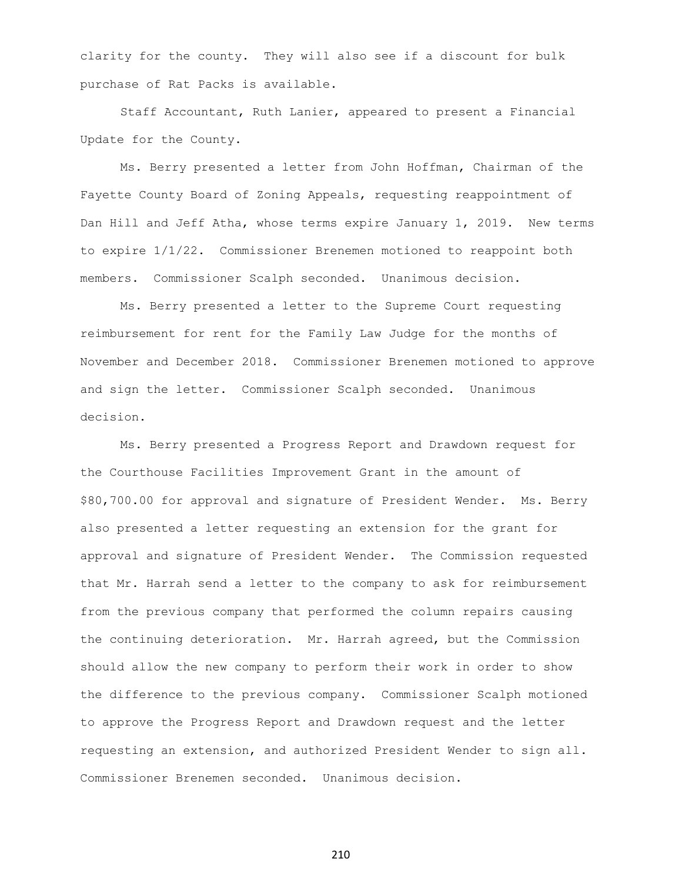clarity for the county. They will also see if a discount for bulk purchase of Rat Packs is available.

Staff Accountant, Ruth Lanier, appeared to present a Financial Update for the County.

Ms. Berry presented a letter from John Hoffman, Chairman of the Fayette County Board of Zoning Appeals, requesting reappointment of Dan Hill and Jeff Atha, whose terms expire January 1, 2019. New terms to expire 1/1/22. Commissioner Brenemen motioned to reappoint both members. Commissioner Scalph seconded. Unanimous decision.

Ms. Berry presented a letter to the Supreme Court requesting reimbursement for rent for the Family Law Judge for the months of November and December 2018. Commissioner Brenemen motioned to approve and sign the letter. Commissioner Scalph seconded. Unanimous decision.

Ms. Berry presented a Progress Report and Drawdown request for the Courthouse Facilities Improvement Grant in the amount of $80,700.00 for approval and signature of President Wender. Ms. Berry also presented a letter requesting an extension for the grant for approval and signature of President Wender. The Commission requested that Mr. Harrah send a letter to the company to ask for reimbursement from the previous company that performed the column repairs causing the continuing deterioration. Mr. Harrah agreed, but the Commission should allow the new company to perform their work in order to show the difference to the previous company. Commissioner Scalph motioned to approve the Progress Report and Drawdown request and the letter requesting an extension, and authorized President Wender to sign all. Commissioner Brenemen seconded. Unanimous decision.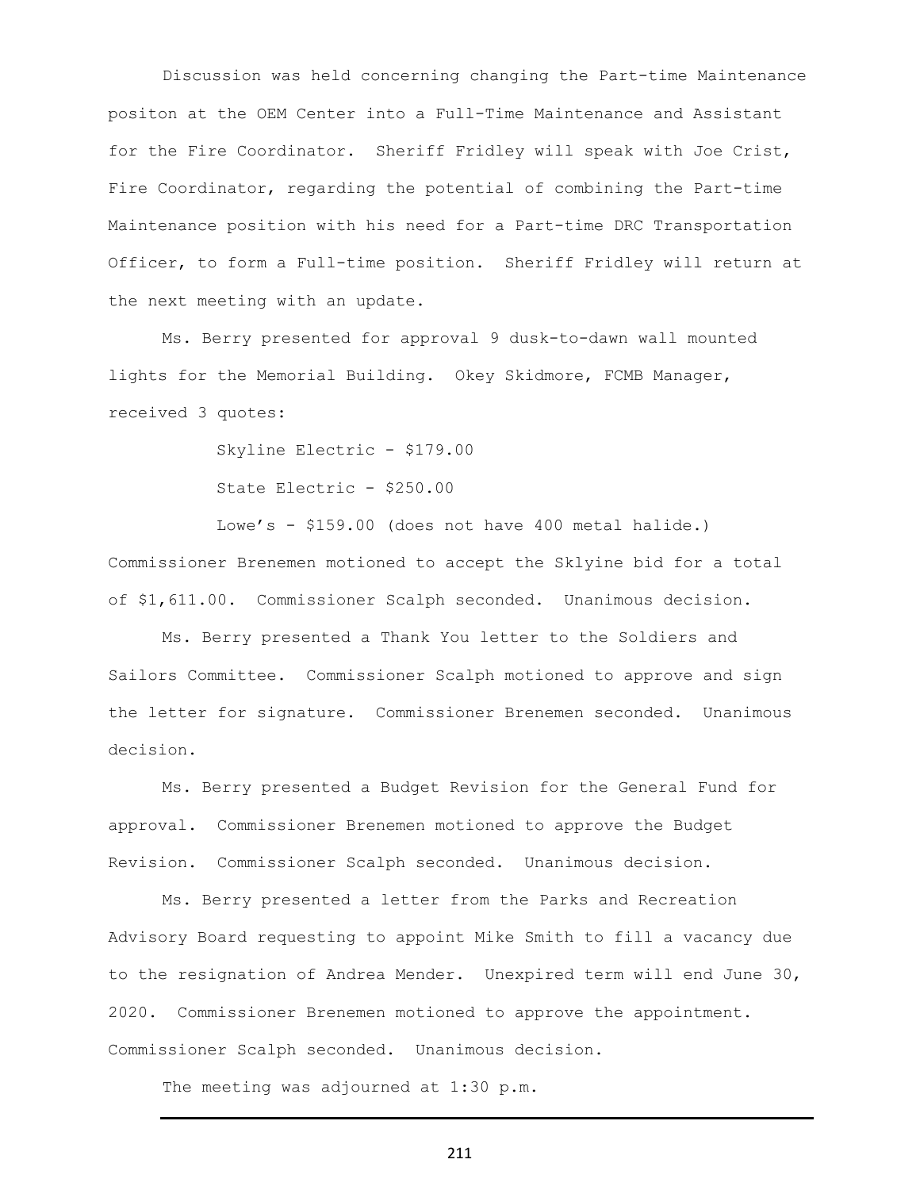Discussion was held concerning changing the Part-time Maintenance positon at the OEM Center into a Full-Time Maintenance and Assistant for the Fire Coordinator. Sheriff Fridley will speak with Joe Crist, Fire Coordinator, regarding the potential of combining the Part-time Maintenance position with his need for a Part-time DRC Transportation Officer, to form a Full-time position. Sheriff Fridley will return at the next meeting with an update.

Ms. Berry presented for approval 9 dusk-to-dawn wall mounted lights for the Memorial Building. Okey Skidmore, FCMB Manager, received 3 quotes:

Skyline Electric - $179.00

State Electric - $250.00

Lowe's - $159.00 (does not have 400 metal halide.)

Commissioner Brenemen motioned to accept the Sklyine bid for a total of $1,611.00. Commissioner Scalph seconded. Unanimous decision.

Ms. Berry presented a Thank You letter to the Soldiers and Sailors Committee. Commissioner Scalph motioned to approve and sign the letter for signature. Commissioner Brenemen seconded. Unanimous decision.

Ms. Berry presented a Budget Revision for the General Fund for approval. Commissioner Brenemen motioned to approve the Budget Revision. Commissioner Scalph seconded. Unanimous decision.

Ms. Berry presented a letter from the Parks and Recreation Advisory Board requesting to appoint Mike Smith to fill a vacancy due to the resignation of Andrea Mender. Unexpired term will end June 30, 2020. Commissioner Brenemen motioned to approve the appointment. Commissioner Scalph seconded. Unanimous decision.

The meeting was adjourned at 1:30 p.m.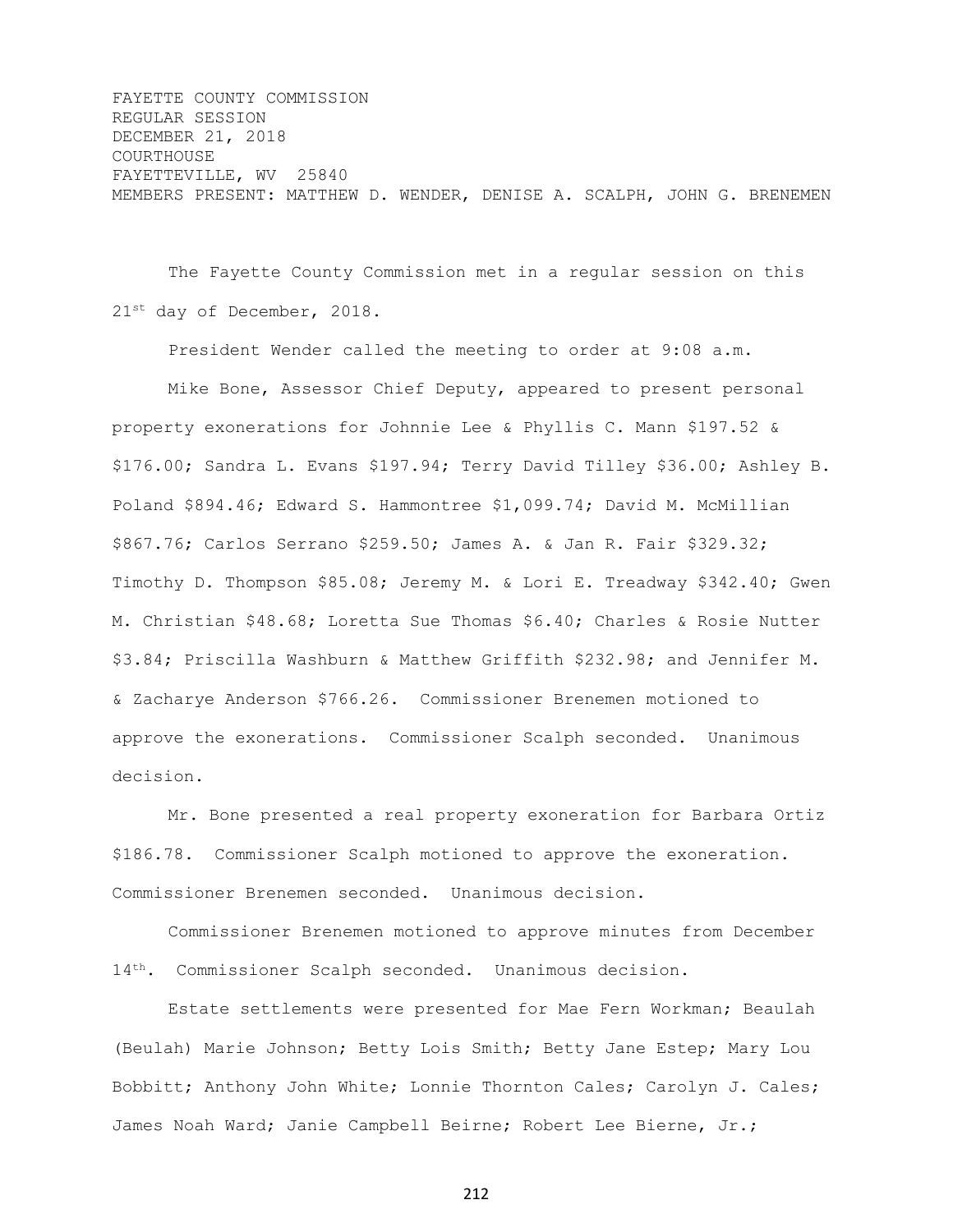FAYETTE COUNTY COMMISSION
REGULAR SESSION
DECEMBER 21, 2018
COURTHOUSE
FAYETTEVILLE, WV 25840
MEMBERS PRESENT: MATTHEW D. WENDER, DENISE A. SCALPH, JOHN G. BRENEMEN

The Fayette County Commission met in a regular session on this 21st day of December, 2018.

President Wender called the meeting to order at 9:08 a.m.

Mike Bone, Assessor Chief Deputy, appeared to present personal property exonerations for Johnnie Lee & Phyllis C. Mann $197.52 & $176.00; Sandra L. Evans $197.94; Terry David Tilley $36.00; Ashley B. Poland $894.46; Edward S. Hammontree $1,099.74; David M. McMillian $867.76; Carlos Serrano $259.50; James A. & Jan R. Fair $329.32; Timothy D. Thompson $85.08; Jeremy M. & Lori E. Treadway $342.40; Gwen M. Christian $48.68; Loretta Sue Thomas $6.40; Charles & Rosie Nutter $3.84; Priscilla Washburn & Matthew Griffith $232.98; and Jennifer M. & Zacharye Anderson $766.26. Commissioner Brenemen motioned to approve the exonerations. Commissioner Scalph seconded. Unanimous decision.

Mr. Bone presented a real property exoneration for Barbara Ortiz $186.78. Commissioner Scalph motioned to approve the exoneration. Commissioner Brenemen seconded. Unanimous decision.

Commissioner Brenemen motioned to approve minutes from December 14th. Commissioner Scalph seconded. Unanimous decision.

Estate settlements were presented for Mae Fern Workman; Beaulah (Beulah) Marie Johnson; Betty Lois Smith; Betty Jane Estep; Mary Lou Bobbitt; Anthony John White; Lonnie Thornton Cales; Carolyn J. Cales; James Noah Ward; Janie Campbell Beirne; Robert Lee Bierne, Jr.;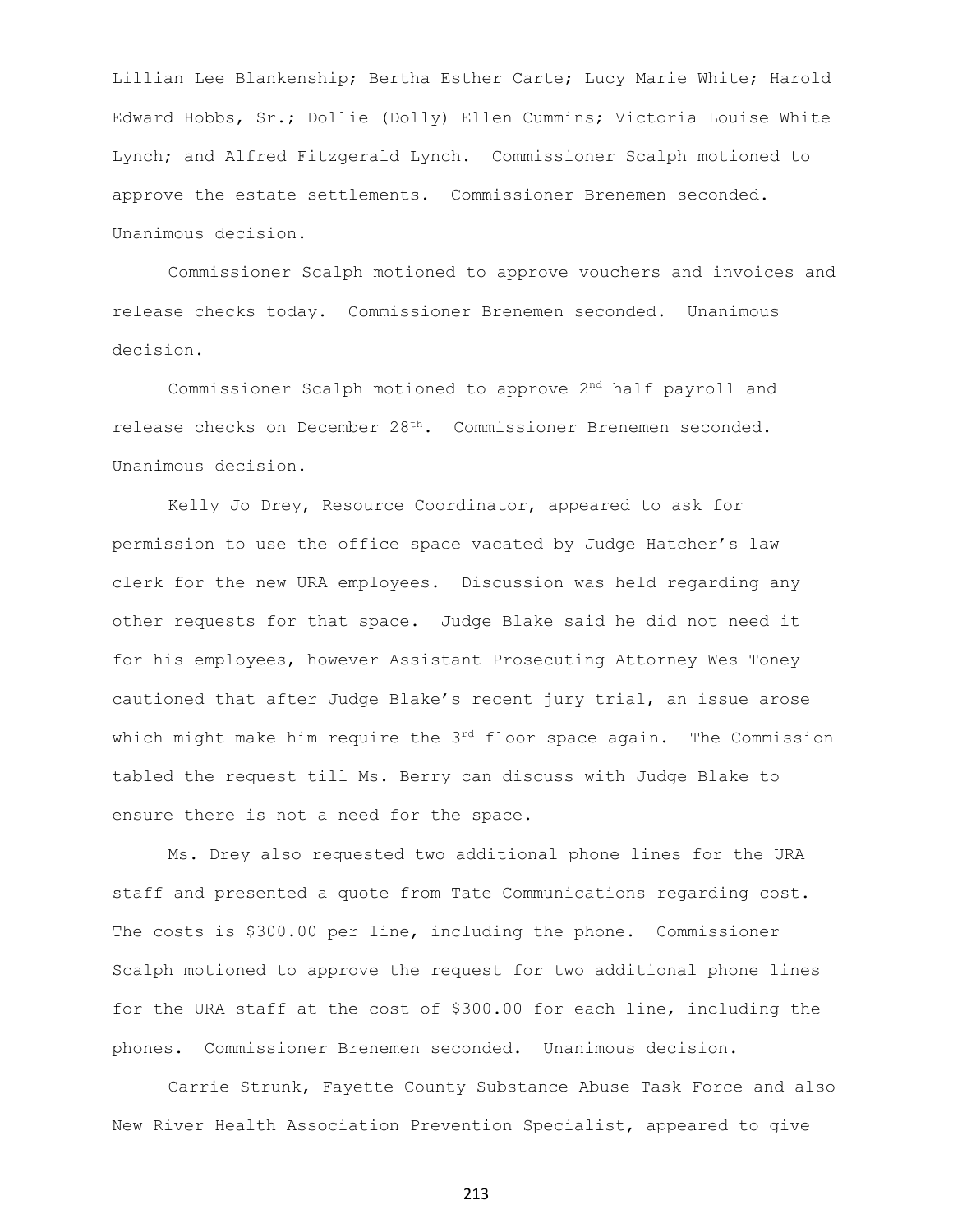Lillian Lee Blankenship; Bertha Esther Carte; Lucy Marie White; Harold Edward Hobbs, Sr.; Dollie (Dolly) Ellen Cummins; Victoria Louise White Lynch; and Alfred Fitzgerald Lynch. Commissioner Scalph motioned to approve the estate settlements. Commissioner Brenemen seconded. Unanimous decision.

Commissioner Scalph motioned to approve vouchers and invoices and release checks today. Commissioner Brenemen seconded. Unanimous decision.

Commissioner Scalph motioned to approve 2nd half payroll and release checks on December 28th. Commissioner Brenemen seconded. Unanimous decision.

Kelly Jo Drey, Resource Coordinator, appeared to ask for permission to use the office space vacated by Judge Hatcher's law clerk for the new URA employees. Discussion was held regarding any other requests for that space. Judge Blake said he did not need it for his employees, however Assistant Prosecuting Attorney Wes Toney cautioned that after Judge Blake's recent jury trial, an issue arose which might make him require the 3rd floor space again. The Commission tabled the request till Ms. Berry can discuss with Judge Blake to ensure there is not a need for the space.

Ms. Drey also requested two additional phone lines for the URA staff and presented a quote from Tate Communications regarding cost. The costs is $300.00 per line, including the phone. Commissioner Scalph motioned to approve the request for two additional phone lines for the URA staff at the cost of $300.00 for each line, including the phones. Commissioner Brenemen seconded. Unanimous decision.

Carrie Strunk, Fayette County Substance Abuse Task Force and also New River Health Association Prevention Specialist, appeared to give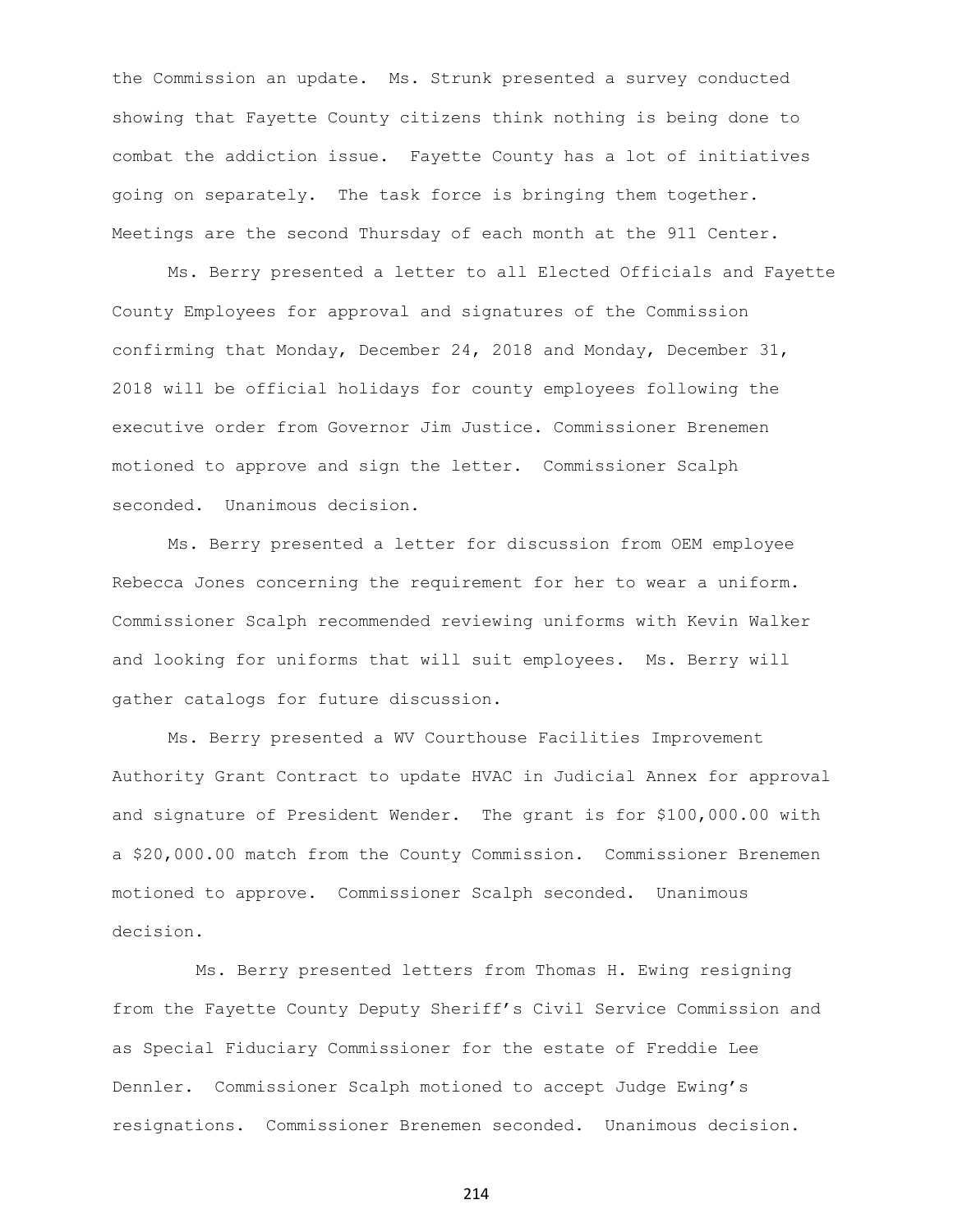the Commission an update. Ms. Strunk presented a survey conducted showing that Fayette County citizens think nothing is being done to combat the addiction issue. Fayette County has a lot of initiatives going on separately. The task force is bringing them together. Meetings are the second Thursday of each month at the 911 Center.

Ms. Berry presented a letter to all Elected Officials and Fayette County Employees for approval and signatures of the Commission confirming that Monday, December 24, 2018 and Monday, December 31, 2018 will be official holidays for county employees following the executive order from Governor Jim Justice. Commissioner Brenemen motioned to approve and sign the letter. Commissioner Scalph seconded. Unanimous decision.

Ms. Berry presented a letter for discussion from OEM employee Rebecca Jones concerning the requirement for her to wear a uniform. Commissioner Scalph recommended reviewing uniforms with Kevin Walker and looking for uniforms that will suit employees. Ms. Berry will gather catalogs for future discussion.

Ms. Berry presented a WV Courthouse Facilities Improvement Authority Grant Contract to update HVAC in Judicial Annex for approval and signature of President Wender. The grant is for $100,000.00 with a $20,000.00 match from the County Commission. Commissioner Brenemen motioned to approve. Commissioner Scalph seconded. Unanimous decision.

Ms. Berry presented letters from Thomas H. Ewing resigning from the Fayette County Deputy Sheriff's Civil Service Commission and as Special Fiduciary Commissioner for the estate of Freddie Lee Dennler. Commissioner Scalph motioned to accept Judge Ewing's resignations. Commissioner Brenemen seconded. Unanimous decision.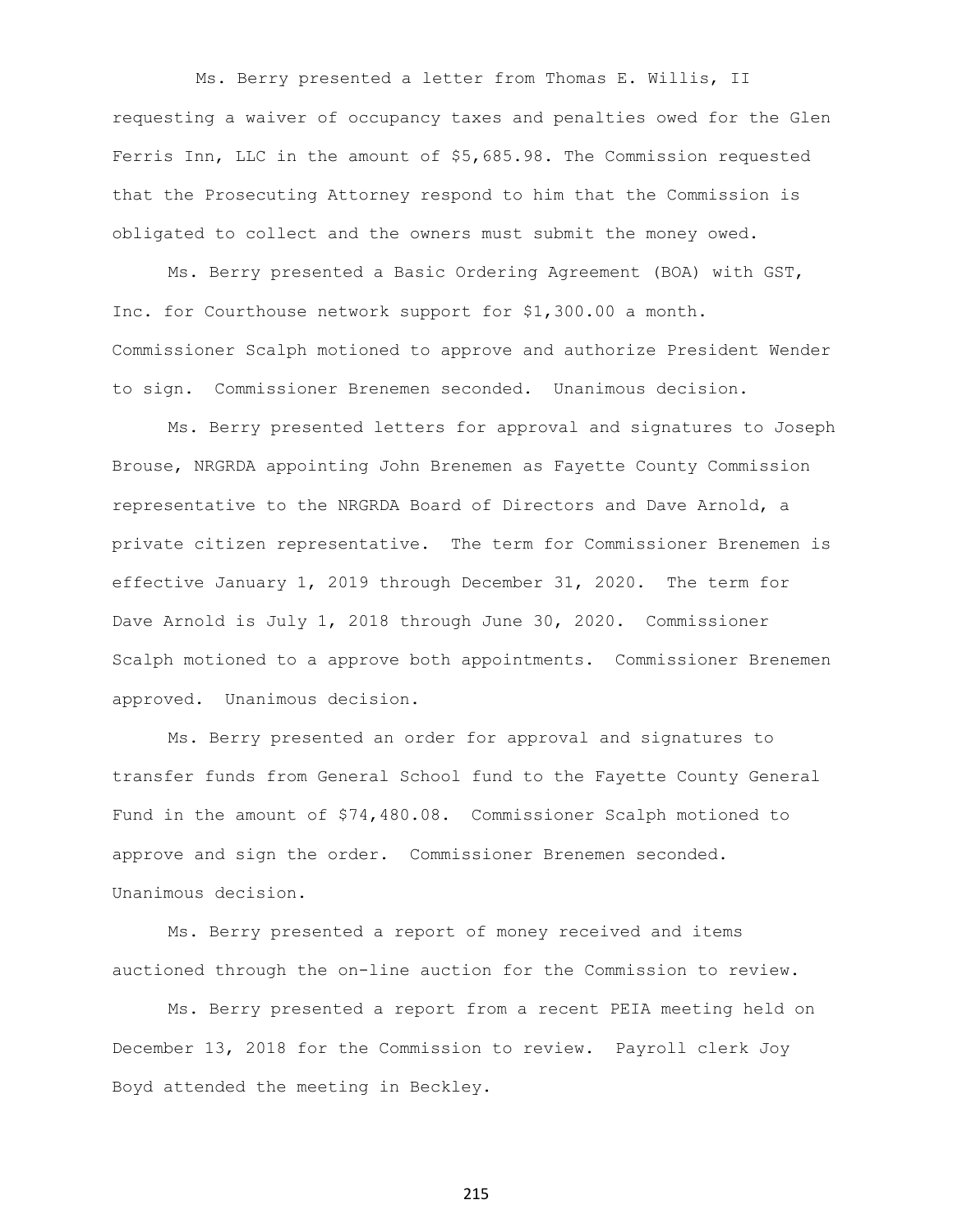Ms. Berry presented a letter from Thomas E. Willis, II requesting a waiver of occupancy taxes and penalties owed for the Glen Ferris Inn, LLC in the amount of $5,685.98. The Commission requested that the Prosecuting Attorney respond to him that the Commission is obligated to collect and the owners must submit the money owed.

Ms. Berry presented a Basic Ordering Agreement (BOA) with GST, Inc. for Courthouse network support for $1,300.00 a month. Commissioner Scalph motioned to approve and authorize President Wender to sign. Commissioner Brenemen seconded. Unanimous decision.

Ms. Berry presented letters for approval and signatures to Joseph Brouse, NRGRDA appointing John Brenemen as Fayette County Commission representative to the NRGRDA Board of Directors and Dave Arnold, a private citizen representative. The term for Commissioner Brenemen is effective January 1, 2019 through December 31, 2020. The term for Dave Arnold is July 1, 2018 through June 30, 2020. Commissioner Scalph motioned to a approve both appointments. Commissioner Brenemen approved. Unanimous decision.

Ms. Berry presented an order for approval and signatures to transfer funds from General School fund to the Fayette County General Fund in the amount of $74,480.08. Commissioner Scalph motioned to approve and sign the order. Commissioner Brenemen seconded. Unanimous decision.

Ms. Berry presented a report of money received and items auctioned through the on-line auction for the Commission to review.

Ms. Berry presented a report from a recent PEIA meeting held on December 13, 2018 for the Commission to review. Payroll clerk Joy Boyd attended the meeting in Beckley.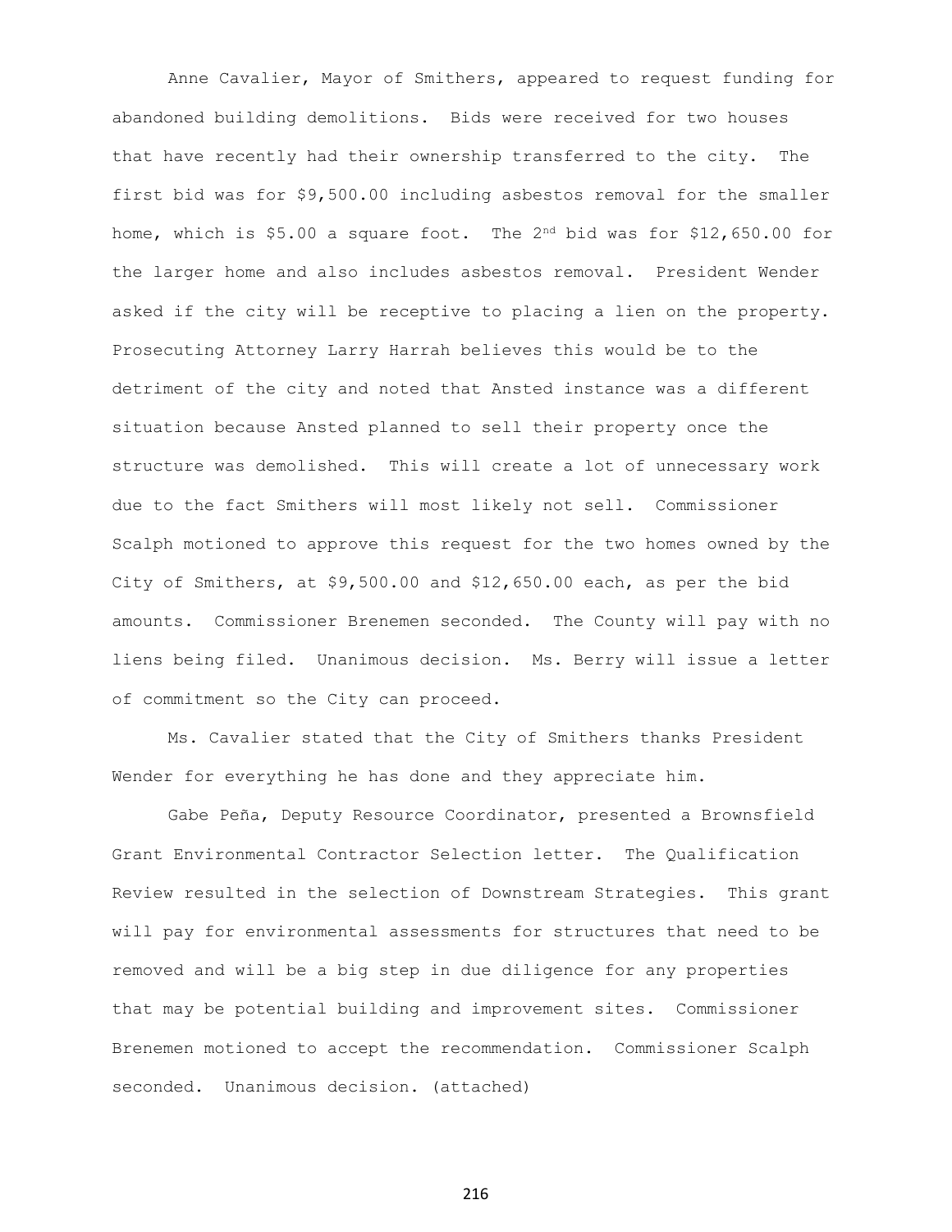Anne Cavalier, Mayor of Smithers, appeared to request funding for abandoned building demolitions. Bids were received for two houses that have recently had their ownership transferred to the city. The first bid was for $9,500.00 including asbestos removal for the smaller home, which is $5.00 a square foot. The 2nd bid was for $12,650.00 for the larger home and also includes asbestos removal. President Wender asked if the city will be receptive to placing a lien on the property. Prosecuting Attorney Larry Harrah believes this would be to the detriment of the city and noted that Ansted instance was a different situation because Ansted planned to sell their property once the structure was demolished. This will create a lot of unnecessary work due to the fact Smithers will most likely not sell. Commissioner Scalph motioned to approve this request for the two homes owned by the City of Smithers, at $9,500.00 and $12,650.00 each, as per the bid amounts. Commissioner Brenemen seconded. The County will pay with no liens being filed. Unanimous decision. Ms. Berry will issue a letter of commitment so the City can proceed.

Ms. Cavalier stated that the City of Smithers thanks President Wender for everything he has done and they appreciate him.

Gabe Peña, Deputy Resource Coordinator, presented a Brownsfield Grant Environmental Contractor Selection letter. The Qualification Review resulted in the selection of Downstream Strategies. This grant will pay for environmental assessments for structures that need to be removed and will be a big step in due diligence for any properties that may be potential building and improvement sites. Commissioner Brenemen motioned to accept the recommendation. Commissioner Scalph seconded. Unanimous decision. (attached)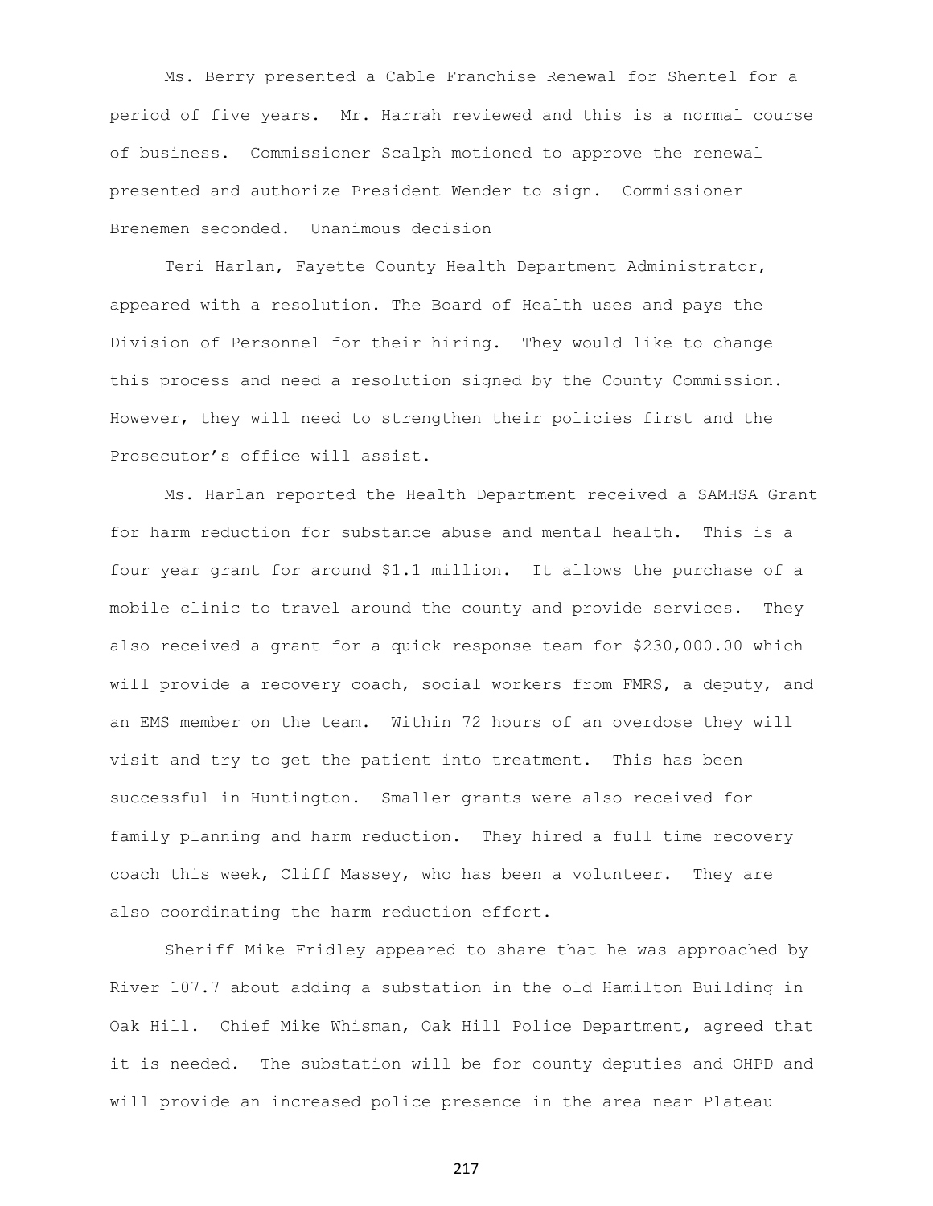Ms. Berry presented a Cable Franchise Renewal for Shentel for a period of five years. Mr. Harrah reviewed and this is a normal course of business. Commissioner Scalph motioned to approve the renewal presented and authorize President Wender to sign. Commissioner Brenemen seconded. Unanimous decision

Teri Harlan, Fayette County Health Department Administrator, appeared with a resolution. The Board of Health uses and pays the Division of Personnel for their hiring. They would like to change this process and need a resolution signed by the County Commission. However, they will need to strengthen their policies first and the Prosecutor's office will assist.

Ms. Harlan reported the Health Department received a SAMHSA Grant for harm reduction for substance abuse and mental health. This is a four year grant for around $1.1 million. It allows the purchase of a mobile clinic to travel around the county and provide services. They also received a grant for a quick response team for $230,000.00 which will provide a recovery coach, social workers from FMRS, a deputy, and an EMS member on the team. Within 72 hours of an overdose they will visit and try to get the patient into treatment. This has been successful in Huntington. Smaller grants were also received for family planning and harm reduction. They hired a full time recovery coach this week, Cliff Massey, who has been a volunteer. They are also coordinating the harm reduction effort.

Sheriff Mike Fridley appeared to share that he was approached by River 107.7 about adding a substation in the old Hamilton Building in Oak Hill. Chief Mike Whisman, Oak Hill Police Department, agreed that it is needed. The substation will be for county deputies and OHPD and will provide an increased police presence in the area near Plateau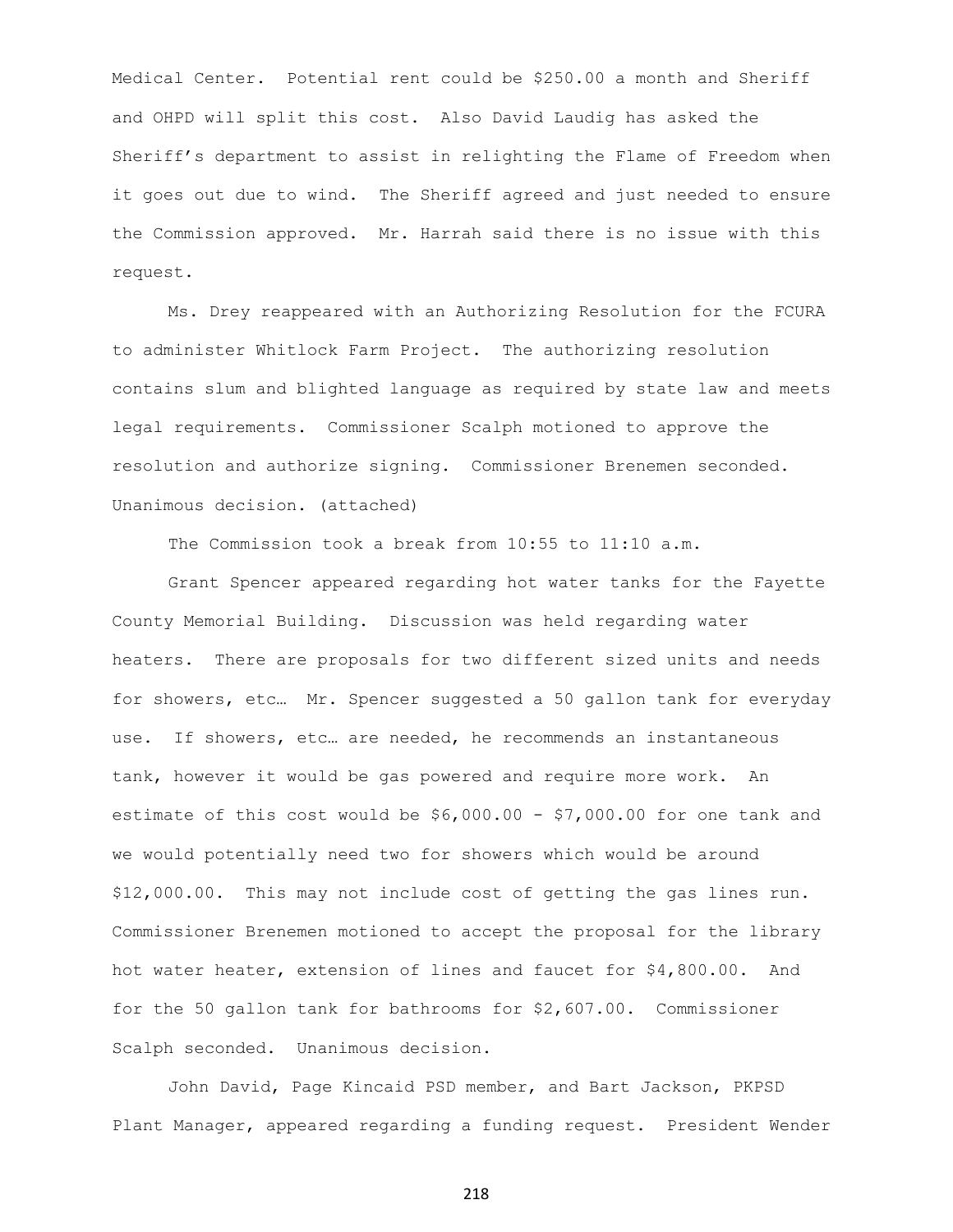Medical Center. Potential rent could be $250.00 a month and Sheriff and OHPD will split this cost. Also David Laudig has asked the Sheriff's department to assist in relighting the Flame of Freedom when it goes out due to wind. The Sheriff agreed and just needed to ensure the Commission approved. Mr. Harrah said there is no issue with this request.

Ms. Drey reappeared with an Authorizing Resolution for the FCURA to administer Whitlock Farm Project. The authorizing resolution contains slum and blighted language as required by state law and meets legal requirements. Commissioner Scalph motioned to approve the resolution and authorize signing. Commissioner Brenemen seconded. Unanimous decision. (attached)

The Commission took a break from 10:55 to 11:10 a.m.

Grant Spencer appeared regarding hot water tanks for the Fayette County Memorial Building. Discussion was held regarding water heaters. There are proposals for two different sized units and needs for showers, etc… Mr. Spencer suggested a 50 gallon tank for everyday use. If showers, etc… are needed, he recommends an instantaneous tank, however it would be gas powered and require more work. An estimate of this cost would be $6,000.00 - $7,000.00 for one tank and we would potentially need two for showers which would be around $12,000.00. This may not include cost of getting the gas lines run. Commissioner Brenemen motioned to accept the proposal for the library hot water heater, extension of lines and faucet for $4,800.00. And for the 50 gallon tank for bathrooms for $2,607.00. Commissioner Scalph seconded. Unanimous decision.

John David, Page Kincaid PSD member, and Bart Jackson, PKPSD Plant Manager, appeared regarding a funding request. President Wender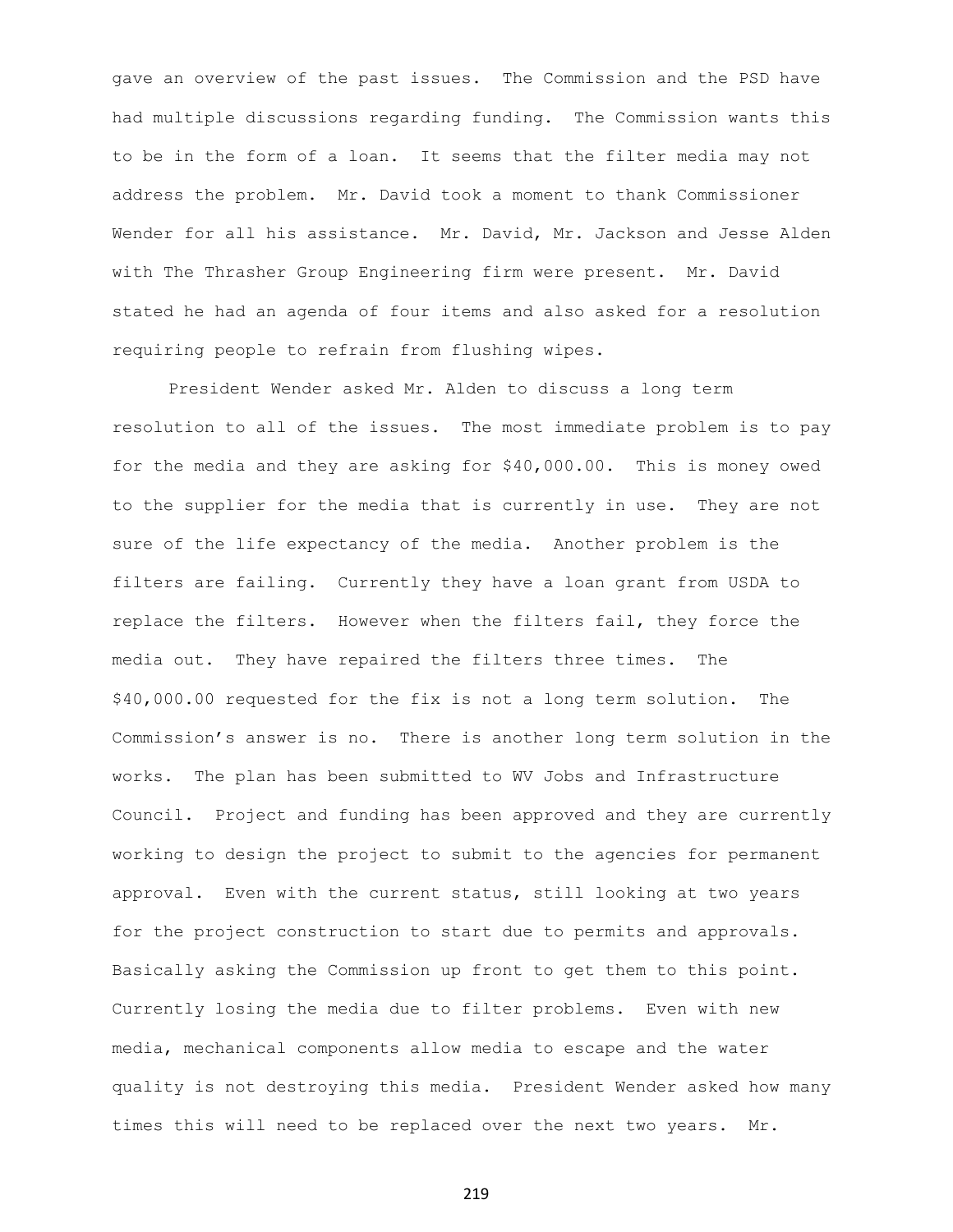gave an overview of the past issues. The Commission and the PSD have had multiple discussions regarding funding. The Commission wants this to be in the form of a loan. It seems that the filter media may not address the problem. Mr. David took a moment to thank Commissioner Wender for all his assistance. Mr. David, Mr. Jackson and Jesse Alden with The Thrasher Group Engineering firm were present. Mr. David stated he had an agenda of four items and also asked for a resolution requiring people to refrain from flushing wipes.

President Wender asked Mr. Alden to discuss a long term resolution to all of the issues. The most immediate problem is to pay for the media and they are asking for $40,000.00. This is money owed to the supplier for the media that is currently in use. They are not sure of the life expectancy of the media. Another problem is the filters are failing. Currently they have a loan grant from USDA to replace the filters. However when the filters fail, they force the media out. They have repaired the filters three times. The $40,000.00 requested for the fix is not a long term solution. The Commission's answer is no. There is another long term solution in the works. The plan has been submitted to WV Jobs and Infrastructure Council. Project and funding has been approved and they are currently working to design the project to submit to the agencies for permanent approval. Even with the current status, still looking at two years for the project construction to start due to permits and approvals. Basically asking the Commission up front to get them to this point. Currently losing the media due to filter problems. Even with new media, mechanical components allow media to escape and the water quality is not destroying this media. President Wender asked how many times this will need to be replaced over the next two years. Mr.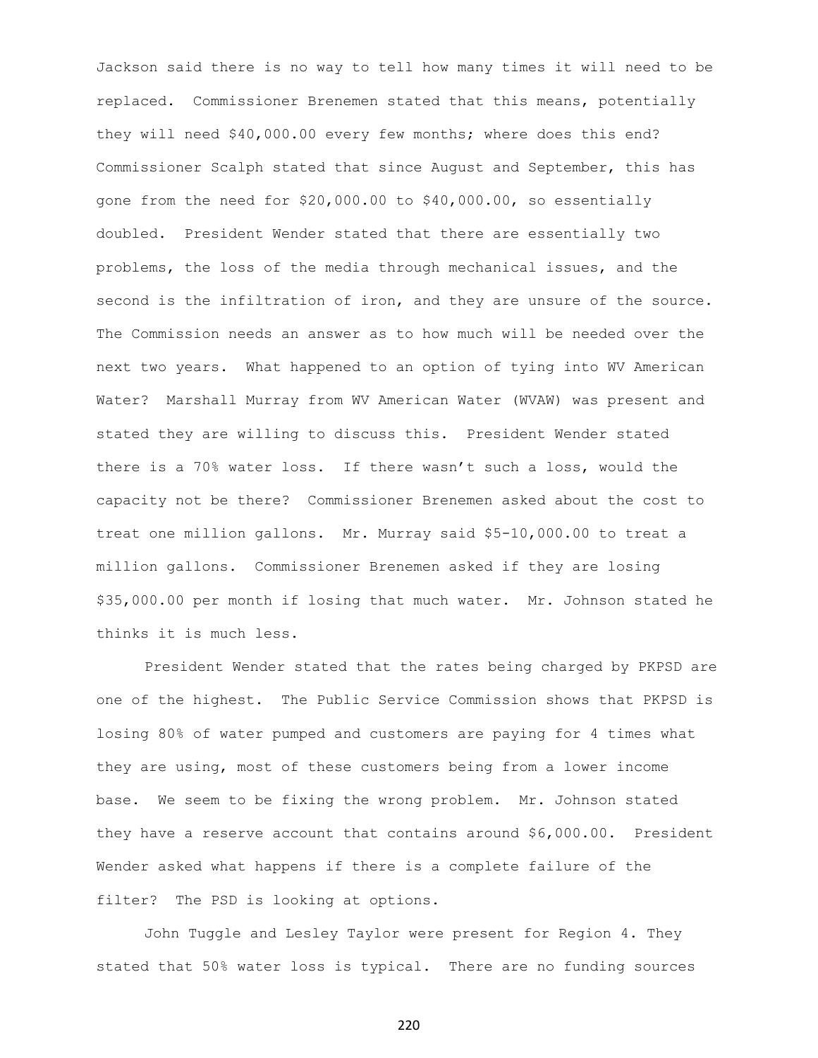Jackson said there is no way to tell how many times it will need to be replaced. Commissioner Brenemen stated that this means, potentially they will need $40,000.00 every few months; where does this end? Commissioner Scalph stated that since August and September, this has gone from the need for $20,000.00 to $40,000.00, so essentially doubled. President Wender stated that there are essentially two problems, the loss of the media through mechanical issues, and the second is the infiltration of iron, and they are unsure of the source. The Commission needs an answer as to how much will be needed over the next two years. What happened to an option of tying into WV American Water? Marshall Murray from WV American Water (WVAW) was present and stated they are willing to discuss this. President Wender stated there is a 70% water loss. If there wasn't such a loss, would the capacity not be there? Commissioner Brenemen asked about the cost to treat one million gallons. Mr. Murray said $5-10,000.00 to treat a million gallons. Commissioner Brenemen asked if they are losing $35,000.00 per month if losing that much water. Mr. Johnson stated he thinks it is much less.

President Wender stated that the rates being charged by PKPSD are one of the highest. The Public Service Commission shows that PKPSD is losing 80% of water pumped and customers are paying for 4 times what they are using, most of these customers being from a lower income base. We seem to be fixing the wrong problem. Mr. Johnson stated they have a reserve account that contains around $6,000.00. President Wender asked what happens if there is a complete failure of the filter? The PSD is looking at options.

John Tuggle and Lesley Taylor were present for Region 4. They stated that 50% water loss is typical. There are no funding sources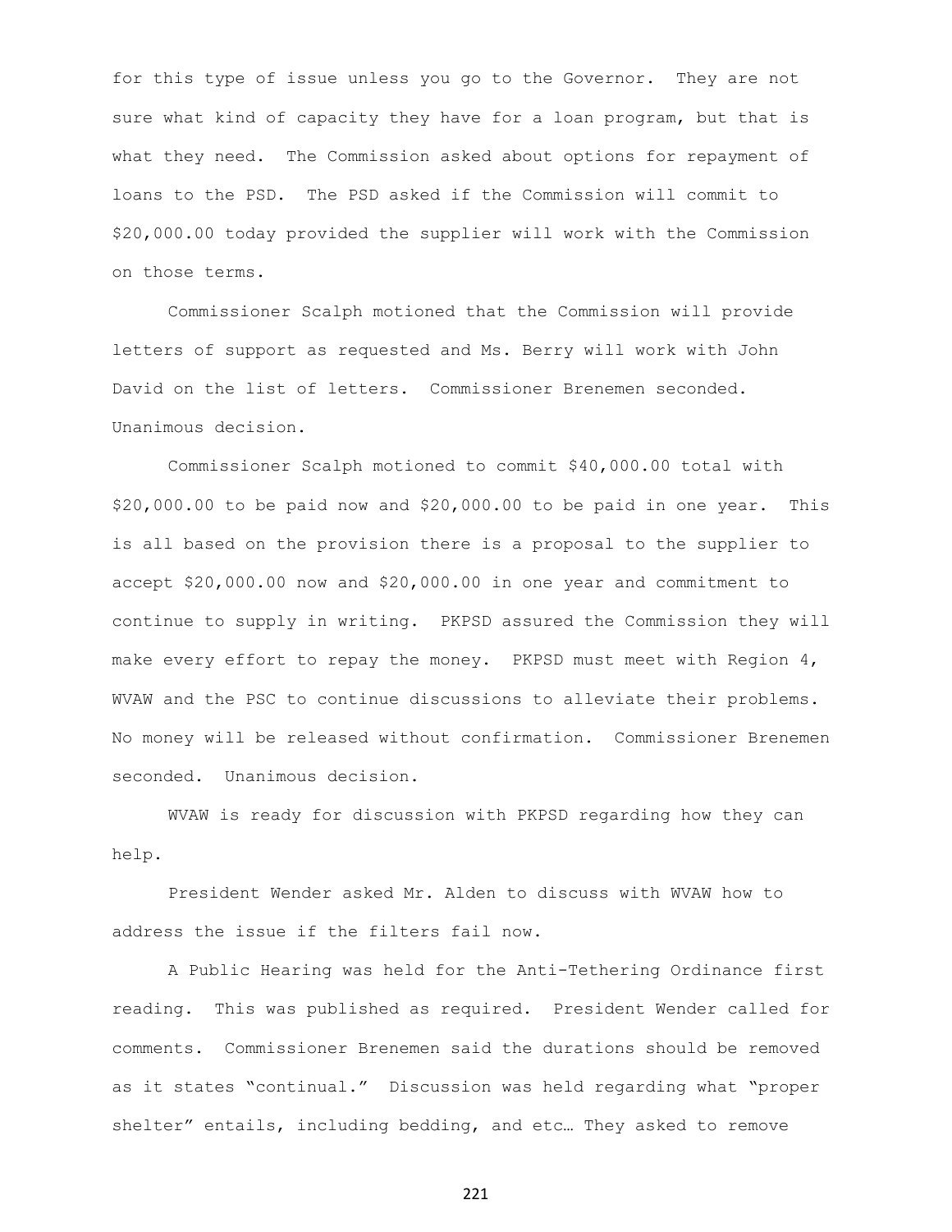for this type of issue unless you go to the Governor. They are not sure what kind of capacity they have for a loan program, but that is what they need. The Commission asked about options for repayment of loans to the PSD. The PSD asked if the Commission will commit to $20,000.00 today provided the supplier will work with the Commission on those terms.

Commissioner Scalph motioned that the Commission will provide letters of support as requested and Ms. Berry will work with John David on the list of letters. Commissioner Brenemen seconded. Unanimous decision.

Commissioner Scalph motioned to commit $40,000.00 total with $20,000.00 to be paid now and $20,000.00 to be paid in one year. This is all based on the provision there is a proposal to the supplier to accept $20,000.00 now and $20,000.00 in one year and commitment to continue to supply in writing. PKPSD assured the Commission they will make every effort to repay the money. PKPSD must meet with Region 4, WVAW and the PSC to continue discussions to alleviate their problems. No money will be released without confirmation. Commissioner Brenemen seconded. Unanimous decision.

WVAW is ready for discussion with PKPSD regarding how they can help.

President Wender asked Mr. Alden to discuss with WVAW how to address the issue if the filters fail now.

A Public Hearing was held for the Anti-Tethering Ordinance first reading. This was published as required. President Wender called for comments. Commissioner Brenemen said the durations should be removed as it states "continual." Discussion was held regarding what "proper shelter" entails, including bedding, and etc… They asked to remove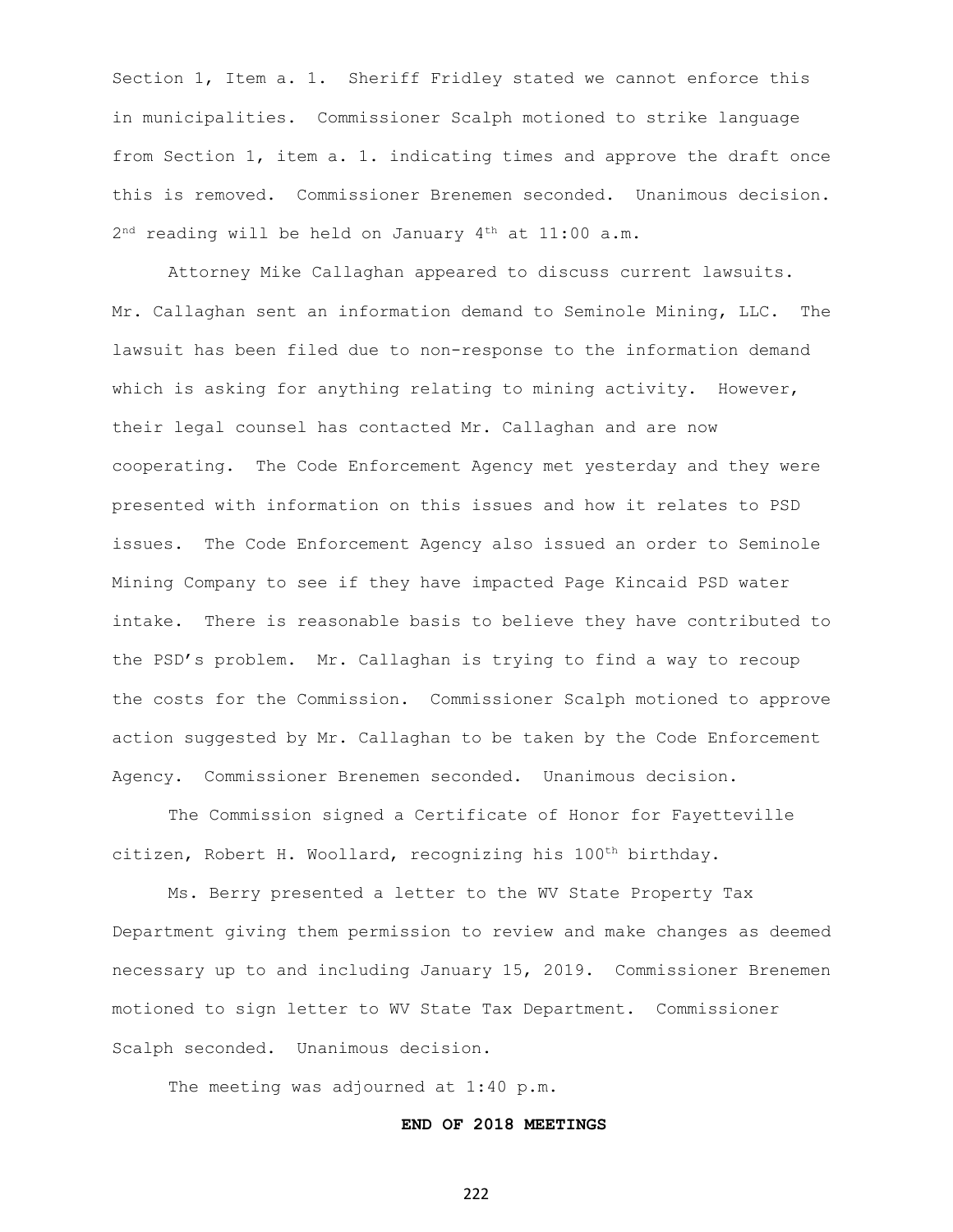Section 1, Item a. 1. Sheriff Fridley stated we cannot enforce this in municipalities. Commissioner Scalph motioned to strike language from Section 1, item a. 1. indicating times and approve the draft once this is removed. Commissioner Brenemen seconded. Unanimous decision. 2nd reading will be held on January 4th at 11:00 a.m.

Attorney Mike Callaghan appeared to discuss current lawsuits. Mr. Callaghan sent an information demand to Seminole Mining, LLC. The lawsuit has been filed due to non-response to the information demand which is asking for anything relating to mining activity. However, their legal counsel has contacted Mr. Callaghan and are now cooperating. The Code Enforcement Agency met yesterday and they were presented with information on this issues and how it relates to PSD issues. The Code Enforcement Agency also issued an order to Seminole Mining Company to see if they have impacted Page Kincaid PSD water intake. There is reasonable basis to believe they have contributed to the PSD's problem. Mr. Callaghan is trying to find a way to recoup the costs for the Commission. Commissioner Scalph motioned to approve action suggested by Mr. Callaghan to be taken by the Code Enforcement Agency. Commissioner Brenemen seconded. Unanimous decision.

The Commission signed a Certificate of Honor for Fayetteville citizen, Robert H. Woollard, recognizing his 100th birthday.

Ms. Berry presented a letter to the WV State Property Tax Department giving them permission to review and make changes as deemed necessary up to and including January 15, 2019. Commissioner Brenemen motioned to sign letter to WV State Tax Department. Commissioner Scalph seconded. Unanimous decision.

The meeting was adjourned at 1:40 p.m.

**END OF 2018 MEETINGS**